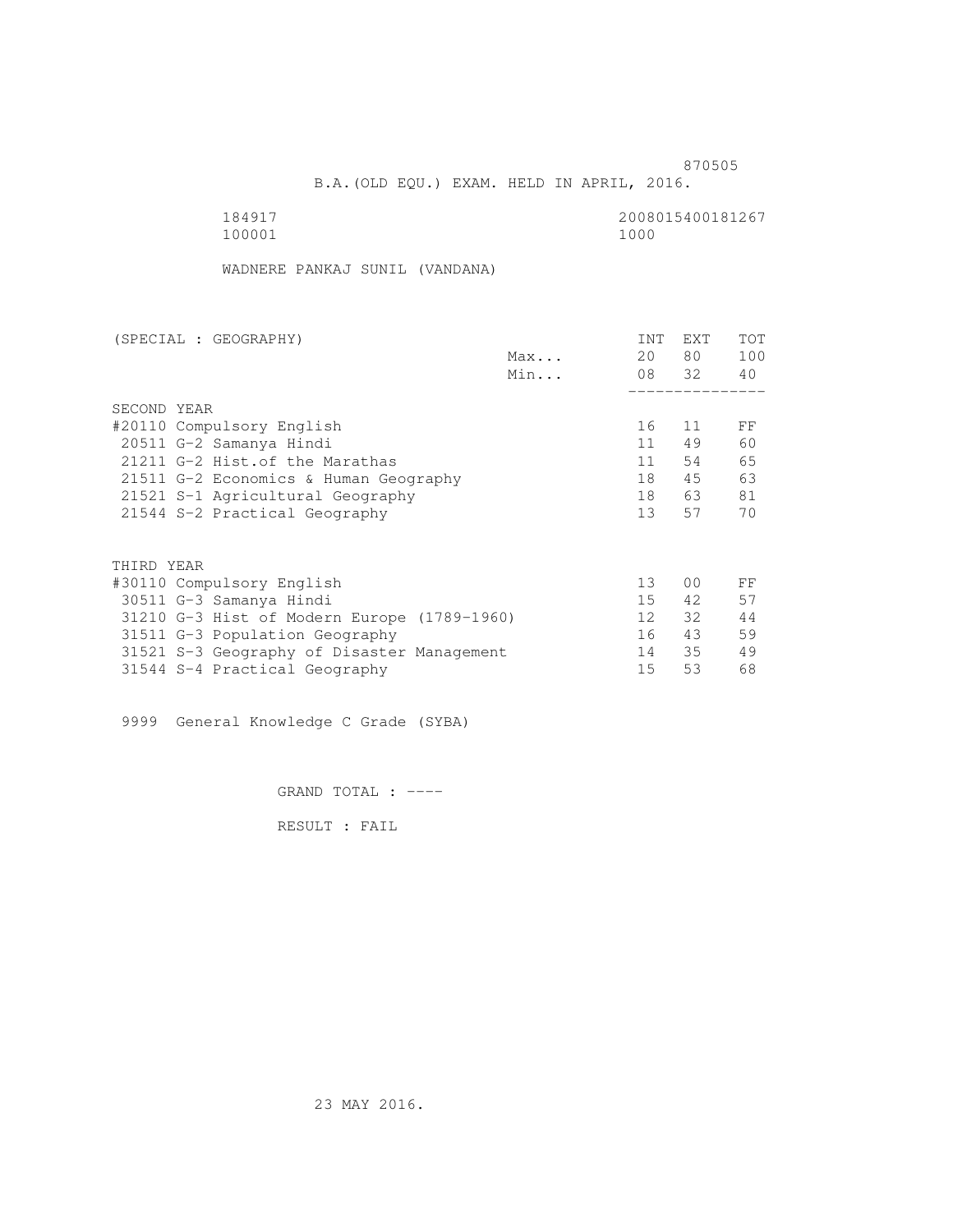870505

B.A.(OLD EQU.) EXAM. HELD IN APRIL, 2016.

184917 2008015400181267
100001 1000

WADNERE PANKAJ SUNIL (VANDANA)

| (SPECIAL : GEOGRAPHY) | | INT | EXT | TOT |
|---|---|---|---|---|
| | Max... | 20 | 80 | 100 |
| | Min... | 08 | 32 | 40 |
| **SECOND YEAR** | | | | |
| #20110 Compulsory English | | 16 | 11 | FF |
| 20511 G-2 Samanya Hindi | | 11 | 49 | 60 |
| 21211 G-2 Hist.of the Marathas | | 11 | 54 | 65 |
| 21511 G-2 Economics & Human Geography | | 18 | 45 | 63 |
| 21521 S-1 Agricultural Geography | | 18 | 63 | 81 |
| 21544 S-2 Practical Geography | | 13 | 57 | 70 |
| **THIRD YEAR** | | | | |
| #30110 Compulsory English | | 13 | 00 | FF |
| 30511 G-3 Samanya Hindi | | 15 | 42 | 57 |
| 31210 G-3 Hist of Modern Europe (1789-1960) | | 12 | 32 | 44 |
| 31511 G-3 Population Geography | | 16 | 43 | 59 |
| 31521 S-3 Geography of Disaster Management | | 14 | 35 | 49 |
| 31544 S-4 Practical Geography | | 15 | 53 | 68 |

9999 General Knowledge C Grade (SYBA)

GRAND TOTAL : ----

RESULT : FAIL

23 MAY 2016.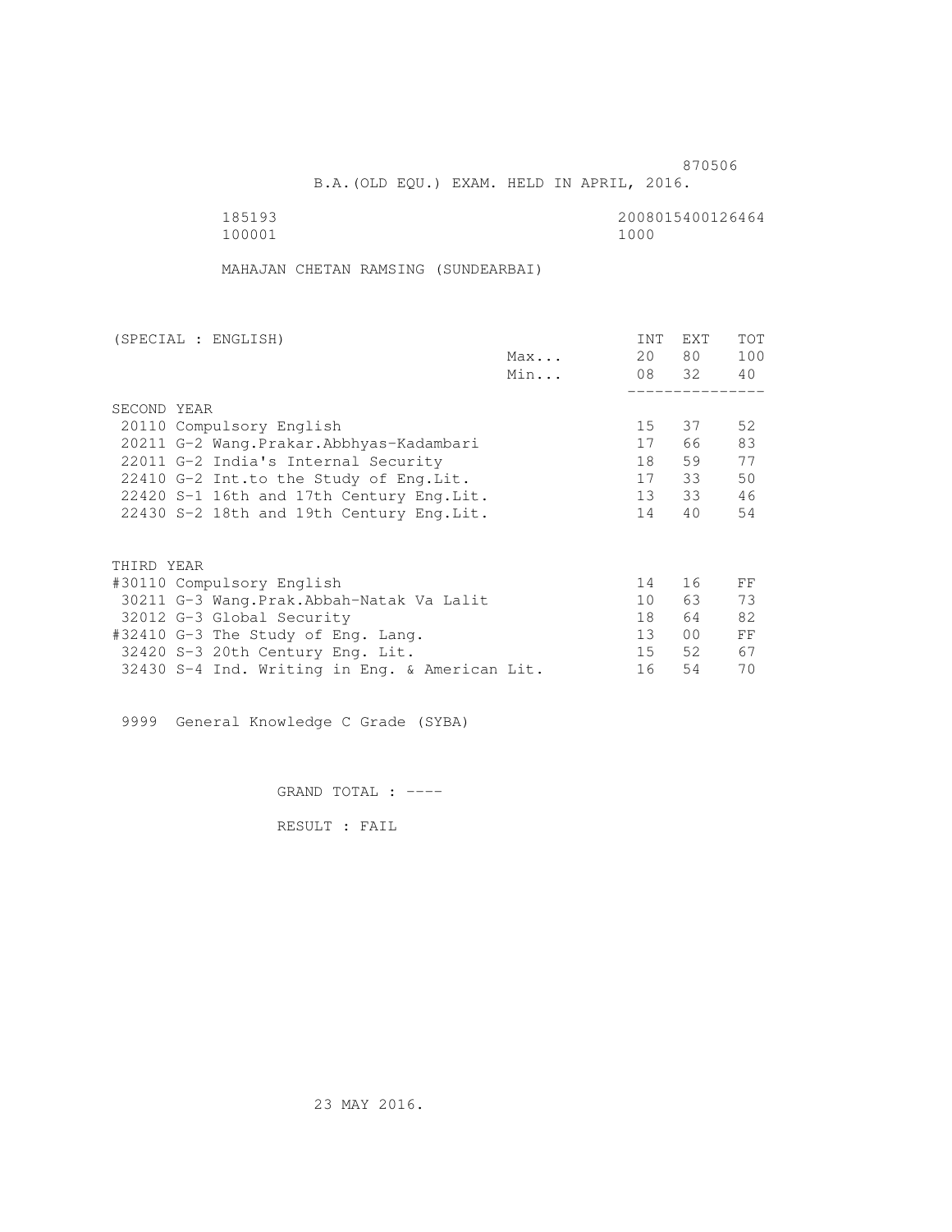870506

B.A.(OLD EQU.) EXAM. HELD IN APRIL, 2016.

185193 2008015400126464
100001 1000

MAHAJAN CHETAN RAMSING (SUNDEARBAI)

| (SPECIAL : ENGLISH) | | INT | EXT | TOT |
|---|---|---|---|---|
| | Max... | 20 | 80 | 100 |
| | Min... | 08 | 32 | 40 |
| SECOND YEAR | | | | |
| 20110 Compulsory English | | 15 | 37 | 52 |
| 20211 G-2 Wang.Prakar.Abbhyas-Kadambari | | 17 | 66 | 83 |
| 22011 G-2 India's Internal Security | | 18 | 59 | 77 |
| 22410 G-2 Int.to the Study of Eng.Lit. | | 17 | 33 | 50 |
| 22420 S-1 16th and 17th Century Eng.Lit. | | 13 | 33 | 46 |
| 22430 S-2 18th and 19th Century Eng.Lit. | | 14 | 40 | 54 |
| THIRD YEAR | | | | |
| #30110 Compulsory English | | 14 | 16 | FF |
| 30211 G-3 Wang.Prak.Abbah-Natak Va Lalit | | 10 | 63 | 73 |
| 32012 G-3 Global Security | | 18 | 64 | 82 |
| #32410 G-3 The Study of Eng. Lang. | | 13 | 00 | FF |
| 32420 S-3 20th Century Eng. Lit. | | 15 | 52 | 67 |
| 32430 S-4 Ind. Writing in Eng. & American Lit. | | 16 | 54 | 70 |

9999 General Knowledge C Grade (SYBA)

GRAND TOTAL : ----

RESULT : FAIL

23 MAY 2016.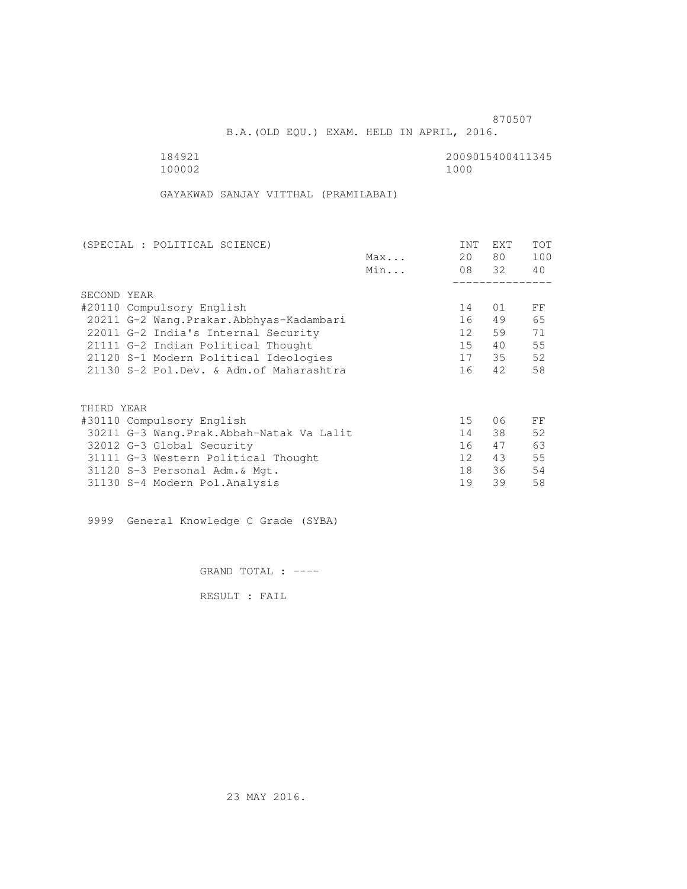870507

B.A.(OLD EQU.) EXAM. HELD IN APRIL, 2016.

184921 2009015400411345
100002 1000

GAYAKWAD SANJAY VITTHAL (PRAMILABAI)

| (SPECIAL : POLITICAL SCIENCE) | | INT | EXT | TOT |
|---|---|---|---|---|
| | Max... | 20 | 80 | 100 |
| | Min... | 08 | 32 | 40 |
| SECOND YEAR | | | | |
| #20110 Compulsory English | | 14 | 01 | FF |
| 20211 G-2 Wang.Prakar.Abbhyas-Kadambari | | 16 | 49 | 65 |
| 22011 G-2 India's Internal Security | | 12 | 59 | 71 |
| 21111 G-2 Indian Political Thought | | 15 | 40 | 55 |
| 21120 S-1 Modern Political Ideologies | | 17 | 35 | 52 |
| 21130 S-2 Pol.Dev. & Adm.of Maharashtra | | 16 | 42 | 58 |
| THIRD YEAR | | | | |
| #30110 Compulsory English | | 15 | 06 | FF |
| 30211 G-3 Wang.Prak.Abbah-Natak Va Lalit | | 14 | 38 | 52 |
| 32012 G-3 Global Security | | 16 | 47 | 63 |
| 31111 G-3 Western Political Thought | | 12 | 43 | 55 |
| 31120 S-3 Personal Adm.& Mgt. | | 18 | 36 | 54 |
| 31130 S-4 Modern Pol.Analysis | | 19 | 39 | 58 |

9999 General Knowledge C Grade (SYBA)

GRAND TOTAL : ----

RESULT : FAIL

23 MAY 2016.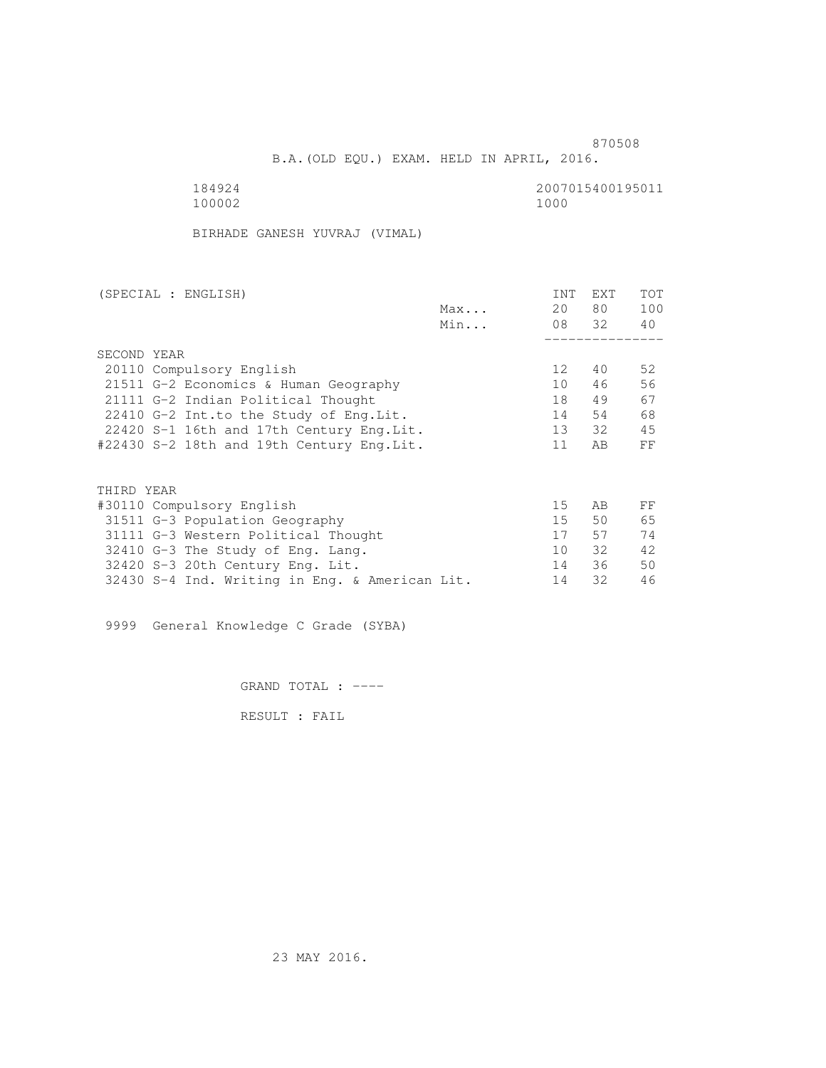870508

B.A.(OLD EQU.) EXAM. HELD IN APRIL, 2016.

184924 2007015400195011
100002 1000

BIRHADE GANESH YUVRAJ (VIMAL)

| (SPECIAL : ENGLISH) | | INT | EXT | TOT |
|---|---|---|---|---|
| | Max... | 20 | 80 | 100 |
| | Min... | 08 | 32 | 40 |
| SECOND YEAR | | | | |
| 20110 Compulsory English | | 12 | 40 | 52 |
| 21511 G-2 Economics & Human Geography | | 10 | 46 | 56 |
| 21111 G-2 Indian Political Thought | | 18 | 49 | 67 |
| 22410 G-2 Int.to the Study of Eng.Lit. | | 14 | 54 | 68 |
| 22420 S-1 16th and 17th Century Eng.Lit. | | 13 | 32 | 45 |
| #22430 S-2 18th and 19th Century Eng.Lit. | | 11 | AB | FF |
| THIRD YEAR | | | | |
| #30110 Compulsory English | | 15 | AB | FF |
| 31511 G-3 Population Geography | | 15 | 50 | 65 |
| 31111 G-3 Western Political Thought | | 17 | 57 | 74 |
| 32410 G-3 The Study of Eng. Lang. | | 10 | 32 | 42 |
| 32420 S-3 20th Century Eng. Lit. | | 14 | 36 | 50 |
| 32430 S-4 Ind. Writing in Eng. & American Lit. | | 14 | 32 | 46 |

9999 General Knowledge C Grade (SYBA)

GRAND TOTAL : ----

RESULT : FAIL

23 MAY 2016.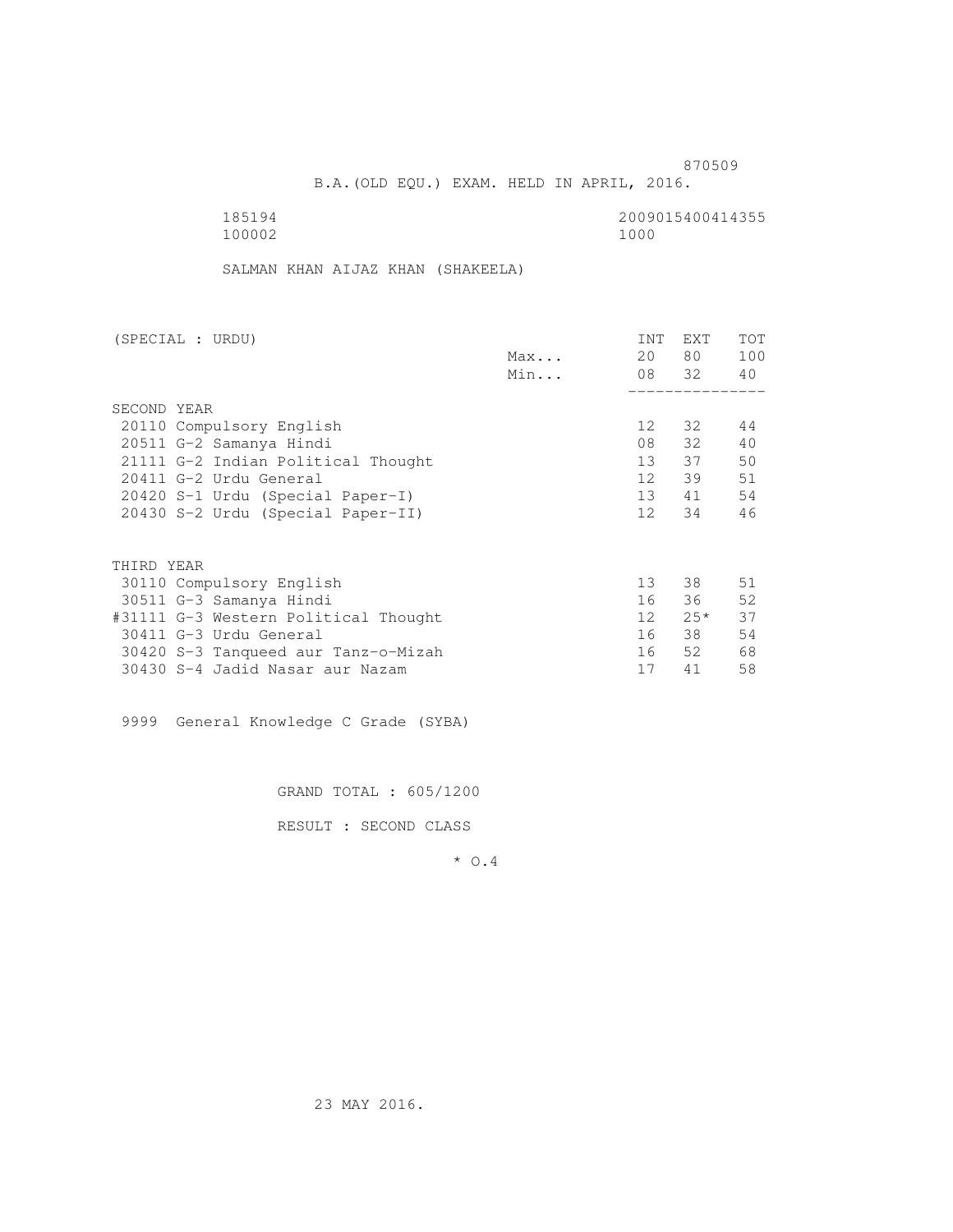870509

B.A.(OLD EQU.) EXAM. HELD IN APRIL, 2016.

185194 2009015400414355
100002 1000

SALMAN KHAN AIJAZ KHAN (SHAKEELA)

| (SPECIAL : URDU) | | INT | EXT | TOT |
|---|---|---|---|---|
| | Max... | 20 | 80 | 100 |
| | Min... | 08 | 32 | 40 |
| SECOND YEAR | | | | |
| 20110 Compulsory English | | 12 | 32 | 44 |
| 20511 G-2 Samanya Hindi | | 08 | 32 | 40 |
| 21111 G-2 Indian Political Thought | | 13 | 37 | 50 |
| 20411 G-2 Urdu General | | 12 | 39 | 51 |
| 20420 S-1 Urdu (Special Paper-I) | | 13 | 41 | 54 |
| 20430 S-2 Urdu (Special Paper-II) | | 12 | 34 | 46 |
| THIRD YEAR | | | | |
| 30110 Compulsory English | | 13 | 38 | 51 |
| 30511 G-3 Samanya Hindi | | 16 | 36 | 52 |
| #31111 G-3 Western Political Thought | | 12 | 25* | 37 |
| 30411 G-3 Urdu General | | 16 | 38 | 54 |
| 30420 S-3 Tanqueed aur Tanz-o-Mizah | | 16 | 52 | 68 |
| 30430 S-4 Jadid Nasar aur Nazam | | 17 | 41 | 58 |

9999 General Knowledge C Grade (SYBA)

GRAND TOTAL : 605/1200

RESULT : SECOND CLASS

* O.4

23 MAY 2016.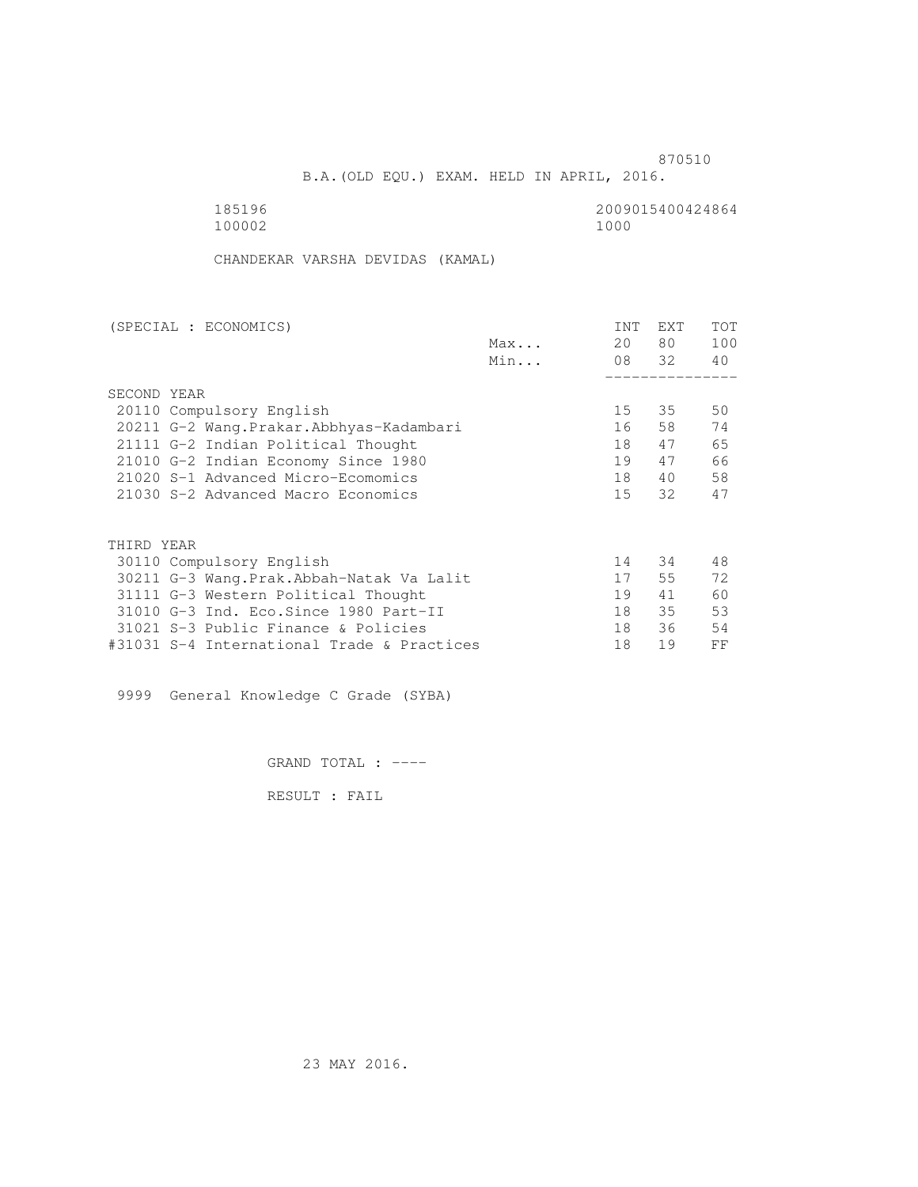870510

B.A.(OLD EQU.) EXAM. HELD IN APRIL, 2016.

185196 2009015400424864
100002 1000

CHANDEKAR VARSHA DEVIDAS (KAMAL)

| (SPECIAL : ECONOMICS) | | INT | EXT | TOT |
|---|---|---|---|---|
| | Max... | 20 | 80 | 100 |
| | Min... | 08 | 32 | 40 |
| SECOND YEAR | | | | |
| 20110 Compulsory English | | 15 | 35 | 50 |
| 20211 G-2 Wang.Prakar.Abbhyas-Kadambari | | 16 | 58 | 74 |
| 21111 G-2 Indian Political Thought | | 18 | 47 | 65 |
| 21010 G-2 Indian Economy Since 1980 | | 19 | 47 | 66 |
| 21020 S-1 Advanced Micro-Ecomomics | | 18 | 40 | 58 |
| 21030 S-2 Advanced Macro Economics | | 15 | 32 | 47 |
| THIRD YEAR | | | | |
| 30110 Compulsory English | | 14 | 34 | 48 |
| 30211 G-3 Wang.Prak.Abbah-Natak Va Lalit | | 17 | 55 | 72 |
| 31111 G-3 Western Political Thought | | 19 | 41 | 60 |
| 31010 G-3 Ind. Eco.Since 1980 Part-II | | 18 | 35 | 53 |
| 31021 S-3 Public Finance & Policies | | 18 | 36 | 54 |
| #31031 S-4 International Trade & Practices | | 18 | 19 | FF |

9999 General Knowledge C Grade (SYBA)

GRAND TOTAL : ----

RESULT : FAIL

23 MAY 2016.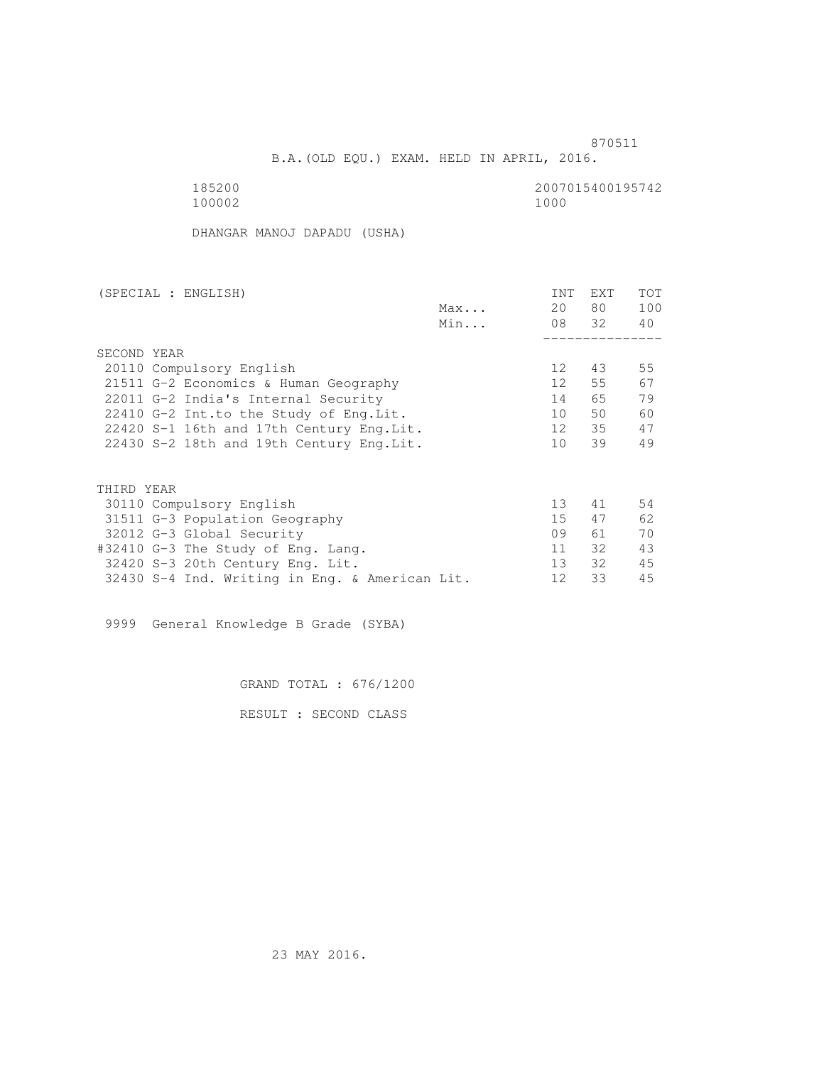870511

B.A.(OLD EQU.) EXAM. HELD IN APRIL, 2016.

185200 2007015400195742
100002 1000

DHANGAR MANOJ DAPADU (USHA)

| (SPECIAL : ENGLISH) | | INT | EXT | TOT |
|---|---|---|---|---|
| | Max... | 20 | 80 | 100 |
| | Min... | 08 | 32 | 40 |
| SECOND YEAR | | | | |
| 20110 Compulsory English | | 12 | 43 | 55 |
| 21511 G-2 Economics & Human Geography | | 12 | 55 | 67 |
| 22011 G-2 India's Internal Security | | 14 | 65 | 79 |
| 22410 G-2 Int.to the Study of Eng.Lit. | | 10 | 50 | 60 |
| 22420 S-1 16th and 17th Century Eng.Lit. | | 12 | 35 | 47 |
| 22430 S-2 18th and 19th Century Eng.Lit. | | 10 | 39 | 49 |
| THIRD YEAR | | | | |
| 30110 Compulsory English | | 13 | 41 | 54 |
| 31511 G-3 Population Geography | | 15 | 47 | 62 |
| 32012 G-3 Global Security | | 09 | 61 | 70 |
| #32410 G-3 The Study of Eng. Lang. | | 11 | 32 | 43 |
| 32420 S-3 20th Century Eng. Lit. | | 13 | 32 | 45 |
| 32430 S-4 Ind. Writing in Eng. & American Lit. | | 12 | 33 | 45 |

9999 General Knowledge B Grade (SYBA)

GRAND TOTAL : 676/1200

RESULT : SECOND CLASS

23 MAY 2016.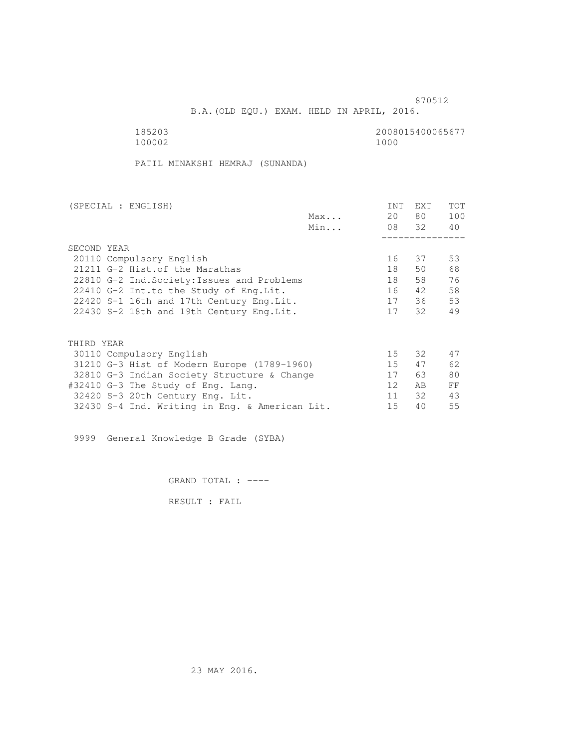870512

B.A.(OLD EQU.) EXAM. HELD IN APRIL, 2016.

185203 2008015400065677
100002 1000

PATIL MINAKSHI HEMRAJ (SUNANDA)

| (SPECIAL : ENGLISH) | | INT | EXT | TOT |
|---|---|---|---|---|
| | Max... | 20 | 80 | 100 |
| | Min... | 08 | 32 | 40 |
| SECOND YEAR | | | | |
| 20110 Compulsory English | | 16 | 37 | 53 |
| 21211 G-2 Hist.of the Marathas | | 18 | 50 | 68 |
| 22810 G-2 Ind.Society:Issues and Problems | | 18 | 58 | 76 |
| 22410 G-2 Int.to the Study of Eng.Lit. | | 16 | 42 | 58 |
| 22420 S-1 16th and 17th Century Eng.Lit. | | 17 | 36 | 53 |
| 22430 S-2 18th and 19th Century Eng.Lit. | | 17 | 32 | 49 |
| THIRD YEAR | | | | |
| 30110 Compulsory English | | 15 | 32 | 47 |
| 31210 G-3 Hist of Modern Europe (1789-1960) | | 15 | 47 | 62 |
| 32810 G-3 Indian Society Structure & Change | | 17 | 63 | 80 |
| #32410 G-3 The Study of Eng. Lang. | | 12 | AB | FF |
| 32420 S-3 20th Century Eng. Lit. | | 11 | 32 | 43 |
| 32430 S-4 Ind. Writing in Eng. & American Lit. | | 15 | 40 | 55 |

9999 General Knowledge B Grade (SYBA)

GRAND TOTAL : ----

RESULT : FAIL

23 MAY 2016.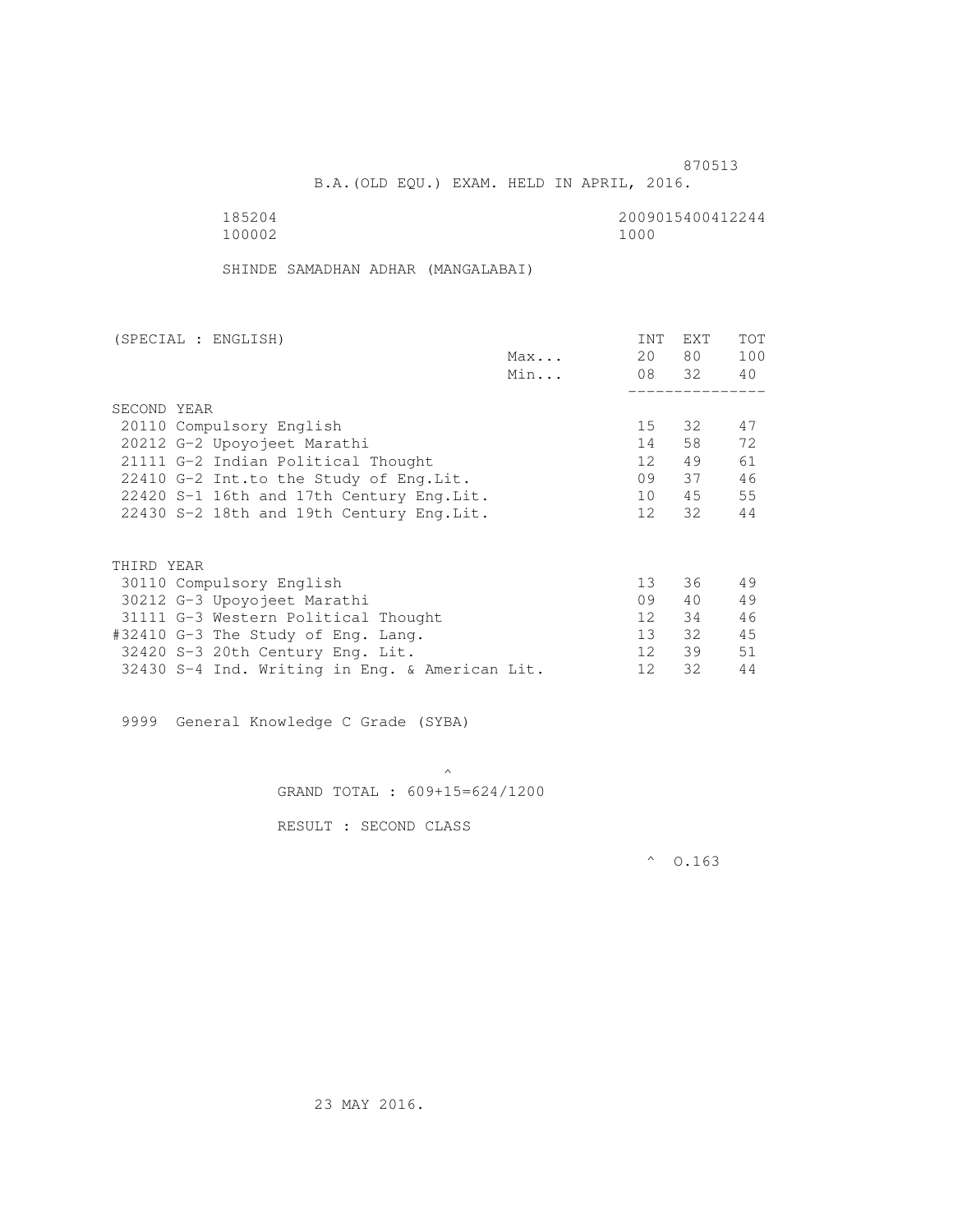870513

B.A.(OLD EQU.) EXAM. HELD IN APRIL, 2016.

185204 2009015400412244

100002 1000

SHINDE SAMADHAN ADHAR (MANGALABAI)

| (SPECIAL : ENGLISH) | | INT | EXT | TOT |
|---|---|---|---|---|
| | Max... | 20 | 80 | 100 |
| | Min... | 08 | 32 | 40 |
| SECOND YEAR | | | | |
| 20110 Compulsory English | | 15 | 32 | 47 |
| 20212 G-2 Upoyojeet Marathi | | 14 | 58 | 72 |
| 21111 G-2 Indian Political Thought | | 12 | 49 | 61 |
| 22410 G-2 Int.to the Study of Eng.Lit. | | 09 | 37 | 46 |
| 22420 S-1 16th and 17th Century Eng.Lit. | | 10 | 45 | 55 |
| 22430 S-2 18th and 19th Century Eng.Lit. | | 12 | 32 | 44 |
| THIRD YEAR | | | | |
| 30110 Compulsory English | | 13 | 36 | 49 |
| 30212 G-3 Upoyojeet Marathi | | 09 | 40 | 49 |
| 31111 G-3 Western Political Thought | | 12 | 34 | 46 |
| #32410 G-3 The Study of Eng. Lang. | | 13 | 32 | 45 |
| 32420 S-3 20th Century Eng. Lit. | | 12 | 39 | 51 |
| 32430 S-4 Ind. Writing in Eng. & American Lit. | | 12 | 32 | 44 |

9999 General Knowledge C Grade (SYBA)

^

GRAND TOTAL : 609+15=624/1200

RESULT : SECOND CLASS

^ O.163

23 MAY 2016.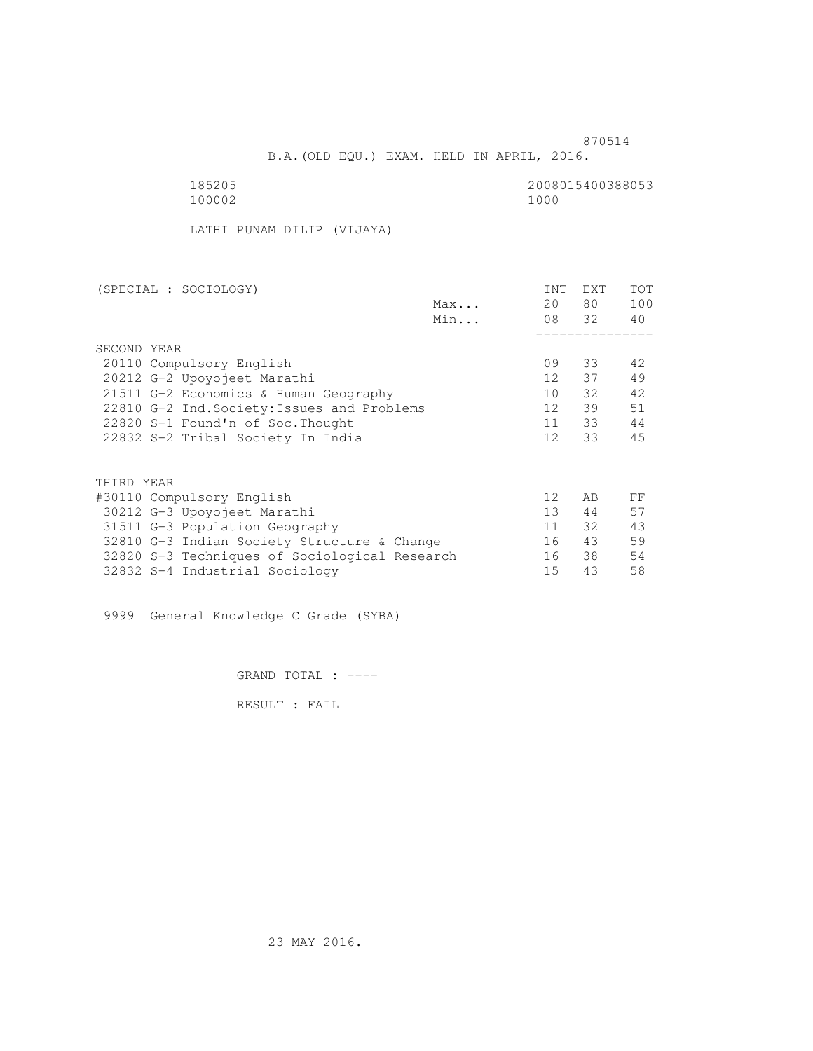870514

B.A.(OLD EQU.) EXAM. HELD IN APRIL, 2016.

185205 2008015400388053
100002 1000

LATHI PUNAM DILIP (VIJAYA)

| (SPECIAL : SOCIOLOGY) | | INT | EXT | TOT |
|---|---|---|---|---|
| | Max... | 20 | 80 | 100 |
| | Min... | 08 | 32 | 40 |
| **SECOND YEAR** | | | | |
| 20110 Compulsory English | | 09 | 33 | 42 |
| 20212 G-2 Upoyojeet Marathi | | 12 | 37 | 49 |
| 21511 G-2 Economics & Human Geography | | 10 | 32 | 42 |
| 22810 G-2 Ind.Society:Issues and Problems | | 12 | 39 | 51 |
| 22820 S-1 Found'n of Soc.Thought | | 11 | 33 | 44 |
| 22832 S-2 Tribal Society In India | | 12 | 33 | 45 |
| **THIRD YEAR** | | | | |
| #30110 Compulsory English | | 12 | AB | FF |
| 30212 G-3 Upoyojeet Marathi | | 13 | 44 | 57 |
| 31511 G-3 Population Geography | | 11 | 32 | 43 |
| 32810 G-3 Indian Society Structure & Change | | 16 | 43 | 59 |
| 32820 S-3 Techniques of Sociological Research | | 16 | 38 | 54 |
| 32832 S-4 Industrial Sociology | | 15 | 43 | 58 |

9999 General Knowledge C Grade (SYBA)

GRAND TOTAL : ----

RESULT : FAIL

23 MAY 2016.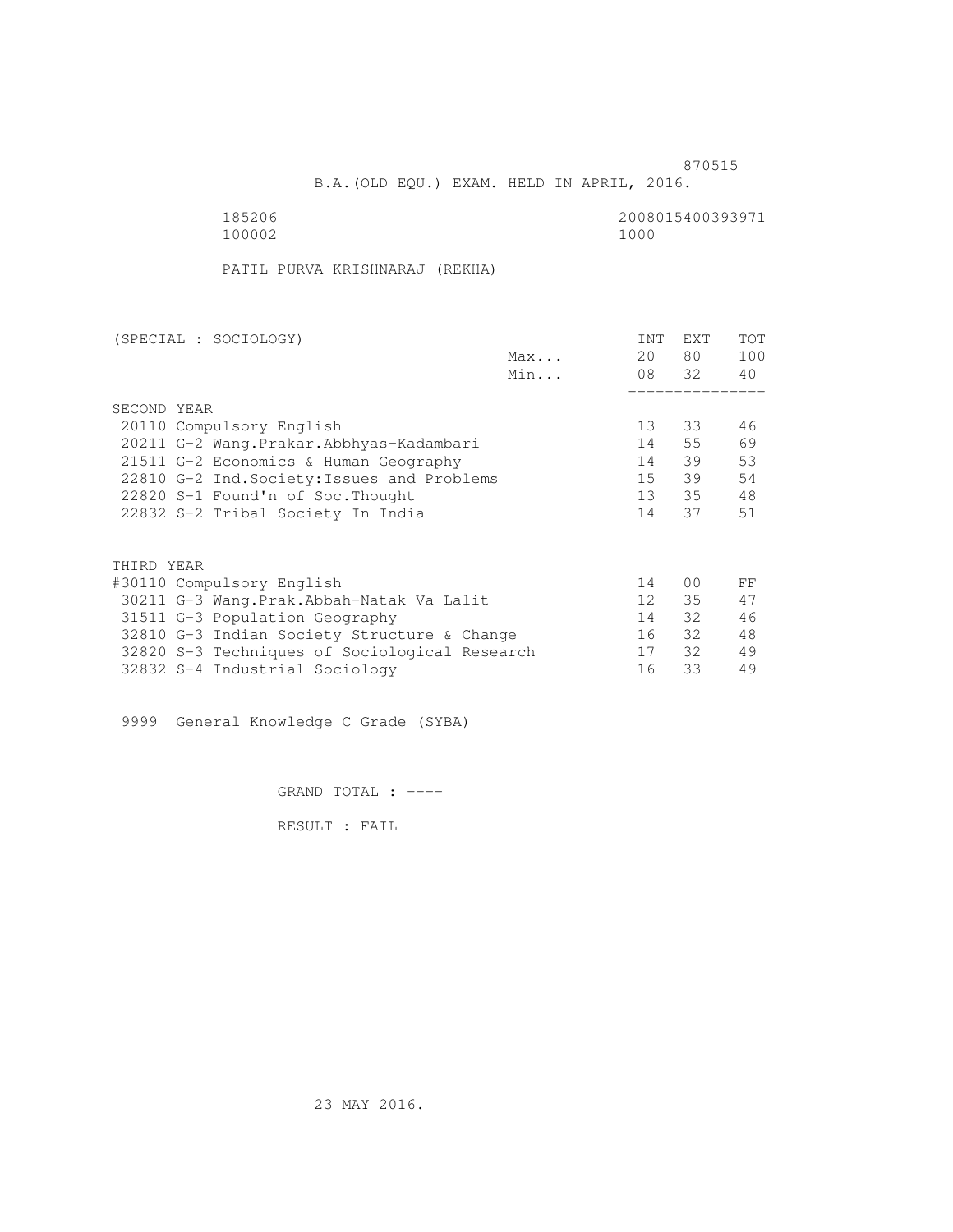870515

B.A.(OLD EQU.) EXAM. HELD IN APRIL, 2016.

185206 2008015400393971
100002 1000

PATIL PURVA KRISHNARAJ (REKHA)

| (SPECIAL : SOCIOLOGY) | | INT | EXT | TOT |
|---|---|---|---|---|
| | Max... | 20 | 80 | 100 |
| | Min... | 08 | 32 | 40 |
| SECOND YEAR | | | | |
| 20110 Compulsory English | | 13 | 33 | 46 |
| 20211 G-2 Wang.Prakar.Abbhyas-Kadambari | | 14 | 55 | 69 |
| 21511 G-2 Economics & Human Geography | | 14 | 39 | 53 |
| 22810 G-2 Ind.Society:Issues and Problems | | 15 | 39 | 54 |
| 22820 S-1 Found'n of Soc.Thought | | 13 | 35 | 48 |
| 22832 S-2 Tribal Society In India | | 14 | 37 | 51 |
| THIRD YEAR | | | | |
| #30110 Compulsory English | | 14 | 00 | FF |
| 30211 G-3 Wang.Prak.Abbah-Natak Va Lalit | | 12 | 35 | 47 |
| 31511 G-3 Population Geography | | 14 | 32 | 46 |
| 32810 G-3 Indian Society Structure & Change | | 16 | 32 | 48 |
| 32820 S-3 Techniques of Sociological Research | | 17 | 32 | 49 |
| 32832 S-4 Industrial Sociology | | 16 | 33 | 49 |

9999 General Knowledge C Grade (SYBA)

GRAND TOTAL : ----

RESULT : FAIL

23 MAY 2016.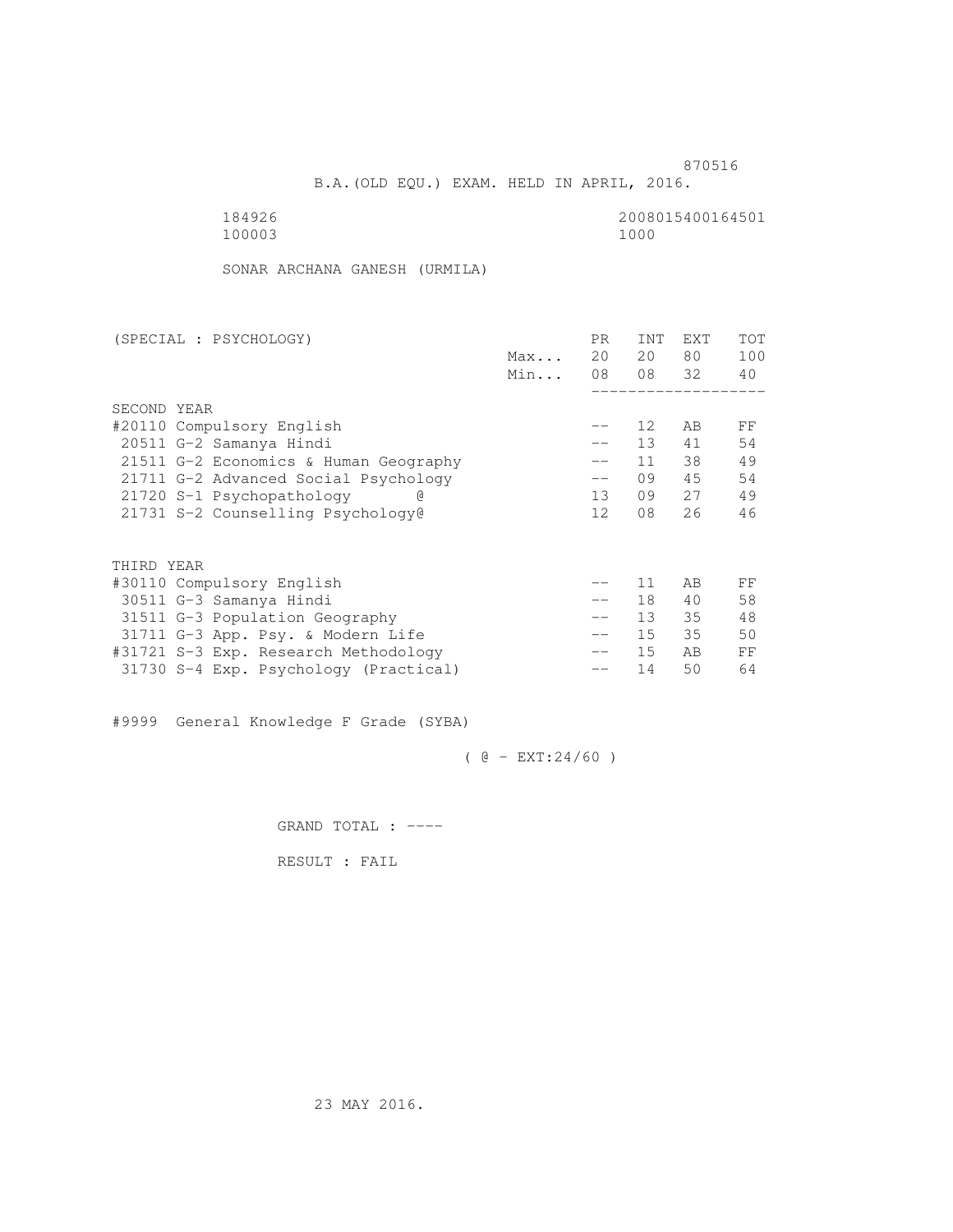870516

B.A.(OLD EQU.) EXAM. HELD IN APRIL, 2016.

184926 2008015400164501
100003 1000

SONAR ARCHANA GANESH (URMILA)

| (SPECIAL : PSYCHOLOGY) | | PR | INT | EXT | TOT |
|---|---|---|---|---|---|
| | Max... | 20 | 20 | 80 | 100 |
| | Min... | 08 | 08 | 32 | 40 |
| SECOND YEAR | | | | | |
| #20110 Compulsory English | | -- | 12 | AB | FF |
| 20511 G-2 Samanya Hindi | | -- | 13 | 41 | 54 |
| 21511 G-2 Economics & Human Geography | | -- | 11 | 38 | 49 |
| 21711 G-2 Advanced Social Psychology | | -- | 09 | 45 | 54 |
| 21720 S-1 Psychopathology @ | | 13 | 09 | 27 | 49 |
| 21731 S-2 Counselling Psychology@ | | 12 | 08 | 26 | 46 |
| THIRD YEAR | | | | | |
| #30110 Compulsory English | | -- | 11 | AB | FF |
| 30511 G-3 Samanya Hindi | | -- | 18 | 40 | 58 |
| 31511 G-3 Population Geography | | -- | 13 | 35 | 48 |
| 31711 G-3 App. Psy. & Modern Life | | -- | 15 | 35 | 50 |
| #31721 S-3 Exp. Research Methodology | | -- | 15 | AB | FF |
| 31730 S-4 Exp. Psychology (Practical) | | -- | 14 | 50 | 64 |

#9999 General Knowledge F Grade (SYBA)

( @ - EXT:24/60 )

GRAND TOTAL : ----

RESULT : FAIL

23 MAY 2016.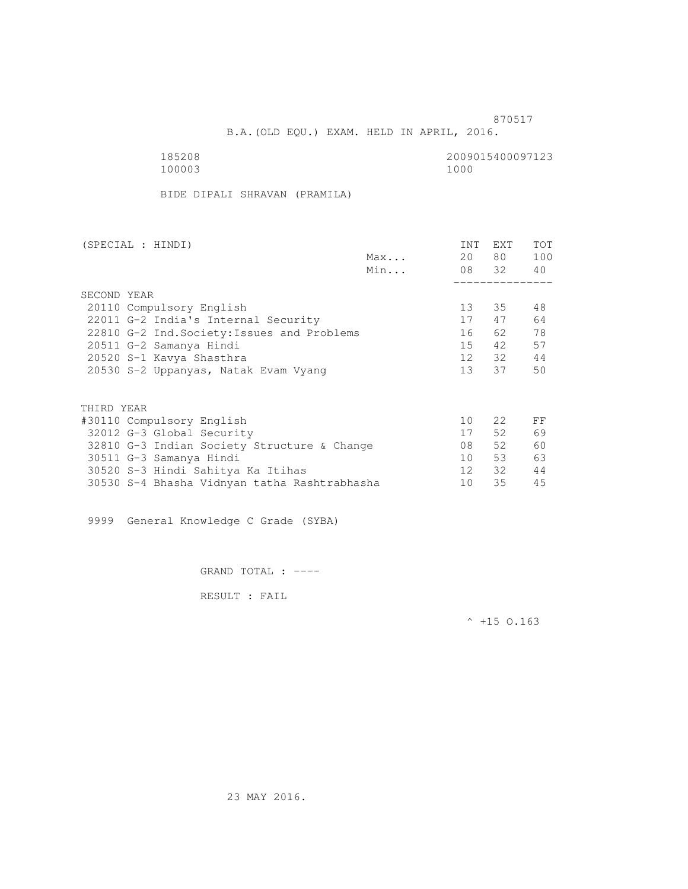870517

B.A.(OLD EQU.) EXAM. HELD IN APRIL, 2016.

185208 2009015400097123
100003 1000

BIDE DIPALI SHRAVAN (PRAMILA)

| (SPECIAL : HINDI) | | INT | EXT | TOT |
|---|---|---|---|---|
| | Max... | 20 | 80 | 100 |
| | Min... | 08 | 32 | 40 |
| **SECOND YEAR** | | | | |
| 20110 Compulsory English | | 13 | 35 | 48 |
| 22011 G-2 India's Internal Security | | 17 | 47 | 64 |
| 22810 G-2 Ind.Society:Issues and Problems | | 16 | 62 | 78 |
| 20511 G-2 Samanya Hindi | | 15 | 42 | 57 |
| 20520 S-1 Kavya Shasthra | | 12 | 32 | 44 |
| 20530 S-2 Uppanyas, Natak Evam Vyang | | 13 | 37 | 50 |
| **THIRD YEAR** | | | | |
| #30110 Compulsory English | | 10 | 22 | FF |
| 32012 G-3 Global Security | | 17 | 52 | 69 |
| 32810 G-3 Indian Society Structure & Change | | 08 | 52 | 60 |
| 30511 G-3 Samanya Hindi | | 10 | 53 | 63 |
| 30520 S-3 Hindi Sahitya Ka Itihas | | 12 | 32 | 44 |
| 30530 S-4 Bhasha Vidnyan tatha Rashtrabhasha | | 10 | 35 | 45 |

9999 General Knowledge C Grade (SYBA)

GRAND TOTAL : ----

RESULT : FAIL

^ +15 O.163

23 MAY 2016.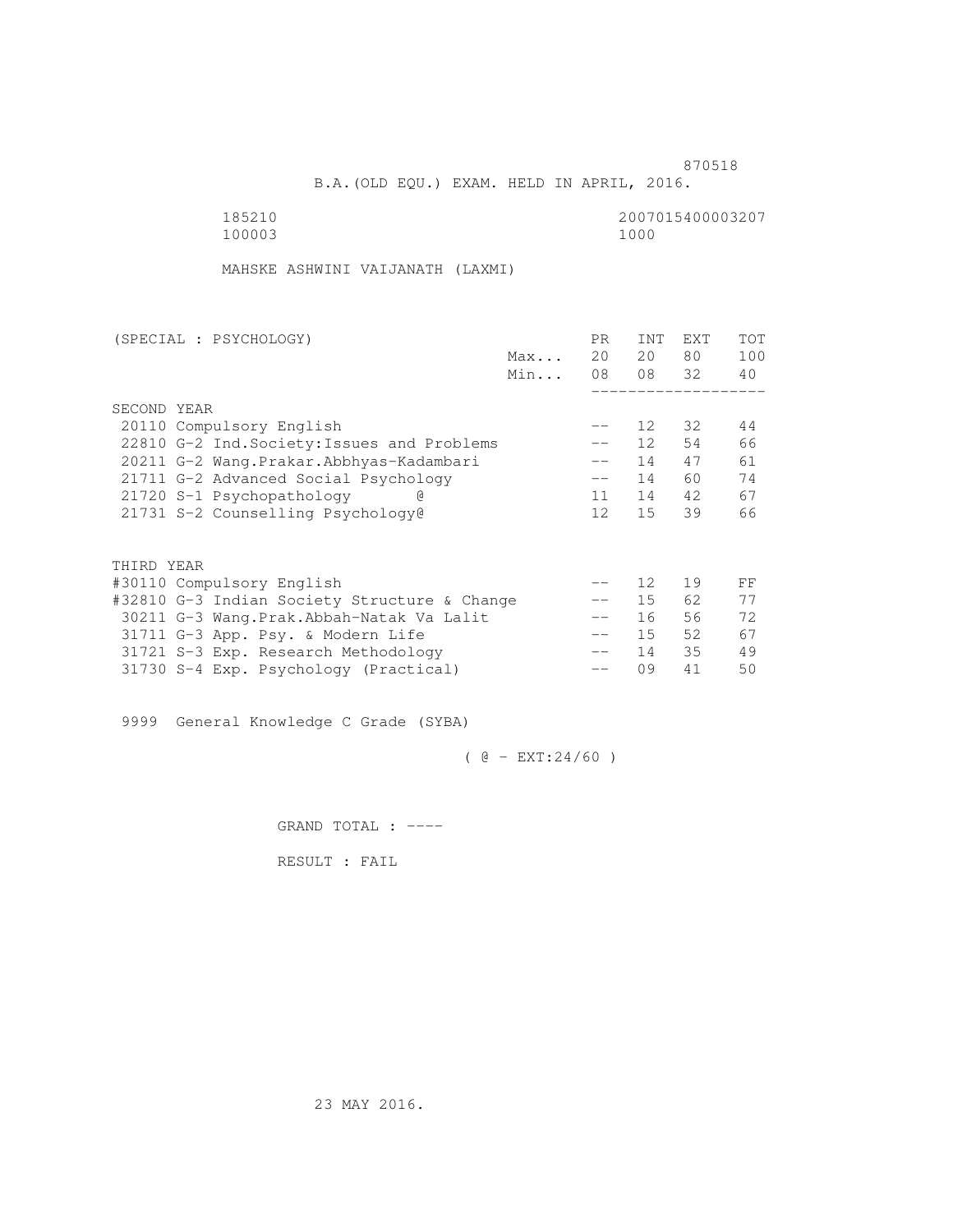870518

B.A.(OLD EQU.) EXAM. HELD IN APRIL, 2016.

185210 2007015400003207
100003 1000

MAHSKE ASHWINI VAIJANATH (LAXMI)

| (SPECIAL : PSYCHOLOGY) | | PR | INT | EXT | TOT |
|---|---|---|---|---|---|
| | Max... | 20 | 20 | 80 | 100 |
| | Min... | 08 | 08 | 32 | 40 |
| SECOND YEAR | | | | | |
| 20110 Compulsory English | | -- | 12 | 32 | 44 |
| 22810 G-2 Ind.Society:Issues and Problems | | -- | 12 | 54 | 66 |
| 20211 G-2 Wang.Prakar.Abbhyas-Kadambari | | -- | 14 | 47 | 61 |
| 21711 G-2 Advanced Social Psychology | | -- | 14 | 60 | 74 |
| 21720 S-1 Psychopathology @ | | 11 | 14 | 42 | 67 |
| 21731 S-2 Counselling Psychology@ | | 12 | 15 | 39 | 66 |
| THIRD YEAR | | | | | |
| #30110 Compulsory English | | -- | 12 | 19 | FF |
| #32810 G-3 Indian Society Structure & Change | | -- | 15 | 62 | 77 |
| 30211 G-3 Wang.Prak.Abbah-Natak Va Lalit | | -- | 16 | 56 | 72 |
| 31711 G-3 App. Psy. & Modern Life | | -- | 15 | 52 | 67 |
| 31721 S-3 Exp. Research Methodology | | -- | 14 | 35 | 49 |
| 31730 S-4 Exp. Psychology (Practical) | | -- | 09 | 41 | 50 |

9999 General Knowledge C Grade (SYBA)

( @ - EXT:24/60 )

GRAND TOTAL : ----

RESULT : FAIL

23 MAY 2016.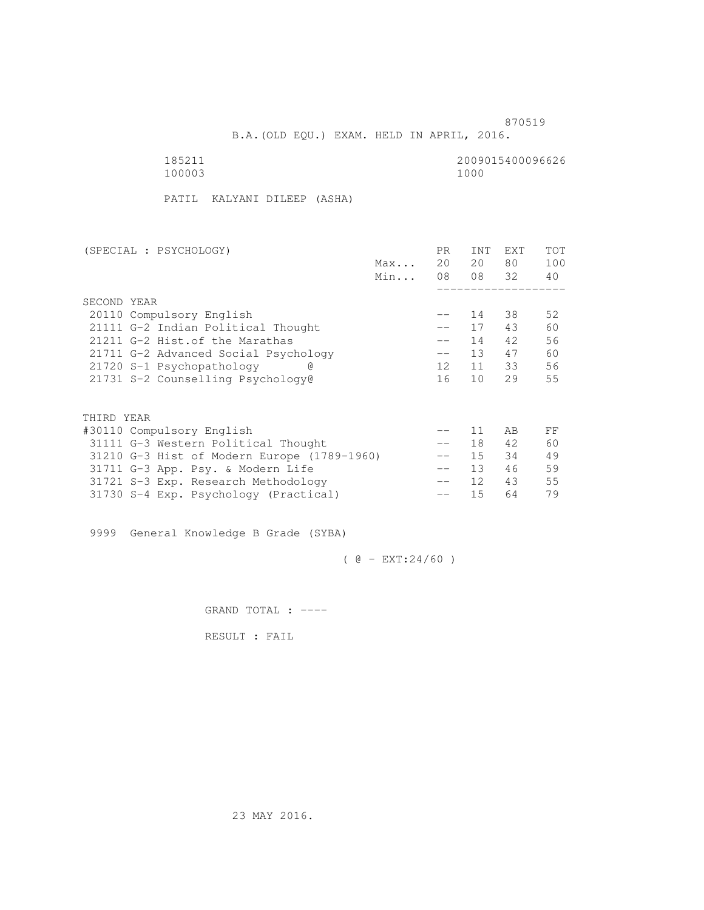870519

B.A.(OLD EQU.) EXAM. HELD IN APRIL, 2016.

185211 2009015400096626
100003 1000

PATIL KALYANI DILEEP (ASHA)

| (SPECIAL : PSYCHOLOGY) | | PR | INT | EXT | TOT |
|---|---|---|---|---|---|
| | Max... | 20 | 20 | 80 | 100 |
| | Min... | 08 | 08 | 32 | 40 |
| SECOND YEAR | | | | | |
| 20110 Compulsory English | | -- | 14 | 38 | 52 |
| 21111 G-2 Indian Political Thought | | -- | 17 | 43 | 60 |
| 21211 G-2 Hist.of the Marathas | | -- | 14 | 42 | 56 |
| 21711 G-2 Advanced Social Psychology | | -- | 13 | 47 | 60 |
| 21720 S-1 Psychopathology @ | | 12 | 11 | 33 | 56 |
| 21731 S-2 Counselling Psychology@ | | 16 | 10 | 29 | 55 |
| THIRD YEAR | | | | | |
| #30110 Compulsory English | | -- | 11 | AB | FF |
| 31111 G-3 Western Political Thought | | -- | 18 | 42 | 60 |
| 31210 G-3 Hist of Modern Europe (1789-1960) | | -- | 15 | 34 | 49 |
| 31711 G-3 App. Psy. & Modern Life | | -- | 13 | 46 | 59 |
| 31721 S-3 Exp. Research Methodology | | -- | 12 | 43 | 55 |
| 31730 S-4 Exp. Psychology (Practical) | | -- | 15 | 64 | 79 |

9999 General Knowledge B Grade (SYBA)

( @ - EXT:24/60 )

GRAND TOTAL : ----

RESULT : FAIL

23 MAY 2016.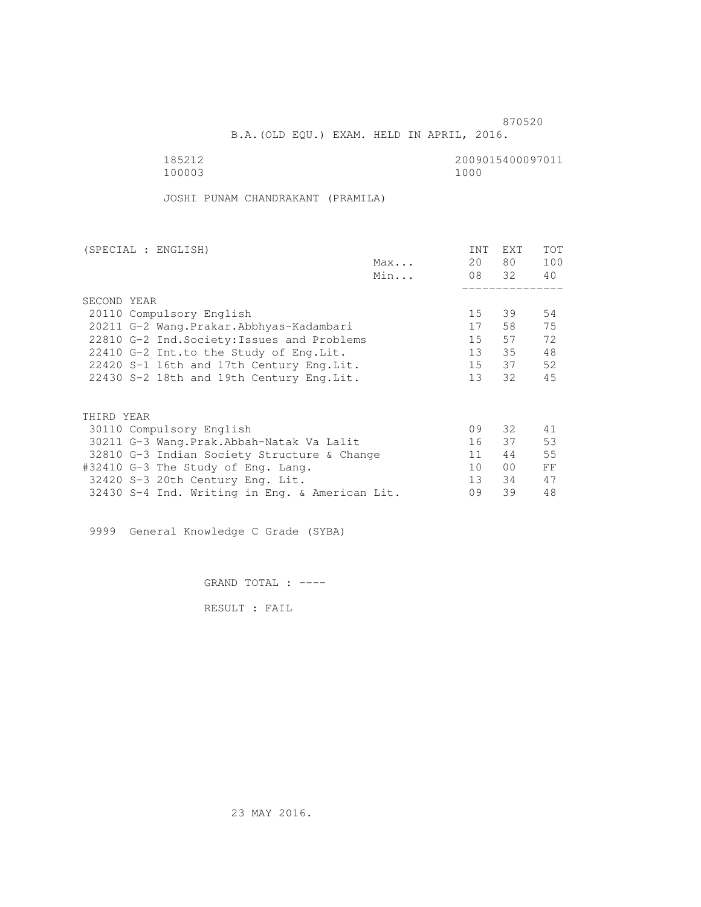870520

B.A.(OLD EQU.) EXAM. HELD IN APRIL, 2016.

185212 2009015400097011
100003 1000

JOSHI PUNAM CHANDRAKANT (PRAMILA)

| (SPECIAL : ENGLISH) | | INT | EXT | TOT |
|---|---|---|---|---|
| | Max... | 20 | 80 | 100 |
| | Min... | 08 | 32 | 40 |
| SECOND YEAR | | | | |
| 20110 Compulsory English | | 15 | 39 | 54 |
| 20211 G-2 Wang.Prakar.Abbhyas-Kadambari | | 17 | 58 | 75 |
| 22810 G-2 Ind.Society:Issues and Problems | | 15 | 57 | 72 |
| 22410 G-2 Int.to the Study of Eng.Lit. | | 13 | 35 | 48 |
| 22420 S-1 16th and 17th Century Eng.Lit. | | 15 | 37 | 52 |
| 22430 S-2 18th and 19th Century Eng.Lit. | | 13 | 32 | 45 |
| THIRD YEAR | | | | |
| 30110 Compulsory English | | 09 | 32 | 41 |
| 30211 G-3 Wang.Prak.Abbah-Natak Va Lalit | | 16 | 37 | 53 |
| 32810 G-3 Indian Society Structure & Change | | 11 | 44 | 55 |
| #32410 G-3 The Study of Eng. Lang. | | 10 | 00 | FF |
| 32420 S-3 20th Century Eng. Lit. | | 13 | 34 | 47 |
| 32430 S-4 Ind. Writing in Eng. & American Lit. | | 09 | 39 | 48 |

9999 General Knowledge C Grade (SYBA)

GRAND TOTAL : ----

RESULT : FAIL

23 MAY 2016.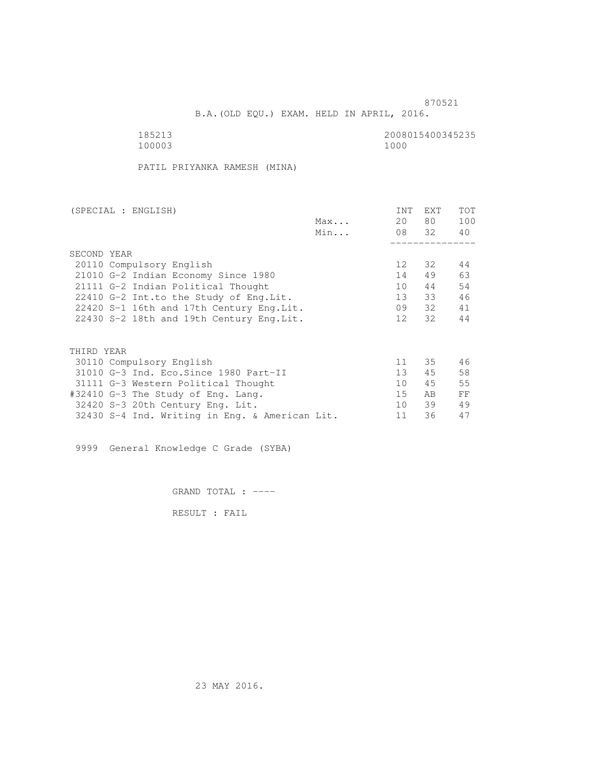870521

B.A.(OLD EQU.) EXAM. HELD IN APRIL, 2016.

185213 2008015400345235

100003 1000

PATIL PRIYANKA RAMESH (MINA)

| (SPECIAL : ENGLISH) | | INT | EXT | TOT |
|---|---|---|---|---|
| | Max... | 20 | 80 | 100 |
| | Min... | 08 | 32 | 40 |
| SECOND YEAR | | | | |
| 20110 Compulsory English | | 12 | 32 | 44 |
| 21010 G-2 Indian Economy Since 1980 | | 14 | 49 | 63 |
| 21111 G-2 Indian Political Thought | | 10 | 44 | 54 |
| 22410 G-2 Int.to the Study of Eng.Lit. | | 13 | 33 | 46 |
| 22420 S-1 16th and 17th Century Eng.Lit. | | 09 | 32 | 41 |
| 22430 S-2 18th and 19th Century Eng.Lit. | | 12 | 32 | 44 |
| THIRD YEAR | | | | |
| 30110 Compulsory English | | 11 | 35 | 46 |
| 31010 G-3 Ind. Eco.Since 1980 Part-II | | 13 | 45 | 58 |
| 31111 G-3 Western Political Thought | | 10 | 45 | 55 |
| #32410 G-3 The Study of Eng. Lang. | | 15 | AB | FF |
| 32420 S-3 20th Century Eng. Lit. | | 10 | 39 | 49 |
| 32430 S-4 Ind. Writing in Eng. & American Lit. | | 11 | 36 | 47 |

9999 General Knowledge C Grade (SYBA)

GRAND TOTAL : ----

RESULT : FAIL

23 MAY 2016.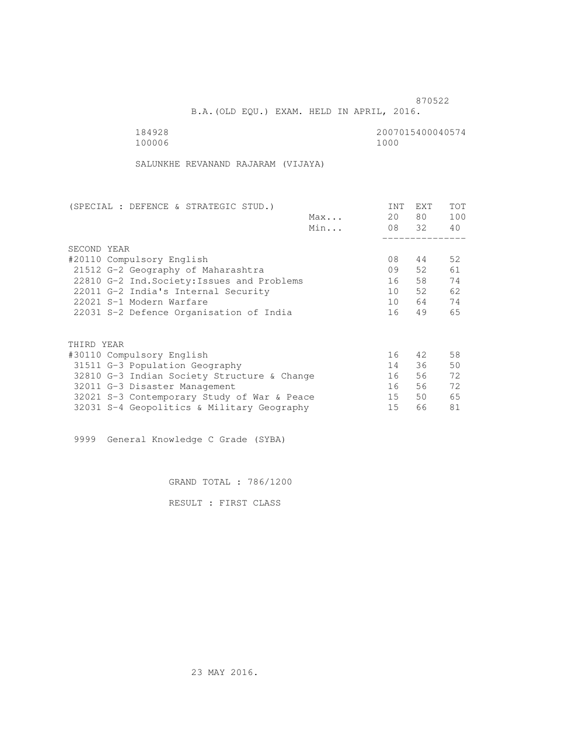870522

B.A.(OLD EQU.) EXAM. HELD IN APRIL, 2016.

184928 2007015400040574
100006 1000

SALUNKHE REVANAND RAJARAM (VIJAYA)

| (SPECIAL : DEFENCE & STRATEGIC STUD.) | | INT | EXT | TOT |
|---|---|---|---|---|
| | Max... | 20 | 80 | 100 |
| | Min... | 08 | 32 | 40 |
| SECOND YEAR | | | | |
| #20110 Compulsory English | | 08 | 44 | 52 |
| 21512 G-2 Geography of Maharashtra | | 09 | 52 | 61 |
| 22810 G-2 Ind.Society:Issues and Problems | | 16 | 58 | 74 |
| 22011 G-2 India's Internal Security | | 10 | 52 | 62 |
| 22021 S-1 Modern Warfare | | 10 | 64 | 74 |
| 22031 S-2 Defence Organisation of India | | 16 | 49 | 65 |
| THIRD YEAR | | | | |
| #30110 Compulsory English | | 16 | 42 | 58 |
| 31511 G-3 Population Geography | | 14 | 36 | 50 |
| 32810 G-3 Indian Society Structure & Change | | 16 | 56 | 72 |
| 32011 G-3 Disaster Management | | 16 | 56 | 72 |
| 32021 S-3 Contemporary Study of War & Peace | | 15 | 50 | 65 |
| 32031 S-4 Geopolitics & Military Geography | | 15 | 66 | 81 |

9999 General Knowledge C Grade (SYBA)

GRAND TOTAL : 786/1200

RESULT : FIRST CLASS

23 MAY 2016.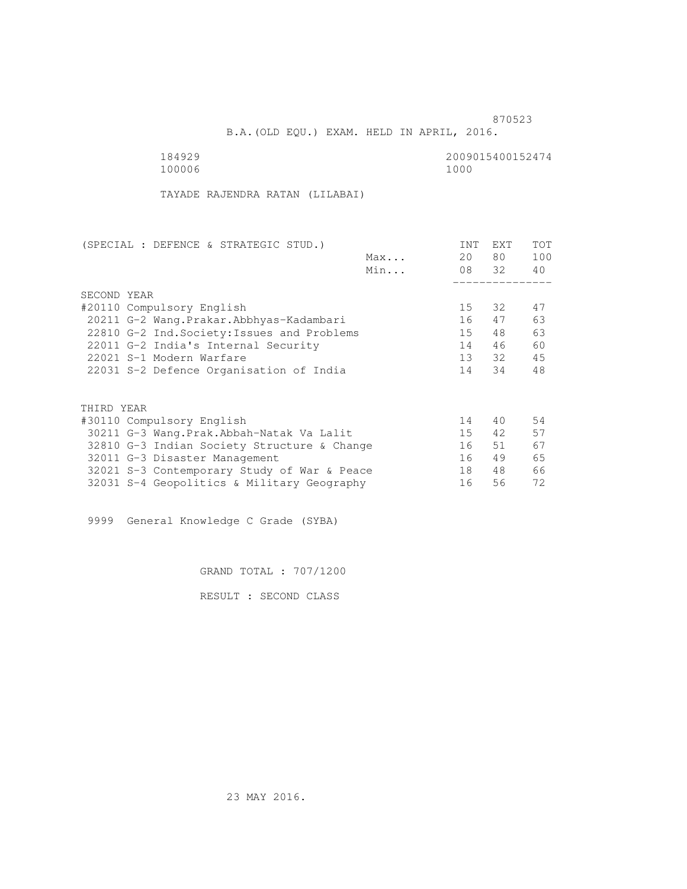870523

B.A.(OLD EQU.) EXAM. HELD IN APRIL, 2016.

184929 2009015400152474
100006 1000

TAYADE RAJENDRA RATAN (LILABAI)

| (SPECIAL : DEFENCE & STRATEGIC STUD.) | | INT | EXT | TOT |
|---|---|---|---|---|
| | Max... | 20 | 80 | 100 |
| | Min... | 08 | 32 | 40 |
| SECOND YEAR | | | | |
| #20110 Compulsory English | | 15 | 32 | 47 |
| 20211 G-2 Wang.Prakar.Abbhyas-Kadambari | | 16 | 47 | 63 |
| 22810 G-2 Ind.Society:Issues and Problems | | 15 | 48 | 63 |
| 22011 G-2 India's Internal Security | | 14 | 46 | 60 |
| 22021 S-1 Modern Warfare | | 13 | 32 | 45 |
| 22031 S-2 Defence Organisation of India | | 14 | 34 | 48 |
| THIRD YEAR | | | | |
| #30110 Compulsory English | | 14 | 40 | 54 |
| 30211 G-3 Wang.Prak.Abbah-Natak Va Lalit | | 15 | 42 | 57 |
| 32810 G-3 Indian Society Structure & Change | | 16 | 51 | 67 |
| 32011 G-3 Disaster Management | | 16 | 49 | 65 |
| 32021 S-3 Contemporary Study of War & Peace | | 18 | 48 | 66 |
| 32031 S-4 Geopolitics & Military Geography | | 16 | 56 | 72 |

9999 General Knowledge C Grade (SYBA)

GRAND TOTAL : 707/1200

RESULT : SECOND CLASS

23 MAY 2016.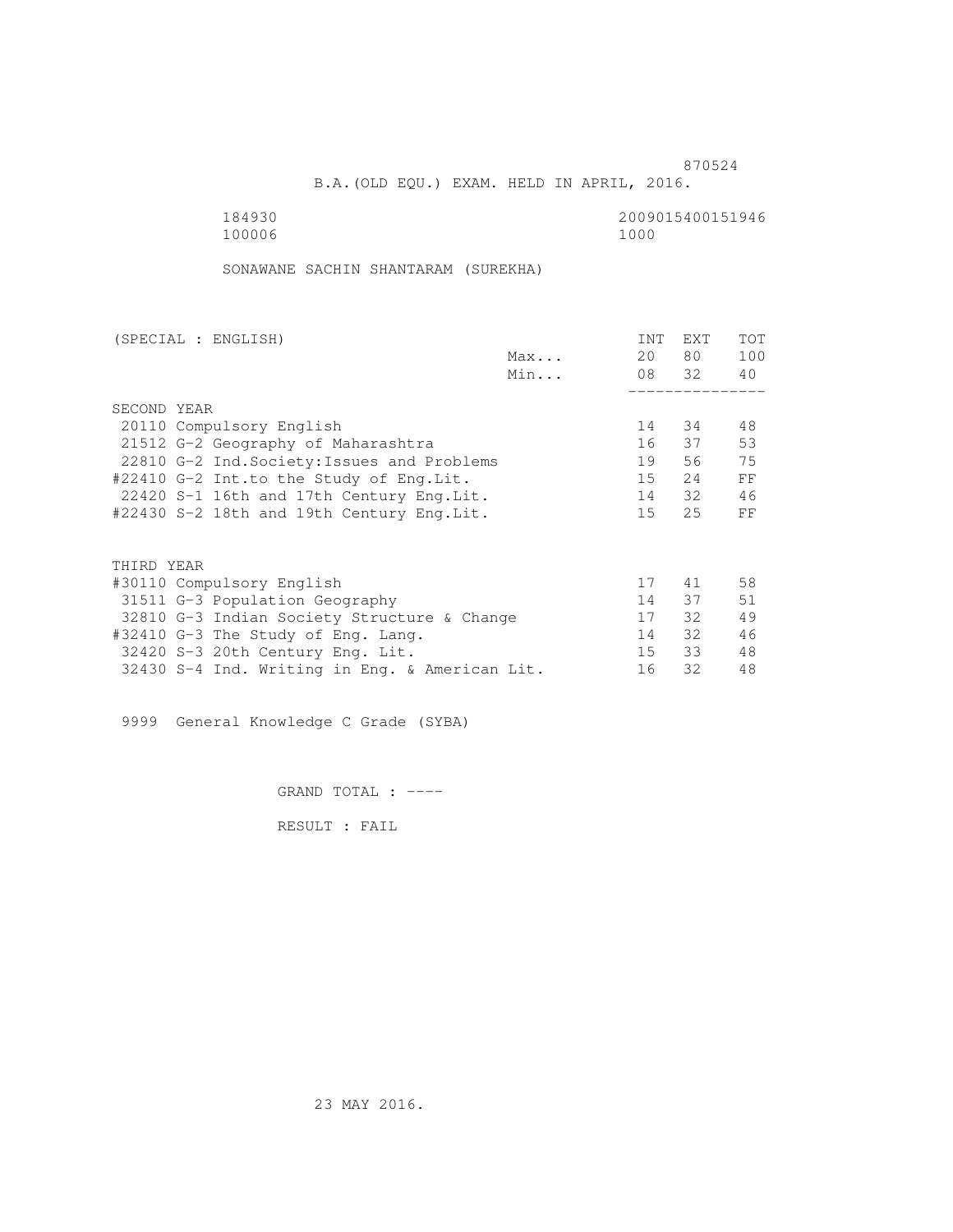870524

B.A.(OLD EQU.) EXAM. HELD IN APRIL, 2016.

184930 2009015400151946
100006 1000

SONAWANE SACHIN SHANTARAM (SUREKHA)

| (SPECIAL : ENGLISH) | | INT | EXT | TOT |
|---|---|---|---|---|
| | Max... | 20 | 80 | 100 |
| | Min... | 08 | 32 | 40 |
| SECOND YEAR | | | | |
| 20110 Compulsory English | | 14 | 34 | 48 |
| 21512 G-2 Geography of Maharashtra | | 16 | 37 | 53 |
| 22810 G-2 Ind.Society:Issues and Problems | | 19 | 56 | 75 |
| #22410 G-2 Int.to the Study of Eng.Lit. | | 15 | 24 | FF |
| 22420 S-1 16th and 17th Century Eng.Lit. | | 14 | 32 | 46 |
| #22430 S-2 18th and 19th Century Eng.Lit. | | 15 | 25 | FF |
| THIRD YEAR | | | | |
| #30110 Compulsory English | | 17 | 41 | 58 |
| 31511 G-3 Population Geography | | 14 | 37 | 51 |
| 32810 G-3 Indian Society Structure & Change | | 17 | 32 | 49 |
| #32410 G-3 The Study of Eng. Lang. | | 14 | 32 | 46 |
| 32420 S-3 20th Century Eng. Lit. | | 15 | 33 | 48 |
| 32430 S-4 Ind. Writing in Eng. & American Lit. | | 16 | 32 | 48 |

9999 General Knowledge C Grade (SYBA)

GRAND TOTAL : ----

RESULT : FAIL

23 MAY 2016.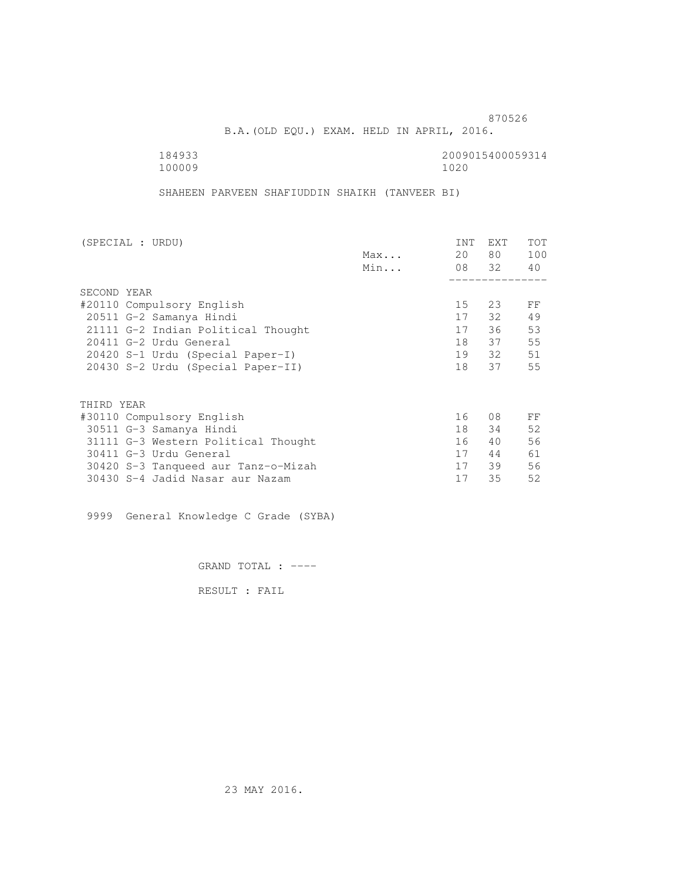870526

B.A.(OLD EQU.) EXAM. HELD IN APRIL, 2016.

184933 2009015400059314
100009 1020

SHAHEEN PARVEEN SHAFIUDDIN SHAIKH (TANVEER BI)

| (SPECIAL : URDU) | | INT | EXT | TOT |
|---|---|---|---|---|
| | Max... | 20 | 80 | 100 |
| | Min... | 08 | 32 | 40 |
| **SECOND YEAR** | | | | |
| #20110 Compulsory English | | 15 | 23 | FF |
| 20511 G-2 Samanya Hindi | | 17 | 32 | 49 |
| 21111 G-2 Indian Political Thought | | 17 | 36 | 53 |
| 20411 G-2 Urdu General | | 18 | 37 | 55 |
| 20420 S-1 Urdu (Special Paper-I) | | 19 | 32 | 51 |
| 20430 S-2 Urdu (Special Paper-II) | | 18 | 37 | 55 |
| **THIRD YEAR** | | | | |
| #30110 Compulsory English | | 16 | 08 | FF |
| 30511 G-3 Samanya Hindi | | 18 | 34 | 52 |
| 31111 G-3 Western Political Thought | | 16 | 40 | 56 |
| 30411 G-3 Urdu General | | 17 | 44 | 61 |
| 30420 S-3 Tanqueed aur Tanz-o-Mizah | | 17 | 39 | 56 |
| 30430 S-4 Jadid Nasar aur Nazam | | 17 | 35 | 52 |

9999 General Knowledge C Grade (SYBA)

GRAND TOTAL : ----

RESULT : FAIL

23 MAY 2016.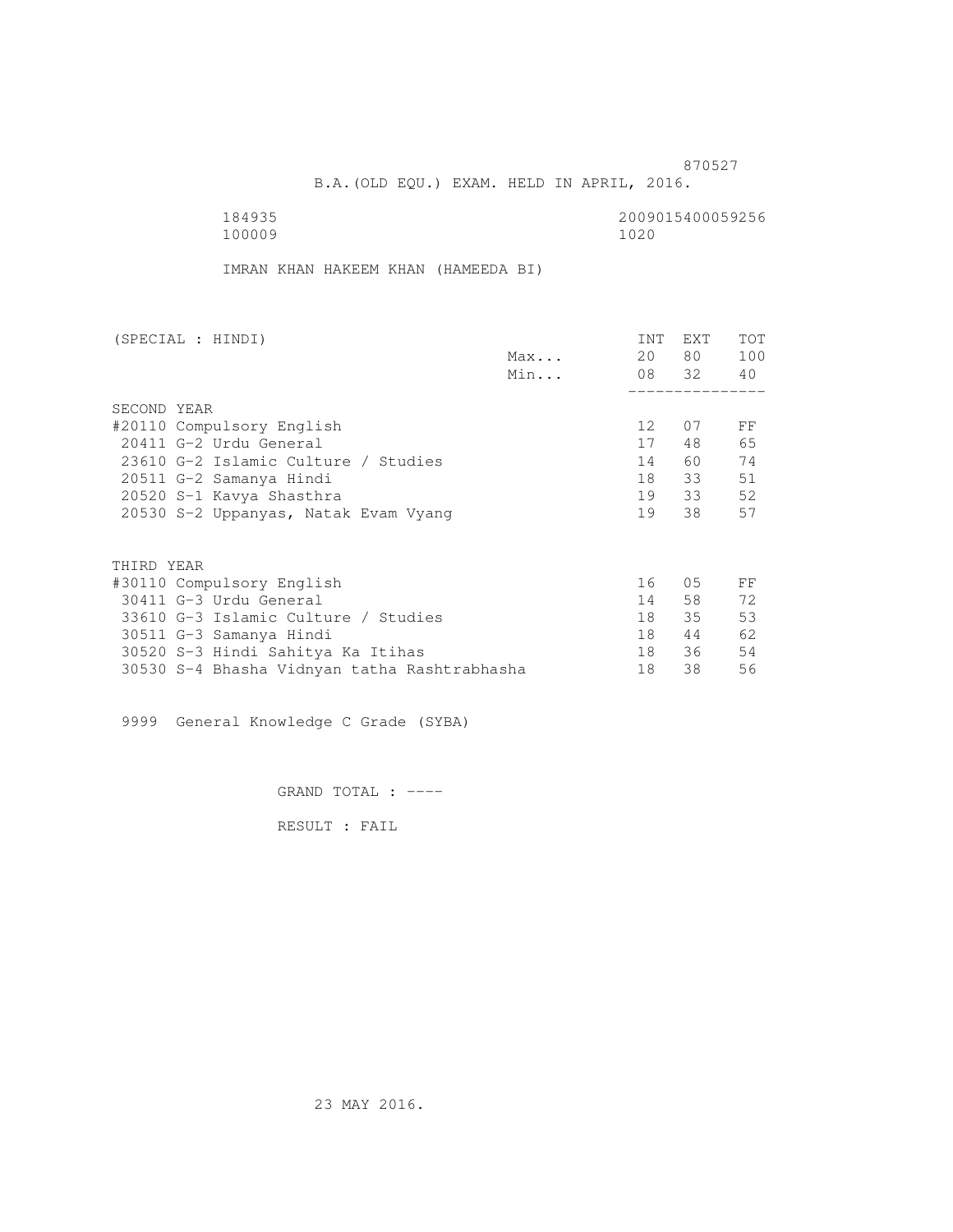870527

B.A.(OLD EQU.) EXAM. HELD IN APRIL, 2016.

184935 2009015400059256
100009 1020

IMRAN KHAN HAKEEM KHAN (HAMEEDA BI)

| (SPECIAL : HINDI) | | INT | EXT | TOT |
|---|---|---|---|---|
| | Max... | 20 | 80 | 100 |
| | Min... | 08 | 32 | 40 |
| SECOND YEAR | | | | |
| #20110 Compulsory English | | 12 | 07 | FF |
| 20411 G-2 Urdu General | | 17 | 48 | 65 |
| 23610 G-2 Islamic Culture / Studies | | 14 | 60 | 74 |
| 20511 G-2 Samanya Hindi | | 18 | 33 | 51 |
| 20520 S-1 Kavya Shasthra | | 19 | 33 | 52 |
| 20530 S-2 Uppanyas, Natak Evam Vyang | | 19 | 38 | 57 |
| THIRD YEAR | | | | |
| #30110 Compulsory English | | 16 | 05 | FF |
| 30411 G-3 Urdu General | | 14 | 58 | 72 |
| 33610 G-3 Islamic Culture / Studies | | 18 | 35 | 53 |
| 30511 G-3 Samanya Hindi | | 18 | 44 | 62 |
| 30520 S-3 Hindi Sahitya Ka Itihas | | 18 | 36 | 54 |
| 30530 S-4 Bhasha Vidnyan tatha Rashtrabhasha | | 18 | 38 | 56 |

9999 General Knowledge C Grade (SYBA)

GRAND TOTAL : ----

RESULT : FAIL

23 MAY 2016.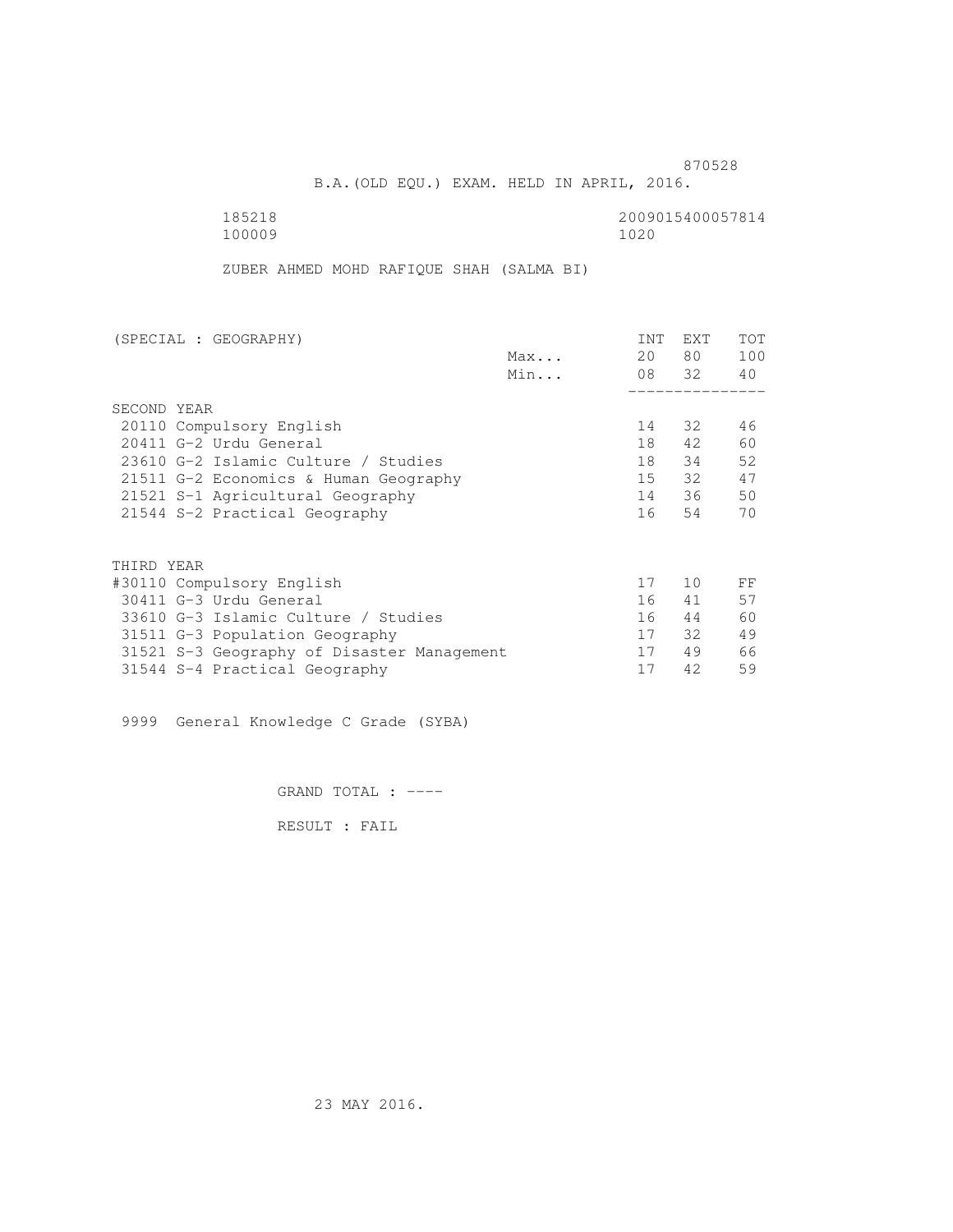870528

B.A.(OLD EQU.) EXAM. HELD IN APRIL, 2016.

185218 2009015400057814
100009 1020

ZUBER AHMED MOHD RAFIQUE SHAH (SALMA BI)

| (SPECIAL : GEOGRAPHY) | | INT | EXT | TOT |
|---|---|---|---|---|
| | Max... | 20 | 80 | 100 |
| | Min... | 08 | 32 | 40 |
| SECOND YEAR | | | | |
| 20110 Compulsory English | | 14 | 32 | 46 |
| 20411 G-2 Urdu General | | 18 | 42 | 60 |
| 23610 G-2 Islamic Culture / Studies | | 18 | 34 | 52 |
| 21511 G-2 Economics & Human Geography | | 15 | 32 | 47 |
| 21521 S-1 Agricultural Geography | | 14 | 36 | 50 |
| 21544 S-2 Practical Geography | | 16 | 54 | 70 |
| THIRD YEAR | | | | |
| #30110 Compulsory English | | 17 | 10 | FF |
| 30411 G-3 Urdu General | | 16 | 41 | 57 |
| 33610 G-3 Islamic Culture / Studies | | 16 | 44 | 60 |
| 31511 G-3 Population Geography | | 17 | 32 | 49 |
| 31521 S-3 Geography of Disaster Management | | 17 | 49 | 66 |
| 31544 S-4 Practical Geography | | 17 | 42 | 59 |

9999 General Knowledge C Grade (SYBA)

GRAND TOTAL : ----

RESULT : FAIL

23 MAY 2016.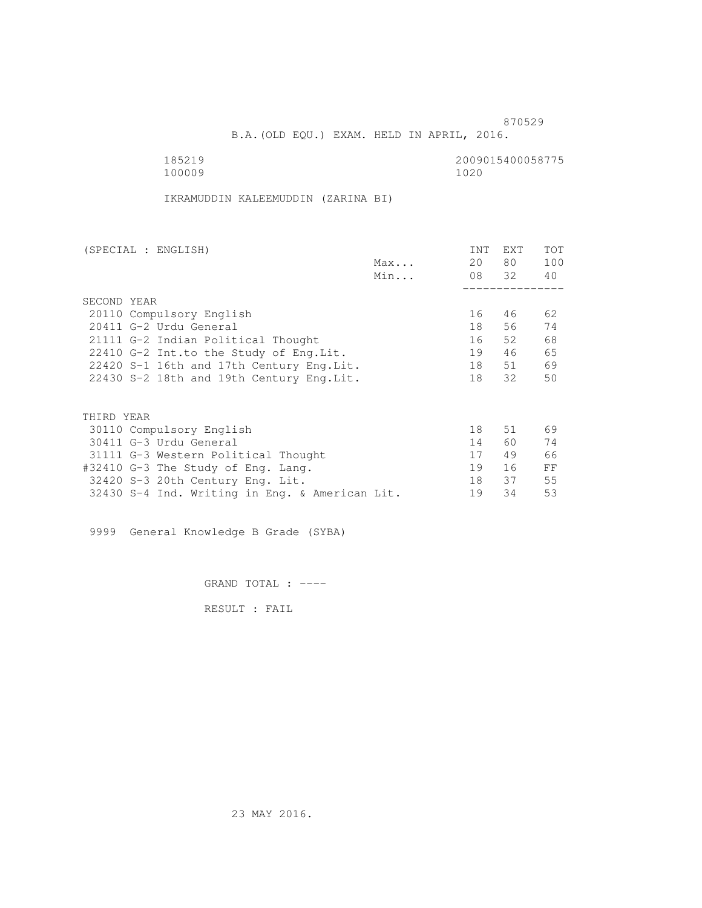870529

B.A.(OLD EQU.) EXAM. HELD IN APRIL, 2016.

185219 2009015400058775
100009 1020

IKRAMUDDIN KALEEMUDDIN (ZARINA BI)

| (SPECIAL : ENGLISH) | | INT | EXT | TOT |
|---|---|---|---|---|
| | Max... | 20 | 80 | 100 |
| | Min... | 08 | 32 | 40 |
| **SECOND YEAR** | | | | |
| 20110 Compulsory English | | 16 | 46 | 62 |
| 20411 G-2 Urdu General | | 18 | 56 | 74 |
| 21111 G-2 Indian Political Thought | | 16 | 52 | 68 |
| 22410 G-2 Int.to the Study of Eng.Lit. | | 19 | 46 | 65 |
| 22420 S-1 16th and 17th Century Eng.Lit. | | 18 | 51 | 69 |
| 22430 S-2 18th and 19th Century Eng.Lit. | | 18 | 32 | 50 |
| **THIRD YEAR** | | | | |
| 30110 Compulsory English | | 18 | 51 | 69 |
| 30411 G-3 Urdu General | | 14 | 60 | 74 |
| 31111 G-3 Western Political Thought | | 17 | 49 | 66 |
| #32410 G-3 The Study of Eng. Lang. | | 19 | 16 | FF |
| 32420 S-3 20th Century Eng. Lit. | | 18 | 37 | 55 |
| 32430 S-4 Ind. Writing in Eng. & American Lit. | | 19 | 34 | 53 |

9999 General Knowledge B Grade (SYBA)

GRAND TOTAL : ----

RESULT : FAIL

23 MAY 2016.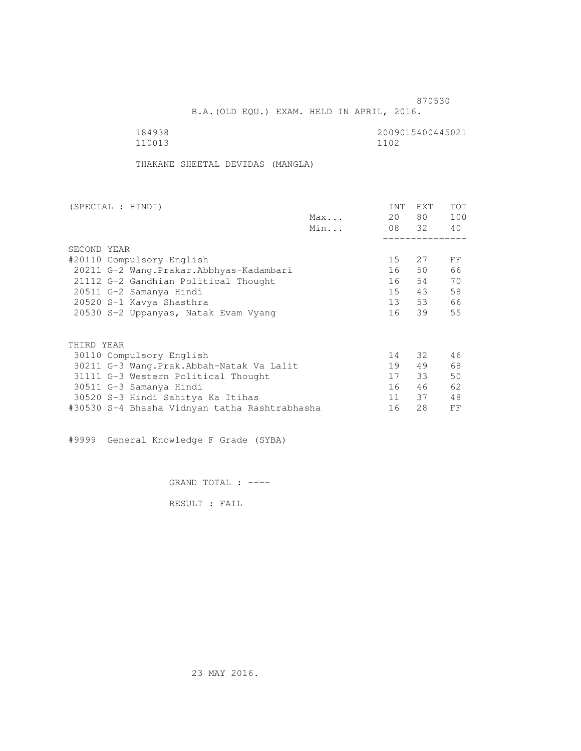870530

B.A.(OLD EQU.) EXAM. HELD IN APRIL, 2016.

184938 2009015400445021
110013 1102

THAKANE SHEETAL DEVIDAS (MANGLA)

| (SPECIAL : HINDI) | | INT | EXT | TOT |
|---|---|---|---|---|
| | Max... | 20 | 80 | 100 |
| | Min... | 08 | 32 | 40 |
| SECOND YEAR | | | | |
| #20110 Compulsory English | | 15 | 27 | FF |
| 20211 G-2 Wang.Prakar.Abbhyas-Kadambari | | 16 | 50 | 66 |
| 21112 G-2 Gandhian Political Thought | | 16 | 54 | 70 |
| 20511 G-2 Samanya Hindi | | 15 | 43 | 58 |
| 20520 S-1 Kavya Shasthra | | 13 | 53 | 66 |
| 20530 S-2 Uppanyas, Natak Evam Vyang | | 16 | 39 | 55 |
| THIRD YEAR | | | | |
| 30110 Compulsory English | | 14 | 32 | 46 |
| 30211 G-3 Wang.Prak.Abbah-Natak Va Lalit | | 19 | 49 | 68 |
| 31111 G-3 Western Political Thought | | 17 | 33 | 50 |
| 30511 G-3 Samanya Hindi | | 16 | 46 | 62 |
| 30520 S-3 Hindi Sahitya Ka Itihas | | 11 | 37 | 48 |
| #30530 S-4 Bhasha Vidnyan tatha Rashtrabhasha | | 16 | 28 | FF |

#9999 General Knowledge F Grade (SYBA)

GRAND TOTAL : ----

RESULT : FAIL

23 MAY 2016.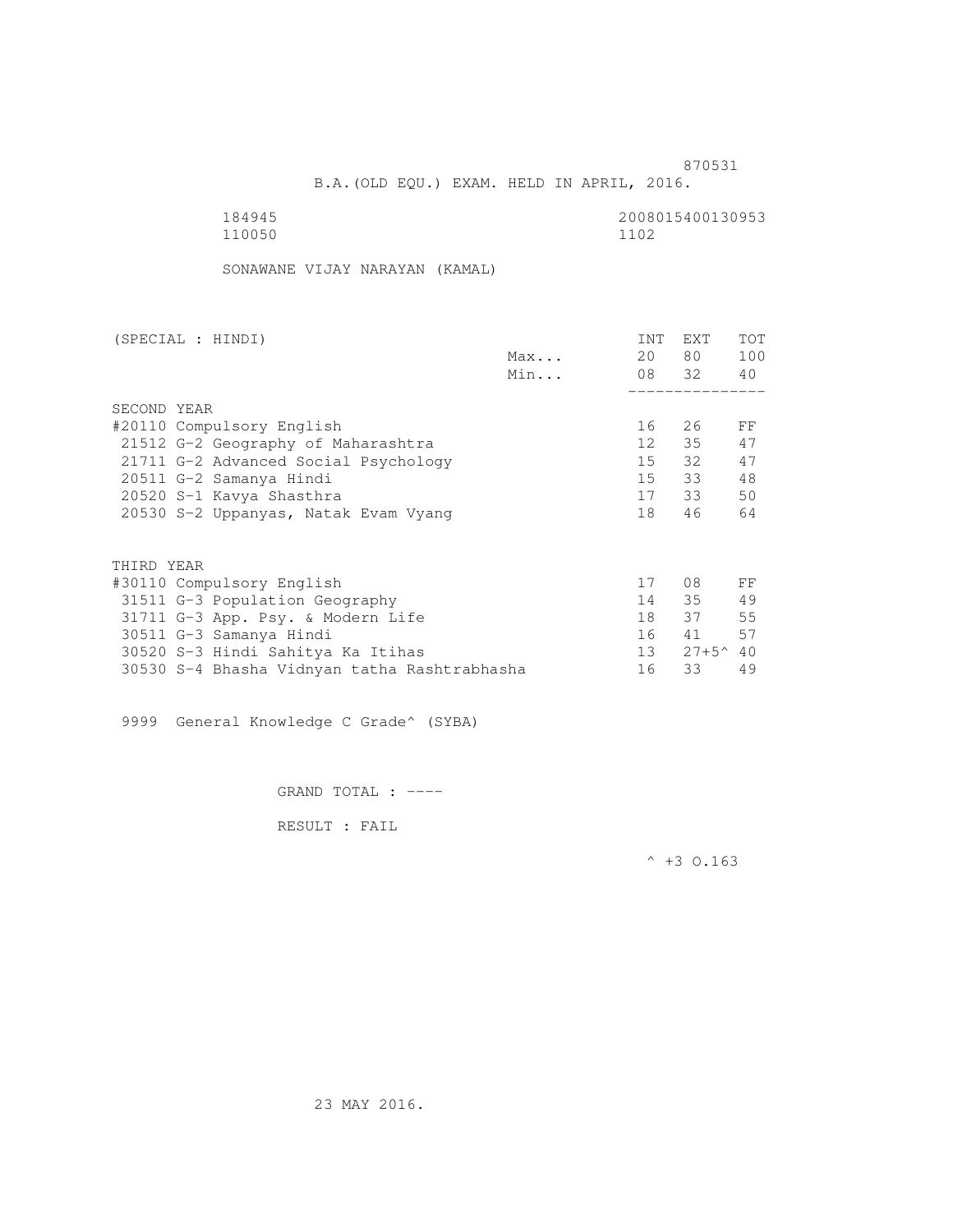870531

B.A.(OLD EQU.) EXAM. HELD IN APRIL, 2016.

184945 2008015400130953
110050 1102

SONAWANE VIJAY NARAYAN (KAMAL)

| (SPECIAL : HINDI) | | INT | EXT | TOT |
|---|---|---|---|---|
| | Max... | 20 | 80 | 100 |
| | Min... | 08 | 32 | 40 |
| SECOND YEAR | | | | |
| #20110 Compulsory English | | 16 | 26 | FF |
| 21512 G-2 Geography of Maharashtra | | 12 | 35 | 47 |
| 21711 G-2 Advanced Social Psychology | | 15 | 32 | 47 |
| 20511 G-2 Samanya Hindi | | 15 | 33 | 48 |
| 20520 S-1 Kavya Shasthra | | 17 | 33 | 50 |
| 20530 S-2 Uppanyas, Natak Evam Vyang | | 18 | 46 | 64 |
| THIRD YEAR | | | | |
| #30110 Compulsory English | | 17 | 08 | FF |
| 31511 G-3 Population Geography | | 14 | 35 | 49 |
| 31711 G-3 App. Psy. & Modern Life | | 18 | 37 | 55 |
| 30511 G-3 Samanya Hindi | | 16 | 41 | 57 |
| 30520 S-3 Hindi Sahitya Ka Itihas | | 13 | 27+5^ | 40 |
| 30530 S-4 Bhasha Vidnyan tatha Rashtrabhasha | | 16 | 33 | 49 |

9999 General Knowledge C Grade^ (SYBA)

GRAND TOTAL : ----

RESULT : FAIL

^ +3 O.163

23 MAY 2016.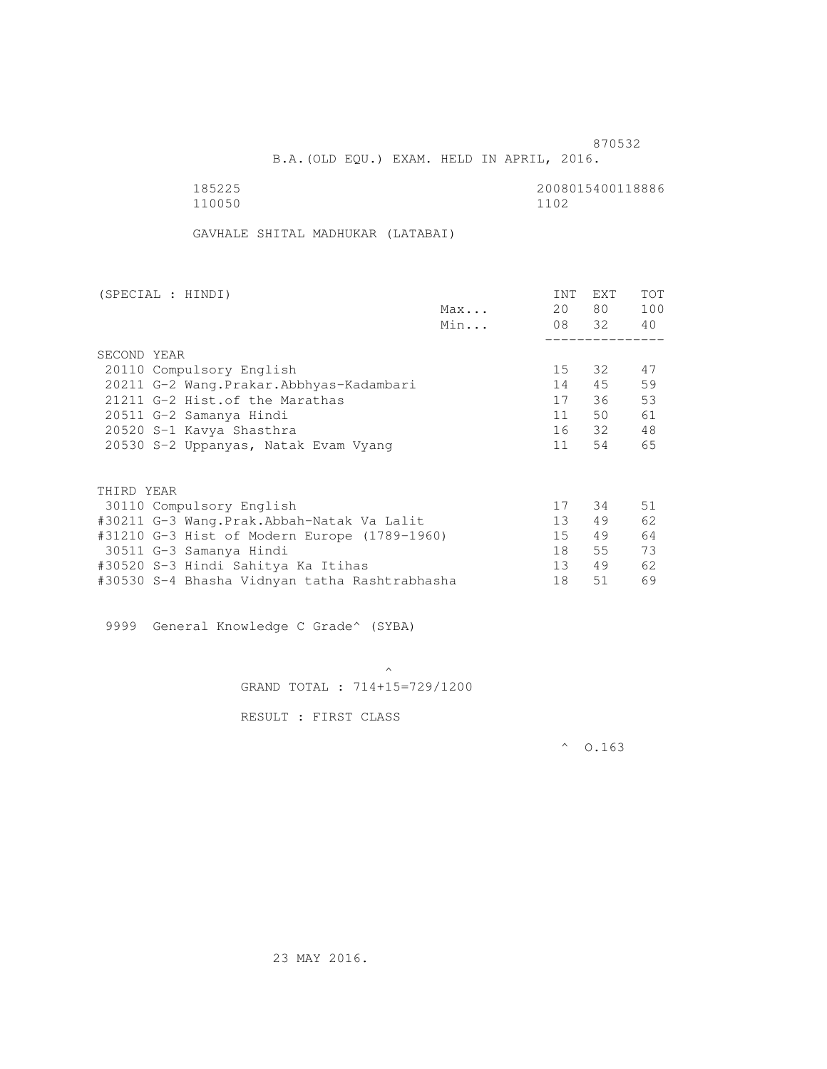870532

B.A.(OLD EQU.) EXAM. HELD IN APRIL, 2016.

185225 2008015400118886
110050 1102

GAVHALE SHITAL MADHUKAR (LATABAI)

| (SPECIAL : HINDI) | | INT | EXT | TOT |
|---|---|---|---|---|
| | Max... | 20 | 80 | 100 |
| | Min... | 08 | 32 | 40 |
| SECOND YEAR | | | | |
| 20110 Compulsory English | | 15 | 32 | 47 |
| 20211 G-2 Wang.Prakar.Abbhyas-Kadambari | | 14 | 45 | 59 |
| 21211 G-2 Hist.of the Marathas | | 17 | 36 | 53 |
| 20511 G-2 Samanya Hindi | | 11 | 50 | 61 |
| 20520 S-1 Kavya Shasthra | | 16 | 32 | 48 |
| 20530 S-2 Uppanyas, Natak Evam Vyang | | 11 | 54 | 65 |
| THIRD YEAR | | | | |
| 30110 Compulsory English | | 17 | 34 | 51 |
| #30211 G-3 Wang.Prak.Abbah-Natak Va Lalit | | 13 | 49 | 62 |
| #31210 G-3 Hist of Modern Europe (1789-1960) | | 15 | 49 | 64 |
| 30511 G-3 Samanya Hindi | | 18 | 55 | 73 |
| #30520 S-3 Hindi Sahitya Ka Itihas | | 13 | 49 | 62 |
| #30530 S-4 Bhasha Vidnyan tatha Rashtrabhasha | | 18 | 51 | 69 |

9999 General Knowledge C Grade^ (SYBA)

^
GRAND TOTAL : 714+15=729/1200

RESULT : FIRST CLASS

^ O.163

23 MAY 2016.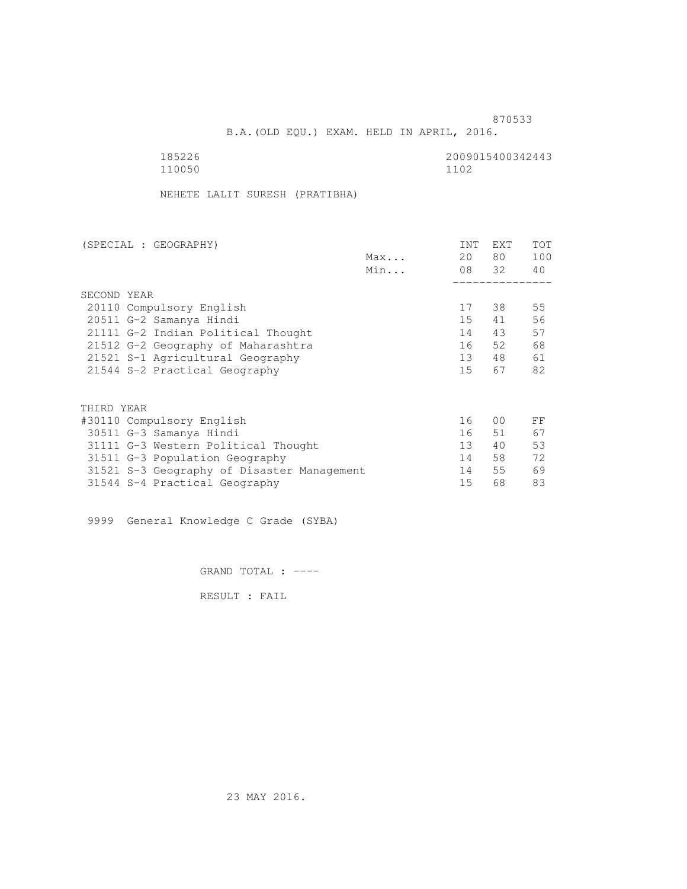870533

B.A.(OLD EQU.) EXAM. HELD IN APRIL, 2016.

185226 2009015400342443
110050 1102

NEHETE LALIT SURESH (PRATIBHA)

| (SPECIAL : GEOGRAPHY) | | INT | EXT | TOT |
|---|---|---|---|---|
| | Max... | 20 | 80 | 100 |
| | Min... | 08 | 32 | 40 |
| **SECOND YEAR** | | | | |
| 20110 Compulsory English | | 17 | 38 | 55 |
| 20511 G-2 Samanya Hindi | | 15 | 41 | 56 |
| 21111 G-2 Indian Political Thought | | 14 | 43 | 57 |
| 21512 G-2 Geography of Maharashtra | | 16 | 52 | 68 |
| 21521 S-1 Agricultural Geography | | 13 | 48 | 61 |
| 21544 S-2 Practical Geography | | 15 | 67 | 82 |
| **THIRD YEAR** | | | | |
| #30110 Compulsory English | | 16 | 00 | FF |
| 30511 G-3 Samanya Hindi | | 16 | 51 | 67 |
| 31111 G-3 Western Political Thought | | 13 | 40 | 53 |
| 31511 G-3 Population Geography | | 14 | 58 | 72 |
| 31521 S-3 Geography of Disaster Management | | 14 | 55 | 69 |
| 31544 S-4 Practical Geography | | 15 | 68 | 83 |

9999 General Knowledge C Grade (SYBA)

GRAND TOTAL : ----

RESULT : FAIL

23 MAY 2016.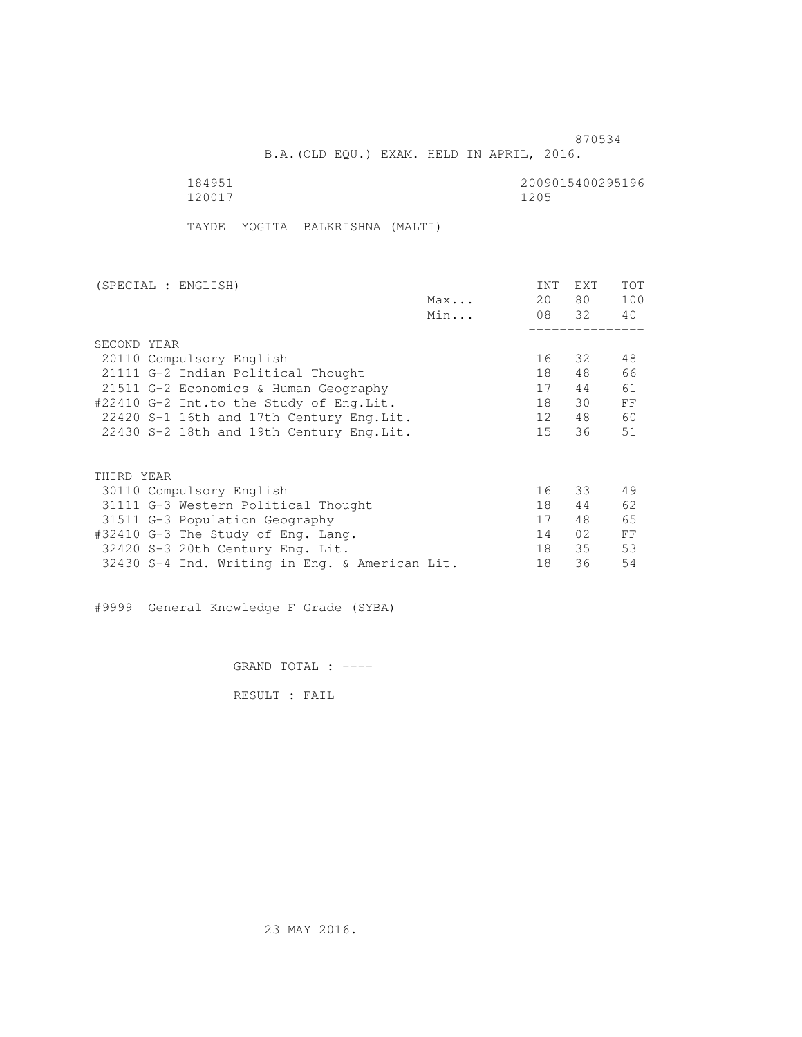870534

B.A.(OLD EQU.) EXAM. HELD IN APRIL, 2016.

184951 2009015400295196
120017 1205

TAYDE YOGITA BALKRISHNA (MALTI)

| (SPECIAL : ENGLISH) | | INT | EXT | TOT |
|---|---|---|---|---|
| | Max... | 20 | 80 | 100 |
| | Min... | 08 | 32 | 40 |
| SECOND YEAR | | | | |
| 20110 Compulsory English | | 16 | 32 | 48 |
| 21111 G-2 Indian Political Thought | | 18 | 48 | 66 |
| 21511 G-2 Economics & Human Geography | | 17 | 44 | 61 |
| #22410 G-2 Int.to the Study of Eng.Lit. | | 18 | 30 | FF |
| 22420 S-1 16th and 17th Century Eng.Lit. | | 12 | 48 | 60 |
| 22430 S-2 18th and 19th Century Eng.Lit. | | 15 | 36 | 51 |
| THIRD YEAR | | | | |
| 30110 Compulsory English | | 16 | 33 | 49 |
| 31111 G-3 Western Political Thought | | 18 | 44 | 62 |
| 31511 G-3 Population Geography | | 17 | 48 | 65 |
| #32410 G-3 The Study of Eng. Lang. | | 14 | 02 | FF |
| 32420 S-3 20th Century Eng. Lit. | | 18 | 35 | 53 |
| 32430 S-4 Ind. Writing in Eng. & American Lit. | | 18 | 36 | 54 |

#9999 General Knowledge F Grade (SYBA)

GRAND TOTAL : ----

RESULT : FAIL

23 MAY 2016.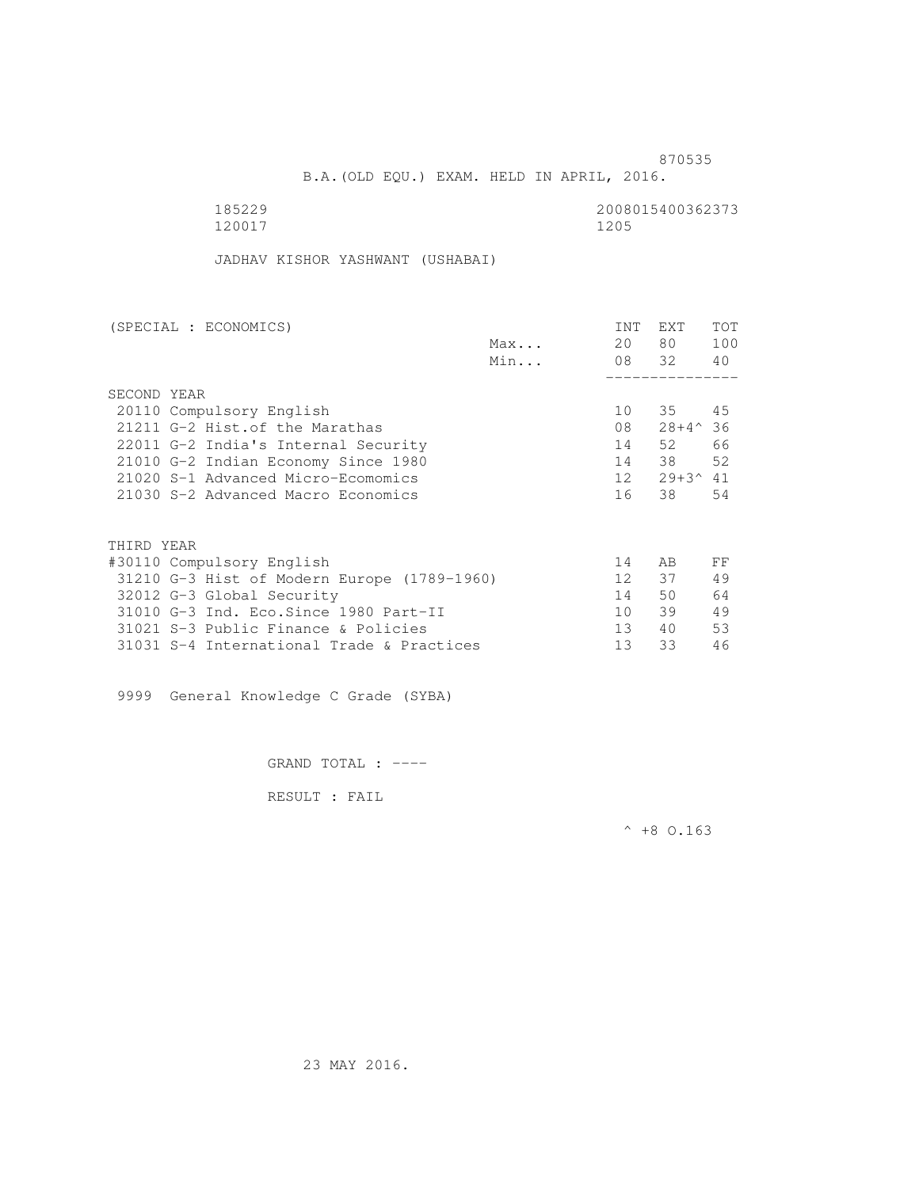870535

B.A.(OLD EQU.) EXAM. HELD IN APRIL, 2016.

185229 2008015400362373
120017 1205

JADHAV KISHOR YASHWANT (USHABAI)

| (SPECIAL : ECONOMICS) | | INT | EXT | TOT |
|---|---|---|---|---|
| | Max... | 20 | 80 | 100 |
| | Min... | 08 | 32 | 40 |
| SECOND YEAR | | | | |
| 20110 Compulsory English | | 10 | 35 | 45 |
| 21211 G-2 Hist.of the Marathas | | 08 | 28+4^ | 36 |
| 22011 G-2 India's Internal Security | | 14 | 52 | 66 |
| 21010 G-2 Indian Economy Since 1980 | | 14 | 38 | 52 |
| 21020 S-1 Advanced Micro-Ecomomics | | 12 | 29+3^ | 41 |
| 21030 S-2 Advanced Macro Economics | | 16 | 38 | 54 |
| THIRD YEAR | | | | |
| #30110 Compulsory English | | 14 | AB | FF |
| 31210 G-3 Hist of Modern Europe (1789-1960) | | 12 | 37 | 49 |
| 32012 G-3 Global Security | | 14 | 50 | 64 |
| 31010 G-3 Ind. Eco.Since 1980 Part-II | | 10 | 39 | 49 |
| 31021 S-3 Public Finance & Policies | | 13 | 40 | 53 |
| 31031 S-4 International Trade & Practices | | 13 | 33 | 46 |

9999 General Knowledge C Grade (SYBA)

GRAND TOTAL : ----

RESULT : FAIL

^ +8 O.163

23 MAY 2016.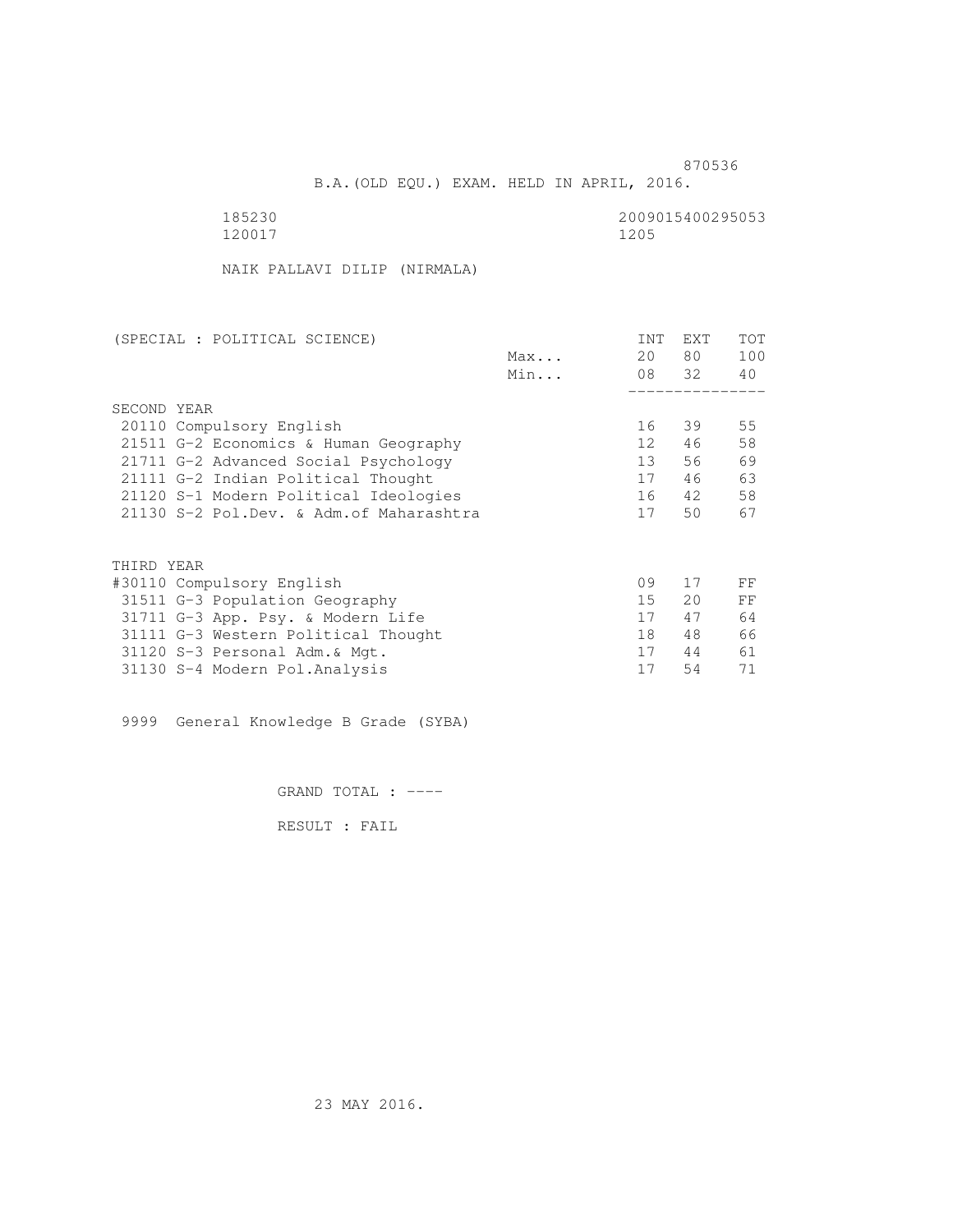870536

B.A.(OLD EQU.) EXAM. HELD IN APRIL, 2016.

185230 2009015400295053
120017 1205

NAIK PALLAVI DILIP (NIRMALA)

| (SPECIAL : POLITICAL SCIENCE) | | INT | EXT | TOT |
|---|---|---|---|---|
| | Max... | 20 | 80 | 100 |
| | Min... | 08 | 32 | 40 |
| SECOND YEAR | | | | |
| 20110 Compulsory English | | 16 | 39 | 55 |
| 21511 G-2 Economics & Human Geography | | 12 | 46 | 58 |
| 21711 G-2 Advanced Social Psychology | | 13 | 56 | 69 |
| 21111 G-2 Indian Political Thought | | 17 | 46 | 63 |
| 21120 S-1 Modern Political Ideologies | | 16 | 42 | 58 |
| 21130 S-2 Pol.Dev. & Adm.of Maharashtra | | 17 | 50 | 67 |
| THIRD YEAR | | | | |
| #30110 Compulsory English | | 09 | 17 | FF |
| 31511 G-3 Population Geography | | 15 | 20 | FF |
| 31711 G-3 App. Psy. & Modern Life | | 17 | 47 | 64 |
| 31111 G-3 Western Political Thought | | 18 | 48 | 66 |
| 31120 S-3 Personal Adm.& Mgt. | | 17 | 44 | 61 |
| 31130 S-4 Modern Pol.Analysis | | 17 | 54 | 71 |

9999 General Knowledge B Grade (SYBA)

GRAND TOTAL : ----

RESULT : FAIL

23 MAY 2016.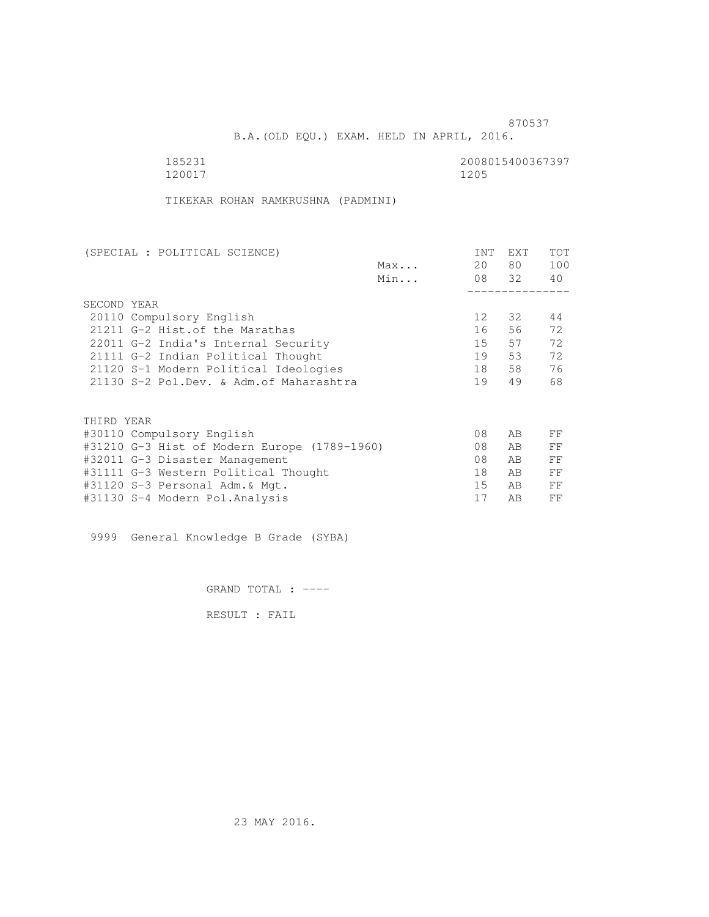870537

B.A.(OLD EQU.) EXAM. HELD IN APRIL, 2016.

185231 2008015400367397
120017 1205

TIKEKAR ROHAN RAMKRUSHNA (PADMINI)

| (SPECIAL : POLITICAL SCIENCE) | | INT | EXT | TOT |
|---|---|---|---|---|
| | Max... | 20 | 80 | 100 |
| | Min... | 08 | 32 | 40 |
| SECOND YEAR | | | | |
| 20110 Compulsory English | | 12 | 32 | 44 |
| 21211 G-2 Hist.of the Marathas | | 16 | 56 | 72 |
| 22011 G-2 India's Internal Security | | 15 | 57 | 72 |
| 21111 G-2 Indian Political Thought | | 19 | 53 | 72 |
| 21120 S-1 Modern Political Ideologies | | 18 | 58 | 76 |
| 21130 S-2 Pol.Dev. & Adm.of Maharashtra | | 19 | 49 | 68 |
| THIRD YEAR | | | | |
| #30110 Compulsory English | | 08 | AB | FF |
| #31210 G-3 Hist of Modern Europe (1789-1960) | | 08 | AB | FF |
| #32011 G-3 Disaster Management | | 08 | AB | FF |
| #31111 G-3 Western Political Thought | | 18 | AB | FF |
| #31120 S-3 Personal Adm.& Mgt. | | 15 | AB | FF |
| #31130 S-4 Modern Pol.Analysis | | 17 | AB | FF |

9999 General Knowledge B Grade (SYBA)

GRAND TOTAL : ----

RESULT : FAIL

23 MAY 2016.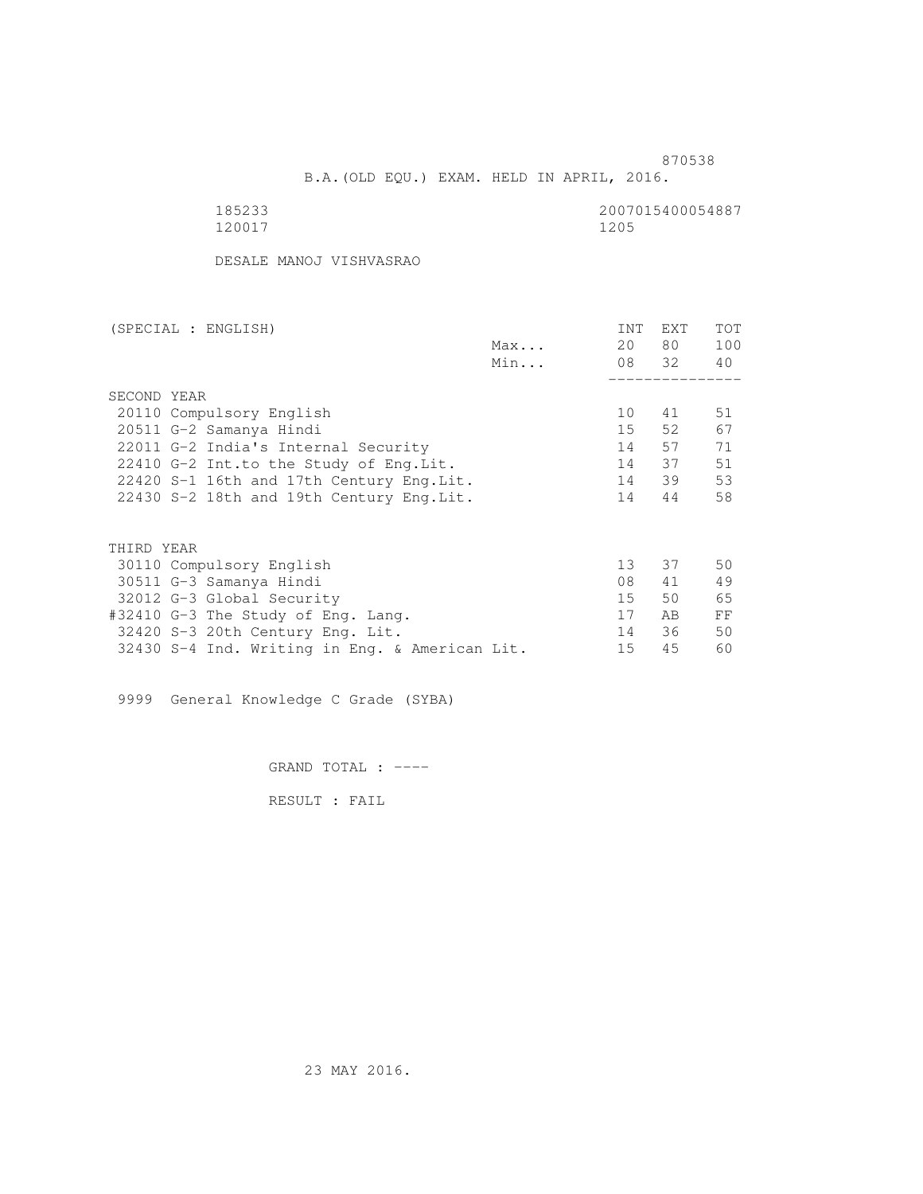870538

B.A.(OLD EQU.) EXAM. HELD IN APRIL, 2016.

185233 2007015400054887
120017 1205

DESALE MANOJ VISHVASRAO

| (SPECIAL : ENGLISH) | | INT | EXT | TOT |
|---|---|---|---|---|
| | Max... | 20 | 80 | 100 |
| | Min... | 08 | 32 | 40 |
| SECOND YEAR | | | | |
| 20110 Compulsory English | | 10 | 41 | 51 |
| 20511 G-2 Samanya Hindi | | 15 | 52 | 67 |
| 22011 G-2 India's Internal Security | | 14 | 57 | 71 |
| 22410 G-2 Int.to the Study of Eng.Lit. | | 14 | 37 | 51 |
| 22420 S-1 16th and 17th Century Eng.Lit. | | 14 | 39 | 53 |
| 22430 S-2 18th and 19th Century Eng.Lit. | | 14 | 44 | 58 |
| THIRD YEAR | | | | |
| 30110 Compulsory English | | 13 | 37 | 50 |
| 30511 G-3 Samanya Hindi | | 08 | 41 | 49 |
| 32012 G-3 Global Security | | 15 | 50 | 65 |
| #32410 G-3 The Study of Eng. Lang. | | 17 | AB | FF |
| 32420 S-3 20th Century Eng. Lit. | | 14 | 36 | 50 |
| 32430 S-4 Ind. Writing in Eng. & American Lit. | | 15 | 45 | 60 |

9999 General Knowledge C Grade (SYBA)

GRAND TOTAL : ----

RESULT : FAIL

23 MAY 2016.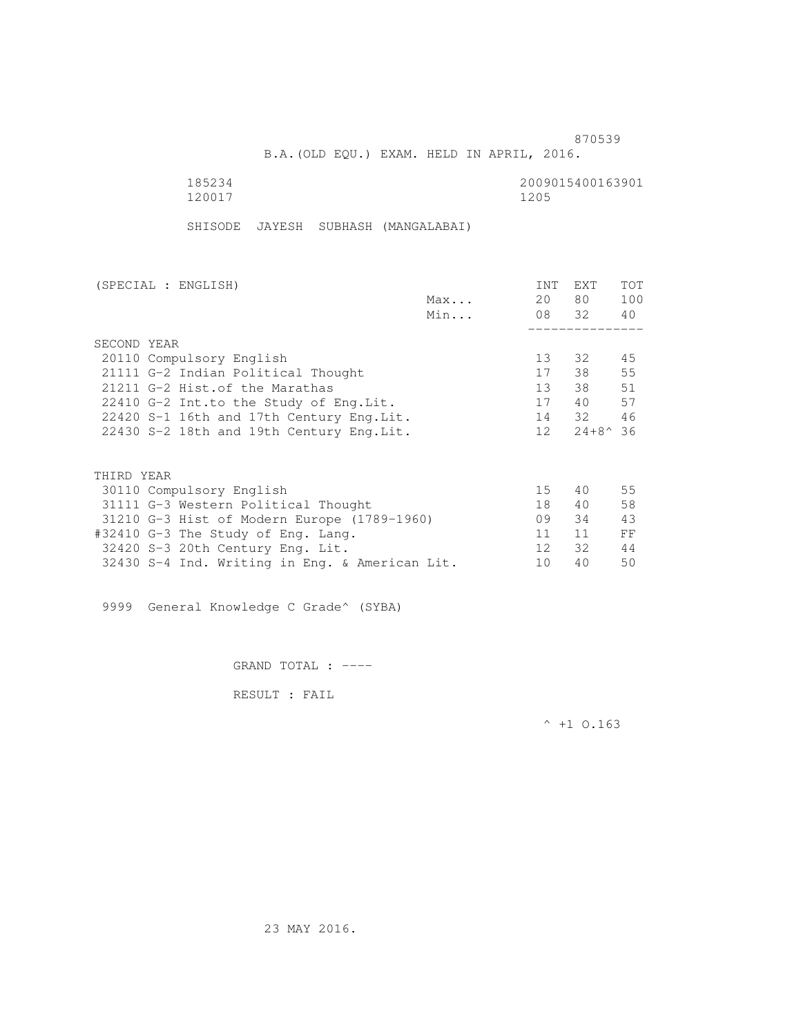870539

B.A.(OLD EQU.) EXAM. HELD IN APRIL, 2016.

185234 2009015400163901
120017 1205

SHISODE JAYESH SUBHASH (MANGALABAI)

| (SPECIAL : ENGLISH) | | INT | EXT | TOT |
|---|---|---|---|---|
| | Max... | 20 | 80 | 100 |
| | Min... | 08 | 32 | 40 |
| SECOND YEAR | | | | |
| 20110 Compulsory English | | 13 | 32 | 45 |
| 21111 G-2 Indian Political Thought | | 17 | 38 | 55 |
| 21211 G-2 Hist.of the Marathas | | 13 | 38 | 51 |
| 22410 G-2 Int.to the Study of Eng.Lit. | | 17 | 40 | 57 |
| 22420 S-1 16th and 17th Century Eng.Lit. | | 14 | 32 | 46 |
| 22430 S-2 18th and 19th Century Eng.Lit. | | 12 | 24+8^ | 36 |
| THIRD YEAR | | | | |
| 30110 Compulsory English | | 15 | 40 | 55 |
| 31111 G-3 Western Political Thought | | 18 | 40 | 58 |
| 31210 G-3 Hist of Modern Europe (1789-1960) | | 09 | 34 | 43 |
| #32410 G-3 The Study of Eng. Lang. | | 11 | 11 | FF |
| 32420 S-3 20th Century Eng. Lit. | | 12 | 32 | 44 |
| 32430 S-4 Ind. Writing in Eng. & American Lit. | | 10 | 40 | 50 |

9999 General Knowledge C Grade^ (SYBA)

GRAND TOTAL : ----

RESULT : FAIL

^ +1 O.163

23 MAY 2016.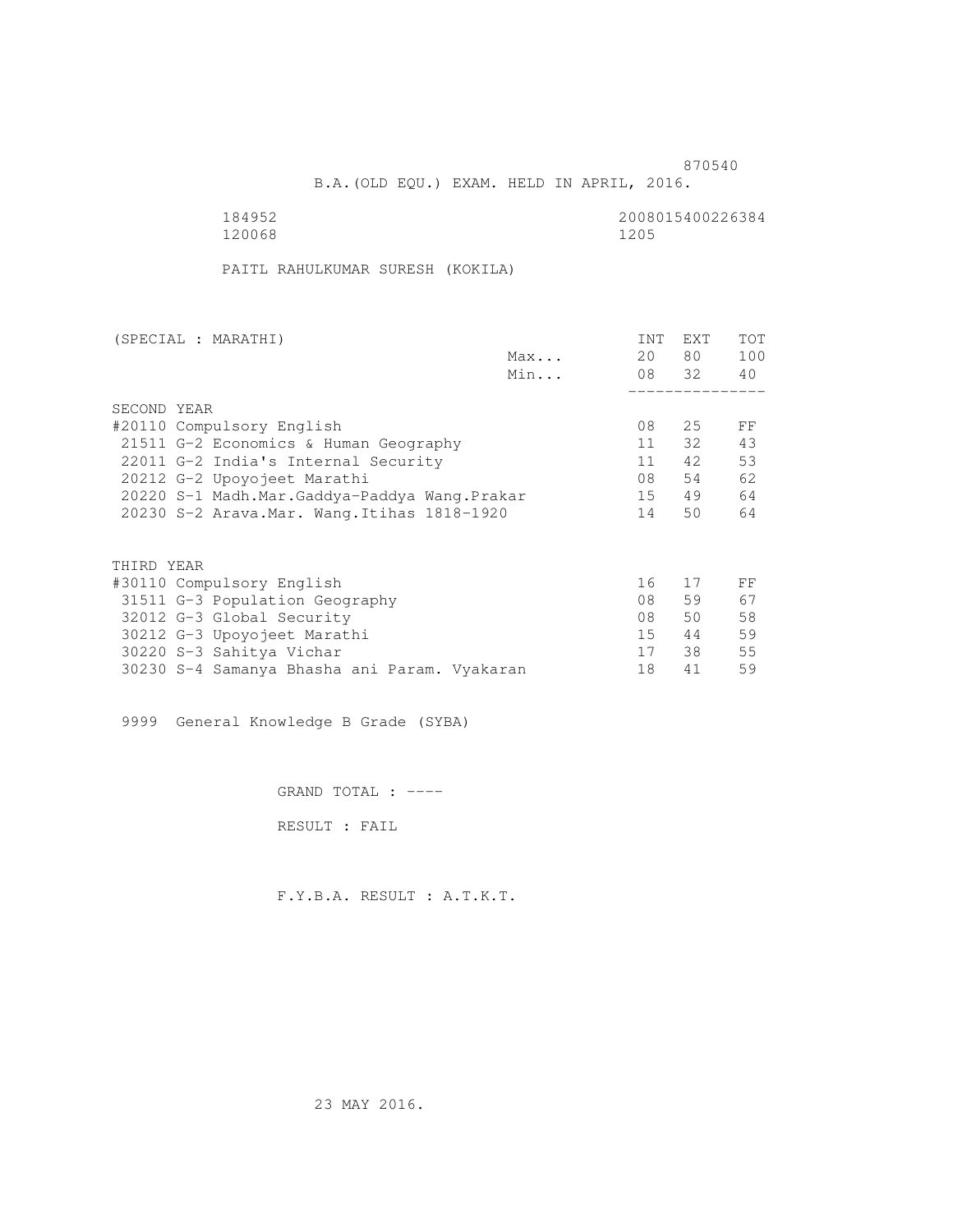870540

B.A.(OLD EQU.) EXAM. HELD IN APRIL, 2016.

184952 2008015400226384
120068 1205

PAITL RAHULKUMAR SURESH (KOKILA)

| (SPECIAL : MARATHI) | | INT | EXT | TOT |
|---|---|---|---|---|
| | Max... | 20 | 80 | 100 |
| | Min... | 08 | 32 | 40 |
| **SECOND YEAR** | | | | |
| #20110 Compulsory English | | 08 | 25 | FF |
| 21511 G-2 Economics & Human Geography | | 11 | 32 | 43 |
| 22011 G-2 India's Internal Security | | 11 | 42 | 53 |
| 20212 G-2 Upoyojeet Marathi | | 08 | 54 | 62 |
| 20220 S-1 Madh.Mar.Gaddya-Paddya Wang.Prakar | | 15 | 49 | 64 |
| 20230 S-2 Arava.Mar. Wang.Itihas 1818-1920 | | 14 | 50 | 64 |
| **THIRD YEAR** | | | | |
| #30110 Compulsory English | | 16 | 17 | FF |
| 31511 G-3 Population Geography | | 08 | 59 | 67 |
| 32012 G-3 Global Security | | 08 | 50 | 58 |
| 30212 G-3 Upoyojeet Marathi | | 15 | 44 | 59 |
| 30220 S-3 Sahitya Vichar | | 17 | 38 | 55 |
| 30230 S-4 Samanya Bhasha ani Param. Vyakaran | | 18 | 41 | 59 |

9999 General Knowledge B Grade (SYBA)

GRAND TOTAL : ----

RESULT : FAIL

F.Y.B.A. RESULT : A.T.K.T.

23 MAY 2016.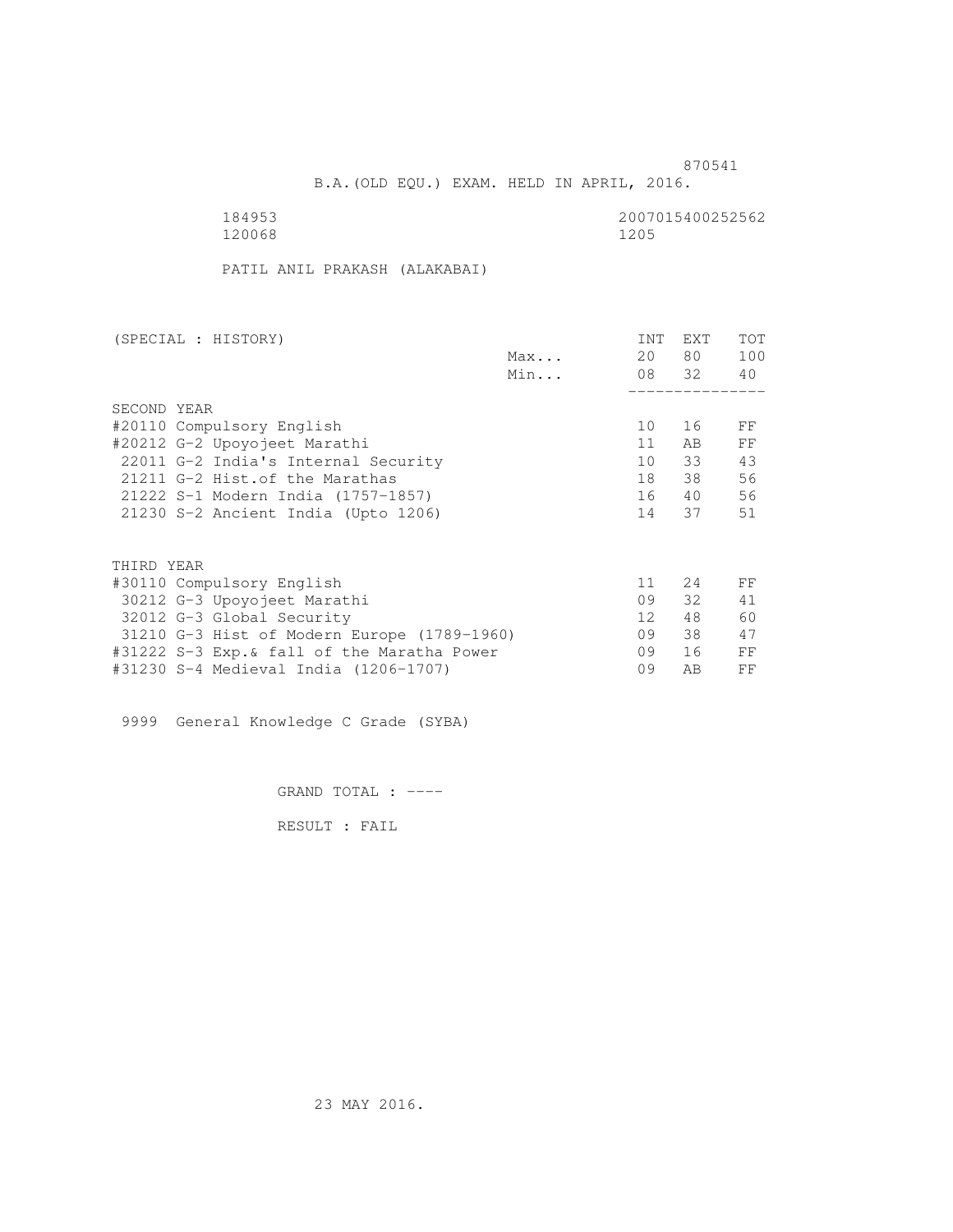870541

B.A.(OLD EQU.) EXAM. HELD IN APRIL, 2016.

184953 2007015400252562
120068 1205

PATIL ANIL PRAKASH (ALAKABAI)

| (SPECIAL : HISTORY) | | INT | EXT | TOT |
|---|---|---|---|---|
| | Max... | 20 | 80 | 100 |
| | Min... | 08 | 32 | 40 |
| SECOND YEAR | | | | |
| #20110 Compulsory English | | 10 | 16 | FF |
| #20212 G-2 Upoyojeet Marathi | | 11 | AB | FF |
| 22011 G-2 India's Internal Security | | 10 | 33 | 43 |
| 21211 G-2 Hist.of the Marathas | | 18 | 38 | 56 |
| 21222 S-1 Modern India (1757-1857) | | 16 | 40 | 56 |
| 21230 S-2 Ancient India (Upto 1206) | | 14 | 37 | 51 |
| THIRD YEAR | | | | |
| #30110 Compulsory English | | 11 | 24 | FF |
| 30212 G-3 Upoyojeet Marathi | | 09 | 32 | 41 |
| 32012 G-3 Global Security | | 12 | 48 | 60 |
| 31210 G-3 Hist of Modern Europe (1789-1960) | | 09 | 38 | 47 |
| #31222 S-3 Exp.& fall of the Maratha Power | | 09 | 16 | FF |
| #31230 S-4 Medieval India (1206-1707) | | 09 | AB | FF |

9999 General Knowledge C Grade (SYBA)

GRAND TOTAL : ----

RESULT : FAIL

23 MAY 2016.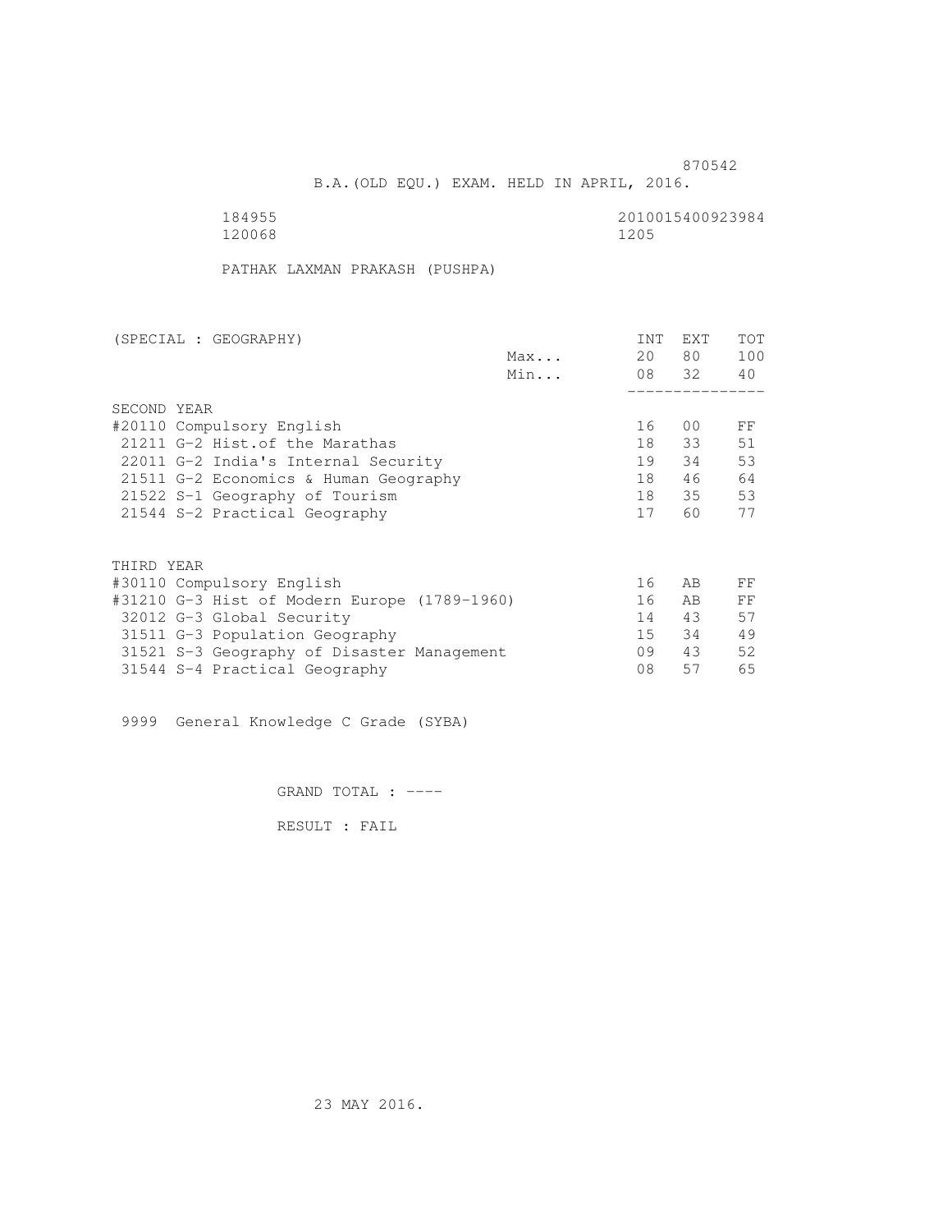870542

B.A.(OLD EQU.) EXAM. HELD IN APRIL, 2016.

184955 2010015400923984
120068 1205

PATHAK LAXMAN PRAKASH (PUSHPA)

| (SPECIAL : GEOGRAPHY) | | INT | EXT | TOT |
|---|---|---|---|---|
| | Max... | 20 | 80 | 100 |
| | Min... | 08 | 32 | 40 |
| SECOND YEAR | | | | |
| #20110 Compulsory English | | 16 | 00 | FF |
| 21211 G-2 Hist.of the Marathas | | 18 | 33 | 51 |
| 22011 G-2 India's Internal Security | | 19 | 34 | 53 |
| 21511 G-2 Economics & Human Geography | | 18 | 46 | 64 |
| 21522 S-1 Geography of Tourism | | 18 | 35 | 53 |
| 21544 S-2 Practical Geography | | 17 | 60 | 77 |
| THIRD YEAR | | | | |
| #30110 Compulsory English | | 16 | AB | FF |
| #31210 G-3 Hist of Modern Europe (1789-1960) | | 16 | AB | FF |
| 32012 G-3 Global Security | | 14 | 43 | 57 |
| 31511 G-3 Population Geography | | 15 | 34 | 49 |
| 31521 S-3 Geography of Disaster Management | | 09 | 43 | 52 |
| 31544 S-4 Practical Geography | | 08 | 57 | 65 |

9999 General Knowledge C Grade (SYBA)

GRAND TOTAL : ----

RESULT : FAIL

23 MAY 2016.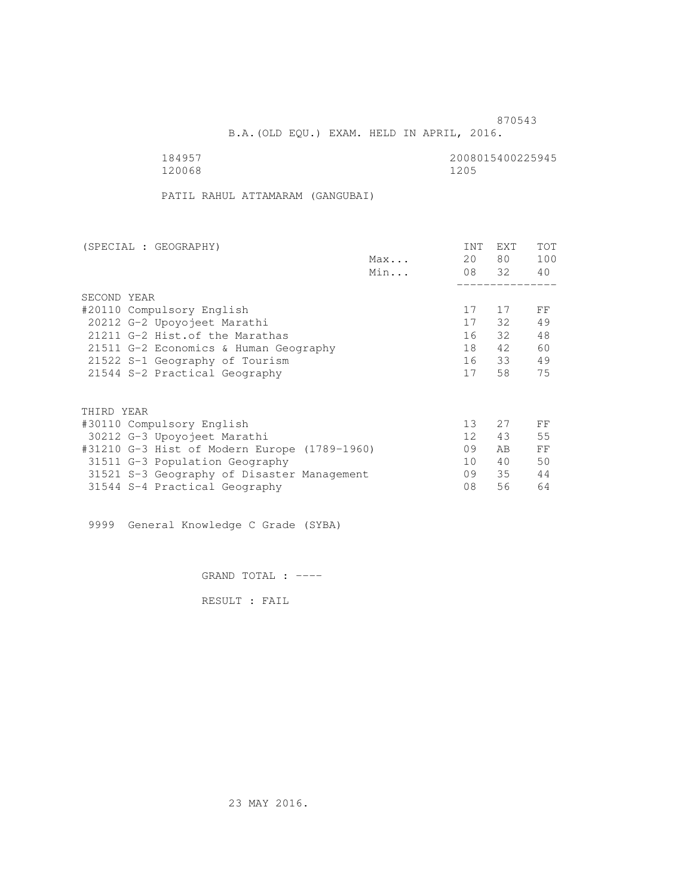870543

B.A.(OLD EQU.) EXAM. HELD IN APRIL, 2016.

184957 2008015400225945
120068 1205

PATIL RAHUL ATTAMARAM (GANGUBAI)

| (SPECIAL : GEOGRAPHY) | | INT | EXT | TOT |
|---|---|---|---|---|
| | Max... | 20 | 80 | 100 |
| | Min... | 08 | 32 | 40 |
| SECOND YEAR | | | | |
| #20110 Compulsory English | | 17 | 17 | FF |
| 20212 G-2 Upoyojeet Marathi | | 17 | 32 | 49 |
| 21211 G-2 Hist.of the Marathas | | 16 | 32 | 48 |
| 21511 G-2 Economics & Human Geography | | 18 | 42 | 60 |
| 21522 S-1 Geography of Tourism | | 16 | 33 | 49 |
| 21544 S-2 Practical Geography | | 17 | 58 | 75 |
| THIRD YEAR | | | | |
| #30110 Compulsory English | | 13 | 27 | FF |
| 30212 G-3 Upoyojeet Marathi | | 12 | 43 | 55 |
| #31210 G-3 Hist of Modern Europe (1789-1960) | | 09 | AB | FF |
| 31511 G-3 Population Geography | | 10 | 40 | 50 |
| 31521 S-3 Geography of Disaster Management | | 09 | 35 | 44 |
| 31544 S-4 Practical Geography | | 08 | 56 | 64 |

9999 General Knowledge C Grade (SYBA)

GRAND TOTAL : ----

RESULT : FAIL

23 MAY 2016.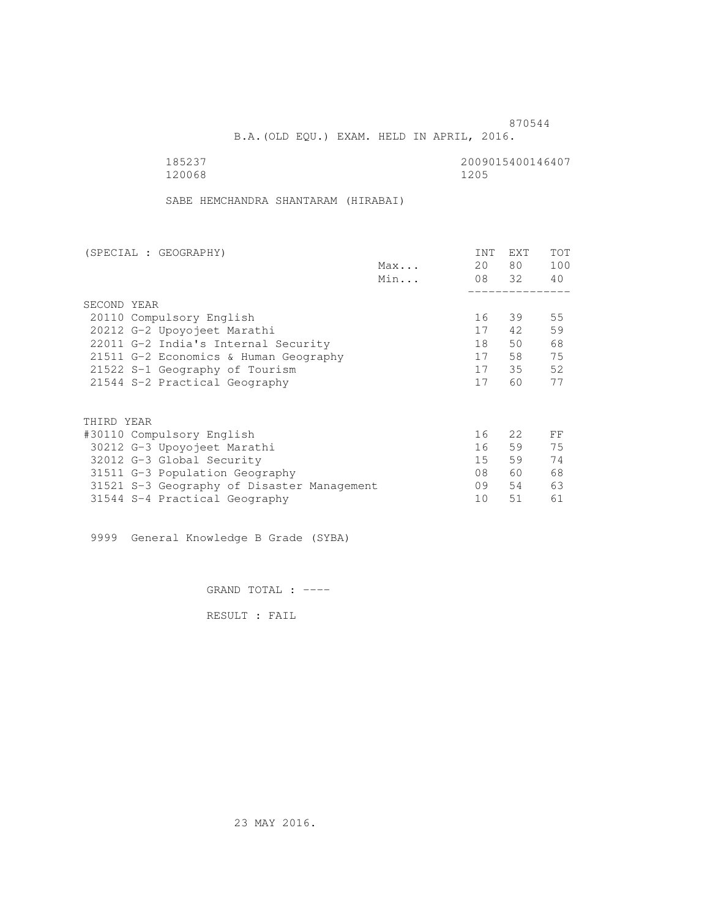870544

B.A.(OLD EQU.) EXAM. HELD IN APRIL, 2016.

185237 2009015400146407
120068 1205

SABE HEMCHANDRA SHANTARAM (HIRABAI)

| (SPECIAL : GEOGRAPHY) | | INT | EXT | TOT |
|---|---|---|---|---|
| | Max... | 20 | 80 | 100 |
| | Min... | 08 | 32 | 40 |
| SECOND YEAR | | | | |
| 20110 Compulsory English | | 16 | 39 | 55 |
| 20212 G-2 Upoyojeet Marathi | | 17 | 42 | 59 |
| 22011 G-2 India's Internal Security | | 18 | 50 | 68 |
| 21511 G-2 Economics & Human Geography | | 17 | 58 | 75 |
| 21522 S-1 Geography of Tourism | | 17 | 35 | 52 |
| 21544 S-2 Practical Geography | | 17 | 60 | 77 |
| THIRD YEAR | | | | |
| #30110 Compulsory English | | 16 | 22 | FF |
| 30212 G-3 Upoyojeet Marathi | | 16 | 59 | 75 |
| 32012 G-3 Global Security | | 15 | 59 | 74 |
| 31511 G-3 Population Geography | | 08 | 60 | 68 |
| 31521 S-3 Geography of Disaster Management | | 09 | 54 | 63 |
| 31544 S-4 Practical Geography | | 10 | 51 | 61 |

9999 General Knowledge B Grade (SYBA)

GRAND TOTAL : ----

RESULT : FAIL

23 MAY 2016.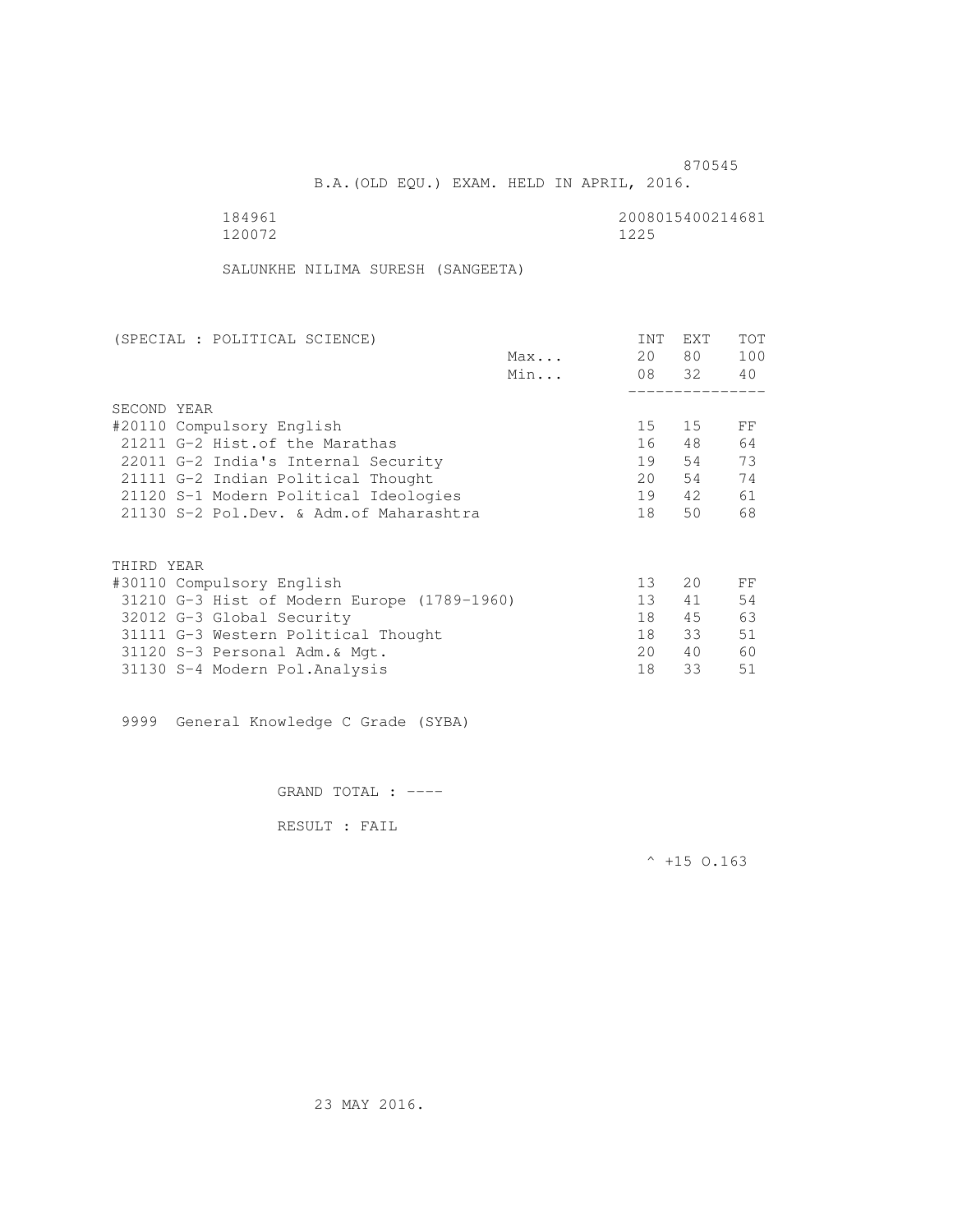870545

B.A.(OLD EQU.) EXAM. HELD IN APRIL, 2016.

184961 2008015400214681
120072 1225

SALUNKHE NILIMA SURESH (SANGEETA)

| (SPECIAL : POLITICAL SCIENCE) | | INT | EXT | TOT |
|---|---|---|---|---|
| | Max... | 20 | 80 | 100 |
| | Min... | 08 | 32 | 40 |
| **SECOND YEAR** | | | | |
| #20110 Compulsory English | | 15 | 15 | FF |
| 21211 G-2 Hist.of the Marathas | | 16 | 48 | 64 |
| 22011 G-2 India's Internal Security | | 19 | 54 | 73 |
| 21111 G-2 Indian Political Thought | | 20 | 54 | 74 |
| 21120 S-1 Modern Political Ideologies | | 19 | 42 | 61 |
| 21130 S-2 Pol.Dev. & Adm.of Maharashtra | | 18 | 50 | 68 |
| **THIRD YEAR** | | | | |
| #30110 Compulsory English | | 13 | 20 | FF |
| 31210 G-3 Hist of Modern Europe (1789-1960) | | 13 | 41 | 54 |
| 32012 G-3 Global Security | | 18 | 45 | 63 |
| 31111 G-3 Western Political Thought | | 18 | 33 | 51 |
| 31120 S-3 Personal Adm.& Mgt. | | 20 | 40 | 60 |
| 31130 S-4 Modern Pol.Analysis | | 18 | 33 | 51 |

9999 General Knowledge C Grade (SYBA)

GRAND TOTAL : ----

RESULT : FAIL

^ +15 O.163

23 MAY 2016.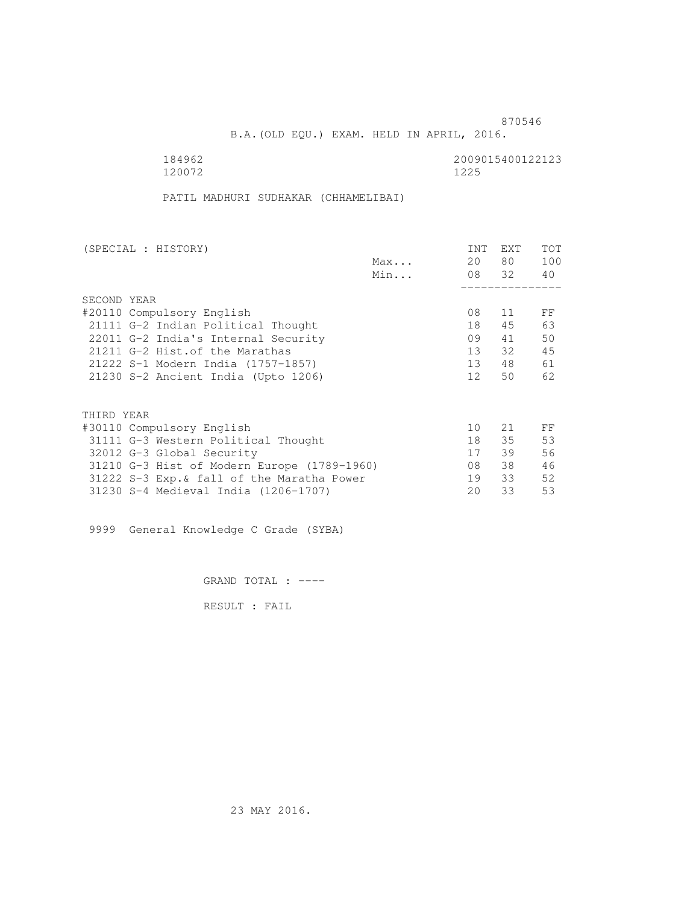870546

B.A.(OLD EQU.) EXAM. HELD IN APRIL, 2016.

184962 2009015400122123

120072 1225

PATIL MADHURI SUDHAKAR (CHHAMELIBAI)

| (SPECIAL : HISTORY) | | INT | EXT | TOT |
|---|---|---|---|---|
| | Max... | 20 | 80 | 100 |
| | Min... | 08 | 32 | 40 |
| SECOND YEAR | | | | |
| #20110 Compulsory English | | 08 | 11 | FF |
| 21111 G-2 Indian Political Thought | | 18 | 45 | 63 |
| 22011 G-2 India's Internal Security | | 09 | 41 | 50 |
| 21211 G-2 Hist.of the Marathas | | 13 | 32 | 45 |
| 21222 S-1 Modern India (1757-1857) | | 13 | 48 | 61 |
| 21230 S-2 Ancient India (Upto 1206) | | 12 | 50 | 62 |
| THIRD YEAR | | | | |
| #30110 Compulsory English | | 10 | 21 | FF |
| 31111 G-3 Western Political Thought | | 18 | 35 | 53 |
| 32012 G-3 Global Security | | 17 | 39 | 56 |
| 31210 G-3 Hist of Modern Europe (1789-1960) | | 08 | 38 | 46 |
| 31222 S-3 Exp.& fall of the Maratha Power | | 19 | 33 | 52 |
| 31230 S-4 Medieval India (1206-1707) | | 20 | 33 | 53 |

9999 General Knowledge C Grade (SYBA)

GRAND TOTAL : ----

RESULT : FAIL

23 MAY 2016.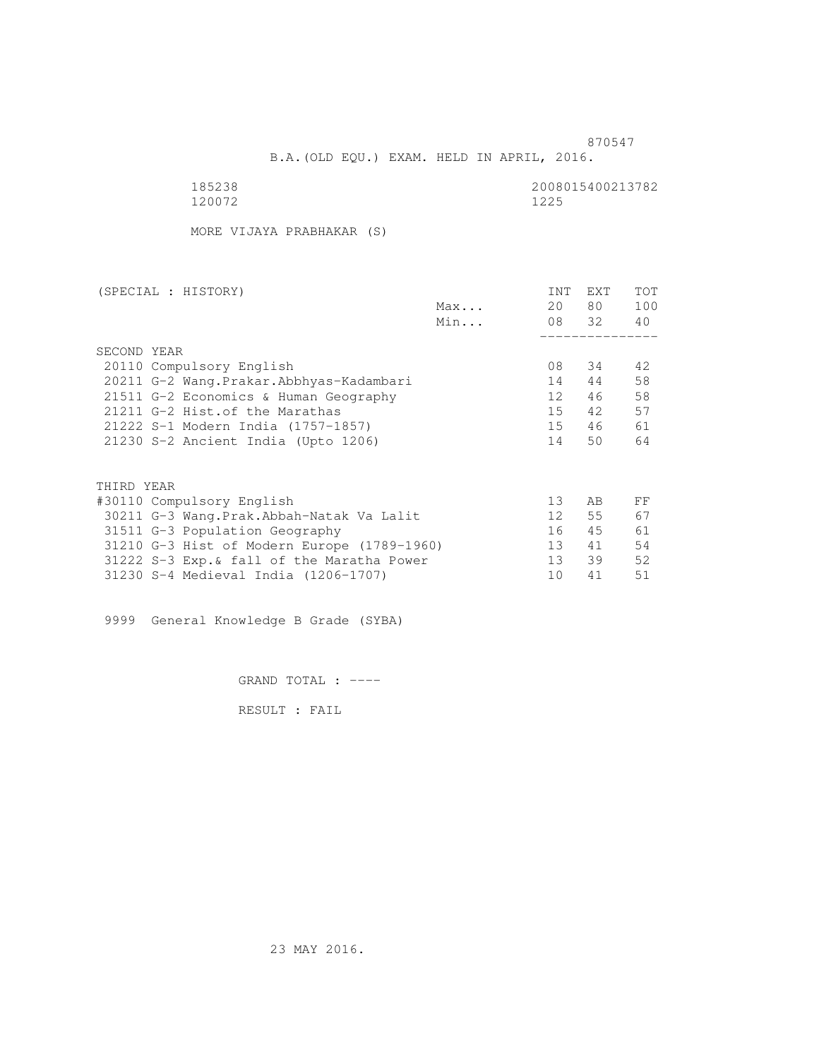870547

B.A.(OLD EQU.) EXAM. HELD IN APRIL, 2016.

185238 2008015400213782
120072 1225

MORE VIJAYA PRABHAKAR (S)

| (SPECIAL : HISTORY) | | INT | EXT | TOT |
|---|---|---|---|---|
| | Max... | 20 | 80 | 100 |
| | Min... | 08 | 32 | 40 |
| **SECOND YEAR** | | | | |
| 20110 Compulsory English | | 08 | 34 | 42 |
| 20211 G-2 Wang.Prakar.Abbhyas-Kadambari | | 14 | 44 | 58 |
| 21511 G-2 Economics & Human Geography | | 12 | 46 | 58 |
| 21211 G-2 Hist.of the Marathas | | 15 | 42 | 57 |
| 21222 S-1 Modern India (1757-1857) | | 15 | 46 | 61 |
| 21230 S-2 Ancient India (Upto 1206) | | 14 | 50 | 64 |
| **THIRD YEAR** | | | | |
| #30110 Compulsory English | | 13 | AB | FF |
| 30211 G-3 Wang.Prak.Abbah-Natak Va Lalit | | 12 | 55 | 67 |
| 31511 G-3 Population Geography | | 16 | 45 | 61 |
| 31210 G-3 Hist of Modern Europe (1789-1960) | | 13 | 41 | 54 |
| 31222 S-3 Exp.& fall of the Maratha Power | | 13 | 39 | 52 |
| 31230 S-4 Medieval India (1206-1707) | | 10 | 41 | 51 |

9999 General Knowledge B Grade (SYBA)

GRAND TOTAL : ----

RESULT : FAIL

23 MAY 2016.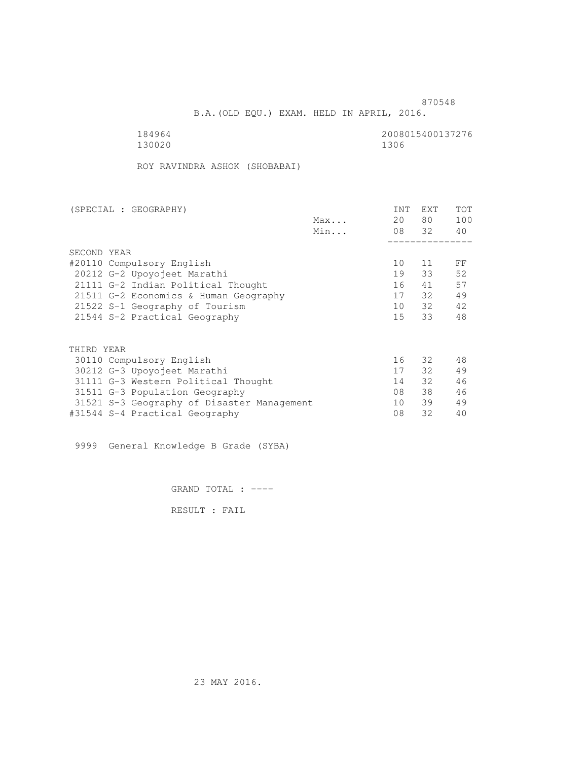870548

B.A.(OLD EQU.) EXAM. HELD IN APRIL, 2016.

184964 2008015400137276
130020 1306

ROY RAVINDRA ASHOK (SHOBABAI)

| (SPECIAL : GEOGRAPHY) | | INT | EXT | TOT |
|---|---|---|---|---|
| | Max... | 20 | 80 | 100 |
| | Min... | 08 | 32 | 40 |
| SECOND YEAR | | | | |
| #20110 Compulsory English | | 10 | 11 | FF |
| 20212 G-2 Upoyojeet Marathi | | 19 | 33 | 52 |
| 21111 G-2 Indian Political Thought | | 16 | 41 | 57 |
| 21511 G-2 Economics & Human Geography | | 17 | 32 | 49 |
| 21522 S-1 Geography of Tourism | | 10 | 32 | 42 |
| 21544 S-2 Practical Geography | | 15 | 33 | 48 |
| THIRD YEAR | | | | |
| 30110 Compulsory English | | 16 | 32 | 48 |
| 30212 G-3 Upoyojeet Marathi | | 17 | 32 | 49 |
| 31111 G-3 Western Political Thought | | 14 | 32 | 46 |
| 31511 G-3 Population Geography | | 08 | 38 | 46 |
| 31521 S-3 Geography of Disaster Management | | 10 | 39 | 49 |
| #31544 S-4 Practical Geography | | 08 | 32 | 40 |

9999 General Knowledge B Grade (SYBA)

GRAND TOTAL : ----

RESULT : FAIL

23 MAY 2016.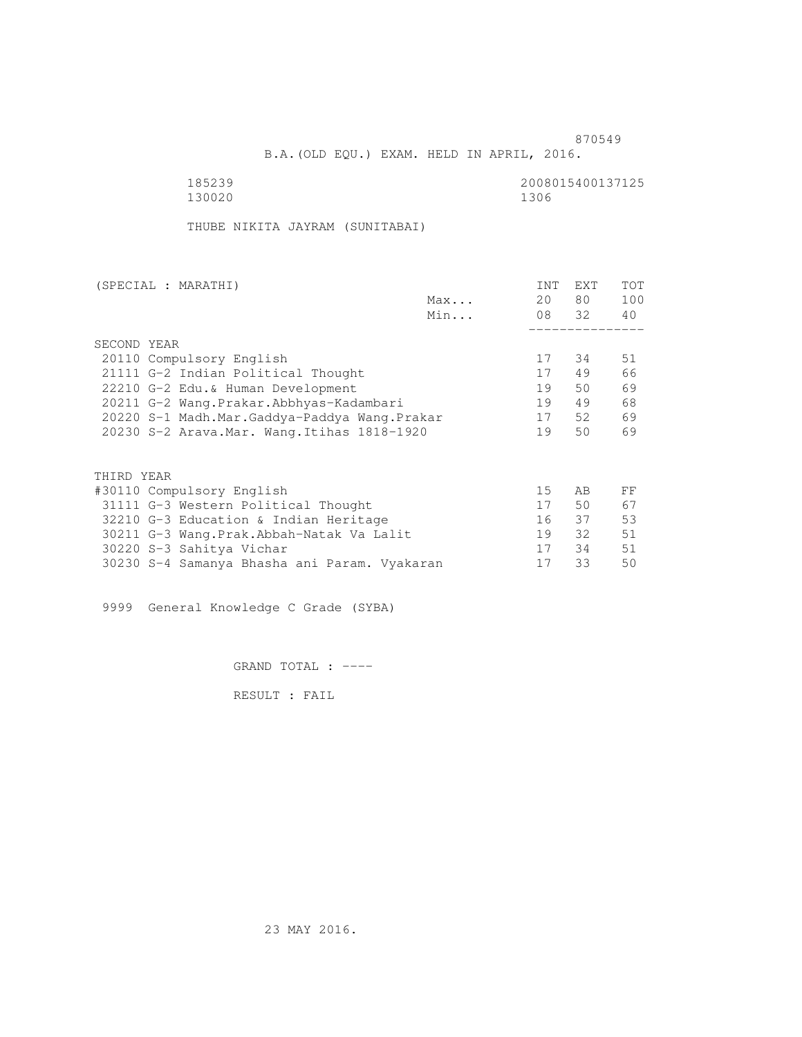870549

B.A.(OLD EQU.) EXAM. HELD IN APRIL, 2016.

185239 2008015400137125
130020 1306

THUBE NIKITA JAYRAM (SUNITABAI)

| (SPECIAL : MARATHI) | | INT | EXT | TOT |
|---|---|---|---|---|
| | Max... | 20 | 80 | 100 |
| | Min... | 08 | 32 | 40 |
| SECOND YEAR | | | | |
| 20110 Compulsory English | | 17 | 34 | 51 |
| 21111 G-2 Indian Political Thought | | 17 | 49 | 66 |
| 22210 G-2 Edu.& Human Development | | 19 | 50 | 69 |
| 20211 G-2 Wang.Prakar.Abbhyas-Kadambari | | 19 | 49 | 68 |
| 20220 S-1 Madh.Mar.Gaddya-Paddya Wang.Prakar | | 17 | 52 | 69 |
| 20230 S-2 Arava.Mar. Wang.Itihas 1818-1920 | | 19 | 50 | 69 |
| THIRD YEAR | | | | |
| #30110 Compulsory English | | 15 | AB | FF |
| 31111 G-3 Western Political Thought | | 17 | 50 | 67 |
| 32210 G-3 Education & Indian Heritage | | 16 | 37 | 53 |
| 30211 G-3 Wang.Prak.Abbah-Natak Va Lalit | | 19 | 32 | 51 |
| 30220 S-3 Sahitya Vichar | | 17 | 34 | 51 |
| 30230 S-4 Samanya Bhasha ani Param. Vyakaran | | 17 | 33 | 50 |

9999 General Knowledge C Grade (SYBA)

GRAND TOTAL : ----

RESULT : FAIL

23 MAY 2016.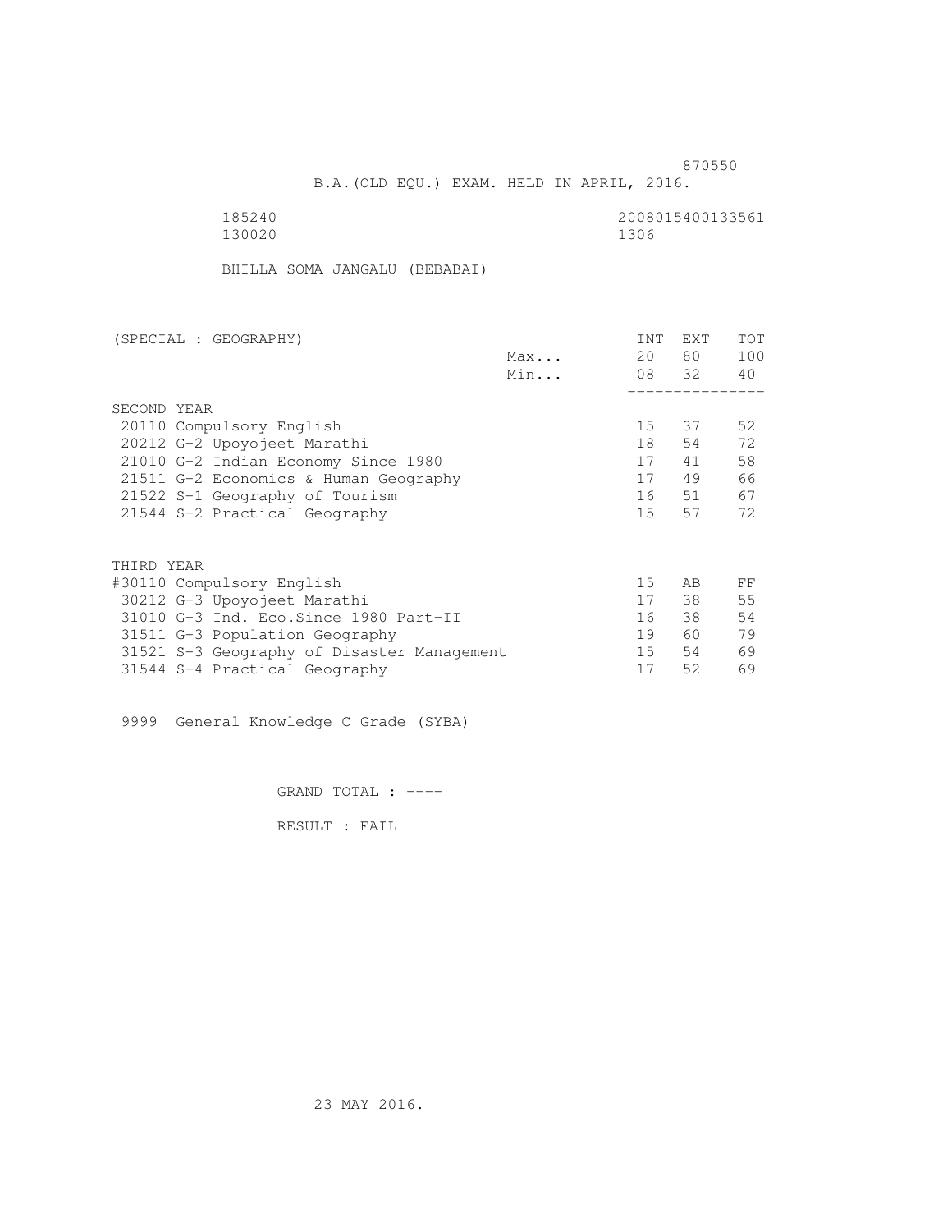870550

B.A.(OLD EQU.) EXAM. HELD IN APRIL, 2016.

185240 2008015400133561

130020 1306

BHILLA SOMA JANGALU (BEBABAI)

| (SPECIAL : GEOGRAPHY) | | INT | EXT | TOT |
|---|---|---|---|---|
| | Max... | 20 | 80 | 100 |
| | Min... | 08 | 32 | 40 |
| SECOND YEAR | | | | |
| 20110 Compulsory English | | 15 | 37 | 52 |
| 20212 G-2 Upoyojeet Marathi | | 18 | 54 | 72 |
| 21010 G-2 Indian Economy Since 1980 | | 17 | 41 | 58 |
| 21511 G-2 Economics & Human Geography | | 17 | 49 | 66 |
| 21522 S-1 Geography of Tourism | | 16 | 51 | 67 |
| 21544 S-2 Practical Geography | | 15 | 57 | 72 |
| THIRD YEAR | | | | |
| #30110 Compulsory English | | 15 | AB | FF |
| 30212 G-3 Upoyojeet Marathi | | 17 | 38 | 55 |
| 31010 G-3 Ind. Eco.Since 1980 Part-II | | 16 | 38 | 54 |
| 31511 G-3 Population Geography | | 19 | 60 | 79 |
| 31521 S-3 Geography of Disaster Management | | 15 | 54 | 69 |
| 31544 S-4 Practical Geography | | 17 | 52 | 69 |

9999 General Knowledge C Grade (SYBA)

GRAND TOTAL : ----

RESULT : FAIL

23 MAY 2016.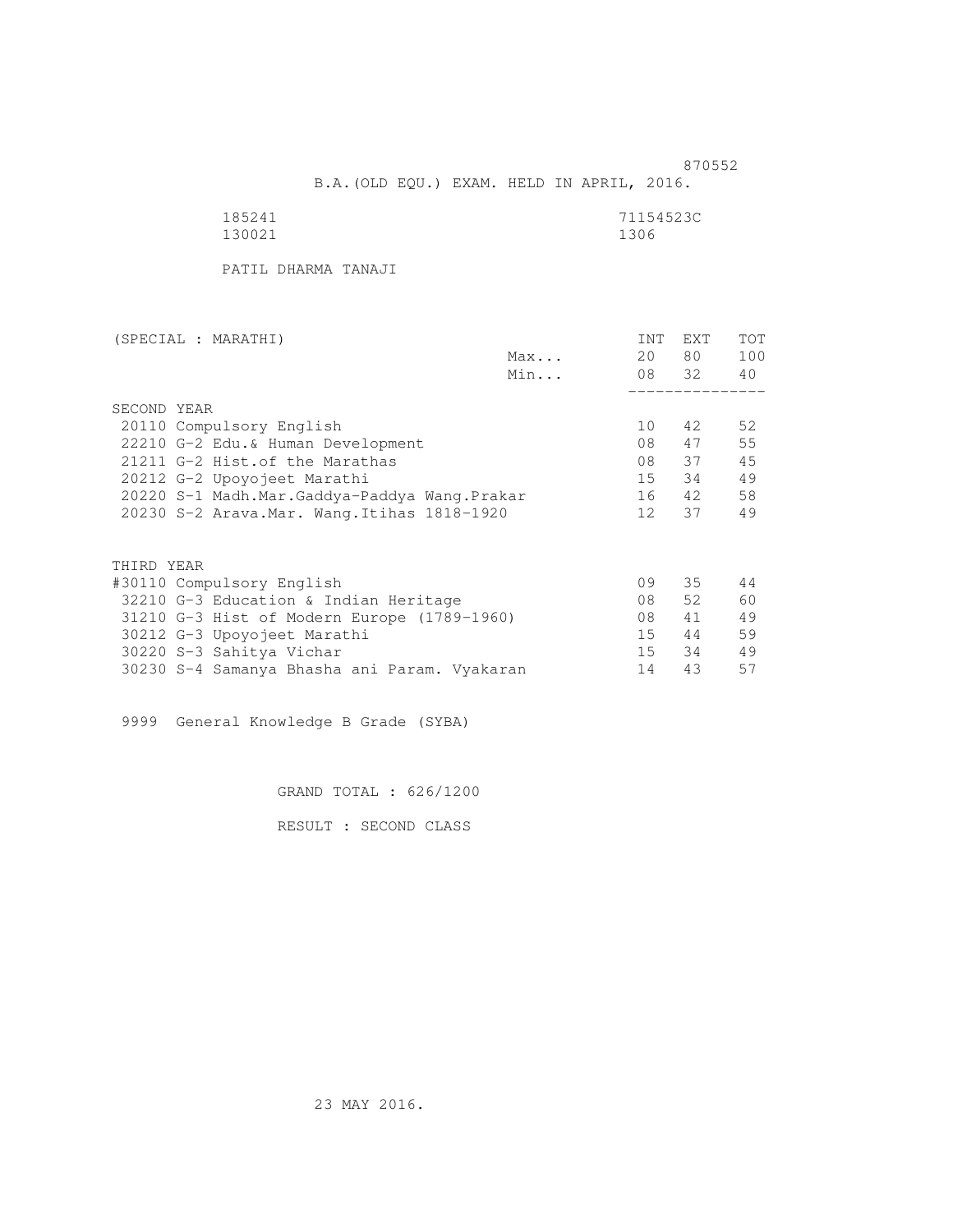870552

B.A.(OLD EQU.) EXAM. HELD IN APRIL, 2016.

185241 71154523C
130021 1306

PATIL DHARMA TANAJI

| (SPECIAL : MARATHI) | | INT | EXT | TOT |
|---|---|---|---|---|
| | Max... | 20 | 80 | 100 |
| | Min... | 08 | 32 | 40 |
| SECOND YEAR | | | | |
| 20110 Compulsory English | | 10 | 42 | 52 |
| 22210 G-2 Edu.& Human Development | | 08 | 47 | 55 |
| 21211 G-2 Hist.of the Marathas | | 08 | 37 | 45 |
| 20212 G-2 Upoyojeet Marathi | | 15 | 34 | 49 |
| 20220 S-1 Madh.Mar.Gaddya-Paddya Wang.Prakar | | 16 | 42 | 58 |
| 20230 S-2 Arava.Mar. Wang.Itihas 1818-1920 | | 12 | 37 | 49 |
| THIRD YEAR | | | | |
| #30110 Compulsory English | | 09 | 35 | 44 |
| 32210 G-3 Education & Indian Heritage | | 08 | 52 | 60 |
| 31210 G-3 Hist of Modern Europe (1789-1960) | | 08 | 41 | 49 |
| 30212 G-3 Upoyojeet Marathi | | 15 | 44 | 59 |
| 30220 S-3 Sahitya Vichar | | 15 | 34 | 49 |
| 30230 S-4 Samanya Bhasha ani Param. Vyakaran | | 14 | 43 | 57 |

9999 General Knowledge B Grade (SYBA)

GRAND TOTAL : 626/1200

RESULT : SECOND CLASS

23 MAY 2016.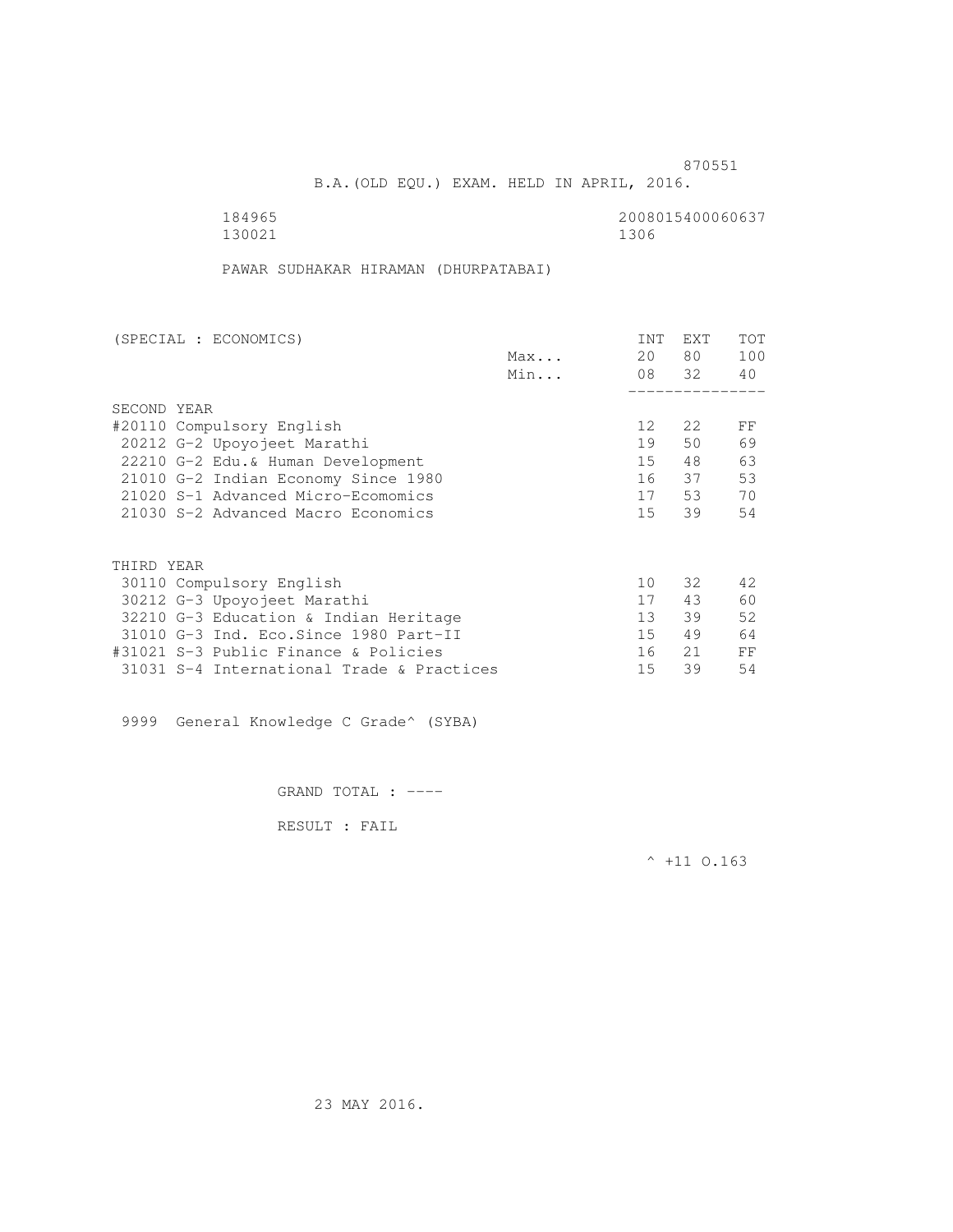870551

B.A.(OLD EQU.) EXAM. HELD IN APRIL, 2016.

184965 2008015400060637
130021 1306

PAWAR SUDHAKAR HIRAMAN (DHURPATABAI)

| (SPECIAL : ECONOMICS) | | INT | EXT | TOT |
|---|---|---|---|---|
| | Max... | 20 | 80 | 100 |
| | Min... | 08 | 32 | 40 |
| SECOND YEAR | | | | |
| #20110 Compulsory English | | 12 | 22 | FF |
| 20212 G-2 Upoyojeet Marathi | | 19 | 50 | 69 |
| 22210 G-2 Edu.& Human Development | | 15 | 48 | 63 |
| 21010 G-2 Indian Economy Since 1980 | | 16 | 37 | 53 |
| 21020 S-1 Advanced Micro-Ecomomics | | 17 | 53 | 70 |
| 21030 S-2 Advanced Macro Economics | | 15 | 39 | 54 |
| THIRD YEAR | | | | |
| 30110 Compulsory English | | 10 | 32 | 42 |
| 30212 G-3 Upoyojeet Marathi | | 17 | 43 | 60 |
| 32210 G-3 Education & Indian Heritage | | 13 | 39 | 52 |
| 31010 G-3 Ind. Eco.Since 1980 Part-II | | 15 | 49 | 64 |
| #31021 S-3 Public Finance & Policies | | 16 | 21 | FF |
| 31031 S-4 International Trade & Practices | | 15 | 39 | 54 |

9999 General Knowledge C Grade^ (SYBA)

GRAND TOTAL : ----

RESULT : FAIL

^ +11 O.163

23 MAY 2016.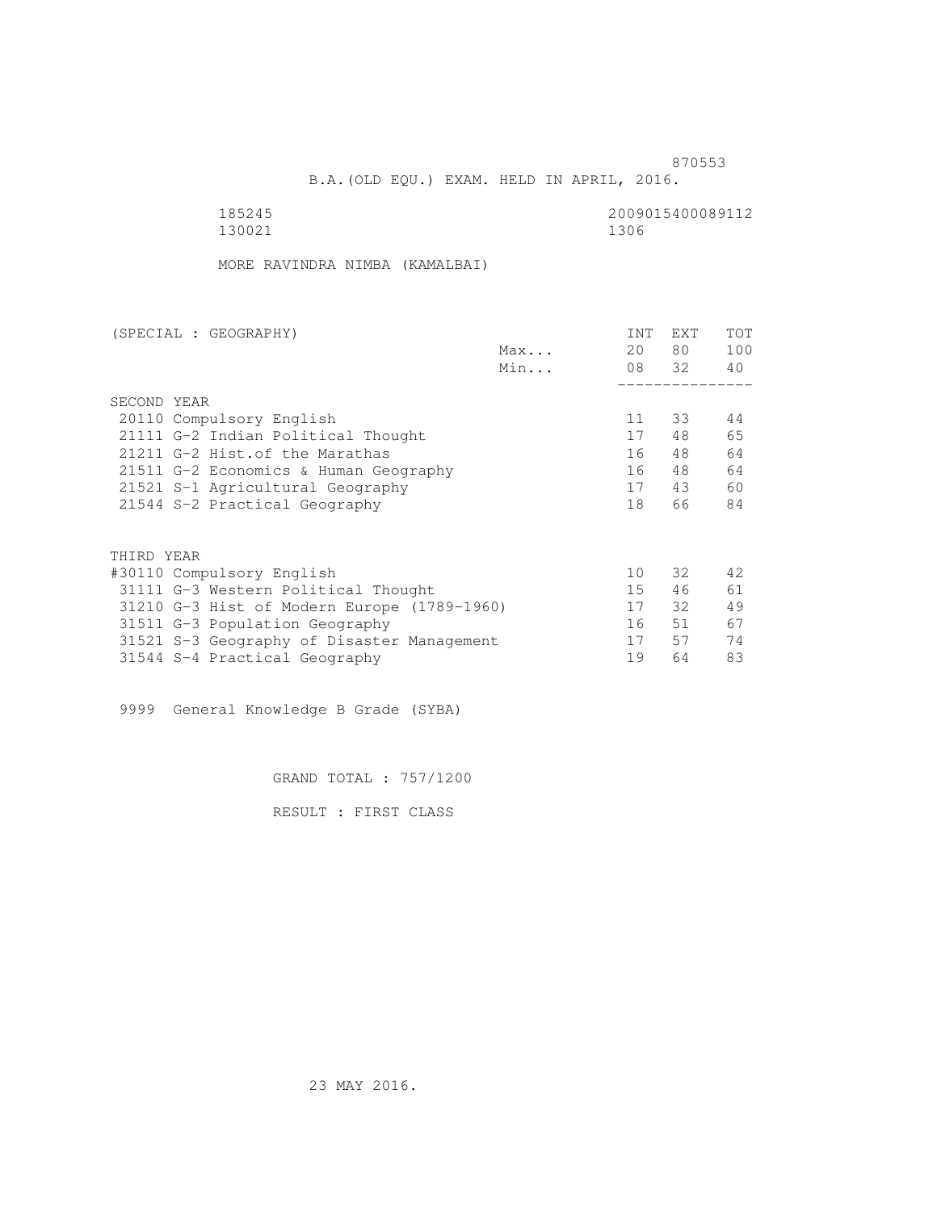870553

B.A.(OLD EQU.) EXAM. HELD IN APRIL, 2016.

185245 2009015400089112
130021 1306

MORE RAVINDRA NIMBA (KAMALBAI)

| (SPECIAL : GEOGRAPHY) | | INT | EXT | TOT |
|---|---|---|---|---|
| | Max... | 20 | 80 | 100 |
| | Min... | 08 | 32 | 40 |
| SECOND YEAR | | | | |
| 20110 Compulsory English | | 11 | 33 | 44 |
| 21111 G-2 Indian Political Thought | | 17 | 48 | 65 |
| 21211 G-2 Hist.of the Marathas | | 16 | 48 | 64 |
| 21511 G-2 Economics & Human Geography | | 16 | 48 | 64 |
| 21521 S-1 Agricultural Geography | | 17 | 43 | 60 |
| 21544 S-2 Practical Geography | | 18 | 66 | 84 |
| THIRD YEAR | | | | |
| #30110 Compulsory English | | 10 | 32 | 42 |
| 31111 G-3 Western Political Thought | | 15 | 46 | 61 |
| 31210 G-3 Hist of Modern Europe (1789-1960) | | 17 | 32 | 49 |
| 31511 G-3 Population Geography | | 16 | 51 | 67 |
| 31521 S-3 Geography of Disaster Management | | 17 | 57 | 74 |
| 31544 S-4 Practical Geography | | 19 | 64 | 83 |

9999 General Knowledge B Grade (SYBA)

GRAND TOTAL : 757/1200

RESULT : FIRST CLASS

23 MAY 2016.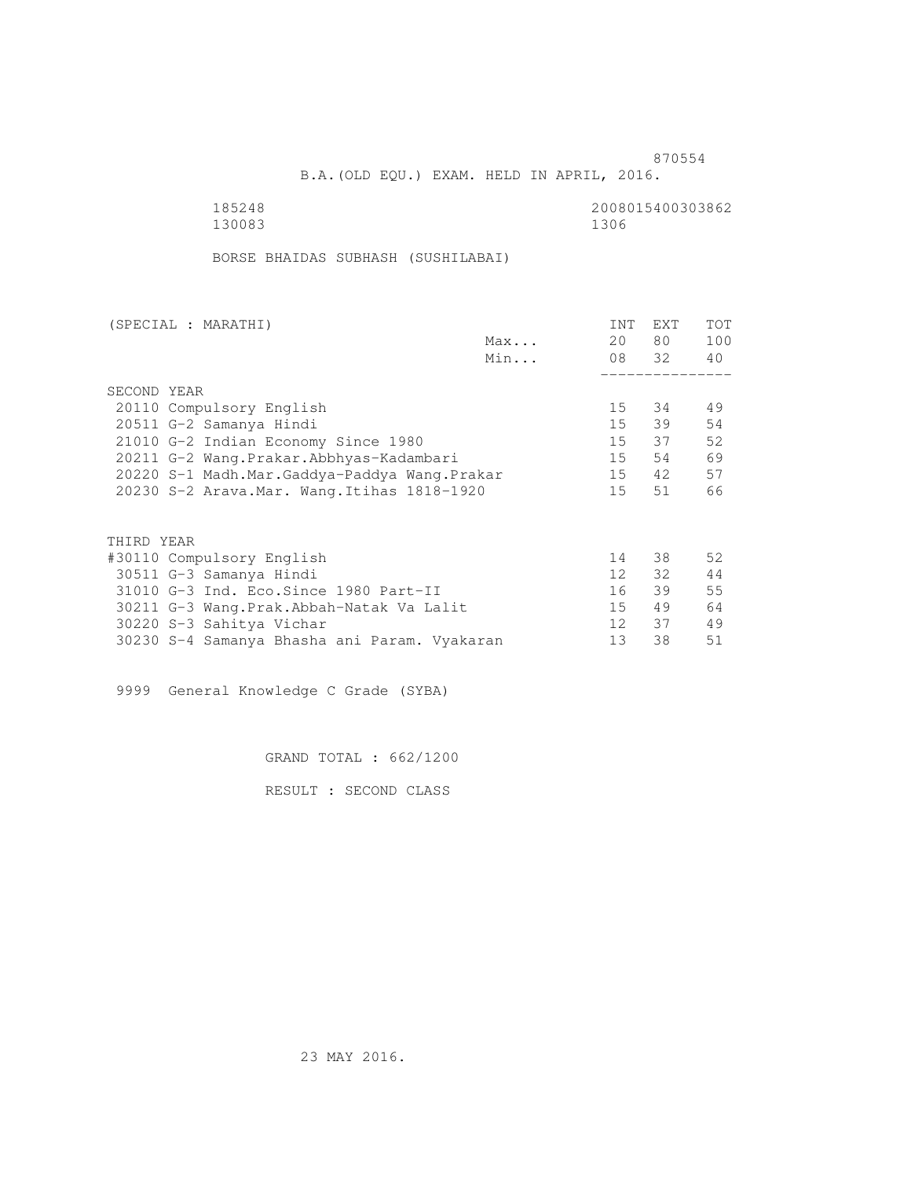870554

B.A.(OLD EQU.) EXAM. HELD IN APRIL, 2016.

185248 2008015400303862
130083 1306

BORSE BHAIDAS SUBHASH (SUSHILABAI)

| (SPECIAL : MARATHI) | | INT | EXT | TOT |
|---|---|---|---|---|
| | Max... | 20 | 80 | 100 |
| | Min... | 08 | 32 | 40 |
| SECOND YEAR | | | | |
| 20110 Compulsory English | | 15 | 34 | 49 |
| 20511 G-2 Samanya Hindi | | 15 | 39 | 54 |
| 21010 G-2 Indian Economy Since 1980 | | 15 | 37 | 52 |
| 20211 G-2 Wang.Prakar.Abbhyas-Kadambari | | 15 | 54 | 69 |
| 20220 S-1 Madh.Mar.Gaddya-Paddya Wang.Prakar | | 15 | 42 | 57 |
| 20230 S-2 Arava.Mar. Wang.Itihas 1818-1920 | | 15 | 51 | 66 |
| THIRD YEAR | | | | |
| #30110 Compulsory English | | 14 | 38 | 52 |
| 30511 G-3 Samanya Hindi | | 12 | 32 | 44 |
| 31010 G-3 Ind. Eco.Since 1980 Part-II | | 16 | 39 | 55 |
| 30211 G-3 Wang.Prak.Abbah-Natak Va Lalit | | 15 | 49 | 64 |
| 30220 S-3 Sahitya Vichar | | 12 | 37 | 49 |
| 30230 S-4 Samanya Bhasha ani Param. Vyakaran | | 13 | 38 | 51 |

9999 General Knowledge C Grade (SYBA)

GRAND TOTAL : 662/1200

RESULT : SECOND CLASS

23 MAY 2016.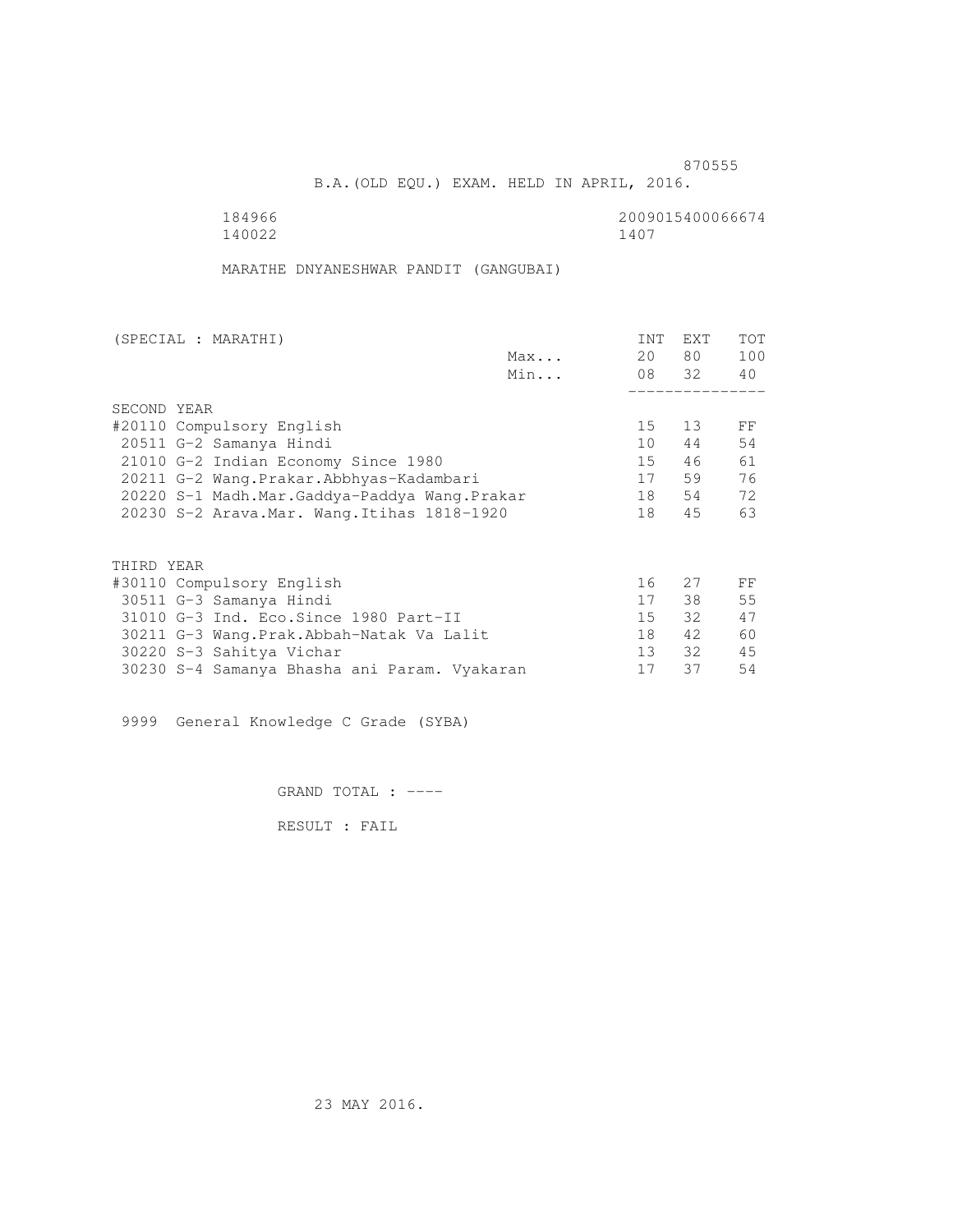870555

B.A.(OLD EQU.) EXAM. HELD IN APRIL, 2016.

184966 2009015400066674
140022 1407

MARATHE DNYANESHWAR PANDIT (GANGUBAI)

| (SPECIAL : MARATHI) | | INT | EXT | TOT |
|---|---|---|---|---|
| | Max... | 20 | 80 | 100 |
| | Min... | 08 | 32 | 40 |
| SECOND YEAR | | | | |
| #20110 Compulsory English | | 15 | 13 | FF |
| 20511 G-2 Samanya Hindi | | 10 | 44 | 54 |
| 21010 G-2 Indian Economy Since 1980 | | 15 | 46 | 61 |
| 20211 G-2 Wang.Prakar.Abbhyas-Kadambari | | 17 | 59 | 76 |
| 20220 S-1 Madh.Mar.Gaddya-Paddya Wang.Prakar | | 18 | 54 | 72 |
| 20230 S-2 Arava.Mar. Wang.Itihas 1818-1920 | | 18 | 45 | 63 |
| THIRD YEAR | | | | |
| #30110 Compulsory English | | 16 | 27 | FF |
| 30511 G-3 Samanya Hindi | | 17 | 38 | 55 |
| 31010 G-3 Ind. Eco.Since 1980 Part-II | | 15 | 32 | 47 |
| 30211 G-3 Wang.Prak.Abbah-Natak Va Lalit | | 18 | 42 | 60 |
| 30220 S-3 Sahitya Vichar | | 13 | 32 | 45 |
| 30230 S-4 Samanya Bhasha ani Param. Vyakaran | | 17 | 37 | 54 |

9999 General Knowledge C Grade (SYBA)

GRAND TOTAL : ----

RESULT : FAIL

23 MAY 2016.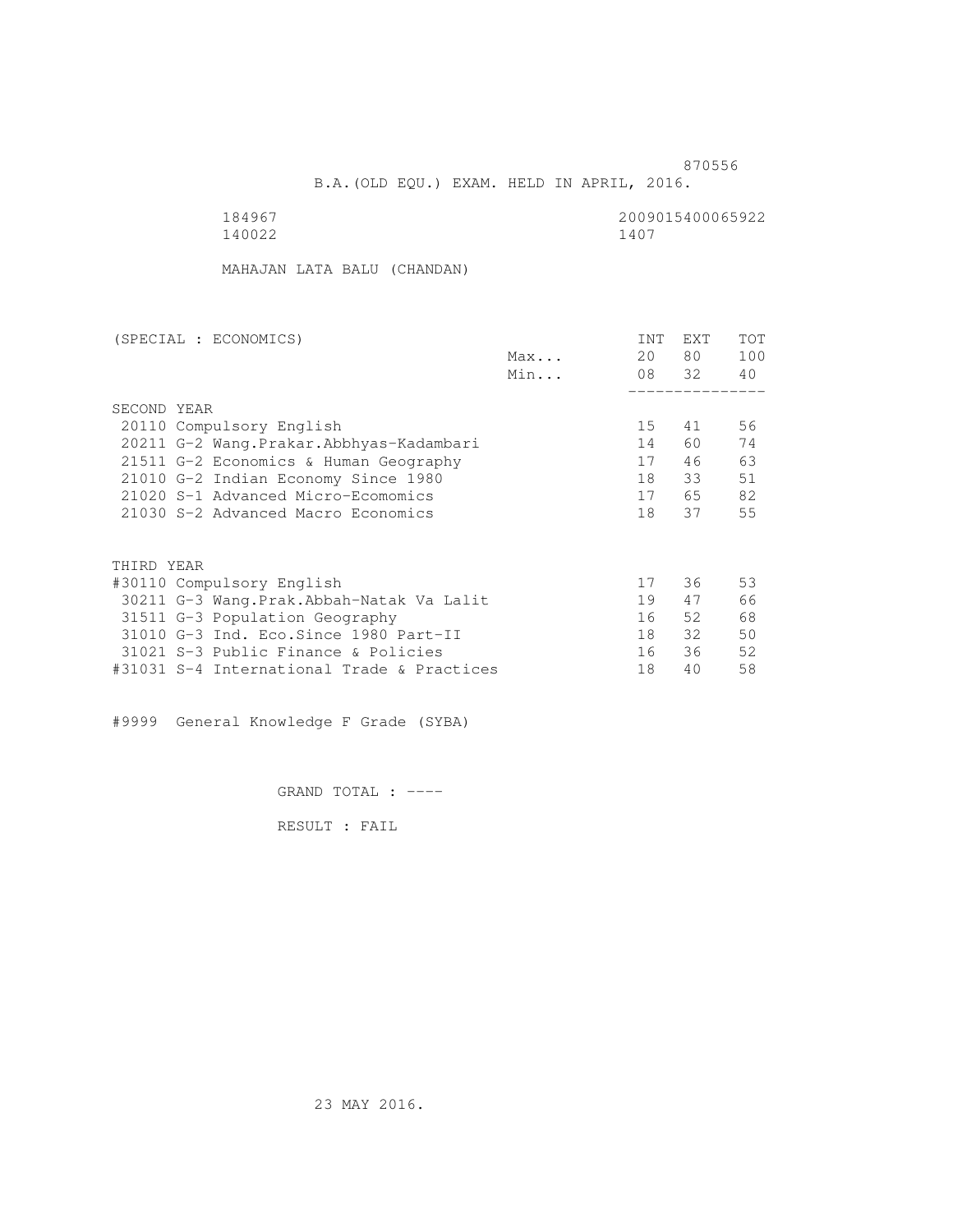870556

B.A.(OLD EQU.) EXAM. HELD IN APRIL, 2016.

184967 2009015400065922
140022 1407

MAHAJAN LATA BALU (CHANDAN)

| (SPECIAL : ECONOMICS) | | INT | EXT | TOT |
|---|---|---|---|---|
| | Max... | 20 | 80 | 100 |
| | Min... | 08 | 32 | 40 |
| SECOND YEAR | | | | |
| 20110 Compulsory English | | 15 | 41 | 56 |
| 20211 G-2 Wang.Prakar.Abbhyas-Kadambari | | 14 | 60 | 74 |
| 21511 G-2 Economics & Human Geography | | 17 | 46 | 63 |
| 21010 G-2 Indian Economy Since 1980 | | 18 | 33 | 51 |
| 21020 S-1 Advanced Micro-Ecomomics | | 17 | 65 | 82 |
| 21030 S-2 Advanced Macro Economics | | 18 | 37 | 55 |
| THIRD YEAR | | | | |
| #30110 Compulsory English | | 17 | 36 | 53 |
| 30211 G-3 Wang.Prak.Abbah-Natak Va Lalit | | 19 | 47 | 66 |
| 31511 G-3 Population Geography | | 16 | 52 | 68 |
| 31010 G-3 Ind. Eco.Since 1980 Part-II | | 18 | 32 | 50 |
| 31021 S-3 Public Finance & Policies | | 16 | 36 | 52 |
| #31031 S-4 International Trade & Practices | | 18 | 40 | 58 |

#9999 General Knowledge F Grade (SYBA)

GRAND TOTAL : ----

RESULT : FAIL

23 MAY 2016.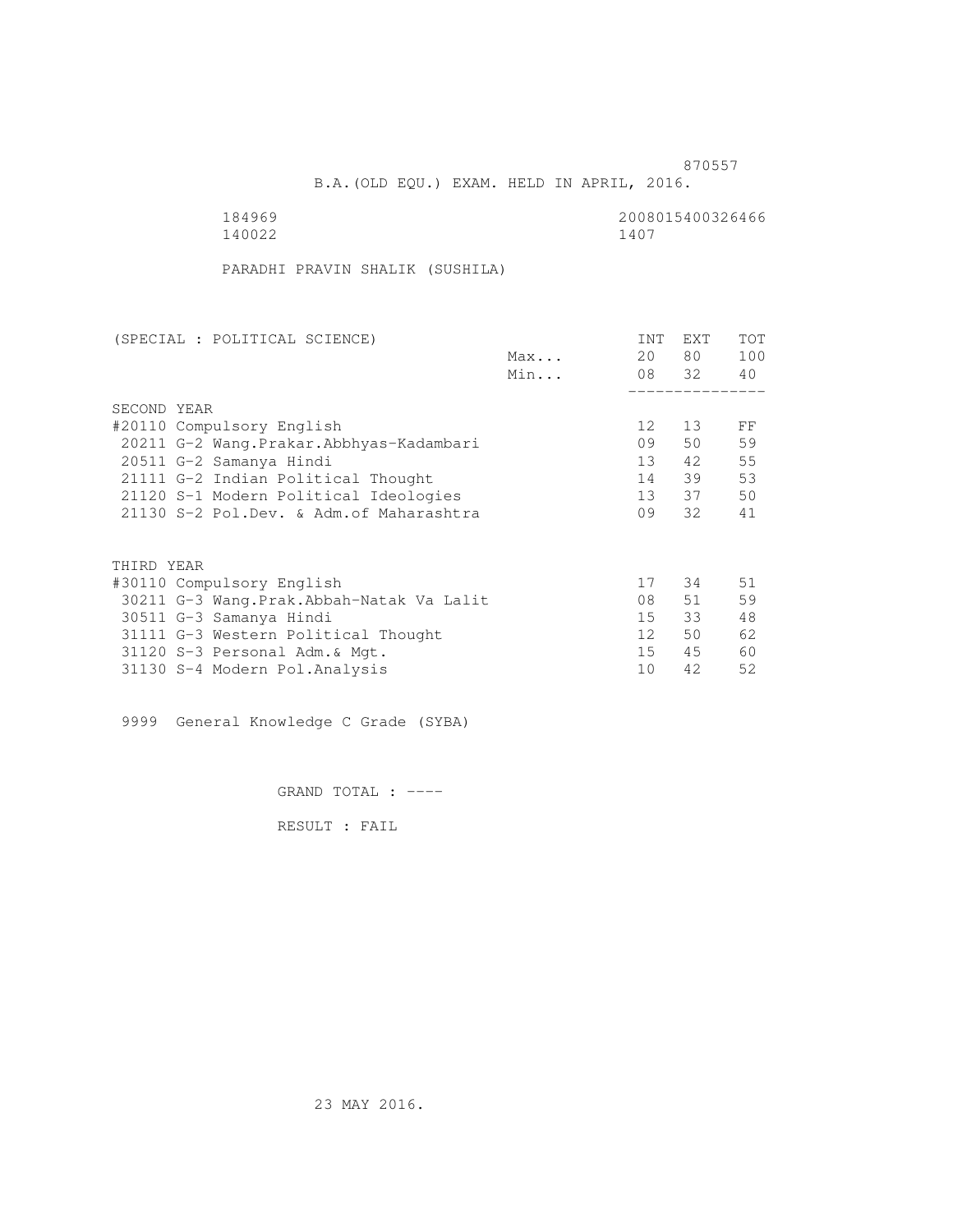870557

B.A.(OLD EQU.) EXAM. HELD IN APRIL, 2016.

184969 2008015400326466
140022 1407

PARADHI PRAVIN SHALIK (SUSHILA)

| (SPECIAL : POLITICAL SCIENCE) | | INT | EXT | TOT |
|---|---|---|---|---|
| | Max... | 20 | 80 | 100 |
| | Min... | 08 | 32 | 40 |
| SECOND YEAR | | | | |
| #20110 Compulsory English | | 12 | 13 | FF |
| 20211 G-2 Wang.Prakar.Abbhyas-Kadambari | | 09 | 50 | 59 |
| 20511 G-2 Samanya Hindi | | 13 | 42 | 55 |
| 21111 G-2 Indian Political Thought | | 14 | 39 | 53 |
| 21120 S-1 Modern Political Ideologies | | 13 | 37 | 50 |
| 21130 S-2 Pol.Dev. & Adm.of Maharashtra | | 09 | 32 | 41 |
| THIRD YEAR | | | | |
| #30110 Compulsory English | | 17 | 34 | 51 |
| 30211 G-3 Wang.Prak.Abbah-Natak Va Lalit | | 08 | 51 | 59 |
| 30511 G-3 Samanya Hindi | | 15 | 33 | 48 |
| 31111 G-3 Western Political Thought | | 12 | 50 | 62 |
| 31120 S-3 Personal Adm.& Mgt. | | 15 | 45 | 60 |
| 31130 S-4 Modern Pol.Analysis | | 10 | 42 | 52 |

9999 General Knowledge C Grade (SYBA)

GRAND TOTAL : ----

RESULT : FAIL

23 MAY 2016.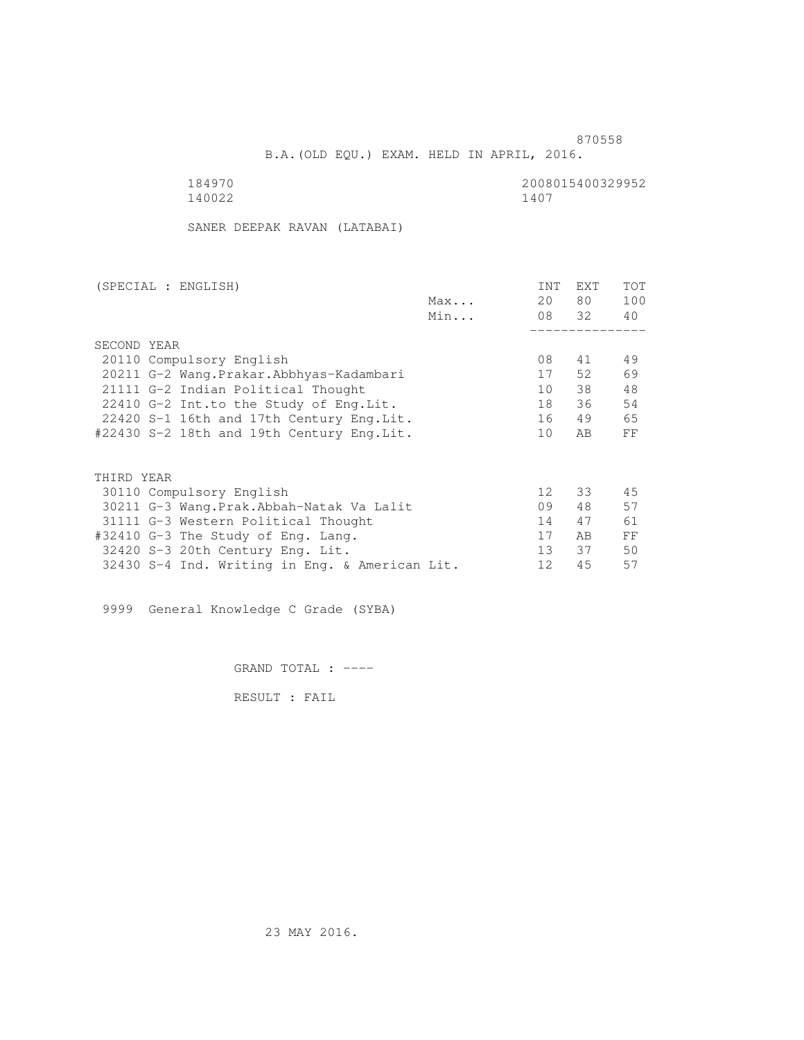870558

B.A.(OLD EQU.) EXAM. HELD IN APRIL, 2016.

184970 2008015400329952
140022 1407

SANER DEEPAK RAVAN (LATABAI)

| (SPECIAL : ENGLISH) | | INT | EXT | TOT |
|---|---|---|---|---|
| | Max... | 20 | 80 | 100 |
| | Min... | 08 | 32 | 40 |
| **SECOND YEAR** | | | | |
| 20110 Compulsory English | | 08 | 41 | 49 |
| 20211 G-2 Wang.Prakar.Abbhyas-Kadambari | | 17 | 52 | 69 |
| 21111 G-2 Indian Political Thought | | 10 | 38 | 48 |
| 22410 G-2 Int.to the Study of Eng.Lit. | | 18 | 36 | 54 |
| 22420 S-1 16th and 17th Century Eng.Lit. | | 16 | 49 | 65 |
| #22430 S-2 18th and 19th Century Eng.Lit. | | 10 | AB | FF |
| **THIRD YEAR** | | | | |
| 30110 Compulsory English | | 12 | 33 | 45 |
| 30211 G-3 Wang.Prak.Abbah-Natak Va Lalit | | 09 | 48 | 57 |
| 31111 G-3 Western Political Thought | | 14 | 47 | 61 |
| #32410 G-3 The Study of Eng. Lang. | | 17 | AB | FF |
| 32420 S-3 20th Century Eng. Lit. | | 13 | 37 | 50 |
| 32430 S-4 Ind. Writing in Eng. & American Lit. | | 12 | 45 | 57 |

9999 General Knowledge C Grade (SYBA)

GRAND TOTAL : ----

RESULT : FAIL

23 MAY 2016.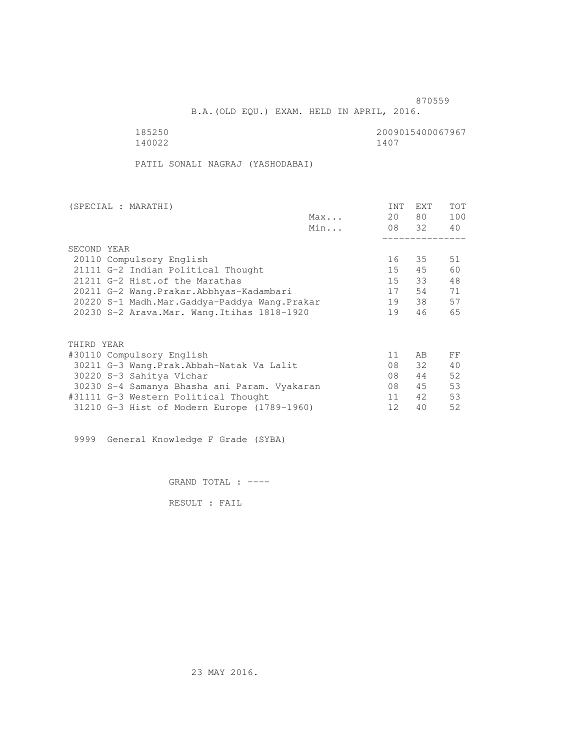870559

B.A.(OLD EQU.) EXAM. HELD IN APRIL, 2016.

185250 2009015400067967
140022 1407

PATIL SONALI NAGRAJ (YASHODABAI)

| (SPECIAL : MARATHI) | | INT | EXT | TOT |
|---|---|---|---|---|
| | Max... | 20 | 80 | 100 |
| | Min... | 08 | 32 | 40 |
| SECOND YEAR | | | | |
| 20110 Compulsory English | | 16 | 35 | 51 |
| 21111 G-2 Indian Political Thought | | 15 | 45 | 60 |
| 21211 G-2 Hist.of the Marathas | | 15 | 33 | 48 |
| 20211 G-2 Wang.Prakar.Abbhyas-Kadambari | | 17 | 54 | 71 |
| 20220 S-1 Madh.Mar.Gaddya-Paddya Wang.Prakar | | 19 | 38 | 57 |
| 20230 S-2 Arava.Mar. Wang.Itihas 1818-1920 | | 19 | 46 | 65 |
| THIRD YEAR | | | | |
| #30110 Compulsory English | | 11 | AB | FF |
| 30211 G-3 Wang.Prak.Abbah-Natak Va Lalit | | 08 | 32 | 40 |
| 30220 S-3 Sahitya Vichar | | 08 | 44 | 52 |
| 30230 S-4 Samanya Bhasha ani Param. Vyakaran | | 08 | 45 | 53 |
| #31111 G-3 Western Political Thought | | 11 | 42 | 53 |
| 31210 G-3 Hist of Modern Europe (1789-1960) | | 12 | 40 | 52 |

9999 General Knowledge F Grade (SYBA)

GRAND TOTAL : ----

RESULT : FAIL

23 MAY 2016.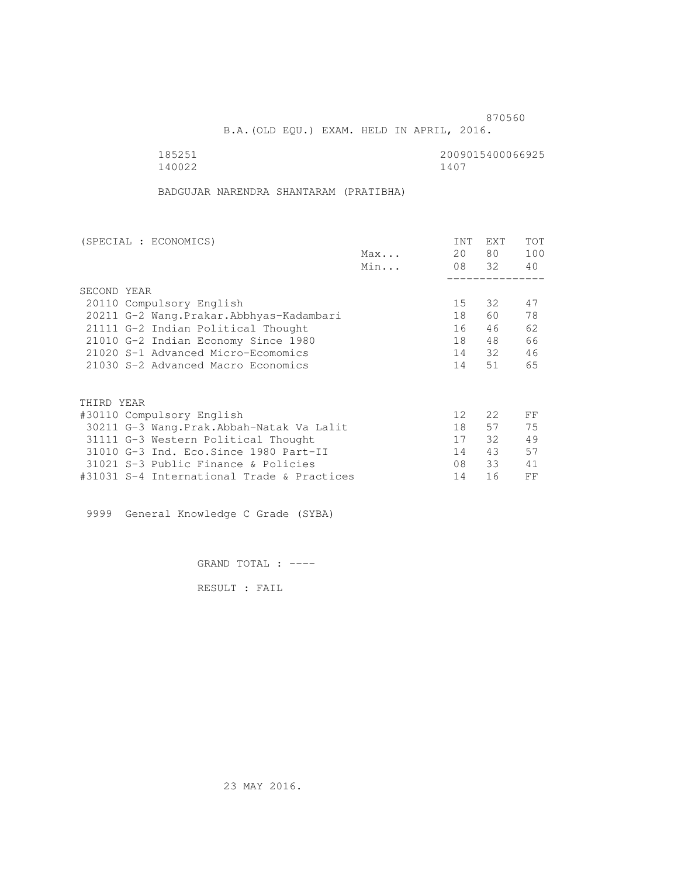870560

B.A.(OLD EQU.) EXAM. HELD IN APRIL, 2016.

185251 2009015400066925
140022 1407

BADGUJAR NARENDRA SHANTARAM (PRATIBHA)

| (SPECIAL : ECONOMICS) | | INT | EXT | TOT |
|---|---|---|---|---|
| | Max... | 20 | 80 | 100 |
| | Min... | 08 | 32 | 40 |
| SECOND YEAR | | | | |
| 20110 Compulsory English | | 15 | 32 | 47 |
| 20211 G-2 Wang.Prakar.Abbhyas-Kadambari | | 18 | 60 | 78 |
| 21111 G-2 Indian Political Thought | | 16 | 46 | 62 |
| 21010 G-2 Indian Economy Since 1980 | | 18 | 48 | 66 |
| 21020 S-1 Advanced Micro-Ecomomics | | 14 | 32 | 46 |
| 21030 S-2 Advanced Macro Economics | | 14 | 51 | 65 |
| THIRD YEAR | | | | |
| #30110 Compulsory English | | 12 | 22 | FF |
| 30211 G-3 Wang.Prak.Abbah-Natak Va Lalit | | 18 | 57 | 75 |
| 31111 G-3 Western Political Thought | | 17 | 32 | 49 |
| 31010 G-3 Ind. Eco.Since 1980 Part-II | | 14 | 43 | 57 |
| 31021 S-3 Public Finance & Policies | | 08 | 33 | 41 |
| #31031 S-4 International Trade & Practices | | 14 | 16 | FF |

9999 General Knowledge C Grade (SYBA)

GRAND TOTAL : ----

RESULT : FAIL

23 MAY 2016.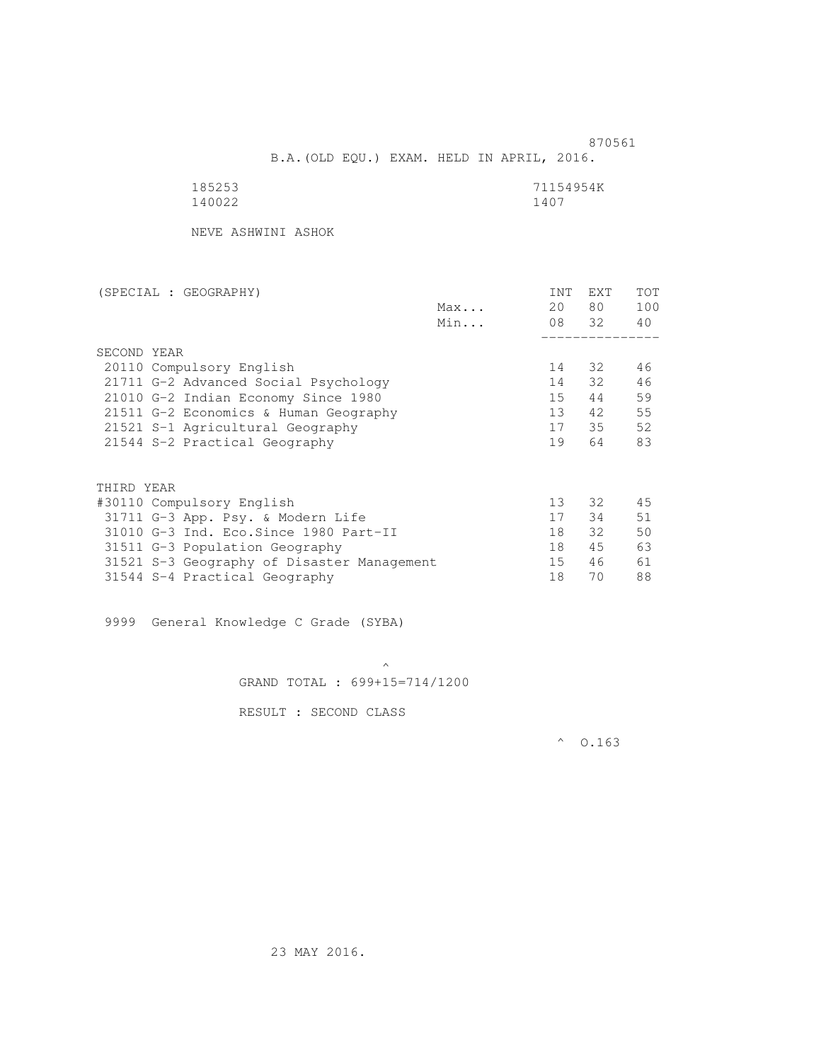870561

B.A.(OLD EQU.) EXAM. HELD IN APRIL, 2016.

185253 71154954K

140022 1407

NEVE ASHWINI ASHOK

| (SPECIAL : GEOGRAPHY) | | INT | EXT | TOT |
|---|---|---|---|---|
| | Max... | 20 | 80 | 100 |
| | Min... | 08 | 32 | 40 |
| SECOND YEAR | | | | |
| 20110 Compulsory English | | 14 | 32 | 46 |
| 21711 G-2 Advanced Social Psychology | | 14 | 32 | 46 |
| 21010 G-2 Indian Economy Since 1980 | | 15 | 44 | 59 |
| 21511 G-2 Economics & Human Geography | | 13 | 42 | 55 |
| 21521 S-1 Agricultural Geography | | 17 | 35 | 52 |
| 21544 S-2 Practical Geography | | 19 | 64 | 83 |
| THIRD YEAR | | | | |
| #30110 Compulsory English | | 13 | 32 | 45 |
| 31711 G-3 App. Psy. & Modern Life | | 17 | 34 | 51 |
| 31010 G-3 Ind. Eco.Since 1980 Part-II | | 18 | 32 | 50 |
| 31511 G-3 Population Geography | | 18 | 45 | 63 |
| 31521 S-3 Geography of Disaster Management | | 15 | 46 | 61 |
| 31544 S-4 Practical Geography | | 18 | 70 | 88 |

9999 General Knowledge C Grade (SYBA)

^

GRAND TOTAL : 699+15=714/1200

RESULT : SECOND CLASS

^ O.163

23 MAY 2016.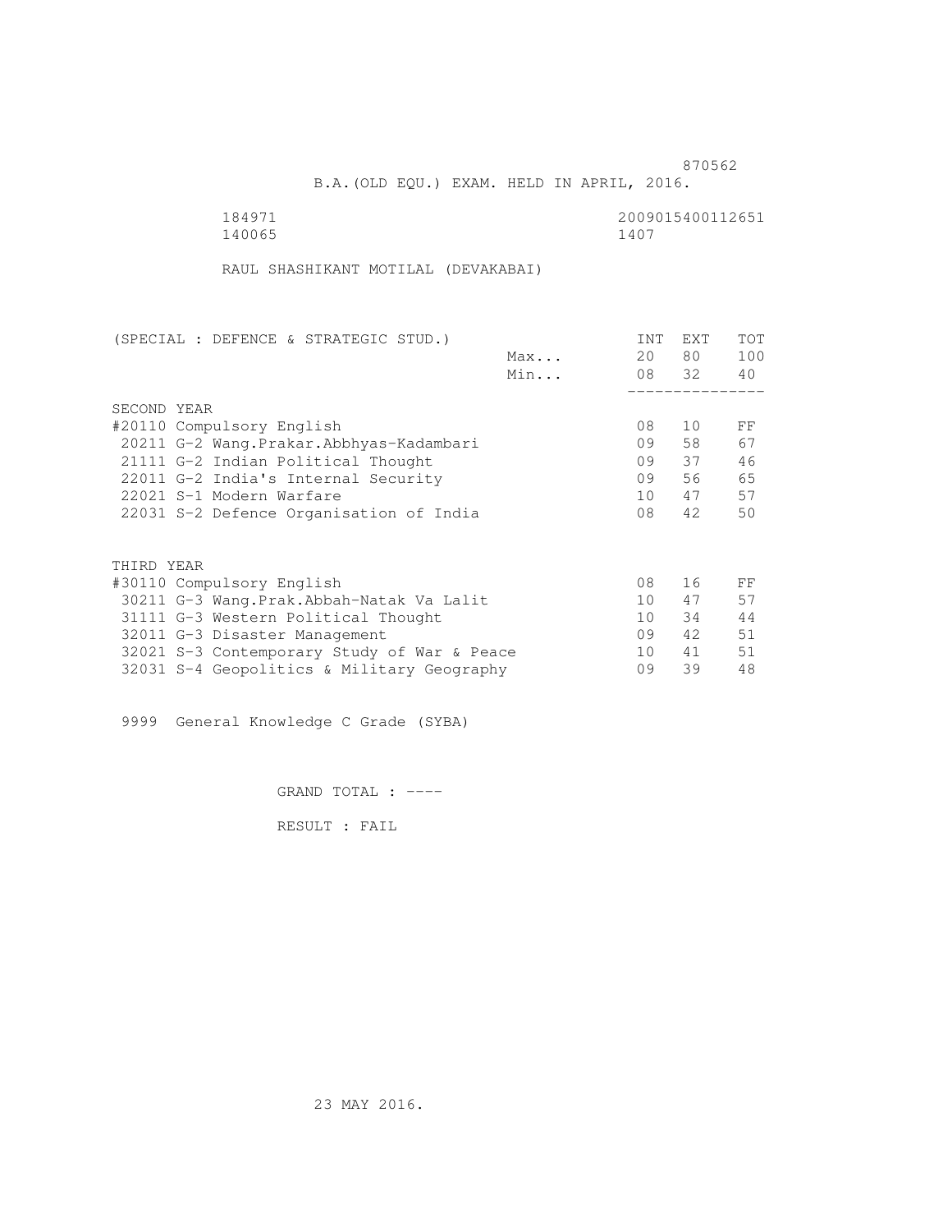870562

B.A.(OLD EQU.) EXAM. HELD IN APRIL, 2016.

184971 2009015400112651
140065 1407

RAUL SHASHIKANT MOTILAL (DEVAKABAI)

| (SPECIAL : DEFENCE & STRATEGIC STUD.) | | INT | EXT | TOT |
|---|---|---|---|---|
| | Max... | 20 | 80 | 100 |
| | Min... | 08 | 32 | 40 |
| **SECOND YEAR** | | | | |
| #20110 Compulsory English | | 08 | 10 | FF |
| 20211 G-2 Wang.Prakar.Abbhyas-Kadambari | | 09 | 58 | 67 |
| 21111 G-2 Indian Political Thought | | 09 | 37 | 46 |
| 22011 G-2 India's Internal Security | | 09 | 56 | 65 |
| 22021 S-1 Modern Warfare | | 10 | 47 | 57 |
| 22031 S-2 Defence Organisation of India | | 08 | 42 | 50 |
| **THIRD YEAR** | | | | |
| #30110 Compulsory English | | 08 | 16 | FF |
| 30211 G-3 Wang.Prak.Abbah-Natak Va Lalit | | 10 | 47 | 57 |
| 31111 G-3 Western Political Thought | | 10 | 34 | 44 |
| 32011 G-3 Disaster Management | | 09 | 42 | 51 |
| 32021 S-3 Contemporary Study of War & Peace | | 10 | 41 | 51 |
| 32031 S-4 Geopolitics & Military Geography | | 09 | 39 | 48 |

9999 General Knowledge C Grade (SYBA)

GRAND TOTAL : ----

RESULT : FAIL

23 MAY 2016.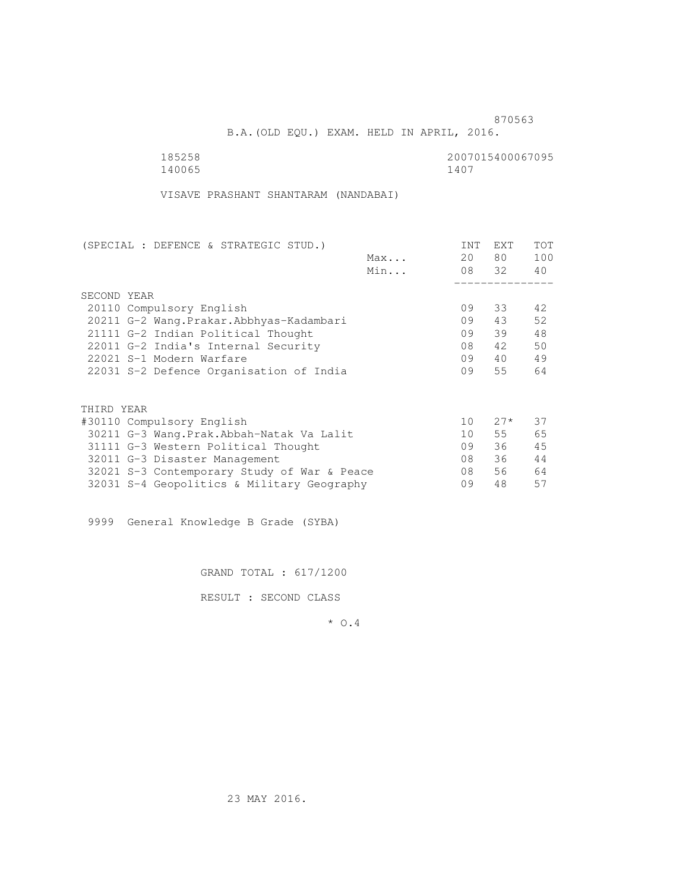870563

B.A.(OLD EQU.) EXAM. HELD IN APRIL, 2016.

185258 2007015400067095
140065 1407

VISAVE PRASHANT SHANTARAM (NANDABAI)

| (SPECIAL : DEFENCE & STRATEGIC STUD.) | | INT | EXT | TOT |
|---|---|---|---|---|
| | Max... | 20 | 80 | 100 |
| | Min... | 08 | 32 | 40 |
| SECOND YEAR | | | | |
| 20110 Compulsory English | | 09 | 33 | 42 |
| 20211 G-2 Wang.Prakar.Abbhyas-Kadambari | | 09 | 43 | 52 |
| 21111 G-2 Indian Political Thought | | 09 | 39 | 48 |
| 22011 G-2 India's Internal Security | | 08 | 42 | 50 |
| 22021 S-1 Modern Warfare | | 09 | 40 | 49 |
| 22031 S-2 Defence Organisation of India | | 09 | 55 | 64 |
| THIRD YEAR | | | | |
| #30110 Compulsory English | | 10 | 27* | 37 |
| 30211 G-3 Wang.Prak.Abbah-Natak Va Lalit | | 10 | 55 | 65 |
| 31111 G-3 Western Political Thought | | 09 | 36 | 45 |
| 32011 G-3 Disaster Management | | 08 | 36 | 44 |
| 32021 S-3 Contemporary Study of War & Peace | | 08 | 56 | 64 |
| 32031 S-4 Geopolitics & Military Geography | | 09 | 48 | 57 |

9999 General Knowledge B Grade (SYBA)

GRAND TOTAL : 617/1200

RESULT : SECOND CLASS

* O.4

23 MAY 2016.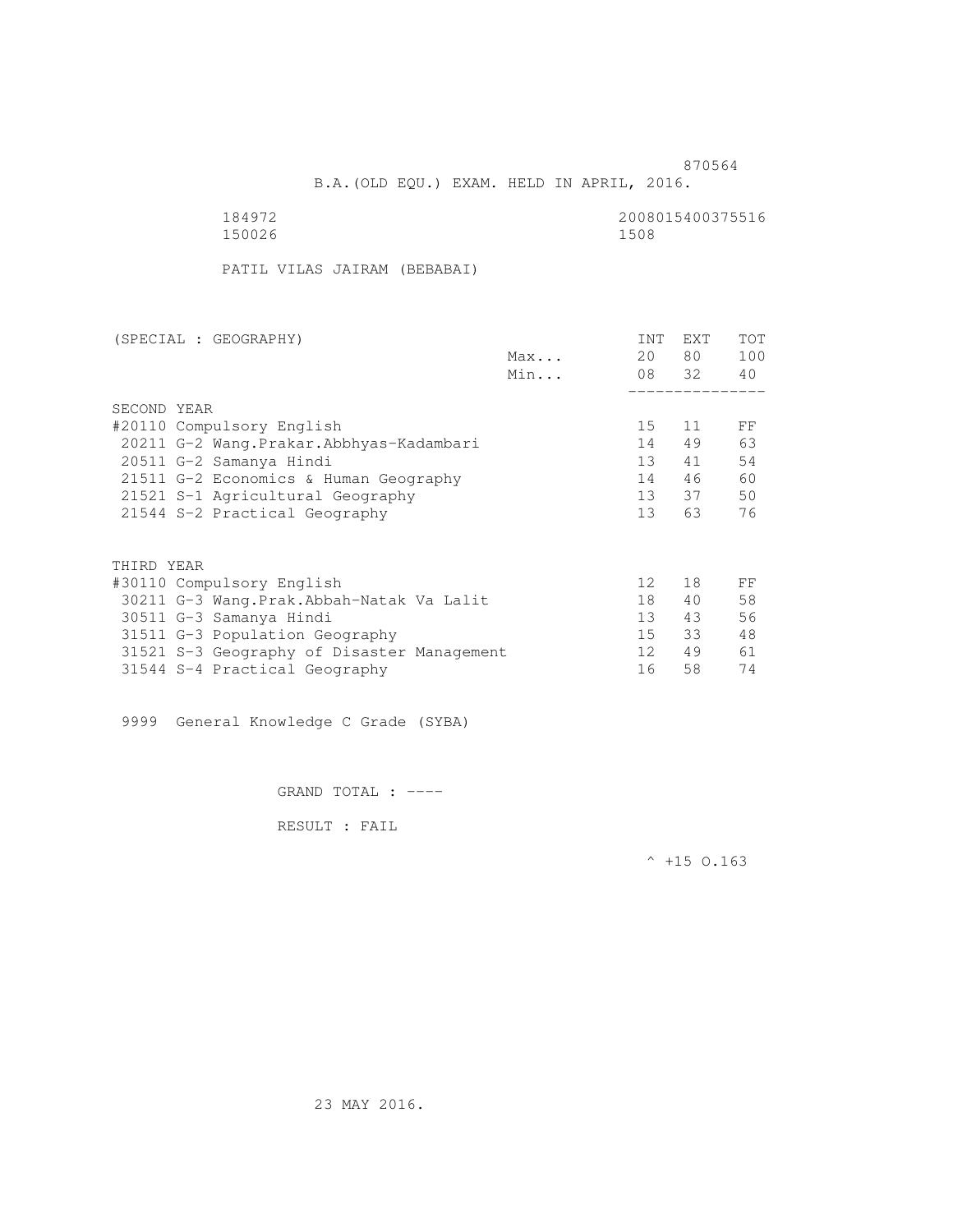870564

B.A.(OLD EQU.) EXAM. HELD IN APRIL, 2016.

184972 2008015400375516
150026 1508

PATIL VILAS JAIRAM (BEBABAI)

| (SPECIAL : GEOGRAPHY) | | INT | EXT | TOT |
|---|---|---|---|---|
| | Max... | 20 | 80 | 100 |
| | Min... | 08 | 32 | 40 |
| **SECOND YEAR** | | | | |
| #20110 Compulsory English | | 15 | 11 | FF |
| 20211 G-2 Wang.Prakar.Abbhyas-Kadambari | | 14 | 49 | 63 |
| 20511 G-2 Samanya Hindi | | 13 | 41 | 54 |
| 21511 G-2 Economics & Human Geography | | 14 | 46 | 60 |
| 21521 S-1 Agricultural Geography | | 13 | 37 | 50 |
| 21544 S-2 Practical Geography | | 13 | 63 | 76 |
| **THIRD YEAR** | | | | |
| #30110 Compulsory English | | 12 | 18 | FF |
| 30211 G-3 Wang.Prak.Abbah-Natak Va Lalit | | 18 | 40 | 58 |
| 30511 G-3 Samanya Hindi | | 13 | 43 | 56 |
| 31511 G-3 Population Geography | | 15 | 33 | 48 |
| 31521 S-3 Geography of Disaster Management | | 12 | 49 | 61 |
| 31544 S-4 Practical Geography | | 16 | 58 | 74 |

9999 General Knowledge C Grade (SYBA)

GRAND TOTAL : ----

RESULT : FAIL

^ +15 O.163

23 MAY 2016.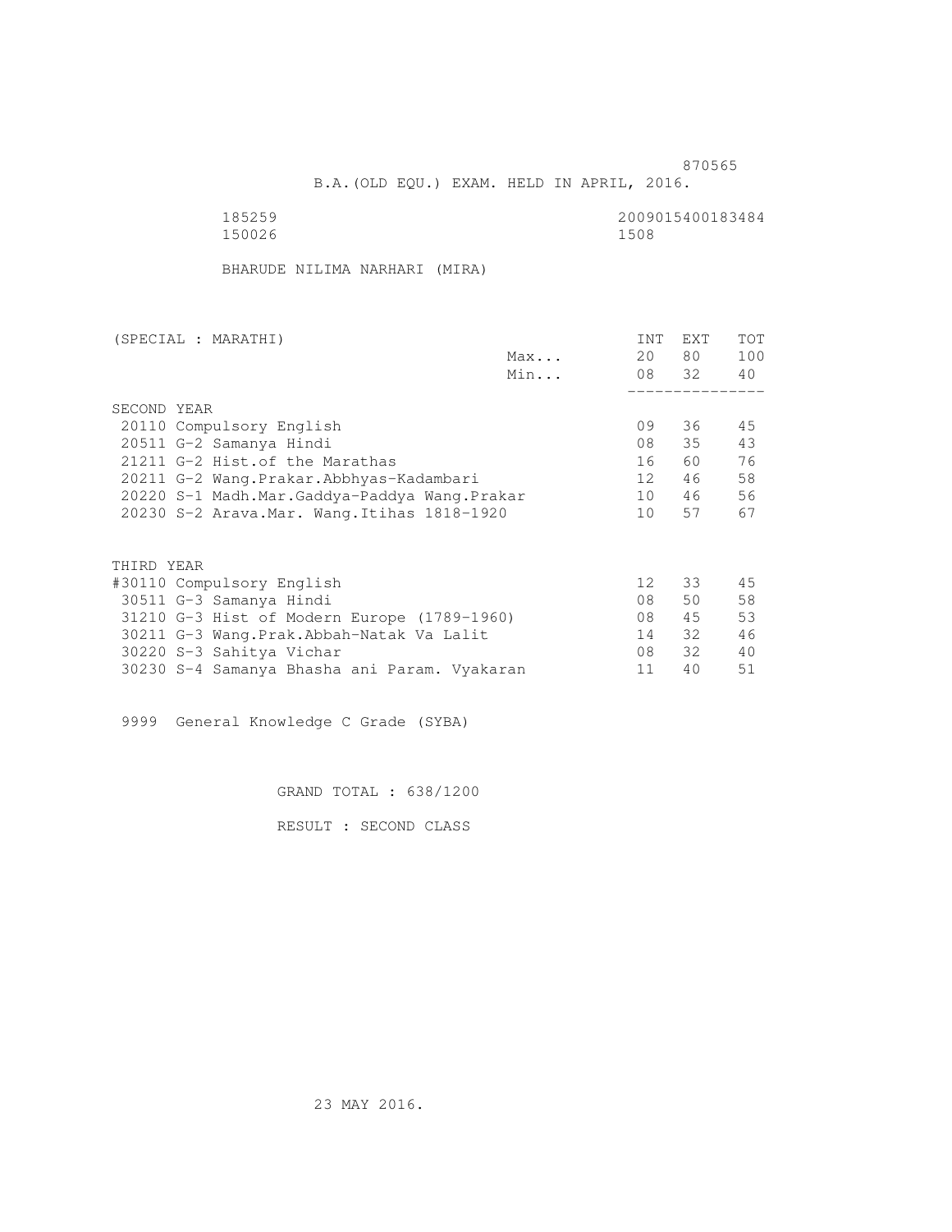870565

B.A.(OLD EQU.) EXAM. HELD IN APRIL, 2016.

185259 2009015400183484
150026 1508

BHARUDE NILIMA NARHARI (MIRA)

| (SPECIAL : MARATHI) | | INT | EXT | TOT |
|---|---|---|---|---|
| | Max... | 20 | 80 | 100 |
| | Min... | 08 | 32 | 40 |
| SECOND YEAR | | | | |
| 20110 Compulsory English | | 09 | 36 | 45 |
| 20511 G-2 Samanya Hindi | | 08 | 35 | 43 |
| 21211 G-2 Hist.of the Marathas | | 16 | 60 | 76 |
| 20211 G-2 Wang.Prakar.Abbhyas-Kadambari | | 12 | 46 | 58 |
| 20220 S-1 Madh.Mar.Gaddya-Paddya Wang.Prakar | | 10 | 46 | 56 |
| 20230 S-2 Arava.Mar. Wang.Itihas 1818-1920 | | 10 | 57 | 67 |
| THIRD YEAR | | | | |
| #30110 Compulsory English | | 12 | 33 | 45 |
| 30511 G-3 Samanya Hindi | | 08 | 50 | 58 |
| 31210 G-3 Hist of Modern Europe (1789-1960) | | 08 | 45 | 53 |
| 30211 G-3 Wang.Prak.Abbah-Natak Va Lalit | | 14 | 32 | 46 |
| 30220 S-3 Sahitya Vichar | | 08 | 32 | 40 |
| 30230 S-4 Samanya Bhasha ani Param. Vyakaran | | 11 | 40 | 51 |

9999 General Knowledge C Grade (SYBA)

GRAND TOTAL : 638/1200

RESULT : SECOND CLASS

23 MAY 2016.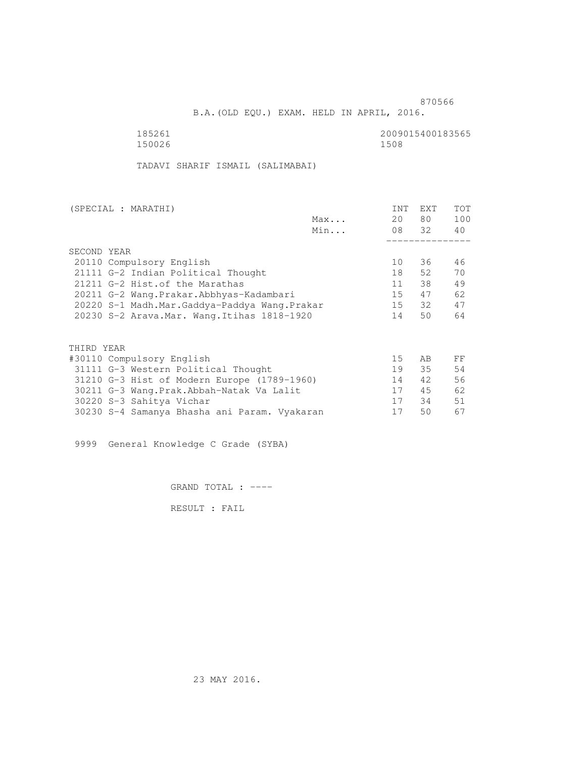870566

B.A.(OLD EQU.) EXAM. HELD IN APRIL, 2016.

185261 2009015400183565
150026 1508

TADAVI SHARIF ISMAIL (SALIMABAI)

| (SPECIAL : MARATHI) | | INT | EXT | TOT |
|---|---|---|---|---|
| | Max... | 20 | 80 | 100 |
| | Min... | 08 | 32 | 40 |
| SECOND YEAR | | | | |
| 20110 Compulsory English | | 10 | 36 | 46 |
| 21111 G-2 Indian Political Thought | | 18 | 52 | 70 |
| 21211 G-2 Hist.of the Marathas | | 11 | 38 | 49 |
| 20211 G-2 Wang.Prakar.Abbhyas-Kadambari | | 15 | 47 | 62 |
| 20220 S-1 Madh.Mar.Gaddya-Paddya Wang.Prakar | | 15 | 32 | 47 |
| 20230 S-2 Arava.Mar. Wang.Itihas 1818-1920 | | 14 | 50 | 64 |
| THIRD YEAR | | | | |
| #30110 Compulsory English | | 15 | AB | FF |
| 31111 G-3 Western Political Thought | | 19 | 35 | 54 |
| 31210 G-3 Hist of Modern Europe (1789-1960) | | 14 | 42 | 56 |
| 30211 G-3 Wang.Prak.Abbah-Natak Va Lalit | | 17 | 45 | 62 |
| 30220 S-3 Sahitya Vichar | | 17 | 34 | 51 |
| 30230 S-4 Samanya Bhasha ani Param. Vyakaran | | 17 | 50 | 67 |

9999 General Knowledge C Grade (SYBA)

GRAND TOTAL : ----

RESULT : FAIL

23 MAY 2016.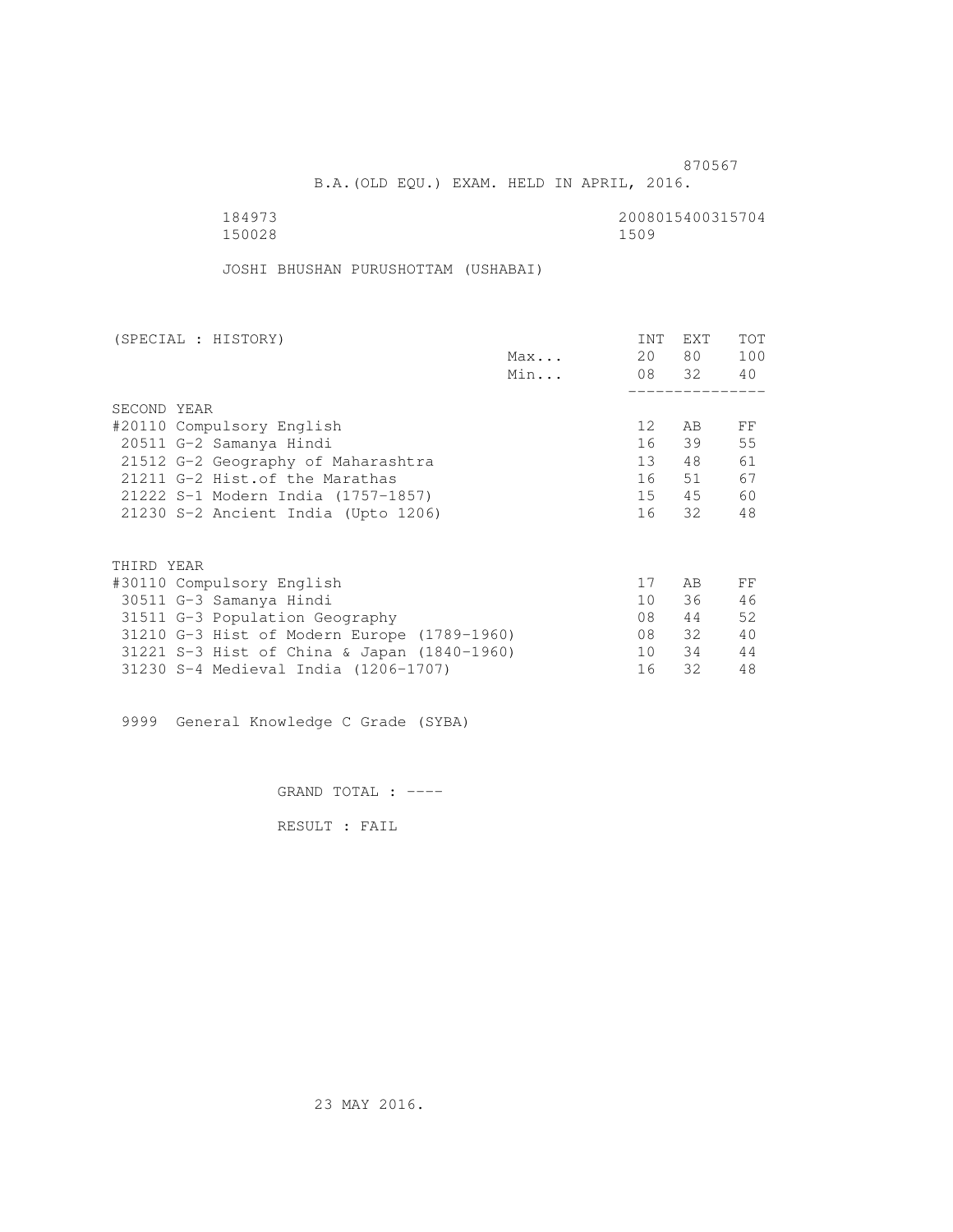870567

B.A.(OLD EQU.) EXAM. HELD IN APRIL, 2016.

184973 2008015400315704
150028 1509

JOSHI BHUSHAN PURUSHOTTAM (USHABAI)

| (SPECIAL : HISTORY) | | INT | EXT | TOT |
|---|---|---|---|---|
| | Max... | 20 | 80 | 100 |
| | Min... | 08 | 32 | 40 |
| SECOND YEAR | | | | |
| #20110 Compulsory English | | 12 | AB | FF |
| 20511 G-2 Samanya Hindi | | 16 | 39 | 55 |
| 21512 G-2 Geography of Maharashtra | | 13 | 48 | 61 |
| 21211 G-2 Hist.of the Marathas | | 16 | 51 | 67 |
| 21222 S-1 Modern India (1757-1857) | | 15 | 45 | 60 |
| 21230 S-2 Ancient India (Upto 1206) | | 16 | 32 | 48 |
| THIRD YEAR | | | | |
| #30110 Compulsory English | | 17 | AB | FF |
| 30511 G-3 Samanya Hindi | | 10 | 36 | 46 |
| 31511 G-3 Population Geography | | 08 | 44 | 52 |
| 31210 G-3 Hist of Modern Europe (1789-1960) | | 08 | 32 | 40 |
| 31221 S-3 Hist of China & Japan (1840-1960) | | 10 | 34 | 44 |
| 31230 S-4 Medieval India (1206-1707) | | 16 | 32 | 48 |

9999 General Knowledge C Grade (SYBA)

GRAND TOTAL : ----

RESULT : FAIL

23 MAY 2016.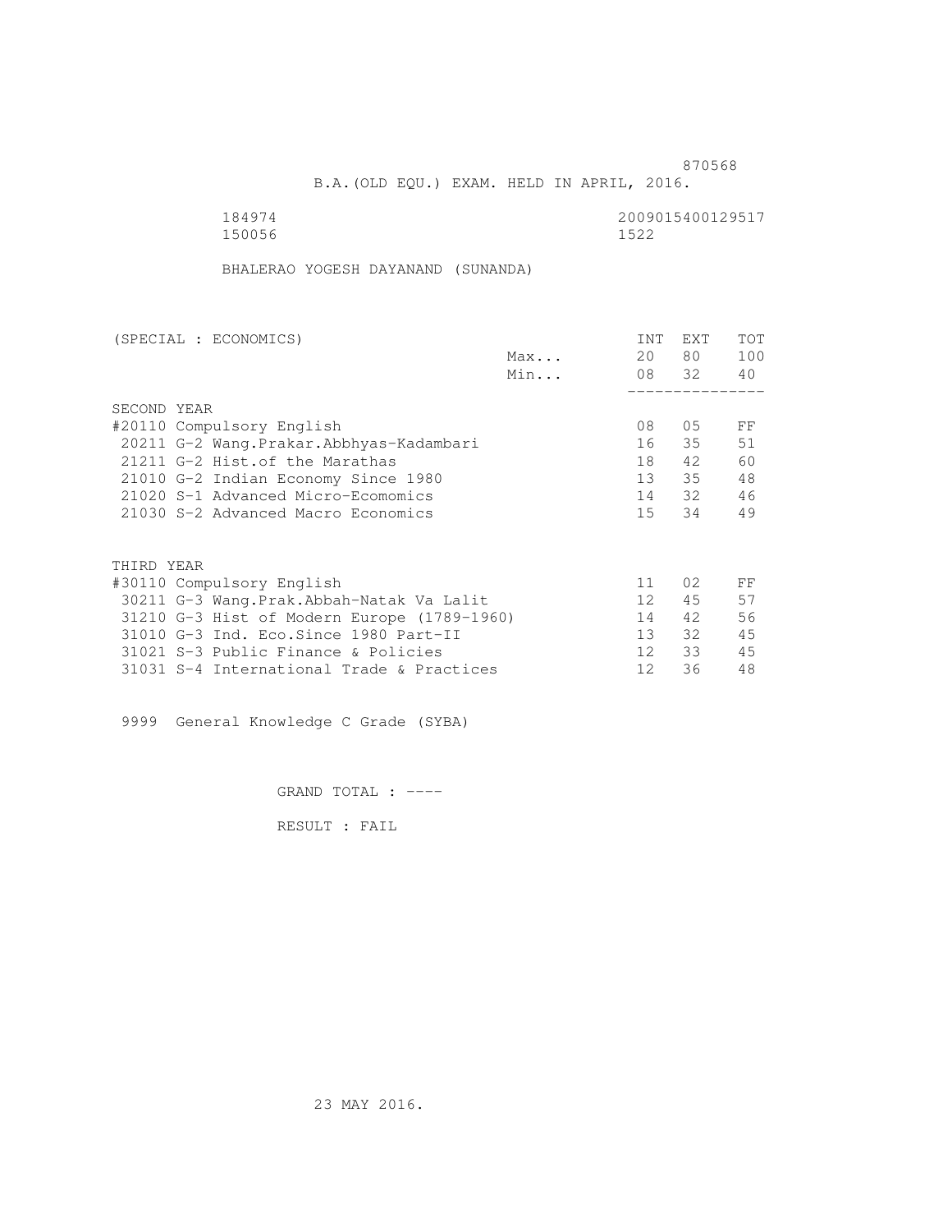870568

B.A.(OLD EQU.) EXAM. HELD IN APRIL, 2016.

184974 2009015400129517
150056 1522

BHALERAO YOGESH DAYANAND (SUNANDA)

| (SPECIAL : ECONOMICS) | | INT | EXT | TOT |
|---|---|---|---|---|
| | Max... | 20 | 80 | 100 |
| | Min... | 08 | 32 | 40 |
| **SECOND YEAR** | | | | |
| #20110 Compulsory English | | 08 | 05 | FF |
| 20211 G-2 Wang.Prakar.Abbhyas-Kadambari | | 16 | 35 | 51 |
| 21211 G-2 Hist.of the Marathas | | 18 | 42 | 60 |
| 21010 G-2 Indian Economy Since 1980 | | 13 | 35 | 48 |
| 21020 S-1 Advanced Micro-Ecomomics | | 14 | 32 | 46 |
| 21030 S-2 Advanced Macro Economics | | 15 | 34 | 49 |
| **THIRD YEAR** | | | | |
| #30110 Compulsory English | | 11 | 02 | FF |
| 30211 G-3 Wang.Prak.Abbah-Natak Va Lalit | | 12 | 45 | 57 |
| 31210 G-3 Hist of Modern Europe (1789-1960) | | 14 | 42 | 56 |
| 31010 G-3 Ind. Eco.Since 1980 Part-II | | 13 | 32 | 45 |
| 31021 S-3 Public Finance & Policies | | 12 | 33 | 45 |
| 31031 S-4 International Trade & Practices | | 12 | 36 | 48 |

9999 General Knowledge C Grade (SYBA)

GRAND TOTAL : ----

RESULT : FAIL

23 MAY 2016.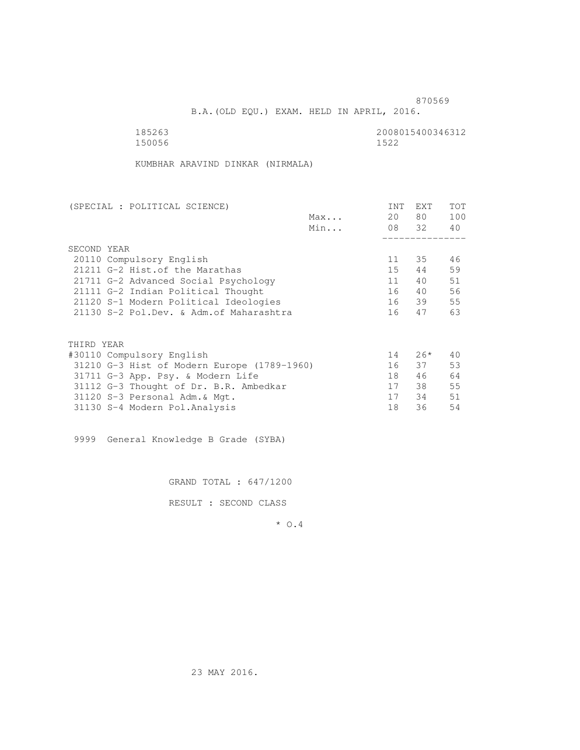870569

B.A.(OLD EQU.) EXAM. HELD IN APRIL, 2016.

185263 2008015400346312
150056 1522

KUMBHAR ARAVIND DINKAR (NIRMALA)

| (SPECIAL : POLITICAL SCIENCE) | | INT | EXT | TOT |
|---|---|---|---|---|
| | Max... | 20 | 80 | 100 |
| | Min... | 08 | 32 | 40 |
| SECOND YEAR | | | | |
| 20110 Compulsory English | | 11 | 35 | 46 |
| 21211 G-2 Hist.of the Marathas | | 15 | 44 | 59 |
| 21711 G-2 Advanced Social Psychology | | 11 | 40 | 51 |
| 21111 G-2 Indian Political Thought | | 16 | 40 | 56 |
| 21120 S-1 Modern Political Ideologies | | 16 | 39 | 55 |
| 21130 S-2 Pol.Dev. & Adm.of Maharashtra | | 16 | 47 | 63 |
| THIRD YEAR | | | | |
| #30110 Compulsory English | | 14 | 26* | 40 |
| 31210 G-3 Hist of Modern Europe (1789-1960) | | 16 | 37 | 53 |
| 31711 G-3 App. Psy. & Modern Life | | 18 | 46 | 64 |
| 31112 G-3 Thought of Dr. B.R. Ambedkar | | 17 | 38 | 55 |
| 31120 S-3 Personal Adm.& Mgt. | | 17 | 34 | 51 |
| 31130 S-4 Modern Pol.Analysis | | 18 | 36 | 54 |

9999 General Knowledge B Grade (SYBA)

GRAND TOTAL : 647/1200

RESULT : SECOND CLASS

\* O.4

23 MAY 2016.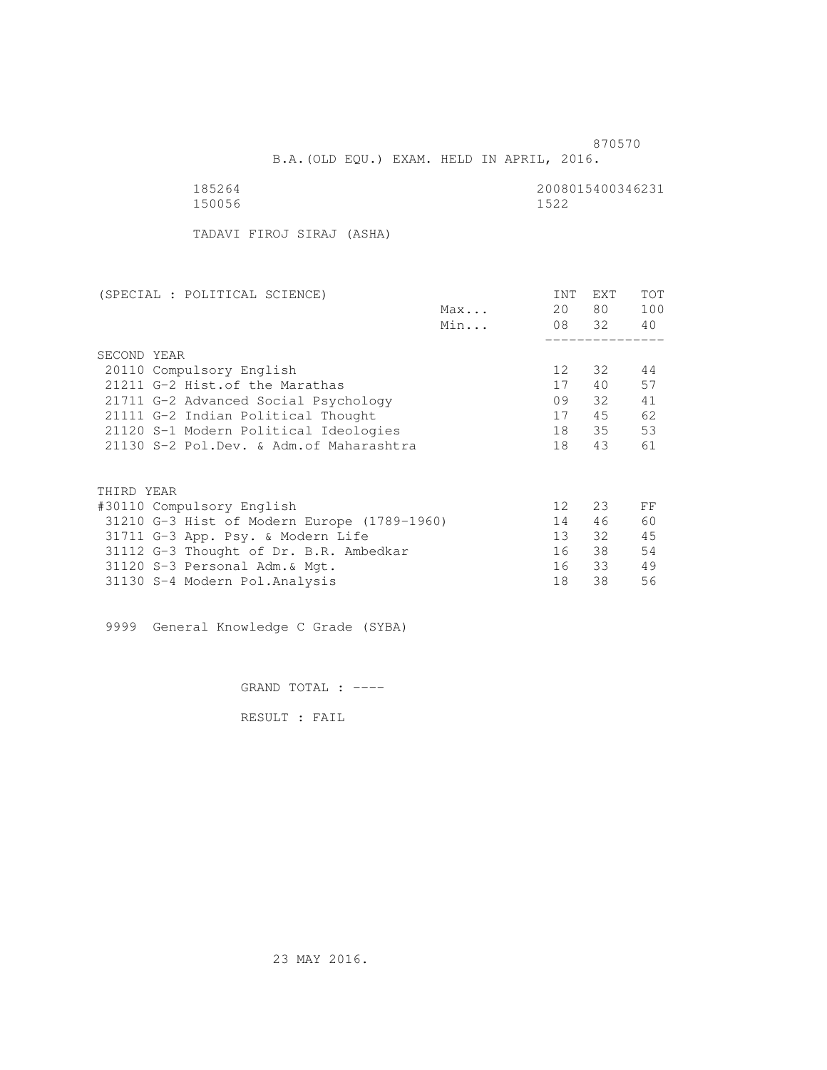870570

B.A.(OLD EQU.) EXAM. HELD IN APRIL, 2016.

185264 2008015400346231
150056 1522

TADAVI FIROJ SIRAJ (ASHA)

| (SPECIAL : POLITICAL SCIENCE) | | INT | EXT | TOT |
|---|---|---|---|---|
| | Max... | 20 | 80 | 100 |
| | Min... | 08 | 32 | 40 |
| **SECOND YEAR** | | | | |
| 20110 Compulsory English | | 12 | 32 | 44 |
| 21211 G-2 Hist.of the Marathas | | 17 | 40 | 57 |
| 21711 G-2 Advanced Social Psychology | | 09 | 32 | 41 |
| 21111 G-2 Indian Political Thought | | 17 | 45 | 62 |
| 21120 S-1 Modern Political Ideologies | | 18 | 35 | 53 |
| 21130 S-2 Pol.Dev. & Adm.of Maharashtra | | 18 | 43 | 61 |
| **THIRD YEAR** | | | | |
| #30110 Compulsory English | | 12 | 23 | FF |
| 31210 G-3 Hist of Modern Europe (1789-1960) | | 14 | 46 | 60 |
| 31711 G-3 App. Psy. & Modern Life | | 13 | 32 | 45 |
| 31112 G-3 Thought of Dr. B.R. Ambedkar | | 16 | 38 | 54 |
| 31120 S-3 Personal Adm.& Mgt. | | 16 | 33 | 49 |
| 31130 S-4 Modern Pol.Analysis | | 18 | 38 | 56 |

9999 General Knowledge C Grade (SYBA)

GRAND TOTAL : ----

RESULT : FAIL

23 MAY 2016.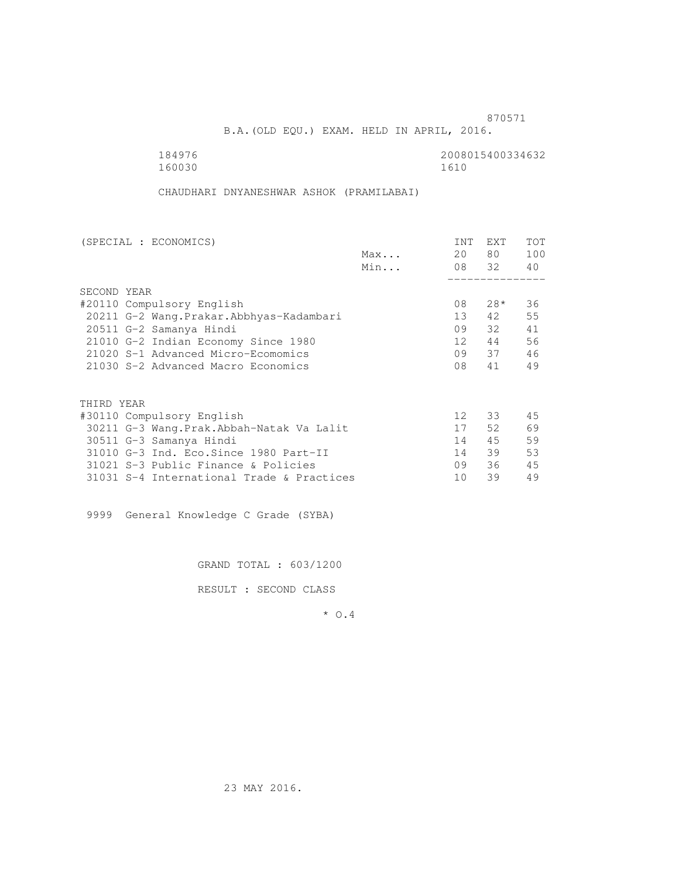870571

B.A.(OLD EQU.) EXAM. HELD IN APRIL, 2016.

184976 2008015400334632
160030 1610

CHAUDHARI DNYANESHWAR ASHOK (PRAMILABAI)

| (SPECIAL : ECONOMICS) | | INT | EXT | TOT |
|---|---|---|---|---|
| | Max... | 20 | 80 | 100 |
| | Min... | 08 | 32 | 40 |
| SECOND YEAR | | | | |
| #20110 Compulsory English | | 08 | 28* | 36 |
| 20211 G-2 Wang.Prakar.Abbhyas-Kadambari | | 13 | 42 | 55 |
| 20511 G-2 Samanya Hindi | | 09 | 32 | 41 |
| 21010 G-2 Indian Economy Since 1980 | | 12 | 44 | 56 |
| 21020 S-1 Advanced Micro-Ecomomics | | 09 | 37 | 46 |
| 21030 S-2 Advanced Macro Economics | | 08 | 41 | 49 |
| THIRD YEAR | | | | |
| #30110 Compulsory English | | 12 | 33 | 45 |
| 30211 G-3 Wang.Prak.Abbah-Natak Va Lalit | | 17 | 52 | 69 |
| 30511 G-3 Samanya Hindi | | 14 | 45 | 59 |
| 31010 G-3 Ind. Eco.Since 1980 Part-II | | 14 | 39 | 53 |
| 31021 S-3 Public Finance & Policies | | 09 | 36 | 45 |
| 31031 S-4 International Trade & Practices | | 10 | 39 | 49 |

9999 General Knowledge C Grade (SYBA)

GRAND TOTAL : 603/1200

RESULT : SECOND CLASS

* O.4

23 MAY 2016.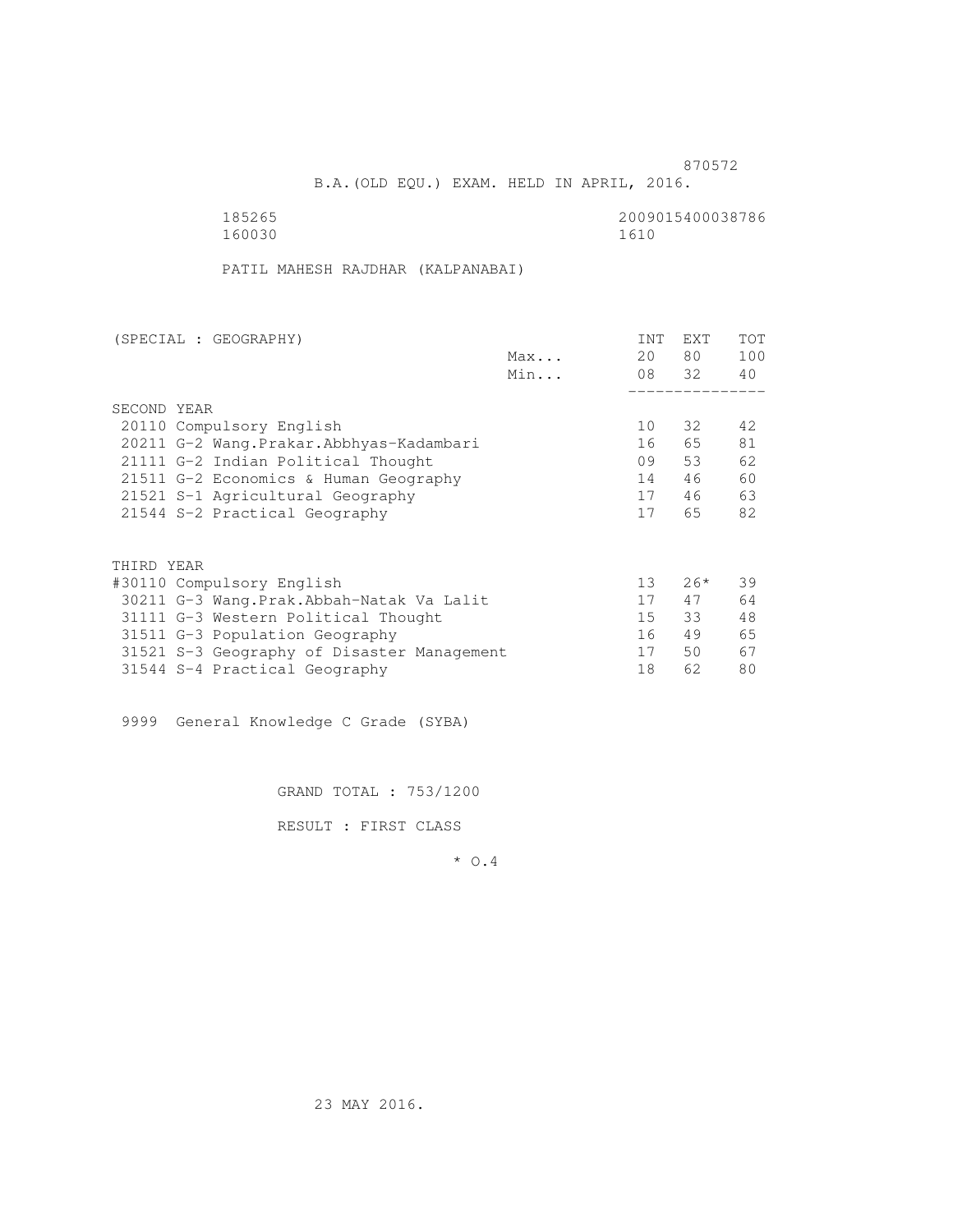870572

B.A.(OLD EQU.) EXAM. HELD IN APRIL, 2016.

185265 2009015400038786
160030 1610

PATIL MAHESH RAJDHAR (KALPANABAI)

| (SPECIAL : GEOGRAPHY) | | INT | EXT | TOT |
|---|---|---|---|---|
| | Max... | 20 | 80 | 100 |
| | Min... | 08 | 32 | 40 |
| SECOND YEAR | | | | |
| 20110 Compulsory English | | 10 | 32 | 42 |
| 20211 G-2 Wang.Prakar.Abbhyas-Kadambari | | 16 | 65 | 81 |
| 21111 G-2 Indian Political Thought | | 09 | 53 | 62 |
| 21511 G-2 Economics & Human Geography | | 14 | 46 | 60 |
| 21521 S-1 Agricultural Geography | | 17 | 46 | 63 |
| 21544 S-2 Practical Geography | | 17 | 65 | 82 |
| THIRD YEAR | | | | |
| #30110 Compulsory English | | 13 | 26* | 39 |
| 30211 G-3 Wang.Prak.Abbah-Natak Va Lalit | | 17 | 47 | 64 |
| 31111 G-3 Western Political Thought | | 15 | 33 | 48 |
| 31511 G-3 Population Geography | | 16 | 49 | 65 |
| 31521 S-3 Geography of Disaster Management | | 17 | 50 | 67 |
| 31544 S-4 Practical Geography | | 18 | 62 | 80 |

9999 General Knowledge C Grade (SYBA)

GRAND TOTAL : 753/1200

RESULT : FIRST CLASS

* O.4

23 MAY 2016.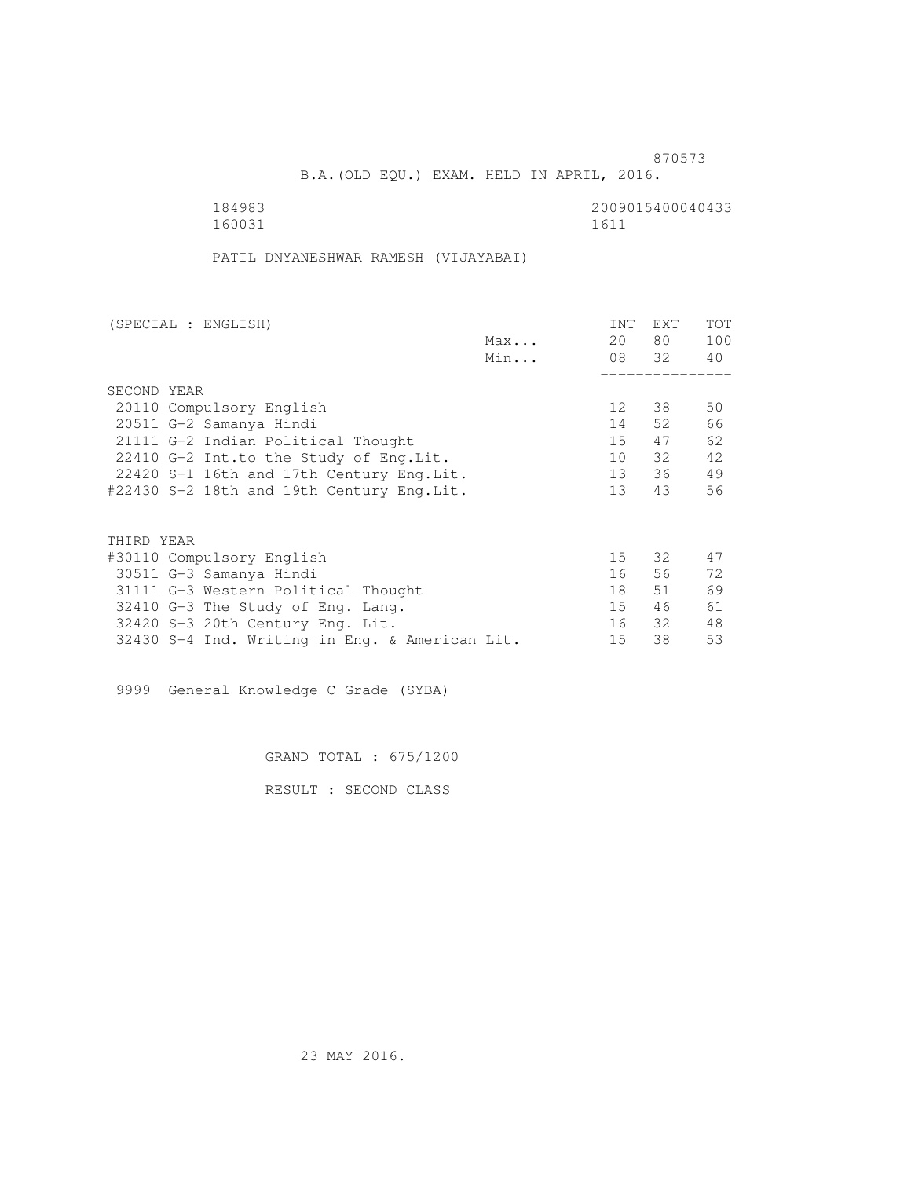870573

B.A.(OLD EQU.) EXAM. HELD IN APRIL, 2016.

184983 2009015400040433
160031 1611

PATIL DNYANESHWAR RAMESH (VIJAYABAI)

| (SPECIAL : ENGLISH) | | INT | EXT | TOT |
|---|---|---|---|---|
| | Max... | 20 | 80 | 100 |
| | Min... | 08 | 32 | 40 |
| SECOND YEAR | | | | |
| 20110 Compulsory English | | 12 | 38 | 50 |
| 20511 G-2 Samanya Hindi | | 14 | 52 | 66 |
| 21111 G-2 Indian Political Thought | | 15 | 47 | 62 |
| 22410 G-2 Int.to the Study of Eng.Lit. | | 10 | 32 | 42 |
| 22420 S-1 16th and 17th Century Eng.Lit. | | 13 | 36 | 49 |
| #22430 S-2 18th and 19th Century Eng.Lit. | | 13 | 43 | 56 |
| THIRD YEAR | | | | |
| #30110 Compulsory English | | 15 | 32 | 47 |
| 30511 G-3 Samanya Hindi | | 16 | 56 | 72 |
| 31111 G-3 Western Political Thought | | 18 | 51 | 69 |
| 32410 G-3 The Study of Eng. Lang. | | 15 | 46 | 61 |
| 32420 S-3 20th Century Eng. Lit. | | 16 | 32 | 48 |
| 32430 S-4 Ind. Writing in Eng. & American Lit. | | 15 | 38 | 53 |

9999 General Knowledge C Grade (SYBA)

GRAND TOTAL : 675/1200

RESULT : SECOND CLASS

23 MAY 2016.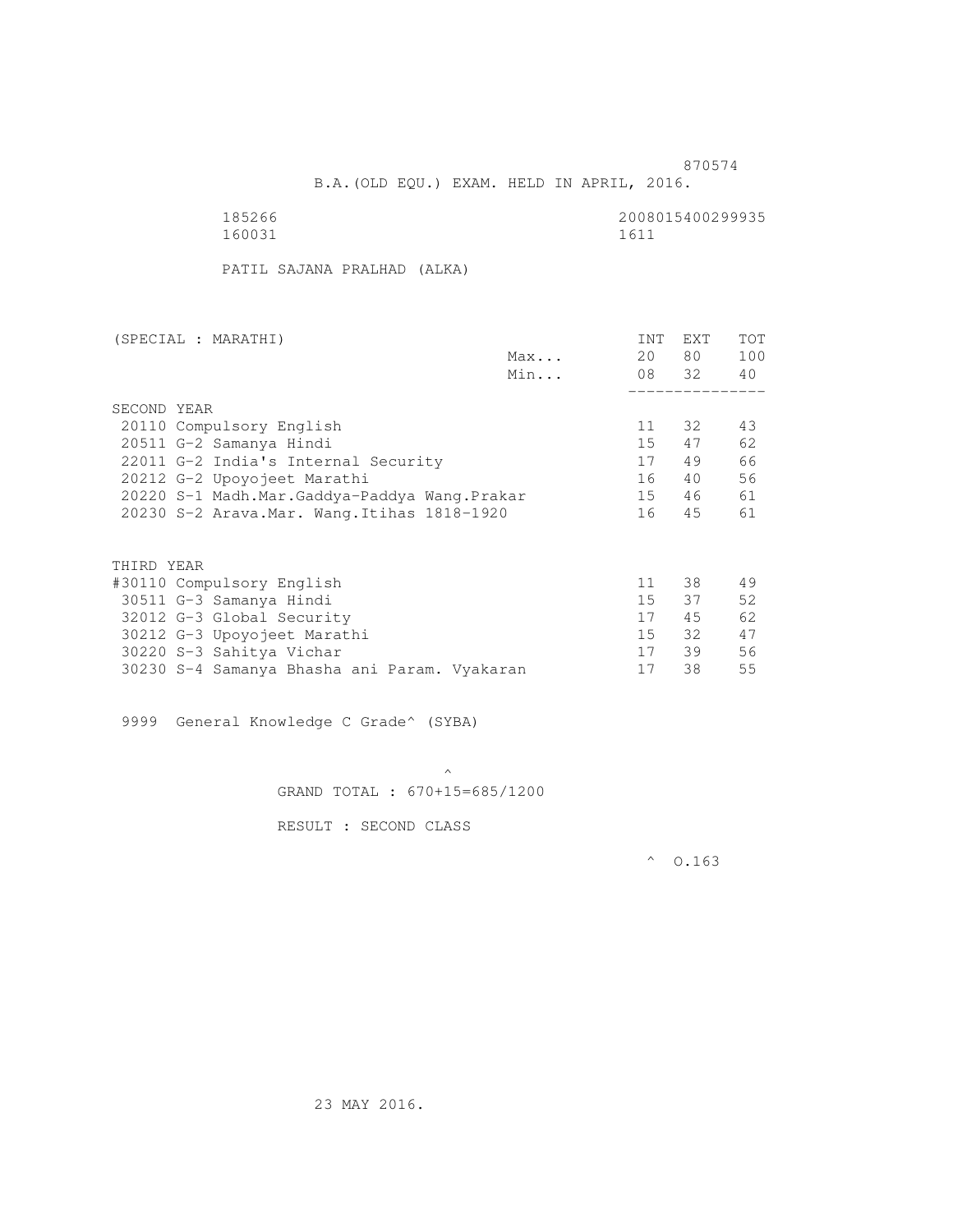870574

B.A.(OLD EQU.) EXAM. HELD IN APRIL, 2016.

185266 2008015400299935
160031 1611

PATIL SAJANA PRALHAD (ALKA)

| (SPECIAL : MARATHI) | | INT | EXT | TOT |
|---|---|---|---|---|
| | Max... | 20 | 80 | 100 |
| | Min... | 08 | 32 | 40 |
| SECOND YEAR | | | | |
| 20110 Compulsory English | | 11 | 32 | 43 |
| 20511 G-2 Samanya Hindi | | 15 | 47 | 62 |
| 22011 G-2 India's Internal Security | | 17 | 49 | 66 |
| 20212 G-2 Upoyojeet Marathi | | 16 | 40 | 56 |
| 20220 S-1 Madh.Mar.Gaddya-Paddya Wang.Prakar | | 15 | 46 | 61 |
| 20230 S-2 Arava.Mar. Wang.Itihas 1818-1920 | | 16 | 45 | 61 |
| THIRD YEAR | | | | |
| #30110 Compulsory English | | 11 | 38 | 49 |
| 30511 G-3 Samanya Hindi | | 15 | 37 | 52 |
| 32012 G-3 Global Security | | 17 | 45 | 62 |
| 30212 G-3 Upoyojeet Marathi | | 15 | 32 | 47 |
| 30220 S-3 Sahitya Vichar | | 17 | 39 | 56 |
| 30230 S-4 Samanya Bhasha ani Param. Vyakaran | | 17 | 38 | 55 |

9999 General Knowledge C Grade^ (SYBA)

^

GRAND TOTAL : 670+15=685/1200

RESULT : SECOND CLASS

^ O.163

23 MAY 2016.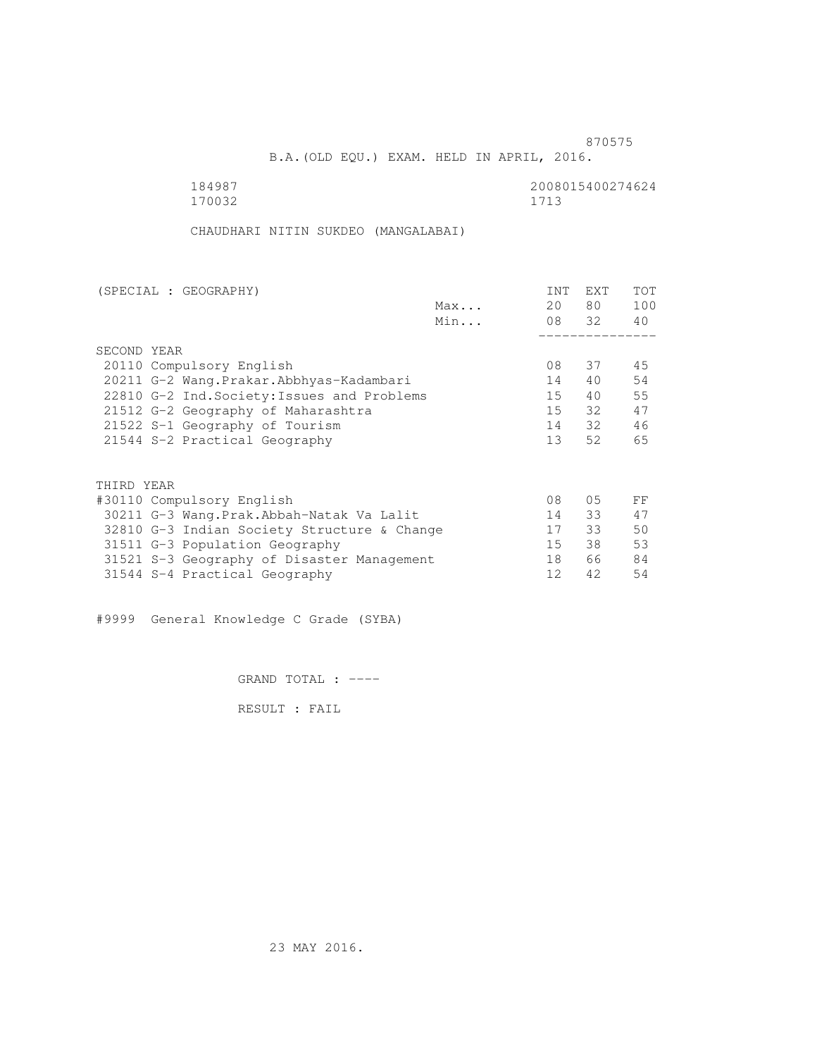870575

B.A.(OLD EQU.) EXAM. HELD IN APRIL, 2016.

184987 2008015400274624
170032 1713

CHAUDHARI NITIN SUKDEO (MANGALABAI)

| (SPECIAL : GEOGRAPHY) | | INT | EXT | TOT |
|---|---|---|---|---|
| | Max... | 20 | 80 | 100 |
| | Min... | 08 | 32 | 40 |
| SECOND YEAR | | | | |
| 20110 Compulsory English | | 08 | 37 | 45 |
| 20211 G-2 Wang.Prakar.Abbhyas-Kadambari | | 14 | 40 | 54 |
| 22810 G-2 Ind.Society:Issues and Problems | | 15 | 40 | 55 |
| 21512 G-2 Geography of Maharashtra | | 15 | 32 | 47 |
| 21522 S-1 Geography of Tourism | | 14 | 32 | 46 |
| 21544 S-2 Practical Geography | | 13 | 52 | 65 |
| THIRD YEAR | | | | |
| #30110 Compulsory English | | 08 | 05 | FF |
| 30211 G-3 Wang.Prak.Abbah-Natak Va Lalit | | 14 | 33 | 47 |
| 32810 G-3 Indian Society Structure & Change | | 17 | 33 | 50 |
| 31511 G-3 Population Geography | | 15 | 38 | 53 |
| 31521 S-3 Geography of Disaster Management | | 18 | 66 | 84 |
| 31544 S-4 Practical Geography | | 12 | 42 | 54 |

#9999 General Knowledge C Grade (SYBA)

GRAND TOTAL : ----

RESULT : FAIL

23 MAY 2016.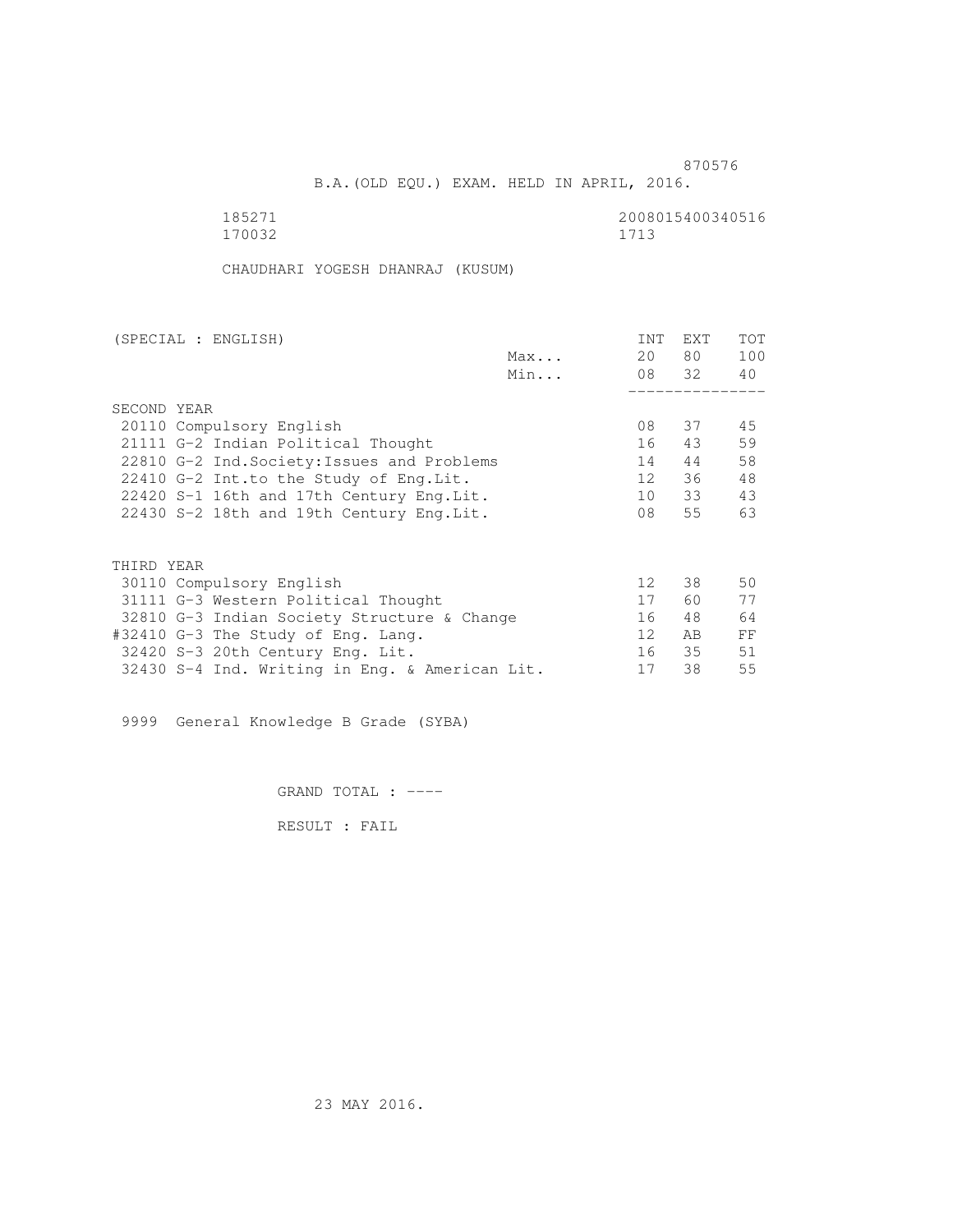870576

B.A.(OLD EQU.) EXAM. HELD IN APRIL, 2016.

185271 2008015400340516
170032 1713

CHAUDHARI YOGESH DHANRAJ (KUSUM)

| (SPECIAL : ENGLISH) | | INT | EXT | TOT |
|---|---|---|---|---|
| | Max... | 20 | 80 | 100 |
| | Min... | 08 | 32 | 40 |
| SECOND YEAR | | | | |
| 20110 Compulsory English | | 08 | 37 | 45 |
| 21111 G-2 Indian Political Thought | | 16 | 43 | 59 |
| 22810 G-2 Ind.Society:Issues and Problems | | 14 | 44 | 58 |
| 22410 G-2 Int.to the Study of Eng.Lit. | | 12 | 36 | 48 |
| 22420 S-1 16th and 17th Century Eng.Lit. | | 10 | 33 | 43 |
| 22430 S-2 18th and 19th Century Eng.Lit. | | 08 | 55 | 63 |
| THIRD YEAR | | | | |
| 30110 Compulsory English | | 12 | 38 | 50 |
| 31111 G-3 Western Political Thought | | 17 | 60 | 77 |
| 32810 G-3 Indian Society Structure & Change | | 16 | 48 | 64 |
| #32410 G-3 The Study of Eng. Lang. | | 12 | AB | FF |
| 32420 S-3 20th Century Eng. Lit. | | 16 | 35 | 51 |
| 32430 S-4 Ind. Writing in Eng. & American Lit. | | 17 | 38 | 55 |

9999 General Knowledge B Grade (SYBA)

GRAND TOTAL : ----

RESULT : FAIL

23 MAY 2016.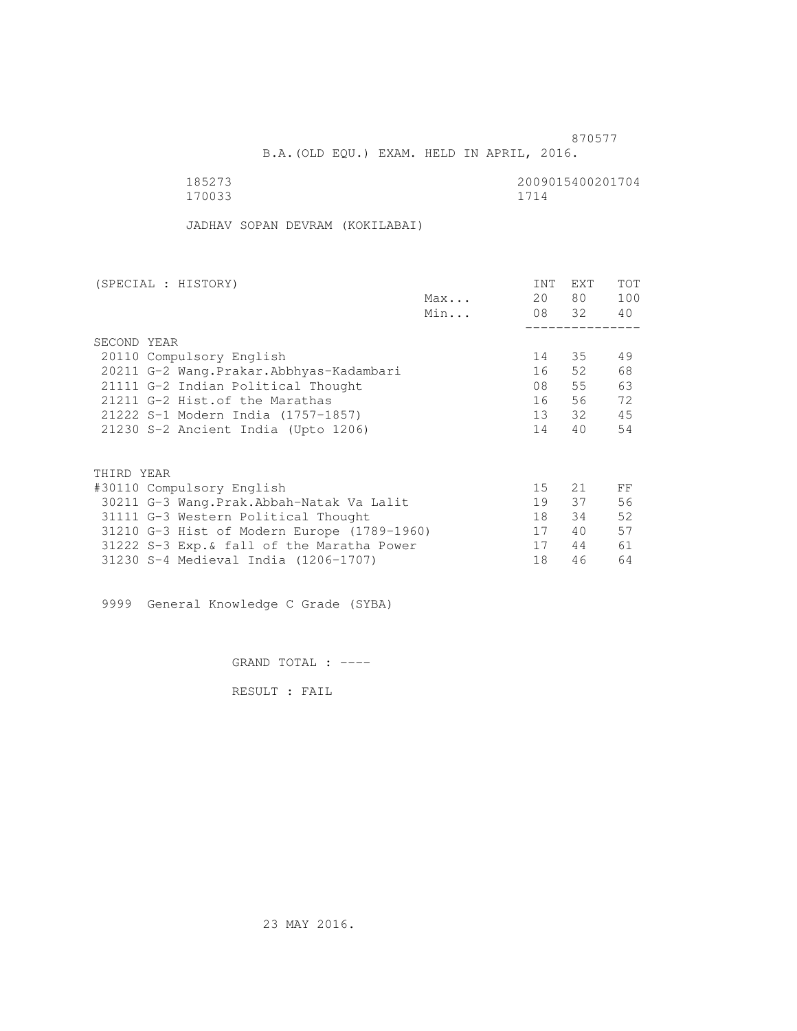870577

B.A.(OLD EQU.) EXAM. HELD IN APRIL, 2016.

185273 2009015400201704
170033 1714

JADHAV SOPAN DEVRAM (KOKILABAI)

| (SPECIAL : HISTORY) | | INT | EXT | TOT |
|---|---|---|---|---|
| | Max... | 20 | 80 | 100 |
| | Min... | 08 | 32 | 40 |
| **SECOND YEAR** | | | | |
| 20110 Compulsory English | | 14 | 35 | 49 |
| 20211 G-2 Wang.Prakar.Abbhyas-Kadambari | | 16 | 52 | 68 |
| 21111 G-2 Indian Political Thought | | 08 | 55 | 63 |
| 21211 G-2 Hist.of the Marathas | | 16 | 56 | 72 |
| 21222 S-1 Modern India (1757-1857) | | 13 | 32 | 45 |
| 21230 S-2 Ancient India (Upto 1206) | | 14 | 40 | 54 |
| **THIRD YEAR** | | | | |
| #30110 Compulsory English | | 15 | 21 | FF |
| 30211 G-3 Wang.Prak.Abbah-Natak Va Lalit | | 19 | 37 | 56 |
| 31111 G-3 Western Political Thought | | 18 | 34 | 52 |
| 31210 G-3 Hist of Modern Europe (1789-1960) | | 17 | 40 | 57 |
| 31222 S-3 Exp.& fall of the Maratha Power | | 17 | 44 | 61 |
| 31230 S-4 Medieval India (1206-1707) | | 18 | 46 | 64 |

9999 General Knowledge C Grade (SYBA)

GRAND TOTAL : ----

RESULT : FAIL

23 MAY 2016.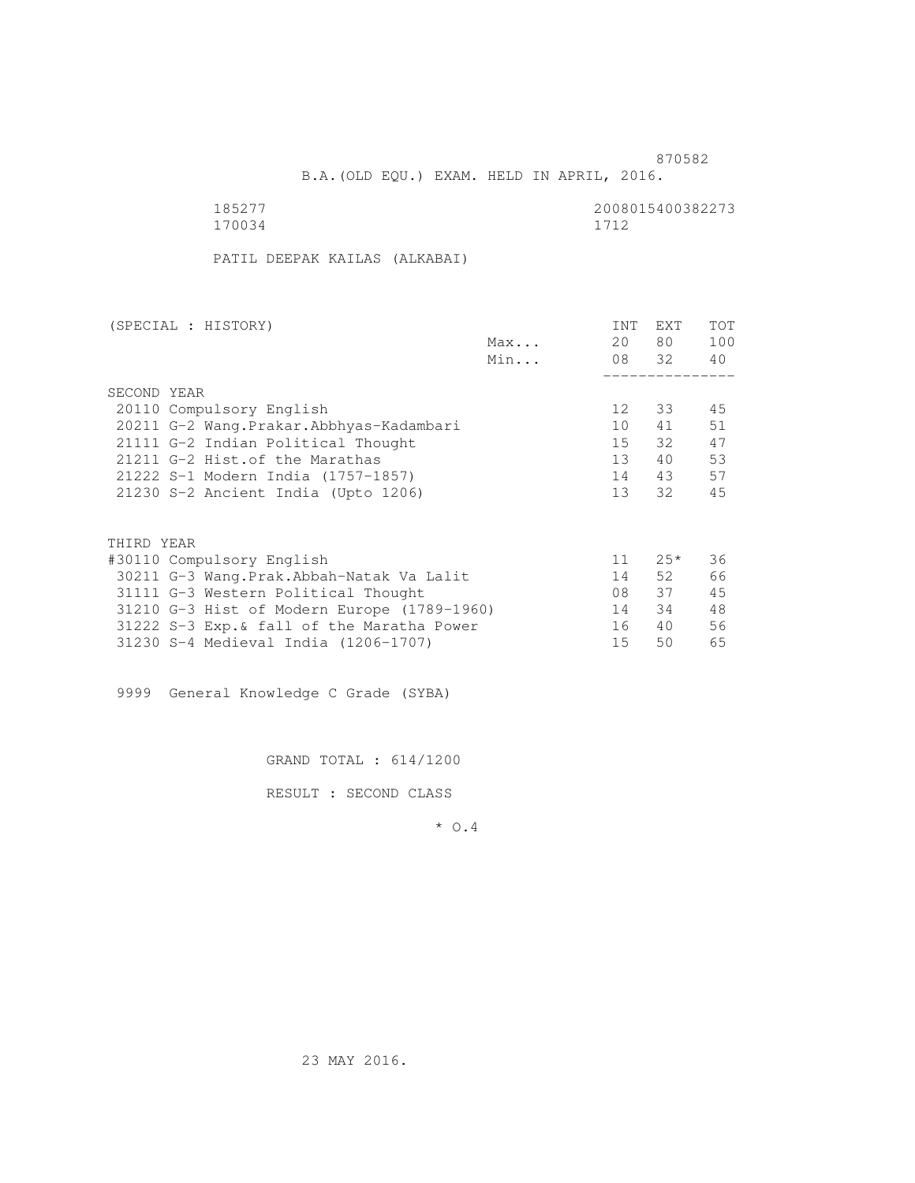870582

B.A.(OLD EQU.) EXAM. HELD IN APRIL, 2016.

185277 2008015400382273
170034 1712

PATIL DEEPAK KAILAS (ALKABAI)

| (SPECIAL : HISTORY) | | INT | EXT | TOT |
|---|---|---|---|---|
| | Max... | 20 | 80 | 100 |
| | Min... | 08 | 32 | 40 |
| SECOND YEAR | | | | |
| 20110 Compulsory English | | 12 | 33 | 45 |
| 20211 G-2 Wang.Prakar.Abbhyas-Kadambari | | 10 | 41 | 51 |
| 21111 G-2 Indian Political Thought | | 15 | 32 | 47 |
| 21211 G-2 Hist.of the Marathas | | 13 | 40 | 53 |
| 21222 S-1 Modern India (1757-1857) | | 14 | 43 | 57 |
| 21230 S-2 Ancient India (Upto 1206) | | 13 | 32 | 45 |
| THIRD YEAR | | | | |
| #30110 Compulsory English | | 11 | 25* | 36 |
| 30211 G-3 Wang.Prak.Abbah-Natak Va Lalit | | 14 | 52 | 66 |
| 31111 G-3 Western Political Thought | | 08 | 37 | 45 |
| 31210 G-3 Hist of Modern Europe (1789-1960) | | 14 | 34 | 48 |
| 31222 S-3 Exp.& fall of the Maratha Power | | 16 | 40 | 56 |
| 31230 S-4 Medieval India (1206-1707) | | 15 | 50 | 65 |

9999 General Knowledge C Grade (SYBA)

GRAND TOTAL : 614/1200

RESULT : SECOND CLASS

* O.4

23 MAY 2016.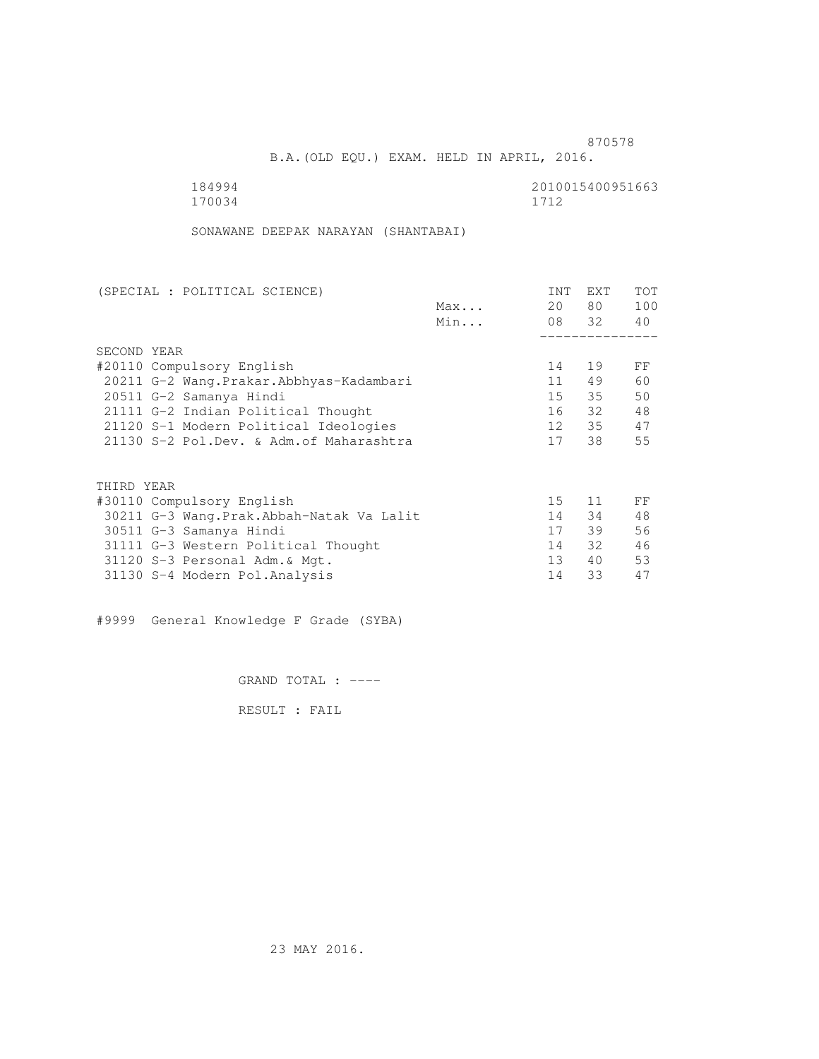870578

B.A.(OLD EQU.) EXAM. HELD IN APRIL, 2016.

184994 2010015400951663
170034 1712

SONAWANE DEEPAK NARAYAN (SHANTABAI)

| (SPECIAL : POLITICAL SCIENCE) | | INT | EXT | TOT |
|---|---|---|---|---|
| | Max... | 20 | 80 | 100 |
| | Min... | 08 | 32 | 40 |
| SECOND YEAR | | | | |
| #20110 Compulsory English | | 14 | 19 | FF |
| 20211 G-2 Wang.Prakar.Abbhyas-Kadambari | | 11 | 49 | 60 |
| 20511 G-2 Samanya Hindi | | 15 | 35 | 50 |
| 21111 G-2 Indian Political Thought | | 16 | 32 | 48 |
| 21120 S-1 Modern Political Ideologies | | 12 | 35 | 47 |
| 21130 S-2 Pol.Dev. & Adm.of Maharashtra | | 17 | 38 | 55 |
| THIRD YEAR | | | | |
| #30110 Compulsory English | | 15 | 11 | FF |
| 30211 G-3 Wang.Prak.Abbah-Natak Va Lalit | | 14 | 34 | 48 |
| 30511 G-3 Samanya Hindi | | 17 | 39 | 56 |
| 31111 G-3 Western Political Thought | | 14 | 32 | 46 |
| 31120 S-3 Personal Adm.& Mgt. | | 13 | 40 | 53 |
| 31130 S-4 Modern Pol.Analysis | | 14 | 33 | 47 |

#9999 General Knowledge F Grade (SYBA)

GRAND TOTAL : ----

RESULT : FAIL

23 MAY 2016.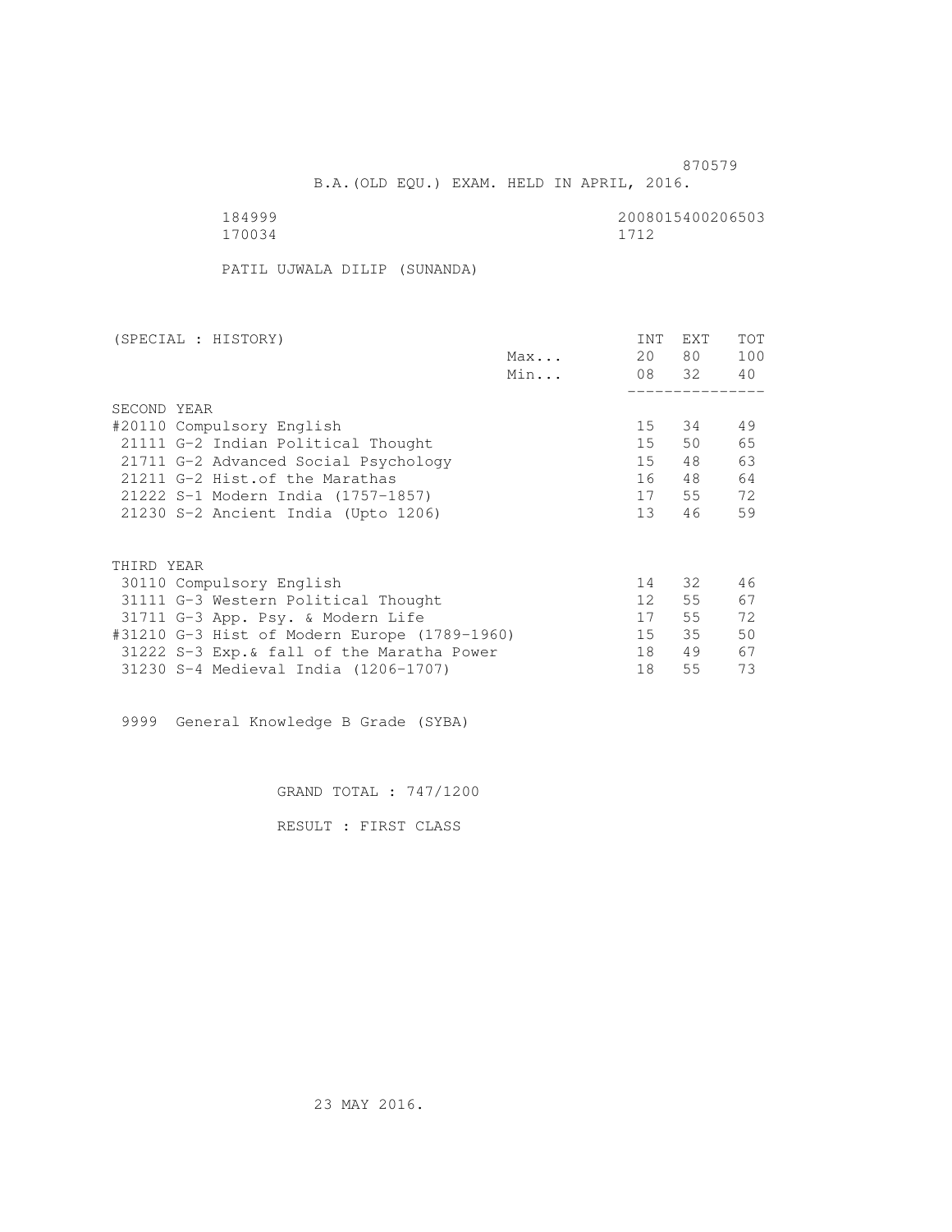870579

B.A.(OLD EQU.) EXAM. HELD IN APRIL, 2016.

184999 2008015400206503
170034 1712

PATIL UJWALA DILIP (SUNANDA)

| (SPECIAL : HISTORY) | | INT | EXT | TOT |
|---|---|---|---|---|
| | Max... | 20 | 80 | 100 |
| | Min... | 08 | 32 | 40 |
| SECOND YEAR | | | | |
| #20110 Compulsory English | | 15 | 34 | 49 |
| 21111 G-2 Indian Political Thought | | 15 | 50 | 65 |
| 21711 G-2 Advanced Social Psychology | | 15 | 48 | 63 |
| 21211 G-2 Hist.of the Marathas | | 16 | 48 | 64 |
| 21222 S-1 Modern India (1757-1857) | | 17 | 55 | 72 |
| 21230 S-2 Ancient India (Upto 1206) | | 13 | 46 | 59 |
| THIRD YEAR | | | | |
| 30110 Compulsory English | | 14 | 32 | 46 |
| 31111 G-3 Western Political Thought | | 12 | 55 | 67 |
| 31711 G-3 App. Psy. & Modern Life | | 17 | 55 | 72 |
| #31210 G-3 Hist of Modern Europe (1789-1960) | | 15 | 35 | 50 |
| 31222 S-3 Exp.& fall of the Maratha Power | | 18 | 49 | 67 |
| 31230 S-4 Medieval India (1206-1707) | | 18 | 55 | 73 |

9999 General Knowledge B Grade (SYBA)

GRAND TOTAL : 747/1200

RESULT : FIRST CLASS

23 MAY 2016.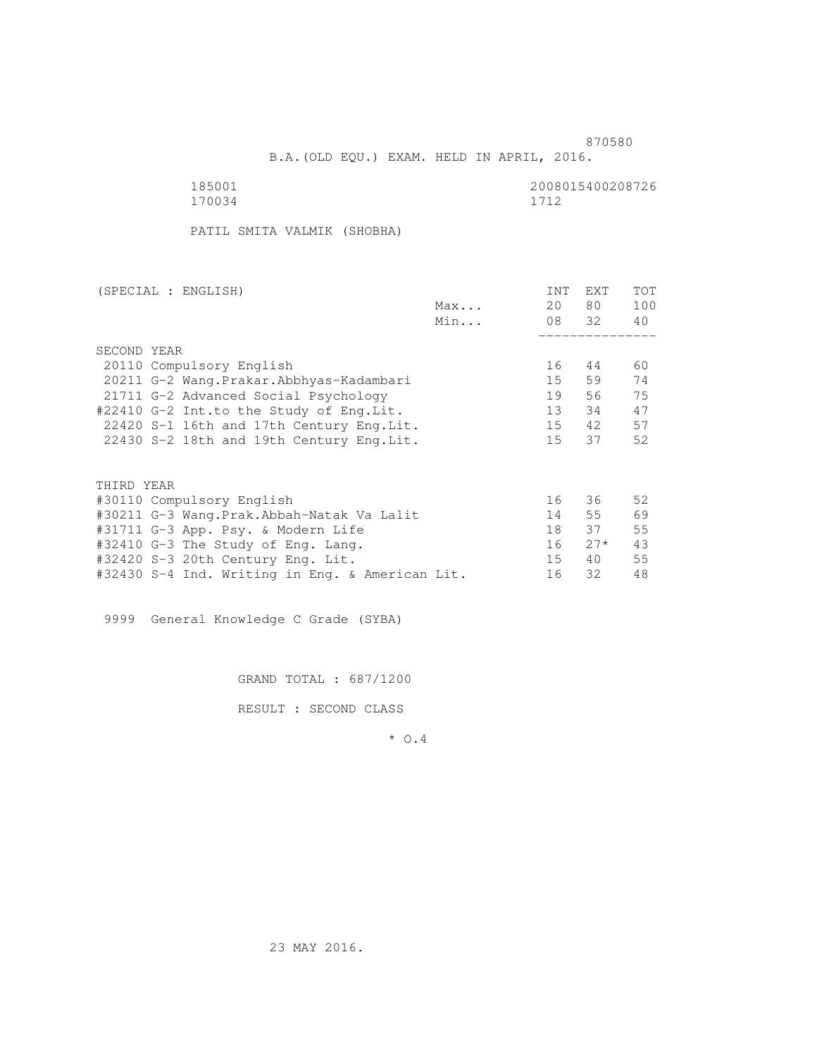870580

B.A.(OLD EQU.) EXAM. HELD IN APRIL, 2016.

185001 2008015400208726
170034 1712

PATIL SMITA VALMIK (SHOBHA)

| (SPECIAL : ENGLISH) | | INT | EXT | TOT |
|---|---|---|---|---|
| | Max... | 20 | 80 | 100 |
| | Min... | 08 | 32 | 40 |
| SECOND YEAR | | | | |
| 20110 Compulsory English | | 16 | 44 | 60 |
| 20211 G-2 Wang.Prakar.Abbhyas-Kadambari | | 15 | 59 | 74 |
| 21711 G-2 Advanced Social Psychology | | 19 | 56 | 75 |
| #22410 G-2 Int.to the Study of Eng.Lit. | | 13 | 34 | 47 |
| 22420 S-1 16th and 17th Century Eng.Lit. | | 15 | 42 | 57 |
| 22430 S-2 18th and 19th Century Eng.Lit. | | 15 | 37 | 52 |
| THIRD YEAR | | | | |
| #30110 Compulsory English | | 16 | 36 | 52 |
| #30211 G-3 Wang.Prak.Abbah-Natak Va Lalit | | 14 | 55 | 69 |
| #31711 G-3 App. Psy. & Modern Life | | 18 | 37 | 55 |
| #32410 G-3 The Study of Eng. Lang. | | 16 | 27* | 43 |
| #32420 S-3 20th Century Eng. Lit. | | 15 | 40 | 55 |
| #32430 S-4 Ind. Writing in Eng. & American Lit. | | 16 | 32 | 48 |

9999 General Knowledge C Grade (SYBA)

GRAND TOTAL : 687/1200

RESULT : SECOND CLASS

* O.4

23 MAY 2016.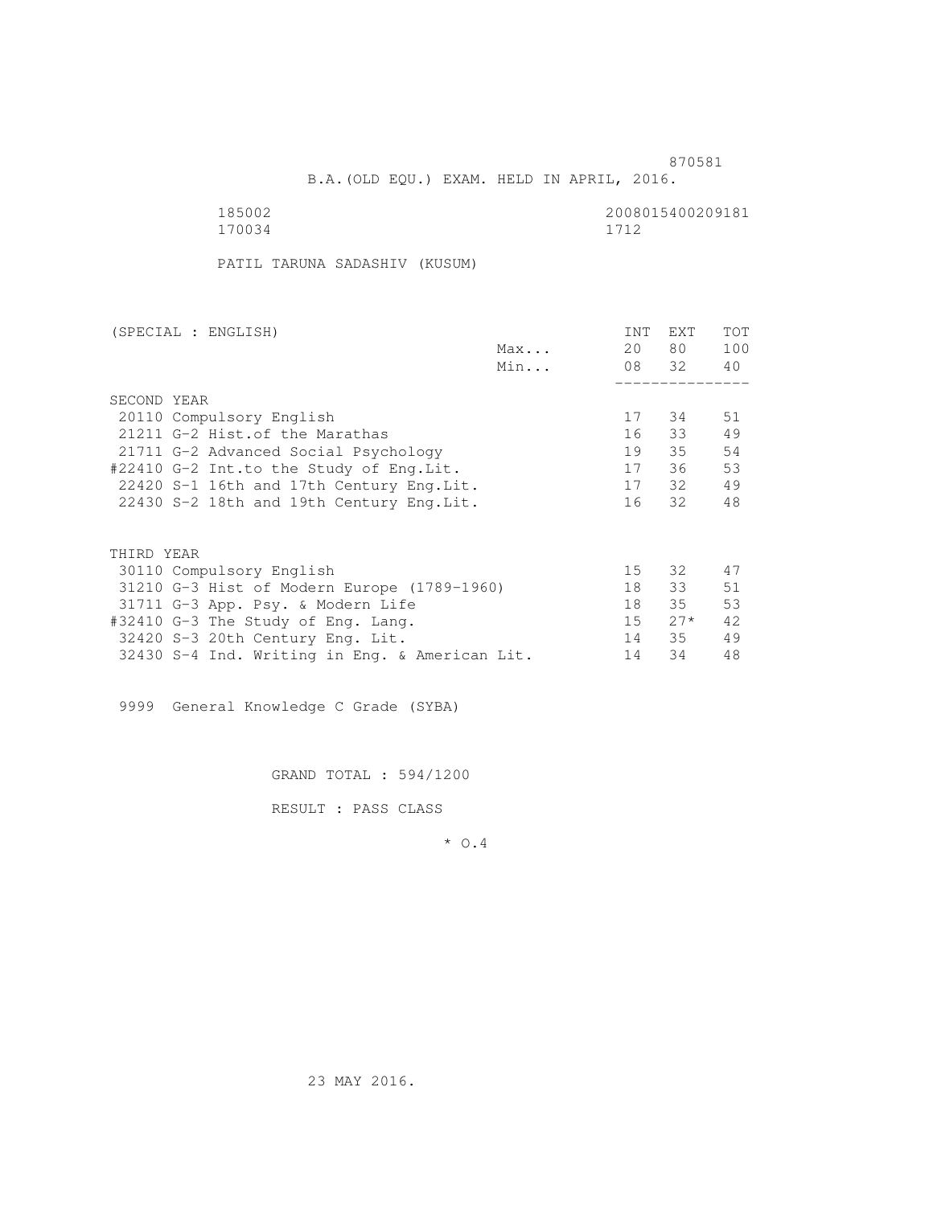870581

B.A.(OLD EQU.) EXAM. HELD IN APRIL, 2016.

185002 2008015400209181
170034 1712

PATIL TARUNA SADASHIV (KUSUM)

| (SPECIAL : ENGLISH) | | INT | EXT | TOT |
|---|---|---|---|---|
| | Max... | 20 | 80 | 100 |
| | Min... | 08 | 32 | 40 |
| SECOND YEAR | | | | |
| 20110 Compulsory English | | 17 | 34 | 51 |
| 21211 G-2 Hist.of the Marathas | | 16 | 33 | 49 |
| 21711 G-2 Advanced Social Psychology | | 19 | 35 | 54 |
| #22410 G-2 Int.to the Study of Eng.Lit. | | 17 | 36 | 53 |
| 22420 S-1 16th and 17th Century Eng.Lit. | | 17 | 32 | 49 |
| 22430 S-2 18th and 19th Century Eng.Lit. | | 16 | 32 | 48 |
| THIRD YEAR | | | | |
| 30110 Compulsory English | | 15 | 32 | 47 |
| 31210 G-3 Hist of Modern Europe (1789-1960) | | 18 | 33 | 51 |
| 31711 G-3 App. Psy. & Modern Life | | 18 | 35 | 53 |
| #32410 G-3 The Study of Eng. Lang. | | 15 | 27* | 42 |
| 32420 S-3 20th Century Eng. Lit. | | 14 | 35 | 49 |
| 32430 S-4 Ind. Writing in Eng. & American Lit. | | 14 | 34 | 48 |

9999 General Knowledge C Grade (SYBA)

GRAND TOTAL : 594/1200

RESULT : PASS CLASS

* O.4

23 MAY 2016.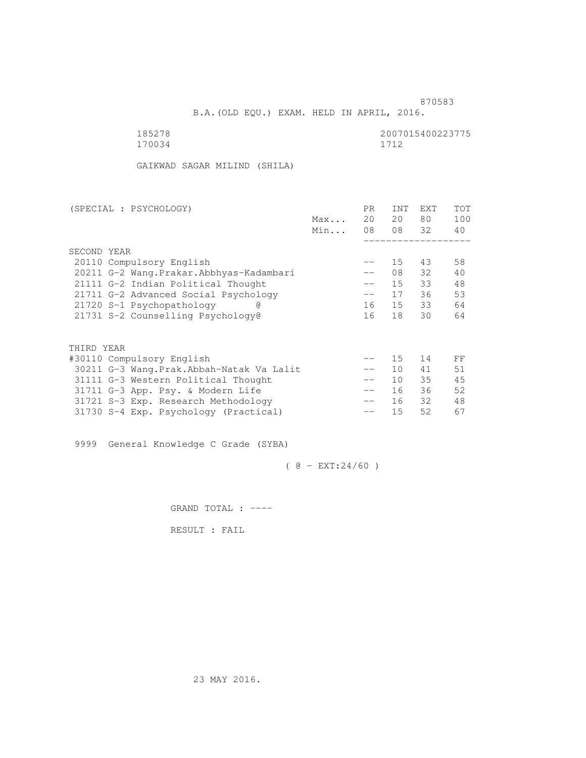870583

B.A.(OLD EQU.) EXAM. HELD IN APRIL, 2016.

185278 2007015400223775
170034 1712

GAIKWAD SAGAR MILIND (SHILA)

| (SPECIAL : PSYCHOLOGY) | | PR | INT | EXT | TOT |
|---|---|---|---|---|---|
| | Max... | 20 | 20 | 80 | 100 |
| | Min... | 08 | 08 | 32 | 40 |
| SECOND YEAR | | | | | |
| 20110 Compulsory English | | -- | 15 | 43 | 58 |
| 20211 G-2 Wang.Prakar.Abbhyas-Kadambari | | -- | 08 | 32 | 40 |
| 21111 G-2 Indian Political Thought | | -- | 15 | 33 | 48 |
| 21711 G-2 Advanced Social Psychology | | -- | 17 | 36 | 53 |
| 21720 S-1 Psychopathology @ | | 16 | 15 | 33 | 64 |
| 21731 S-2 Counselling Psychology@ | | 16 | 18 | 30 | 64 |
| THIRD YEAR | | | | | |
| #30110 Compulsory English | | -- | 15 | 14 | FF |
| 30211 G-3 Wang.Prak.Abbah-Natak Va Lalit | | -- | 10 | 41 | 51 |
| 31111 G-3 Western Political Thought | | -- | 10 | 35 | 45 |
| 31711 G-3 App. Psy. & Modern Life | | -- | 16 | 36 | 52 |
| 31721 S-3 Exp. Research Methodology | | -- | 16 | 32 | 48 |
| 31730 S-4 Exp. Psychology (Practical) | | -- | 15 | 52 | 67 |

9999 General Knowledge C Grade (SYBA)

( @ - EXT:24/60 )

GRAND TOTAL : ----

RESULT : FAIL

23 MAY 2016.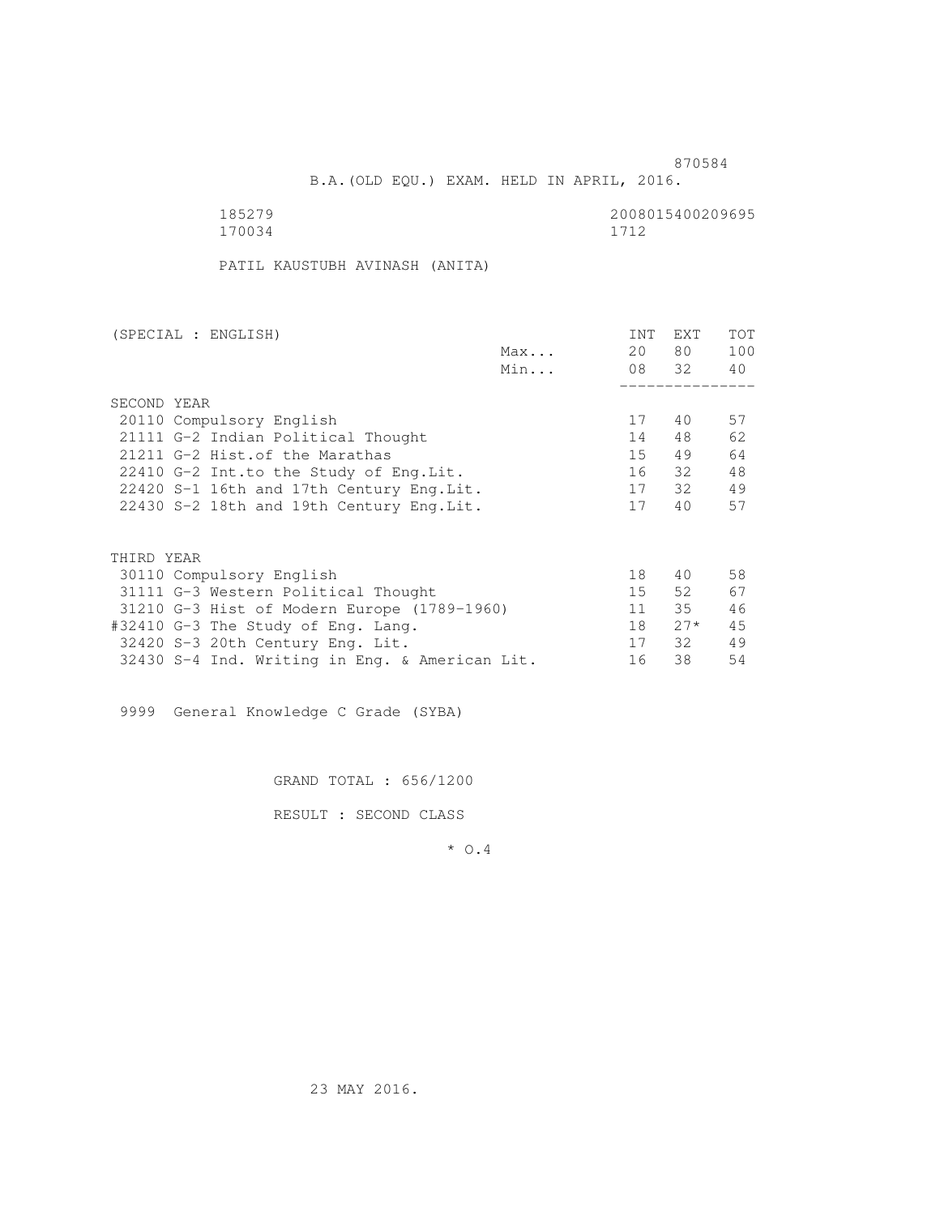870584

B.A.(OLD EQU.) EXAM. HELD IN APRIL, 2016.

185279 2008015400209695
170034 1712

PATIL KAUSTUBH AVINASH (ANITA)

| (SPECIAL : ENGLISH) | | INT | EXT | TOT |
|---|---|---|---|---|
| | Max... | 20 | 80 | 100 |
| | Min... | 08 | 32 | 40 |
| SECOND YEAR | | | | |
| 20110 Compulsory English | | 17 | 40 | 57 |
| 21111 G-2 Indian Political Thought | | 14 | 48 | 62 |
| 21211 G-2 Hist.of the Marathas | | 15 | 49 | 64 |
| 22410 G-2 Int.to the Study of Eng.Lit. | | 16 | 32 | 48 |
| 22420 S-1 16th and 17th Century Eng.Lit. | | 17 | 32 | 49 |
| 22430 S-2 18th and 19th Century Eng.Lit. | | 17 | 40 | 57 |
| THIRD YEAR | | | | |
| 30110 Compulsory English | | 18 | 40 | 58 |
| 31111 G-3 Western Political Thought | | 15 | 52 | 67 |
| 31210 G-3 Hist of Modern Europe (1789-1960) | | 11 | 35 | 46 |
| #32410 G-3 The Study of Eng. Lang. | | 18 | 27* | 45 |
| 32420 S-3 20th Century Eng. Lit. | | 17 | 32 | 49 |
| 32430 S-4 Ind. Writing in Eng. & American Lit. | | 16 | 38 | 54 |

9999 General Knowledge C Grade (SYBA)

GRAND TOTAL : 656/1200

RESULT : SECOND CLASS

* O.4

23 MAY 2016.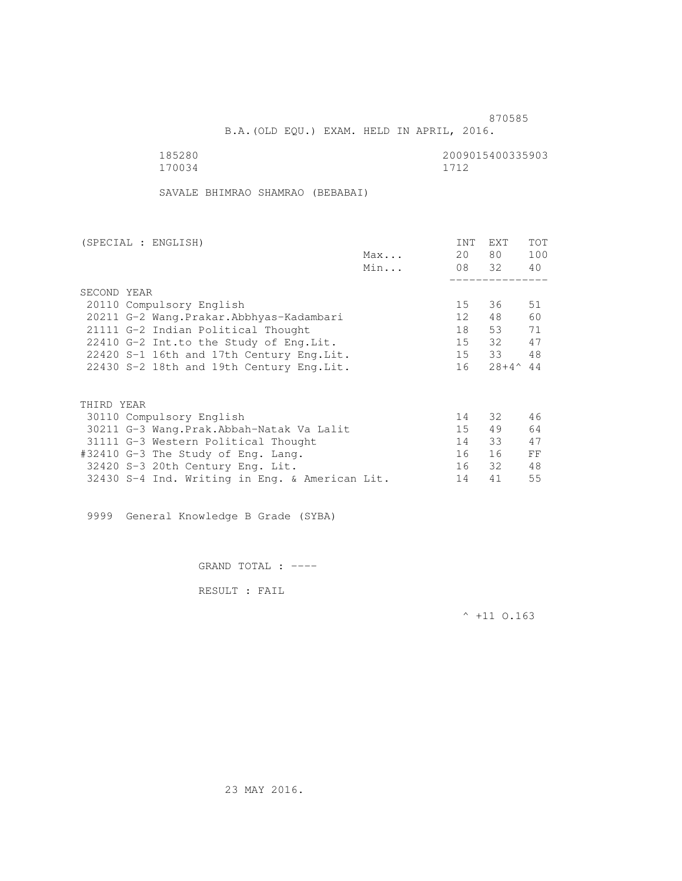870585

B.A.(OLD EQU.) EXAM. HELD IN APRIL, 2016.

185280 2009015400335903
170034 1712

SAVALE BHIMRAO SHAMRAO (BEBABAI)

| (SPECIAL : ENGLISH) | | INT | EXT | TOT |
|---|---|---|---|---|
| | Max... | 20 | 80 | 100 |
| | Min... | 08 | 32 | 40 |
| SECOND YEAR | | | | |
| 20110 Compulsory English | | 15 | 36 | 51 |
| 20211 G-2 Wang.Prakar.Abbhyas-Kadambari | | 12 | 48 | 60 |
| 21111 G-2 Indian Political Thought | | 18 | 53 | 71 |
| 22410 G-2 Int.to the Study of Eng.Lit. | | 15 | 32 | 47 |
| 22420 S-1 16th and 17th Century Eng.Lit. | | 15 | 33 | 48 |
| 22430 S-2 18th and 19th Century Eng.Lit. | | 16 | 28+4^ | 44 |
| THIRD YEAR | | | | |
| 30110 Compulsory English | | 14 | 32 | 46 |
| 30211 G-3 Wang.Prak.Abbah-Natak Va Lalit | | 15 | 49 | 64 |
| 31111 G-3 Western Political Thought | | 14 | 33 | 47 |
| #32410 G-3 The Study of Eng. Lang. | | 16 | 16 | FF |
| 32420 S-3 20th Century Eng. Lit. | | 16 | 32 | 48 |
| 32430 S-4 Ind. Writing in Eng. & American Lit. | | 14 | 41 | 55 |

9999 General Knowledge B Grade (SYBA)

GRAND TOTAL : ----

RESULT : FAIL

^ +11 O.163

23 MAY 2016.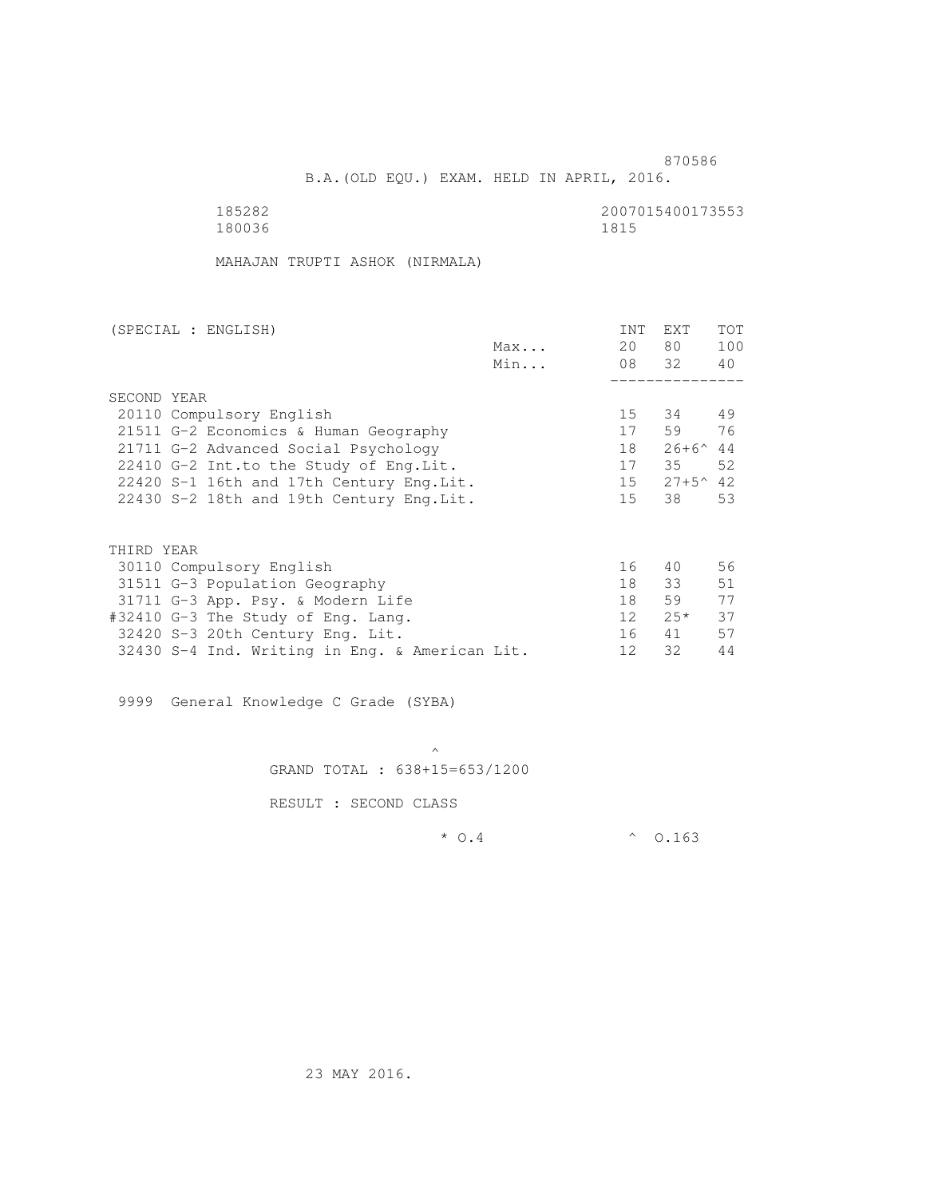870586

B.A.(OLD EQU.) EXAM. HELD IN APRIL, 2016.

185282 2007015400173553
180036 1815

MAHAJAN TRUPTI ASHOK (NIRMALA)

| (SPECIAL : ENGLISH) | | INT | EXT | TOT |
|---|---|---|---|---|
| | Max... | 20 | 80 | 100 |
| | Min... | 08 | 32 | 40 |
| SECOND YEAR | | | | |
| 20110 Compulsory English | | 15 | 34 | 49 |
| 21511 G-2 Economics & Human Geography | | 17 | 59 | 76 |
| 21711 G-2 Advanced Social Psychology | | 18 | 26+6^ | 44 |
| 22410 G-2 Int.to the Study of Eng.Lit. | | 17 | 35 | 52 |
| 22420 S-1 16th and 17th Century Eng.Lit. | | 15 | 27+5^ | 42 |
| 22430 S-2 18th and 19th Century Eng.Lit. | | 15 | 38 | 53 |
| THIRD YEAR | | | | |
| 30110 Compulsory English | | 16 | 40 | 56 |
| 31511 G-3 Population Geography | | 18 | 33 | 51 |
| 31711 G-3 App. Psy. & Modern Life | | 18 | 59 | 77 |
| #32410 G-3 The Study of Eng. Lang. | | 12 | 25* | 37 |
| 32420 S-3 20th Century Eng. Lit. | | 16 | 41 | 57 |
| 32430 S-4 Ind. Writing in Eng. & American Lit. | | 12 | 32 | 44 |

9999 General Knowledge C Grade (SYBA)

^
GRAND TOTAL : 638+15=653/1200

RESULT : SECOND CLASS

\* O.4 ^ O.163

23 MAY 2016.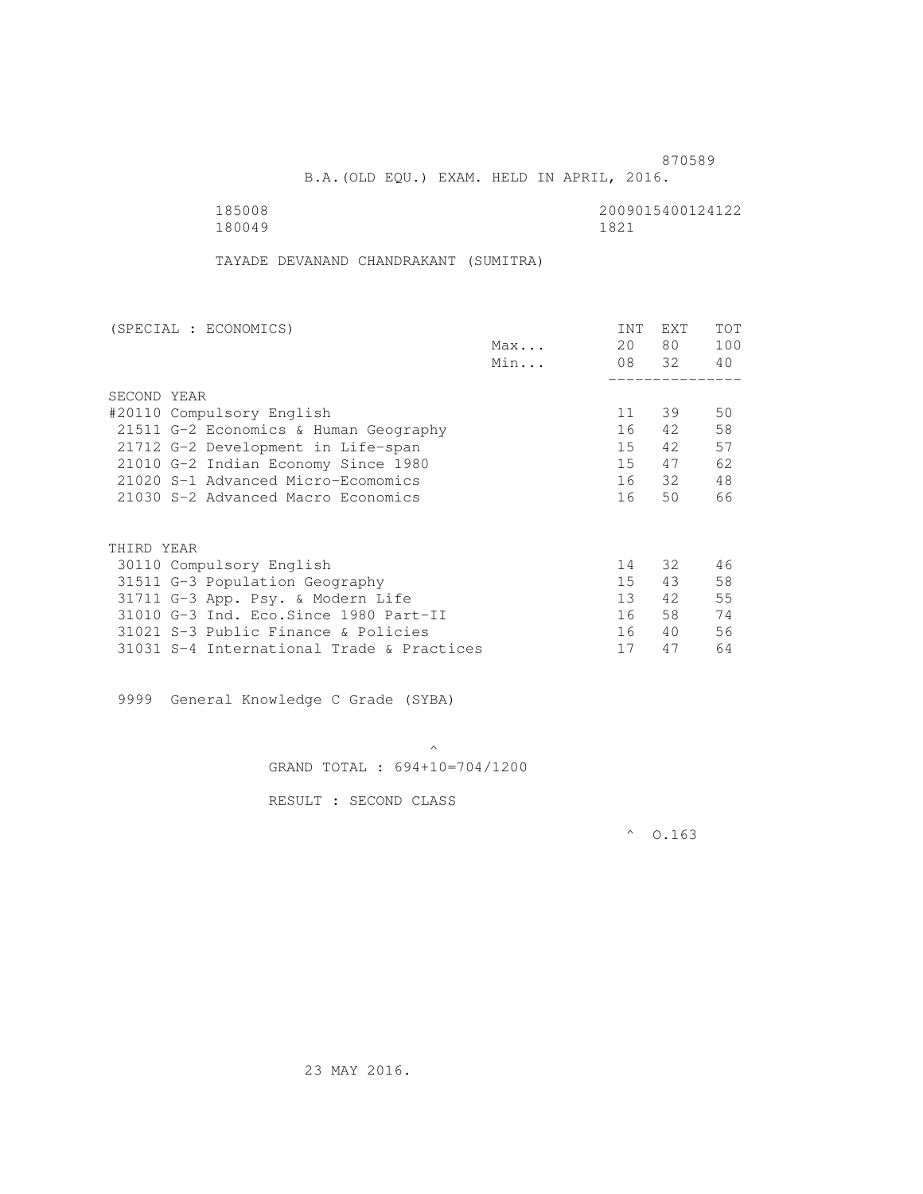870589

B.A.(OLD EQU.) EXAM. HELD IN APRIL, 2016.

185008 2009015400124122
180049 1821

TAYADE DEVANAND CHANDRAKANT (SUMITRA)

| (SPECIAL : ECONOMICS) | | INT | EXT | TOT |
|---|---|---|---|---|
| | Max... | 20 | 80 | 100 |
| | Min... | 08 | 32 | 40 |
| SECOND YEAR | | | | |
| #20110 Compulsory English | | 11 | 39 | 50 |
| 21511 G-2 Economics & Human Geography | | 16 | 42 | 58 |
| 21712 G-2 Development in Life-span | | 15 | 42 | 57 |
| 21010 G-2 Indian Economy Since 1980 | | 15 | 47 | 62 |
| 21020 S-1 Advanced Micro-Ecomomics | | 16 | 32 | 48 |
| 21030 S-2 Advanced Macro Economics | | 16 | 50 | 66 |
| THIRD YEAR | | | | |
| 30110 Compulsory English | | 14 | 32 | 46 |
| 31511 G-3 Population Geography | | 15 | 43 | 58 |
| 31711 G-3 App. Psy. & Modern Life | | 13 | 42 | 55 |
| 31010 G-3 Ind. Eco.Since 1980 Part-II | | 16 | 58 | 74 |
| 31021 S-3 Public Finance & Policies | | 16 | 40 | 56 |
| 31031 S-4 International Trade & Practices | | 17 | 47 | 64 |

9999 General Knowledge C Grade (SYBA)

^
GRAND TOTAL : 694+10=704/1200

RESULT : SECOND CLASS

^ O.163

23 MAY 2016.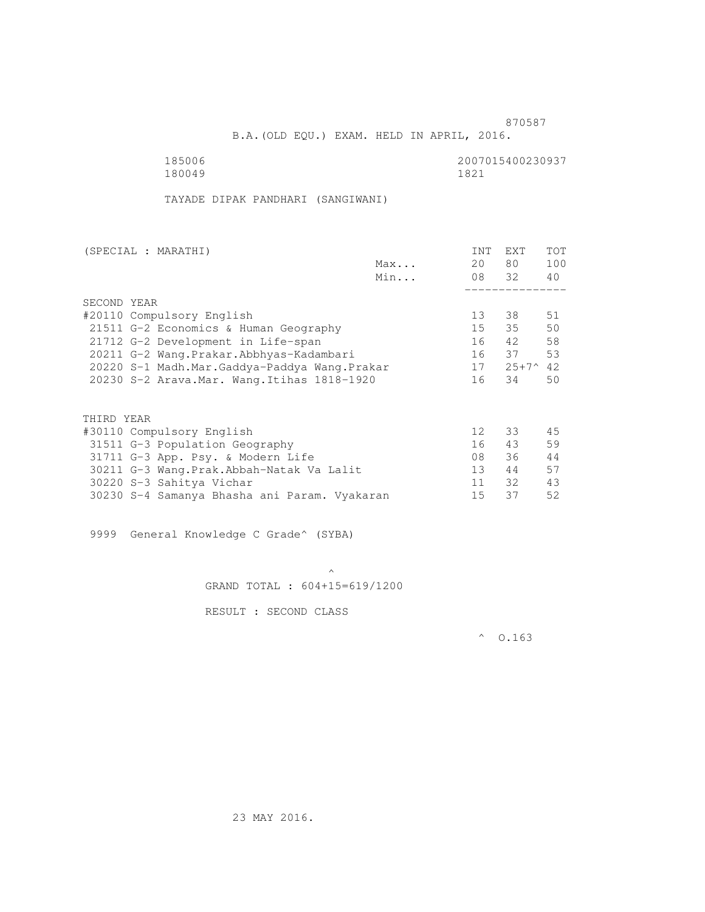870587

B.A.(OLD EQU.) EXAM. HELD IN APRIL, 2016.

185006 2007015400230937

180049 1821

TAYADE DIPAK PANDHARI (SANGIWANI)

| (SPECIAL : MARATHI) | | INT | EXT | TOT |
|---|---|---|---|---|
| | Max... | 20 | 80 | 100 |
| | Min... | 08 | 32 | 40 |
| **SECOND YEAR** | | | | |
| #20110 Compulsory English | | 13 | 38 | 51 |
| 21511 G-2 Economics & Human Geography | | 15 | 35 | 50 |
| 21712 G-2 Development in Life-span | | 16 | 42 | 58 |
| 20211 G-2 Wang.Prakar.Abbhyas-Kadambari | | 16 | 37 | 53 |
| 20220 S-1 Madh.Mar.Gaddya-Paddya Wang.Prakar | | 17 | 25+7^ | 42 |
| 20230 S-2 Arava.Mar. Wang.Itihas 1818-1920 | | 16 | 34 | 50 |
| **THIRD YEAR** | | | | |
| #30110 Compulsory English | | 12 | 33 | 45 |
| 31511 G-3 Population Geography | | 16 | 43 | 59 |
| 31711 G-3 App. Psy. & Modern Life | | 08 | 36 | 44 |
| 30211 G-3 Wang.Prak.Abbah-Natak Va Lalit | | 13 | 44 | 57 |
| 30220 S-3 Sahitya Vichar | | 11 | 32 | 43 |
| 30230 S-4 Samanya Bhasha ani Param. Vyakaran | | 15 | 37 | 52 |

9999 General Knowledge C Grade^ (SYBA)

^

GRAND TOTAL : 604+15=619/1200

RESULT : SECOND CLASS

^ O.163

23 MAY 2016.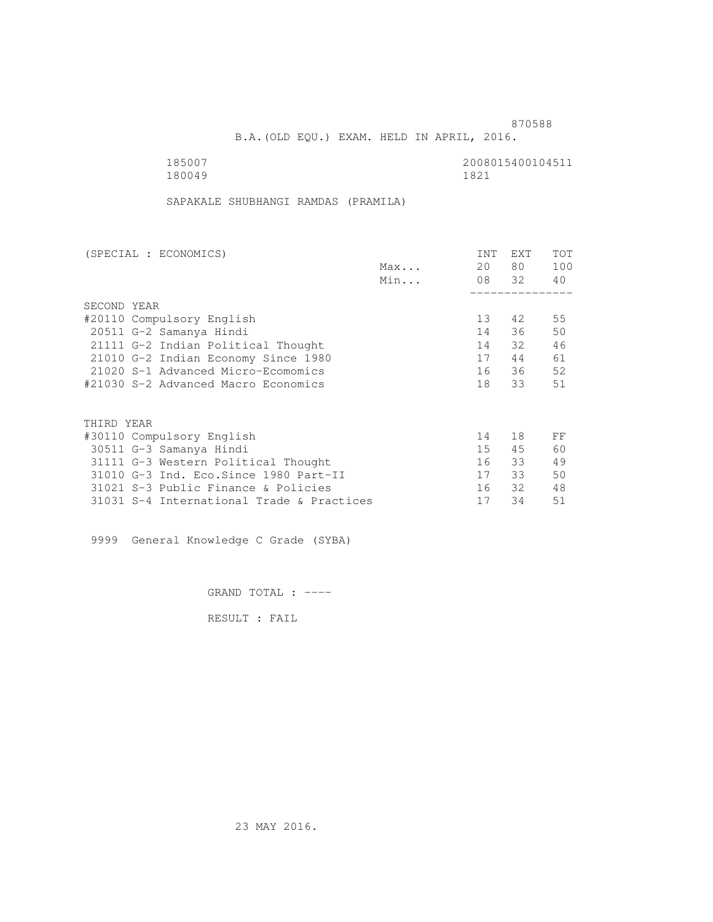870588

B.A.(OLD EQU.) EXAM. HELD IN APRIL, 2016.

185007 2008015400104511
180049 1821

SAPAKALE SHUBHANGI RAMDAS (PRAMILA)

| (SPECIAL : ECONOMICS) | | INT | EXT | TOT |
|---|---|---|---|---|
| | Max... | 20 | 80 | 100 |
| | Min... | 08 | 32 | 40 |
| SECOND YEAR | | | | |
| #20110 Compulsory English | | 13 | 42 | 55 |
| 20511 G-2 Samanya Hindi | | 14 | 36 | 50 |
| 21111 G-2 Indian Political Thought | | 14 | 32 | 46 |
| 21010 G-2 Indian Economy Since 1980 | | 17 | 44 | 61 |
| 21020 S-1 Advanced Micro-Ecomomics | | 16 | 36 | 52 |
| #21030 S-2 Advanced Macro Economics | | 18 | 33 | 51 |
| THIRD YEAR | | | | |
| #30110 Compulsory English | | 14 | 18 | FF |
| 30511 G-3 Samanya Hindi | | 15 | 45 | 60 |
| 31111 G-3 Western Political Thought | | 16 | 33 | 49 |
| 31010 G-3 Ind. Eco.Since 1980 Part-II | | 17 | 33 | 50 |
| 31021 S-3 Public Finance & Policies | | 16 | 32 | 48 |
| 31031 S-4 International Trade & Practices | | 17 | 34 | 51 |

9999 General Knowledge C Grade (SYBA)

GRAND TOTAL : ----

RESULT : FAIL

23 MAY 2016.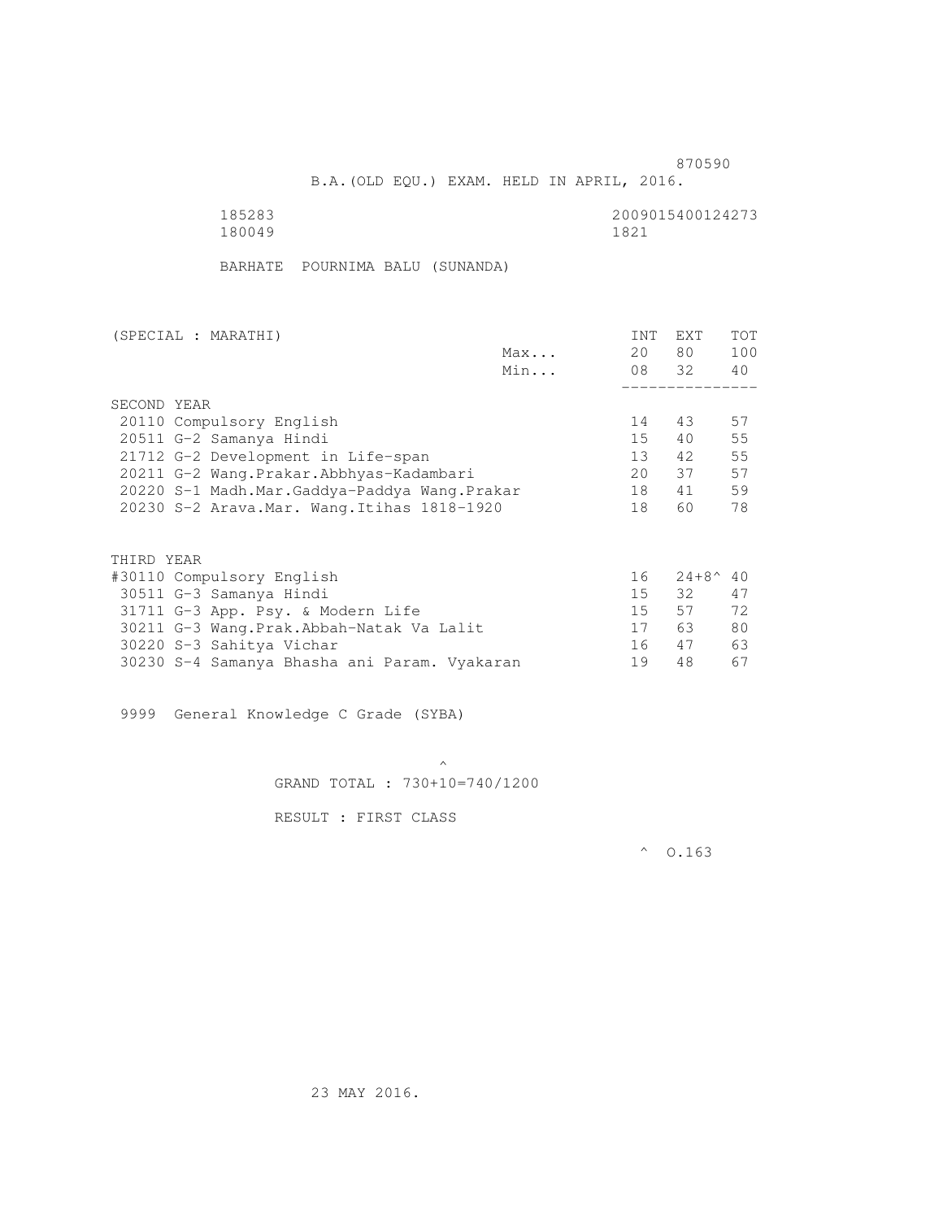870590

B.A.(OLD EQU.) EXAM. HELD IN APRIL, 2016.

185283 2009015400124273
180049 1821

BARHATE POURNIMA BALU (SUNANDA)

| (SPECIAL : MARATHI) | | INT | EXT | TOT |
|---|---|---|---|---|
| | Max... | 20 | 80 | 100 |
| | Min... | 08 | 32 | 40 |
| **SECOND YEAR** | | | | |
| 20110 Compulsory English | | 14 | 43 | 57 |
| 20511 G-2 Samanya Hindi | | 15 | 40 | 55 |
| 21712 G-2 Development in Life-span | | 13 | 42 | 55 |
| 20211 G-2 Wang.Prakar.Abbhyas-Kadambari | | 20 | 37 | 57 |
| 20220 S-1 Madh.Mar.Gaddya-Paddya Wang.Prakar | | 18 | 41 | 59 |
| 20230 S-2 Arava.Mar. Wang.Itihas 1818-1920 | | 18 | 60 | 78 |
| **THIRD YEAR** | | | | |
| #30110 Compulsory English | | 16 | 24+8^ | 40 |
| 30511 G-3 Samanya Hindi | | 15 | 32 | 47 |
| 31711 G-3 App. Psy. & Modern Life | | 15 | 57 | 72 |
| 30211 G-3 Wang.Prak.Abbah-Natak Va Lalit | | 17 | 63 | 80 |
| 30220 S-3 Sahitya Vichar | | 16 | 47 | 63 |
| 30230 S-4 Samanya Bhasha ani Param. Vyakaran | | 19 | 48 | 67 |

9999 General Knowledge C Grade (SYBA)

^
GRAND TOTAL : 730+10=740/1200

RESULT : FIRST CLASS

^ O.163

23 MAY 2016.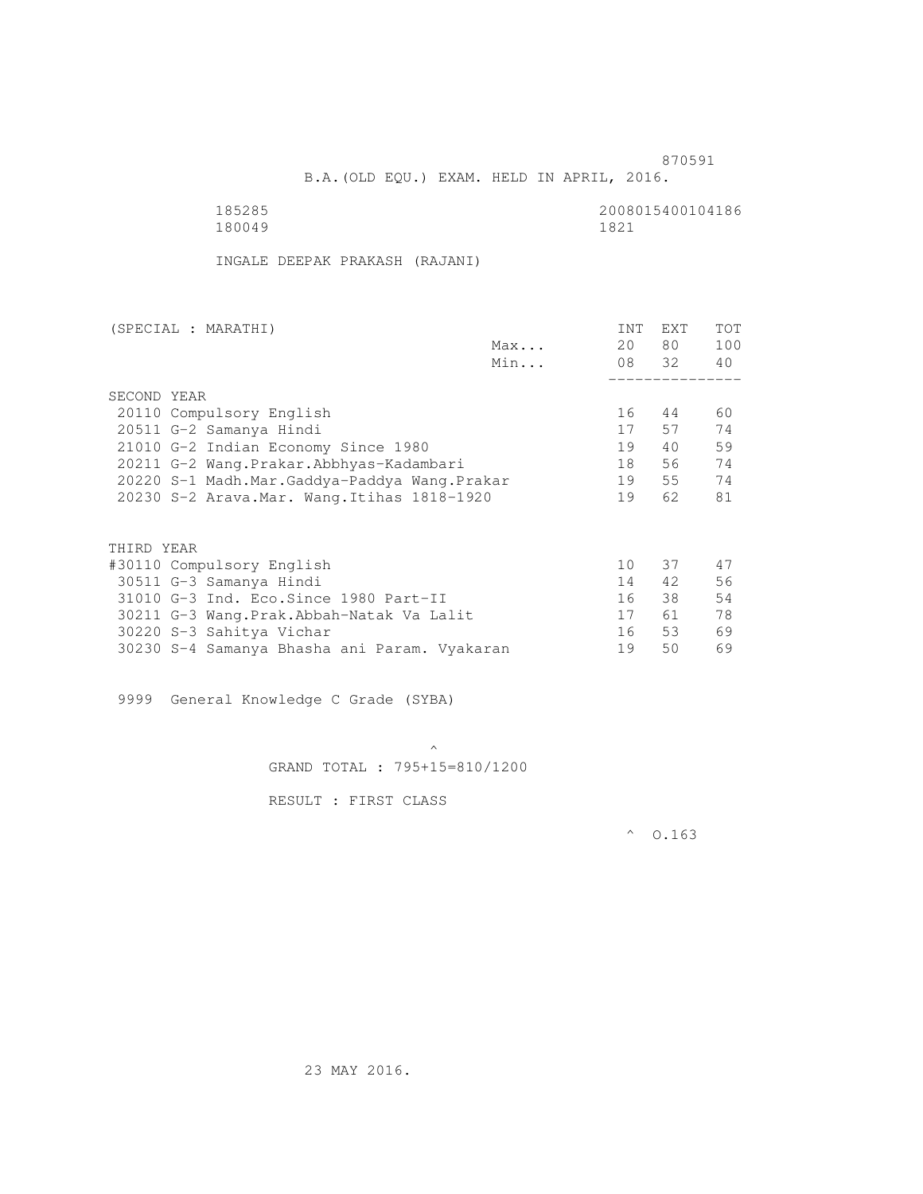870591

B.A.(OLD EQU.) EXAM. HELD IN APRIL, 2016.

185285 2008015400104186
180049 1821

INGALE DEEPAK PRAKASH (RAJANI)

| (SPECIAL : MARATHI) | | INT | EXT | TOT |
|---|---|---|---|---|
| | Max... | 20 | 80 | 100 |
| | Min... | 08 | 32 | 40 |
| SECOND YEAR | | | | |
| 20110 Compulsory English | | 16 | 44 | 60 |
| 20511 G-2 Samanya Hindi | | 17 | 57 | 74 |
| 21010 G-2 Indian Economy Since 1980 | | 19 | 40 | 59 |
| 20211 G-2 Wang.Prakar.Abbhyas-Kadambari | | 18 | 56 | 74 |
| 20220 S-1 Madh.Mar.Gaddya-Paddya Wang.Prakar | | 19 | 55 | 74 |
| 20230 S-2 Arava.Mar. Wang.Itihas 1818-1920 | | 19 | 62 | 81 |
| THIRD YEAR | | | | |
| #30110 Compulsory English | | 10 | 37 | 47 |
| 30511 G-3 Samanya Hindi | | 14 | 42 | 56 |
| 31010 G-3 Ind. Eco.Since 1980 Part-II | | 16 | 38 | 54 |
| 30211 G-3 Wang.Prak.Abbah-Natak Va Lalit | | 17 | 61 | 78 |
| 30220 S-3 Sahitya Vichar | | 16 | 53 | 69 |
| 30230 S-4 Samanya Bhasha ani Param. Vyakaran | | 19 | 50 | 69 |

9999 General Knowledge C Grade (SYBA)

^

GRAND TOTAL : 795+15=810/1200

RESULT : FIRST CLASS

^ O.163

23 MAY 2016.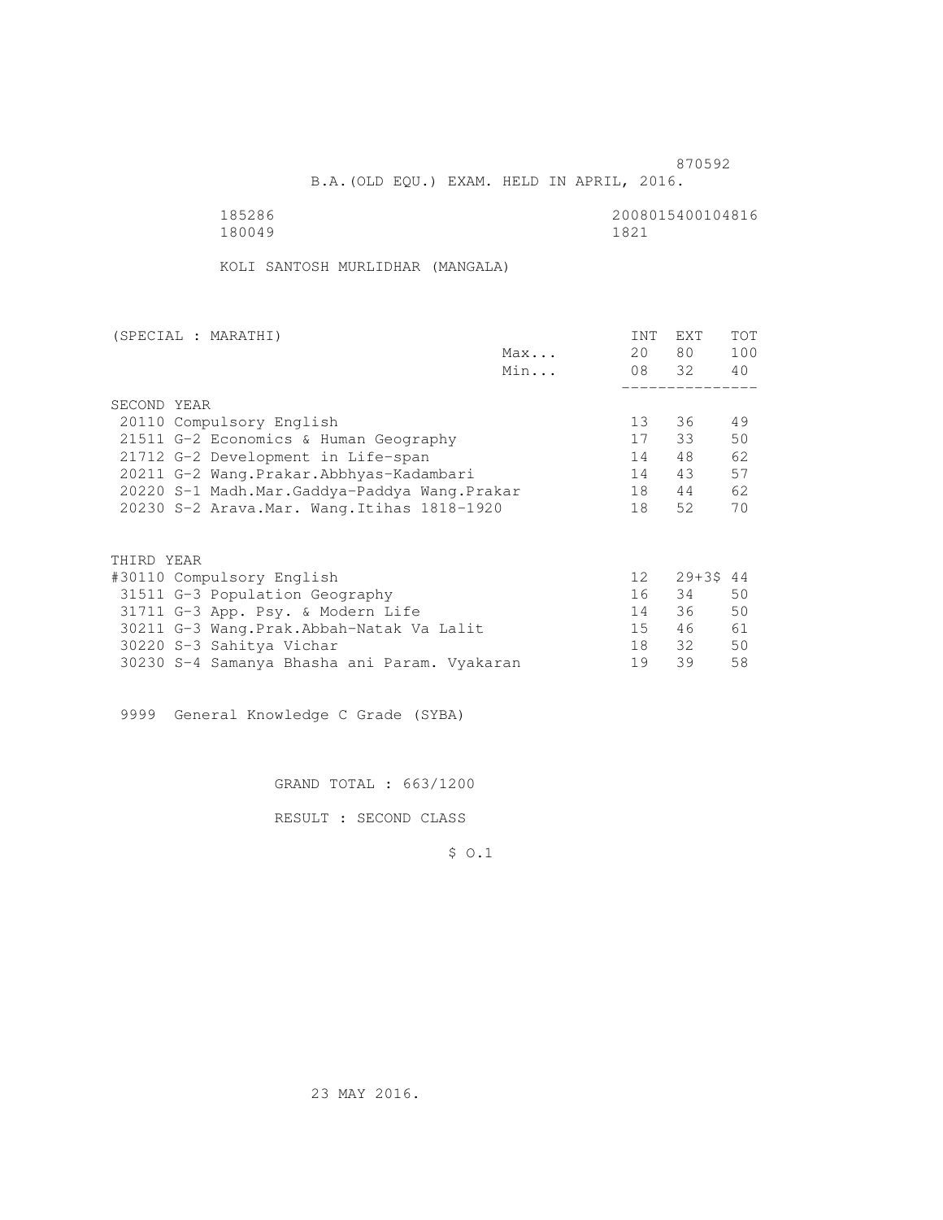870592

B.A.(OLD EQU.) EXAM. HELD IN APRIL, 2016.

185286 2008015400104816
180049 1821

KOLI SANTOSH MURLIDHAR (MANGALA)

| (SPECIAL : MARATHI) | | INT | EXT | TOT |
|---|---|---|---|---|
| | Max... | 20 | 80 | 100 |
| | Min... | 08 | 32 | 40 |
| **SECOND YEAR** | | | | |
| 20110 Compulsory English | | 13 | 36 | 49 |
| 21511 G-2 Economics & Human Geography | | 17 | 33 | 50 |
| 21712 G-2 Development in Life-span | | 14 | 48 | 62 |
| 20211 G-2 Wang.Prakar.Abbhyas-Kadambari | | 14 | 43 | 57 |
| 20220 S-1 Madh.Mar.Gaddya-Paddya Wang.Prakar | | 18 | 44 | 62 |
| 20230 S-2 Arava.Mar. Wang.Itihas 1818-1920 | | 18 | 52 | 70 |
| **THIRD YEAR** | | | | |
| #30110 Compulsory English | | 12 | 29+3$ | 44 |
| 31511 G-3 Population Geography | | 16 | 34 | 50 |
| 31711 G-3 App. Psy. & Modern Life | | 14 | 36 | 50 |
| 30211 G-3 Wang.Prak.Abbah-Natak Va Lalit | | 15 | 46 | 61 |
| 30220 S-3 Sahitya Vichar | | 18 | 32 | 50 |
| 30230 S-4 Samanya Bhasha ani Param. Vyakaran | | 19 | 39 | 58 |

9999 General Knowledge C Grade (SYBA)

GRAND TOTAL : 663/1200

RESULT : SECOND CLASS

$ O.1

23 MAY 2016.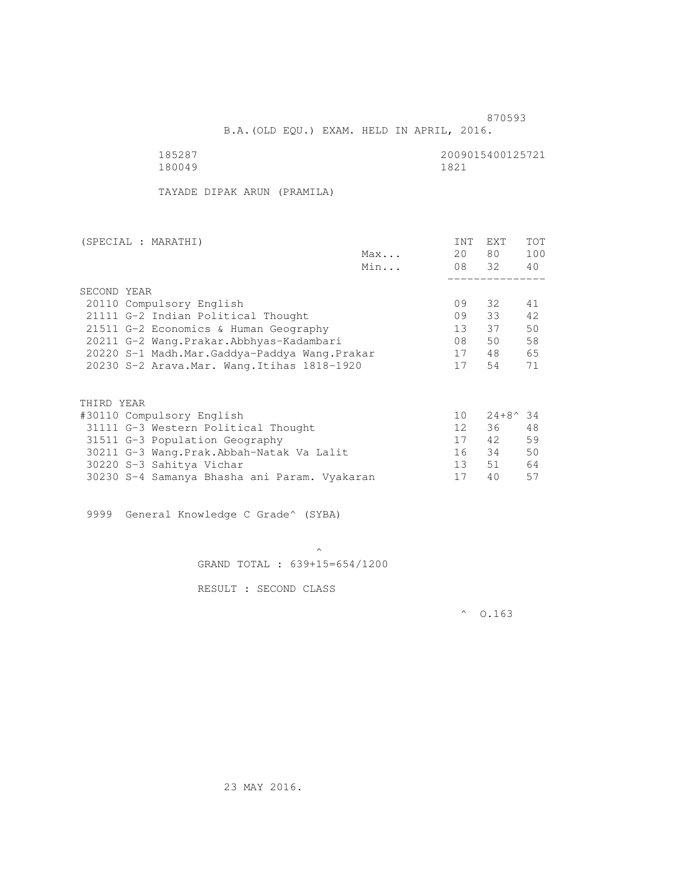870593

B.A.(OLD EQU.) EXAM. HELD IN APRIL, 2016.

185287 2009015400125721
180049 1821

TAYADE DIPAK ARUN (PRAMILA)

| (SPECIAL : MARATHI) | | INT | EXT | TOT |
|---|---|---|---|---|
| | Max... | 20 | 80 | 100 |
| | Min... | 08 | 32 | 40 |
| **SECOND YEAR** | | | | |
| 20110 Compulsory English | | 09 | 32 | 41 |
| 21111 G-2 Indian Political Thought | | 09 | 33 | 42 |
| 21511 G-2 Economics & Human Geography | | 13 | 37 | 50 |
| 20211 G-2 Wang.Prakar.Abbhyas-Kadambari | | 08 | 50 | 58 |
| 20220 S-1 Madh.Mar.Gaddya-Paddya Wang.Prakar | | 17 | 48 | 65 |
| 20230 S-2 Arava.Mar. Wang.Itihas 1818-1920 | | 17 | 54 | 71 |
| **THIRD YEAR** | | | | |
| #30110 Compulsory English | | 10 | 24+8^ | 34 |
| 31111 G-3 Western Political Thought | | 12 | 36 | 48 |
| 31511 G-3 Population Geography | | 17 | 42 | 59 |
| 30211 G-3 Wang.Prak.Abbah-Natak Va Lalit | | 16 | 34 | 50 |
| 30220 S-3 Sahitya Vichar | | 13 | 51 | 64 |
| 30230 S-4 Samanya Bhasha ani Param. Vyakaran | | 17 | 40 | 57 |

9999 General Knowledge C Grade^ (SYBA)

^

GRAND TOTAL : 639+15=654/1200

RESULT : SECOND CLASS

^ O.163

23 MAY 2016.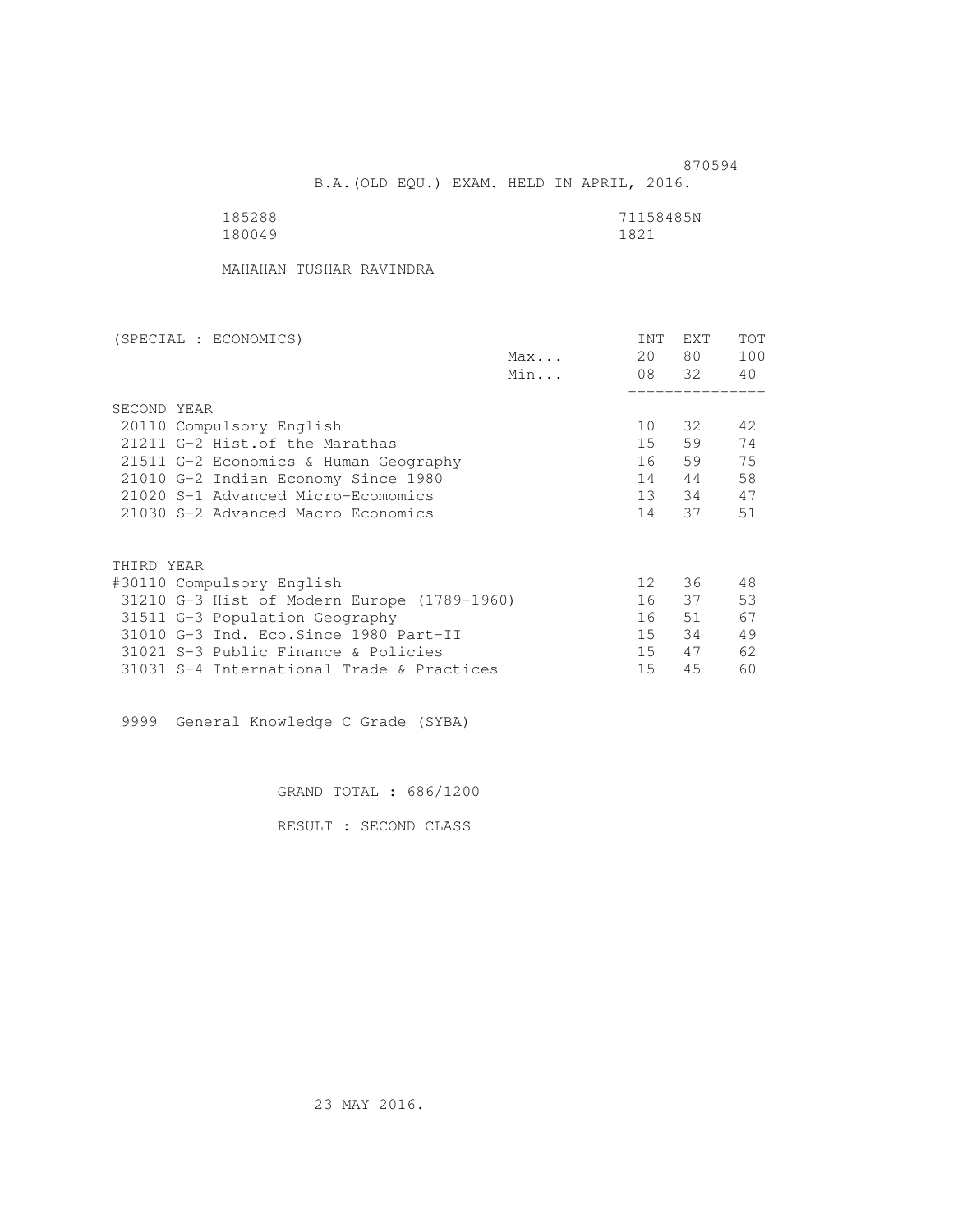870594

B.A.(OLD EQU.) EXAM. HELD IN APRIL, 2016.

185288 71158485N
180049 1821

MAHAHAN TUSHAR RAVINDRA

| (SPECIAL : ECONOMICS) | | INT | EXT | TOT |
|---|---|---|---|---|
| | Max... | 20 | 80 | 100 |
| | Min... | 08 | 32 | 40 |
| SECOND YEAR | | | | |
| 20110 Compulsory English | | 10 | 32 | 42 |
| 21211 G-2 Hist.of the Marathas | | 15 | 59 | 74 |
| 21511 G-2 Economics & Human Geography | | 16 | 59 | 75 |
| 21010 G-2 Indian Economy Since 1980 | | 14 | 44 | 58 |
| 21020 S-1 Advanced Micro-Ecomomics | | 13 | 34 | 47 |
| 21030 S-2 Advanced Macro Economics | | 14 | 37 | 51 |
| THIRD YEAR | | | | |
| #30110 Compulsory English | | 12 | 36 | 48 |
| 31210 G-3 Hist of Modern Europe (1789-1960) | | 16 | 37 | 53 |
| 31511 G-3 Population Geography | | 16 | 51 | 67 |
| 31010 G-3 Ind. Eco.Since 1980 Part-II | | 15 | 34 | 49 |
| 31021 S-3 Public Finance & Policies | | 15 | 47 | 62 |
| 31031 S-4 International Trade & Practices | | 15 | 45 | 60 |

9999 General Knowledge C Grade (SYBA)

GRAND TOTAL : 686/1200

RESULT : SECOND CLASS

23 MAY 2016.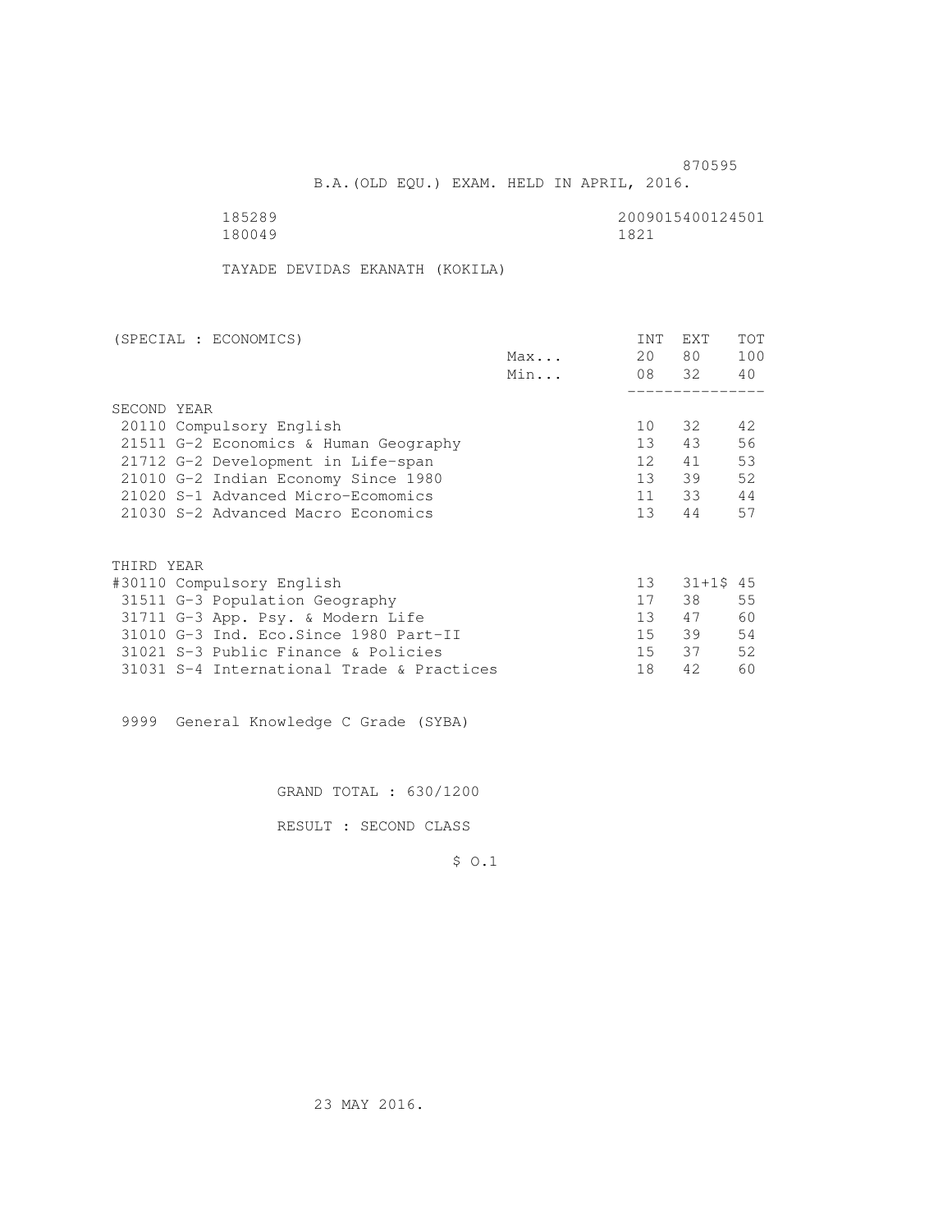870595

B.A.(OLD EQU.) EXAM. HELD IN APRIL, 2016.

185289 2009015400124501
180049 1821

TAYADE DEVIDAS EKANATH (KOKILA)

| (SPECIAL : ECONOMICS) | | INT | EXT | TOT |
|---|---|---|---|---|
| | Max... | 20 | 80 | 100 |
| | Min... | 08 | 32 | 40 |
| SECOND YEAR | | | | |
| 20110 Compulsory English | | 10 | 32 | 42 |
| 21511 G-2 Economics & Human Geography | | 13 | 43 | 56 |
| 21712 G-2 Development in Life-span | | 12 | 41 | 53 |
| 21010 G-2 Indian Economy Since 1980 | | 13 | 39 | 52 |
| 21020 S-1 Advanced Micro-Ecomomics | | 11 | 33 | 44 |
| 21030 S-2 Advanced Macro Economics | | 13 | 44 | 57 |
| THIRD YEAR | | | | |
| #30110 Compulsory English | | 13 | 31+1$ | 45 |
| 31511 G-3 Population Geography | | 17 | 38 | 55 |
| 31711 G-3 App. Psy. & Modern Life | | 13 | 47 | 60 |
| 31010 G-3 Ind. Eco.Since 1980 Part-II | | 15 | 39 | 54 |
| 31021 S-3 Public Finance & Policies | | 15 | 37 | 52 |
| 31031 S-4 International Trade & Practices | | 18 | 42 | 60 |

9999 General Knowledge C Grade (SYBA)

GRAND TOTAL : 630/1200

RESULT : SECOND CLASS

$ O.1

23 MAY 2016.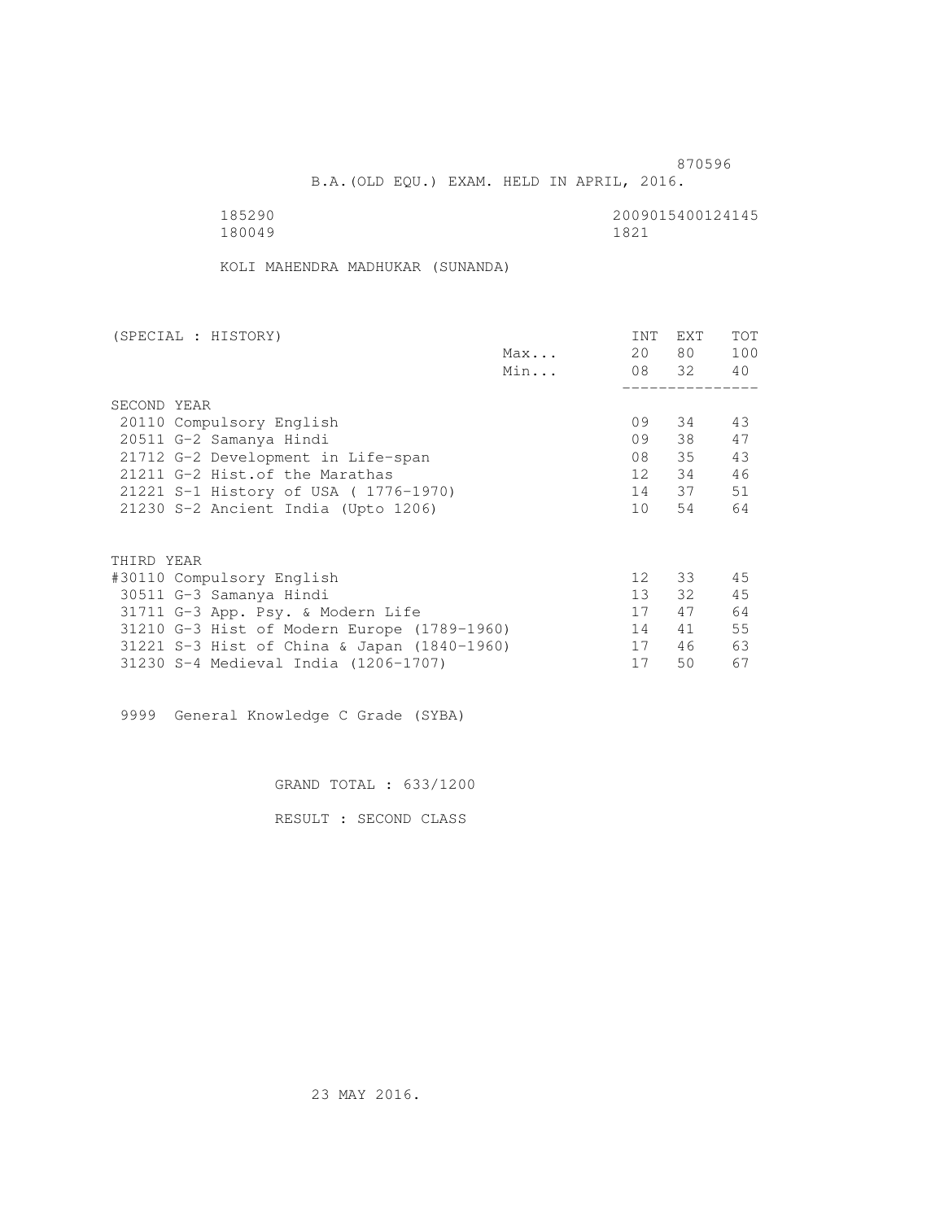870596

B.A.(OLD EQU.) EXAM. HELD IN APRIL, 2016.

185290 2009015400124145
180049 1821

KOLI MAHENDRA MADHUKAR (SUNANDA)

| (SPECIAL : HISTORY) | | INT | EXT | TOT |
|---|---|---|---|---|
| | Max... | 20 | 80 | 100 |
| | Min... | 08 | 32 | 40 |
| SECOND YEAR | | | | |
| 20110 Compulsory English | | 09 | 34 | 43 |
| 20511 G-2 Samanya Hindi | | 09 | 38 | 47 |
| 21712 G-2 Development in Life-span | | 08 | 35 | 43 |
| 21211 G-2 Hist.of the Marathas | | 12 | 34 | 46 |
| 21221 S-1 History of USA ( 1776-1970) | | 14 | 37 | 51 |
| 21230 S-2 Ancient India (Upto 1206) | | 10 | 54 | 64 |
| THIRD YEAR | | | | |
| #30110 Compulsory English | | 12 | 33 | 45 |
| 30511 G-3 Samanya Hindi | | 13 | 32 | 45 |
| 31711 G-3 App. Psy. & Modern Life | | 17 | 47 | 64 |
| 31210 G-3 Hist of Modern Europe (1789-1960) | | 14 | 41 | 55 |
| 31221 S-3 Hist of China & Japan (1840-1960) | | 17 | 46 | 63 |
| 31230 S-4 Medieval India (1206-1707) | | 17 | 50 | 67 |

9999 General Knowledge C Grade (SYBA)

GRAND TOTAL : 633/1200

RESULT : SECOND CLASS

23 MAY 2016.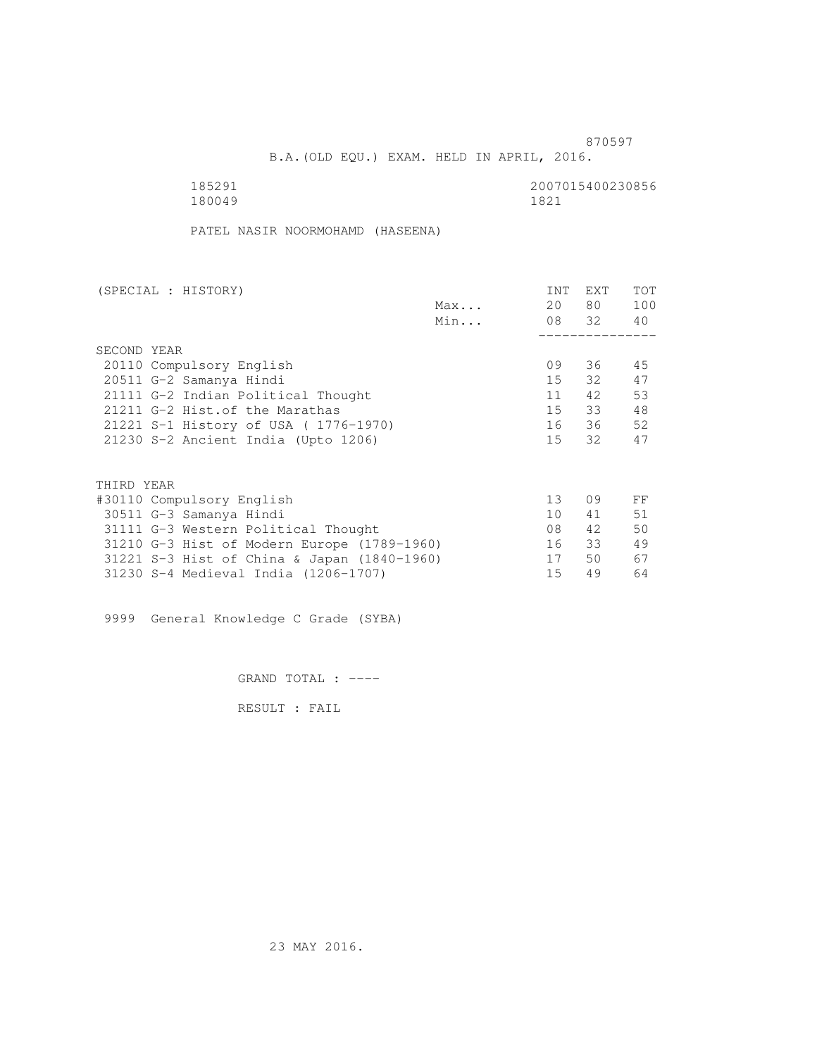870597

B.A.(OLD EQU.) EXAM. HELD IN APRIL, 2016.

185291 2007015400230856
180049 1821

PATEL NASIR NOORMOHAMD (HASEENA)

| (SPECIAL : HISTORY) | | INT | EXT | TOT |
|---|---|---|---|---|
| | Max... | 20 | 80 | 100 |
| | Min... | 08 | 32 | 40 |
| SECOND YEAR | | | | |
| 20110 Compulsory English | | 09 | 36 | 45 |
| 20511 G-2 Samanya Hindi | | 15 | 32 | 47 |
| 21111 G-2 Indian Political Thought | | 11 | 42 | 53 |
| 21211 G-2 Hist.of the Marathas | | 15 | 33 | 48 |
| 21221 S-1 History of USA ( 1776-1970) | | 16 | 36 | 52 |
| 21230 S-2 Ancient India (Upto 1206) | | 15 | 32 | 47 |
| THIRD YEAR | | | | |
| #30110 Compulsory English | | 13 | 09 | FF |
| 30511 G-3 Samanya Hindi | | 10 | 41 | 51 |
| 31111 G-3 Western Political Thought | | 08 | 42 | 50 |
| 31210 G-3 Hist of Modern Europe (1789-1960) | | 16 | 33 | 49 |
| 31221 S-3 Hist of China & Japan (1840-1960) | | 17 | 50 | 67 |
| 31230 S-4 Medieval India (1206-1707) | | 15 | 49 | 64 |

9999 General Knowledge C Grade (SYBA)

GRAND TOTAL : ----

RESULT : FAIL

23 MAY 2016.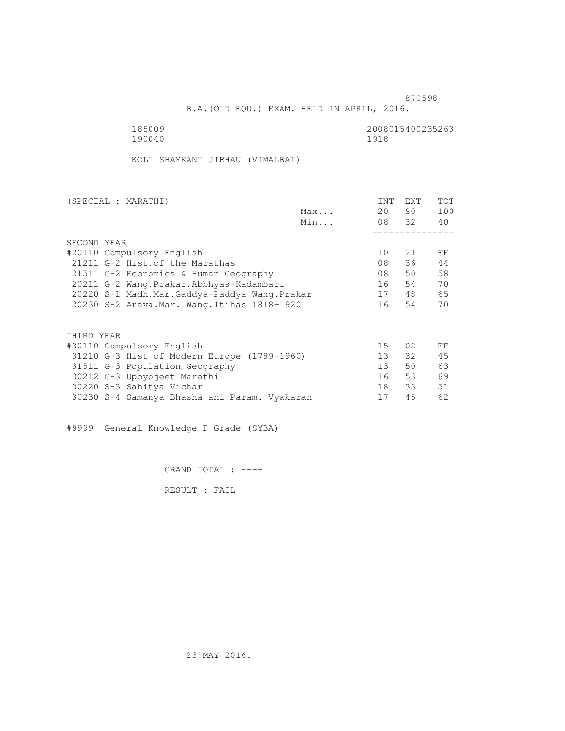870598

B.A.(OLD EQU.) EXAM. HELD IN APRIL, 2016.

185009 2008015400235263
190040 1918

KOLI SHAMKANT JIBHAU (VIMALBAI)

| (SPECIAL : MARATHI) | | INT | EXT | TOT |
|---|---|---|---|---|
| | Max... | 20 | 80 | 100 |
| | Min... | 08 | 32 | 40 |
| SECOND YEAR | | | | |
| #20110 Compulsory English | | 10 | 21 | FF |
| 21211 G-2 Hist.of the Marathas | | 08 | 36 | 44 |
| 21511 G-2 Economics & Human Geography | | 08 | 50 | 58 |
| 20211 G-2 Wang.Prakar.Abbhyas-Kadambari | | 16 | 54 | 70 |
| 20220 S-1 Madh.Mar.Gaddya-Paddya Wang.Prakar | | 17 | 48 | 65 |
| 20230 S-2 Arava.Mar. Wang.Itihas 1818-1920 | | 16 | 54 | 70 |
| THIRD YEAR | | | | |
| #30110 Compulsory English | | 15 | 02 | FF |
| 31210 G-3 Hist of Modern Europe (1789-1960) | | 13 | 32 | 45 |
| 31511 G-3 Population Geography | | 13 | 50 | 63 |
| 30212 G-3 Upoyojeet Marathi | | 16 | 53 | 69 |
| 30220 S-3 Sahitya Vichar | | 18 | 33 | 51 |
| 30230 S-4 Samanya Bhasha ani Param. Vyakaran | | 17 | 45 | 62 |

#9999 General Knowledge F Grade (SYBA)

GRAND TOTAL : ----

RESULT : FAIL

23 MAY 2016.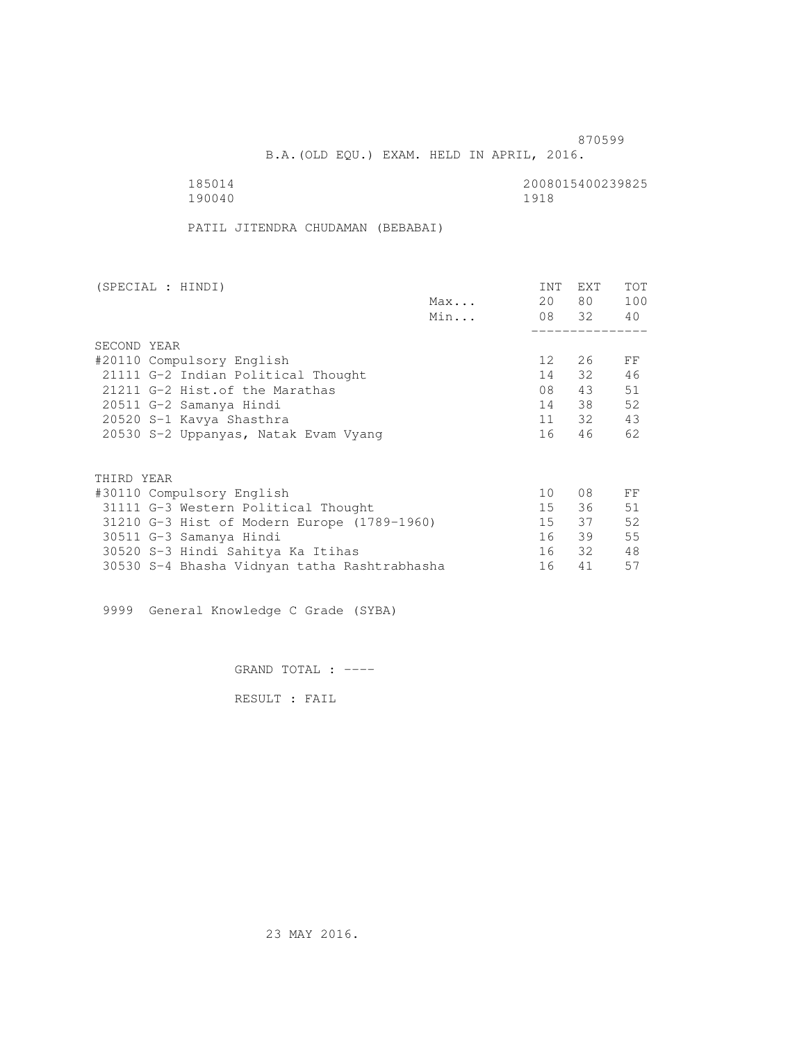870599

B.A.(OLD EQU.) EXAM. HELD IN APRIL, 2016.

185014 2008015400239825
190040 1918

PATIL JITENDRA CHUDAMAN (BEBABAI)

| (SPECIAL : HINDI) | | INT | EXT | TOT |
|---|---|---|---|---|
| | Max... | 20 | 80 | 100 |
| | Min... | 08 | 32 | 40 |
| SECOND YEAR | | | | |
| #20110 Compulsory English | | 12 | 26 | FF |
| 21111 G-2 Indian Political Thought | | 14 | 32 | 46 |
| 21211 G-2 Hist.of the Marathas | | 08 | 43 | 51 |
| 20511 G-2 Samanya Hindi | | 14 | 38 | 52 |
| 20520 S-1 Kavya Shasthra | | 11 | 32 | 43 |
| 20530 S-2 Uppanyas, Natak Evam Vyang | | 16 | 46 | 62 |
| THIRD YEAR | | | | |
| #30110 Compulsory English | | 10 | 08 | FF |
| 31111 G-3 Western Political Thought | | 15 | 36 | 51 |
| 31210 G-3 Hist of Modern Europe (1789-1960) | | 15 | 37 | 52 |
| 30511 G-3 Samanya Hindi | | 16 | 39 | 55 |
| 30520 S-3 Hindi Sahitya Ka Itihas | | 16 | 32 | 48 |
| 30530 S-4 Bhasha Vidnyan tatha Rashtrabhasha | | 16 | 41 | 57 |

9999 General Knowledge C Grade (SYBA)

GRAND TOTAL : ----

RESULT : FAIL

23 MAY 2016.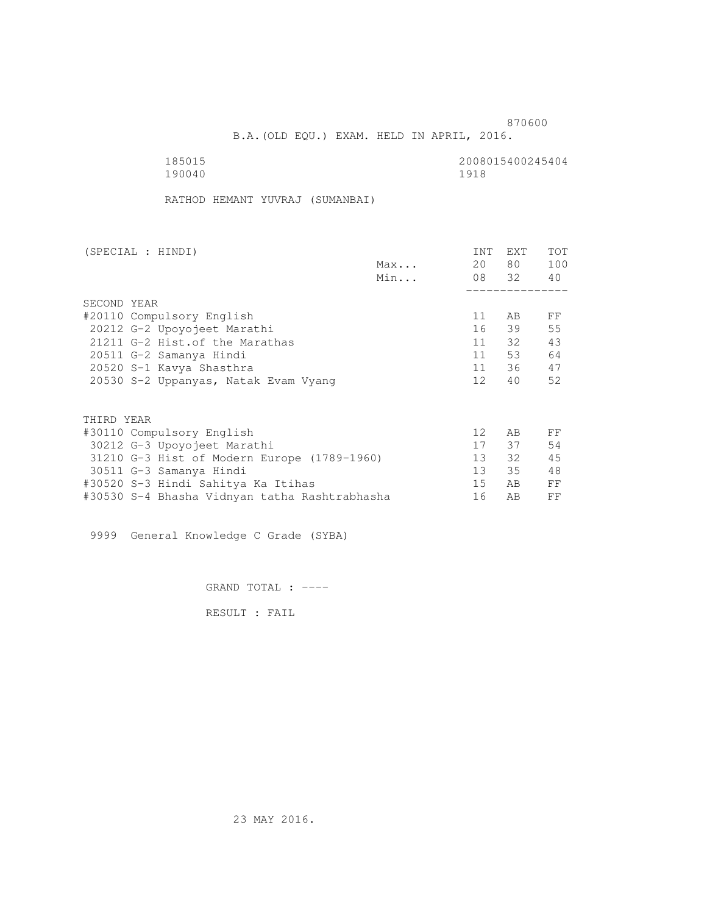870600

B.A.(OLD EQU.) EXAM. HELD IN APRIL, 2016.

185015 2008015400245404
190040 1918

RATHOD HEMANT YUVRAJ (SUMANBAI)

| (SPECIAL : HINDI) | | INT | EXT | TOT |
|---|---|---|---|---|
| | Max... | 20 | 80 | 100 |
| | Min... | 08 | 32 | 40 |
| **SECOND YEAR** | | | | |
| #20110 Compulsory English | | 11 | AB | FF |
| 20212 G-2 Upoyojeet Marathi | | 16 | 39 | 55 |
| 21211 G-2 Hist.of the Marathas | | 11 | 32 | 43 |
| 20511 G-2 Samanya Hindi | | 11 | 53 | 64 |
| 20520 S-1 Kavya Shasthra | | 11 | 36 | 47 |
| 20530 S-2 Uppanyas, Natak Evam Vyang | | 12 | 40 | 52 |
| **THIRD YEAR** | | | | |
| #30110 Compulsory English | | 12 | AB | FF |
| 30212 G-3 Upoyojeet Marathi | | 17 | 37 | 54 |
| 31210 G-3 Hist of Modern Europe (1789-1960) | | 13 | 32 | 45 |
| 30511 G-3 Samanya Hindi | | 13 | 35 | 48 |
| #30520 S-3 Hindi Sahitya Ka Itihas | | 15 | AB | FF |
| #30530 S-4 Bhasha Vidnyan tatha Rashtrabhasha | | 16 | AB | FF |

9999 General Knowledge C Grade (SYBA)

GRAND TOTAL : ----

RESULT : FAIL

23 MAY 2016.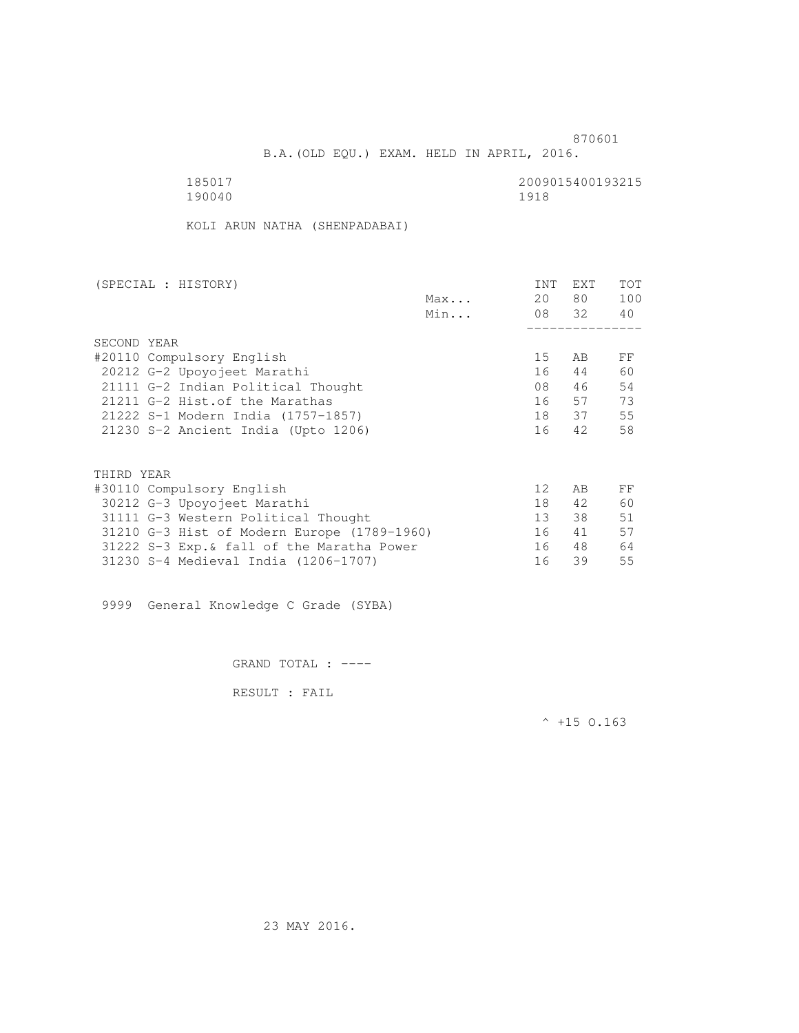870601

B.A.(OLD EQU.) EXAM. HELD IN APRIL, 2016.

185017 2009015400193215
190040 1918

KOLI ARUN NATHA (SHENPADABAI)

| (SPECIAL : HISTORY) | | INT | EXT | TOT |
|---|---|---|---|---|
| | Max... | 20 | 80 | 100 |
| | Min... | 08 | 32 | 40 |
| SECOND YEAR | | | | |
| #20110 Compulsory English | | 15 | AB | FF |
| 20212 G-2 Upoyojeet Marathi | | 16 | 44 | 60 |
| 21111 G-2 Indian Political Thought | | 08 | 46 | 54 |
| 21211 G-2 Hist.of the Marathas | | 16 | 57 | 73 |
| 21222 S-1 Modern India (1757-1857) | | 18 | 37 | 55 |
| 21230 S-2 Ancient India (Upto 1206) | | 16 | 42 | 58 |
| THIRD YEAR | | | | |
| #30110 Compulsory English | | 12 | AB | FF |
| 30212 G-3 Upoyojeet Marathi | | 18 | 42 | 60 |
| 31111 G-3 Western Political Thought | | 13 | 38 | 51 |
| 31210 G-3 Hist of Modern Europe (1789-1960) | | 16 | 41 | 57 |
| 31222 S-3 Exp.& fall of the Maratha Power | | 16 | 48 | 64 |
| 31230 S-4 Medieval India (1206-1707) | | 16 | 39 | 55 |

9999 General Knowledge C Grade (SYBA)

GRAND TOTAL : ----

RESULT : FAIL

^ +15 O.163

23 MAY 2016.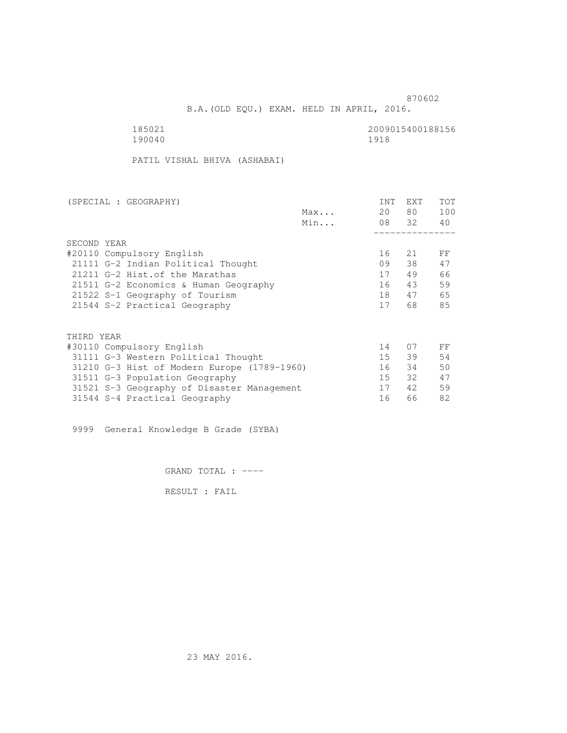870602

B.A.(OLD EQU.) EXAM. HELD IN APRIL, 2016.

185021 2009015400188156
190040 1918

PATIL VISHAL BHIVA (ASHABAI)

| (SPECIAL : GEOGRAPHY) | | INT | EXT | TOT |
|---|---|---|---|---|
| | Max... | 20 | 80 | 100 |
| | Min... | 08 | 32 | 40 |
| **SECOND YEAR** | | | | |
| #20110 Compulsory English | | 16 | 21 | FF |
| 21111 G-2 Indian Political Thought | | 09 | 38 | 47 |
| 21211 G-2 Hist.of the Marathas | | 17 | 49 | 66 |
| 21511 G-2 Economics & Human Geography | | 16 | 43 | 59 |
| 21522 S-1 Geography of Tourism | | 18 | 47 | 65 |
| 21544 S-2 Practical Geography | | 17 | 68 | 85 |
| **THIRD YEAR** | | | | |
| #30110 Compulsory English | | 14 | 07 | FF |
| 31111 G-3 Western Political Thought | | 15 | 39 | 54 |
| 31210 G-3 Hist of Modern Europe (1789-1960) | | 16 | 34 | 50 |
| 31511 G-3 Population Geography | | 15 | 32 | 47 |
| 31521 S-3 Geography of Disaster Management | | 17 | 42 | 59 |
| 31544 S-4 Practical Geography | | 16 | 66 | 82 |

9999 General Knowledge B Grade (SYBA)

GRAND TOTAL : ----

RESULT : FAIL

23 MAY 2016.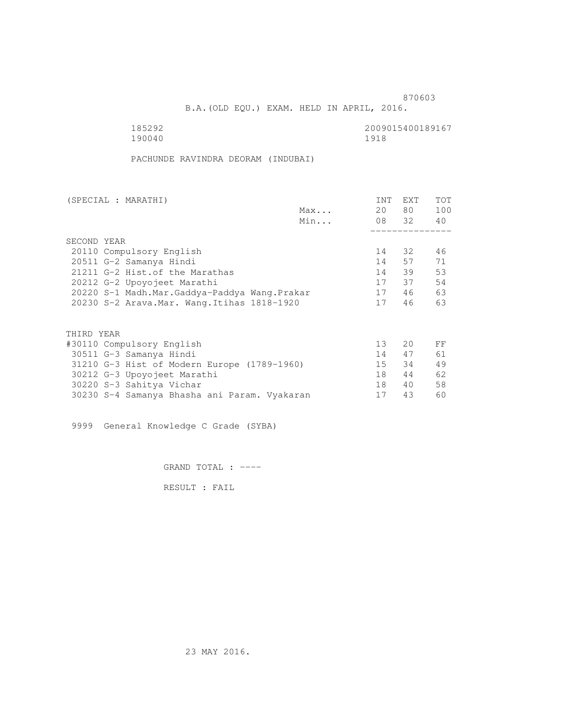870603

B.A.(OLD EQU.) EXAM. HELD IN APRIL, 2016.

185292 2009015400189167
190040 1918

PACHUNDE RAVINDRA DEORAM (INDUBAI)

| (SPECIAL : MARATHI) | | INT | EXT | TOT |
|---|---|---|---|---|
| | Max... | 20 | 80 | 100 |
| | Min... | 08 | 32 | 40 |
| SECOND YEAR | | | | |
| 20110 Compulsory English | | 14 | 32 | 46 |
| 20511 G-2 Samanya Hindi | | 14 | 57 | 71 |
| 21211 G-2 Hist.of the Marathas | | 14 | 39 | 53 |
| 20212 G-2 Upoyojeet Marathi | | 17 | 37 | 54 |
| 20220 S-1 Madh.Mar.Gaddya-Paddya Wang.Prakar | | 17 | 46 | 63 |
| 20230 S-2 Arava.Mar. Wang.Itihas 1818-1920 | | 17 | 46 | 63 |
| THIRD YEAR | | | | |
| #30110 Compulsory English | | 13 | 20 | FF |
| 30511 G-3 Samanya Hindi | | 14 | 47 | 61 |
| 31210 G-3 Hist of Modern Europe (1789-1960) | | 15 | 34 | 49 |
| 30212 G-3 Upoyojeet Marathi | | 18 | 44 | 62 |
| 30220 S-3 Sahitya Vichar | | 18 | 40 | 58 |
| 30230 S-4 Samanya Bhasha ani Param. Vyakaran | | 17 | 43 | 60 |

9999 General Knowledge C Grade (SYBA)

GRAND TOTAL : ----

RESULT : FAIL

23 MAY 2016.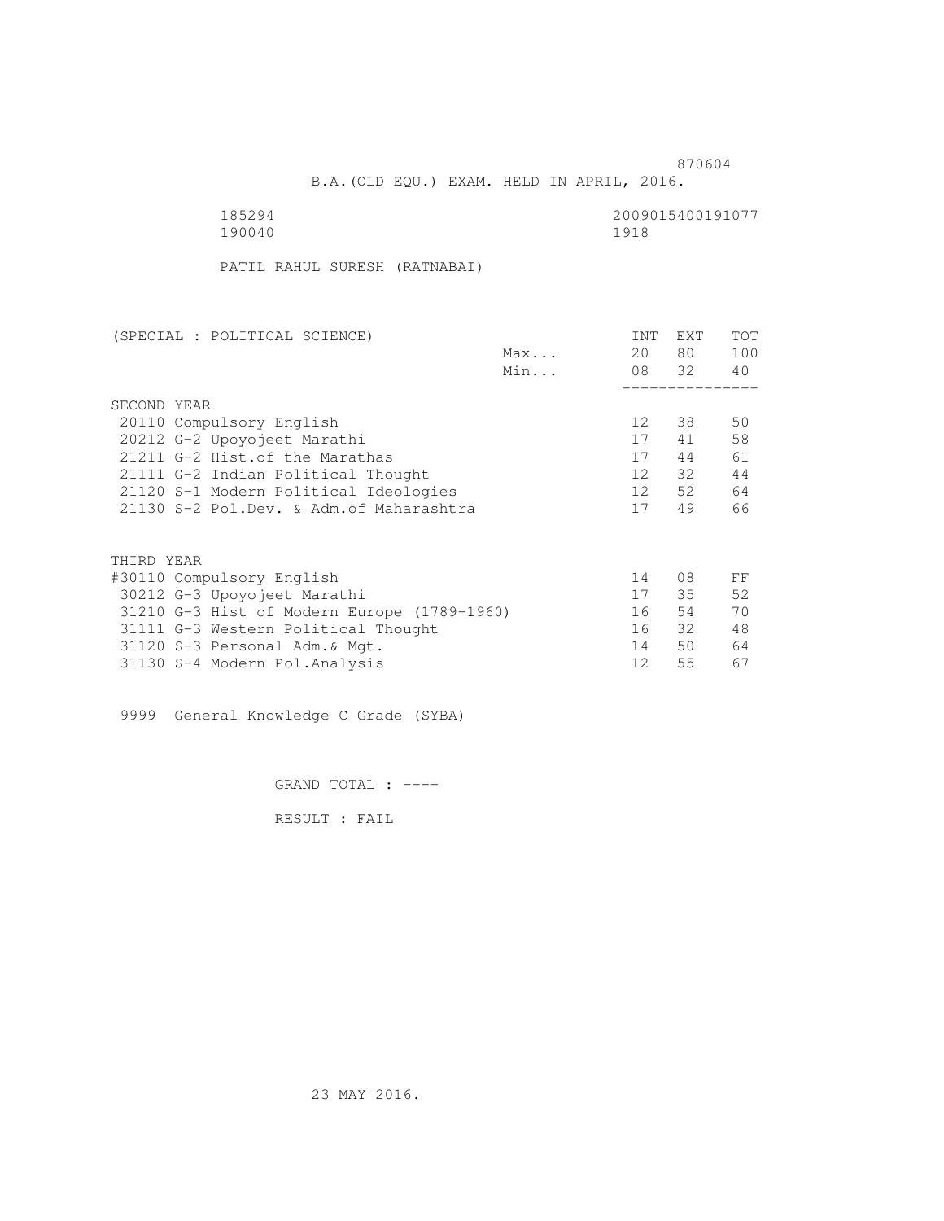870604

B.A.(OLD EQU.) EXAM. HELD IN APRIL, 2016.

185294 2009015400191077
190040 1918

PATIL RAHUL SURESH (RATNABAI)

| (SPECIAL : POLITICAL SCIENCE) | | INT | EXT | TOT |
|---|---|---|---|---|
| | Max... | 20 | 80 | 100 |
| | Min... | 08 | 32 | 40 |
| SECOND YEAR | | | | |
| 20110 Compulsory English | | 12 | 38 | 50 |
| 20212 G-2 Upoyojeet Marathi | | 17 | 41 | 58 |
| 21211 G-2 Hist.of the Marathas | | 17 | 44 | 61 |
| 21111 G-2 Indian Political Thought | | 12 | 32 | 44 |
| 21120 S-1 Modern Political Ideologies | | 12 | 52 | 64 |
| 21130 S-2 Pol.Dev. & Adm.of Maharashtra | | 17 | 49 | 66 |
| THIRD YEAR | | | | |
| #30110 Compulsory English | | 14 | 08 | FF |
| 30212 G-3 Upoyojeet Marathi | | 17 | 35 | 52 |
| 31210 G-3 Hist of Modern Europe (1789-1960) | | 16 | 54 | 70 |
| 31111 G-3 Western Political Thought | | 16 | 32 | 48 |
| 31120 S-3 Personal Adm.& Mgt. | | 14 | 50 | 64 |
| 31130 S-4 Modern Pol.Analysis | | 12 | 55 | 67 |

9999 General Knowledge C Grade (SYBA)

GRAND TOTAL : ----

RESULT : FAIL

23 MAY 2016.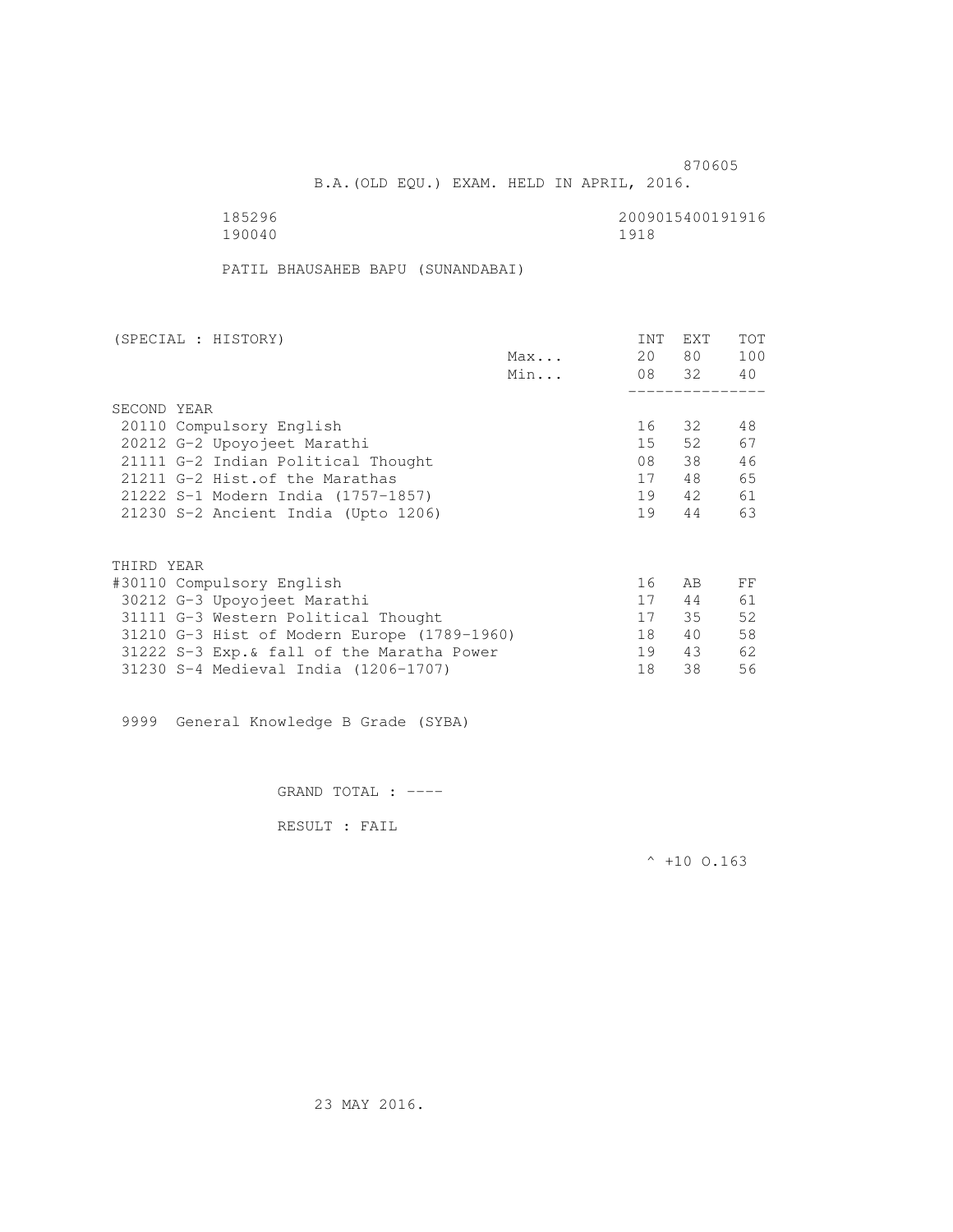870605

B.A.(OLD EQU.) EXAM. HELD IN APRIL, 2016.

185296 2009015400191916
190040 1918

PATIL BHAUSAHEB BAPU (SUNANDABAI)

| (SPECIAL : HISTORY) | | INT | EXT | TOT |
|---|---|---|---|---|
| | Max... | 20 | 80 | 100 |
| | Min... | 08 | 32 | 40 |
| **SECOND YEAR** | | | | |
| 20110 Compulsory English | | 16 | 32 | 48 |
| 20212 G-2 Upoyojeet Marathi | | 15 | 52 | 67 |
| 21111 G-2 Indian Political Thought | | 08 | 38 | 46 |
| 21211 G-2 Hist.of the Marathas | | 17 | 48 | 65 |
| 21222 S-1 Modern India (1757-1857) | | 19 | 42 | 61 |
| 21230 S-2 Ancient India (Upto 1206) | | 19 | 44 | 63 |
| **THIRD YEAR** | | | | |
| #30110 Compulsory English | | 16 | AB | FF |
| 30212 G-3 Upoyojeet Marathi | | 17 | 44 | 61 |
| 31111 G-3 Western Political Thought | | 17 | 35 | 52 |
| 31210 G-3 Hist of Modern Europe (1789-1960) | | 18 | 40 | 58 |
| 31222 S-3 Exp.& fall of the Maratha Power | | 19 | 43 | 62 |
| 31230 S-4 Medieval India (1206-1707) | | 18 | 38 | 56 |

9999 General Knowledge B Grade (SYBA)

GRAND TOTAL : ----

RESULT : FAIL

^ +10 O.163

23 MAY 2016.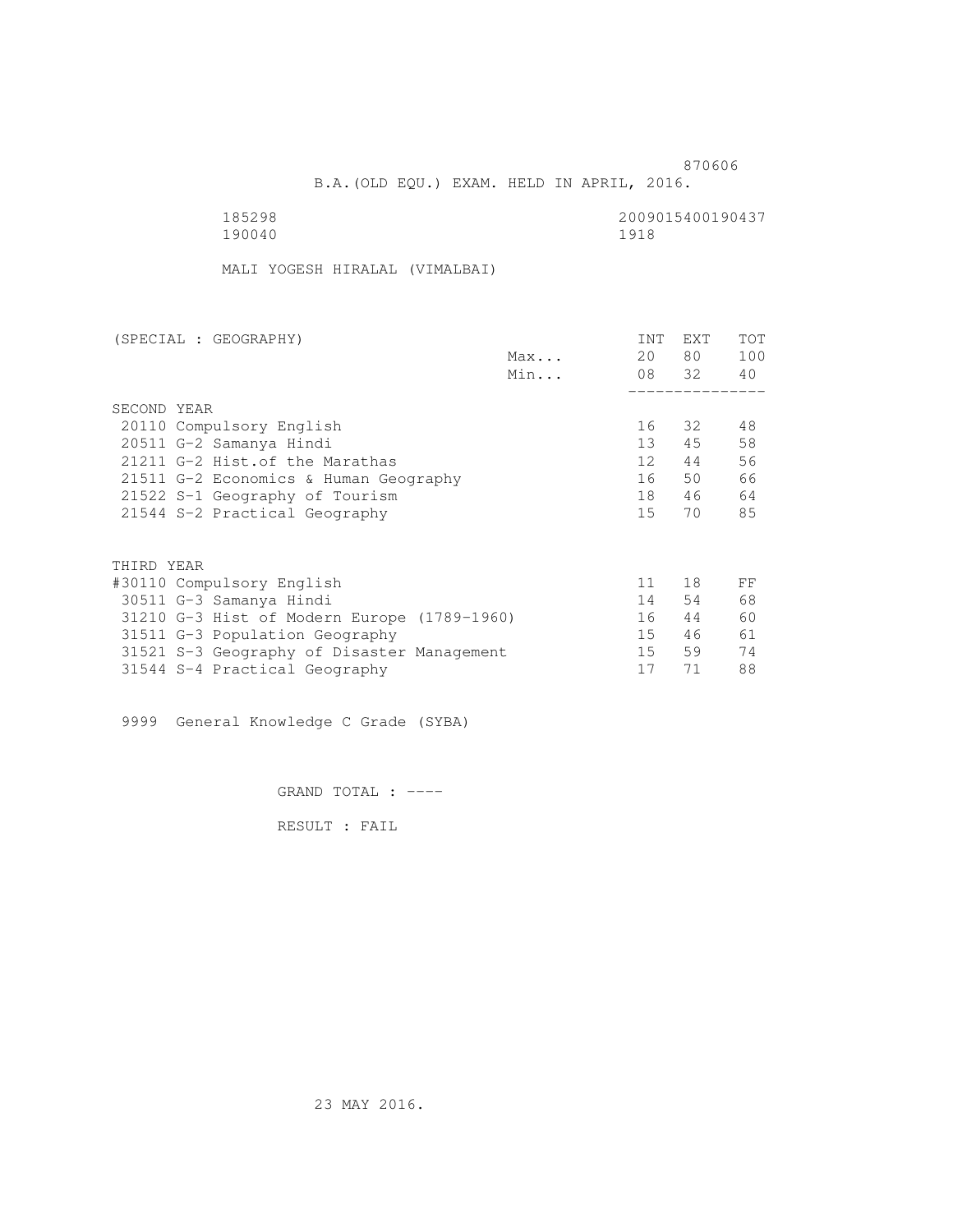870606

B.A.(OLD EQU.) EXAM. HELD IN APRIL, 2016.

185298 2009015400190437
190040 1918

MALI YOGESH HIRALAL (VIMALBAI)

| (SPECIAL : GEOGRAPHY) | | INT | EXT | TOT |
|---|---|---|---|---|
| | Max... | 20 | 80 | 100 |
| | Min... | 08 | 32 | 40 |
| SECOND YEAR | | | | |
| 20110 Compulsory English | | 16 | 32 | 48 |
| 20511 G-2 Samanya Hindi | | 13 | 45 | 58 |
| 21211 G-2 Hist.of the Marathas | | 12 | 44 | 56 |
| 21511 G-2 Economics & Human Geography | | 16 | 50 | 66 |
| 21522 S-1 Geography of Tourism | | 18 | 46 | 64 |
| 21544 S-2 Practical Geography | | 15 | 70 | 85 |
| THIRD YEAR | | | | |
| #30110 Compulsory English | | 11 | 18 | FF |
| 30511 G-3 Samanya Hindi | | 14 | 54 | 68 |
| 31210 G-3 Hist of Modern Europe (1789-1960) | | 16 | 44 | 60 |
| 31511 G-3 Population Geography | | 15 | 46 | 61 |
| 31521 S-3 Geography of Disaster Management | | 15 | 59 | 74 |
| 31544 S-4 Practical Geography | | 17 | 71 | 88 |

9999 General Knowledge C Grade (SYBA)

GRAND TOTAL : ----

RESULT : FAIL

23 MAY 2016.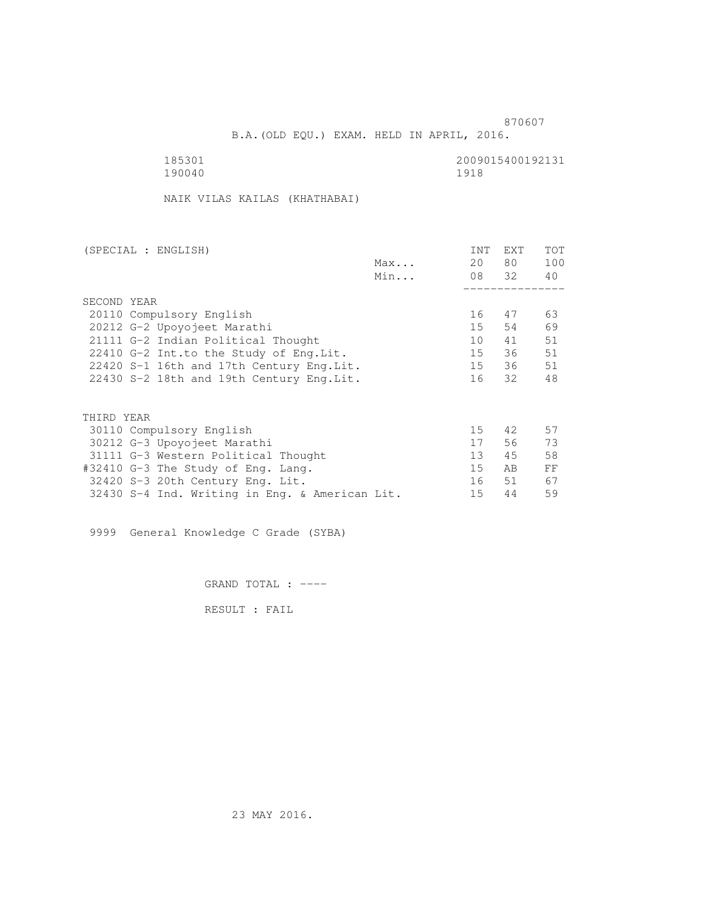870607

B.A.(OLD EQU.) EXAM. HELD IN APRIL, 2016.

185301 2009015400192131
190040 1918

NAIK VILAS KAILAS (KHATHABAI)

| (SPECIAL : ENGLISH) | | INT | EXT | TOT |
|---|---|---|---|---|
| | Max... | 20 | 80 | 100 |
| | Min... | 08 | 32 | 40 |
| **SECOND YEAR** | | | | |
| 20110 Compulsory English | | 16 | 47 | 63 |
| 20212 G-2 Upoyojeet Marathi | | 15 | 54 | 69 |
| 21111 G-2 Indian Political Thought | | 10 | 41 | 51 |
| 22410 G-2 Int.to the Study of Eng.Lit. | | 15 | 36 | 51 |
| 22420 S-1 16th and 17th Century Eng.Lit. | | 15 | 36 | 51 |
| 22430 S-2 18th and 19th Century Eng.Lit. | | 16 | 32 | 48 |
| **THIRD YEAR** | | | | |
| 30110 Compulsory English | | 15 | 42 | 57 |
| 30212 G-3 Upoyojeet Marathi | | 17 | 56 | 73 |
| 31111 G-3 Western Political Thought | | 13 | 45 | 58 |
| #32410 G-3 The Study of Eng. Lang. | | 15 | AB | FF |
| 32420 S-3 20th Century Eng. Lit. | | 16 | 51 | 67 |
| 32430 S-4 Ind. Writing in Eng. & American Lit. | | 15 | 44 | 59 |

9999 General Knowledge C Grade (SYBA)

GRAND TOTAL : ----

RESULT : FAIL

23 MAY 2016.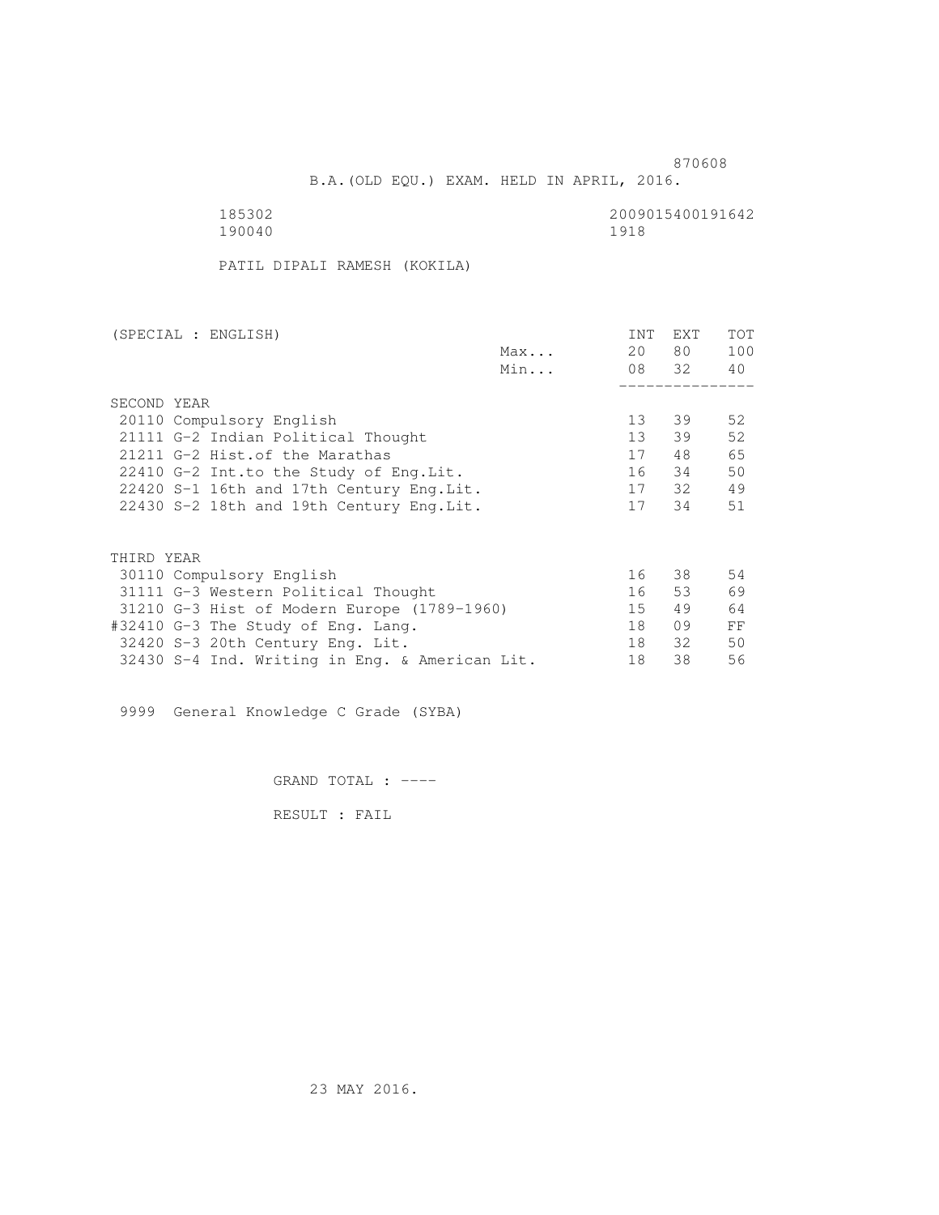870608

B.A.(OLD EQU.) EXAM. HELD IN APRIL, 2016.

185302 2009015400191642
190040 1918

PATIL DIPALI RAMESH (KOKILA)

| (SPECIAL : ENGLISH) | | INT | EXT | TOT |
|---|---|---|---|---|
| | Max... | 20 | 80 | 100 |
| | Min... | 08 | 32 | 40 |
| SECOND YEAR | | | | |
| 20110 Compulsory English | | 13 | 39 | 52 |
| 21111 G-2 Indian Political Thought | | 13 | 39 | 52 |
| 21211 G-2 Hist.of the Marathas | | 17 | 48 | 65 |
| 22410 G-2 Int.to the Study of Eng.Lit. | | 16 | 34 | 50 |
| 22420 S-1 16th and 17th Century Eng.Lit. | | 17 | 32 | 49 |
| 22430 S-2 18th and 19th Century Eng.Lit. | | 17 | 34 | 51 |
| THIRD YEAR | | | | |
| 30110 Compulsory English | | 16 | 38 | 54 |
| 31111 G-3 Western Political Thought | | 16 | 53 | 69 |
| 31210 G-3 Hist of Modern Europe (1789-1960) | | 15 | 49 | 64 |
| #32410 G-3 The Study of Eng. Lang. | | 18 | 09 | FF |
| 32420 S-3 20th Century Eng. Lit. | | 18 | 32 | 50 |
| 32430 S-4 Ind. Writing in Eng. & American Lit. | | 18 | 38 | 56 |

9999 General Knowledge C Grade (SYBA)

GRAND TOTAL : ----

RESULT : FAIL

23 MAY 2016.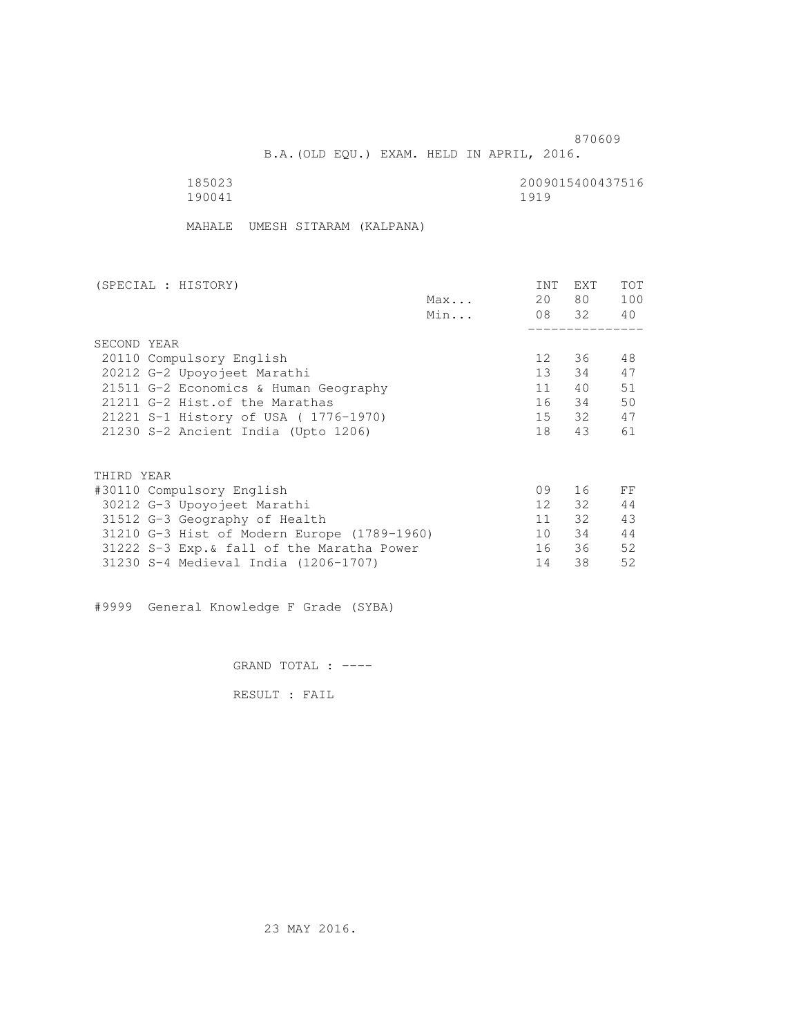870609

B.A.(OLD EQU.) EXAM. HELD IN APRIL, 2016.

185023 2009015400437516
190041 1919

MAHALE UMESH SITARAM (KALPANA)

| (SPECIAL : HISTORY) | | INT | EXT | TOT |
|---|---|---|---|---|
| | Max... | 20 | 80 | 100 |
| | Min... | 08 | 32 | 40 |
| SECOND YEAR | | | | |
| 20110 Compulsory English | | 12 | 36 | 48 |
| 20212 G-2 Upoyojeet Marathi | | 13 | 34 | 47 |
| 21511 G-2 Economics & Human Geography | | 11 | 40 | 51 |
| 21211 G-2 Hist.of the Marathas | | 16 | 34 | 50 |
| 21221 S-1 History of USA ( 1776-1970) | | 15 | 32 | 47 |
| 21230 S-2 Ancient India (Upto 1206) | | 18 | 43 | 61 |
| THIRD YEAR | | | | |
| #30110 Compulsory English | | 09 | 16 | FF |
| 30212 G-3 Upoyojeet Marathi | | 12 | 32 | 44 |
| 31512 G-3 Geography of Health | | 11 | 32 | 43 |
| 31210 G-3 Hist of Modern Europe (1789-1960) | | 10 | 34 | 44 |
| 31222 S-3 Exp.& fall of the Maratha Power | | 16 | 36 | 52 |
| 31230 S-4 Medieval India (1206-1707) | | 14 | 38 | 52 |

#9999 General Knowledge F Grade (SYBA)

GRAND TOTAL : ----

RESULT : FAIL

23 MAY 2016.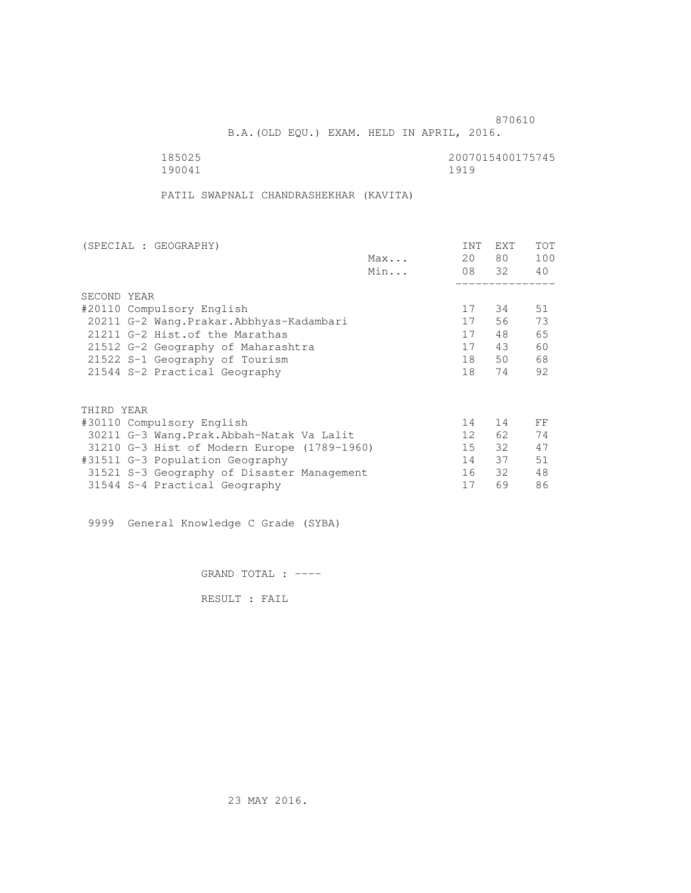870610

B.A.(OLD EQU.) EXAM. HELD IN APRIL, 2016.

185025 2007015400175745
190041 1919

PATIL SWAPNALI CHANDRASHEKHAR (KAVITA)

| (SPECIAL : GEOGRAPHY) | | INT | EXT | TOT |
|---|---|---|---|---|
| | Max... | 20 | 80 | 100 |
| | Min... | 08 | 32 | 40 |
| SECOND YEAR | | | | |
| #20110 Compulsory English | | 17 | 34 | 51 |
| 20211 G-2 Wang.Prakar.Abbhyas-Kadambari | | 17 | 56 | 73 |
| 21211 G-2 Hist.of the Marathas | | 17 | 48 | 65 |
| 21512 G-2 Geography of Maharashtra | | 17 | 43 | 60 |
| 21522 S-1 Geography of Tourism | | 18 | 50 | 68 |
| 21544 S-2 Practical Geography | | 18 | 74 | 92 |
| THIRD YEAR | | | | |
| #30110 Compulsory English | | 14 | 14 | FF |
| 30211 G-3 Wang.Prak.Abbah-Natak Va Lalit | | 12 | 62 | 74 |
| 31210 G-3 Hist of Modern Europe (1789-1960) | | 15 | 32 | 47 |
| #31511 G-3 Population Geography | | 14 | 37 | 51 |
| 31521 S-3 Geography of Disaster Management | | 16 | 32 | 48 |
| 31544 S-4 Practical Geography | | 17 | 69 | 86 |

9999 General Knowledge C Grade (SYBA)

GRAND TOTAL : ----

RESULT : FAIL

23 MAY 2016.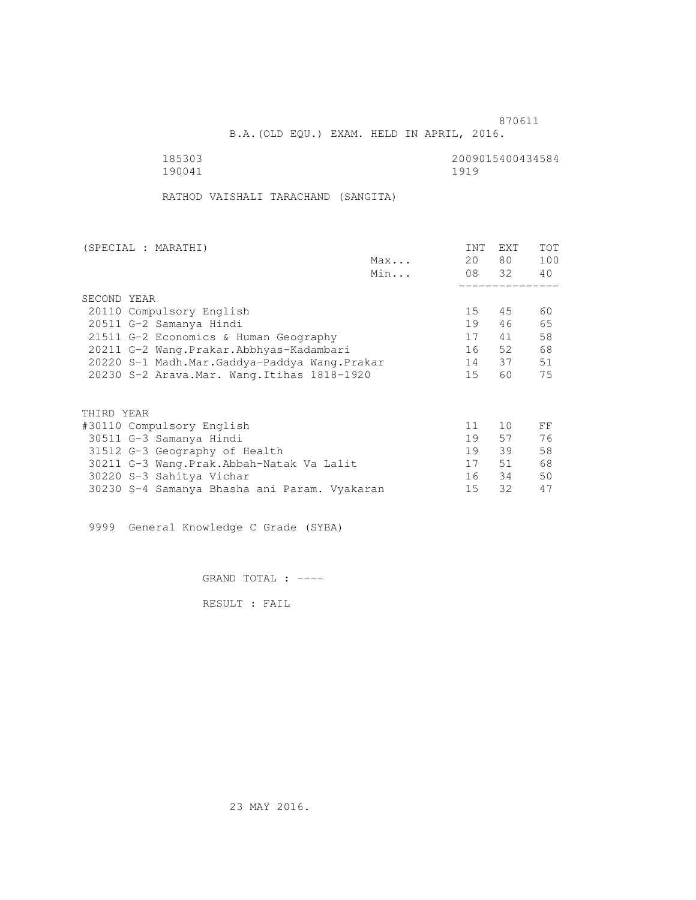870611

B.A.(OLD EQU.) EXAM. HELD IN APRIL, 2016.

185303 2009015400434584
190041 1919

RATHOD VAISHALI TARACHAND (SANGITA)

| (SPECIAL : MARATHI) | | INT | EXT | TOT |
|---|---|---|---|---|
| | Max... | 20 | 80 | 100 |
| | Min... | 08 | 32 | 40 |
| **SECOND YEAR** | | | | |
| 20110 Compulsory English | | 15 | 45 | 60 |
| 20511 G-2 Samanya Hindi | | 19 | 46 | 65 |
| 21511 G-2 Economics & Human Geography | | 17 | 41 | 58 |
| 20211 G-2 Wang.Prakar.Abbhyas-Kadambari | | 16 | 52 | 68 |
| 20220 S-1 Madh.Mar.Gaddya-Paddya Wang.Prakar | | 14 | 37 | 51 |
| 20230 S-2 Arava.Mar. Wang.Itihas 1818-1920 | | 15 | 60 | 75 |
| **THIRD YEAR** | | | | |
| #30110 Compulsory English | | 11 | 10 | FF |
| 30511 G-3 Samanya Hindi | | 19 | 57 | 76 |
| 31512 G-3 Geography of Health | | 19 | 39 | 58 |
| 30211 G-3 Wang.Prak.Abbah-Natak Va Lalit | | 17 | 51 | 68 |
| 30220 S-3 Sahitya Vichar | | 16 | 34 | 50 |
| 30230 S-4 Samanya Bhasha ani Param. Vyakaran | | 15 | 32 | 47 |

9999 General Knowledge C Grade (SYBA)

GRAND TOTAL : ----

RESULT : FAIL

23 MAY 2016.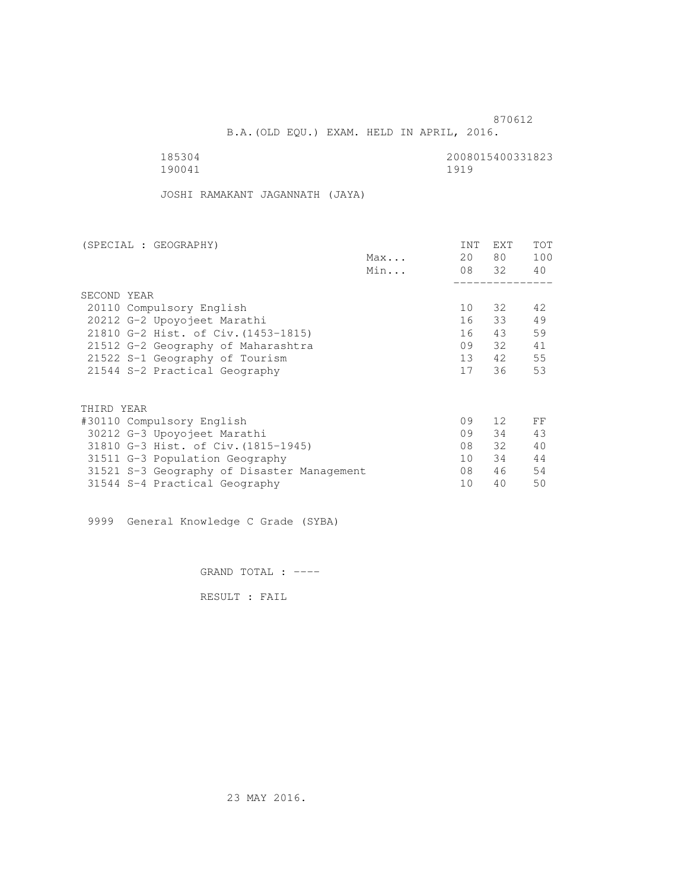870612

B.A.(OLD EQU.) EXAM. HELD IN APRIL, 2016.

185304 2008015400331823
190041 1919

JOSHI RAMAKANT JAGANNATH (JAYA)

| (SPECIAL : GEOGRAPHY) | | INT | EXT | TOT |
|---|---|---|---|---|
| | Max... | 20 | 80 | 100 |
| | Min... | 08 | 32 | 40 |
| SECOND YEAR | | | | |
| 20110 Compulsory English | | 10 | 32 | 42 |
| 20212 G-2 Upoyojeet Marathi | | 16 | 33 | 49 |
| 21810 G-2 Hist. of Civ.(1453-1815) | | 16 | 43 | 59 |
| 21512 G-2 Geography of Maharashtra | | 09 | 32 | 41 |
| 21522 S-1 Geography of Tourism | | 13 | 42 | 55 |
| 21544 S-2 Practical Geography | | 17 | 36 | 53 |
| THIRD YEAR | | | | |
| #30110 Compulsory English | | 09 | 12 | FF |
| 30212 G-3 Upoyojeet Marathi | | 09 | 34 | 43 |
| 31810 G-3 Hist. of Civ.(1815-1945) | | 08 | 32 | 40 |
| 31511 G-3 Population Geography | | 10 | 34 | 44 |
| 31521 S-3 Geography of Disaster Management | | 08 | 46 | 54 |
| 31544 S-4 Practical Geography | | 10 | 40 | 50 |

9999 General Knowledge C Grade (SYBA)

GRAND TOTAL : ----

RESULT : FAIL

23 MAY 2016.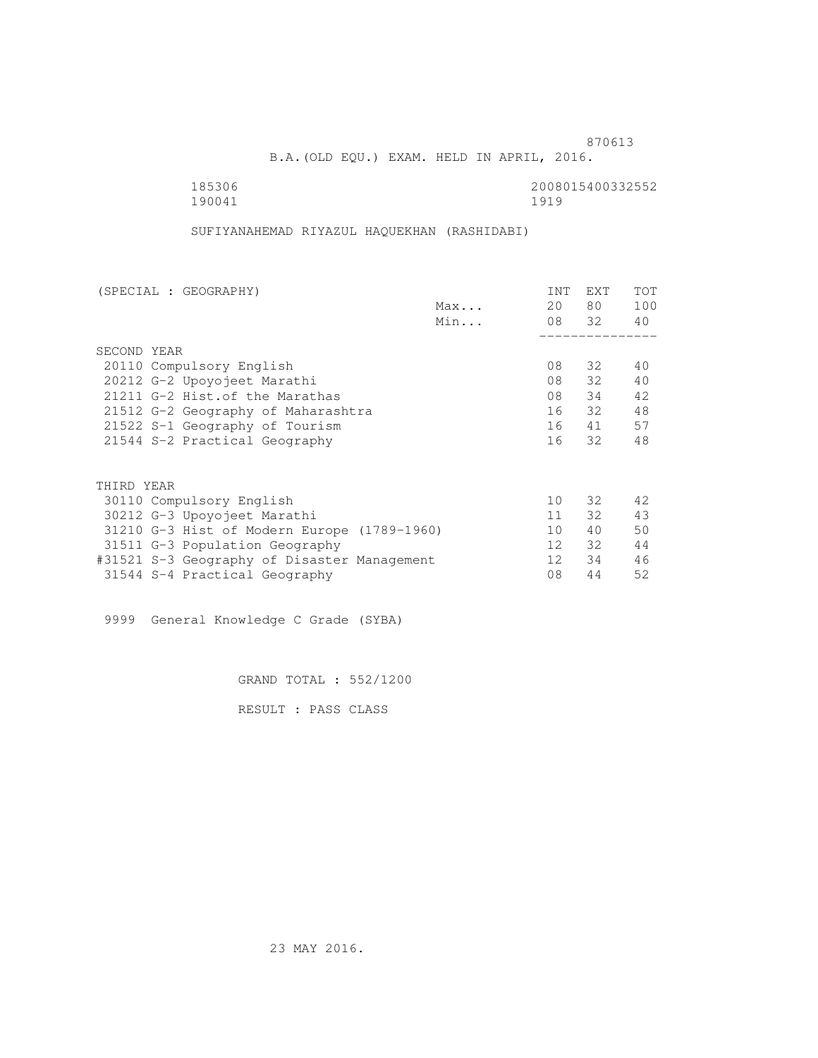870613

B.A.(OLD EQU.) EXAM. HELD IN APRIL, 2016.

185306 2008015400332552
190041 1919

SUFIYANAHEMAD RIYAZUL HAQUEKHAN (RASHIDABI)

| (SPECIAL : GEOGRAPHY) | | INT | EXT | TOT |
|---|---|---|---|---|
| | Max... | 20 | 80 | 100 |
| | Min... | 08 | 32 | 40 |
| SECOND YEAR | | | | |
| 20110 Compulsory English | | 08 | 32 | 40 |
| 20212 G-2 Upoyojeet Marathi | | 08 | 32 | 40 |
| 21211 G-2 Hist.of the Marathas | | 08 | 34 | 42 |
| 21512 G-2 Geography of Maharashtra | | 16 | 32 | 48 |
| 21522 S-1 Geography of Tourism | | 16 | 41 | 57 |
| 21544 S-2 Practical Geography | | 16 | 32 | 48 |
| THIRD YEAR | | | | |
| 30110 Compulsory English | | 10 | 32 | 42 |
| 30212 G-3 Upoyojeet Marathi | | 11 | 32 | 43 |
| 31210 G-3 Hist of Modern Europe (1789-1960) | | 10 | 40 | 50 |
| 31511 G-3 Population Geography | | 12 | 32 | 44 |
| #31521 S-3 Geography of Disaster Management | | 12 | 34 | 46 |
| 31544 S-4 Practical Geography | | 08 | 44 | 52 |

9999 General Knowledge C Grade (SYBA)

GRAND TOTAL : 552/1200

RESULT : PASS CLASS

23 MAY 2016.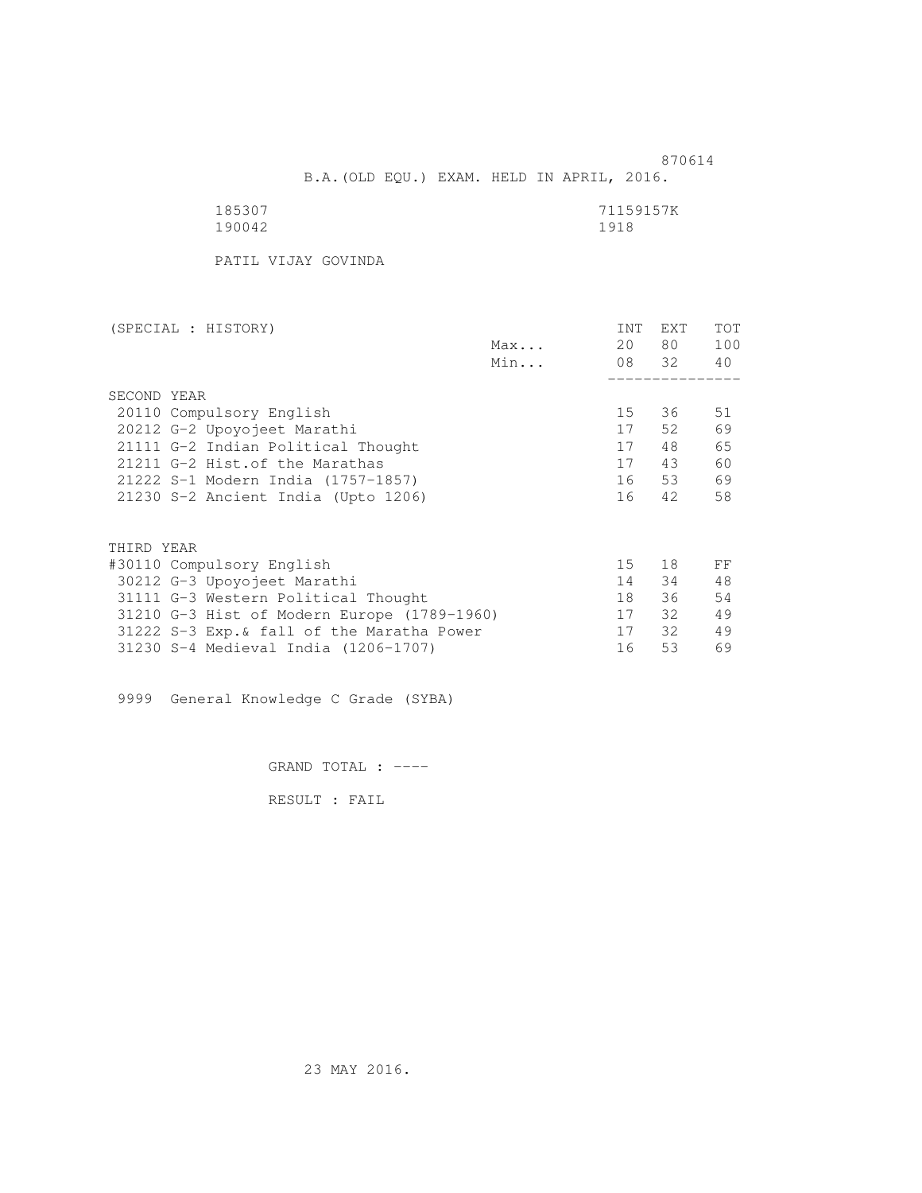870614

B.A.(OLD EQU.) EXAM. HELD IN APRIL, 2016.

185307 71159157K
190042 1918

PATIL VIJAY GOVINDA

| (SPECIAL : HISTORY) | | INT | EXT | TOT |
|---|---|---|---|---|
| | Max... | 20 | 80 | 100 |
| | Min... | 08 | 32 | 40 |
| SECOND YEAR | | | | |
| 20110 Compulsory English | | 15 | 36 | 51 |
| 20212 G-2 Upoyojeet Marathi | | 17 | 52 | 69 |
| 21111 G-2 Indian Political Thought | | 17 | 48 | 65 |
| 21211 G-2 Hist.of the Marathas | | 17 | 43 | 60 |
| 21222 S-1 Modern India (1757-1857) | | 16 | 53 | 69 |
| 21230 S-2 Ancient India (Upto 1206) | | 16 | 42 | 58 |
| THIRD YEAR | | | | |
| #30110 Compulsory English | | 15 | 18 | FF |
| 30212 G-3 Upoyojeet Marathi | | 14 | 34 | 48 |
| 31111 G-3 Western Political Thought | | 18 | 36 | 54 |
| 31210 G-3 Hist of Modern Europe (1789-1960) | | 17 | 32 | 49 |
| 31222 S-3 Exp.& fall of the Maratha Power | | 17 | 32 | 49 |
| 31230 S-4 Medieval India (1206-1707) | | 16 | 53 | 69 |

9999 General Knowledge C Grade (SYBA)

GRAND TOTAL : ----

RESULT : FAIL

23 MAY 2016.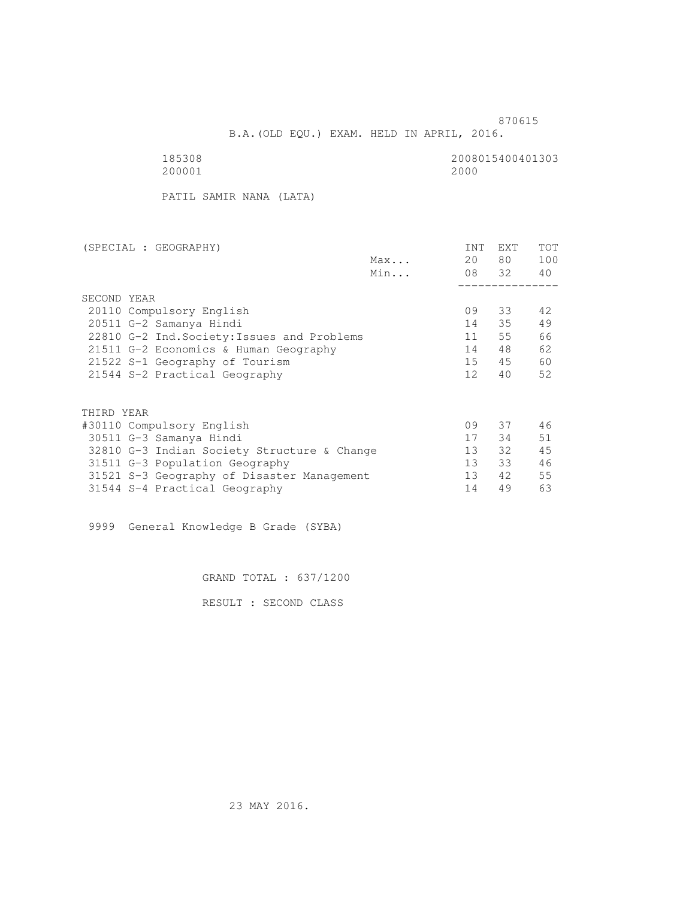870615

B.A.(OLD EQU.) EXAM. HELD IN APRIL, 2016.

185308 2008015400401303
200001 2000

PATIL SAMIR NANA (LATA)

| (SPECIAL : GEOGRAPHY) | | INT | EXT | TOT |
|---|---|---|---|---|
| | Max... | 20 | 80 | 100 |
| | Min... | 08 | 32 | 40 |
| **SECOND YEAR** | | | | |
| 20110 Compulsory English | | 09 | 33 | 42 |
| 20511 G-2 Samanya Hindi | | 14 | 35 | 49 |
| 22810 G-2 Ind.Society:Issues and Problems | | 11 | 55 | 66 |
| 21511 G-2 Economics & Human Geography | | 14 | 48 | 62 |
| 21522 S-1 Geography of Tourism | | 15 | 45 | 60 |
| 21544 S-2 Practical Geography | | 12 | 40 | 52 |
| **THIRD YEAR** | | | | |
| #30110 Compulsory English | | 09 | 37 | 46 |
| 30511 G-3 Samanya Hindi | | 17 | 34 | 51 |
| 32810 G-3 Indian Society Structure & Change | | 13 | 32 | 45 |
| 31511 G-3 Population Geography | | 13 | 33 | 46 |
| 31521 S-3 Geography of Disaster Management | | 13 | 42 | 55 |
| 31544 S-4 Practical Geography | | 14 | 49 | 63 |

9999 General Knowledge B Grade (SYBA)

GRAND TOTAL : 637/1200

RESULT : SECOND CLASS

23 MAY 2016.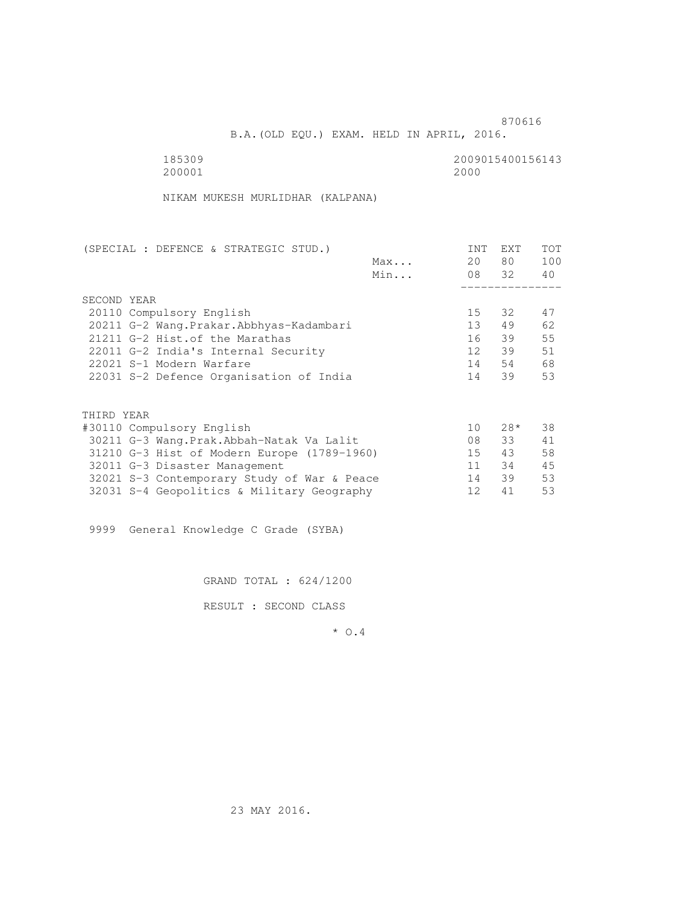870616

B.A.(OLD EQU.) EXAM. HELD IN APRIL, 2016.

185309 2009015400156143
200001 2000

NIKAM MUKESH MURLIDHAR (KALPANA)

| (SPECIAL : DEFENCE & STRATEGIC STUD.) | | INT | EXT | TOT |
|---|---|---|---|---|
| | Max... | 20 | 80 | 100 |
| | Min... | 08 | 32 | 40 |
| **SECOND YEAR** | | | | |
| 20110 Compulsory English | | 15 | 32 | 47 |
| 20211 G-2 Wang.Prakar.Abbhyas-Kadambari | | 13 | 49 | 62 |
| 21211 G-2 Hist.of the Marathas | | 16 | 39 | 55 |
| 22011 G-2 India's Internal Security | | 12 | 39 | 51 |
| 22021 S-1 Modern Warfare | | 14 | 54 | 68 |
| 22031 S-2 Defence Organisation of India | | 14 | 39 | 53 |
| **THIRD YEAR** | | | | |
| #30110 Compulsory English | | 10 | 28* | 38 |
| 30211 G-3 Wang.Prak.Abbah-Natak Va Lalit | | 08 | 33 | 41 |
| 31210 G-3 Hist of Modern Europe (1789-1960) | | 15 | 43 | 58 |
| 32011 G-3 Disaster Management | | 11 | 34 | 45 |
| 32021 S-3 Contemporary Study of War & Peace | | 14 | 39 | 53 |
| 32031 S-4 Geopolitics & Military Geography | | 12 | 41 | 53 |

9999 General Knowledge C Grade (SYBA)

GRAND TOTAL : 624/1200

RESULT : SECOND CLASS

\* O.4

23 MAY 2016.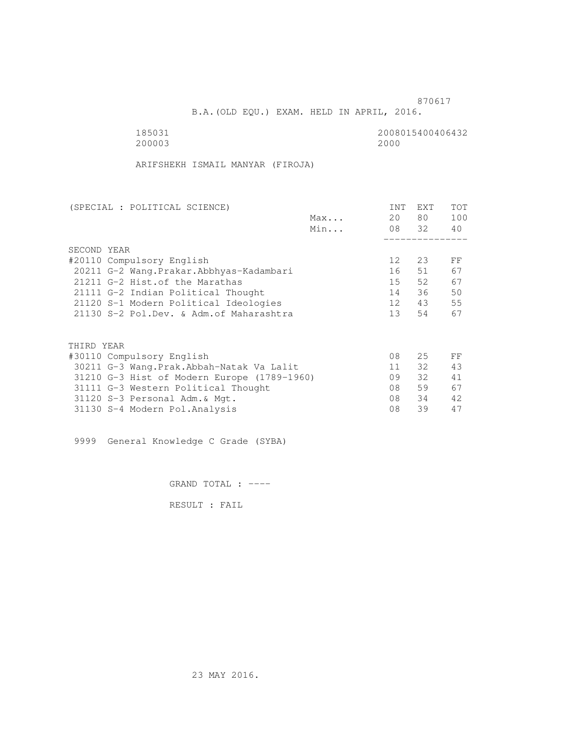870617

B.A.(OLD EQU.) EXAM. HELD IN APRIL, 2016.

185031 2008015400406432
200003 2000

ARIFSHEKH ISMAIL MANYAR (FIROJA)

| (SPECIAL : POLITICAL SCIENCE) | | INT | EXT | TOT |
|---|---|---|---|---|
| | Max... | 20 | 80 | 100 |
| | Min... | 08 | 32 | 40 |
| SECOND YEAR | | | | |
| #20110 Compulsory English | | 12 | 23 | FF |
| 20211 G-2 Wang.Prakar.Abbhyas-Kadambari | | 16 | 51 | 67 |
| 21211 G-2 Hist.of the Marathas | | 15 | 52 | 67 |
| 21111 G-2 Indian Political Thought | | 14 | 36 | 50 |
| 21120 S-1 Modern Political Ideologies | | 12 | 43 | 55 |
| 21130 S-2 Pol.Dev. & Adm.of Maharashtra | | 13 | 54 | 67 |
| THIRD YEAR | | | | |
| #30110 Compulsory English | | 08 | 25 | FF |
| 30211 G-3 Wang.Prak.Abbah-Natak Va Lalit | | 11 | 32 | 43 |
| 31210 G-3 Hist of Modern Europe (1789-1960) | | 09 | 32 | 41 |
| 31111 G-3 Western Political Thought | | 08 | 59 | 67 |
| 31120 S-3 Personal Adm.& Mgt. | | 08 | 34 | 42 |
| 31130 S-4 Modern Pol.Analysis | | 08 | 39 | 47 |

9999 General Knowledge C Grade (SYBA)

GRAND TOTAL : ----

RESULT : FAIL

23 MAY 2016.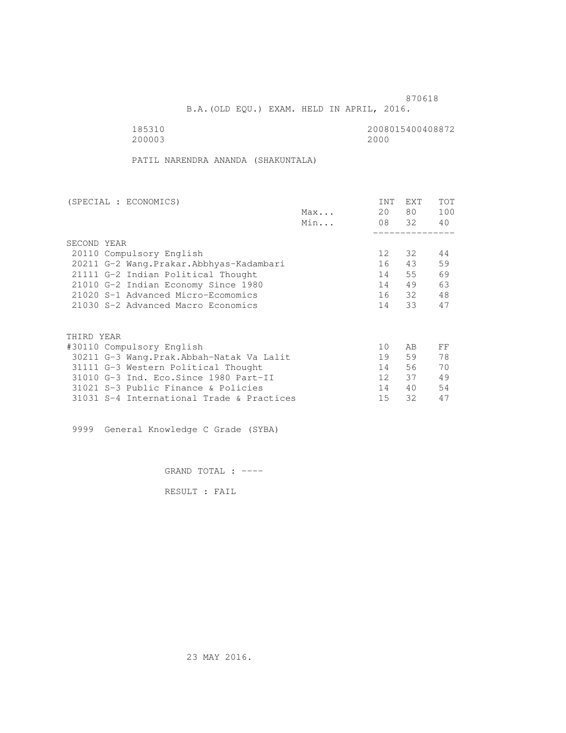870618

B.A.(OLD EQU.) EXAM. HELD IN APRIL, 2016.

185310 2008015400408872
200003 2000

PATIL NARENDRA ANANDA (SHAKUNTALA)

| (SPECIAL : ECONOMICS) | | INT | EXT | TOT |
|---|---|---|---|---|
| | Max... | 20 | 80 | 100 |
| | Min... | 08 | 32 | 40 |
| **SECOND YEAR** | | | | |
| 20110 Compulsory English | | 12 | 32 | 44 |
| 20211 G-2 Wang.Prakar.Abbhyas-Kadambari | | 16 | 43 | 59 |
| 21111 G-2 Indian Political Thought | | 14 | 55 | 69 |
| 21010 G-2 Indian Economy Since 1980 | | 14 | 49 | 63 |
| 21020 S-1 Advanced Micro-Ecomomics | | 16 | 32 | 48 |
| 21030 S-2 Advanced Macro Economics | | 14 | 33 | 47 |
| **THIRD YEAR** | | | | |
| #30110 Compulsory English | | 10 | AB | FF |
| 30211 G-3 Wang.Prak.Abbah-Natak Va Lalit | | 19 | 59 | 78 |
| 31111 G-3 Western Political Thought | | 14 | 56 | 70 |
| 31010 G-3 Ind. Eco.Since 1980 Part-II | | 12 | 37 | 49 |
| 31021 S-3 Public Finance & Policies | | 14 | 40 | 54 |
| 31031 S-4 International Trade & Practices | | 15 | 32 | 47 |

9999 General Knowledge C Grade (SYBA)

GRAND TOTAL : ----

RESULT : FAIL

23 MAY 2016.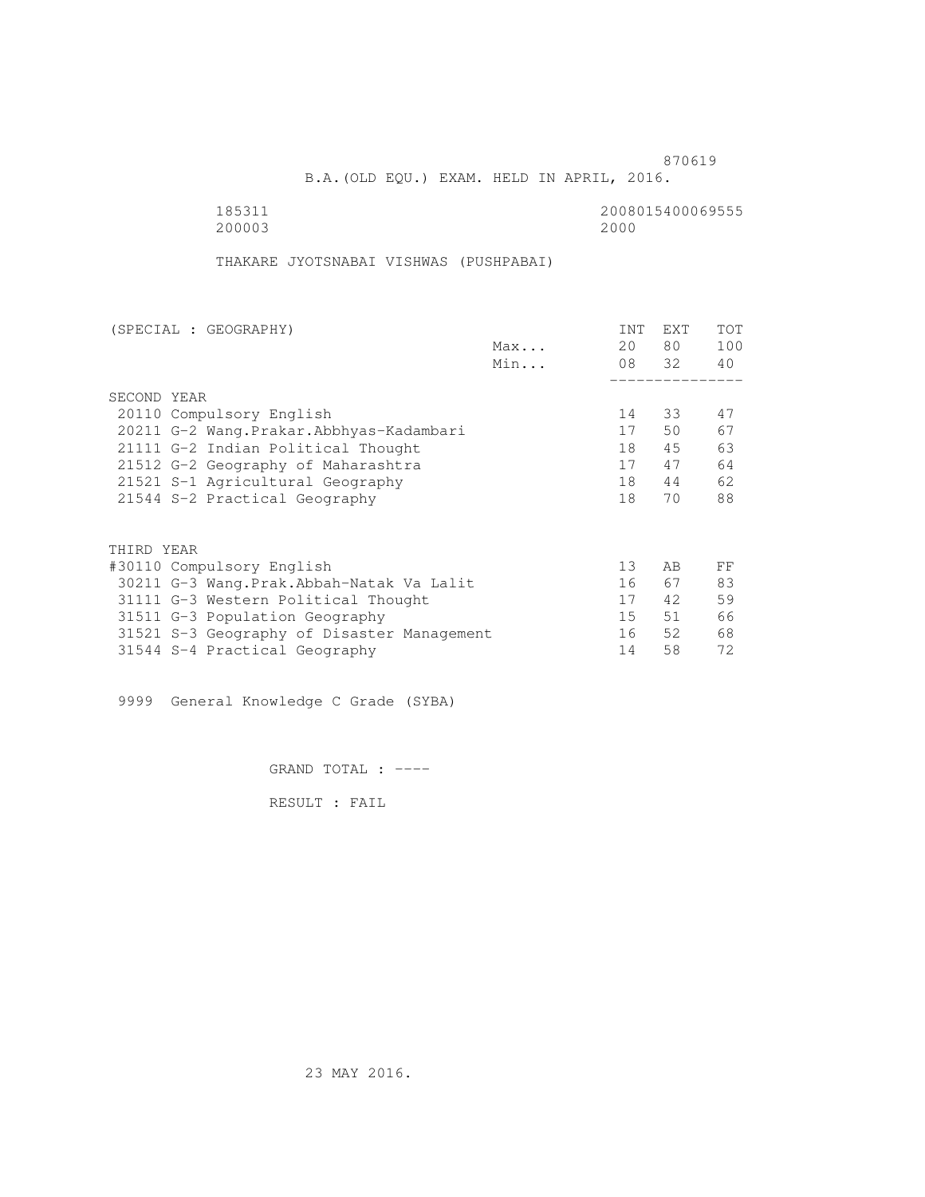870619

B.A.(OLD EQU.) EXAM. HELD IN APRIL, 2016.

185311 2008015400069555
200003 2000

THAKARE JYOTSNABAI VISHWAS (PUSHPABAI)

| (SPECIAL : GEOGRAPHY) | | INT | EXT | TOT |
|---|---|---|---|---|
| | Max... | 20 | 80 | 100 |
| | Min... | 08 | 32 | 40 |
| **SECOND YEAR** | | | | |
| 20110 Compulsory English | | 14 | 33 | 47 |
| 20211 G-2 Wang.Prakar.Abbhyas-Kadambari | | 17 | 50 | 67 |
| 21111 G-2 Indian Political Thought | | 18 | 45 | 63 |
| 21512 G-2 Geography of Maharashtra | | 17 | 47 | 64 |
| 21521 S-1 Agricultural Geography | | 18 | 44 | 62 |
| 21544 S-2 Practical Geography | | 18 | 70 | 88 |
| **THIRD YEAR** | | | | |
| #30110 Compulsory English | | 13 | AB | FF |
| 30211 G-3 Wang.Prak.Abbah-Natak Va Lalit | | 16 | 67 | 83 |
| 31111 G-3 Western Political Thought | | 17 | 42 | 59 |
| 31511 G-3 Population Geography | | 15 | 51 | 66 |
| 31521 S-3 Geography of Disaster Management | | 16 | 52 | 68 |
| 31544 S-4 Practical Geography | | 14 | 58 | 72 |

9999 General Knowledge C Grade (SYBA)

GRAND TOTAL : ----

RESULT : FAIL

23 MAY 2016.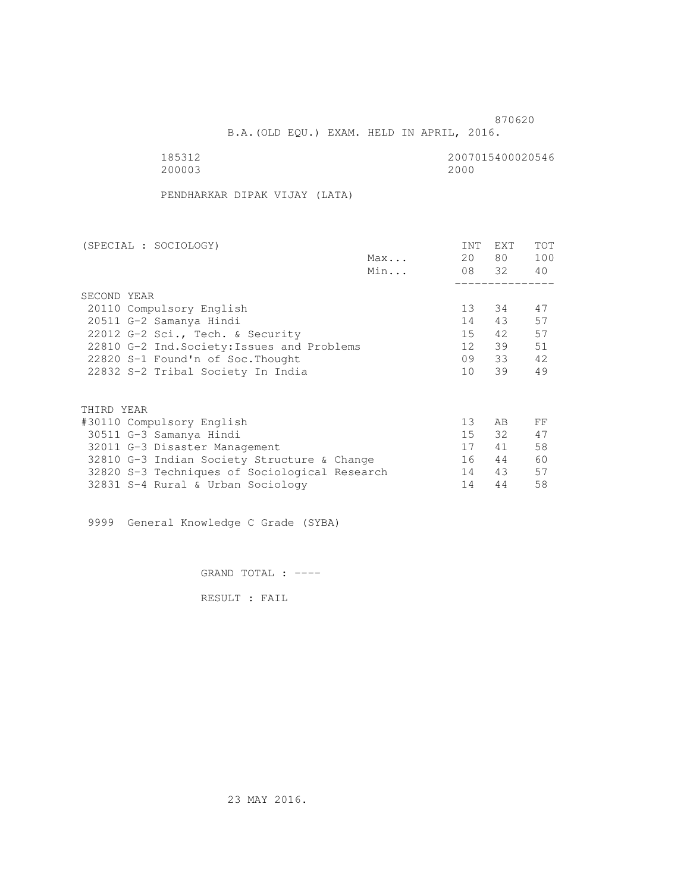870620

B.A.(OLD EQU.) EXAM. HELD IN APRIL, 2016.

185312 2007015400020546
200003 2000

PENDHARKAR DIPAK VIJAY (LATA)

| (SPECIAL : SOCIOLOGY) | | INT | EXT | TOT |
|---|---|---|---|---|
| | Max... | 20 | 80 | 100 |
| | Min... | 08 | 32 | 40 |
| SECOND YEAR | | | | |
| 20110 Compulsory English | | 13 | 34 | 47 |
| 20511 G-2 Samanya Hindi | | 14 | 43 | 57 |
| 22012 G-2 Sci., Tech. & Security | | 15 | 42 | 57 |
| 22810 G-2 Ind.Society:Issues and Problems | | 12 | 39 | 51 |
| 22820 S-1 Found'n of Soc.Thought | | 09 | 33 | 42 |
| 22832 S-2 Tribal Society In India | | 10 | 39 | 49 |
| THIRD YEAR | | | | |
| #30110 Compulsory English | | 13 | AB | FF |
| 30511 G-3 Samanya Hindi | | 15 | 32 | 47 |
| 32011 G-3 Disaster Management | | 17 | 41 | 58 |
| 32810 G-3 Indian Society Structure & Change | | 16 | 44 | 60 |
| 32820 S-3 Techniques of Sociological Research | | 14 | 43 | 57 |
| 32831 S-4 Rural & Urban Sociology | | 14 | 44 | 58 |

9999 General Knowledge C Grade (SYBA)

GRAND TOTAL : ----

RESULT : FAIL

23 MAY 2016.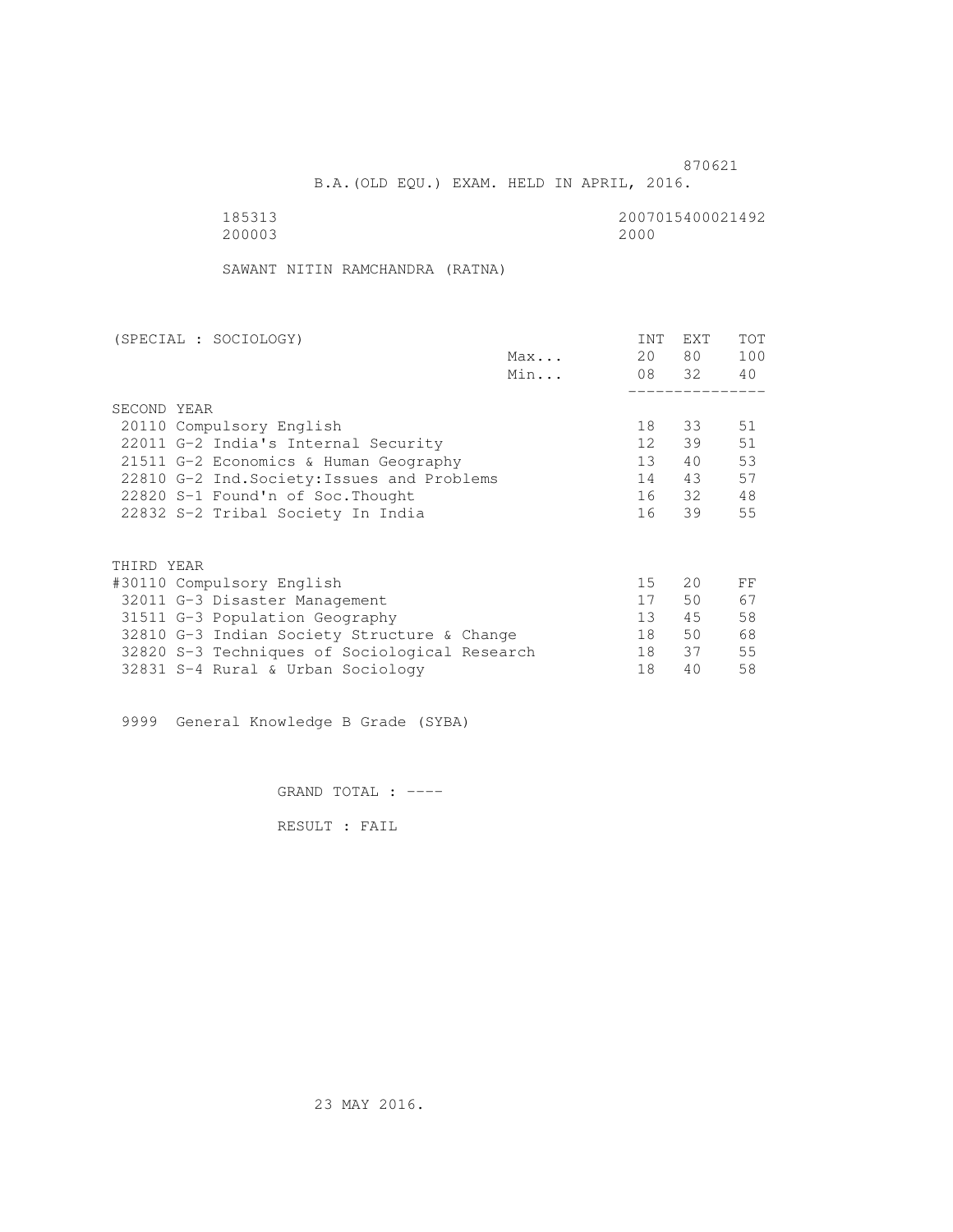870621

B.A.(OLD EQU.) EXAM. HELD IN APRIL, 2016.

185313 2007015400021492
200003 2000

SAWANT NITIN RAMCHANDRA (RATNA)

| (SPECIAL : SOCIOLOGY) | | INT | EXT | TOT |
|---|---|---|---|---|
| | Max... | 20 | 80 | 100 |
| | Min... | 08 | 32 | 40 |
| **SECOND YEAR** | | | | |
| 20110 Compulsory English | | 18 | 33 | 51 |
| 22011 G-2 India's Internal Security | | 12 | 39 | 51 |
| 21511 G-2 Economics & Human Geography | | 13 | 40 | 53 |
| 22810 G-2 Ind.Society:Issues and Problems | | 14 | 43 | 57 |
| 22820 S-1 Found'n of Soc.Thought | | 16 | 32 | 48 |
| 22832 S-2 Tribal Society In India | | 16 | 39 | 55 |
| **THIRD YEAR** | | | | |
| #30110 Compulsory English | | 15 | 20 | FF |
| 32011 G-3 Disaster Management | | 17 | 50 | 67 |
| 31511 G-3 Population Geography | | 13 | 45 | 58 |
| 32810 G-3 Indian Society Structure & Change | | 18 | 50 | 68 |
| 32820 S-3 Techniques of Sociological Research | | 18 | 37 | 55 |
| 32831 S-4 Rural & Urban Sociology | | 18 | 40 | 58 |

9999 General Knowledge B Grade (SYBA)

GRAND TOTAL : ----

RESULT : FAIL

23 MAY 2016.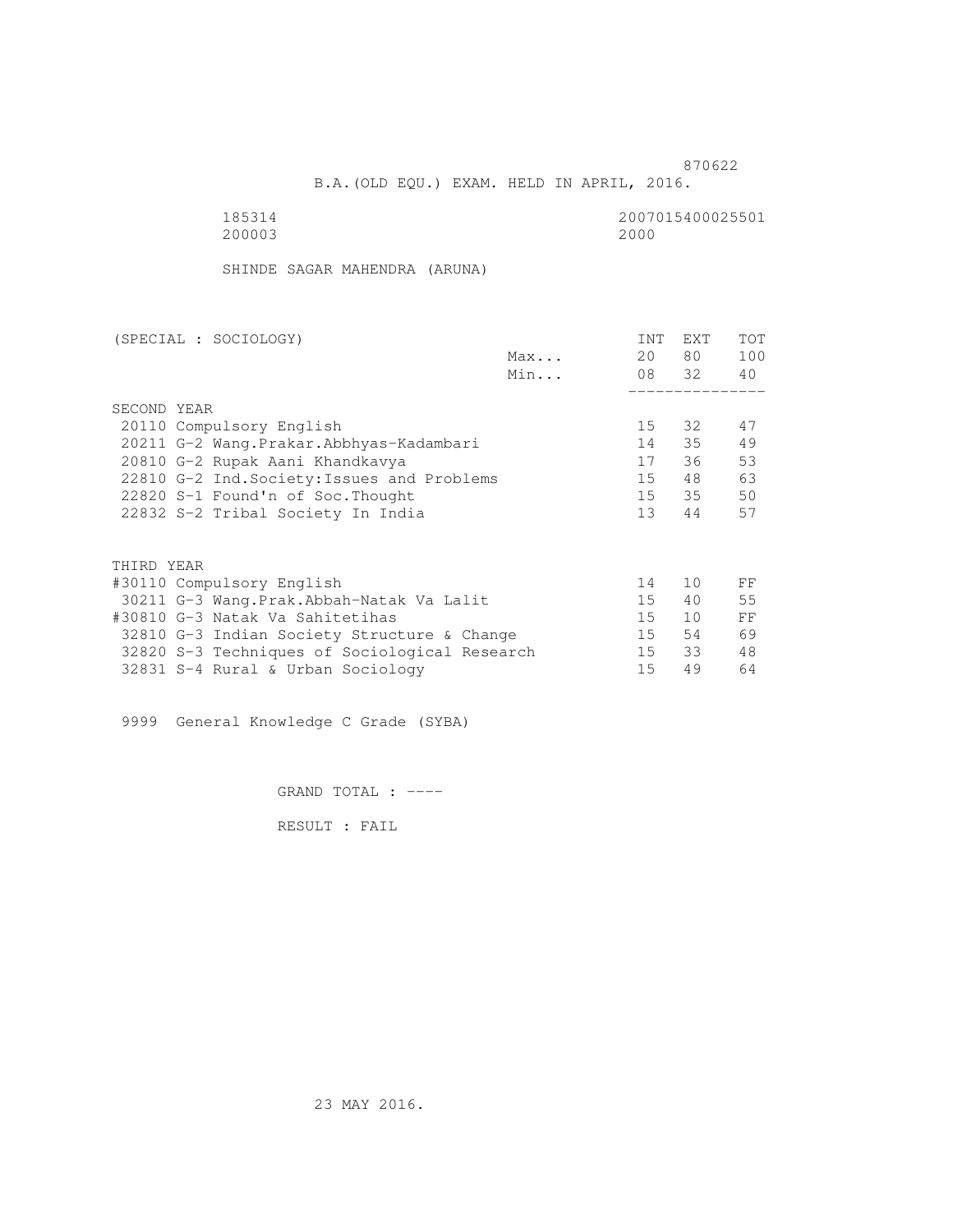870622

B.A.(OLD EQU.) EXAM. HELD IN APRIL, 2016.

185314 2007015400025501
200003 2000

SHINDE SAGAR MAHENDRA (ARUNA)

| (SPECIAL : SOCIOLOGY) | | INT | EXT | TOT |
|---|---|---|---|---|
| | Max... | 20 | 80 | 100 |
| | Min... | 08 | 32 | 40 |
| SECOND YEAR | | | | |
| 20110 Compulsory English | | 15 | 32 | 47 |
| 20211 G-2 Wang.Prakar.Abbhyas-Kadambari | | 14 | 35 | 49 |
| 20810 G-2 Rupak Aani Khandkavya | | 17 | 36 | 53 |
| 22810 G-2 Ind.Society:Issues and Problems | | 15 | 48 | 63 |
| 22820 S-1 Found'n of Soc.Thought | | 15 | 35 | 50 |
| 22832 S-2 Tribal Society In India | | 13 | 44 | 57 |
| THIRD YEAR | | | | |
| #30110 Compulsory English | | 14 | 10 | FF |
| 30211 G-3 Wang.Prak.Abbah-Natak Va Lalit | | 15 | 40 | 55 |
| #30810 G-3 Natak Va Sahitetihas | | 15 | 10 | FF |
| 32810 G-3 Indian Society Structure & Change | | 15 | 54 | 69 |
| 32820 S-3 Techniques of Sociological Research | | 15 | 33 | 48 |
| 32831 S-4 Rural & Urban Sociology | | 15 | 49 | 64 |

9999 General Knowledge C Grade (SYBA)

GRAND TOTAL : ----

RESULT : FAIL

23 MAY 2016.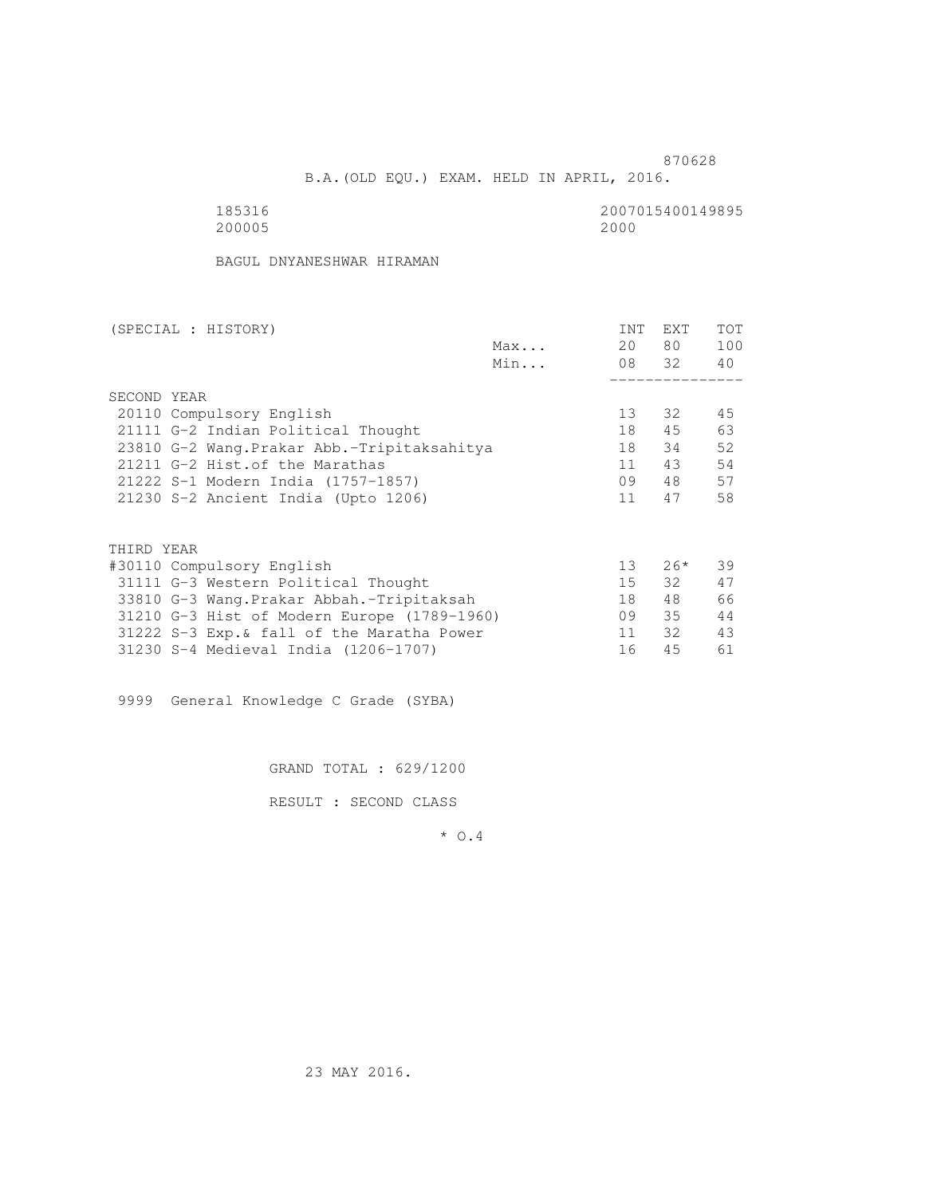870628

B.A.(OLD EQU.) EXAM. HELD IN APRIL, 2016.

185316 2007015400149895
200005 2000

BAGUL DNYANESHWAR HIRAMAN

| (SPECIAL : HISTORY) | | INT | EXT | TOT |
|---|---|---|---|---|
| | Max... | 20 | 80 | 100 |
| | Min... | 08 | 32 | 40 |
| SECOND YEAR | | | | |
| 20110 Compulsory English | | 13 | 32 | 45 |
| 21111 G-2 Indian Political Thought | | 18 | 45 | 63 |
| 23810 G-2 Wang.Prakar Abb.-Tripitaksahitya | | 18 | 34 | 52 |
| 21211 G-2 Hist.of the Marathas | | 11 | 43 | 54 |
| 21222 S-1 Modern India (1757-1857) | | 09 | 48 | 57 |
| 21230 S-2 Ancient India (Upto 1206) | | 11 | 47 | 58 |
| THIRD YEAR | | | | |
| #30110 Compulsory English | | 13 | 26* | 39 |
| 31111 G-3 Western Political Thought | | 15 | 32 | 47 |
| 33810 G-3 Wang.Prakar Abbah.-Tripitaksah | | 18 | 48 | 66 |
| 31210 G-3 Hist of Modern Europe (1789-1960) | | 09 | 35 | 44 |
| 31222 S-3 Exp.& fall of the Maratha Power | | 11 | 32 | 43 |
| 31230 S-4 Medieval India (1206-1707) | | 16 | 45 | 61 |

9999 General Knowledge C Grade (SYBA)

GRAND TOTAL : 629/1200

RESULT : SECOND CLASS

* O.4

23 MAY 2016.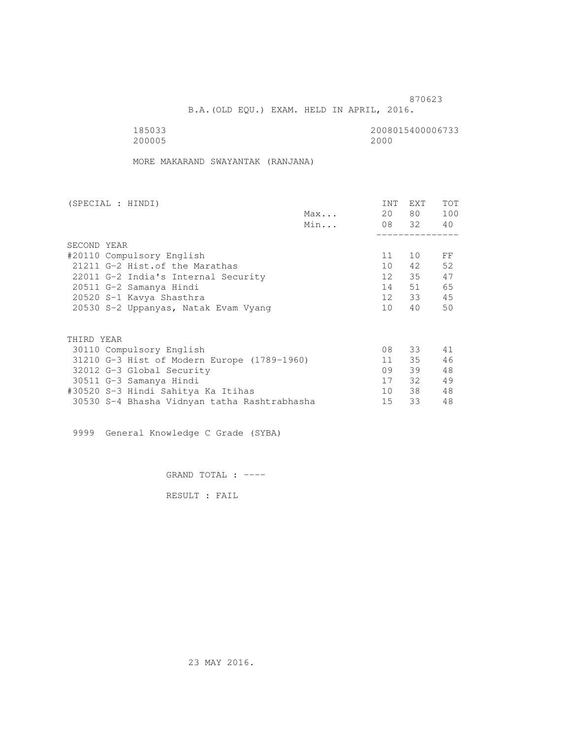870623

B.A.(OLD EQU.) EXAM. HELD IN APRIL, 2016.

185033 2008015400006733
200005 2000

MORE MAKARAND SWAYANTAK (RANJANA)

| (SPECIAL : HINDI) | | INT | EXT | TOT |
|---|---|---|---|---|
| | Max... | 20 | 80 | 100 |
| | Min... | 08 | 32 | 40 |
| SECOND YEAR | | | | |
| #20110 Compulsory English | | 11 | 10 | FF |
| 21211 G-2 Hist.of the Marathas | | 10 | 42 | 52 |
| 22011 G-2 India's Internal Security | | 12 | 35 | 47 |
| 20511 G-2 Samanya Hindi | | 14 | 51 | 65 |
| 20520 S-1 Kavya Shasthra | | 12 | 33 | 45 |
| 20530 S-2 Uppanyas, Natak Evam Vyang | | 10 | 40 | 50 |
| THIRD YEAR | | | | |
| 30110 Compulsory English | | 08 | 33 | 41 |
| 31210 G-3 Hist of Modern Europe (1789-1960) | | 11 | 35 | 46 |
| 32012 G-3 Global Security | | 09 | 39 | 48 |
| 30511 G-3 Samanya Hindi | | 17 | 32 | 49 |
| #30520 S-3 Hindi Sahitya Ka Itihas | | 10 | 38 | 48 |
| 30530 S-4 Bhasha Vidnyan tatha Rashtrabhasha | | 15 | 33 | 48 |

9999 General Knowledge C Grade (SYBA)

GRAND TOTAL : ----

RESULT : FAIL

23 MAY 2016.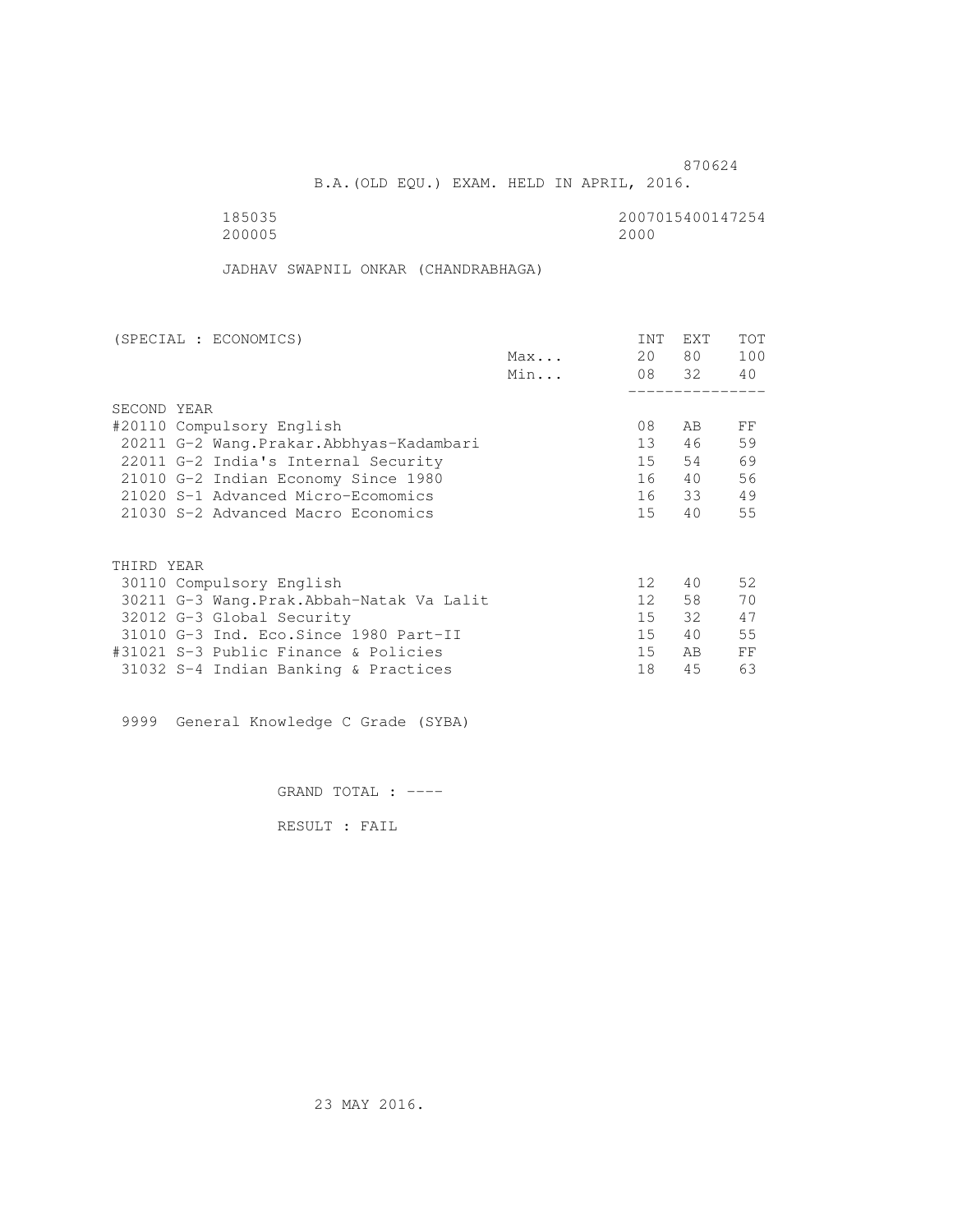870624

B.A.(OLD EQU.) EXAM. HELD IN APRIL, 2016.

185035 2007015400147254
200005 2000

JADHAV SWAPNIL ONKAR (CHANDRABHAGA)

| (SPECIAL : ECONOMICS) | | INT | EXT | TOT |
|---|---|---|---|---|
| | Max... | 20 | 80 | 100 |
| | Min... | 08 | 32 | 40 |
| SECOND YEAR | | | | |
| #20110 Compulsory English | | 08 | AB | FF |
| 20211 G-2 Wang.Prakar.Abbhyas-Kadambari | | 13 | 46 | 59 |
| 22011 G-2 India's Internal Security | | 15 | 54 | 69 |
| 21010 G-2 Indian Economy Since 1980 | | 16 | 40 | 56 |
| 21020 S-1 Advanced Micro-Ecomomics | | 16 | 33 | 49 |
| 21030 S-2 Advanced Macro Economics | | 15 | 40 | 55 |
| THIRD YEAR | | | | |
| 30110 Compulsory English | | 12 | 40 | 52 |
| 30211 G-3 Wang.Prak.Abbah-Natak Va Lalit | | 12 | 58 | 70 |
| 32012 G-3 Global Security | | 15 | 32 | 47 |
| 31010 G-3 Ind. Eco.Since 1980 Part-II | | 15 | 40 | 55 |
| #31021 S-3 Public Finance & Policies | | 15 | AB | FF |
| 31032 S-4 Indian Banking & Practices | | 18 | 45 | 63 |

9999 General Knowledge C Grade (SYBA)

GRAND TOTAL : ----

RESULT : FAIL

23 MAY 2016.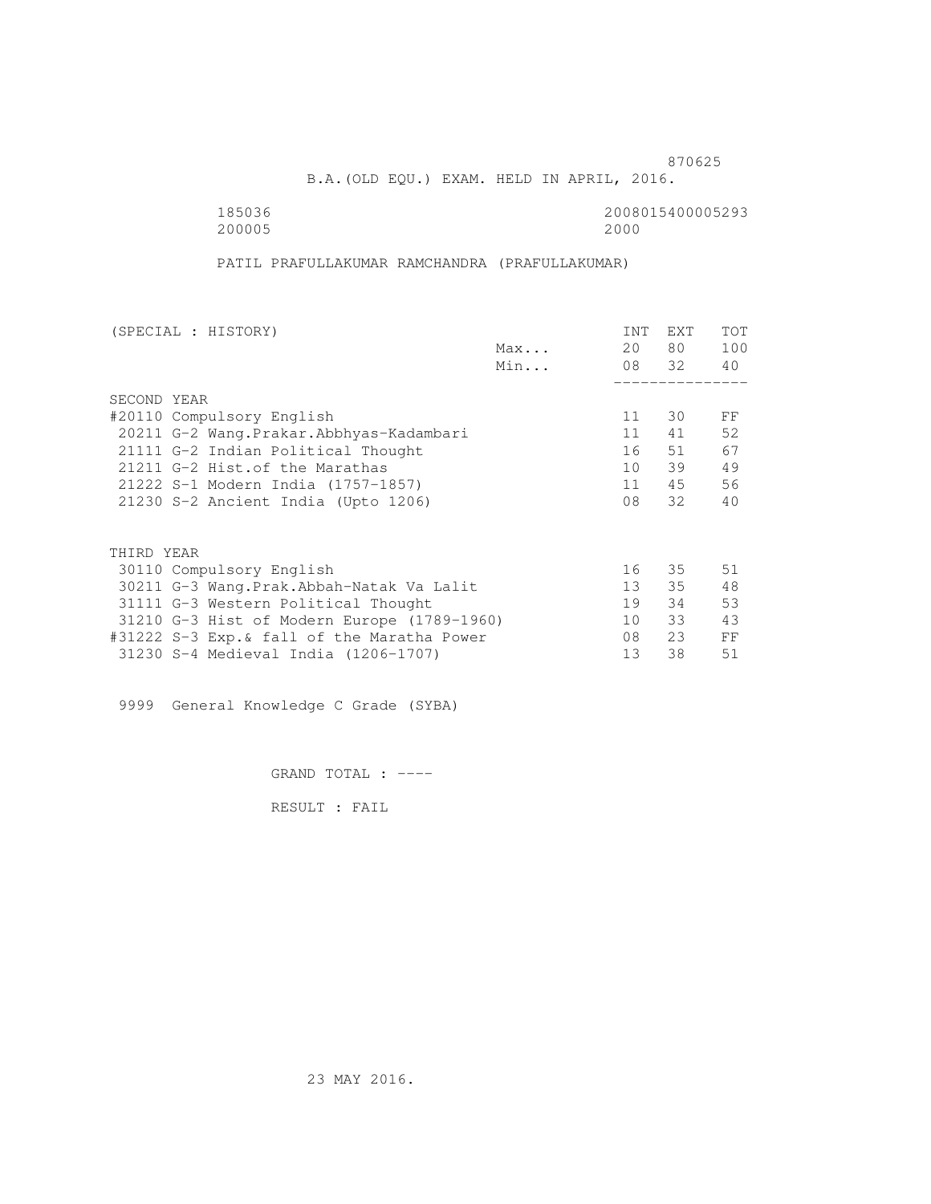870625

B.A.(OLD EQU.) EXAM. HELD IN APRIL, 2016.

185036 2008015400005293
200005 2000

PATIL PRAFULLAKUMAR RAMCHANDRA (PRAFULLAKUMAR)

| (SPECIAL : HISTORY) | | INT | EXT | TOT |
|---|---|---|---|---|
| | Max... | 20 | 80 | 100 |
| | Min... | 08 | 32 | 40 |
| SECOND YEAR | | | | |
| #20110 Compulsory English | | 11 | 30 | FF |
| 20211 G-2 Wang.Prakar.Abbhyas-Kadambari | | 11 | 41 | 52 |
| 21111 G-2 Indian Political Thought | | 16 | 51 | 67 |
| 21211 G-2 Hist.of the Marathas | | 10 | 39 | 49 |
| 21222 S-1 Modern India (1757-1857) | | 11 | 45 | 56 |
| 21230 S-2 Ancient India (Upto 1206) | | 08 | 32 | 40 |
| THIRD YEAR | | | | |
| 30110 Compulsory English | | 16 | 35 | 51 |
| 30211 G-3 Wang.Prak.Abbah-Natak Va Lalit | | 13 | 35 | 48 |
| 31111 G-3 Western Political Thought | | 19 | 34 | 53 |
| 31210 G-3 Hist of Modern Europe (1789-1960) | | 10 | 33 | 43 |
| #31222 S-3 Exp.& fall of the Maratha Power | | 08 | 23 | FF |
| 31230 S-4 Medieval India (1206-1707) | | 13 | 38 | 51 |

9999 General Knowledge C Grade (SYBA)

GRAND TOTAL : ----

RESULT : FAIL

23 MAY 2016.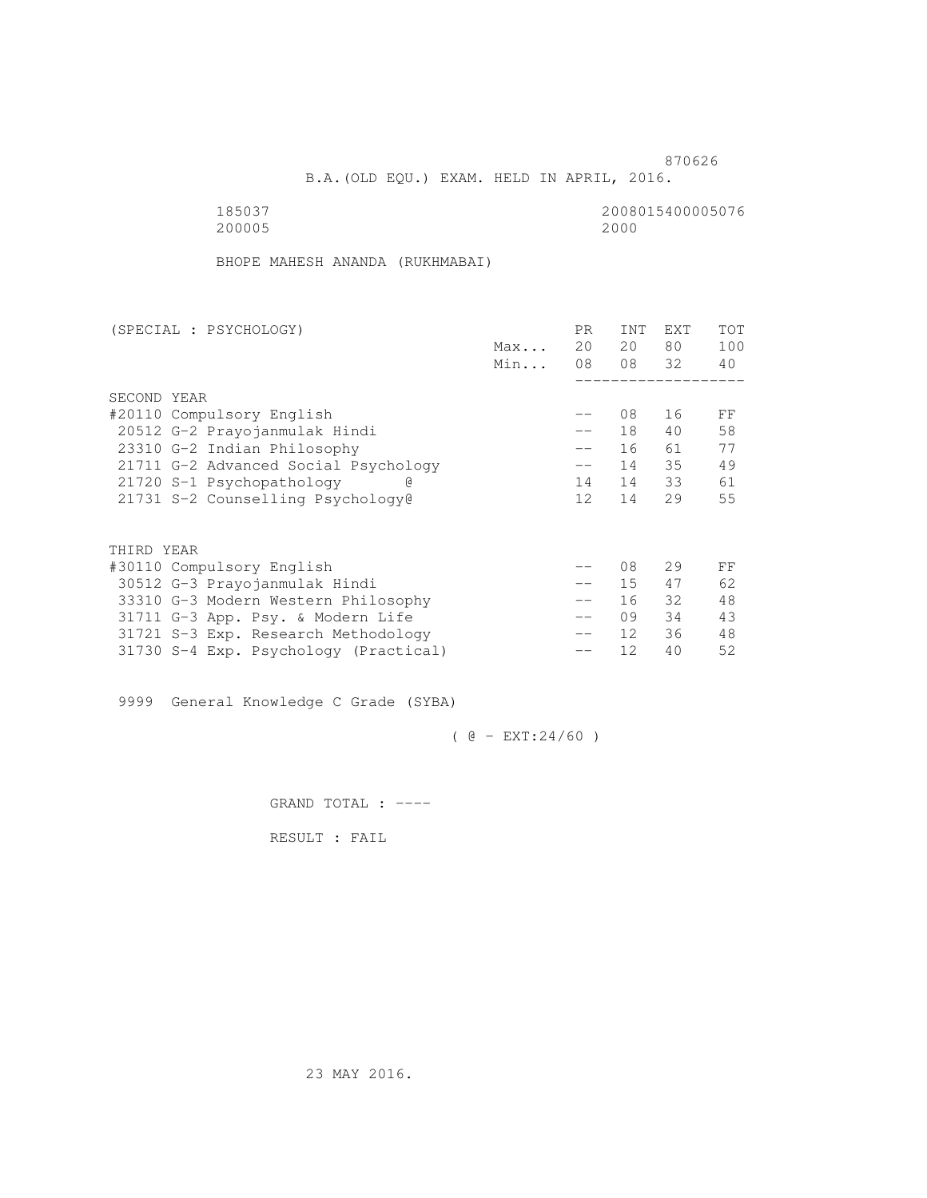870626

B.A.(OLD EQU.) EXAM. HELD IN APRIL, 2016.

185037 2008015400005076
200005 2000

BHOPE MAHESH ANANDA (RUKHMABAI)

| (SPECIAL : PSYCHOLOGY) | | PR | INT | EXT | TOT |
|---|---|---|---|---|---|
| | Max... | 20 | 20 | 80 | 100 |
| | Min... | 08 | 08 | 32 | 40 |
| SECOND YEAR | | | | | |
| #20110 Compulsory English | | -- | 08 | 16 | FF |
| 20512 G-2 Prayojanmulak Hindi | | -- | 18 | 40 | 58 |
| 23310 G-2 Indian Philosophy | | -- | 16 | 61 | 77 |
| 21711 G-2 Advanced Social Psychology | | -- | 14 | 35 | 49 |
| 21720 S-1 Psychopathology @ | | 14 | 14 | 33 | 61 |
| 21731 S-2 Counselling Psychology@ | | 12 | 14 | 29 | 55 |
| THIRD YEAR | | | | | |
| #30110 Compulsory English | | -- | 08 | 29 | FF |
| 30512 G-3 Prayojanmulak Hindi | | -- | 15 | 47 | 62 |
| 33310 G-3 Modern Western Philosophy | | -- | 16 | 32 | 48 |
| 31711 G-3 App. Psy. & Modern Life | | -- | 09 | 34 | 43 |
| 31721 S-3 Exp. Research Methodology | | -- | 12 | 36 | 48 |
| 31730 S-4 Exp. Psychology (Practical) | | -- | 12 | 40 | 52 |

9999 General Knowledge C Grade (SYBA)

( @ - EXT:24/60 )

GRAND TOTAL : ----

RESULT : FAIL

23 MAY 2016.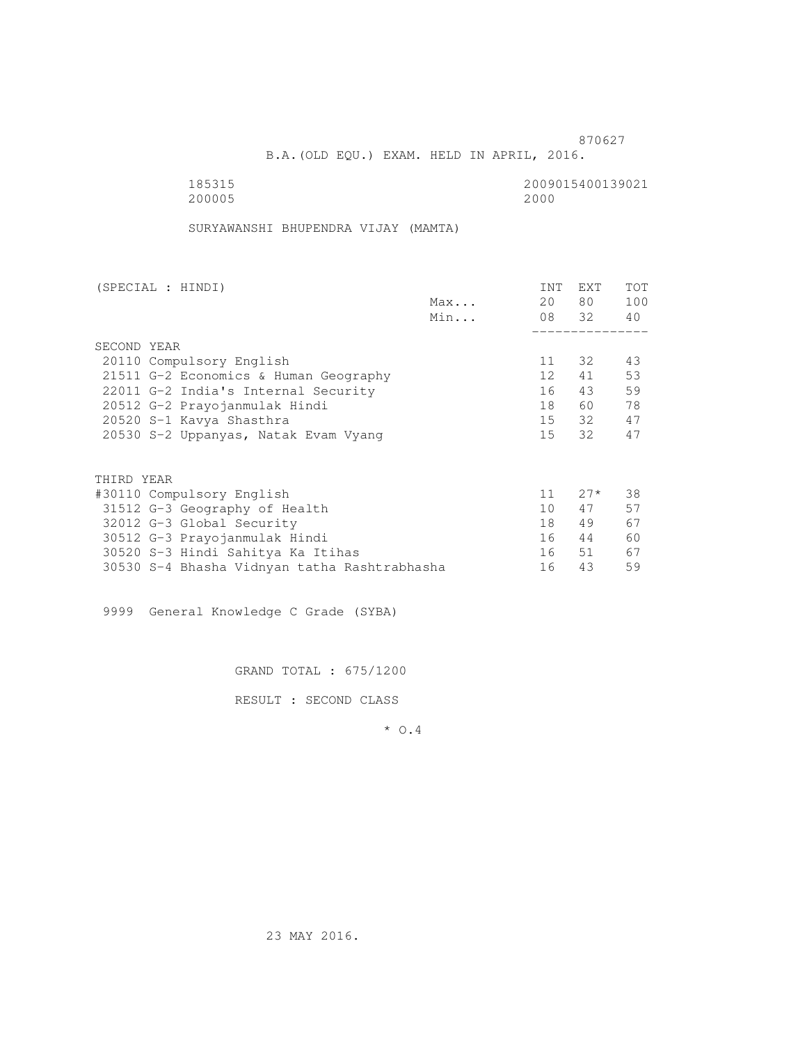870627

B.A.(OLD EQU.) EXAM. HELD IN APRIL, 2016.

185315 2009015400139021
200005 2000

SURYAWANSHI BHUPENDRA VIJAY (MAMTA)

| (SPECIAL : HINDI) | | INT | EXT | TOT |
|---|---|---|---|---|
| | Max... | 20 | 80 | 100 |
| | Min... | 08 | 32 | 40 |
| SECOND YEAR | | | | |
| 20110 Compulsory English | | 11 | 32 | 43 |
| 21511 G-2 Economics & Human Geography | | 12 | 41 | 53 |
| 22011 G-2 India's Internal Security | | 16 | 43 | 59 |
| 20512 G-2 Prayojanmulak Hindi | | 18 | 60 | 78 |
| 20520 S-1 Kavya Shasthra | | 15 | 32 | 47 |
| 20530 S-2 Uppanyas, Natak Evam Vyang | | 15 | 32 | 47 |
| THIRD YEAR | | | | |
| #30110 Compulsory English | | 11 | 27* | 38 |
| 31512 G-3 Geography of Health | | 10 | 47 | 57 |
| 32012 G-3 Global Security | | 18 | 49 | 67 |
| 30512 G-3 Prayojanmulak Hindi | | 16 | 44 | 60 |
| 30520 S-3 Hindi Sahitya Ka Itihas | | 16 | 51 | 67 |
| 30530 S-4 Bhasha Vidnyan tatha Rashtrabhasha | | 16 | 43 | 59 |

9999 General Knowledge C Grade (SYBA)

GRAND TOTAL : 675/1200

RESULT : SECOND CLASS

* O.4

23 MAY 2016.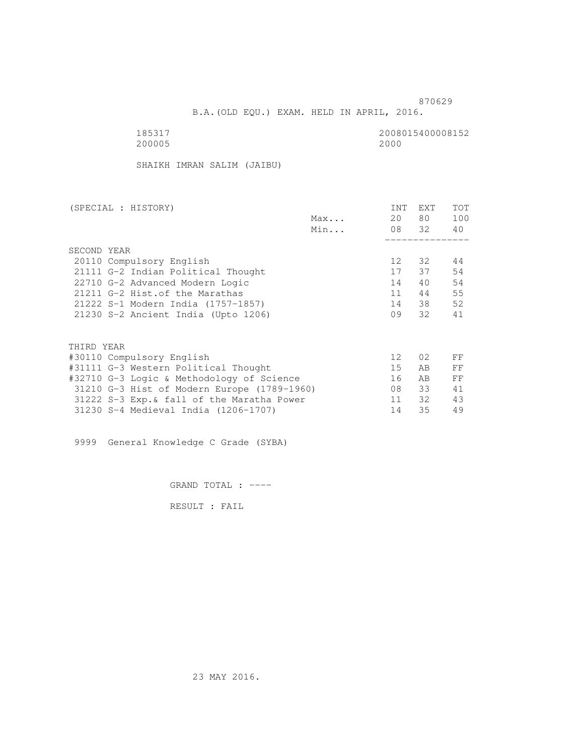870629

B.A.(OLD EQU.) EXAM. HELD IN APRIL, 2016.

185317 2008015400008152

200005 2000

SHAIKH IMRAN SALIM (JAIBU)

| (SPECIAL : HISTORY) | | INT | EXT | TOT |
|---|---|---|---|---|
| | Max... | 20 | 80 | 100 |
| | Min... | 08 | 32 | 40 |
| **SECOND YEAR** | | | | |
| 20110 Compulsory English | | 12 | 32 | 44 |
| 21111 G-2 Indian Political Thought | | 17 | 37 | 54 |
| 22710 G-2 Advanced Modern Logic | | 14 | 40 | 54 |
| 21211 G-2 Hist.of the Marathas | | 11 | 44 | 55 |
| 21222 S-1 Modern India (1757-1857) | | 14 | 38 | 52 |
| 21230 S-2 Ancient India (Upto 1206) | | 09 | 32 | 41 |
| **THIRD YEAR** | | | | |
| #30110 Compulsory English | | 12 | 02 | FF |
| #31111 G-3 Western Political Thought | | 15 | AB | FF |
| #32710 G-3 Logic & Methodology of Science | | 16 | AB | FF |
| 31210 G-3 Hist of Modern Europe (1789-1960) | | 08 | 33 | 41 |
| 31222 S-3 Exp.& fall of the Maratha Power | | 11 | 32 | 43 |
| 31230 S-4 Medieval India (1206-1707) | | 14 | 35 | 49 |

9999 General Knowledge C Grade (SYBA)

GRAND TOTAL : ----

RESULT : FAIL

23 MAY 2016.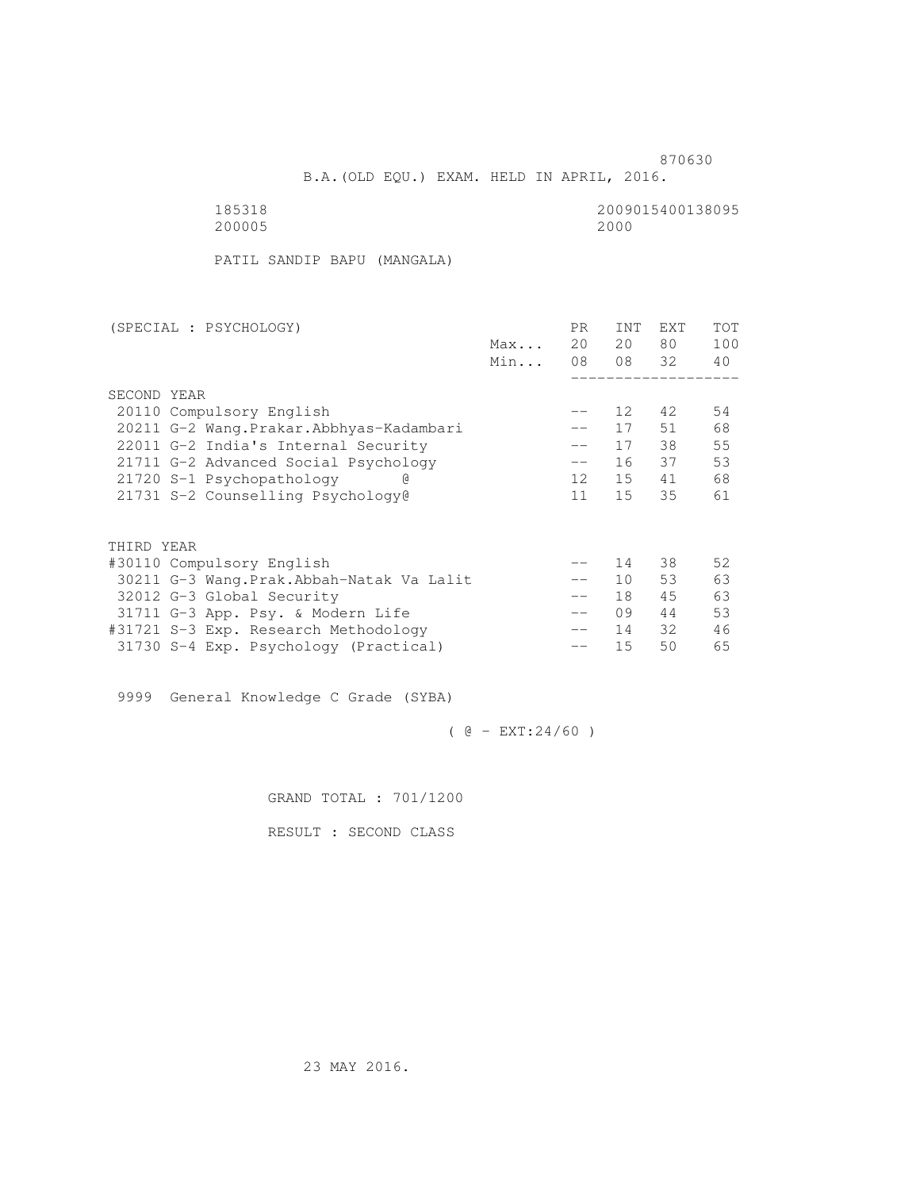870630

B.A.(OLD EQU.) EXAM. HELD IN APRIL, 2016.

185318 2009015400138095
200005 2000

PATIL SANDIP BAPU (MANGALA)

| (SPECIAL : PSYCHOLOGY) | | PR | INT | EXT | TOT |
|---|---|---|---|---|---|
| | Max... | 20 | 20 | 80 | 100 |
| | Min... | 08 | 08 | 32 | 40 |
| SECOND YEAR | | | | | |
| 20110 Compulsory English | | -- | 12 | 42 | 54 |
| 20211 G-2 Wang.Prakar.Abbhyas-Kadambari | | -- | 17 | 51 | 68 |
| 22011 G-2 India's Internal Security | | -- | 17 | 38 | 55 |
| 21711 G-2 Advanced Social Psychology | | -- | 16 | 37 | 53 |
| 21720 S-1 Psychopathology @ | | 12 | 15 | 41 | 68 |
| 21731 S-2 Counselling Psychology@ | | 11 | 15 | 35 | 61 |
| THIRD YEAR | | | | | |
| #30110 Compulsory English | | -- | 14 | 38 | 52 |
| 30211 G-3 Wang.Prak.Abbah-Natak Va Lalit | | -- | 10 | 53 | 63 |
| 32012 G-3 Global Security | | -- | 18 | 45 | 63 |
| 31711 G-3 App. Psy. & Modern Life | | -- | 09 | 44 | 53 |
| #31721 S-3 Exp. Research Methodology | | -- | 14 | 32 | 46 |
| 31730 S-4 Exp. Psychology (Practical) | | -- | 15 | 50 | 65 |

9999 General Knowledge C Grade (SYBA)

( @ - EXT:24/60 )

GRAND TOTAL : 701/1200

RESULT : SECOND CLASS

23 MAY 2016.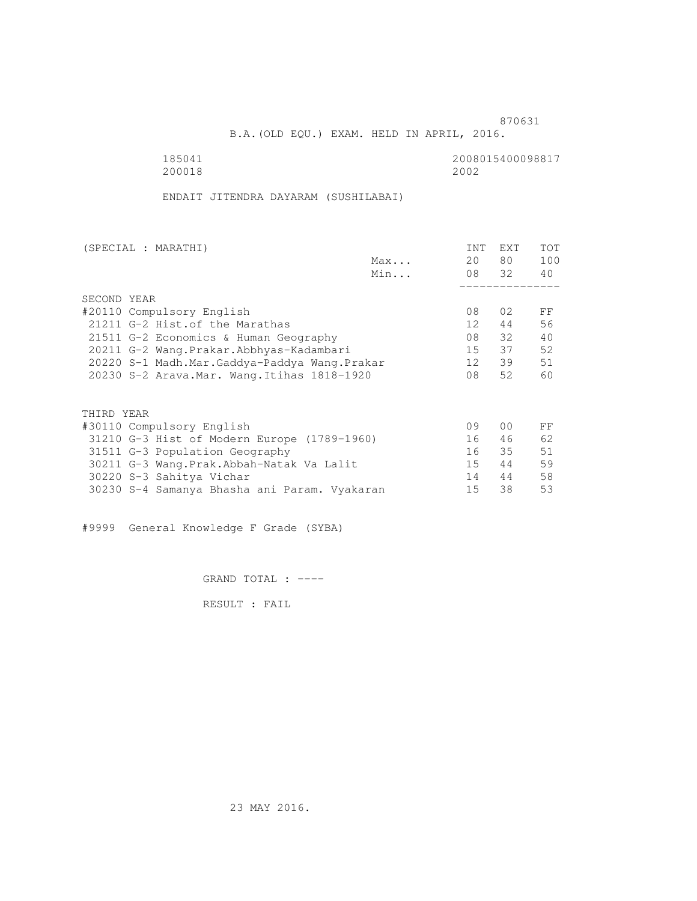870631

B.A.(OLD EQU.) EXAM. HELD IN APRIL, 2016.

185041 2008015400098817
200018 2002

ENDAIT JITENDRA DAYARAM (SUSHILABAI)

| (SPECIAL : MARATHI) | | INT | EXT | TOT |
|---|---|---|---|---|
| | Max... | 20 | 80 | 100 |
| | Min... | 08 | 32 | 40 |
| **SECOND YEAR** | | | | |
| #20110 Compulsory English | | 08 | 02 | FF |
| 21211 G-2 Hist.of the Marathas | | 12 | 44 | 56 |
| 21511 G-2 Economics & Human Geography | | 08 | 32 | 40 |
| 20211 G-2 Wang.Prakar.Abbhyas-Kadambari | | 15 | 37 | 52 |
| 20220 S-1 Madh.Mar.Gaddya-Paddya Wang.Prakar | | 12 | 39 | 51 |
| 20230 S-2 Arava.Mar. Wang.Itihas 1818-1920 | | 08 | 52 | 60 |
| **THIRD YEAR** | | | | |
| #30110 Compulsory English | | 09 | 00 | FF |
| 31210 G-3 Hist of Modern Europe (1789-1960) | | 16 | 46 | 62 |
| 31511 G-3 Population Geography | | 16 | 35 | 51 |
| 30211 G-3 Wang.Prak.Abbah-Natak Va Lalit | | 15 | 44 | 59 |
| 30220 S-3 Sahitya Vichar | | 14 | 44 | 58 |
| 30230 S-4 Samanya Bhasha ani Param. Vyakaran | | 15 | 38 | 53 |

#9999 General Knowledge F Grade (SYBA)

GRAND TOTAL : ----

RESULT : FAIL

23 MAY 2016.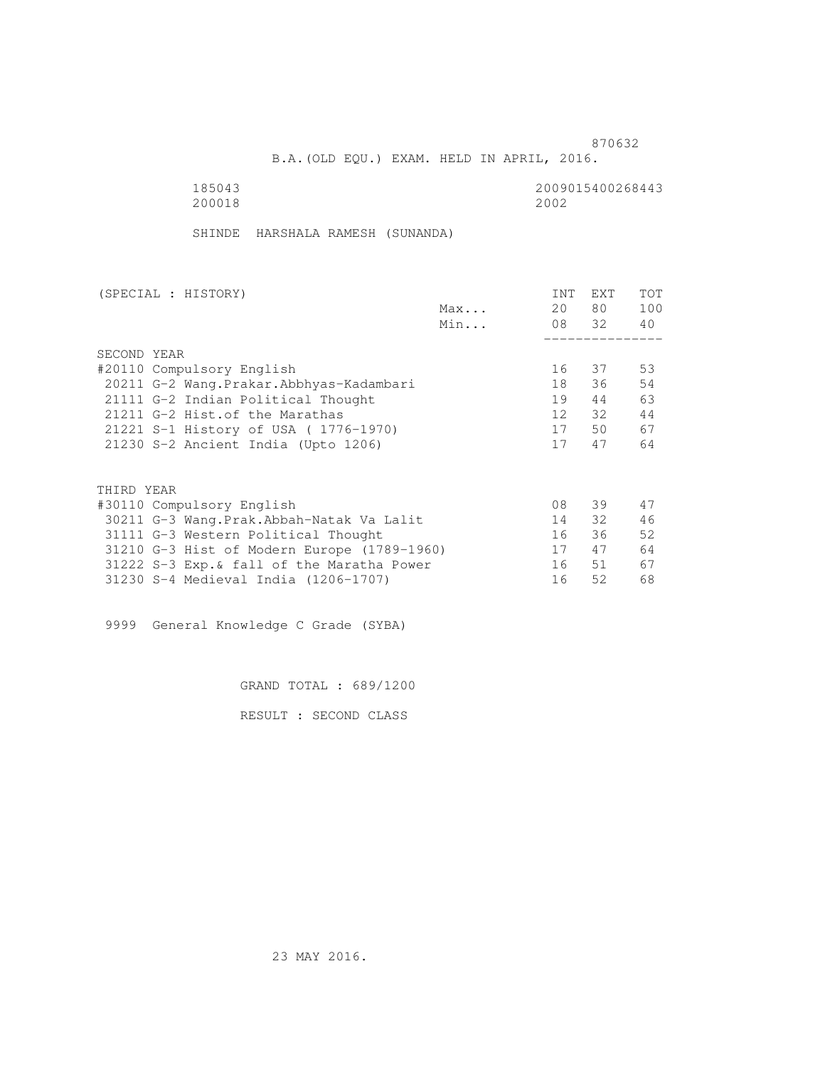870632

B.A.(OLD EQU.) EXAM. HELD IN APRIL, 2016.

185043 2009015400268443
200018 2002

SHINDE HARSHALA RAMESH (SUNANDA)

| (SPECIAL : HISTORY) | | INT | EXT | TOT |
|---|---|---|---|---|
| | Max... | 20 | 80 | 100 |
| | Min... | 08 | 32 | 40 |
| SECOND YEAR | | | | |
| #20110 Compulsory English | | 16 | 37 | 53 |
| 20211 G-2 Wang.Prakar.Abbhyas-Kadambari | | 18 | 36 | 54 |
| 21111 G-2 Indian Political Thought | | 19 | 44 | 63 |
| 21211 G-2 Hist.of the Marathas | | 12 | 32 | 44 |
| 21221 S-1 History of USA ( 1776-1970) | | 17 | 50 | 67 |
| 21230 S-2 Ancient India (Upto 1206) | | 17 | 47 | 64 |
| THIRD YEAR | | | | |
| #30110 Compulsory English | | 08 | 39 | 47 |
| 30211 G-3 Wang.Prak.Abbah-Natak Va Lalit | | 14 | 32 | 46 |
| 31111 G-3 Western Political Thought | | 16 | 36 | 52 |
| 31210 G-3 Hist of Modern Europe (1789-1960) | | 17 | 47 | 64 |
| 31222 S-3 Exp.& fall of the Maratha Power | | 16 | 51 | 67 |
| 31230 S-4 Medieval India (1206-1707) | | 16 | 52 | 68 |

9999 General Knowledge C Grade (SYBA)

GRAND TOTAL : 689/1200

RESULT : SECOND CLASS

23 MAY 2016.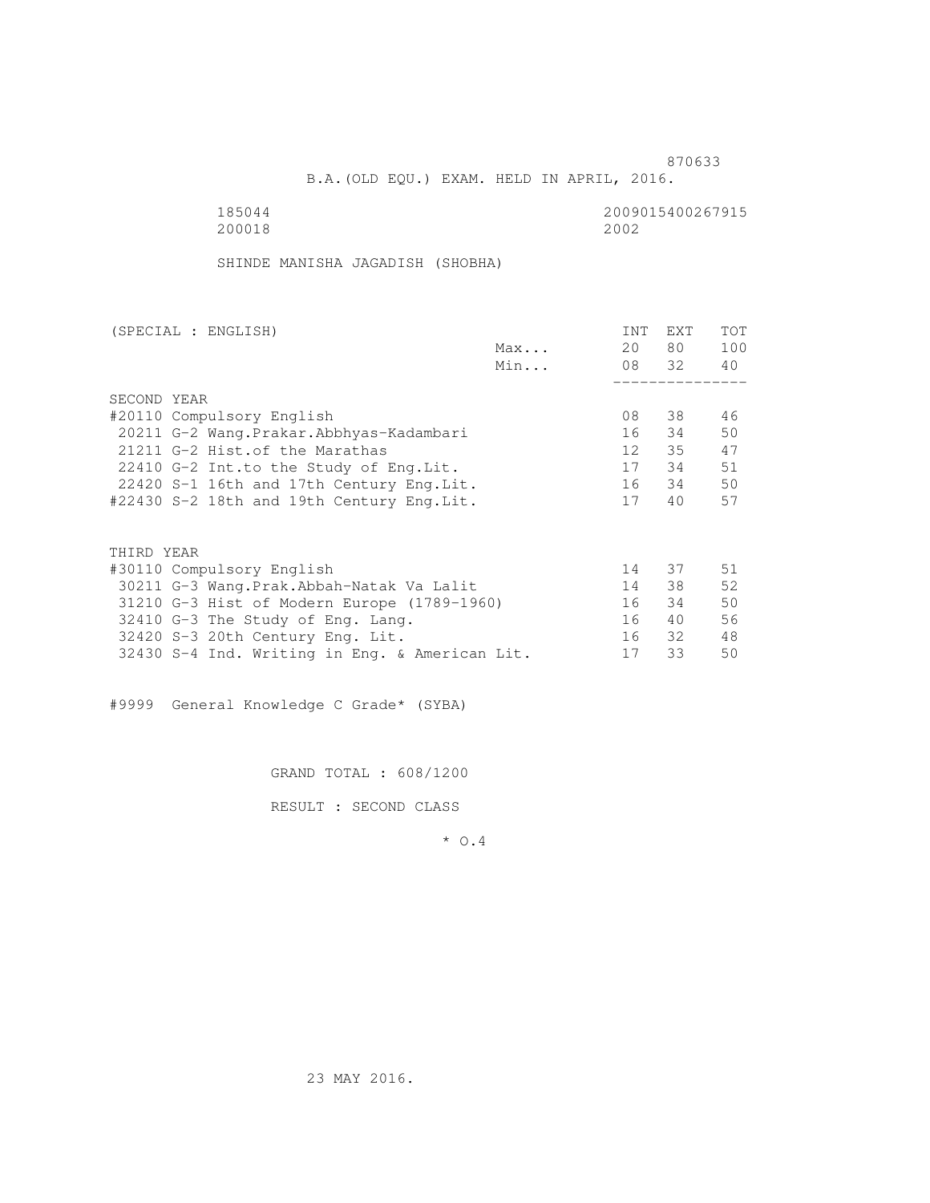870633

B.A.(OLD EQU.) EXAM. HELD IN APRIL, 2016.

185044 2009015400267915
200018 2002

SHINDE MANISHA JAGADISH (SHOBHA)

| (SPECIAL : ENGLISH) | | INT | EXT | TOT |
|---|---|---|---|---|
| | Max... | 20 | 80 | 100 |
| | Min... | 08 | 32 | 40 |
| SECOND YEAR | | | | |
| #20110 Compulsory English | | 08 | 38 | 46 |
| 20211 G-2 Wang.Prakar.Abbhyas-Kadambari | | 16 | 34 | 50 |
| 21211 G-2 Hist.of the Marathas | | 12 | 35 | 47 |
| 22410 G-2 Int.to the Study of Eng.Lit. | | 17 | 34 | 51 |
| 22420 S-1 16th and 17th Century Eng.Lit. | | 16 | 34 | 50 |
| #22430 S-2 18th and 19th Century Eng.Lit. | | 17 | 40 | 57 |
| THIRD YEAR | | | | |
| #30110 Compulsory English | | 14 | 37 | 51 |
| 30211 G-3 Wang.Prak.Abbah-Natak Va Lalit | | 14 | 38 | 52 |
| 31210 G-3 Hist of Modern Europe (1789-1960) | | 16 | 34 | 50 |
| 32410 G-3 The Study of Eng. Lang. | | 16 | 40 | 56 |
| 32420 S-3 20th Century Eng. Lit. | | 16 | 32 | 48 |
| 32430 S-4 Ind. Writing in Eng. & American Lit. | | 17 | 33 | 50 |

#9999 General Knowledge C Grade* (SYBA)

GRAND TOTAL : 608/1200

RESULT : SECOND CLASS

* O.4

23 MAY 2016.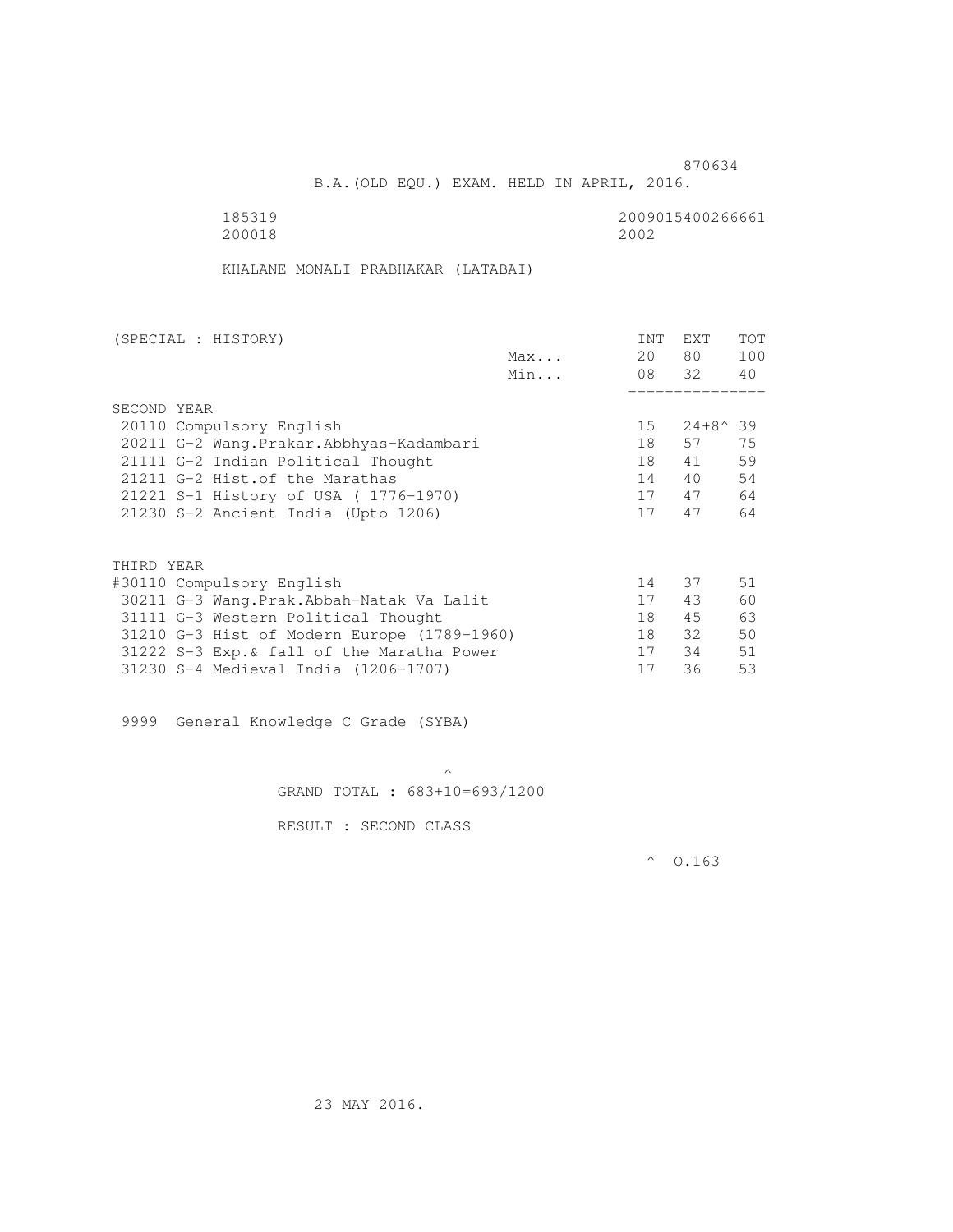870634

B.A.(OLD EQU.) EXAM. HELD IN APRIL, 2016.

185319 2009015400266661
200018 2002

KHALANE MONALI PRABHAKAR (LATABAI)

| (SPECIAL : HISTORY) | | INT | EXT | TOT |
|---|---|---|---|---|
| | Max... | 20 | 80 | 100 |
| | Min... | 08 | 32 | 40 |
| **SECOND YEAR** | | | | |
| 20110 Compulsory English | | 15 | 24+8^ | 39 |
| 20211 G-2 Wang.Prakar.Abbhyas-Kadambari | | 18 | 57 | 75 |
| 21111 G-2 Indian Political Thought | | 18 | 41 | 59 |
| 21211 G-2 Hist.of the Marathas | | 14 | 40 | 54 |
| 21221 S-1 History of USA ( 1776-1970) | | 17 | 47 | 64 |
| 21230 S-2 Ancient India (Upto 1206) | | 17 | 47 | 64 |
| **THIRD YEAR** | | | | |
| #30110 Compulsory English | | 14 | 37 | 51 |
| 30211 G-3 Wang.Prak.Abbah-Natak Va Lalit | | 17 | 43 | 60 |
| 31111 G-3 Western Political Thought | | 18 | 45 | 63 |
| 31210 G-3 Hist of Modern Europe (1789-1960) | | 18 | 32 | 50 |
| 31222 S-3 Exp.& fall of the Maratha Power | | 17 | 34 | 51 |
| 31230 S-4 Medieval India (1206-1707) | | 17 | 36 | 53 |

9999 General Knowledge C Grade (SYBA)

^

GRAND TOTAL : 683+10=693/1200

RESULT : SECOND CLASS

^ O.163

23 MAY 2016.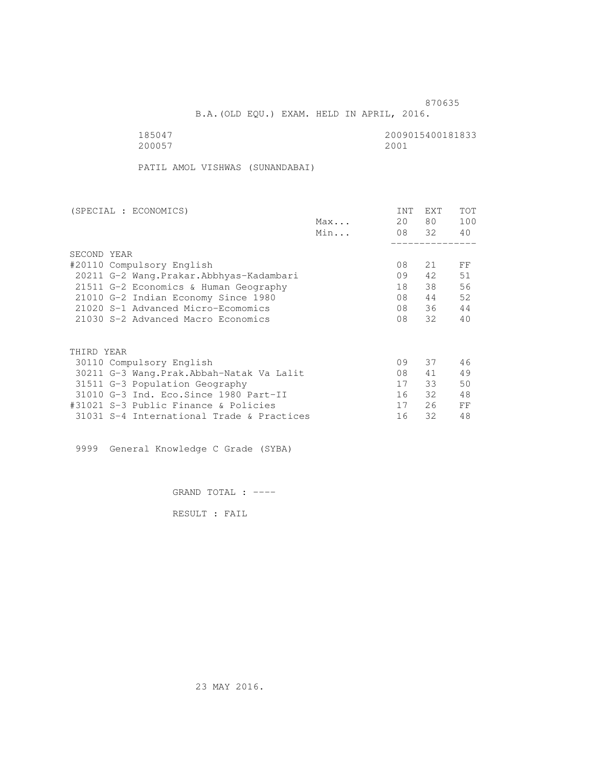870635

B.A.(OLD EQU.) EXAM. HELD IN APRIL, 2016.

185047 2009015400181833
200057 2001

PATIL AMOL VISHWAS (SUNANDABAI)

| (SPECIAL : ECONOMICS) | | INT | EXT | TOT |
|---|---|---|---|---|
| | Max... | 20 | 80 | 100 |
| | Min... | 08 | 32 | 40 |
| SECOND YEAR | | | | |
| #20110 Compulsory English | | 08 | 21 | FF |
| 20211 G-2 Wang.Prakar.Abbhyas-Kadambari | | 09 | 42 | 51 |
| 21511 G-2 Economics & Human Geography | | 18 | 38 | 56 |
| 21010 G-2 Indian Economy Since 1980 | | 08 | 44 | 52 |
| 21020 S-1 Advanced Micro-Ecomomics | | 08 | 36 | 44 |
| 21030 S-2 Advanced Macro Economics | | 08 | 32 | 40 |
| THIRD YEAR | | | | |
| 30110 Compulsory English | | 09 | 37 | 46 |
| 30211 G-3 Wang.Prak.Abbah-Natak Va Lalit | | 08 | 41 | 49 |
| 31511 G-3 Population Geography | | 17 | 33 | 50 |
| 31010 G-3 Ind. Eco.Since 1980 Part-II | | 16 | 32 | 48 |
| #31021 S-3 Public Finance & Policies | | 17 | 26 | FF |
| 31031 S-4 International Trade & Practices | | 16 | 32 | 48 |

9999 General Knowledge C Grade (SYBA)

GRAND TOTAL : ----

RESULT : FAIL

23 MAY 2016.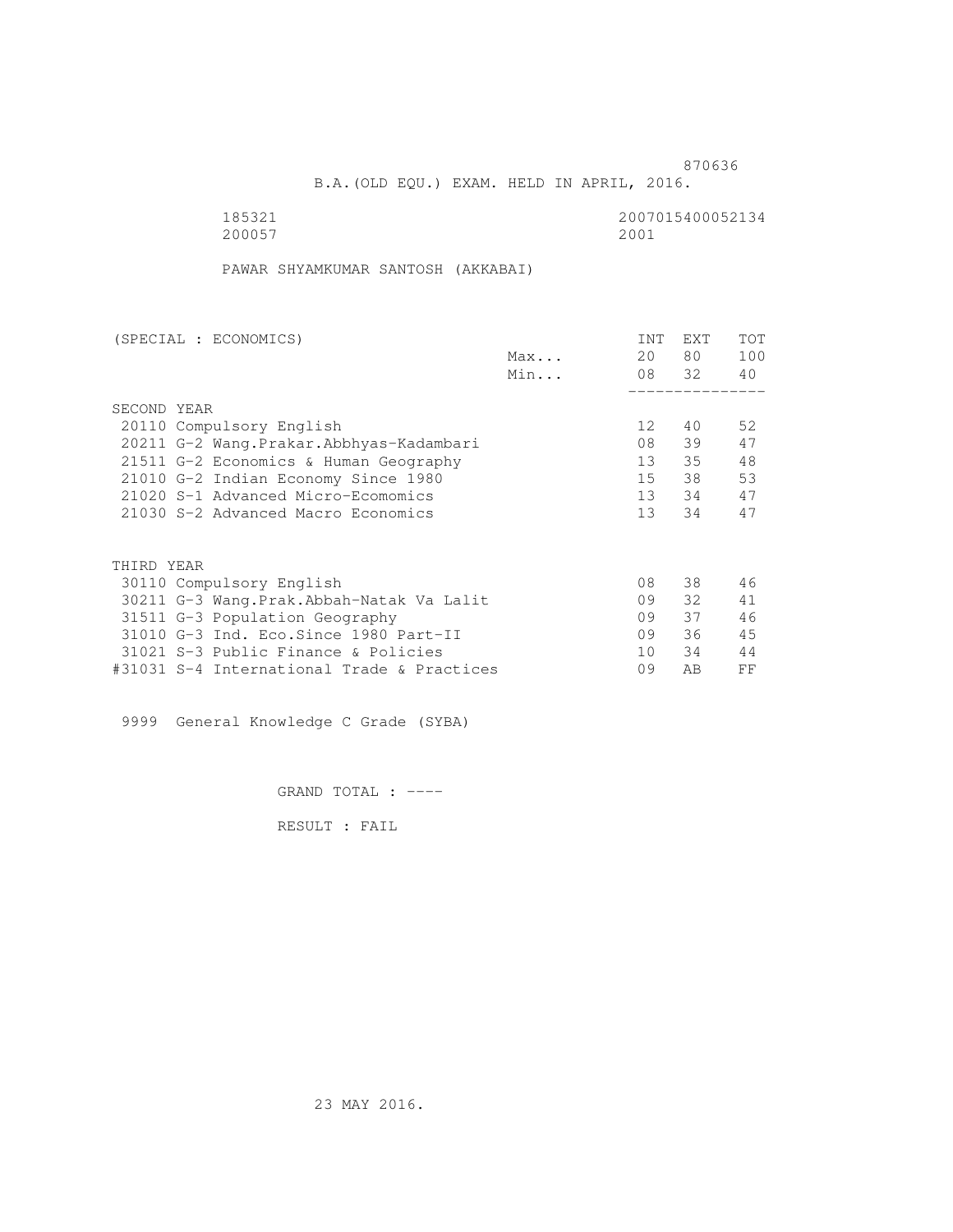870636

B.A.(OLD EQU.) EXAM. HELD IN APRIL, 2016.

185321 2007015400052134
200057 2001

PAWAR SHYAMKUMAR SANTOSH (AKKABAI)

| (SPECIAL : ECONOMICS) | | INT | EXT | TOT |
|---|---|---|---|---|
| | Max... | 20 | 80 | 100 |
| | Min... | 08 | 32 | 40 |
| SECOND YEAR | | | | |
| 20110 Compulsory English | | 12 | 40 | 52 |
| 20211 G-2 Wang.Prakar.Abbhyas-Kadambari | | 08 | 39 | 47 |
| 21511 G-2 Economics & Human Geography | | 13 | 35 | 48 |
| 21010 G-2 Indian Economy Since 1980 | | 15 | 38 | 53 |
| 21020 S-1 Advanced Micro-Ecomomics | | 13 | 34 | 47 |
| 21030 S-2 Advanced Macro Economics | | 13 | 34 | 47 |
| THIRD YEAR | | | | |
| 30110 Compulsory English | | 08 | 38 | 46 |
| 30211 G-3 Wang.Prak.Abbah-Natak Va Lalit | | 09 | 32 | 41 |
| 31511 G-3 Population Geography | | 09 | 37 | 46 |
| 31010 G-3 Ind. Eco.Since 1980 Part-II | | 09 | 36 | 45 |
| 31021 S-3 Public Finance & Policies | | 10 | 34 | 44 |
| #31031 S-4 International Trade & Practices | | 09 | AB | FF |

9999 General Knowledge C Grade (SYBA)

GRAND TOTAL : ----

RESULT : FAIL

23 MAY 2016.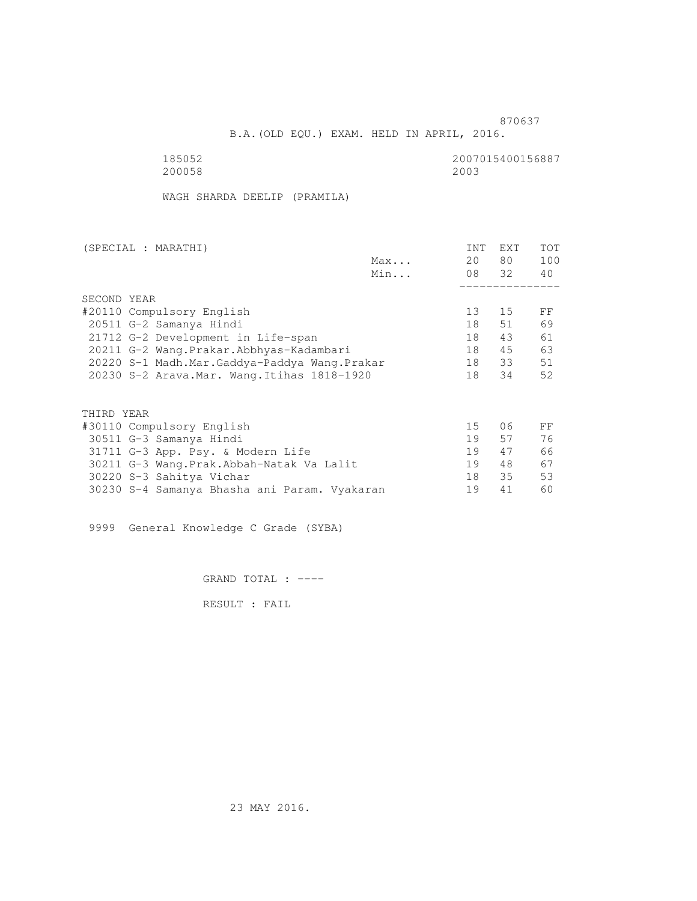870637

B.A.(OLD EQU.) EXAM. HELD IN APRIL, 2016.

185052 2007015400156887
200058 2003

WAGH SHARDA DEELIP (PRAMILA)

| (SPECIAL : MARATHI) | | INT | EXT | TOT |
|---|---|---|---|---|
| | Max... | 20 | 80 | 100 |
| | Min... | 08 | 32 | 40 |
| **SECOND YEAR** | | | | |
| #20110 Compulsory English | | 13 | 15 | FF |
| 20511 G-2 Samanya Hindi | | 18 | 51 | 69 |
| 21712 G-2 Development in Life-span | | 18 | 43 | 61 |
| 20211 G-2 Wang.Prakar.Abbhyas-Kadambari | | 18 | 45 | 63 |
| 20220 S-1 Madh.Mar.Gaddya-Paddya Wang.Prakar | | 18 | 33 | 51 |
| 20230 S-2 Arava.Mar. Wang.Itihas 1818-1920 | | 18 | 34 | 52 |
| **THIRD YEAR** | | | | |
| #30110 Compulsory English | | 15 | 06 | FF |
| 30511 G-3 Samanya Hindi | | 19 | 57 | 76 |
| 31711 G-3 App. Psy. & Modern Life | | 19 | 47 | 66 |
| 30211 G-3 Wang.Prak.Abbah-Natak Va Lalit | | 19 | 48 | 67 |
| 30220 S-3 Sahitya Vichar | | 18 | 35 | 53 |
| 30230 S-4 Samanya Bhasha ani Param. Vyakaran | | 19 | 41 | 60 |

9999 General Knowledge C Grade (SYBA)

GRAND TOTAL : ----

RESULT : FAIL

23 MAY 2016.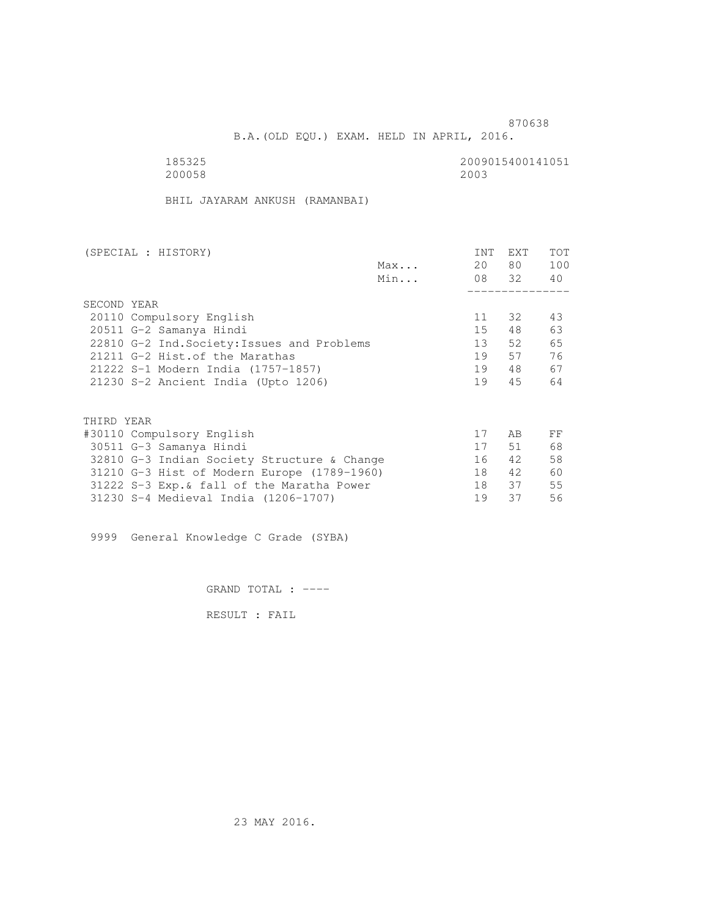870638

B.A.(OLD EQU.) EXAM. HELD IN APRIL, 2016.

185325 2009015400141051
200058 2003

BHIL JAYARAM ANKUSH (RAMANBAI)

| (SPECIAL : HISTORY) | | INT | EXT | TOT |
|---|---|---|---|---|
| | Max... | 20 | 80 | 100 |
| | Min... | 08 | 32 | 40 |
| **SECOND YEAR** | | | | |
| 20110 Compulsory English | | 11 | 32 | 43 |
| 20511 G-2 Samanya Hindi | | 15 | 48 | 63 |
| 22810 G-2 Ind.Society:Issues and Problems | | 13 | 52 | 65 |
| 21211 G-2 Hist.of the Marathas | | 19 | 57 | 76 |
| 21222 S-1 Modern India (1757-1857) | | 19 | 48 | 67 |
| 21230 S-2 Ancient India (Upto 1206) | | 19 | 45 | 64 |
| **THIRD YEAR** | | | | |
| #30110 Compulsory English | | 17 | AB | FF |
| 30511 G-3 Samanya Hindi | | 17 | 51 | 68 |
| 32810 G-3 Indian Society Structure & Change | | 16 | 42 | 58 |
| 31210 G-3 Hist of Modern Europe (1789-1960) | | 18 | 42 | 60 |
| 31222 S-3 Exp.& fall of the Maratha Power | | 18 | 37 | 55 |
| 31230 S-4 Medieval India (1206-1707) | | 19 | 37 | 56 |

9999 General Knowledge C Grade (SYBA)

GRAND TOTAL : ----

RESULT : FAIL

23 MAY 2016.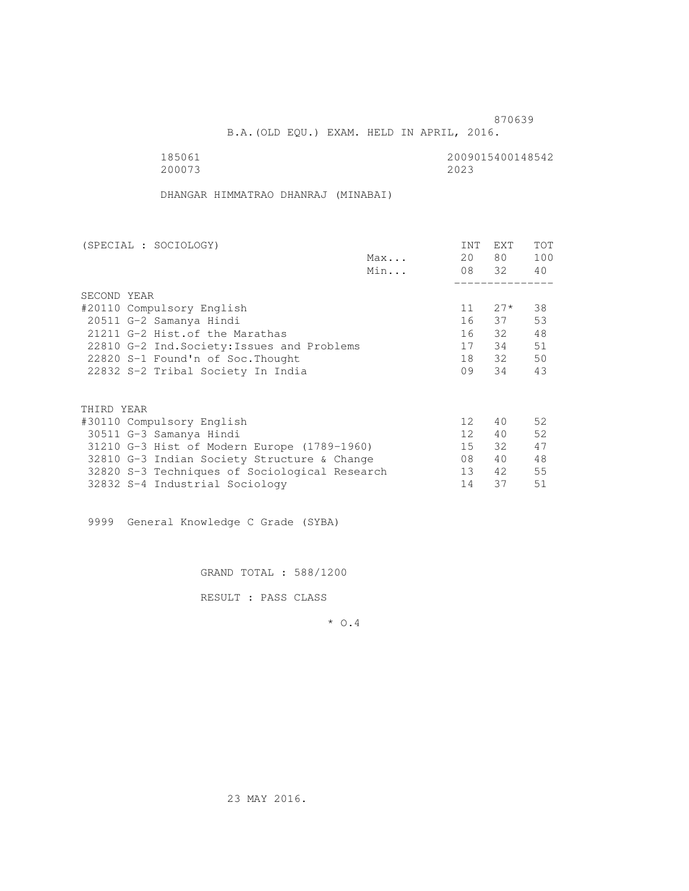870639

B.A.(OLD EQU.) EXAM. HELD IN APRIL, 2016.

185061 2009015400148542
200073 2023

DHANGAR HIMMATRAO DHANRAJ (MINABAI)

| (SPECIAL : SOCIOLOGY) | | INT | EXT | TOT |
|---|---|---|---|---|
| | Max... | 20 | 80 | 100 |
| | Min... | 08 | 32 | 40 |
| SECOND YEAR | | | | |
| #20110 Compulsory English | | 11 | 27* | 38 |
| 20511 G-2 Samanya Hindi | | 16 | 37 | 53 |
| 21211 G-2 Hist.of the Marathas | | 16 | 32 | 48 |
| 22810 G-2 Ind.Society:Issues and Problems | | 17 | 34 | 51 |
| 22820 S-1 Found'n of Soc.Thought | | 18 | 32 | 50 |
| 22832 S-2 Tribal Society In India | | 09 | 34 | 43 |
| THIRD YEAR | | | | |
| #30110 Compulsory English | | 12 | 40 | 52 |
| 30511 G-3 Samanya Hindi | | 12 | 40 | 52 |
| 31210 G-3 Hist of Modern Europe (1789-1960) | | 15 | 32 | 47 |
| 32810 G-3 Indian Society Structure & Change | | 08 | 40 | 48 |
| 32820 S-3 Techniques of Sociological Research | | 13 | 42 | 55 |
| 32832 S-4 Industrial Sociology | | 14 | 37 | 51 |

9999 General Knowledge C Grade (SYBA)

GRAND TOTAL : 588/1200

RESULT : PASS CLASS

* O.4

23 MAY 2016.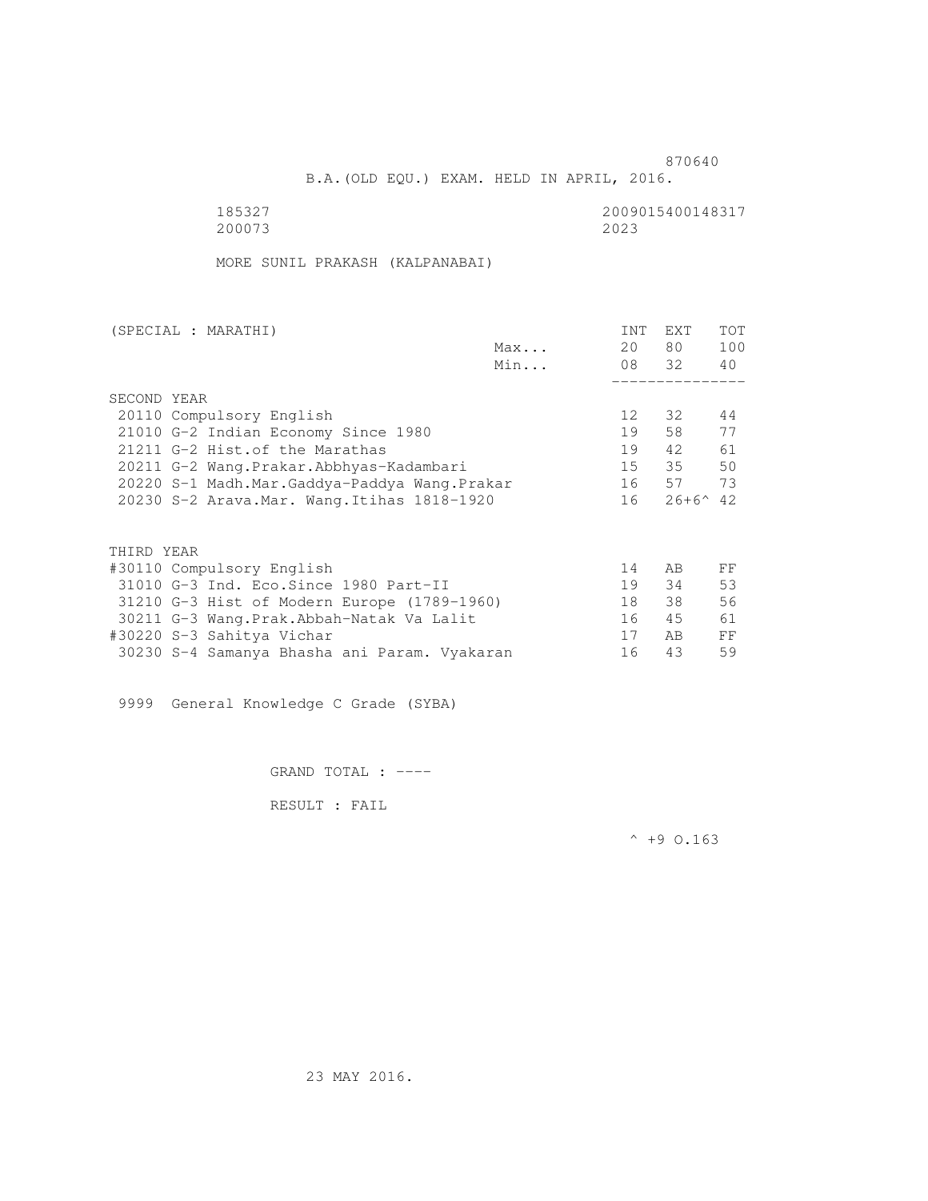870640

B.A.(OLD EQU.) EXAM. HELD IN APRIL, 2016.

185327 2009015400148317
200073 2023

MORE SUNIL PRAKASH (KALPANABAI)

| (SPECIAL : MARATHI) | | INT | EXT | TOT |
|---|---|---|---|---|
| | Max... | 20 | 80 | 100 |
| | Min... | 08 | 32 | 40 |
| SECOND YEAR | | | | |
| 20110 Compulsory English | | 12 | 32 | 44 |
| 21010 G-2 Indian Economy Since 1980 | | 19 | 58 | 77 |
| 21211 G-2 Hist.of the Marathas | | 19 | 42 | 61 |
| 20211 G-2 Wang.Prakar.Abbhyas-Kadambari | | 15 | 35 | 50 |
| 20220 S-1 Madh.Mar.Gaddya-Paddya Wang.Prakar | | 16 | 57 | 73 |
| 20230 S-2 Arava.Mar. Wang.Itihas 1818-1920 | | 16 | 26+6^ | 42 |
| THIRD YEAR | | | | |
| #30110 Compulsory English | | 14 | AB | FF |
| 31010 G-3 Ind. Eco.Since 1980 Part-II | | 19 | 34 | 53 |
| 31210 G-3 Hist of Modern Europe (1789-1960) | | 18 | 38 | 56 |
| 30211 G-3 Wang.Prak.Abbah-Natak Va Lalit | | 16 | 45 | 61 |
| #30220 S-3 Sahitya Vichar | | 17 | AB | FF |
| 30230 S-4 Samanya Bhasha ani Param. Vyakaran | | 16 | 43 | 59 |

9999 General Knowledge C Grade (SYBA)

GRAND TOTAL : ----

RESULT : FAIL

^ +9 O.163

23 MAY 2016.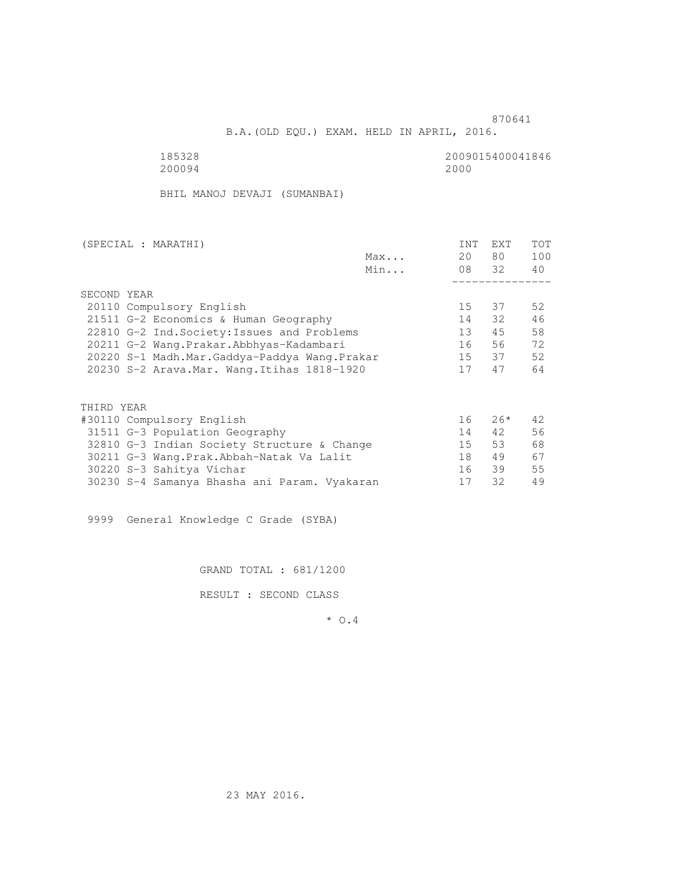870641

B.A.(OLD EQU.) EXAM. HELD IN APRIL, 2016.

185328 2009015400041846
200094 2000

BHIL MANOJ DEVAJI (SUMANBAI)

| (SPECIAL : MARATHI) | | INT | EXT | TOT |
|---|---|---|---|---|
| | Max... | 20 | 80 | 100 |
| | Min... | 08 | 32 | 40 |
| SECOND YEAR | | | | |
| 20110 Compulsory English | | 15 | 37 | 52 |
| 21511 G-2 Economics & Human Geography | | 14 | 32 | 46 |
| 22810 G-2 Ind.Society:Issues and Problems | | 13 | 45 | 58 |
| 20211 G-2 Wang.Prakar.Abbhyas-Kadambari | | 16 | 56 | 72 |
| 20220 S-1 Madh.Mar.Gaddya-Paddya Wang.Prakar | | 15 | 37 | 52 |
| 20230 S-2 Arava.Mar. Wang.Itihas 1818-1920 | | 17 | 47 | 64 |
| THIRD YEAR | | | | |
| #30110 Compulsory English | | 16 | 26* | 42 |
| 31511 G-3 Population Geography | | 14 | 42 | 56 |
| 32810 G-3 Indian Society Structure & Change | | 15 | 53 | 68 |
| 30211 G-3 Wang.Prak.Abbah-Natak Va Lalit | | 18 | 49 | 67 |
| 30220 S-3 Sahitya Vichar | | 16 | 39 | 55 |
| 30230 S-4 Samanya Bhasha ani Param. Vyakaran | | 17 | 32 | 49 |

9999 General Knowledge C Grade (SYBA)

GRAND TOTAL : 681/1200

RESULT : SECOND CLASS

* O.4

23 MAY 2016.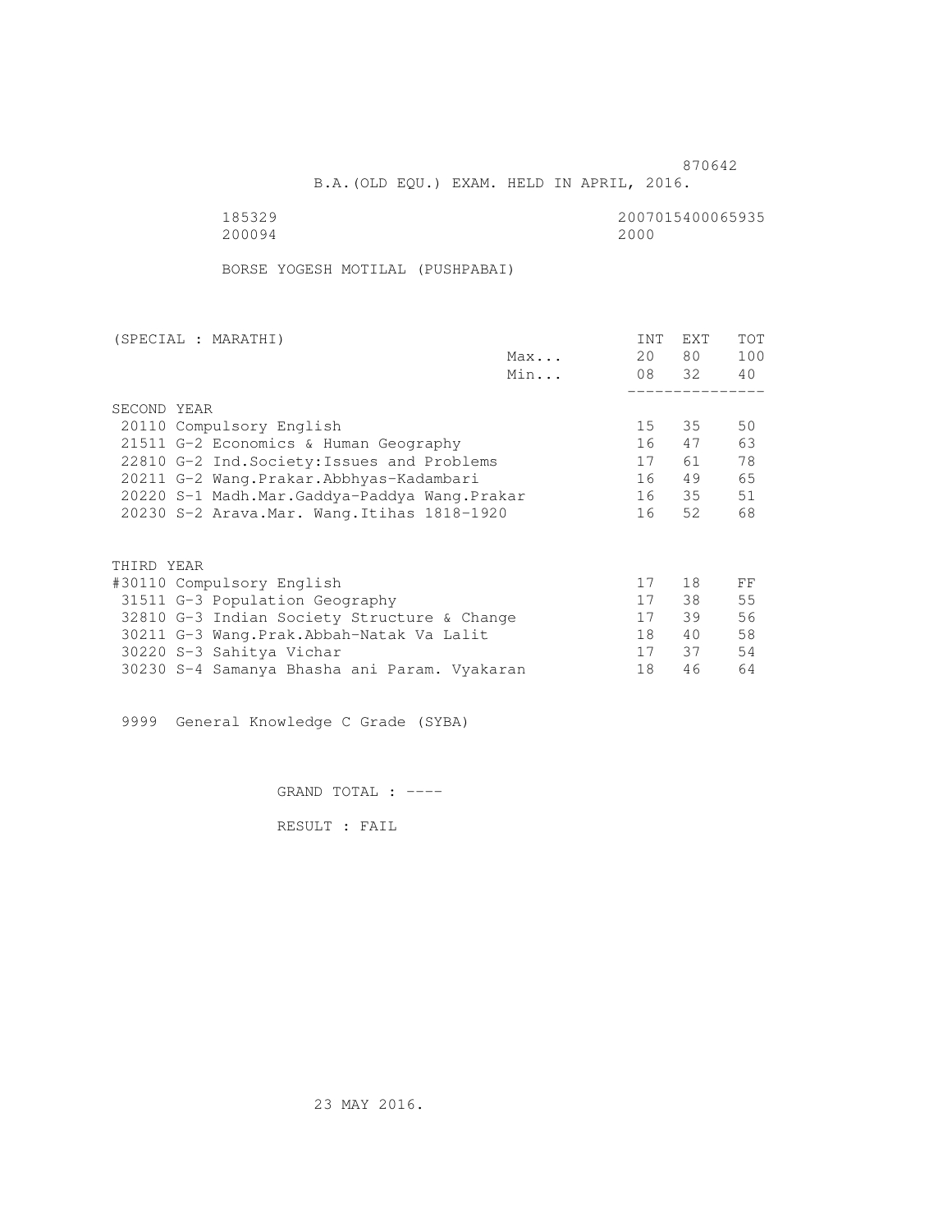870642

B.A.(OLD EQU.) EXAM. HELD IN APRIL, 2016.

185329 2007015400065935
200094 2000

BORSE YOGESH MOTILAL (PUSHPABAI)

| (SPECIAL : MARATHI) | | INT | EXT | TOT |
|---|---|---|---|---|
| | Max... | 20 | 80 | 100 |
| | Min... | 08 | 32 | 40 |
| SECOND YEAR | | | | |
| 20110 Compulsory English | | 15 | 35 | 50 |
| 21511 G-2 Economics & Human Geography | | 16 | 47 | 63 |
| 22810 G-2 Ind.Society:Issues and Problems | | 17 | 61 | 78 |
| 20211 G-2 Wang.Prakar.Abbhyas-Kadambari | | 16 | 49 | 65 |
| 20220 S-1 Madh.Mar.Gaddya-Paddya Wang.Prakar | | 16 | 35 | 51 |
| 20230 S-2 Arava.Mar. Wang.Itihas 1818-1920 | | 16 | 52 | 68 |
| THIRD YEAR | | | | |
| #30110 Compulsory English | | 17 | 18 | FF |
| 31511 G-3 Population Geography | | 17 | 38 | 55 |
| 32810 G-3 Indian Society Structure & Change | | 17 | 39 | 56 |
| 30211 G-3 Wang.Prak.Abbah-Natak Va Lalit | | 18 | 40 | 58 |
| 30220 S-3 Sahitya Vichar | | 17 | 37 | 54 |
| 30230 S-4 Samanya Bhasha ani Param. Vyakaran | | 18 | 46 | 64 |

9999 General Knowledge C Grade (SYBA)

GRAND TOTAL : ----

RESULT : FAIL

23 MAY 2016.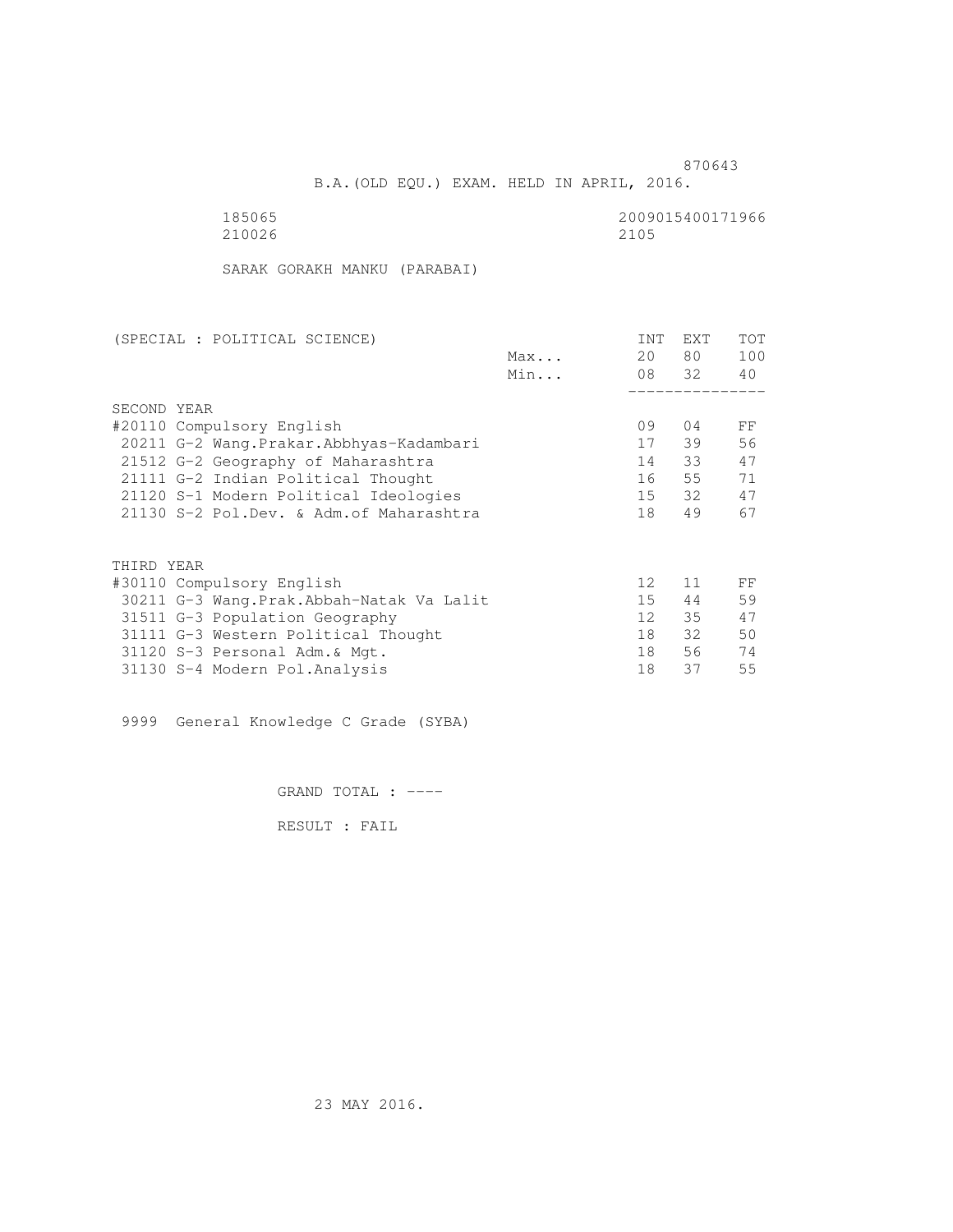870643

B.A.(OLD EQU.) EXAM. HELD IN APRIL, 2016.

185065 2009015400171966
210026 2105

SARAK GORAKH MANKU (PARABAI)

| (SPECIAL : POLITICAL SCIENCE) | | INT | EXT | TOT |
|---|---|---|---|---|
| | Max... | 20 | 80 | 100 |
| | Min... | 08 | 32 | 40 |
| SECOND YEAR | | | | |
| #20110 Compulsory English | | 09 | 04 | FF |
| 20211 G-2 Wang.Prakar.Abbhyas-Kadambari | | 17 | 39 | 56 |
| 21512 G-2 Geography of Maharashtra | | 14 | 33 | 47 |
| 21111 G-2 Indian Political Thought | | 16 | 55 | 71 |
| 21120 S-1 Modern Political Ideologies | | 15 | 32 | 47 |
| 21130 S-2 Pol.Dev. & Adm.of Maharashtra | | 18 | 49 | 67 |
| THIRD YEAR | | | | |
| #30110 Compulsory English | | 12 | 11 | FF |
| 30211 G-3 Wang.Prak.Abbah-Natak Va Lalit | | 15 | 44 | 59 |
| 31511 G-3 Population Geography | | 12 | 35 | 47 |
| 31111 G-3 Western Political Thought | | 18 | 32 | 50 |
| 31120 S-3 Personal Adm.& Mgt. | | 18 | 56 | 74 |
| 31130 S-4 Modern Pol.Analysis | | 18 | 37 | 55 |

9999 General Knowledge C Grade (SYBA)

GRAND TOTAL : ----

RESULT : FAIL

23 MAY 2016.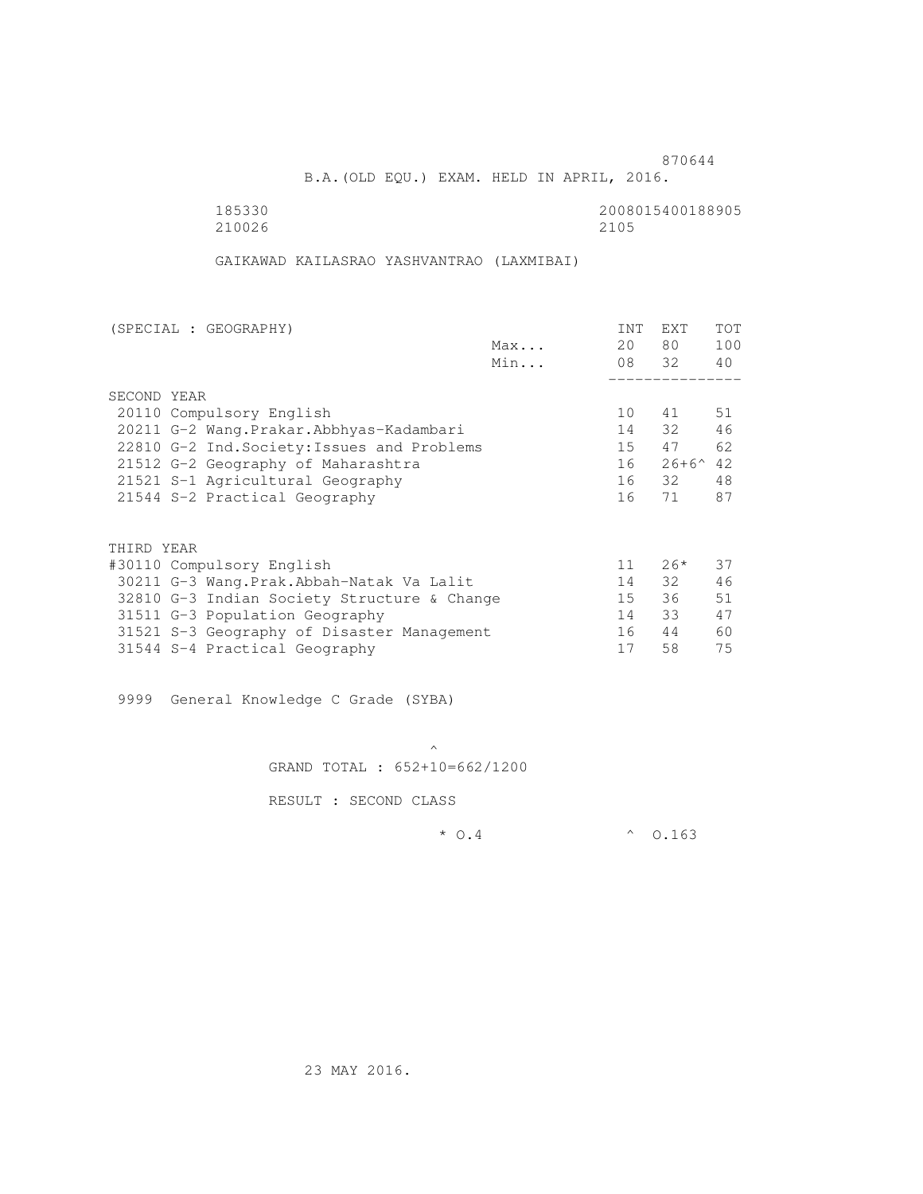870644

B.A.(OLD EQU.) EXAM. HELD IN APRIL, 2016.

185330 2008015400188905
210026 2105

GAIKAWAD KAILASRAO YASHVANTRAO (LAXMIBAI)

| (SPECIAL : GEOGRAPHY) | | INT | EXT | TOT |
|---|---|---|---|---|
| | Max... | 20 | 80 | 100 |
| | Min... | 08 | 32 | 40 |
| SECOND YEAR | | | | |
| 20110 Compulsory English | | 10 | 41 | 51 |
| 20211 G-2 Wang.Prakar.Abbhyas-Kadambari | | 14 | 32 | 46 |
| 22810 G-2 Ind.Society:Issues and Problems | | 15 | 47 | 62 |
| 21512 G-2 Geography of Maharashtra | | 16 | 26+6^ | 42 |
| 21521 S-1 Agricultural Geography | | 16 | 32 | 48 |
| 21544 S-2 Practical Geography | | 16 | 71 | 87 |
| THIRD YEAR | | | | |
| #30110 Compulsory English | | 11 | 26* | 37 |
| 30211 G-3 Wang.Prak.Abbah-Natak Va Lalit | | 14 | 32 | 46 |
| 32810 G-3 Indian Society Structure & Change | | 15 | 36 | 51 |
| 31511 G-3 Population Geography | | 14 | 33 | 47 |
| 31521 S-3 Geography of Disaster Management | | 16 | 44 | 60 |
| 31544 S-4 Practical Geography | | 17 | 58 | 75 |

9999 General Knowledge C Grade (SYBA)

^
GRAND TOTAL : 652+10=662/1200

RESULT : SECOND CLASS

\* O.4 ^ O.163

23 MAY 2016.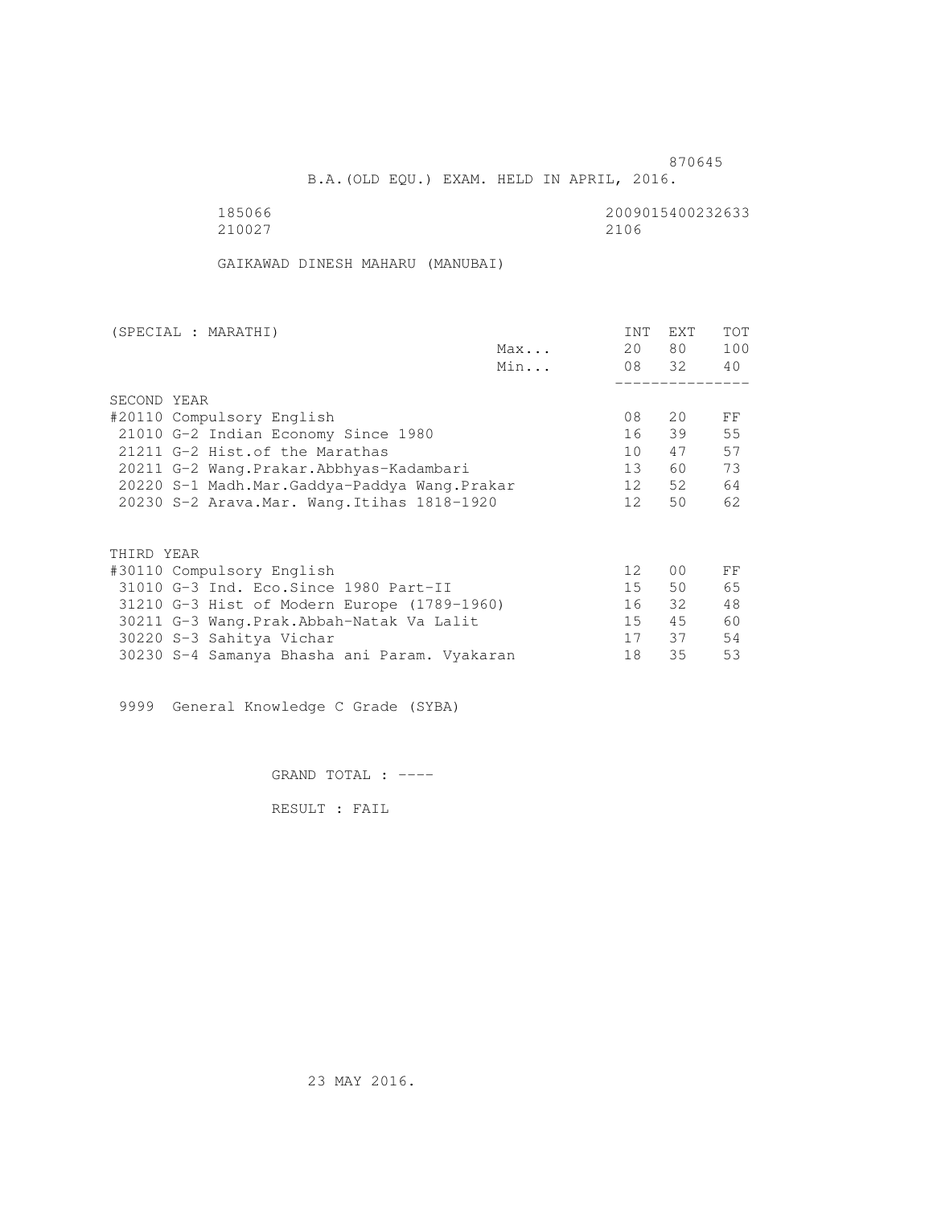870645

B.A.(OLD EQU.) EXAM. HELD IN APRIL, 2016.

185066 2009015400232633
210027 2106

GAIKAWAD DINESH MAHARU (MANUBAI)

| (SPECIAL : MARATHI) | | INT | EXT | TOT |
|---|---|---|---|---|
| | Max... | 20 | 80 | 100 |
| | Min... | 08 | 32 | 40 |
| **SECOND YEAR** | | | | |
| #20110 Compulsory English | | 08 | 20 | FF |
| 21010 G-2 Indian Economy Since 1980 | | 16 | 39 | 55 |
| 21211 G-2 Hist.of the Marathas | | 10 | 47 | 57 |
| 20211 G-2 Wang.Prakar.Abbhyas-Kadambari | | 13 | 60 | 73 |
| 20220 S-1 Madh.Mar.Gaddya-Paddya Wang.Prakar | | 12 | 52 | 64 |
| 20230 S-2 Arava.Mar. Wang.Itihas 1818-1920 | | 12 | 50 | 62 |
| **THIRD YEAR** | | | | |
| #30110 Compulsory English | | 12 | 00 | FF |
| 31010 G-3 Ind. Eco.Since 1980 Part-II | | 15 | 50 | 65 |
| 31210 G-3 Hist of Modern Europe (1789-1960) | | 16 | 32 | 48 |
| 30211 G-3 Wang.Prak.Abbah-Natak Va Lalit | | 15 | 45 | 60 |
| 30220 S-3 Sahitya Vichar | | 17 | 37 | 54 |
| 30230 S-4 Samanya Bhasha ani Param. Vyakaran | | 18 | 35 | 53 |

9999 General Knowledge C Grade (SYBA)

GRAND TOTAL : ----

RESULT : FAIL

23 MAY 2016.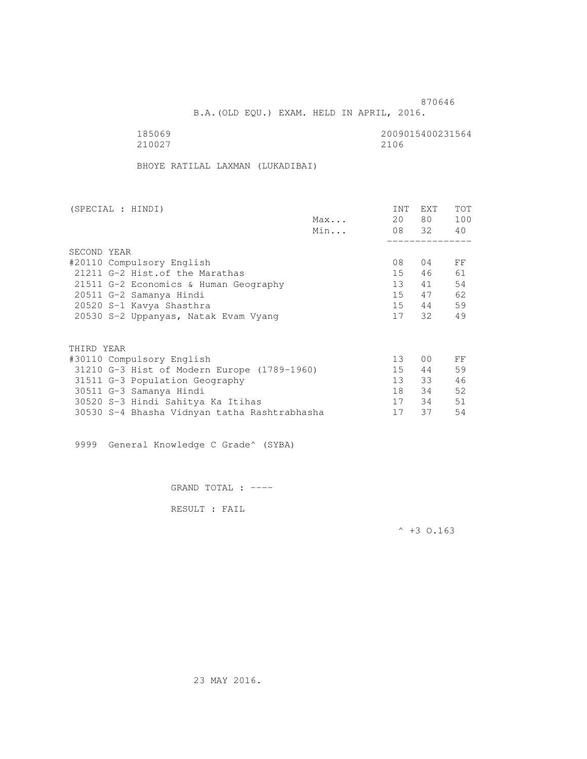870646

B.A.(OLD EQU.) EXAM. HELD IN APRIL, 2016.

185069 2009015400231564
210027 2106

BHOYE RATILAL LAXMAN (LUKADIBAI)

| (SPECIAL : HINDI) | | INT | EXT | TOT |
|---|---|---|---|---|
| | Max... | 20 | 80 | 100 |
| | Min... | 08 | 32 | 40 |
| SECOND YEAR | | | | |
| #20110 Compulsory English | | 08 | 04 | FF |
| 21211 G-2 Hist.of the Marathas | | 15 | 46 | 61 |
| 21511 G-2 Economics & Human Geography | | 13 | 41 | 54 |
| 20511 G-2 Samanya Hindi | | 15 | 47 | 62 |
| 20520 S-1 Kavya Shasthra | | 15 | 44 | 59 |
| 20530 S-2 Uppanyas, Natak Evam Vyang | | 17 | 32 | 49 |
| THIRD YEAR | | | | |
| #30110 Compulsory English | | 13 | 00 | FF |
| 31210 G-3 Hist of Modern Europe (1789-1960) | | 15 | 44 | 59 |
| 31511 G-3 Population Geography | | 13 | 33 | 46 |
| 30511 G-3 Samanya Hindi | | 18 | 34 | 52 |
| 30520 S-3 Hindi Sahitya Ka Itihas | | 17 | 34 | 51 |
| 30530 S-4 Bhasha Vidnyan tatha Rashtrabhasha | | 17 | 37 | 54 |

9999 General Knowledge C Grade^ (SYBA)

GRAND TOTAL : ----

RESULT : FAIL

^ +3 O.163

23 MAY 2016.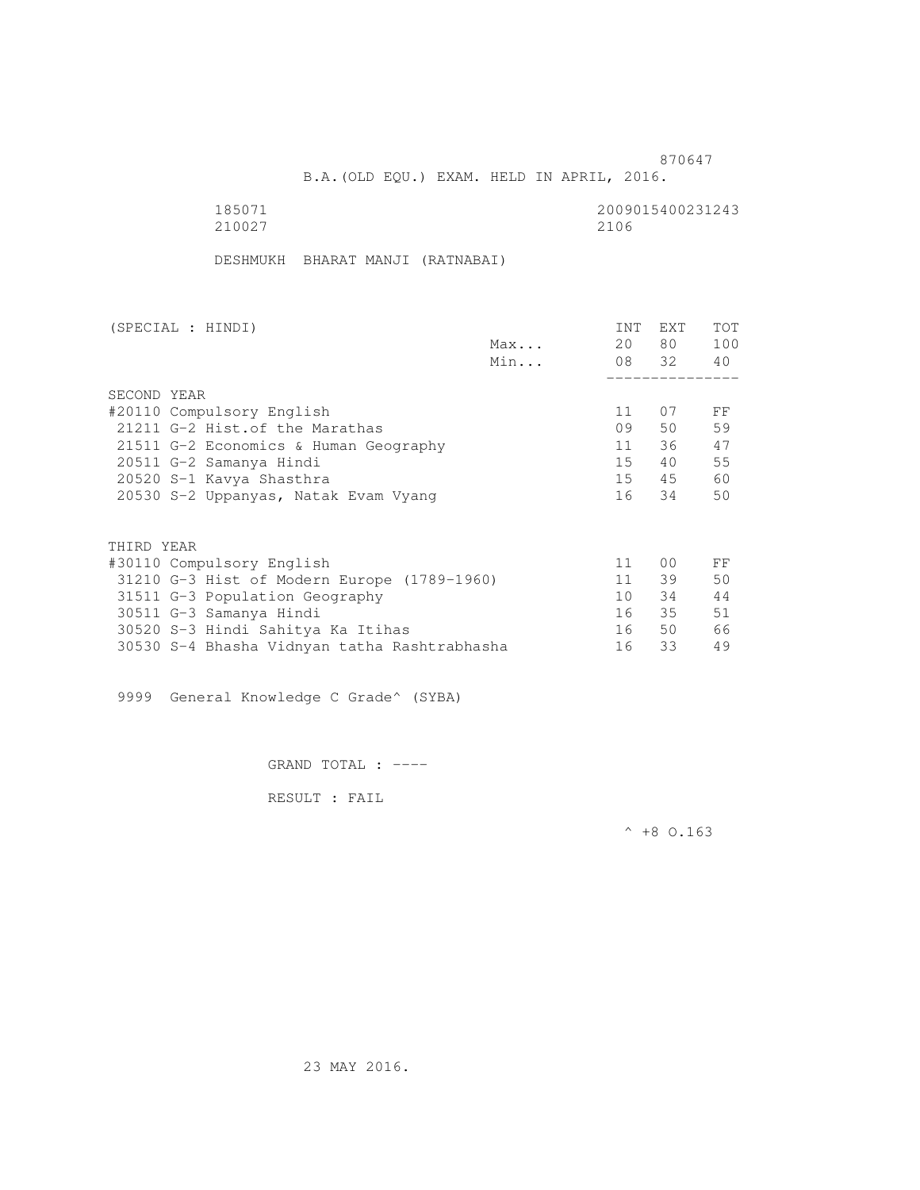870647

B.A.(OLD EQU.) EXAM. HELD IN APRIL, 2016.

185071 2009015400231243
210027 2106

DESHMUKH BHARAT MANJI (RATNABAI)

| (SPECIAL : HINDI) | | INT | EXT | TOT |
|---|---|---|---|---|
| | Max... | 20 | 80 | 100 |
| | Min... | 08 | 32 | 40 |
| SECOND YEAR | | | | |
| #20110 Compulsory English | | 11 | 07 | FF |
| 21211 G-2 Hist.of the Marathas | | 09 | 50 | 59 |
| 21511 G-2 Economics & Human Geography | | 11 | 36 | 47 |
| 20511 G-2 Samanya Hindi | | 15 | 40 | 55 |
| 20520 S-1 Kavya Shasthra | | 15 | 45 | 60 |
| 20530 S-2 Uppanyas, Natak Evam Vyang | | 16 | 34 | 50 |
| THIRD YEAR | | | | |
| #30110 Compulsory English | | 11 | 00 | FF |
| 31210 G-3 Hist of Modern Europe (1789-1960) | | 11 | 39 | 50 |
| 31511 G-3 Population Geography | | 10 | 34 | 44 |
| 30511 G-3 Samanya Hindi | | 16 | 35 | 51 |
| 30520 S-3 Hindi Sahitya Ka Itihas | | 16 | 50 | 66 |
| 30530 S-4 Bhasha Vidnyan tatha Rashtrabhasha | | 16 | 33 | 49 |

9999 General Knowledge C Grade^ (SYBA)

GRAND TOTAL : ----

RESULT : FAIL

^ +8 O.163

23 MAY 2016.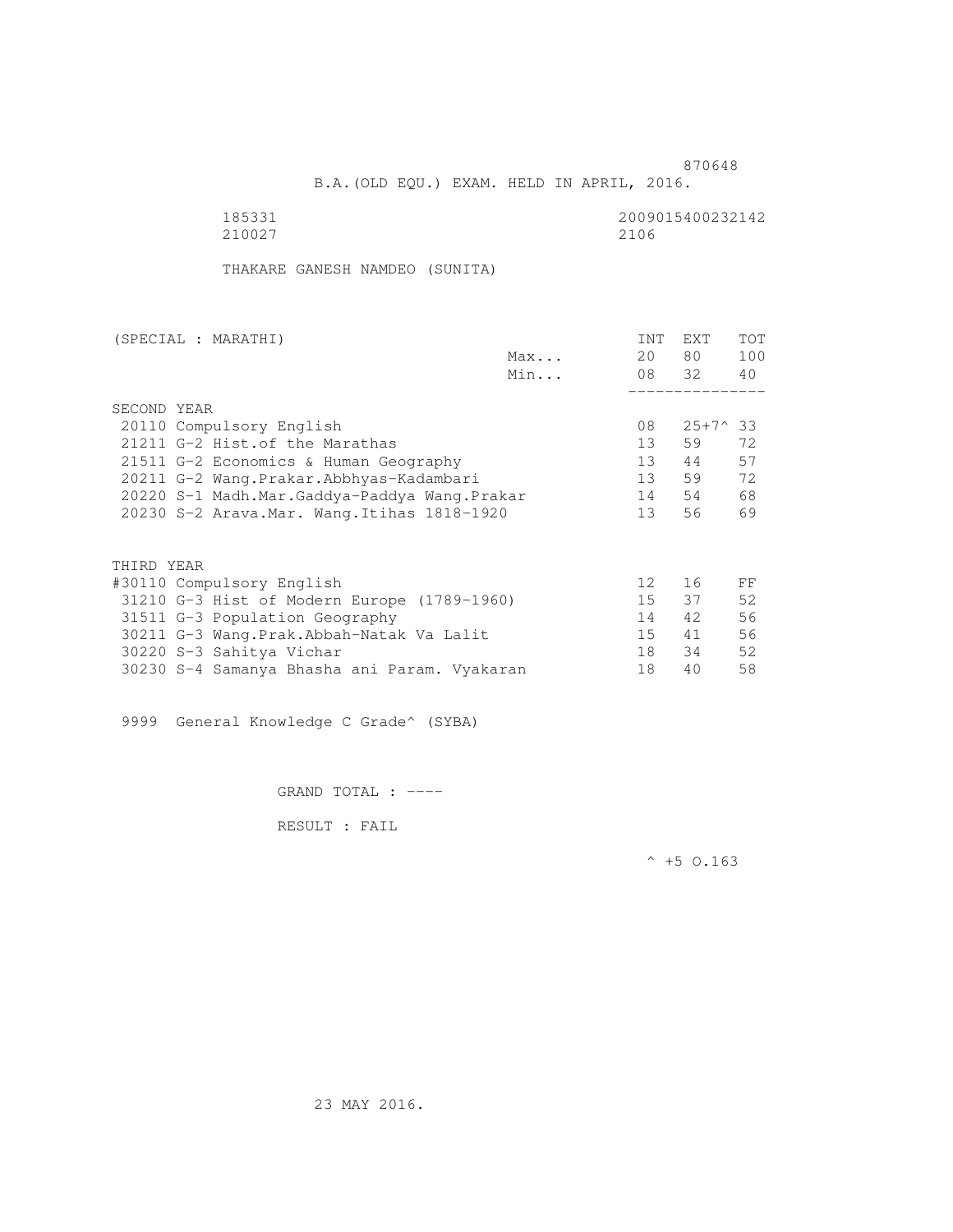870648

B.A.(OLD EQU.) EXAM. HELD IN APRIL, 2016.

185331 2009015400232142
210027 2106

THAKARE GANESH NAMDEO (SUNITA)

| (SPECIAL : MARATHI) | | INT | EXT | TOT |
|---|---|---|---|---|
| | Max... | 20 | 80 | 100 |
| | Min... | 08 | 32 | 40 |
| SECOND YEAR | | | | |
| 20110 Compulsory English | | 08 | 25+7^ | 33 |
| 21211 G-2 Hist.of the Marathas | | 13 | 59 | 72 |
| 21511 G-2 Economics & Human Geography | | 13 | 44 | 57 |
| 20211 G-2 Wang.Prakar.Abbhyas-Kadambari | | 13 | 59 | 72 |
| 20220 S-1 Madh.Mar.Gaddya-Paddya Wang.Prakar | | 14 | 54 | 68 |
| 20230 S-2 Arava.Mar. Wang.Itihas 1818-1920 | | 13 | 56 | 69 |
| THIRD YEAR | | | | |
| #30110 Compulsory English | | 12 | 16 | FF |
| 31210 G-3 Hist of Modern Europe (1789-1960) | | 15 | 37 | 52 |
| 31511 G-3 Population Geography | | 14 | 42 | 56 |
| 30211 G-3 Wang.Prak.Abbah-Natak Va Lalit | | 15 | 41 | 56 |
| 30220 S-3 Sahitya Vichar | | 18 | 34 | 52 |
| 30230 S-4 Samanya Bhasha ani Param. Vyakaran | | 18 | 40 | 58 |

9999 General Knowledge C Grade^ (SYBA)

GRAND TOTAL : ----

RESULT : FAIL

^ +5 O.163

23 MAY 2016.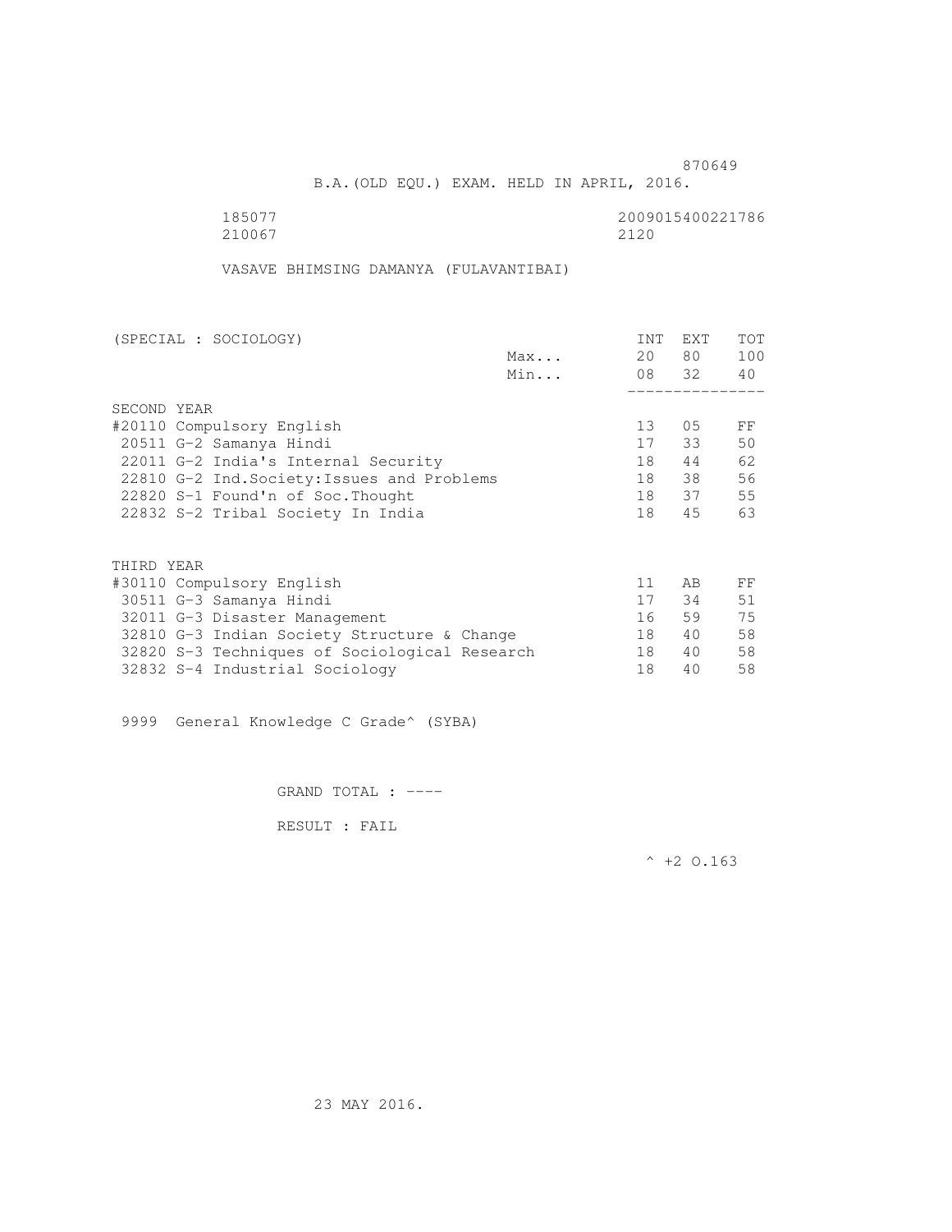870649

B.A.(OLD EQU.) EXAM. HELD IN APRIL, 2016.

185077 2009015400221786
210067 2120

VASAVE BHIMSING DAMANYA (FULAVANTIBAI)

| (SPECIAL : SOCIOLOGY) | | INT | EXT | TOT |
|---|---|---|---|---|
| | Max... | 20 | 80 | 100 |
| | Min... | 08 | 32 | 40 |
| SECOND YEAR | | | | |
| #20110 Compulsory English | | 13 | 05 | FF |
| 20511 G-2 Samanya Hindi | | 17 | 33 | 50 |
| 22011 G-2 India's Internal Security | | 18 | 44 | 62 |
| 22810 G-2 Ind.Society:Issues and Problems | | 18 | 38 | 56 |
| 22820 S-1 Found'n of Soc.Thought | | 18 | 37 | 55 |
| 22832 S-2 Tribal Society In India | | 18 | 45 | 63 |
| THIRD YEAR | | | | |
| #30110 Compulsory English | | 11 | AB | FF |
| 30511 G-3 Samanya Hindi | | 17 | 34 | 51 |
| 32011 G-3 Disaster Management | | 16 | 59 | 75 |
| 32810 G-3 Indian Society Structure & Change | | 18 | 40 | 58 |
| 32820 S-3 Techniques of Sociological Research | | 18 | 40 | 58 |
| 32832 S-4 Industrial Sociology | | 18 | 40 | 58 |

9999 General Knowledge C Grade^ (SYBA)

GRAND TOTAL : ----

RESULT : FAIL

^ +2 O.163

23 MAY 2016.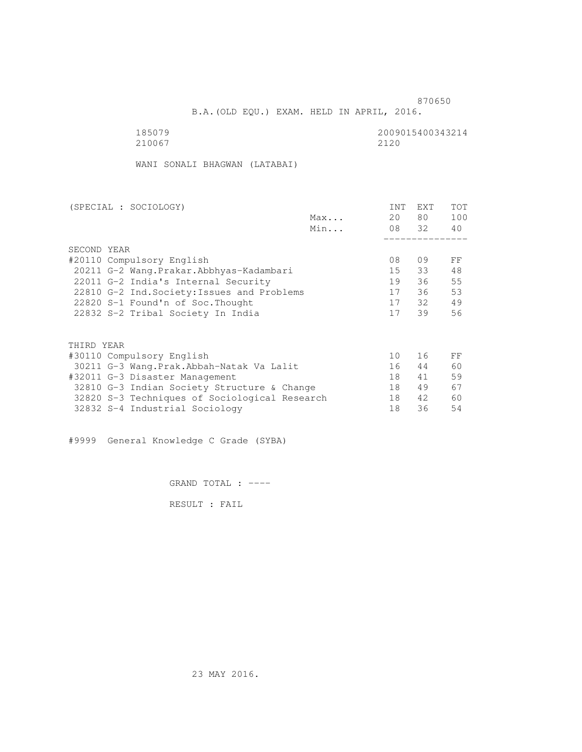870650

B.A.(OLD EQU.) EXAM. HELD IN APRIL, 2016.

185079 2009015400343214
210067 2120

WANI SONALI BHAGWAN (LATABAI)

| (SPECIAL : SOCIOLOGY) | | INT | EXT | TOT |
|---|---|---|---|---|
| | Max... | 20 | 80 | 100 |
| | Min... | 08 | 32 | 40 |
| SECOND YEAR | | | | |
| #20110 Compulsory English | | 08 | 09 | FF |
| 20211 G-2 Wang.Prakar.Abbhyas-Kadambari | | 15 | 33 | 48 |
| 22011 G-2 India's Internal Security | | 19 | 36 | 55 |
| 22810 G-2 Ind.Society:Issues and Problems | | 17 | 36 | 53 |
| 22820 S-1 Found'n of Soc.Thought | | 17 | 32 | 49 |
| 22832 S-2 Tribal Society In India | | 17 | 39 | 56 |
| THIRD YEAR | | | | |
| #30110 Compulsory English | | 10 | 16 | FF |
| 30211 G-3 Wang.Prak.Abbah-Natak Va Lalit | | 16 | 44 | 60 |
| #32011 G-3 Disaster Management | | 18 | 41 | 59 |
| 32810 G-3 Indian Society Structure & Change | | 18 | 49 | 67 |
| 32820 S-3 Techniques of Sociological Research | | 18 | 42 | 60 |
| 32832 S-4 Industrial Sociology | | 18 | 36 | 54 |

#9999 General Knowledge C Grade (SYBA)

GRAND TOTAL : ----

RESULT : FAIL

23 MAY 2016.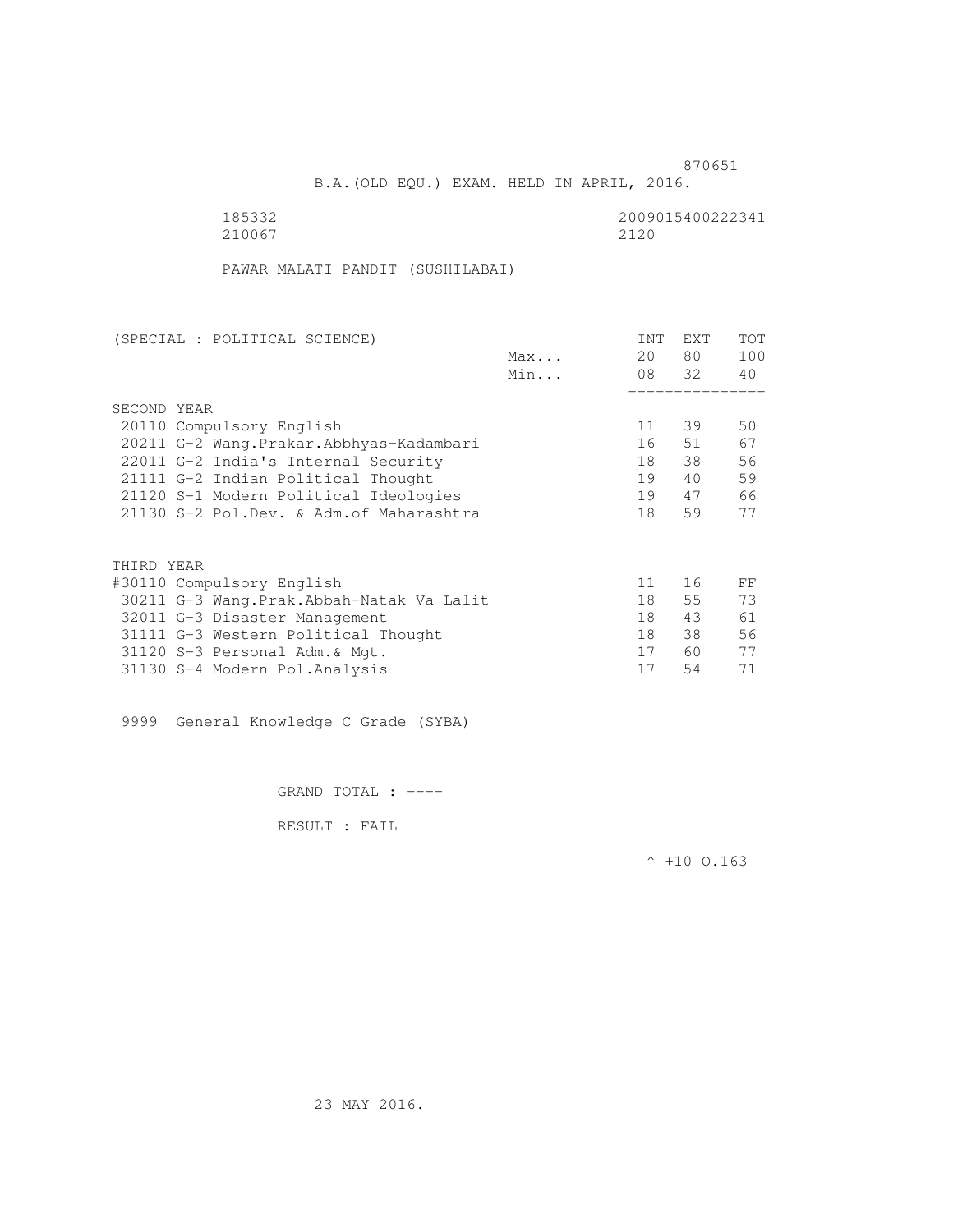870651

B.A.(OLD EQU.) EXAM. HELD IN APRIL, 2016.

185332 2009015400222341
210067 2120

PAWAR MALATI PANDIT (SUSHILABAI)

| (SPECIAL : POLITICAL SCIENCE) | | INT | EXT | TOT |
|---|---|---|---|---|
| | Max... | 20 | 80 | 100 |
| | Min... | 08 | 32 | 40 |
| SECOND YEAR | | | | |
| 20110 Compulsory English | | 11 | 39 | 50 |
| 20211 G-2 Wang.Prakar.Abbhyas-Kadambari | | 16 | 51 | 67 |
| 22011 G-2 India's Internal Security | | 18 | 38 | 56 |
| 21111 G-2 Indian Political Thought | | 19 | 40 | 59 |
| 21120 S-1 Modern Political Ideologies | | 19 | 47 | 66 |
| 21130 S-2 Pol.Dev. & Adm.of Maharashtra | | 18 | 59 | 77 |
| THIRD YEAR | | | | |
| #30110 Compulsory English | | 11 | 16 | FF |
| 30211 G-3 Wang.Prak.Abbah-Natak Va Lalit | | 18 | 55 | 73 |
| 32011 G-3 Disaster Management | | 18 | 43 | 61 |
| 31111 G-3 Western Political Thought | | 18 | 38 | 56 |
| 31120 S-3 Personal Adm.& Mgt. | | 17 | 60 | 77 |
| 31130 S-4 Modern Pol.Analysis | | 17 | 54 | 71 |

9999 General Knowledge C Grade (SYBA)

GRAND TOTAL : ----

RESULT : FAIL

^ +10 O.163

23 MAY 2016.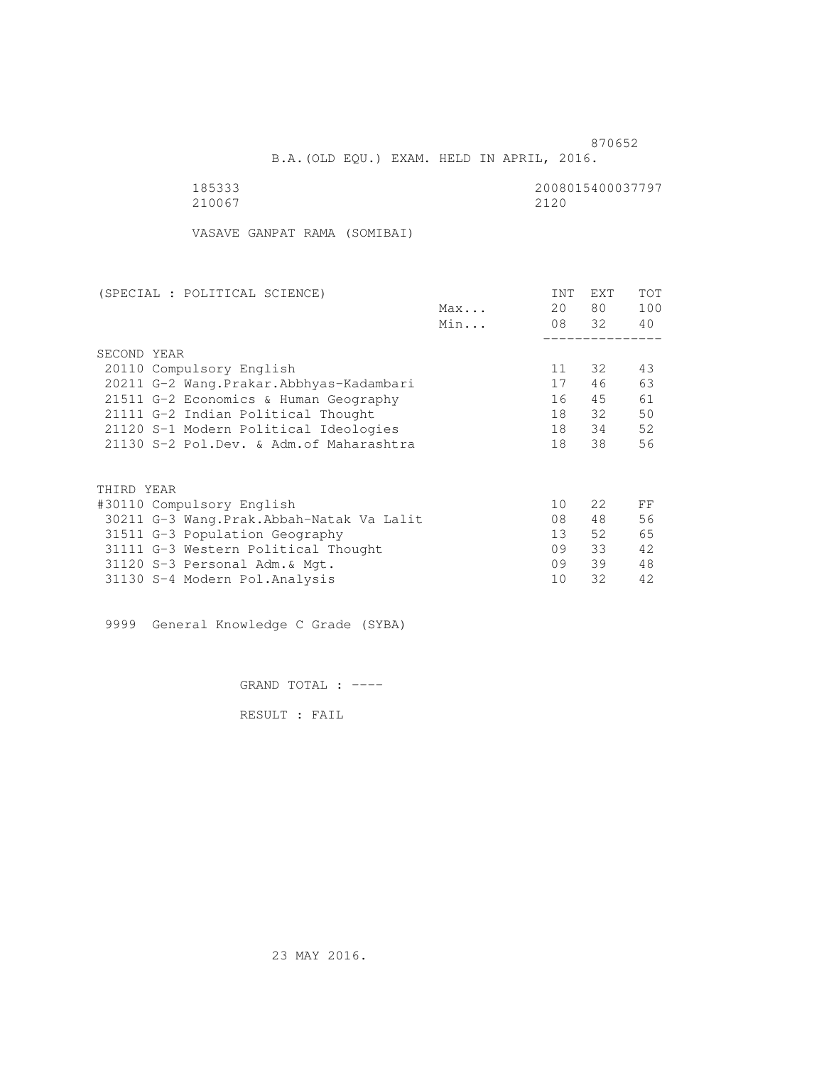870652

B.A.(OLD EQU.) EXAM. HELD IN APRIL, 2016.

185333 2008015400037797
210067 2120

VASAVE GANPAT RAMA (SOMIBAI)

| (SPECIAL : POLITICAL SCIENCE) | | INT | EXT | TOT |
|---|---|---|---|---|
| | Max... | 20 | 80 | 100 |
| | Min... | 08 | 32 | 40 |
| **SECOND YEAR** | | | | |
| 20110 Compulsory English | | 11 | 32 | 43 |
| 20211 G-2 Wang.Prakar.Abbhyas-Kadambari | | 17 | 46 | 63 |
| 21511 G-2 Economics & Human Geography | | 16 | 45 | 61 |
| 21111 G-2 Indian Political Thought | | 18 | 32 | 50 |
| 21120 S-1 Modern Political Ideologies | | 18 | 34 | 52 |
| 21130 S-2 Pol.Dev. & Adm.of Maharashtra | | 18 | 38 | 56 |
| **THIRD YEAR** | | | | |
| #30110 Compulsory English | | 10 | 22 | FF |
| 30211 G-3 Wang.Prak.Abbah-Natak Va Lalit | | 08 | 48 | 56 |
| 31511 G-3 Population Geography | | 13 | 52 | 65 |
| 31111 G-3 Western Political Thought | | 09 | 33 | 42 |
| 31120 S-3 Personal Adm.& Mgt. | | 09 | 39 | 48 |
| 31130 S-4 Modern Pol.Analysis | | 10 | 32 | 42 |

9999 General Knowledge C Grade (SYBA)

GRAND TOTAL : ----

RESULT : FAIL

23 MAY 2016.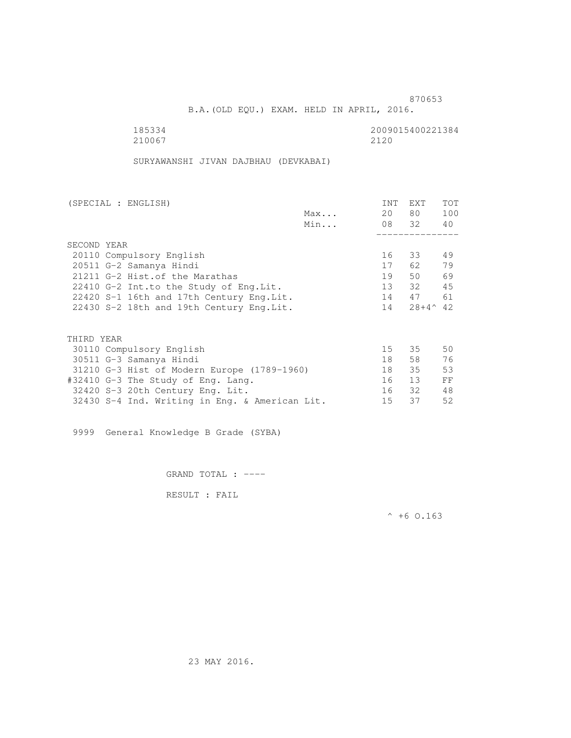870653

B.A.(OLD EQU.) EXAM. HELD IN APRIL, 2016.

185334 2009015400221384
210067 2120

SURYAWANSHI JIVAN DAJBHAU (DEVKABAI)

| (SPECIAL : ENGLISH) | | INT | EXT | TOT |
|---|---|---|---|---|
| | Max... | 20 | 80 | 100 |
| | Min... | 08 | 32 | 40 |
| SECOND YEAR | | | | |
| 20110 Compulsory English | | 16 | 33 | 49 |
| 20511 G-2 Samanya Hindi | | 17 | 62 | 79 |
| 21211 G-2 Hist.of the Marathas | | 19 | 50 | 69 |
| 22410 G-2 Int.to the Study of Eng.Lit. | | 13 | 32 | 45 |
| 22420 S-1 16th and 17th Century Eng.Lit. | | 14 | 47 | 61 |
| 22430 S-2 18th and 19th Century Eng.Lit. | | 14 | 28+4^ | 42 |
| THIRD YEAR | | | | |
| 30110 Compulsory English | | 15 | 35 | 50 |
| 30511 G-3 Samanya Hindi | | 18 | 58 | 76 |
| 31210 G-3 Hist of Modern Europe (1789-1960) | | 18 | 35 | 53 |
| #32410 G-3 The Study of Eng. Lang. | | 16 | 13 | FF |
| 32420 S-3 20th Century Eng. Lit. | | 16 | 32 | 48 |
| 32430 S-4 Ind. Writing in Eng. & American Lit. | | 15 | 37 | 52 |

9999 General Knowledge B Grade (SYBA)

GRAND TOTAL : ----

RESULT : FAIL

^ +6 O.163

23 MAY 2016.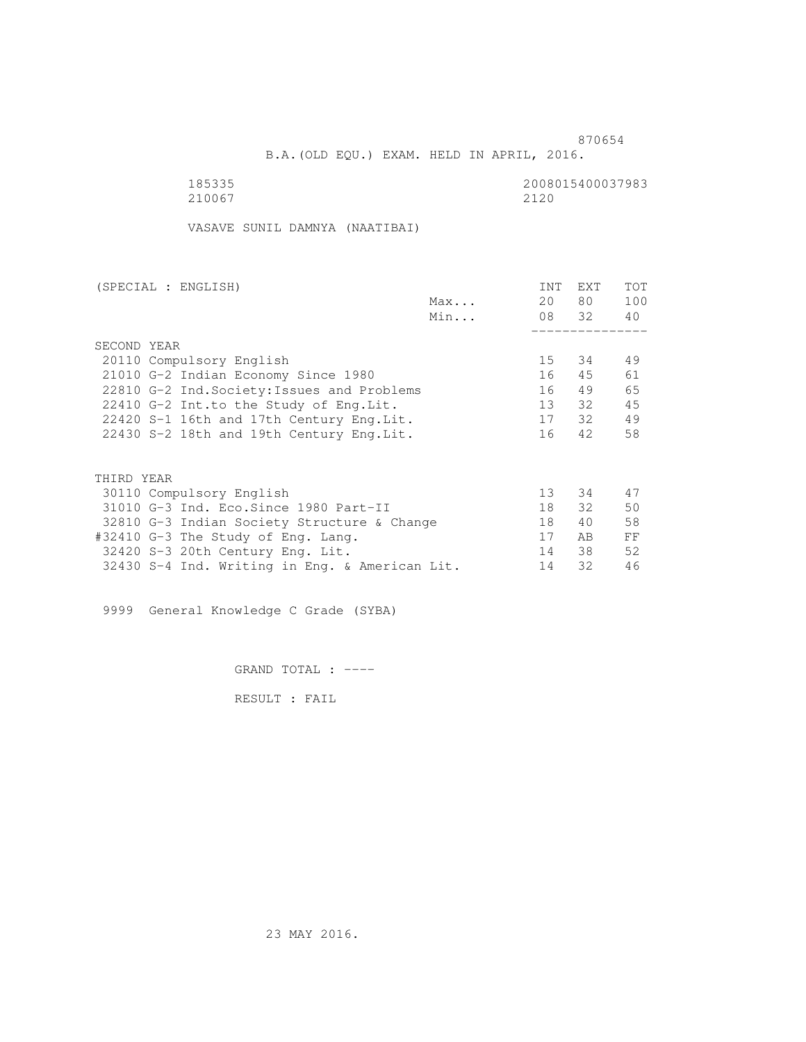870654

B.A.(OLD EQU.) EXAM. HELD IN APRIL, 2016.

185335 2008015400037983
210067 2120

VASAVE SUNIL DAMNYA (NAATIBAI)

| (SPECIAL : ENGLISH) | | INT | EXT | TOT |
|---|---|---|---|---|
| | Max... | 20 | 80 | 100 |
| | Min... | 08 | 32 | 40 |
| SECOND YEAR | | | | |
| 20110 Compulsory English | | 15 | 34 | 49 |
| 21010 G-2 Indian Economy Since 1980 | | 16 | 45 | 61 |
| 22810 G-2 Ind.Society:Issues and Problems | | 16 | 49 | 65 |
| 22410 G-2 Int.to the Study of Eng.Lit. | | 13 | 32 | 45 |
| 22420 S-1 16th and 17th Century Eng.Lit. | | 17 | 32 | 49 |
| 22430 S-2 18th and 19th Century Eng.Lit. | | 16 | 42 | 58 |
| THIRD YEAR | | | | |
| 30110 Compulsory English | | 13 | 34 | 47 |
| 31010 G-3 Ind. Eco.Since 1980 Part-II | | 18 | 32 | 50 |
| 32810 G-3 Indian Society Structure & Change | | 18 | 40 | 58 |
| #32410 G-3 The Study of Eng. Lang. | | 17 | AB | FF |
| 32420 S-3 20th Century Eng. Lit. | | 14 | 38 | 52 |
| 32430 S-4 Ind. Writing in Eng. & American Lit. | | 14 | 32 | 46 |

9999 General Knowledge C Grade (SYBA)

GRAND TOTAL : ----

RESULT : FAIL

23 MAY 2016.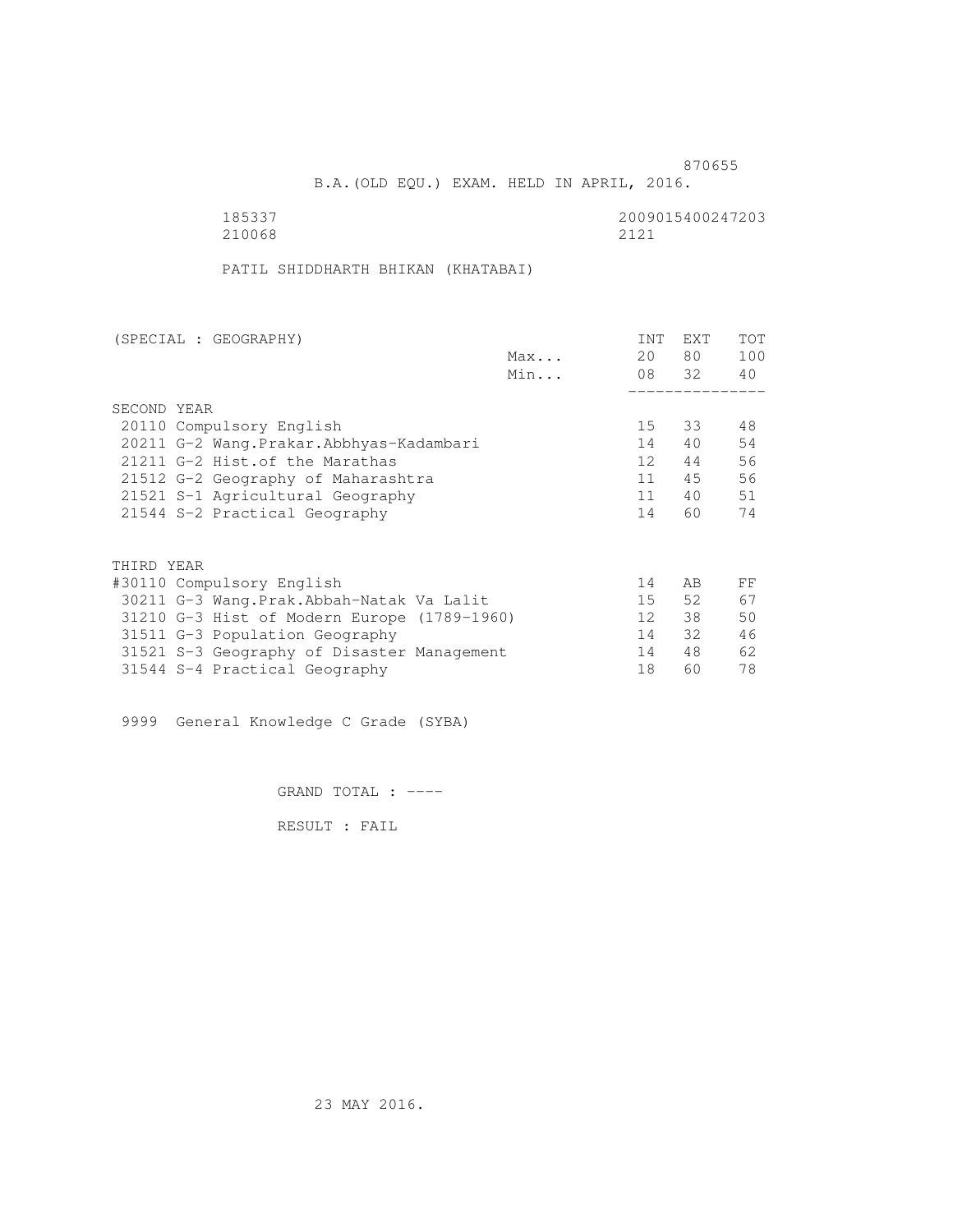870655

B.A.(OLD EQU.) EXAM. HELD IN APRIL, 2016.

185337 2009015400247203
210068 2121

PATIL SHIDDHARTH BHIKAN (KHATABAI)

| (SPECIAL : GEOGRAPHY) | | INT | EXT | TOT |
|---|---|---|---|---|
| | Max... | 20 | 80 | 100 |
| | Min... | 08 | 32 | 40 |
| SECOND YEAR | | | | |
| 20110 Compulsory English | | 15 | 33 | 48 |
| 20211 G-2 Wang.Prakar.Abbhyas-Kadambari | | 14 | 40 | 54 |
| 21211 G-2 Hist.of the Marathas | | 12 | 44 | 56 |
| 21512 G-2 Geography of Maharashtra | | 11 | 45 | 56 |
| 21521 S-1 Agricultural Geography | | 11 | 40 | 51 |
| 21544 S-2 Practical Geography | | 14 | 60 | 74 |
| THIRD YEAR | | | | |
| #30110 Compulsory English | | 14 | AB | FF |
| 30211 G-3 Wang.Prak.Abbah-Natak Va Lalit | | 15 | 52 | 67 |
| 31210 G-3 Hist of Modern Europe (1789-1960) | | 12 | 38 | 50 |
| 31511 G-3 Population Geography | | 14 | 32 | 46 |
| 31521 S-3 Geography of Disaster Management | | 14 | 48 | 62 |
| 31544 S-4 Practical Geography | | 18 | 60 | 78 |

9999 General Knowledge C Grade (SYBA)

GRAND TOTAL : ----

RESULT : FAIL

23 MAY 2016.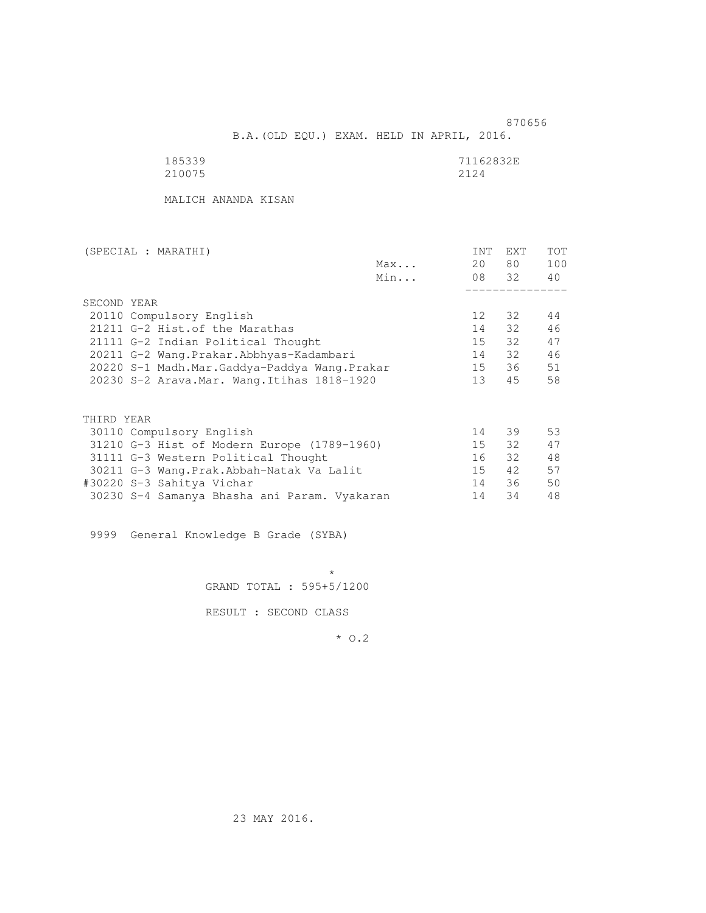870656

B.A.(OLD EQU.) EXAM. HELD IN APRIL, 2016.

185339 71162832E
210075 2124

MALICH ANANDA KISAN

| (SPECIAL : MARATHI) | | INT | EXT | TOT |
|---|---|---|---|---|
| | Max... | 20 | 80 | 100 |
| | Min... | 08 | 32 | 40 |
| **SECOND YEAR** | | | | |
| 20110 Compulsory English | | 12 | 32 | 44 |
| 21211 G-2 Hist.of the Marathas | | 14 | 32 | 46 |
| 21111 G-2 Indian Political Thought | | 15 | 32 | 47 |
| 20211 G-2 Wang.Prakar.Abbhyas-Kadambari | | 14 | 32 | 46 |
| 20220 S-1 Madh.Mar.Gaddya-Paddya Wang.Prakar | | 15 | 36 | 51 |
| 20230 S-2 Arava.Mar. Wang.Itihas 1818-1920 | | 13 | 45 | 58 |
| **THIRD YEAR** | | | | |
| 30110 Compulsory English | | 14 | 39 | 53 |
| 31210 G-3 Hist of Modern Europe (1789-1960) | | 15 | 32 | 47 |
| 31111 G-3 Western Political Thought | | 16 | 32 | 48 |
| 30211 G-3 Wang.Prak.Abbah-Natak Va Lalit | | 15 | 42 | 57 |
| #30220 S-3 Sahitya Vichar | | 14 | 36 | 50 |
| 30230 S-4 Samanya Bhasha ani Param. Vyakaran | | 14 | 34 | 48 |

9999 General Knowledge B Grade (SYBA)

*

GRAND TOTAL : 595+5/1200

RESULT : SECOND CLASS

* O.2

23 MAY 2016.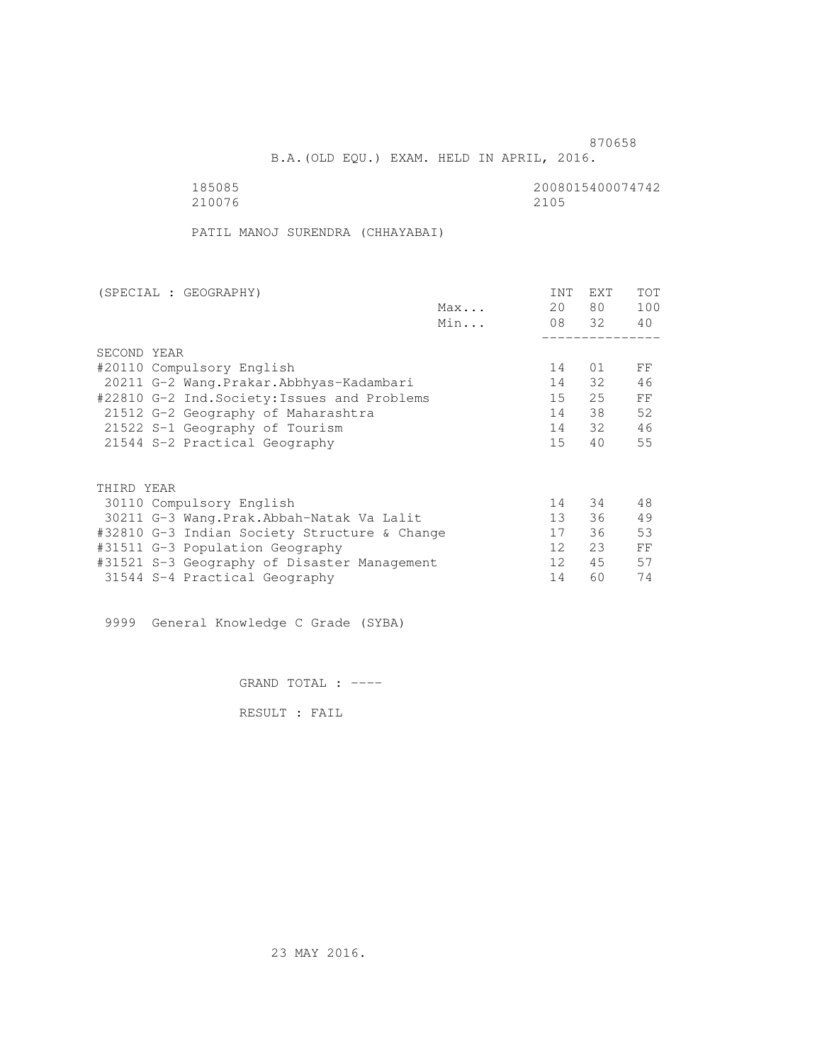870658

B.A.(OLD EQU.) EXAM. HELD IN APRIL, 2016.

185085 2008015400074742
210076 2105

PATIL MANOJ SURENDRA (CHHAYABAI)

| (SPECIAL : GEOGRAPHY) | | INT | EXT | TOT |
|---|---|---|---|---|
| | Max... | 20 | 80 | 100 |
| | Min... | 08 | 32 | 40 |
| **SECOND YEAR** | | | | |
| #20110 Compulsory English | | 14 | 01 | FF |
| 20211 G-2 Wang.Prakar.Abbhyas-Kadambari | | 14 | 32 | 46 |
| #22810 G-2 Ind.Society:Issues and Problems | | 15 | 25 | FF |
| 21512 G-2 Geography of Maharashtra | | 14 | 38 | 52 |
| 21522 S-1 Geography of Tourism | | 14 | 32 | 46 |
| 21544 S-2 Practical Geography | | 15 | 40 | 55 |
| **THIRD YEAR** | | | | |
| 30110 Compulsory English | | 14 | 34 | 48 |
| 30211 G-3 Wang.Prak.Abbah-Natak Va Lalit | | 13 | 36 | 49 |
| #32810 G-3 Indian Society Structure & Change | | 17 | 36 | 53 |
| #31511 G-3 Population Geography | | 12 | 23 | FF |
| #31521 S-3 Geography of Disaster Management | | 12 | 45 | 57 |
| 31544 S-4 Practical Geography | | 14 | 60 | 74 |

9999 General Knowledge C Grade (SYBA)

GRAND TOTAL : ----

RESULT : FAIL

23 MAY 2016.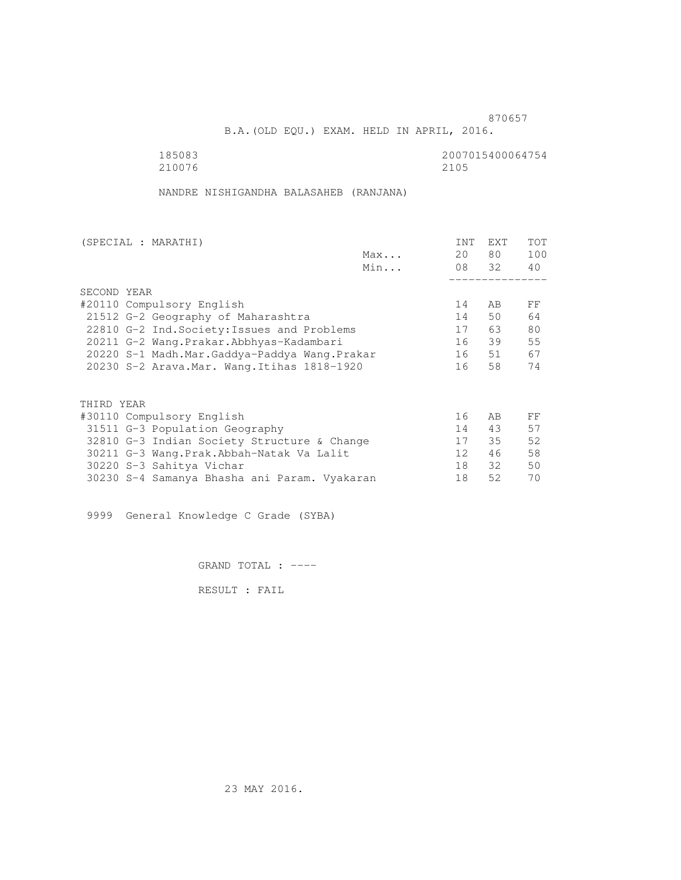870657

B.A.(OLD EQU.) EXAM. HELD IN APRIL, 2016.

185083 2007015400064754
210076 2105

NANDRE NISHIGANDHA BALASAHEB (RANJANA)

| (SPECIAL : MARATHI) | | INT | EXT | TOT |
|---|---|---|---|---|
| | Max... | 20 | 80 | 100 |
| | Min... | 08 | 32 | 40 |
| **SECOND YEAR** | | | | |
| #20110 Compulsory English | | 14 | AB | FF |
| 21512 G-2 Geography of Maharashtra | | 14 | 50 | 64 |
| 22810 G-2 Ind.Society:Issues and Problems | | 17 | 63 | 80 |
| 20211 G-2 Wang.Prakar.Abbhyas-Kadambari | | 16 | 39 | 55 |
| 20220 S-1 Madh.Mar.Gaddya-Paddya Wang.Prakar | | 16 | 51 | 67 |
| 20230 S-2 Arava.Mar. Wang.Itihas 1818-1920 | | 16 | 58 | 74 |
| **THIRD YEAR** | | | | |
| #30110 Compulsory English | | 16 | AB | FF |
| 31511 G-3 Population Geography | | 14 | 43 | 57 |
| 32810 G-3 Indian Society Structure & Change | | 17 | 35 | 52 |
| 30211 G-3 Wang.Prak.Abbah-Natak Va Lalit | | 12 | 46 | 58 |
| 30220 S-3 Sahitya Vichar | | 18 | 32 | 50 |
| 30230 S-4 Samanya Bhasha ani Param. Vyakaran | | 18 | 52 | 70 |

9999 General Knowledge C Grade (SYBA)

GRAND TOTAL : ----

RESULT : FAIL

23 MAY 2016.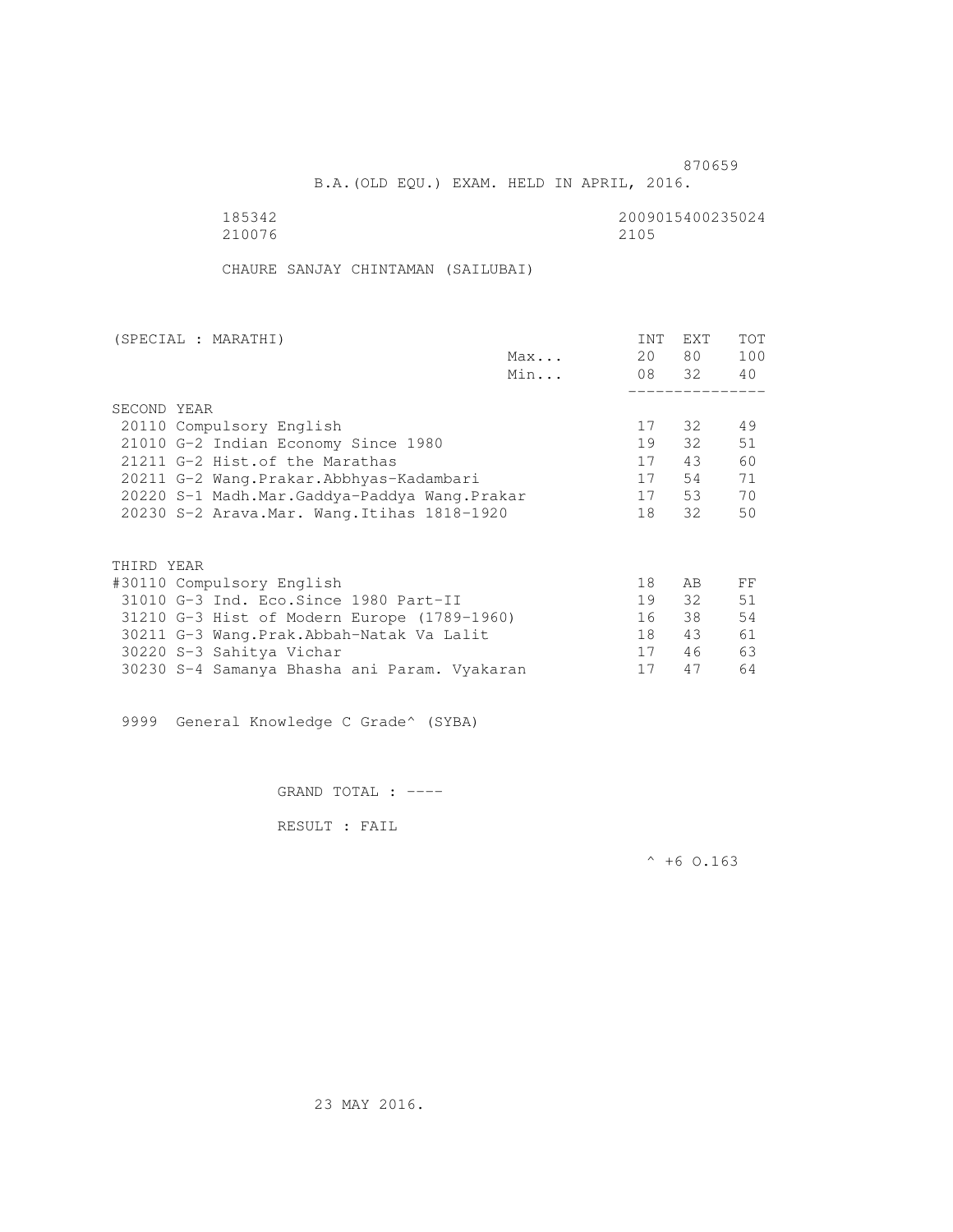870659

B.A.(OLD EQU.) EXAM. HELD IN APRIL, 2016.

185342 2009015400235024
210076 2105

CHAURE SANJAY CHINTAMAN (SAILUBAI)

| (SPECIAL : MARATHI) | | INT | EXT | TOT |
|---|---|---|---|---|
| | Max... | 20 | 80 | 100 |
| | Min... | 08 | 32 | 40 |
| SECOND YEAR | | | | |
| 20110 Compulsory English | | 17 | 32 | 49 |
| 21010 G-2 Indian Economy Since 1980 | | 19 | 32 | 51 |
| 21211 G-2 Hist.of the Marathas | | 17 | 43 | 60 |
| 20211 G-2 Wang.Prakar.Abbhyas-Kadambari | | 17 | 54 | 71 |
| 20220 S-1 Madh.Mar.Gaddya-Paddya Wang.Prakar | | 17 | 53 | 70 |
| 20230 S-2 Arava.Mar. Wang.Itihas 1818-1920 | | 18 | 32 | 50 |
| THIRD YEAR | | | | |
| #30110 Compulsory English | | 18 | AB | FF |
| 31010 G-3 Ind. Eco.Since 1980 Part-II | | 19 | 32 | 51 |
| 31210 G-3 Hist of Modern Europe (1789-1960) | | 16 | 38 | 54 |
| 30211 G-3 Wang.Prak.Abbah-Natak Va Lalit | | 18 | 43 | 61 |
| 30220 S-3 Sahitya Vichar | | 17 | 46 | 63 |
| 30230 S-4 Samanya Bhasha ani Param. Vyakaran | | 17 | 47 | 64 |

9999 General Knowledge C Grade^ (SYBA)

GRAND TOTAL : ----

RESULT : FAIL

^ +6 O.163

23 MAY 2016.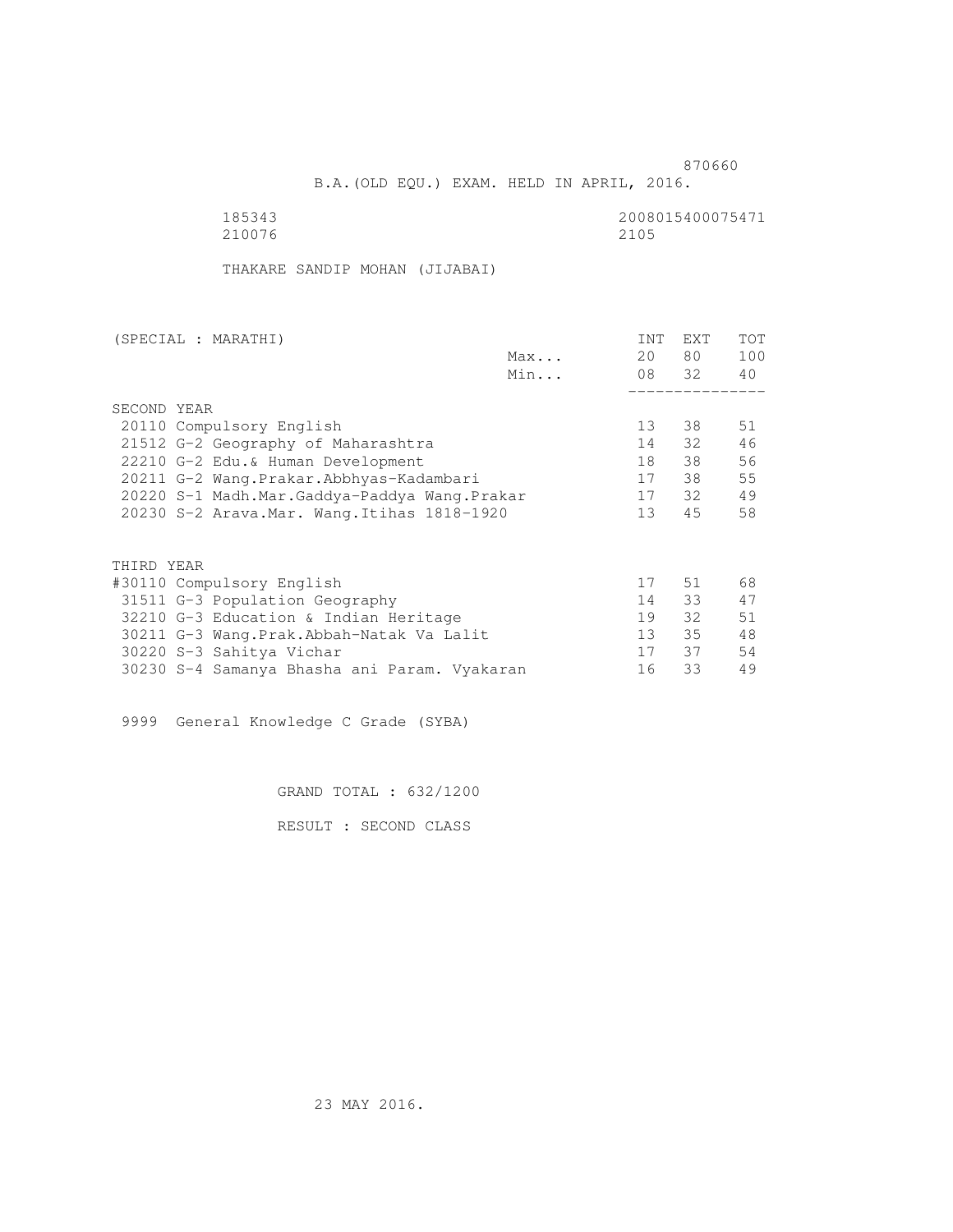870660

B.A.(OLD EQU.) EXAM. HELD IN APRIL, 2016.

185343 2008015400075471
210076 2105

THAKARE SANDIP MOHAN (JIJABAI)

| (SPECIAL : MARATHI) | | INT | EXT | TOT |
|---|---|---|---|---|
| | Max... | 20 | 80 | 100 |
| | Min... | 08 | 32 | 40 |
| SECOND YEAR | | | | |
| 20110 Compulsory English | | 13 | 38 | 51 |
| 21512 G-2 Geography of Maharashtra | | 14 | 32 | 46 |
| 22210 G-2 Edu.& Human Development | | 18 | 38 | 56 |
| 20211 G-2 Wang.Prakar.Abbhyas-Kadambari | | 17 | 38 | 55 |
| 20220 S-1 Madh.Mar.Gaddya-Paddya Wang.Prakar | | 17 | 32 | 49 |
| 20230 S-2 Arava.Mar. Wang.Itihas 1818-1920 | | 13 | 45 | 58 |
| THIRD YEAR | | | | |
| #30110 Compulsory English | | 17 | 51 | 68 |
| 31511 G-3 Population Geography | | 14 | 33 | 47 |
| 32210 G-3 Education & Indian Heritage | | 19 | 32 | 51 |
| 30211 G-3 Wang.Prak.Abbah-Natak Va Lalit | | 13 | 35 | 48 |
| 30220 S-3 Sahitya Vichar | | 17 | 37 | 54 |
| 30230 S-4 Samanya Bhasha ani Param. Vyakaran | | 16 | 33 | 49 |

9999 General Knowledge C Grade (SYBA)

GRAND TOTAL : 632/1200

RESULT : SECOND CLASS

23 MAY 2016.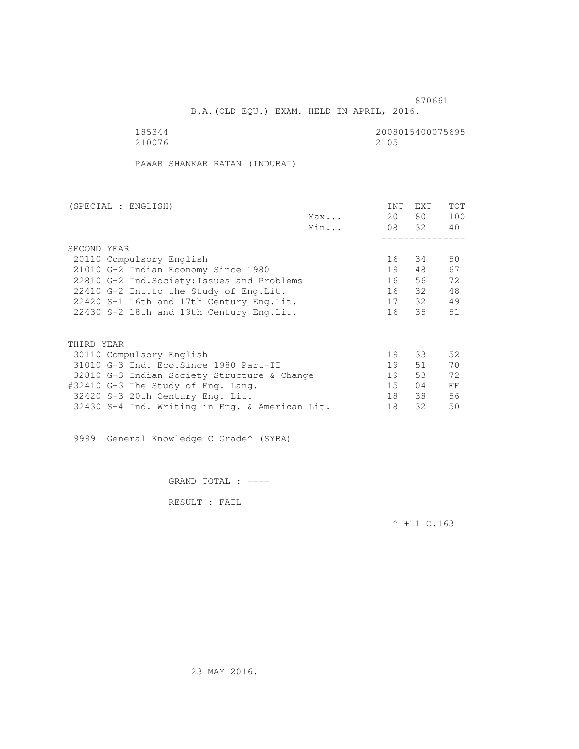870661

B.A.(OLD EQU.) EXAM. HELD IN APRIL, 2016.

185344 2008015400075695
210076 2105

PAWAR SHANKAR RATAN (INDUBAI)

| (SPECIAL : ENGLISH) | | INT | EXT | TOT |
|---|---|---|---|---|
| | Max... | 20 | 80 | 100 |
| | Min... | 08 | 32 | 40 |
| SECOND YEAR | | | | |
| 20110 Compulsory English | | 16 | 34 | 50 |
| 21010 G-2 Indian Economy Since 1980 | | 19 | 48 | 67 |
| 22810 G-2 Ind.Society:Issues and Problems | | 16 | 56 | 72 |
| 22410 G-2 Int.to the Study of Eng.Lit. | | 16 | 32 | 48 |
| 22420 S-1 16th and 17th Century Eng.Lit. | | 17 | 32 | 49 |
| 22430 S-2 18th and 19th Century Eng.Lit. | | 16 | 35 | 51 |
| THIRD YEAR | | | | |
| 30110 Compulsory English | | 19 | 33 | 52 |
| 31010 G-3 Ind. Eco.Since 1980 Part-II | | 19 | 51 | 70 |
| 32810 G-3 Indian Society Structure & Change | | 19 | 53 | 72 |
| #32410 G-3 The Study of Eng. Lang. | | 15 | 04 | FF |
| 32420 S-3 20th Century Eng. Lit. | | 18 | 38 | 56 |
| 32430 S-4 Ind. Writing in Eng. & American Lit. | | 18 | 32 | 50 |

9999 General Knowledge C Grade^ (SYBA)

GRAND TOTAL : ----

RESULT : FAIL

^ +11 O.163

23 MAY 2016.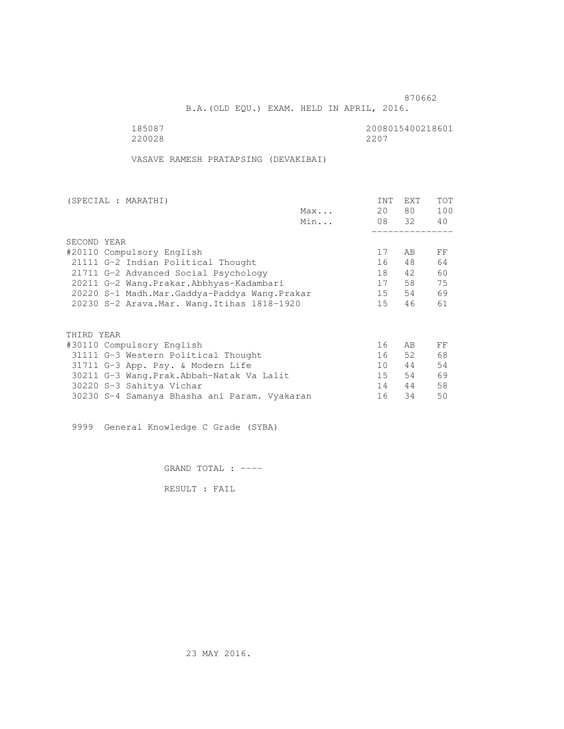870662

B.A.(OLD EQU.) EXAM. HELD IN APRIL, 2016.

185087 2008015400218601
220028 2207

VASAVE RAMESH PRATAPSING (DEVAKIBAI)

| (SPECIAL : MARATHI) | | INT | EXT | TOT |
|---|---|---|---|---|
| | Max... | 20 | 80 | 100 |
| | Min... | 08 | 32 | 40 |
| SECOND YEAR | | | | |
| #20110 Compulsory English | | 17 | AB | FF |
| 21111 G-2 Indian Political Thought | | 16 | 48 | 64 |
| 21711 G-2 Advanced Social Psychology | | 18 | 42 | 60 |
| 20211 G-2 Wang.Prakar.Abbhyas-Kadambari | | 17 | 58 | 75 |
| 20220 S-1 Madh.Mar.Gaddya-Paddya Wang.Prakar | | 15 | 54 | 69 |
| 20230 S-2 Arava.Mar. Wang.Itihas 1818-1920 | | 15 | 46 | 61 |
| THIRD YEAR | | | | |
| #30110 Compulsory English | | 16 | AB | FF |
| 31111 G-3 Western Political Thought | | 16 | 52 | 68 |
| 31711 G-3 App. Psy. & Modern Life | | 10 | 44 | 54 |
| 30211 G-3 Wang.Prak.Abbah-Natak Va Lalit | | 15 | 54 | 69 |
| 30220 S-3 Sahitya Vichar | | 14 | 44 | 58 |
| 30230 S-4 Samanya Bhasha ani Param. Vyakaran | | 16 | 34 | 50 |

9999 General Knowledge C Grade (SYBA)

GRAND TOTAL : ----

RESULT : FAIL

23 MAY 2016.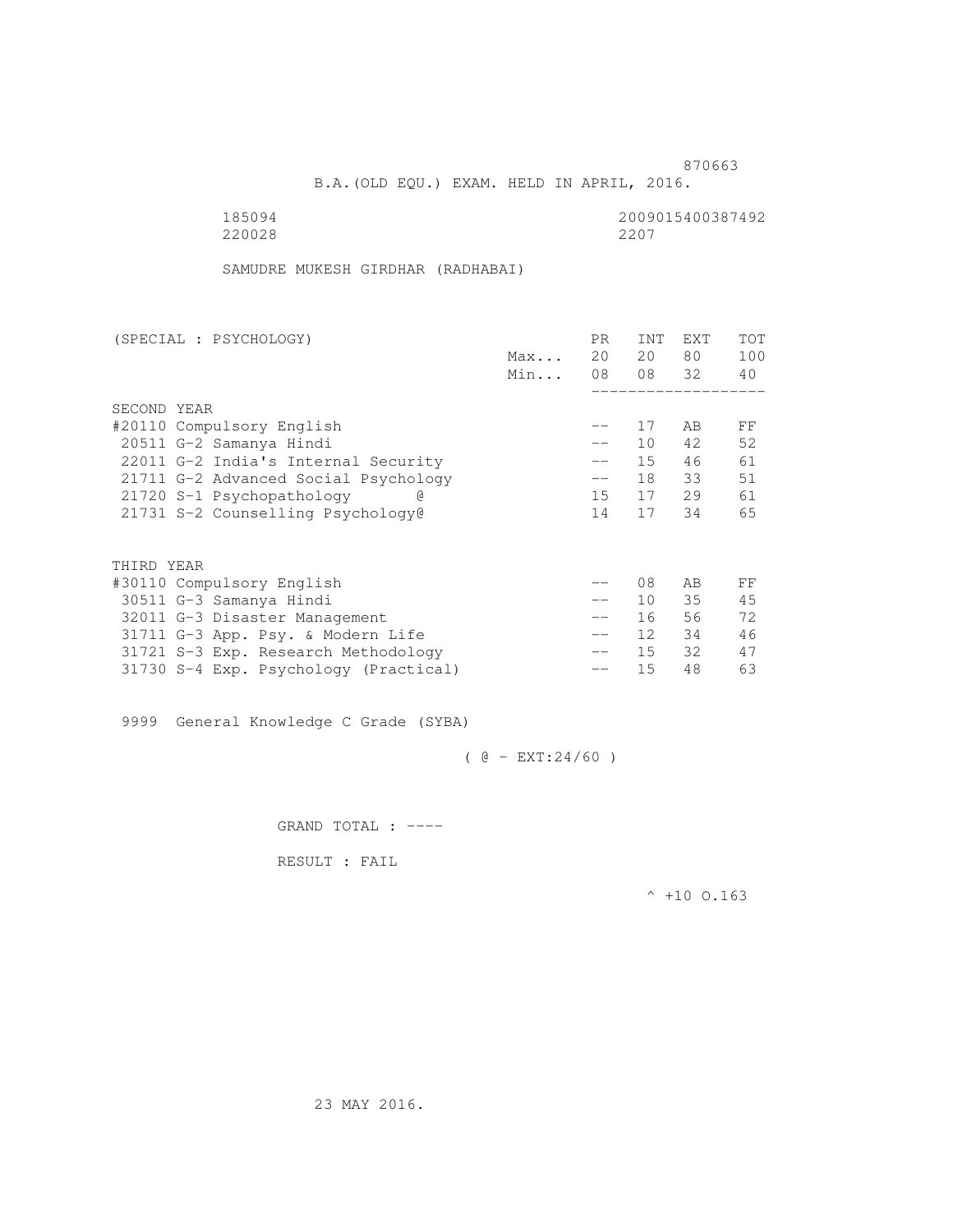870663

B.A.(OLD EQU.) EXAM. HELD IN APRIL, 2016.

185094 2009015400387492
220028 2207

SAMUDRE MUKESH GIRDHAR (RADHABAI)

| (SPECIAL : PSYCHOLOGY) | | PR | INT | EXT | TOT |
|---|---|---|---|---|---|
| | Max... | 20 | 20 | 80 | 100 |
| | Min... | 08 | 08 | 32 | 40 |
| SECOND YEAR | | | | | |
| #20110 Compulsory English | | -- | 17 | AB | FF |
| 20511 G-2 Samanya Hindi | | -- | 10 | 42 | 52 |
| 22011 G-2 India's Internal Security | | -- | 15 | 46 | 61 |
| 21711 G-2 Advanced Social Psychology | | -- | 18 | 33 | 51 |
| 21720 S-1 Psychopathology @ | | 15 | 17 | 29 | 61 |
| 21731 S-2 Counselling Psychology@ | | 14 | 17 | 34 | 65 |
| THIRD YEAR | | | | | |
| #30110 Compulsory English | | -- | 08 | AB | FF |
| 30511 G-3 Samanya Hindi | | -- | 10 | 35 | 45 |
| 32011 G-3 Disaster Management | | -- | 16 | 56 | 72 |
| 31711 G-3 App. Psy. & Modern Life | | -- | 12 | 34 | 46 |
| 31721 S-3 Exp. Research Methodology | | -- | 15 | 32 | 47 |
| 31730 S-4 Exp. Psychology (Practical) | | -- | 15 | 48 | 63 |

9999 General Knowledge C Grade (SYBA)

( @ - EXT:24/60 )

GRAND TOTAL : ----

RESULT : FAIL

^ +10 O.163

23 MAY 2016.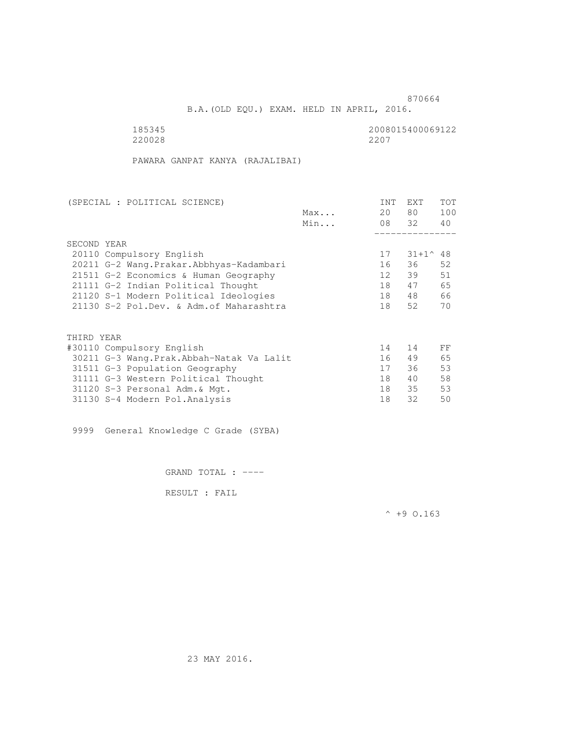870664

B.A.(OLD EQU.) EXAM. HELD IN APRIL, 2016.

185345 2008015400069122
220028 2207

PAWARA GANPAT KANYA (RAJALIBAI)

| (SPECIAL : POLITICAL SCIENCE) | | INT | EXT | TOT |
|---|---|---|---|---|
| | Max... | 20 | 80 | 100 |
| | Min... | 08 | 32 | 40 |
| **SECOND YEAR** | | | | |
| 20110 Compulsory English | | 17 | 31+1^ | 48 |
| 20211 G-2 Wang.Prakar.Abbhyas-Kadambari | | 16 | 36 | 52 |
| 21511 G-2 Economics & Human Geography | | 12 | 39 | 51 |
| 21111 G-2 Indian Political Thought | | 18 | 47 | 65 |
| 21120 S-1 Modern Political Ideologies | | 18 | 48 | 66 |
| 21130 S-2 Pol.Dev. & Adm.of Maharashtra | | 18 | 52 | 70 |
| **THIRD YEAR** | | | | |
| #30110 Compulsory English | | 14 | 14 | FF |
| 30211 G-3 Wang.Prak.Abbah-Natak Va Lalit | | 16 | 49 | 65 |
| 31511 G-3 Population Geography | | 17 | 36 | 53 |
| 31111 G-3 Western Political Thought | | 18 | 40 | 58 |
| 31120 S-3 Personal Adm.& Mgt. | | 18 | 35 | 53 |
| 31130 S-4 Modern Pol.Analysis | | 18 | 32 | 50 |

9999 General Knowledge C Grade (SYBA)

GRAND TOTAL : ----

RESULT : FAIL

^ +9 O.163

23 MAY 2016.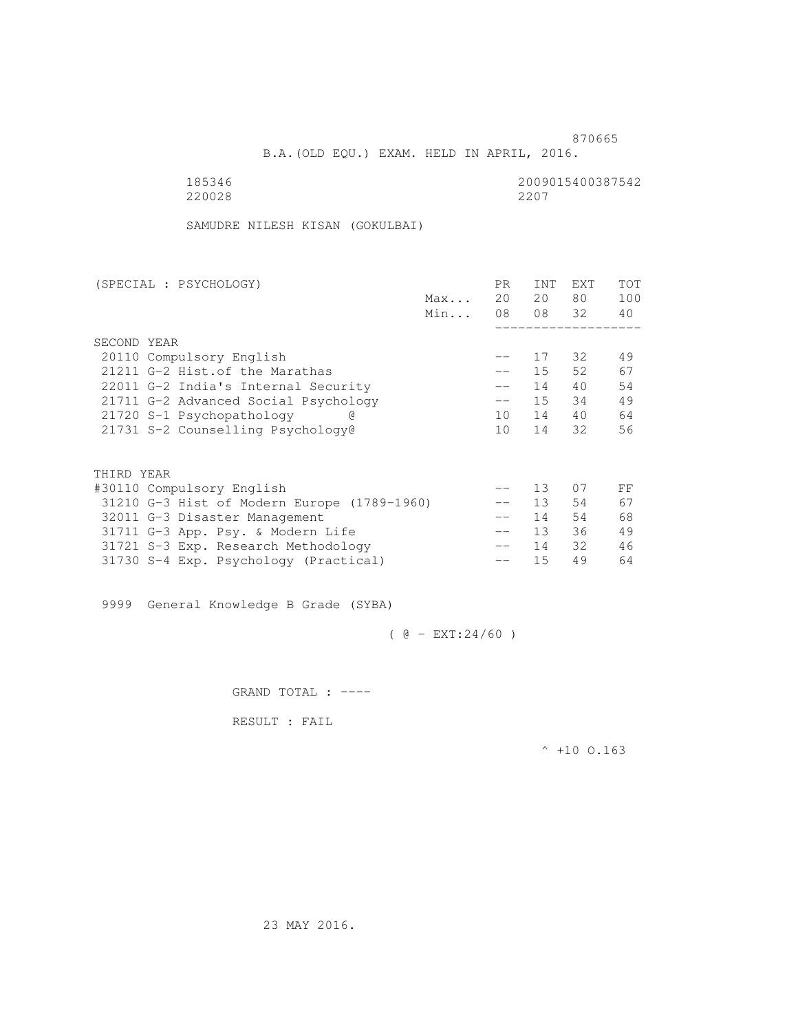870665

B.A.(OLD EQU.) EXAM. HELD IN APRIL, 2016.

185346 2009015400387542
220028 2207

SAMUDRE NILESH KISAN (GOKULBAI)

| (SPECIAL : PSYCHOLOGY) | | PR | INT | EXT | TOT |
|---|---|---|---|---|---|
| | Max... | 20 | 20 | 80 | 100 |
| | Min... | 08 | 08 | 32 | 40 |
| SECOND YEAR | | | | | |
| 20110 Compulsory English | | -- | 17 | 32 | 49 |
| 21211 G-2 Hist.of the Marathas | | -- | 15 | 52 | 67 |
| 22011 G-2 India's Internal Security | | -- | 14 | 40 | 54 |
| 21711 G-2 Advanced Social Psychology | | -- | 15 | 34 | 49 |
| 21720 S-1 Psychopathology @ | | 10 | 14 | 40 | 64 |
| 21731 S-2 Counselling Psychology@ | | 10 | 14 | 32 | 56 |
| THIRD YEAR | | | | | |
| #30110 Compulsory English | | -- | 13 | 07 | FF |
| 31210 G-3 Hist of Modern Europe (1789-1960) | | -- | 13 | 54 | 67 |
| 32011 G-3 Disaster Management | | -- | 14 | 54 | 68 |
| 31711 G-3 App. Psy. & Modern Life | | -- | 13 | 36 | 49 |
| 31721 S-3 Exp. Research Methodology | | -- | 14 | 32 | 46 |
| 31730 S-4 Exp. Psychology (Practical) | | -- | 15 | 49 | 64 |

9999 General Knowledge B Grade (SYBA)

( @ - EXT:24/60 )

GRAND TOTAL : ----

RESULT : FAIL

^ +10 O.163

23 MAY 2016.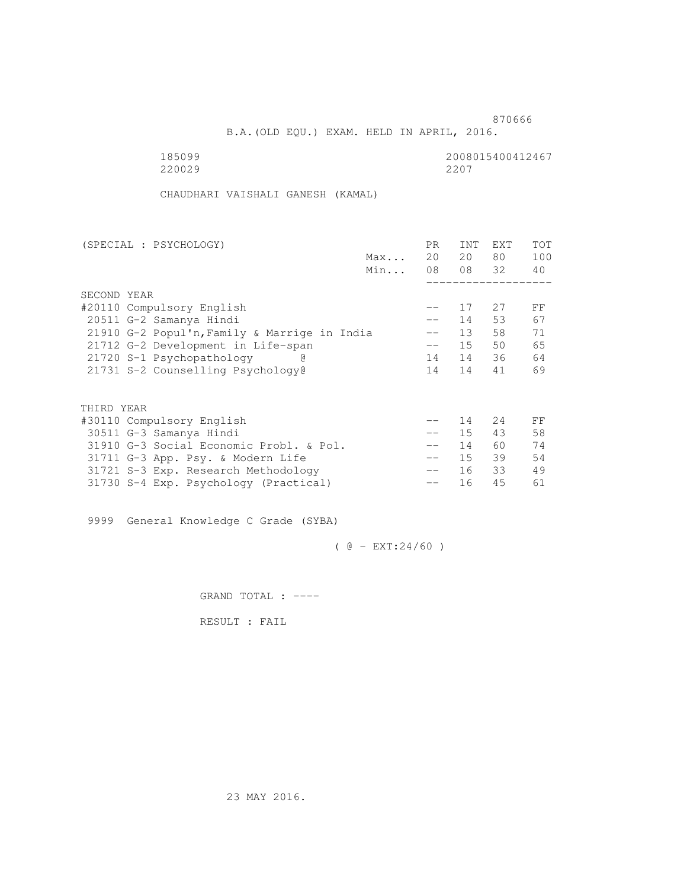870666

B.A.(OLD EQU.) EXAM. HELD IN APRIL, 2016.

185099 2008015400412467
220029 2207

CHAUDHARI VAISHALI GANESH (KAMAL)

| (SPECIAL : PSYCHOLOGY) | | PR | INT | EXT | TOT |
|---|---|---|---|---|---|
| | Max... | 20 | 20 | 80 | 100 |
| | Min... | 08 | 08 | 32 | 40 |
| SECOND YEAR | | | | | |
| #20110 Compulsory English | | -- | 17 | 27 | FF |
| 20511 G-2 Samanya Hindi | | -- | 14 | 53 | 67 |
| 21910 G-2 Popul'n,Family & Marrige in India | | -- | 13 | 58 | 71 |
| 21712 G-2 Development in Life-span | | -- | 15 | 50 | 65 |
| 21720 S-1 Psychopathology @ | | 14 | 14 | 36 | 64 |
| 21731 S-2 Counselling Psychology@ | | 14 | 14 | 41 | 69 |
| THIRD YEAR | | | | | |
| #30110 Compulsory English | | -- | 14 | 24 | FF |
| 30511 G-3 Samanya Hindi | | -- | 15 | 43 | 58 |
| 31910 G-3 Social Economic Probl. & Pol. | | -- | 14 | 60 | 74 |
| 31711 G-3 App. Psy. & Modern Life | | -- | 15 | 39 | 54 |
| 31721 S-3 Exp. Research Methodology | | -- | 16 | 33 | 49 |
| 31730 S-4 Exp. Psychology (Practical) | | -- | 16 | 45 | 61 |

9999 General Knowledge C Grade (SYBA)

( @ - EXT:24/60 )

GRAND TOTAL : ----

RESULT : FAIL

23 MAY 2016.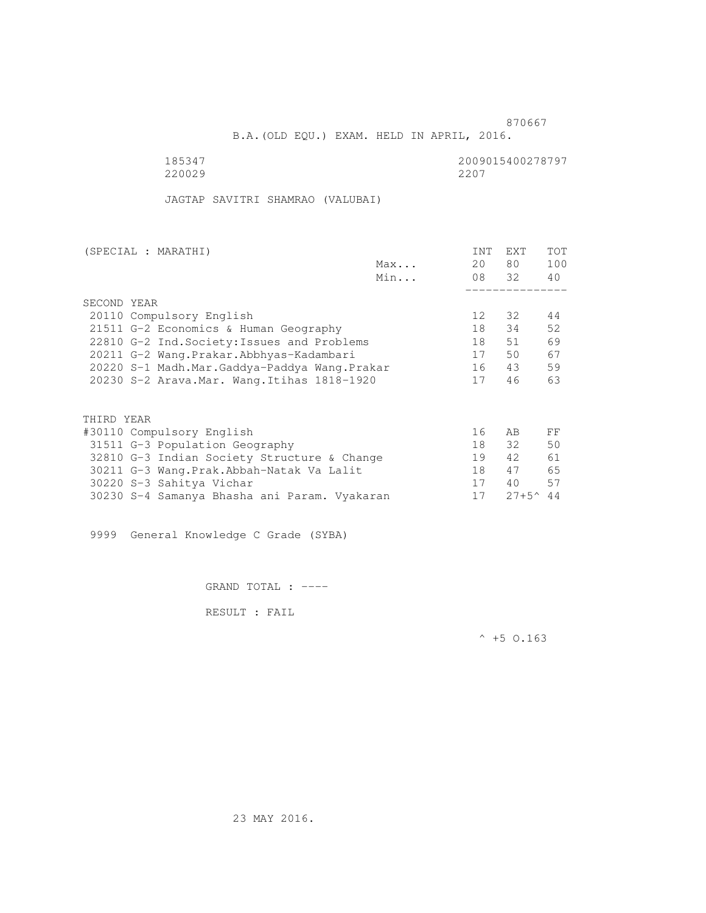870667

B.A.(OLD EQU.) EXAM. HELD IN APRIL, 2016.

185347 2009015400278797
220029 2207

JAGTAP SAVITRI SHAMRAO (VALUBAI)

| (SPECIAL : MARATHI) | | INT | EXT | TOT |
|---|---|---|---|---|
| | Max... | 20 | 80 | 100 |
| | Min... | 08 | 32 | 40 |
| **SECOND YEAR** | | | | |
| 20110 Compulsory English | | 12 | 32 | 44 |
| 21511 G-2 Economics & Human Geography | | 18 | 34 | 52 |
| 22810 G-2 Ind.Society:Issues and Problems | | 18 | 51 | 69 |
| 20211 G-2 Wang.Prakar.Abbhyas-Kadambari | | 17 | 50 | 67 |
| 20220 S-1 Madh.Mar.Gaddya-Paddya Wang.Prakar | | 16 | 43 | 59 |
| 20230 S-2 Arava.Mar. Wang.Itihas 1818-1920 | | 17 | 46 | 63 |
| **THIRD YEAR** | | | | |
| #30110 Compulsory English | | 16 | AB | FF |
| 31511 G-3 Population Geography | | 18 | 32 | 50 |
| 32810 G-3 Indian Society Structure & Change | | 19 | 42 | 61 |
| 30211 G-3 Wang.Prak.Abbah-Natak Va Lalit | | 18 | 47 | 65 |
| 30220 S-3 Sahitya Vichar | | 17 | 40 | 57 |
| 30230 S-4 Samanya Bhasha ani Param. Vyakaran | | 17 | 27+5^ | 44 |

9999 General Knowledge C Grade (SYBA)

GRAND TOTAL : ----

RESULT : FAIL

^ +5 O.163

23 MAY 2016.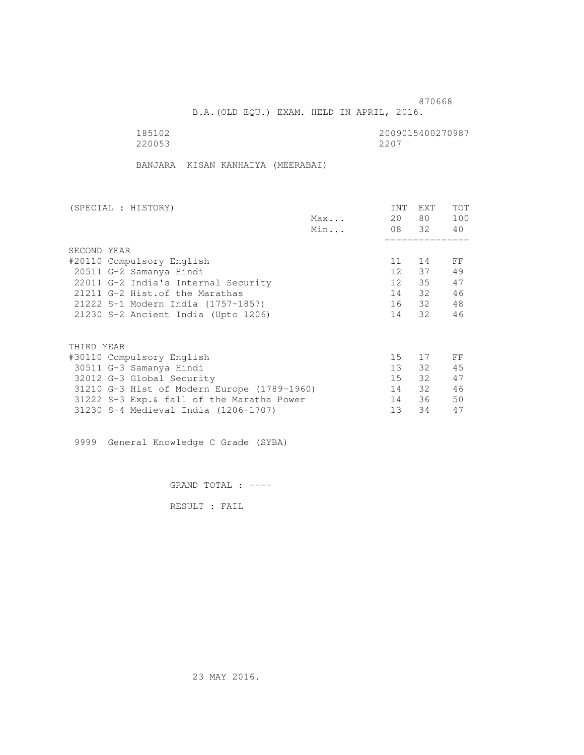870668

B.A.(OLD EQU.) EXAM. HELD IN APRIL, 2016.

185102 2009015400270987
220053 2207

BANJARA KISAN KANHAIYA (MEERABAI)

| (SPECIAL : HISTORY) | | INT | EXT | TOT |
|---|---|---|---|---|
| | Max... | 20 | 80 | 100 |
| | Min... | 08 | 32 | 40 |
| SECOND YEAR | | | | |
| #20110 Compulsory English | | 11 | 14 | FF |
| 20511 G-2 Samanya Hindi | | 12 | 37 | 49 |
| 22011 G-2 India's Internal Security | | 12 | 35 | 47 |
| 21211 G-2 Hist.of the Marathas | | 14 | 32 | 46 |
| 21222 S-1 Modern India (1757-1857) | | 16 | 32 | 48 |
| 21230 S-2 Ancient India (Upto 1206) | | 14 | 32 | 46 |
| THIRD YEAR | | | | |
| #30110 Compulsory English | | 15 | 17 | FF |
| 30511 G-3 Samanya Hindi | | 13 | 32 | 45 |
| 32012 G-3 Global Security | | 15 | 32 | 47 |
| 31210 G-3 Hist of Modern Europe (1789-1960) | | 14 | 32 | 46 |
| 31222 S-3 Exp.& fall of the Maratha Power | | 14 | 36 | 50 |
| 31230 S-4 Medieval India (1206-1707) | | 13 | 34 | 47 |

9999 General Knowledge C Grade (SYBA)

GRAND TOTAL : ----

RESULT : FAIL

23 MAY 2016.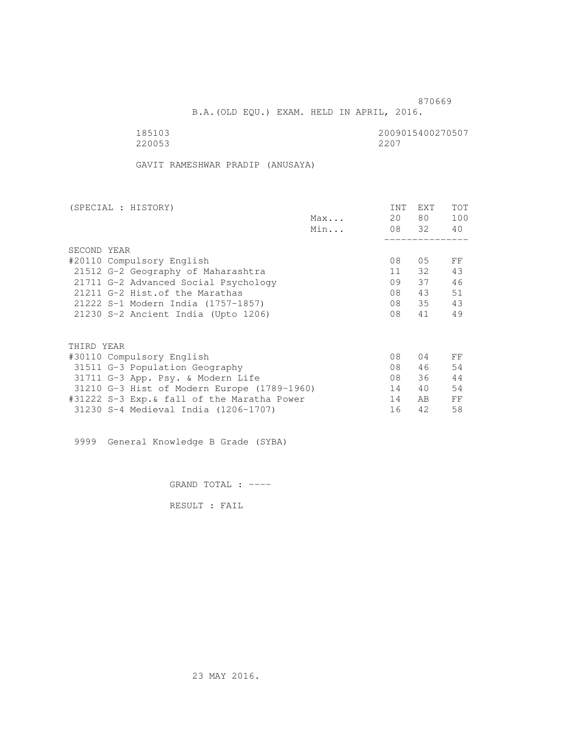870669

B.A.(OLD EQU.) EXAM. HELD IN APRIL, 2016.

185103 2009015400270507
220053 2207

GAVIT RAMESHWAR PRADIP (ANUSAYA)

| (SPECIAL : HISTORY) | | INT | EXT | TOT |
|---|---|---|---|---|
| | Max... | 20 | 80 | 100 |
| | Min... | 08 | 32 | 40 |
| SECOND YEAR | | | | |
| #20110 Compulsory English | | 08 | 05 | FF |
| 21512 G-2 Geography of Maharashtra | | 11 | 32 | 43 |
| 21711 G-2 Advanced Social Psychology | | 09 | 37 | 46 |
| 21211 G-2 Hist.of the Marathas | | 08 | 43 | 51 |
| 21222 S-1 Modern India (1757-1857) | | 08 | 35 | 43 |
| 21230 S-2 Ancient India (Upto 1206) | | 08 | 41 | 49 |
| THIRD YEAR | | | | |
| #30110 Compulsory English | | 08 | 04 | FF |
| 31511 G-3 Population Geography | | 08 | 46 | 54 |
| 31711 G-3 App. Psy. & Modern Life | | 08 | 36 | 44 |
| 31210 G-3 Hist of Modern Europe (1789-1960) | | 14 | 40 | 54 |
| #31222 S-3 Exp.& fall of the Maratha Power | | 14 | AB | FF |
| 31230 S-4 Medieval India (1206-1707) | | 16 | 42 | 58 |

9999 General Knowledge B Grade (SYBA)

GRAND TOTAL : ----

RESULT : FAIL

23 MAY 2016.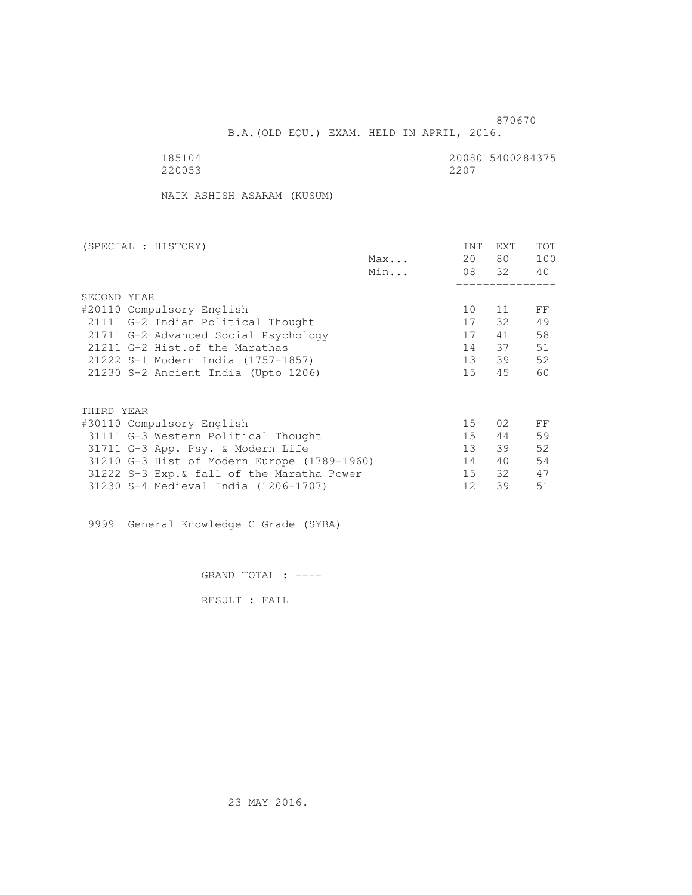870670

B.A.(OLD EQU.) EXAM. HELD IN APRIL, 2016.

185104 2008015400284375
220053 2207

NAIK ASHISH ASARAM (KUSUM)

| (SPECIAL : HISTORY) | | INT | EXT | TOT |
|---|---|---|---|---|
| | Max... | 20 | 80 | 100 |
| | Min... | 08 | 32 | 40 |
| **SECOND YEAR** | | | | |
| #20110 Compulsory English | | 10 | 11 | FF |
| 21111 G-2 Indian Political Thought | | 17 | 32 | 49 |
| 21711 G-2 Advanced Social Psychology | | 17 | 41 | 58 |
| 21211 G-2 Hist.of the Marathas | | 14 | 37 | 51 |
| 21222 S-1 Modern India (1757-1857) | | 13 | 39 | 52 |
| 21230 S-2 Ancient India (Upto 1206) | | 15 | 45 | 60 |
| **THIRD YEAR** | | | | |
| #30110 Compulsory English | | 15 | 02 | FF |
| 31111 G-3 Western Political Thought | | 15 | 44 | 59 |
| 31711 G-3 App. Psy. & Modern Life | | 13 | 39 | 52 |
| 31210 G-3 Hist of Modern Europe (1789-1960) | | 14 | 40 | 54 |
| 31222 S-3 Exp.& fall of the Maratha Power | | 15 | 32 | 47 |
| 31230 S-4 Medieval India (1206-1707) | | 12 | 39 | 51 |

9999 General Knowledge C Grade (SYBA)

GRAND TOTAL : ----

RESULT : FAIL

23 MAY 2016.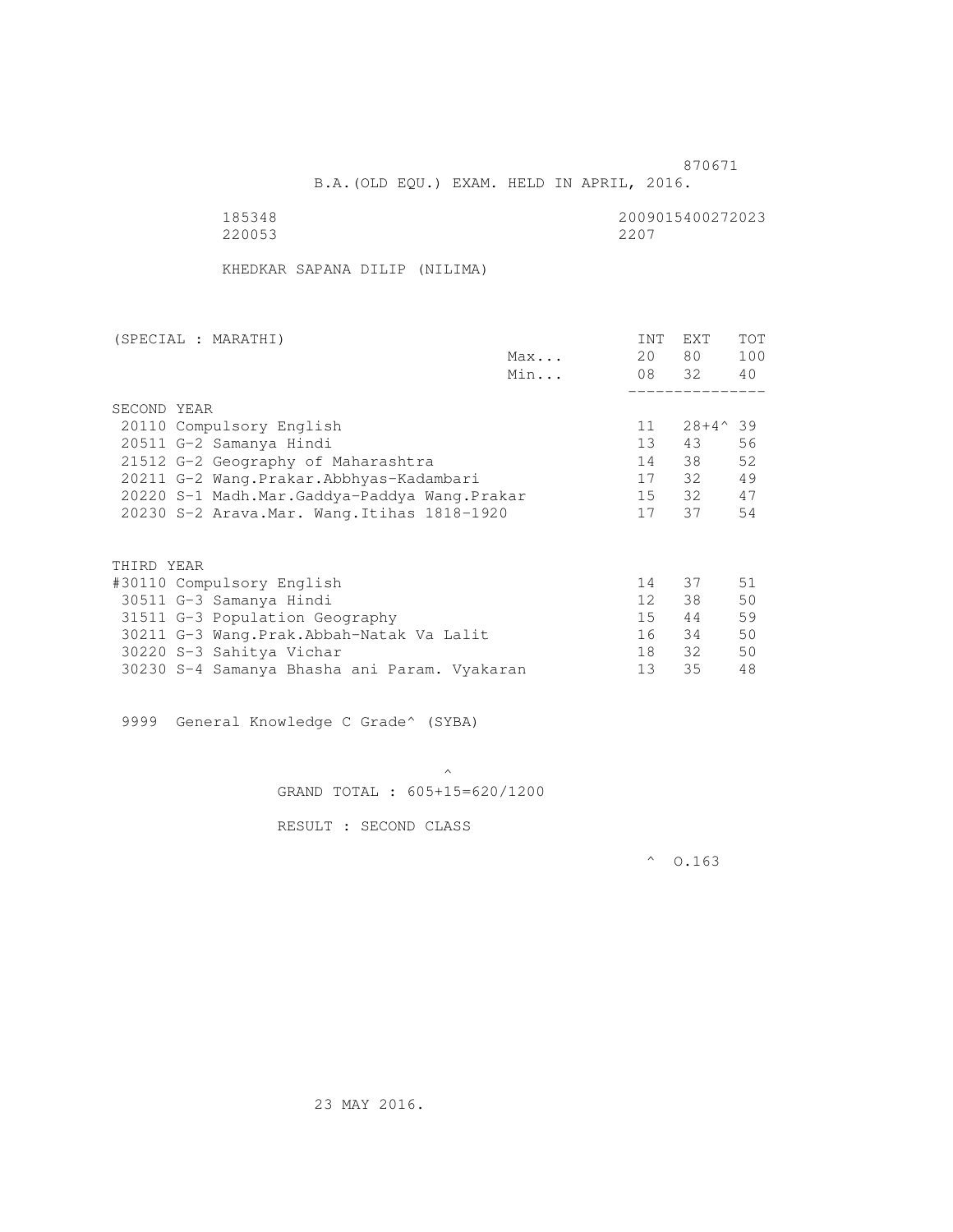870671

B.A.(OLD EQU.) EXAM. HELD IN APRIL, 2016.

185348 2009015400272023
220053 2207

KHEDKAR SAPANA DILIP (NILIMA)

| (SPECIAL : MARATHI) | | INT | EXT | TOT |
|---|---|---|---|---|
| | Max... | 20 | 80 | 100 |
| | Min... | 08 | 32 | 40 |
| SECOND YEAR | | | | |
| 20110 Compulsory English | | 11 | 28+4^ | 39 |
| 20511 G-2 Samanya Hindi | | 13 | 43 | 56 |
| 21512 G-2 Geography of Maharashtra | | 14 | 38 | 52 |
| 20211 G-2 Wang.Prakar.Abbhyas-Kadambari | | 17 | 32 | 49 |
| 20220 S-1 Madh.Mar.Gaddya-Paddya Wang.Prakar | | 15 | 32 | 47 |
| 20230 S-2 Arava.Mar. Wang.Itihas 1818-1920 | | 17 | 37 | 54 |
| THIRD YEAR | | | | |
| #30110 Compulsory English | | 14 | 37 | 51 |
| 30511 G-3 Samanya Hindi | | 12 | 38 | 50 |
| 31511 G-3 Population Geography | | 15 | 44 | 59 |
| 30211 G-3 Wang.Prak.Abbah-Natak Va Lalit | | 16 | 34 | 50 |
| 30220 S-3 Sahitya Vichar | | 18 | 32 | 50 |
| 30230 S-4 Samanya Bhasha ani Param. Vyakaran | | 13 | 35 | 48 |

9999 General Knowledge C Grade^ (SYBA)

^

GRAND TOTAL : 605+15=620/1200

RESULT : SECOND CLASS

^ O.163

23 MAY 2016.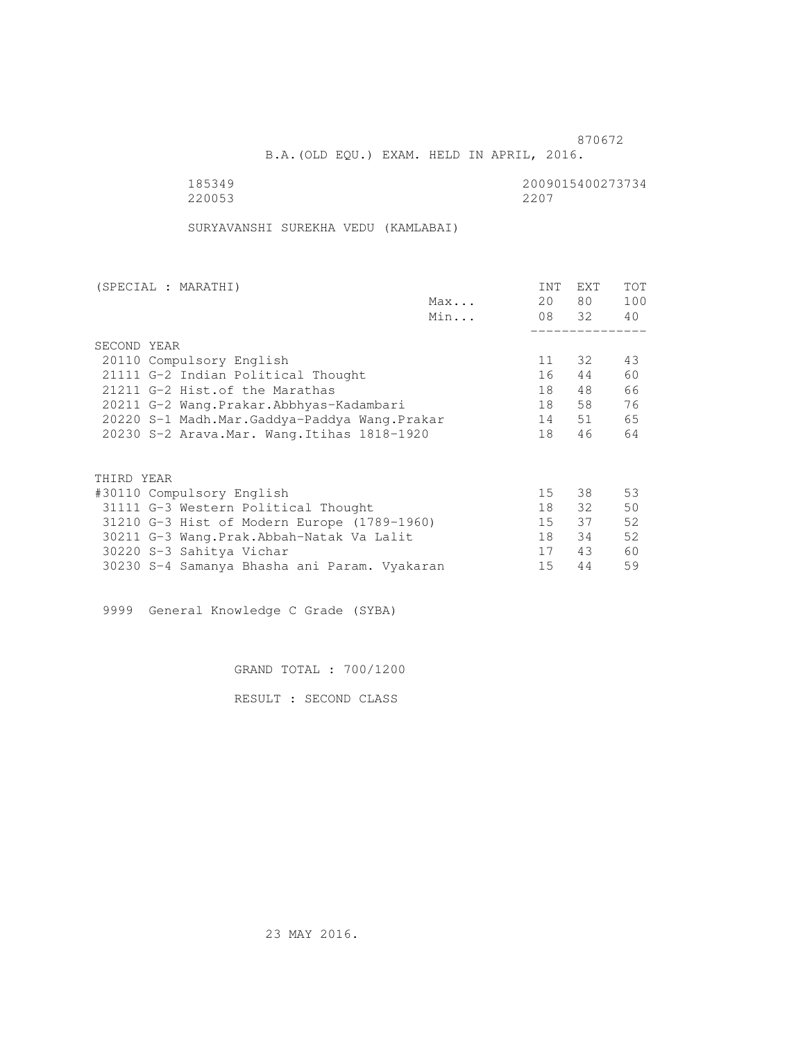870672

B.A.(OLD EQU.) EXAM. HELD IN APRIL, 2016.

185349 2009015400273734
220053 2207

SURYAVANSHI SUREKHA VEDU (KAMLABAI)

| (SPECIAL : MARATHI) | | INT | EXT | TOT |
|---|---|---|---|---|
| | Max... | 20 | 80 | 100 |
| | Min... | 08 | 32 | 40 |
| SECOND YEAR | | | | |
| 20110 Compulsory English | | 11 | 32 | 43 |
| 21111 G-2 Indian Political Thought | | 16 | 44 | 60 |
| 21211 G-2 Hist.of the Marathas | | 18 | 48 | 66 |
| 20211 G-2 Wang.Prakar.Abbhyas-Kadambari | | 18 | 58 | 76 |
| 20220 S-1 Madh.Mar.Gaddya-Paddya Wang.Prakar | | 14 | 51 | 65 |
| 20230 S-2 Arava.Mar. Wang.Itihas 1818-1920 | | 18 | 46 | 64 |
| THIRD YEAR | | | | |
| #30110 Compulsory English | | 15 | 38 | 53 |
| 31111 G-3 Western Political Thought | | 18 | 32 | 50 |
| 31210 G-3 Hist of Modern Europe (1789-1960) | | 15 | 37 | 52 |
| 30211 G-3 Wang.Prak.Abbah-Natak Va Lalit | | 18 | 34 | 52 |
| 30220 S-3 Sahitya Vichar | | 17 | 43 | 60 |
| 30230 S-4 Samanya Bhasha ani Param. Vyakaran | | 15 | 44 | 59 |

9999 General Knowledge C Grade (SYBA)

GRAND TOTAL : 700/1200

RESULT : SECOND CLASS

23 MAY 2016.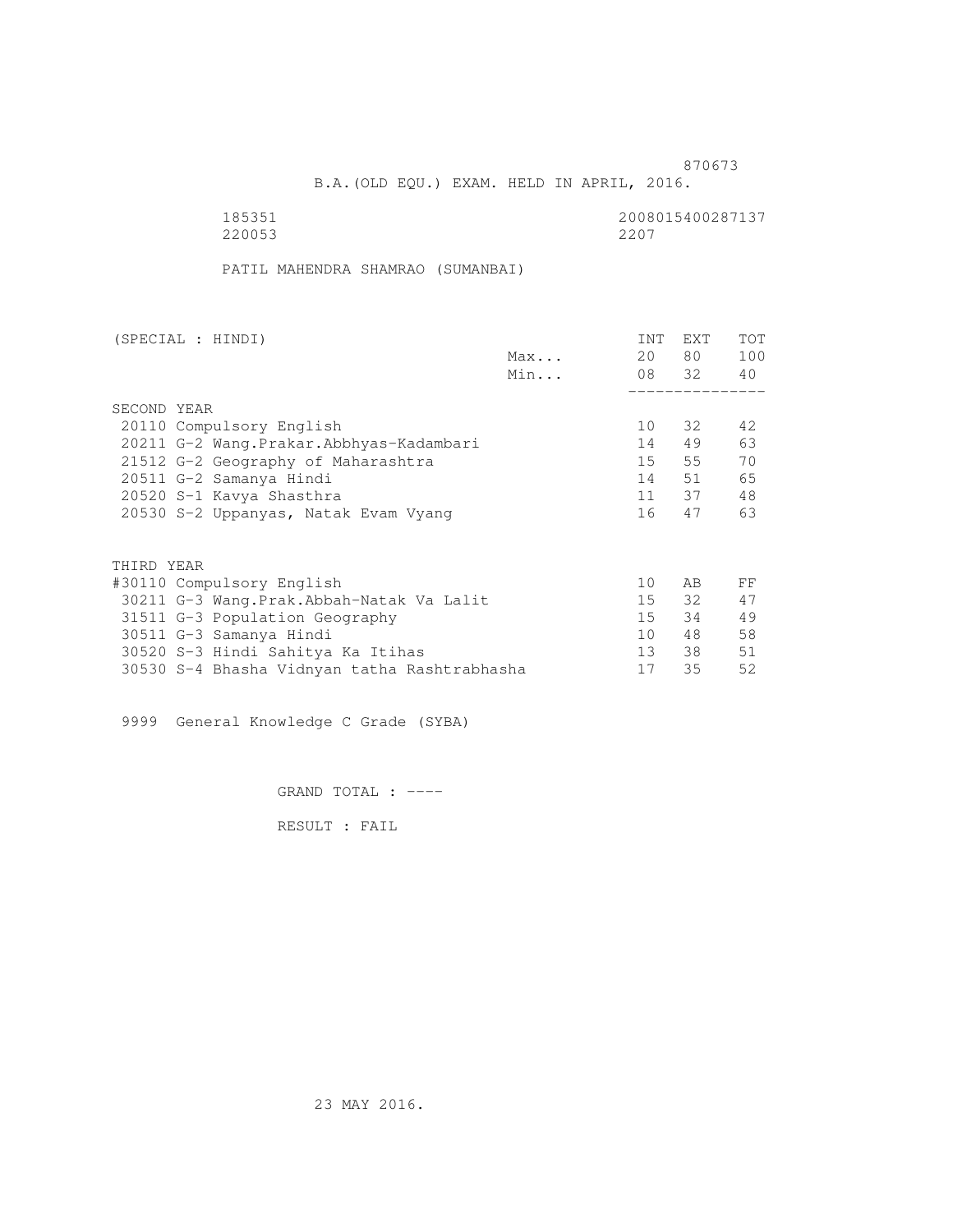870673

B.A.(OLD EQU.) EXAM. HELD IN APRIL, 2016.

185351 2008015400287137
220053 2207

PATIL MAHENDRA SHAMRAO (SUMANBAI)

| (SPECIAL : HINDI) | | INT | EXT | TOT |
|---|---|---|---|---|
| | Max... | 20 | 80 | 100 |
| | Min... | 08 | 32 | 40 |
| **SECOND YEAR** | | | | |
| 20110 Compulsory English | | 10 | 32 | 42 |
| 20211 G-2 Wang.Prakar.Abbhyas-Kadambari | | 14 | 49 | 63 |
| 21512 G-2 Geography of Maharashtra | | 15 | 55 | 70 |
| 20511 G-2 Samanya Hindi | | 14 | 51 | 65 |
| 20520 S-1 Kavya Shasthra | | 11 | 37 | 48 |
| 20530 S-2 Uppanyas, Natak Evam Vyang | | 16 | 47 | 63 |
| **THIRD YEAR** | | | | |
| #30110 Compulsory English | | 10 | AB | FF |
| 30211 G-3 Wang.Prak.Abbah-Natak Va Lalit | | 15 | 32 | 47 |
| 31511 G-3 Population Geography | | 15 | 34 | 49 |
| 30511 G-3 Samanya Hindi | | 10 | 48 | 58 |
| 30520 S-3 Hindi Sahitya Ka Itihas | | 13 | 38 | 51 |
| 30530 S-4 Bhasha Vidnyan tatha Rashtrabhasha | | 17 | 35 | 52 |

9999 General Knowledge C Grade (SYBA)

GRAND TOTAL : ----

RESULT : FAIL

23 MAY 2016.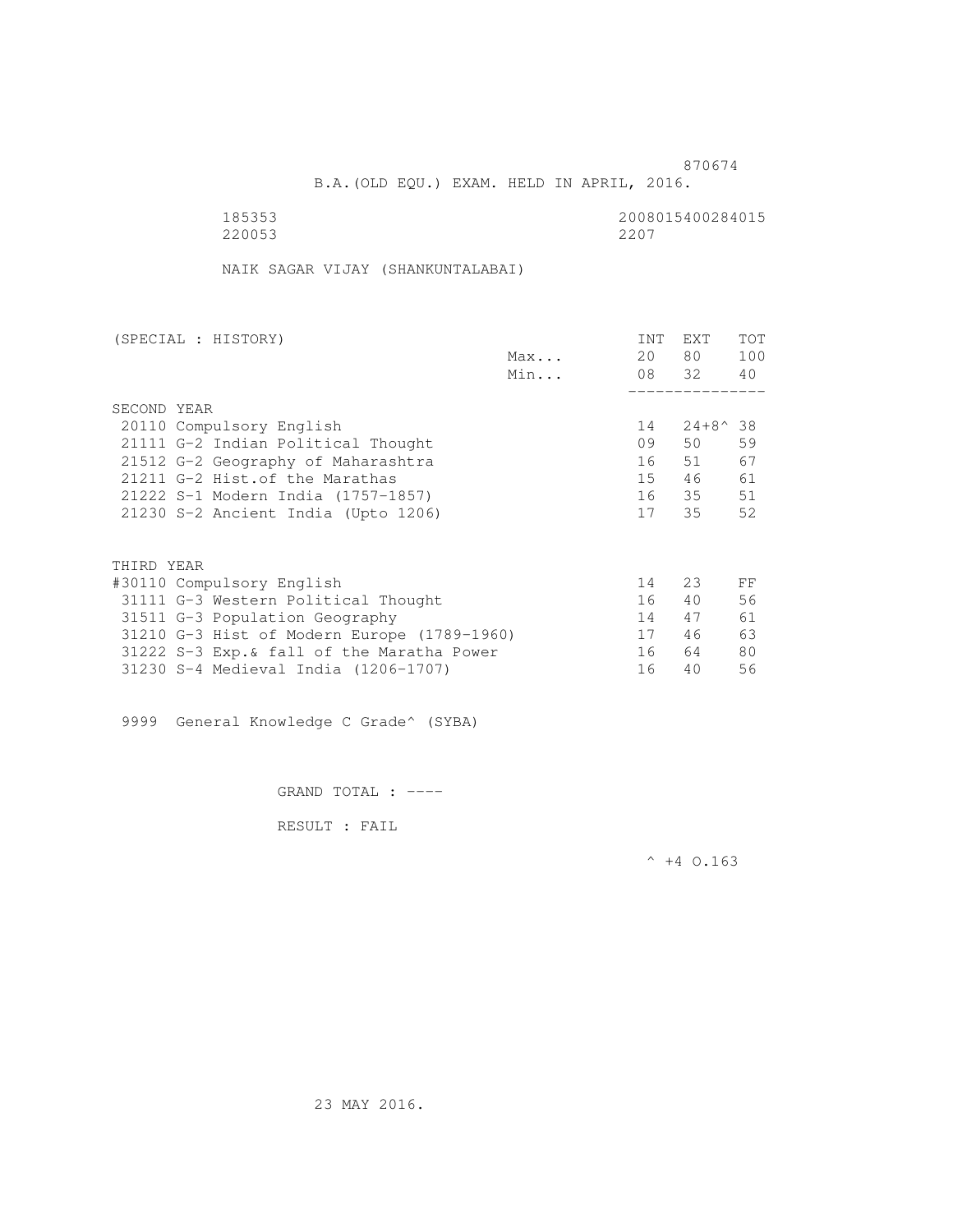870674

B.A.(OLD EQU.) EXAM. HELD IN APRIL, 2016.

185353 2008015400284015
220053 2207

NAIK SAGAR VIJAY (SHANKUNTALABAI)

| (SPECIAL : HISTORY) | | INT | EXT | TOT |
|---|---|---|---|---|
| | Max... | 20 | 80 | 100 |
| | Min... | 08 | 32 | 40 |
| SECOND YEAR | | | | |
| 20110 Compulsory English | | 14 | 24+8^ | 38 |
| 21111 G-2 Indian Political Thought | | 09 | 50 | 59 |
| 21512 G-2 Geography of Maharashtra | | 16 | 51 | 67 |
| 21211 G-2 Hist.of the Marathas | | 15 | 46 | 61 |
| 21222 S-1 Modern India (1757-1857) | | 16 | 35 | 51 |
| 21230 S-2 Ancient India (Upto 1206) | | 17 | 35 | 52 |
| THIRD YEAR | | | | |
| #30110 Compulsory English | | 14 | 23 | FF |
| 31111 G-3 Western Political Thought | | 16 | 40 | 56 |
| 31511 G-3 Population Geography | | 14 | 47 | 61 |
| 31210 G-3 Hist of Modern Europe (1789-1960) | | 17 | 46 | 63 |
| 31222 S-3 Exp.& fall of the Maratha Power | | 16 | 64 | 80 |
| 31230 S-4 Medieval India (1206-1707) | | 16 | 40 | 56 |

9999 General Knowledge C Grade^ (SYBA)

GRAND TOTAL : ----

RESULT : FAIL

^ +4 O.163

23 MAY 2016.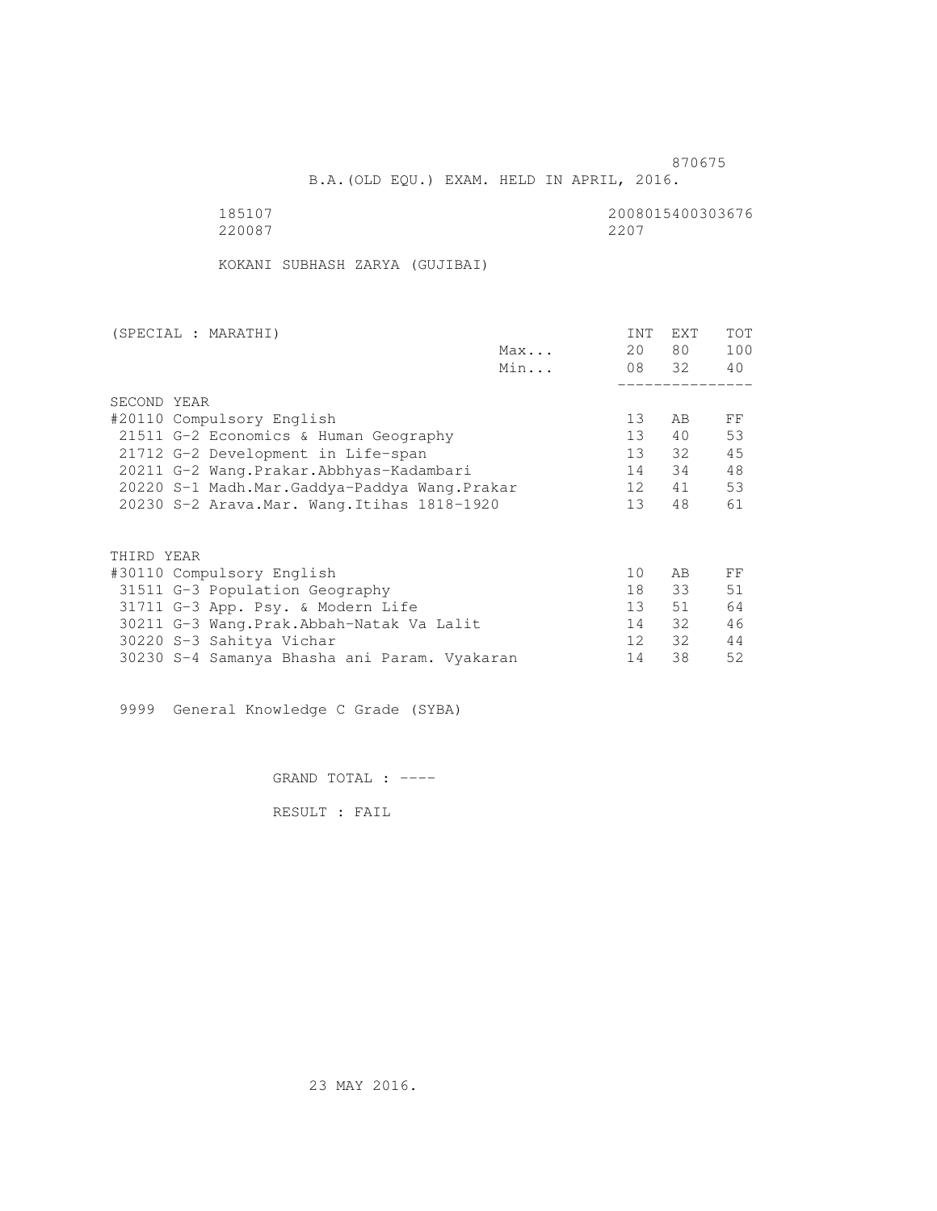870675

B.A.(OLD EQU.) EXAM. HELD IN APRIL, 2016.

185107 2008015400303676
220087 2207

KOKANI SUBHASH ZARYA (GUJIBAI)

| (SPECIAL : MARATHI) | | INT | EXT | TOT |
|---|---|---|---|---|
| | Max... | 20 | 80 | 100 |
| | Min... | 08 | 32 | 40 |
| SECOND YEAR | | | | |
| #20110 Compulsory English | | 13 | AB | FF |
| 21511 G-2 Economics & Human Geography | | 13 | 40 | 53 |
| 21712 G-2 Development in Life-span | | 13 | 32 | 45 |
| 20211 G-2 Wang.Prakar.Abbhyas-Kadambari | | 14 | 34 | 48 |
| 20220 S-1 Madh.Mar.Gaddya-Paddya Wang.Prakar | | 12 | 41 | 53 |
| 20230 S-2 Arava.Mar. Wang.Itihas 1818-1920 | | 13 | 48 | 61 |
| THIRD YEAR | | | | |
| #30110 Compulsory English | | 10 | AB | FF |
| 31511 G-3 Population Geography | | 18 | 33 | 51 |
| 31711 G-3 App. Psy. & Modern Life | | 13 | 51 | 64 |
| 30211 G-3 Wang.Prak.Abbah-Natak Va Lalit | | 14 | 32 | 46 |
| 30220 S-3 Sahitya Vichar | | 12 | 32 | 44 |
| 30230 S-4 Samanya Bhasha ani Param. Vyakaran | | 14 | 38 | 52 |

9999 General Knowledge C Grade (SYBA)

GRAND TOTAL : ----

RESULT : FAIL

23 MAY 2016.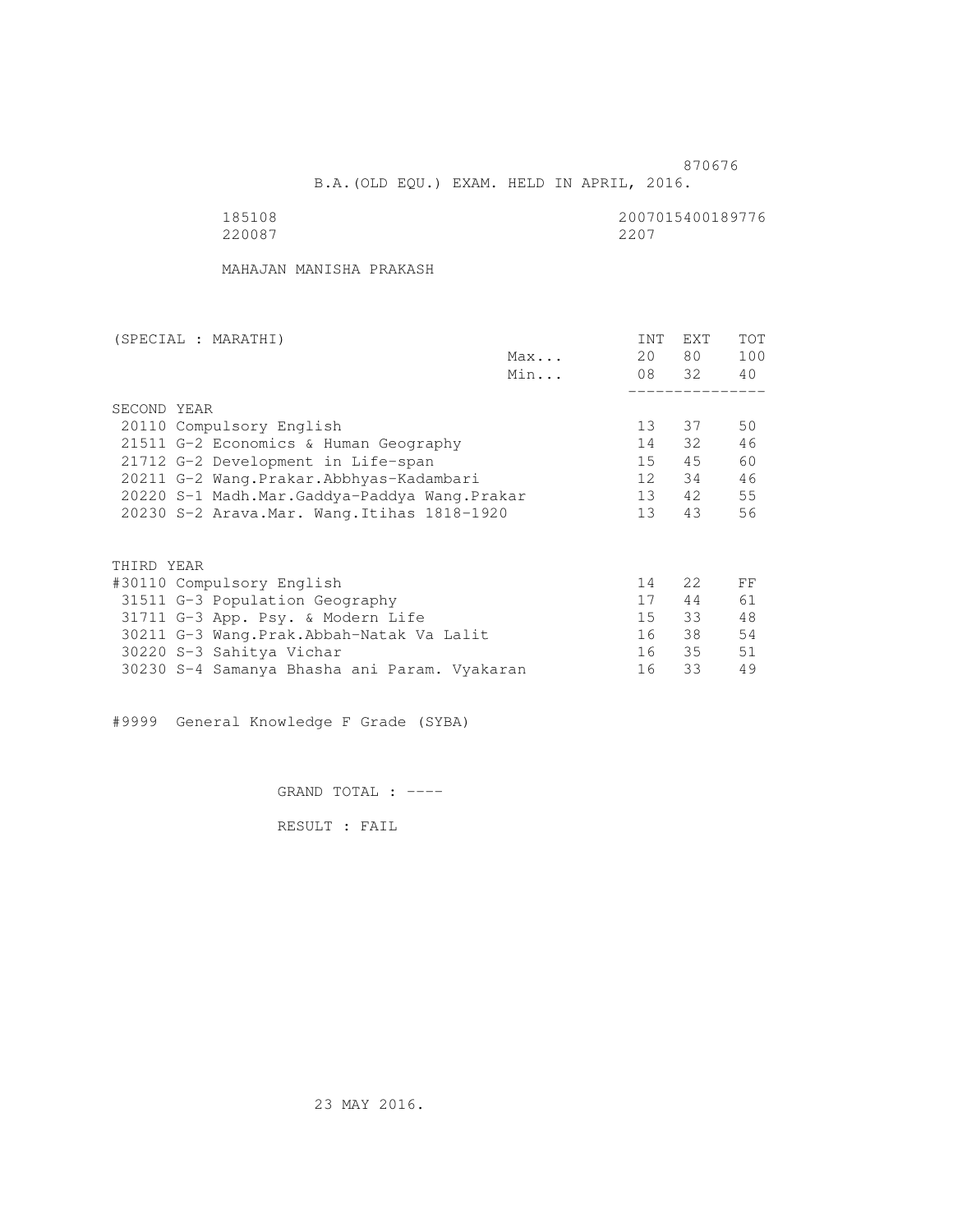870676

B.A.(OLD EQU.) EXAM. HELD IN APRIL, 2016.

185108 2007015400189776
220087 2207

MAHAJAN MANISHA PRAKASH

| (SPECIAL : MARATHI) | | INT | EXT | TOT |
|---|---|---|---|---|
| | Max... | 20 | 80 | 100 |
| | Min... | 08 | 32 | 40 |
| SECOND YEAR | | | | |
| 20110 Compulsory English | | 13 | 37 | 50 |
| 21511 G-2 Economics & Human Geography | | 14 | 32 | 46 |
| 21712 G-2 Development in Life-span | | 15 | 45 | 60 |
| 20211 G-2 Wang.Prakar.Abbhyas-Kadambari | | 12 | 34 | 46 |
| 20220 S-1 Madh.Mar.Gaddya-Paddya Wang.Prakar | | 13 | 42 | 55 |
| 20230 S-2 Arava.Mar. Wang.Itihas 1818-1920 | | 13 | 43 | 56 |
| THIRD YEAR | | | | |
| #30110 Compulsory English | | 14 | 22 | FF |
| 31511 G-3 Population Geography | | 17 | 44 | 61 |
| 31711 G-3 App. Psy. & Modern Life | | 15 | 33 | 48 |
| 30211 G-3 Wang.Prak.Abbah-Natak Va Lalit | | 16 | 38 | 54 |
| 30220 S-3 Sahitya Vichar | | 16 | 35 | 51 |
| 30230 S-4 Samanya Bhasha ani Param. Vyakaran | | 16 | 33 | 49 |

#9999 General Knowledge F Grade (SYBA)

GRAND TOTAL : ----

RESULT : FAIL

23 MAY 2016.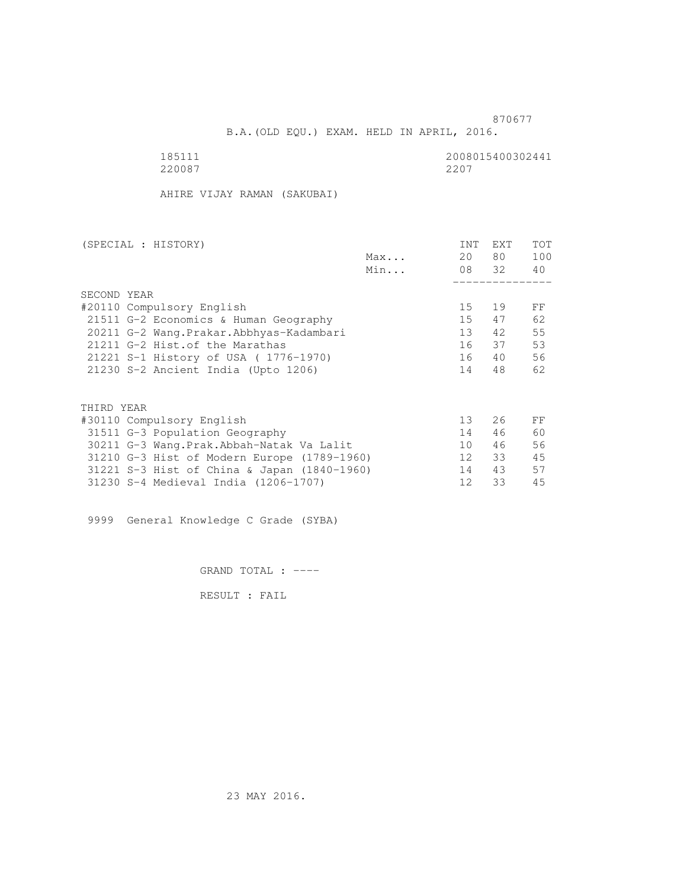870677

B.A.(OLD EQU.) EXAM. HELD IN APRIL, 2016.

185111 2008015400302441
220087 2207

AHIRE VIJAY RAMAN (SAKUBAI)

| (SPECIAL : HISTORY) | | INT | EXT | TOT |
|---|---|---|---|---|
| | Max... | 20 | 80 | 100 |
| | Min... | 08 | 32 | 40 |
| **SECOND YEAR** | | | | |
| #20110 Compulsory English | | 15 | 19 | FF |
| 21511 G-2 Economics & Human Geography | | 15 | 47 | 62 |
| 20211 G-2 Wang.Prakar.Abbhyas-Kadambari | | 13 | 42 | 55 |
| 21211 G-2 Hist.of the Marathas | | 16 | 37 | 53 |
| 21221 S-1 History of USA ( 1776-1970) | | 16 | 40 | 56 |
| 21230 S-2 Ancient India (Upto 1206) | | 14 | 48 | 62 |
| **THIRD YEAR** | | | | |
| #30110 Compulsory English | | 13 | 26 | FF |
| 31511 G-3 Population Geography | | 14 | 46 | 60 |
| 30211 G-3 Wang.Prak.Abbah-Natak Va Lalit | | 10 | 46 | 56 |
| 31210 G-3 Hist of Modern Europe (1789-1960) | | 12 | 33 | 45 |
| 31221 S-3 Hist of China & Japan (1840-1960) | | 14 | 43 | 57 |
| 31230 S-4 Medieval India (1206-1707) | | 12 | 33 | 45 |

9999 General Knowledge C Grade (SYBA)

GRAND TOTAL : ----

RESULT : FAIL

23 MAY 2016.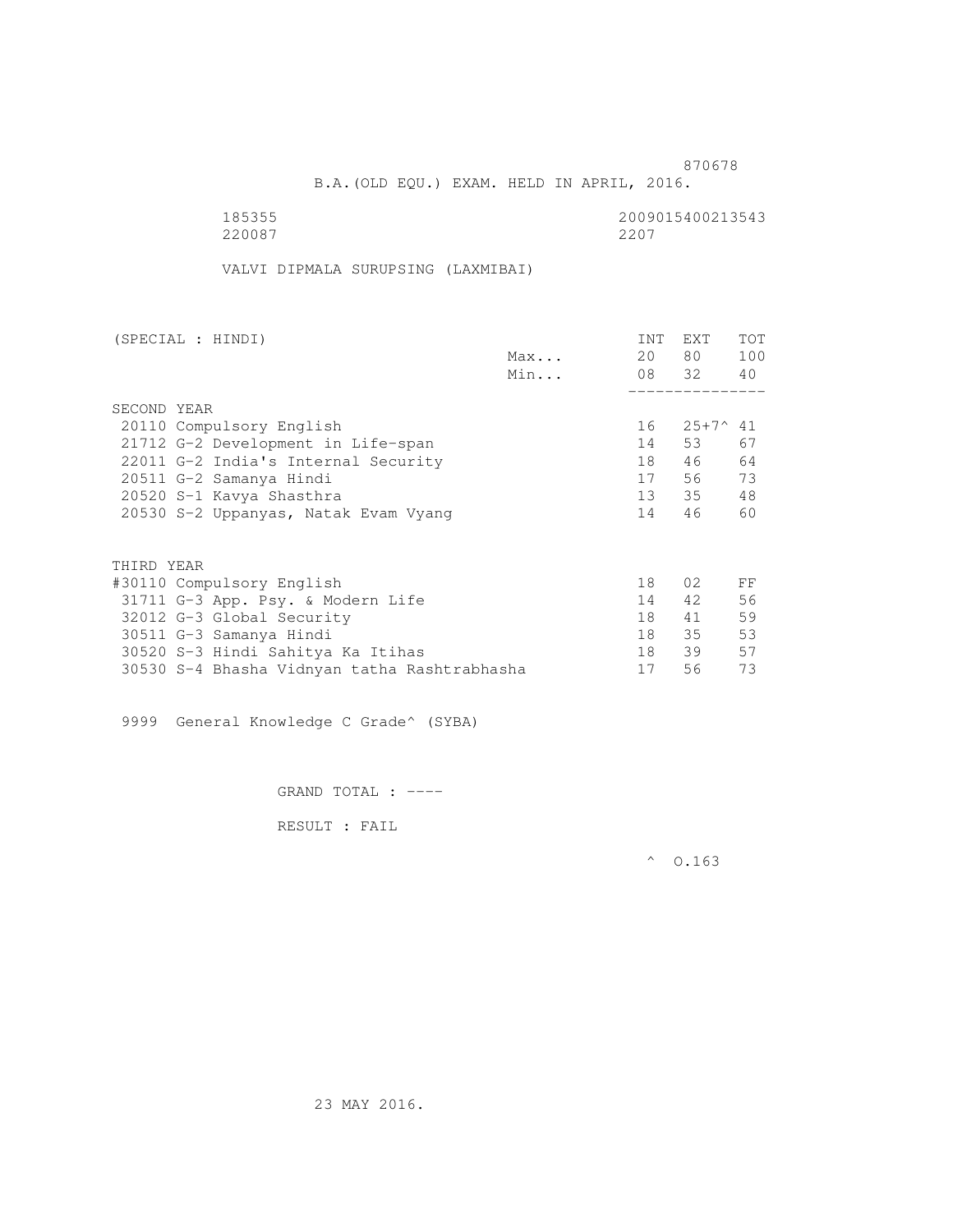870678

B.A.(OLD EQU.) EXAM. HELD IN APRIL, 2016.

185355 2009015400213543
220087 2207

VALVI DIPMALA SURUPSING (LAXMIBAI)

| (SPECIAL : HINDI) | | INT | EXT | TOT |
|---|---|---|---|---|
| | Max... | 20 | 80 | 100 |
| | Min... | 08 | 32 | 40 |
| SECOND YEAR | | | | |
| 20110 Compulsory English | | 16 | 25+7^ | 41 |
| 21712 G-2 Development in Life-span | | 14 | 53 | 67 |
| 22011 G-2 India's Internal Security | | 18 | 46 | 64 |
| 20511 G-2 Samanya Hindi | | 17 | 56 | 73 |
| 20520 S-1 Kavya Shasthra | | 13 | 35 | 48 |
| 20530 S-2 Uppanyas, Natak Evam Vyang | | 14 | 46 | 60 |
| THIRD YEAR | | | | |
| #30110 Compulsory English | | 18 | 02 | FF |
| 31711 G-3 App. Psy. & Modern Life | | 14 | 42 | 56 |
| 32012 G-3 Global Security | | 18 | 41 | 59 |
| 30511 G-3 Samanya Hindi | | 18 | 35 | 53 |
| 30520 S-3 Hindi Sahitya Ka Itihas | | 18 | 39 | 57 |
| 30530 S-4 Bhasha Vidnyan tatha Rashtrabhasha | | 17 | 56 | 73 |

9999 General Knowledge C Grade^ (SYBA)

GRAND TOTAL : ----

RESULT : FAIL

^ O.163

23 MAY 2016.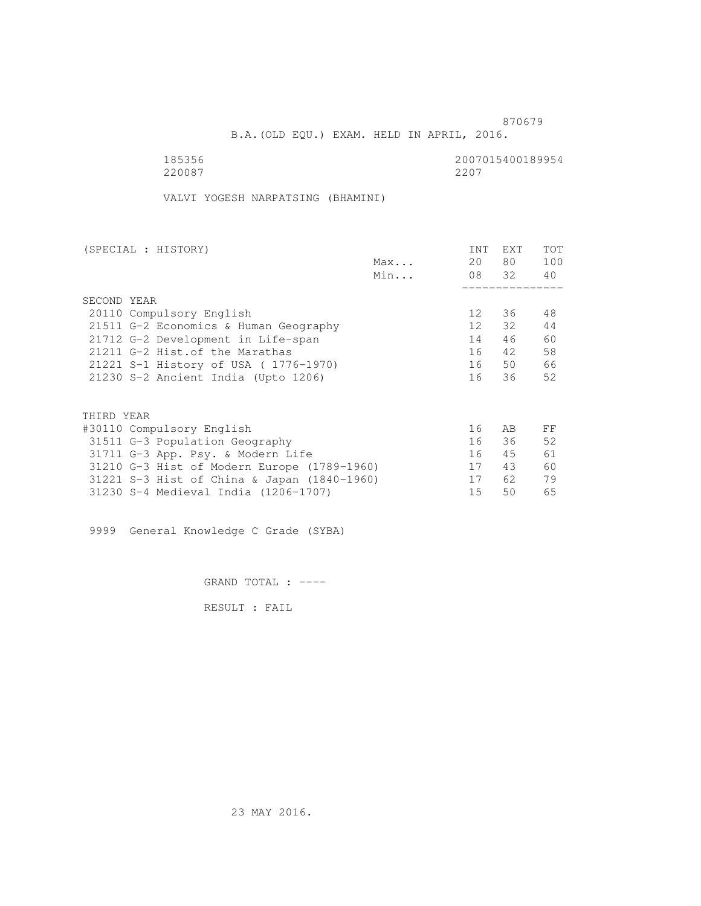870679

B.A.(OLD EQU.) EXAM. HELD IN APRIL, 2016.

185356 2007015400189954
220087 2207

VALVI YOGESH NARPATSING (BHAMINI)

| (SPECIAL : HISTORY) | | INT | EXT | TOT |
|---|---|---|---|---|
| | Max... | 20 | 80 | 100 |
| | Min... | 08 | 32 | 40 |
| **SECOND YEAR** | | | | |
| 20110 Compulsory English | | 12 | 36 | 48 |
| 21511 G-2 Economics & Human Geography | | 12 | 32 | 44 |
| 21712 G-2 Development in Life-span | | 14 | 46 | 60 |
| 21211 G-2 Hist.of the Marathas | | 16 | 42 | 58 |
| 21221 S-1 History of USA ( 1776-1970) | | 16 | 50 | 66 |
| 21230 S-2 Ancient India (Upto 1206) | | 16 | 36 | 52 |
| **THIRD YEAR** | | | | |
| #30110 Compulsory English | | 16 | AB | FF |
| 31511 G-3 Population Geography | | 16 | 36 | 52 |
| 31711 G-3 App. Psy. & Modern Life | | 16 | 45 | 61 |
| 31210 G-3 Hist of Modern Europe (1789-1960) | | 17 | 43 | 60 |
| 31221 S-3 Hist of China & Japan (1840-1960) | | 17 | 62 | 79 |
| 31230 S-4 Medieval India (1206-1707) | | 15 | 50 | 65 |

9999 General Knowledge C Grade (SYBA)

GRAND TOTAL : ----

RESULT : FAIL

23 MAY 2016.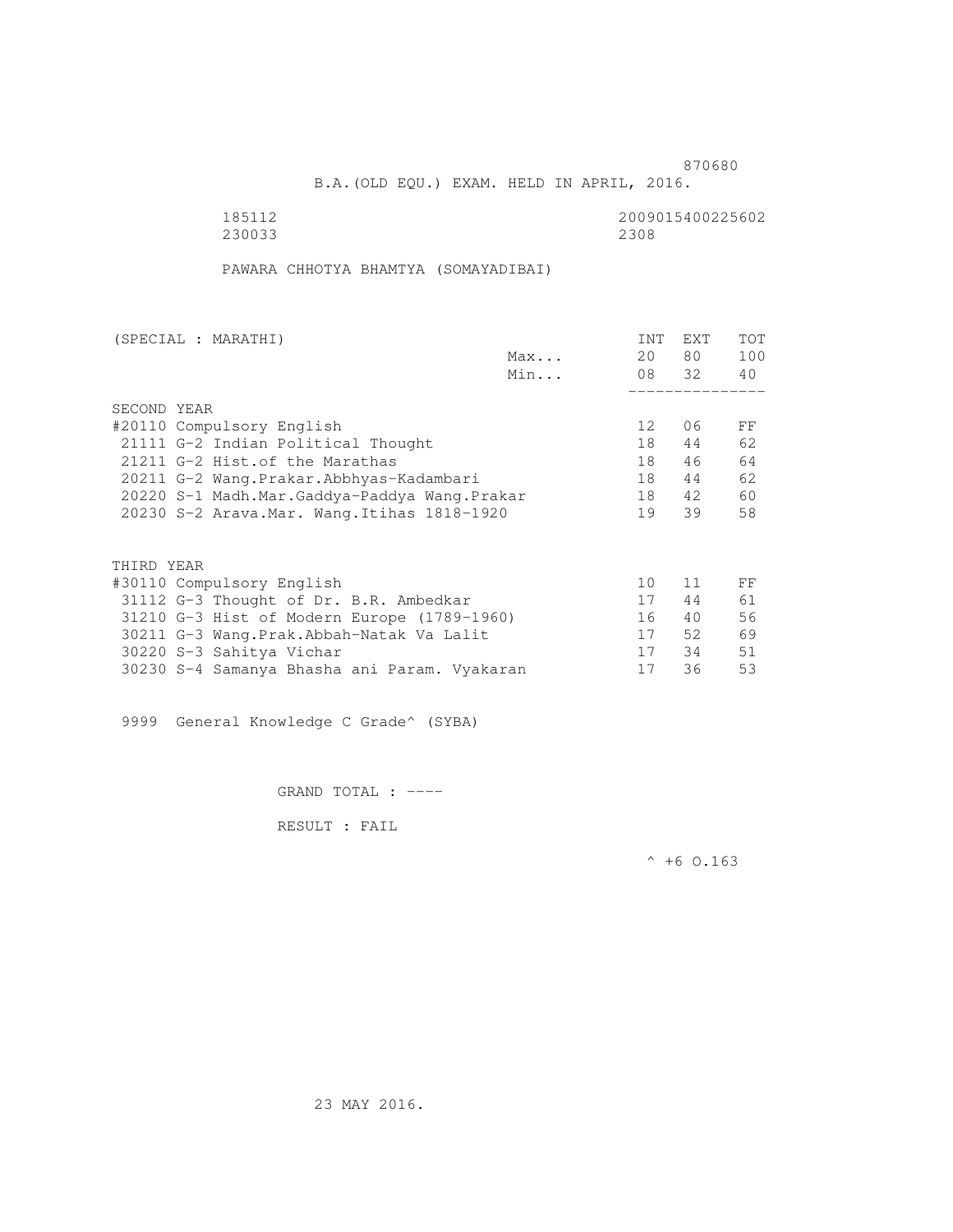870680

B.A.(OLD EQU.) EXAM. HELD IN APRIL, 2016.

185112 2009015400225602
230033 2308

PAWARA CHHOTYA BHAMTYA (SOMAYADIBAI)

| (SPECIAL : MARATHI) | | INT | EXT | TOT |
|---|---|---|---|---|
| | Max... | 20 | 80 | 100 |
| | Min... | 08 | 32 | 40 |
| **SECOND YEAR** | | | | |
| #20110 Compulsory English | | 12 | 06 | FF |
| 21111 G-2 Indian Political Thought | | 18 | 44 | 62 |
| 21211 G-2 Hist.of the Marathas | | 18 | 46 | 64 |
| 20211 G-2 Wang.Prakar.Abbhyas-Kadambari | | 18 | 44 | 62 |
| 20220 S-1 Madh.Mar.Gaddya-Paddya Wang.Prakar | | 18 | 42 | 60 |
| 20230 S-2 Arava.Mar. Wang.Itihas 1818-1920 | | 19 | 39 | 58 |
| **THIRD YEAR** | | | | |
| #30110 Compulsory English | | 10 | 11 | FF |
| 31112 G-3 Thought of Dr. B.R. Ambedkar | | 17 | 44 | 61 |
| 31210 G-3 Hist of Modern Europe (1789-1960) | | 16 | 40 | 56 |
| 30211 G-3 Wang.Prak.Abbah-Natak Va Lalit | | 17 | 52 | 69 |
| 30220 S-3 Sahitya Vichar | | 17 | 34 | 51 |
| 30230 S-4 Samanya Bhasha ani Param. Vyakaran | | 17 | 36 | 53 |

9999 General Knowledge C Grade^ (SYBA)

GRAND TOTAL : ----

RESULT : FAIL

^ +6 O.163

23 MAY 2016.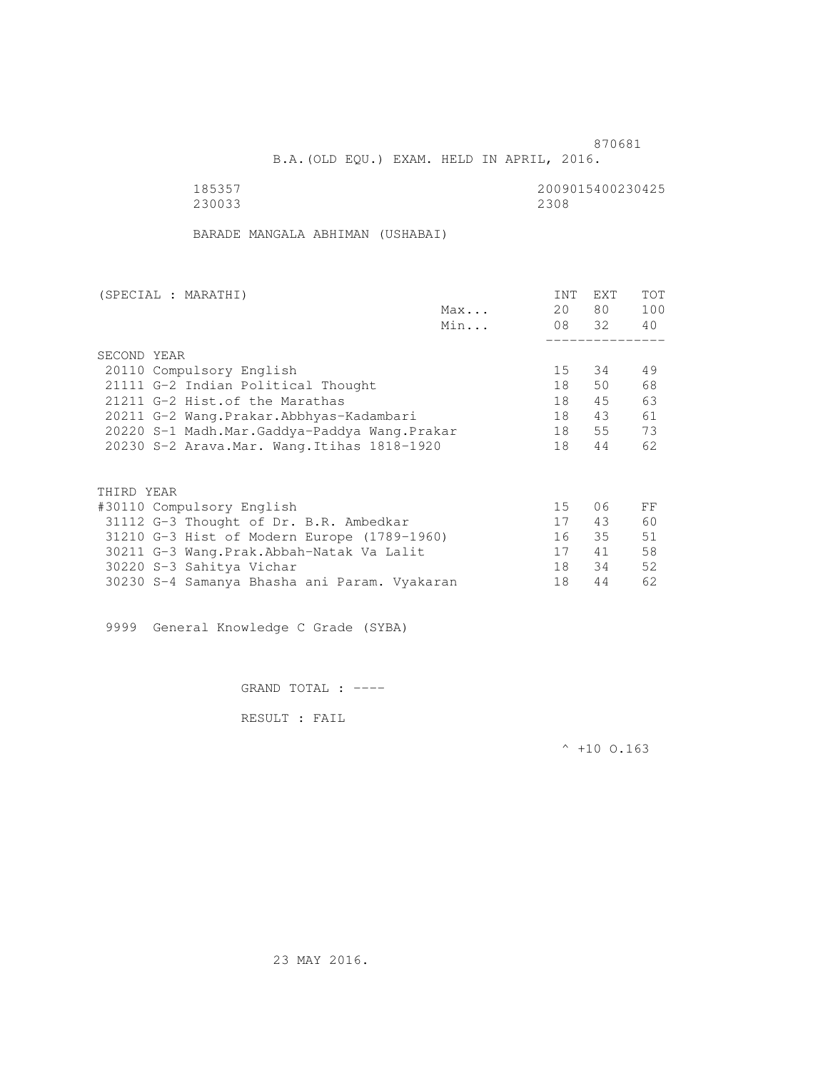870681

B.A.(OLD EQU.) EXAM. HELD IN APRIL, 2016.

185357 2009015400230425
230033 2308

BARADE MANGALA ABHIMAN (USHABAI)

| (SPECIAL : MARATHI) | | INT | EXT | TOT |
|---|---|---|---|---|
| | Max... | 20 | 80 | 100 |
| | Min... | 08 | 32 | 40 |
| **SECOND YEAR** | | | | |
| 20110 Compulsory English | | 15 | 34 | 49 |
| 21111 G-2 Indian Political Thought | | 18 | 50 | 68 |
| 21211 G-2 Hist.of the Marathas | | 18 | 45 | 63 |
| 20211 G-2 Wang.Prakar.Abbhyas-Kadambari | | 18 | 43 | 61 |
| 20220 S-1 Madh.Mar.Gaddya-Paddya Wang.Prakar | | 18 | 55 | 73 |
| 20230 S-2 Arava.Mar. Wang.Itihas 1818-1920 | | 18 | 44 | 62 |
| **THIRD YEAR** | | | | |
| #30110 Compulsory English | | 15 | 06 | FF |
| 31112 G-3 Thought of Dr. B.R. Ambedkar | | 17 | 43 | 60 |
| 31210 G-3 Hist of Modern Europe (1789-1960) | | 16 | 35 | 51 |
| 30211 G-3 Wang.Prak.Abbah-Natak Va Lalit | | 17 | 41 | 58 |
| 30220 S-3 Sahitya Vichar | | 18 | 34 | 52 |
| 30230 S-4 Samanya Bhasha ani Param. Vyakaran | | 18 | 44 | 62 |

9999 General Knowledge C Grade (SYBA)

GRAND TOTAL : ----

RESULT : FAIL

^ +10 O.163

23 MAY 2016.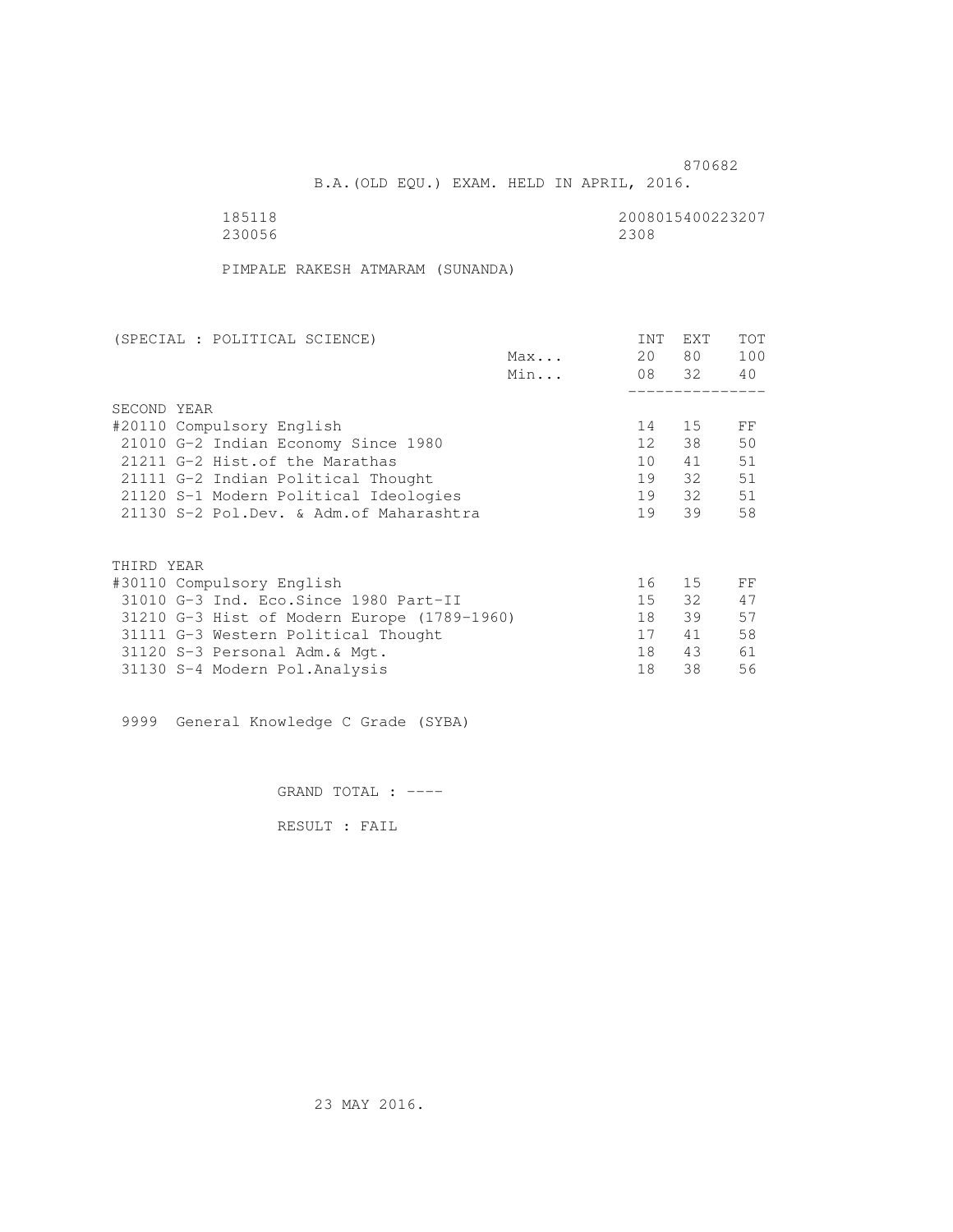870682

B.A.(OLD EQU.) EXAM. HELD IN APRIL, 2016.

185118 2008015400223207
230056 2308

PIMPALE RAKESH ATMARAM (SUNANDA)

| (SPECIAL : POLITICAL SCIENCE) | | INT | EXT | TOT |
|---|---|---|---|---|
| | Max... | 20 | 80 | 100 |
| | Min... | 08 | 32 | 40 |
| SECOND YEAR | | | | |
| #20110 Compulsory English | | 14 | 15 | FF |
| 21010 G-2 Indian Economy Since 1980 | | 12 | 38 | 50 |
| 21211 G-2 Hist.of the Marathas | | 10 | 41 | 51 |
| 21111 G-2 Indian Political Thought | | 19 | 32 | 51 |
| 21120 S-1 Modern Political Ideologies | | 19 | 32 | 51 |
| 21130 S-2 Pol.Dev. & Adm.of Maharashtra | | 19 | 39 | 58 |
| THIRD YEAR | | | | |
| #30110 Compulsory English | | 16 | 15 | FF |
| 31010 G-3 Ind. Eco.Since 1980 Part-II | | 15 | 32 | 47 |
| 31210 G-3 Hist of Modern Europe (1789-1960) | | 18 | 39 | 57 |
| 31111 G-3 Western Political Thought | | 17 | 41 | 58 |
| 31120 S-3 Personal Adm.& Mgt. | | 18 | 43 | 61 |
| 31130 S-4 Modern Pol.Analysis | | 18 | 38 | 56 |

9999 General Knowledge C Grade (SYBA)

GRAND TOTAL : ----

RESULT : FAIL

23 MAY 2016.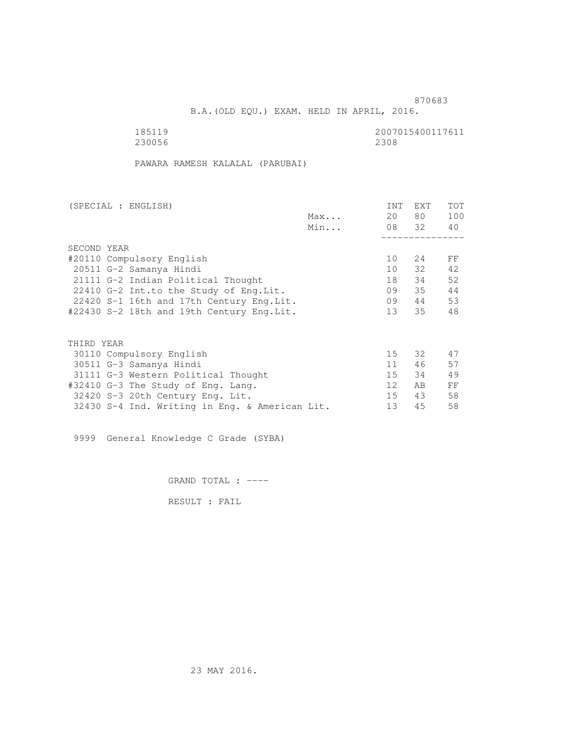870683

B.A.(OLD EQU.) EXAM. HELD IN APRIL, 2016.

185119 2007015400117611
230056 2308

PAWARA RAMESH KALALAL (PARUBAI)

| (SPECIAL : ENGLISH) | | INT | EXT | TOT |
|---|---|---|---|---|
| | Max... | 20 | 80 | 100 |
| | Min... | 08 | 32 | 40 |
| SECOND YEAR | | | | |
| #20110 Compulsory English | | 10 | 24 | FF |
| 20511 G-2 Samanya Hindi | | 10 | 32 | 42 |
| 21111 G-2 Indian Political Thought | | 18 | 34 | 52 |
| 22410 G-2 Int.to the Study of Eng.Lit. | | 09 | 35 | 44 |
| 22420 S-1 16th and 17th Century Eng.Lit. | | 09 | 44 | 53 |
| #22430 S-2 18th and 19th Century Eng.Lit. | | 13 | 35 | 48 |
| THIRD YEAR | | | | |
| 30110 Compulsory English | | 15 | 32 | 47 |
| 30511 G-3 Samanya Hindi | | 11 | 46 | 57 |
| 31111 G-3 Western Political Thought | | 15 | 34 | 49 |
| #32410 G-3 The Study of Eng. Lang. | | 12 | AB | FF |
| 32420 S-3 20th Century Eng. Lit. | | 15 | 43 | 58 |
| 32430 S-4 Ind. Writing in Eng. & American Lit. | | 13 | 45 | 58 |

9999 General Knowledge C Grade (SYBA)

GRAND TOTAL : ----

RESULT : FAIL

23 MAY 2016.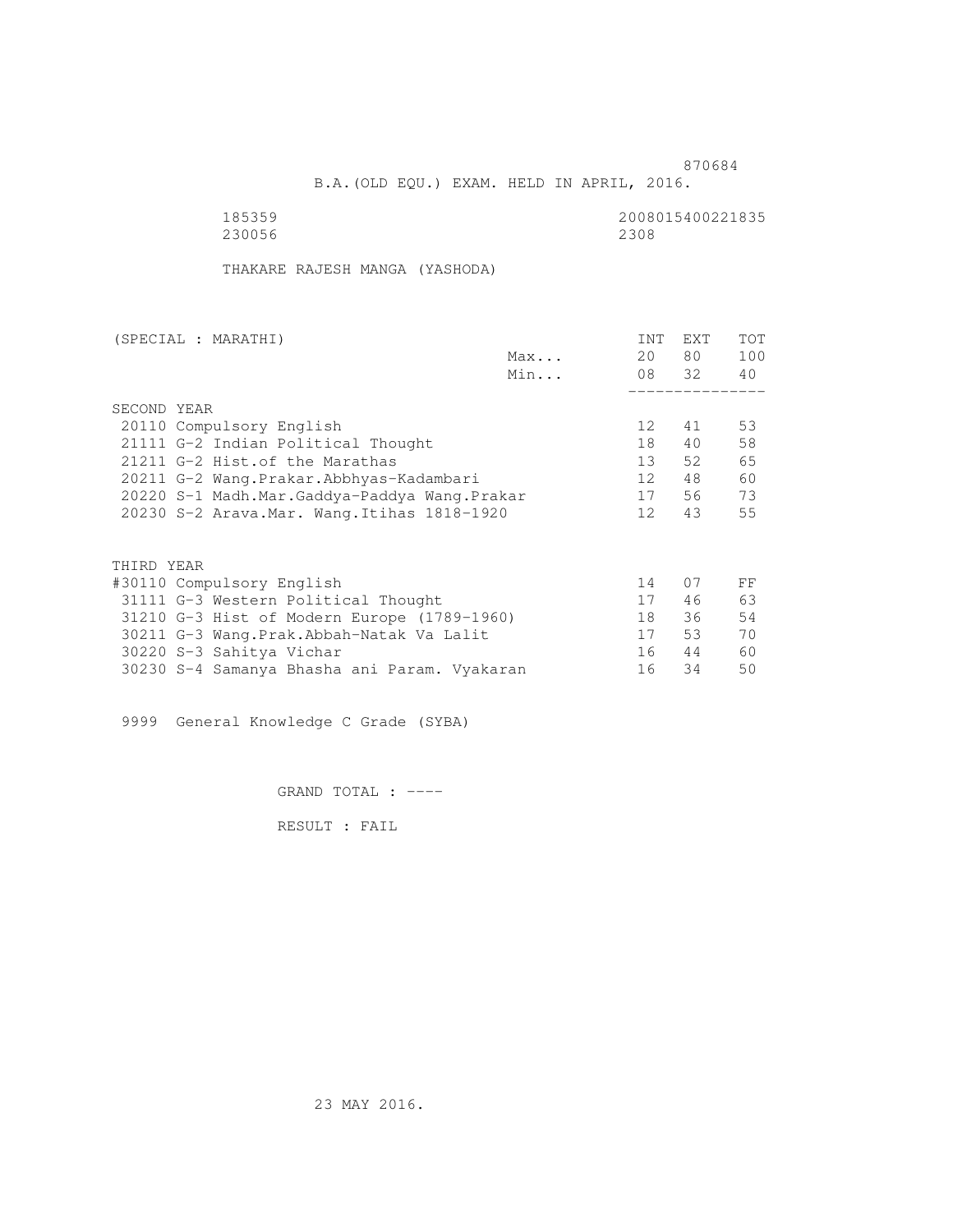870684

B.A.(OLD EQU.) EXAM. HELD IN APRIL, 2016.

185359 2008015400221835
230056 2308

THAKARE RAJESH MANGA (YASHODA)

| (SPECIAL : MARATHI) | | INT | EXT | TOT |
|---|---|---|---|---|
| | Max... | 20 | 80 | 100 |
| | Min... | 08 | 32 | 40 |
| SECOND YEAR | | | | |
| 20110 Compulsory English | | 12 | 41 | 53 |
| 21111 G-2 Indian Political Thought | | 18 | 40 | 58 |
| 21211 G-2 Hist.of the Marathas | | 13 | 52 | 65 |
| 20211 G-2 Wang.Prakar.Abbhyas-Kadambari | | 12 | 48 | 60 |
| 20220 S-1 Madh.Mar.Gaddya-Paddya Wang.Prakar | | 17 | 56 | 73 |
| 20230 S-2 Arava.Mar. Wang.Itihas 1818-1920 | | 12 | 43 | 55 |
| THIRD YEAR | | | | |
| #30110 Compulsory English | | 14 | 07 | FF |
| 31111 G-3 Western Political Thought | | 17 | 46 | 63 |
| 31210 G-3 Hist of Modern Europe (1789-1960) | | 18 | 36 | 54 |
| 30211 G-3 Wang.Prak.Abbah-Natak Va Lalit | | 17 | 53 | 70 |
| 30220 S-3 Sahitya Vichar | | 16 | 44 | 60 |
| 30230 S-4 Samanya Bhasha ani Param. Vyakaran | | 16 | 34 | 50 |

9999 General Knowledge C Grade (SYBA)

GRAND TOTAL : ----

RESULT : FAIL

23 MAY 2016.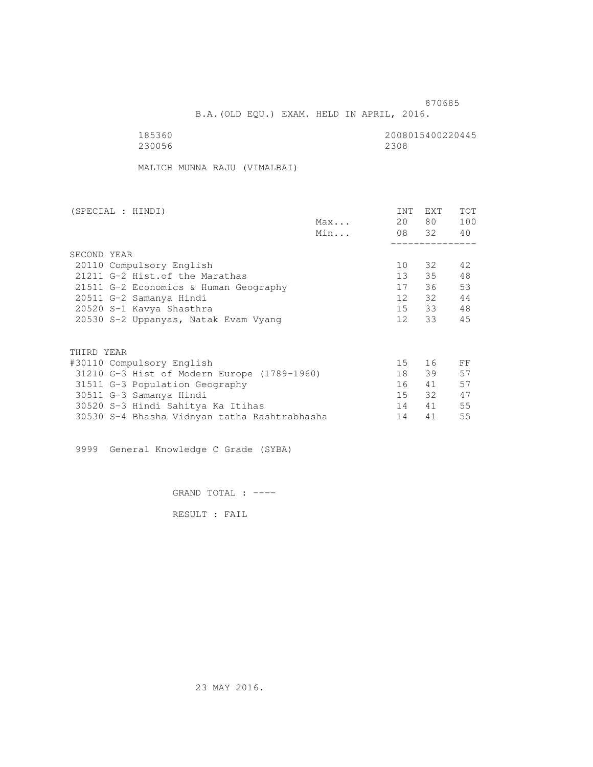870685

B.A.(OLD EQU.) EXAM. HELD IN APRIL, 2016.

185360 2008015400220445
230056 2308

MALICH MUNNA RAJU (VIMALBAI)

| (SPECIAL : HINDI) | | INT | EXT | TOT |
|---|---|---|---|---|
| | Max... | 20 | 80 | 100 |
| | Min... | 08 | 32 | 40 |
| **SECOND YEAR** | | | | |
| 20110 Compulsory English | | 10 | 32 | 42 |
| 21211 G-2 Hist.of the Marathas | | 13 | 35 | 48 |
| 21511 G-2 Economics & Human Geography | | 17 | 36 | 53 |
| 20511 G-2 Samanya Hindi | | 12 | 32 | 44 |
| 20520 S-1 Kavya Shasthra | | 15 | 33 | 48 |
| 20530 S-2 Uppanyas, Natak Evam Vyang | | 12 | 33 | 45 |
| **THIRD YEAR** | | | | |
| #30110 Compulsory English | | 15 | 16 | FF |
| 31210 G-3 Hist of Modern Europe (1789-1960) | | 18 | 39 | 57 |
| 31511 G-3 Population Geography | | 16 | 41 | 57 |
| 30511 G-3 Samanya Hindi | | 15 | 32 | 47 |
| 30520 S-3 Hindi Sahitya Ka Itihas | | 14 | 41 | 55 |
| 30530 S-4 Bhasha Vidnyan tatha Rashtrabhasha | | 14 | 41 | 55 |

9999 General Knowledge C Grade (SYBA)

GRAND TOTAL : ----

RESULT : FAIL

23 MAY 2016.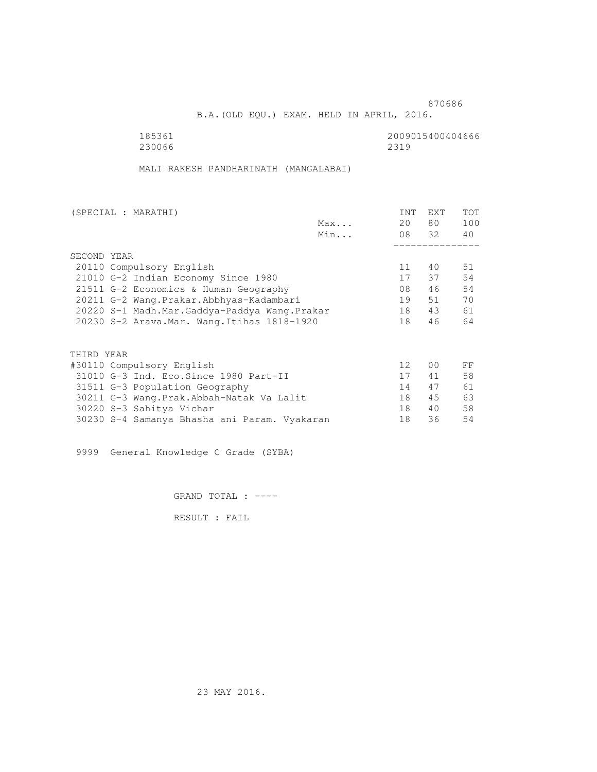870686

B.A.(OLD EQU.) EXAM. HELD IN APRIL, 2016.

185361 2009015400404666
230066 2319

MALI RAKESH PANDHARINATH (MANGALABAI)

| (SPECIAL : MARATHI) | | INT | EXT | TOT |
|---|---|---|---|---|
| | Max... | 20 | 80 | 100 |
| | Min... | 08 | 32 | 40 |
| SECOND YEAR | | | | |
| 20110 Compulsory English | | 11 | 40 | 51 |
| 21010 G-2 Indian Economy Since 1980 | | 17 | 37 | 54 |
| 21511 G-2 Economics & Human Geography | | 08 | 46 | 54 |
| 20211 G-2 Wang.Prakar.Abbhyas-Kadambari | | 19 | 51 | 70 |
| 20220 S-1 Madh.Mar.Gaddya-Paddya Wang.Prakar | | 18 | 43 | 61 |
| 20230 S-2 Arava.Mar. Wang.Itihas 1818-1920 | | 18 | 46 | 64 |
| THIRD YEAR | | | | |
| #30110 Compulsory English | | 12 | 00 | FF |
| 31010 G-3 Ind. Eco.Since 1980 Part-II | | 17 | 41 | 58 |
| 31511 G-3 Population Geography | | 14 | 47 | 61 |
| 30211 G-3 Wang.Prak.Abbah-Natak Va Lalit | | 18 | 45 | 63 |
| 30220 S-3 Sahitya Vichar | | 18 | 40 | 58 |
| 30230 S-4 Samanya Bhasha ani Param. Vyakaran | | 18 | 36 | 54 |

9999 General Knowledge C Grade (SYBA)

GRAND TOTAL : ----

RESULT : FAIL

23 MAY 2016.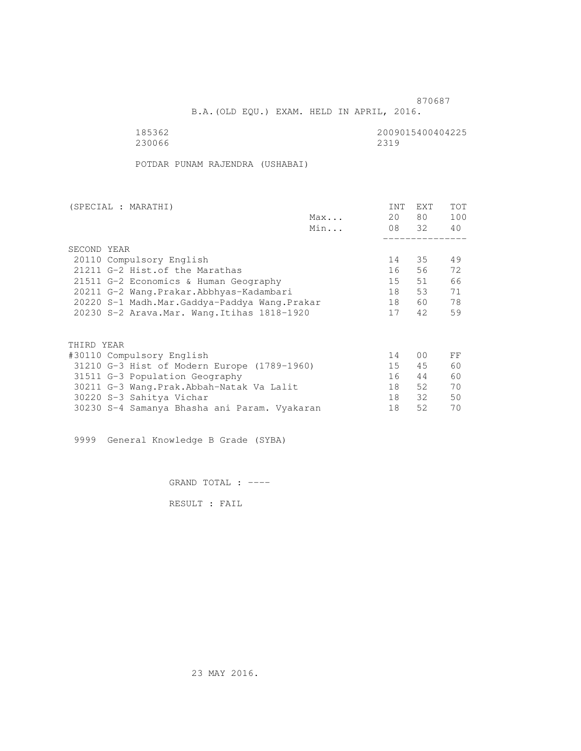870687

B.A.(OLD EQU.) EXAM. HELD IN APRIL, 2016.

185362 2009015400404225
230066 2319

POTDAR PUNAM RAJENDRA (USHABAI)

| (SPECIAL : MARATHI) | | INT | EXT | TOT |
|---|---|---|---|---|
| | Max... | 20 | 80 | 100 |
| | Min... | 08 | 32 | 40 |
| SECOND YEAR | | | | |
| 20110 Compulsory English | | 14 | 35 | 49 |
| 21211 G-2 Hist.of the Marathas | | 16 | 56 | 72 |
| 21511 G-2 Economics & Human Geography | | 15 | 51 | 66 |
| 20211 G-2 Wang.Prakar.Abbhyas-Kadambari | | 18 | 53 | 71 |
| 20220 S-1 Madh.Mar.Gaddya-Paddya Wang.Prakar | | 18 | 60 | 78 |
| 20230 S-2 Arava.Mar. Wang.Itihas 1818-1920 | | 17 | 42 | 59 |
| THIRD YEAR | | | | |
| #30110 Compulsory English | | 14 | 00 | FF |
| 31210 G-3 Hist of Modern Europe (1789-1960) | | 15 | 45 | 60 |
| 31511 G-3 Population Geography | | 16 | 44 | 60 |
| 30211 G-3 Wang.Prak.Abbah-Natak Va Lalit | | 18 | 52 | 70 |
| 30220 S-3 Sahitya Vichar | | 18 | 32 | 50 |
| 30230 S-4 Samanya Bhasha ani Param. Vyakaran | | 18 | 52 | 70 |

9999 General Knowledge B Grade (SYBA)

GRAND TOTAL : ----

RESULT : FAIL

23 MAY 2016.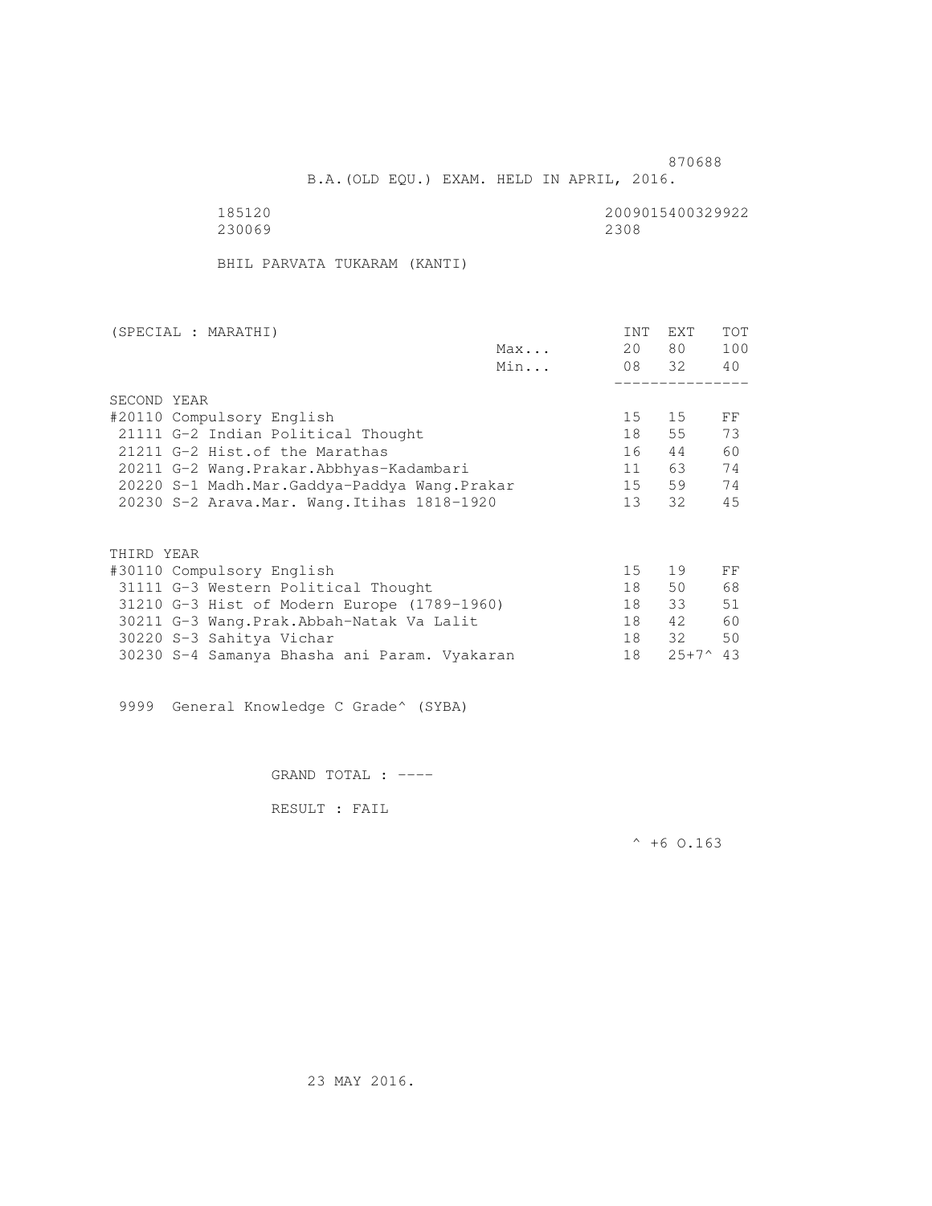870688

B.A.(OLD EQU.) EXAM. HELD IN APRIL, 2016.

185120 2009015400329922
230069 2308

BHIL PARVATA TUKARAM (KANTI)

| (SPECIAL : MARATHI) | | INT | EXT | TOT |
|---|---|---|---|---|
| | Max... | 20 | 80 | 100 |
| | Min... | 08 | 32 | 40 |
| SECOND YEAR | | | | |
| #20110 Compulsory English | | 15 | 15 | FF |
| 21111 G-2 Indian Political Thought | | 18 | 55 | 73 |
| 21211 G-2 Hist.of the Marathas | | 16 | 44 | 60 |
| 20211 G-2 Wang.Prakar.Abbhyas-Kadambari | | 11 | 63 | 74 |
| 20220 S-1 Madh.Mar.Gaddya-Paddya Wang.Prakar | | 15 | 59 | 74 |
| 20230 S-2 Arava.Mar. Wang.Itihas 1818-1920 | | 13 | 32 | 45 |
| THIRD YEAR | | | | |
| #30110 Compulsory English | | 15 | 19 | FF |
| 31111 G-3 Western Political Thought | | 18 | 50 | 68 |
| 31210 G-3 Hist of Modern Europe (1789-1960) | | 18 | 33 | 51 |
| 30211 G-3 Wang.Prak.Abbah-Natak Va Lalit | | 18 | 42 | 60 |
| 30220 S-3 Sahitya Vichar | | 18 | 32 | 50 |
| 30230 S-4 Samanya Bhasha ani Param. Vyakaran | | 18 | 25+7^ | 43 |

9999 General Knowledge C Grade^ (SYBA)

GRAND TOTAL : ----

RESULT : FAIL

^ +6 O.163

23 MAY 2016.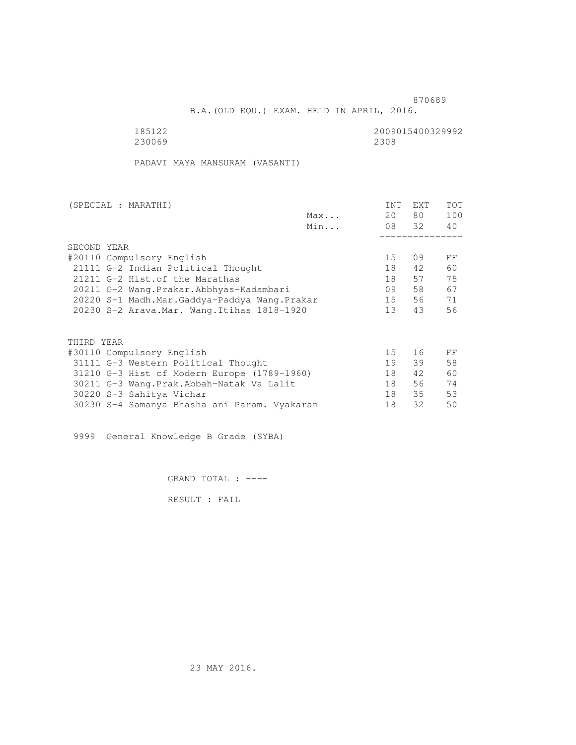870689

B.A.(OLD EQU.) EXAM. HELD IN APRIL, 2016.

185122 2009015400329992
230069 2308

PADAVI MAYA MANSURAM (VASANTI)

| (SPECIAL : MARATHI) | | INT | EXT | TOT |
|---|---|---|---|---|
| | Max... | 20 | 80 | 100 |
| | Min... | 08 | 32 | 40 |
| SECOND YEAR | | | | |
| #20110 Compulsory English | | 15 | 09 | FF |
| 21111 G-2 Indian Political Thought | | 18 | 42 | 60 |
| 21211 G-2 Hist.of the Marathas | | 18 | 57 | 75 |
| 20211 G-2 Wang.Prakar.Abbhyas-Kadambari | | 09 | 58 | 67 |
| 20220 S-1 Madh.Mar.Gaddya-Paddya Wang.Prakar | | 15 | 56 | 71 |
| 20230 S-2 Arava.Mar. Wang.Itihas 1818-1920 | | 13 | 43 | 56 |
| THIRD YEAR | | | | |
| #30110 Compulsory English | | 15 | 16 | FF |
| 31111 G-3 Western Political Thought | | 19 | 39 | 58 |
| 31210 G-3 Hist of Modern Europe (1789-1960) | | 18 | 42 | 60 |
| 30211 G-3 Wang.Prak.Abbah-Natak Va Lalit | | 18 | 56 | 74 |
| 30220 S-3 Sahitya Vichar | | 18 | 35 | 53 |
| 30230 S-4 Samanya Bhasha ani Param. Vyakaran | | 18 | 32 | 50 |

9999 General Knowledge B Grade (SYBA)

GRAND TOTAL : ----

RESULT : FAIL

23 MAY 2016.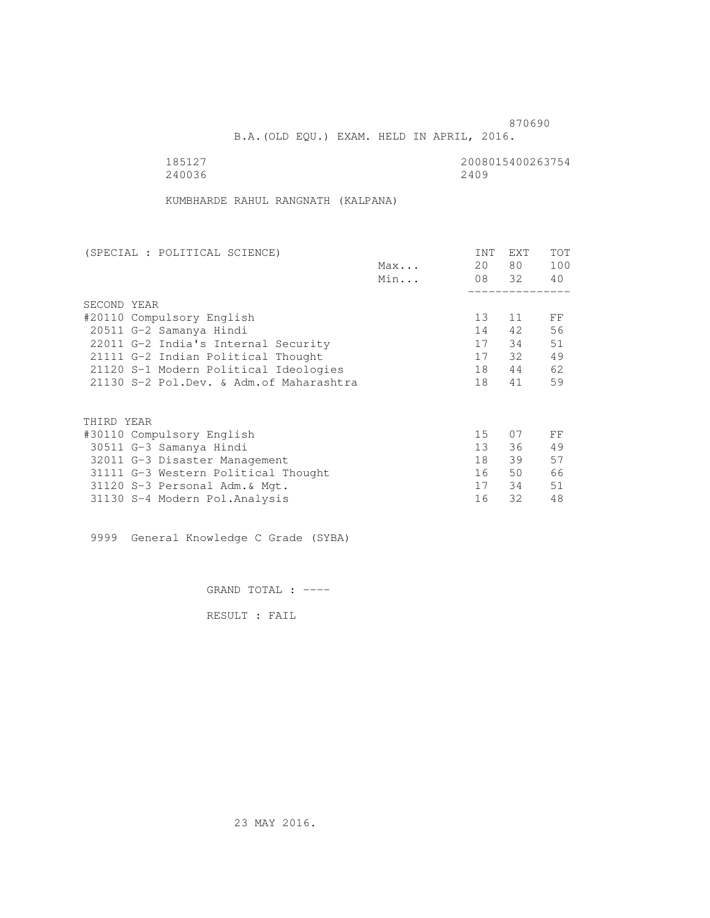870690

B.A.(OLD EQU.) EXAM. HELD IN APRIL, 2016.

185127 2008015400263754
240036 2409

KUMBHARDE RAHUL RANGNATH (KALPANA)

| (SPECIAL : POLITICAL SCIENCE) | | INT | EXT | TOT |
|---|---|---|---|---|
| | Max... | 20 | 80 | 100 |
| | Min... | 08 | 32 | 40 |
| **SECOND YEAR** | | | | |
| #20110 Compulsory English | | 13 | 11 | FF |
| 20511 G-2 Samanya Hindi | | 14 | 42 | 56 |
| 22011 G-2 India's Internal Security | | 17 | 34 | 51 |
| 21111 G-2 Indian Political Thought | | 17 | 32 | 49 |
| 21120 S-1 Modern Political Ideologies | | 18 | 44 | 62 |
| 21130 S-2 Pol.Dev. & Adm.of Maharashtra | | 18 | 41 | 59 |
| **THIRD YEAR** | | | | |
| #30110 Compulsory English | | 15 | 07 | FF |
| 30511 G-3 Samanya Hindi | | 13 | 36 | 49 |
| 32011 G-3 Disaster Management | | 18 | 39 | 57 |
| 31111 G-3 Western Political Thought | | 16 | 50 | 66 |
| 31120 S-3 Personal Adm.& Mgt. | | 17 | 34 | 51 |
| 31130 S-4 Modern Pol.Analysis | | 16 | 32 | 48 |

9999 General Knowledge C Grade (SYBA)

GRAND TOTAL : ----

RESULT : FAIL

23 MAY 2016.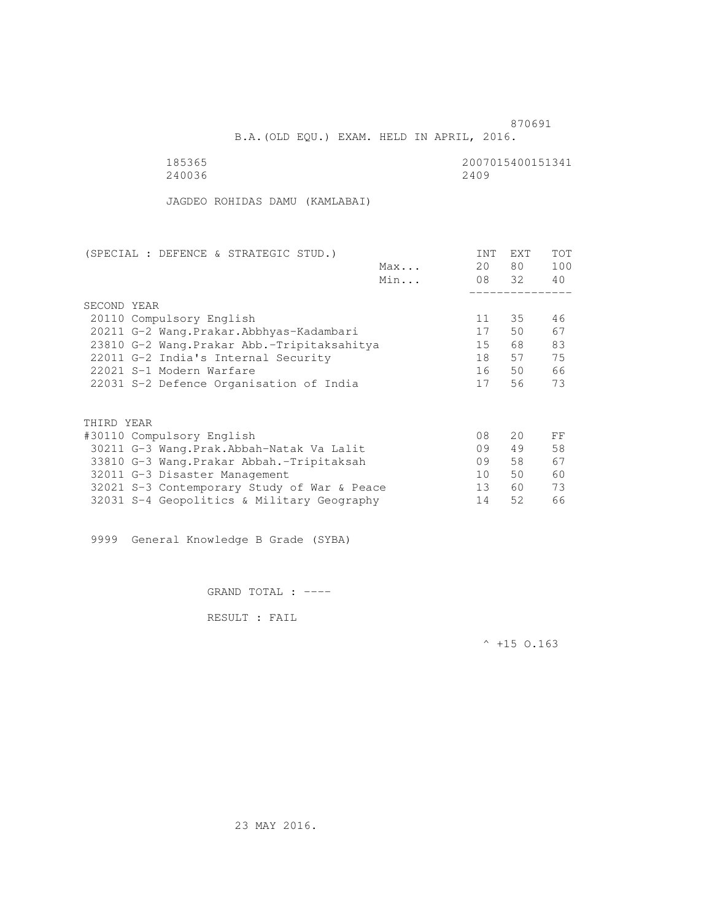870691

B.A.(OLD EQU.) EXAM. HELD IN APRIL, 2016.

185365 2007015400151341
240036 2409

JAGDEO ROHIDAS DAMU (KAMLABAI)

| (SPECIAL : DEFENCE & STRATEGIC STUD.) | | INT | EXT | TOT |
|---|---|---|---|---|
| | Max... | 20 | 80 | 100 |
| | Min... | 08 | 32 | 40 |
| **SECOND YEAR** | | | | |
| 20110 Compulsory English | | 11 | 35 | 46 |
| 20211 G-2 Wang.Prakar.Abbhyas-Kadambari | | 17 | 50 | 67 |
| 23810 G-2 Wang.Prakar Abb.-Tripitaksahitya | | 15 | 68 | 83 |
| 22011 G-2 India's Internal Security | | 18 | 57 | 75 |
| 22021 S-1 Modern Warfare | | 16 | 50 | 66 |
| 22031 S-2 Defence Organisation of India | | 17 | 56 | 73 |
| **THIRD YEAR** | | | | |
| #30110 Compulsory English | | 08 | 20 | FF |
| 30211 G-3 Wang.Prak.Abbah-Natak Va Lalit | | 09 | 49 | 58 |
| 33810 G-3 Wang.Prakar Abbah.-Tripitaksah | | 09 | 58 | 67 |
| 32011 G-3 Disaster Management | | 10 | 50 | 60 |
| 32021 S-3 Contemporary Study of War & Peace | | 13 | 60 | 73 |
| 32031 S-4 Geopolitics & Military Geography | | 14 | 52 | 66 |

9999 General Knowledge B Grade (SYBA)

GRAND TOTAL : ----

RESULT : FAIL

^ +15 O.163

23 MAY 2016.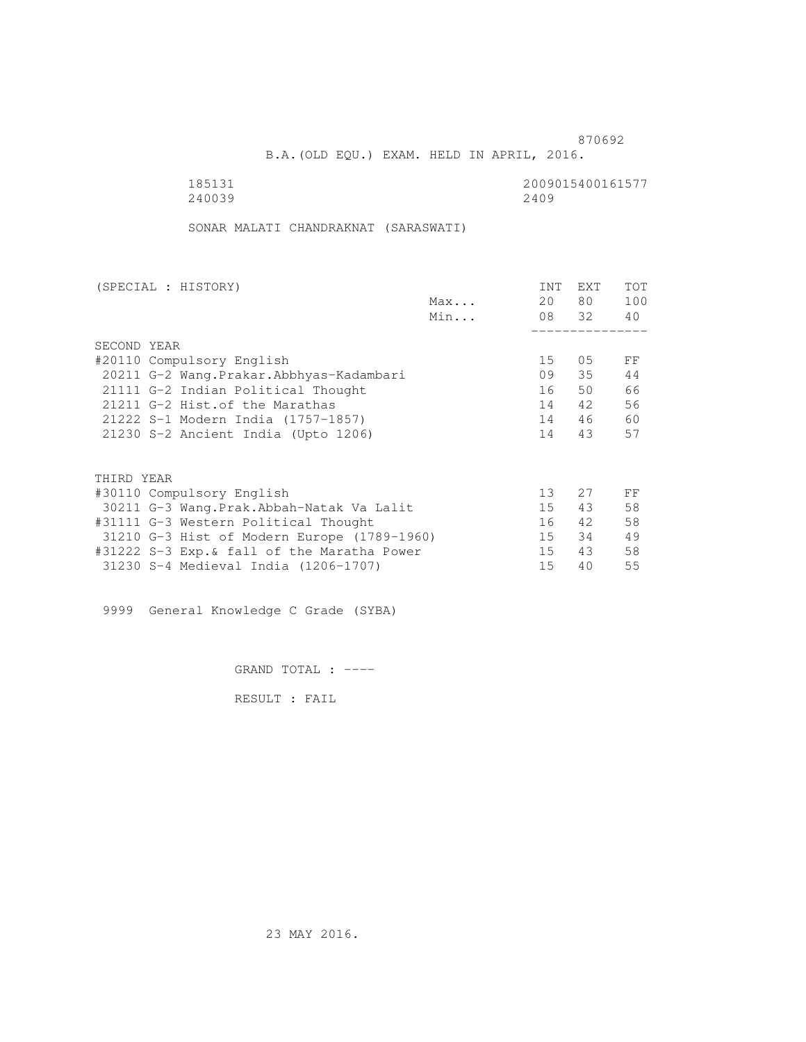870692

B.A.(OLD EQU.) EXAM. HELD IN APRIL, 2016.

185131 2009015400161577
240039 2409

SONAR MALATI CHANDRAKNAT (SARASWATI)

| (SPECIAL : HISTORY) | | INT | EXT | TOT |
|---|---|---|---|---|
| | Max... | 20 | 80 | 100 |
| | Min... | 08 | 32 | 40 |
| **SECOND YEAR** | | | | |
| #20110 Compulsory English | | 15 | 05 | FF |
| 20211 G-2 Wang.Prakar.Abbhyas-Kadambari | | 09 | 35 | 44 |
| 21111 G-2 Indian Political Thought | | 16 | 50 | 66 |
| 21211 G-2 Hist.of the Marathas | | 14 | 42 | 56 |
| 21222 S-1 Modern India (1757-1857) | | 14 | 46 | 60 |
| 21230 S-2 Ancient India (Upto 1206) | | 14 | 43 | 57 |
| **THIRD YEAR** | | | | |
| #30110 Compulsory English | | 13 | 27 | FF |
| 30211 G-3 Wang.Prak.Abbah-Natak Va Lalit | | 15 | 43 | 58 |
| #31111 G-3 Western Political Thought | | 16 | 42 | 58 |
| 31210 G-3 Hist of Modern Europe (1789-1960) | | 15 | 34 | 49 |
| #31222 S-3 Exp.& fall of the Maratha Power | | 15 | 43 | 58 |
| 31230 S-4 Medieval India (1206-1707) | | 15 | 40 | 55 |

9999 General Knowledge C Grade (SYBA)

GRAND TOTAL : ----

RESULT : FAIL

23 MAY 2016.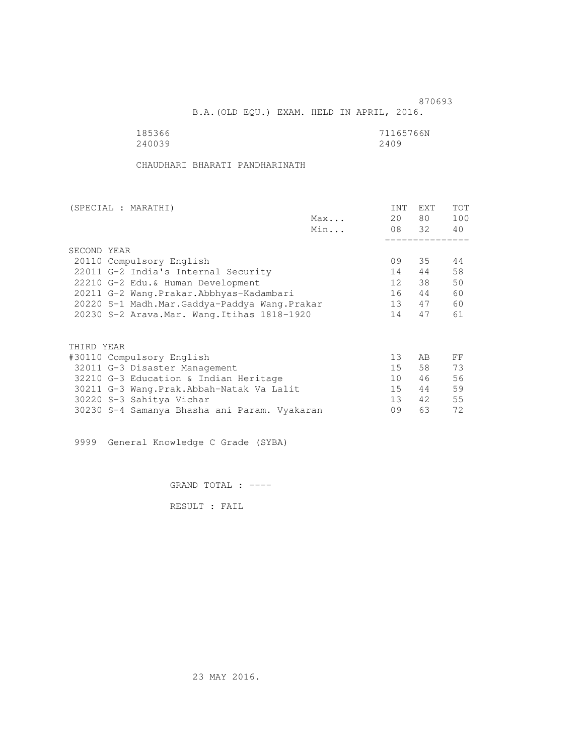870693

B.A.(OLD EQU.) EXAM. HELD IN APRIL, 2016.

185366 71165766N
240039 2409

CHAUDHARI BHARATI PANDHARINATH

| (SPECIAL : MARATHI) | | INT | EXT | TOT |
|---|---|---|---|---|
| | Max... | 20 | 80 | 100 |
| | Min... | 08 | 32 | 40 |
| SECOND YEAR | | | | |
| 20110 Compulsory English | | 09 | 35 | 44 |
| 22011 G-2 India's Internal Security | | 14 | 44 | 58 |
| 22210 G-2 Edu.& Human Development | | 12 | 38 | 50 |
| 20211 G-2 Wang.Prakar.Abbhyas-Kadambari | | 16 | 44 | 60 |
| 20220 S-1 Madh.Mar.Gaddya-Paddya Wang.Prakar | | 13 | 47 | 60 |
| 20230 S-2 Arava.Mar. Wang.Itihas 1818-1920 | | 14 | 47 | 61 |
| THIRD YEAR | | | | |
| #30110 Compulsory English | | 13 | AB | FF |
| 32011 G-3 Disaster Management | | 15 | 58 | 73 |
| 32210 G-3 Education & Indian Heritage | | 10 | 46 | 56 |
| 30211 G-3 Wang.Prak.Abbah-Natak Va Lalit | | 15 | 44 | 59 |
| 30220 S-3 Sahitya Vichar | | 13 | 42 | 55 |
| 30230 S-4 Samanya Bhasha ani Param. Vyakaran | | 09 | 63 | 72 |

9999 General Knowledge C Grade (SYBA)

GRAND TOTAL : ----

RESULT : FAIL

23 MAY 2016.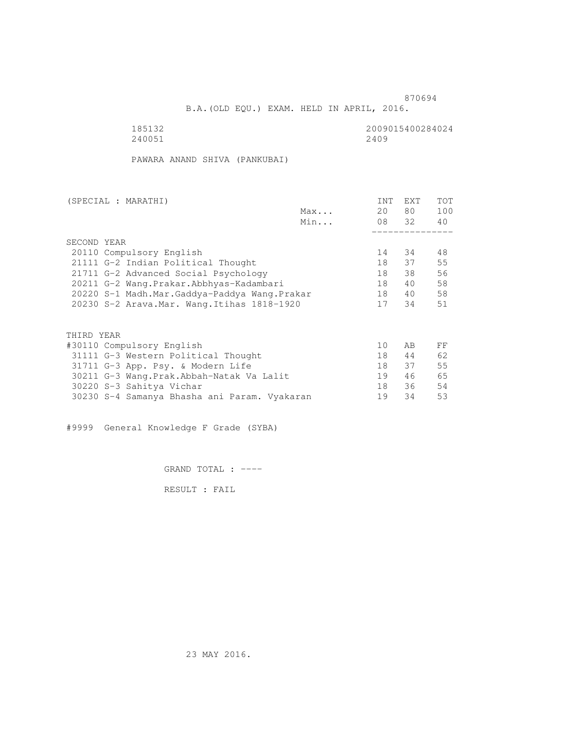870694

B.A.(OLD EQU.) EXAM. HELD IN APRIL, 2016.

185132 2009015400284024
240051 2409

PAWARA ANAND SHIVA (PANKUBAI)

| (SPECIAL : MARATHI) | | INT | EXT | TOT |
|---|---|---|---|---|
| | Max... | 20 | 80 | 100 |
| | Min... | 08 | 32 | 40 |
| SECOND YEAR | | | | |
| 20110 Compulsory English | | 14 | 34 | 48 |
| 21111 G-2 Indian Political Thought | | 18 | 37 | 55 |
| 21711 G-2 Advanced Social Psychology | | 18 | 38 | 56 |
| 20211 G-2 Wang.Prakar.Abbhyas-Kadambari | | 18 | 40 | 58 |
| 20220 S-1 Madh.Mar.Gaddya-Paddya Wang.Prakar | | 18 | 40 | 58 |
| 20230 S-2 Arava.Mar. Wang.Itihas 1818-1920 | | 17 | 34 | 51 |
| THIRD YEAR | | | | |
| #30110 Compulsory English | | 10 | AB | FF |
| 31111 G-3 Western Political Thought | | 18 | 44 | 62 |
| 31711 G-3 App. Psy. & Modern Life | | 18 | 37 | 55 |
| 30211 G-3 Wang.Prak.Abbah-Natak Va Lalit | | 19 | 46 | 65 |
| 30220 S-3 Sahitya Vichar | | 18 | 36 | 54 |
| 30230 S-4 Samanya Bhasha ani Param. Vyakaran | | 19 | 34 | 53 |

#9999 General Knowledge F Grade (SYBA)

GRAND TOTAL : ----

RESULT : FAIL

23 MAY 2016.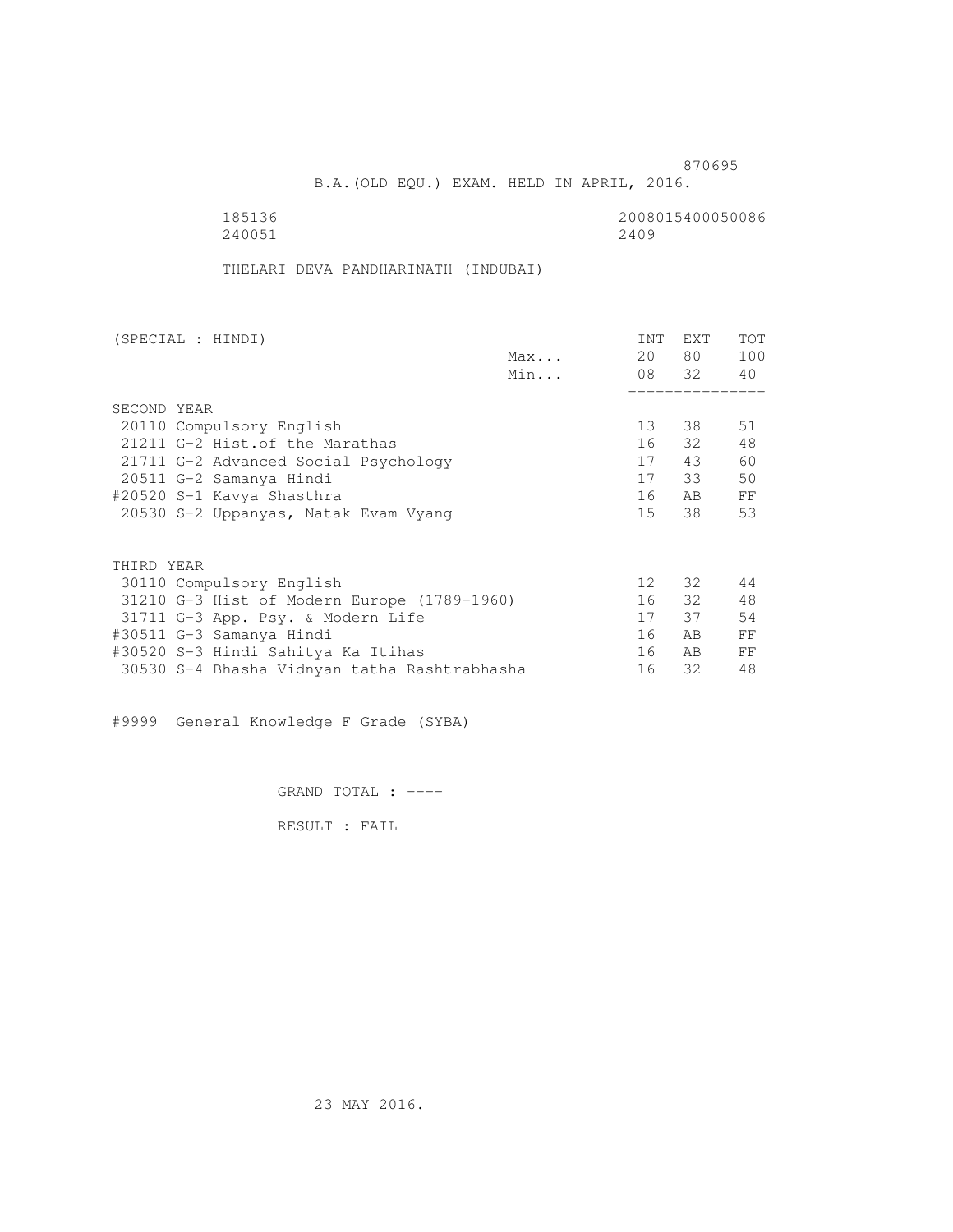870695

B.A.(OLD EQU.) EXAM. HELD IN APRIL, 2016.

185136 2008015400050086
240051 2409

THELARI DEVA PANDHARINATH (INDUBAI)

| (SPECIAL : HINDI) | | INT | EXT | TOT |
|---|---|---|---|---|
| | Max... | 20 | 80 | 100 |
| | Min... | 08 | 32 | 40 |
| SECOND YEAR | | | | |
| 20110 Compulsory English | | 13 | 38 | 51 |
| 21211 G-2 Hist.of the Marathas | | 16 | 32 | 48 |
| 21711 G-2 Advanced Social Psychology | | 17 | 43 | 60 |
| 20511 G-2 Samanya Hindi | | 17 | 33 | 50 |
| #20520 S-1 Kavya Shasthra | | 16 | AB | FF |
| 20530 S-2 Uppanyas, Natak Evam Vyang | | 15 | 38 | 53 |
| THIRD YEAR | | | | |
| 30110 Compulsory English | | 12 | 32 | 44 |
| 31210 G-3 Hist of Modern Europe (1789-1960) | | 16 | 32 | 48 |
| 31711 G-3 App. Psy. & Modern Life | | 17 | 37 | 54 |
| #30511 G-3 Samanya Hindi | | 16 | AB | FF |
| #30520 S-3 Hindi Sahitya Ka Itihas | | 16 | AB | FF |
| 30530 S-4 Bhasha Vidnyan tatha Rashtrabhasha | | 16 | 32 | 48 |

#9999 General Knowledge F Grade (SYBA)

GRAND TOTAL : ----

RESULT : FAIL

23 MAY 2016.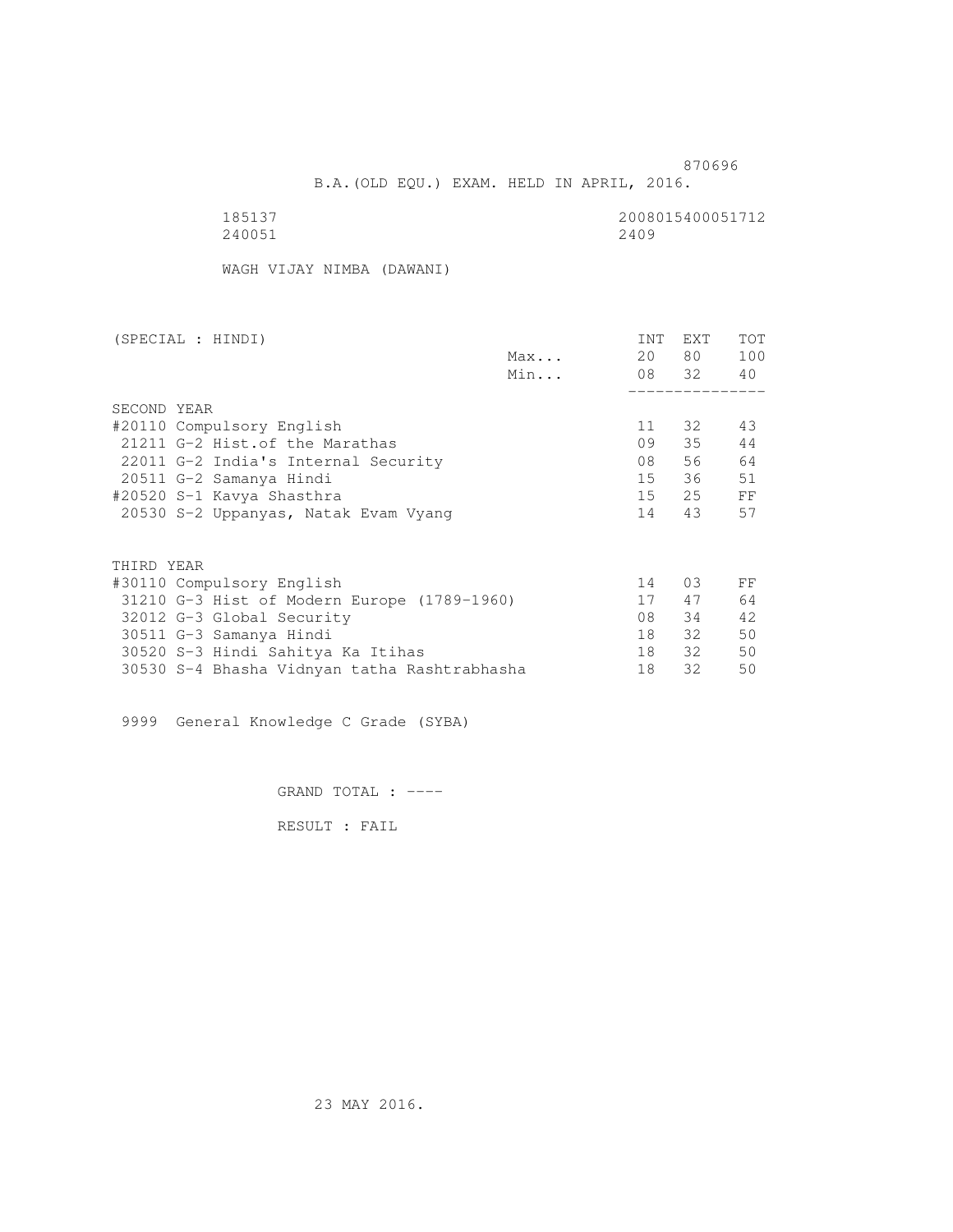870696

B.A.(OLD EQU.) EXAM. HELD IN APRIL, 2016.

185137 2008015400051712
240051 2409

WAGH VIJAY NIMBA (DAWANI)

| (SPECIAL : HINDI) | | INT | EXT | TOT |
|---|---|---|---|---|
| | Max... | 20 | 80 | 100 |
| | Min... | 08 | 32 | 40 |
| **SECOND YEAR** | | | | |
| #20110 Compulsory English | | 11 | 32 | 43 |
| 21211 G-2 Hist.of the Marathas | | 09 | 35 | 44 |
| 22011 G-2 India's Internal Security | | 08 | 56 | 64 |
| 20511 G-2 Samanya Hindi | | 15 | 36 | 51 |
| #20520 S-1 Kavya Shasthra | | 15 | 25 | FF |
| 20530 S-2 Uppanyas, Natak Evam Vyang | | 14 | 43 | 57 |
| **THIRD YEAR** | | | | |
| #30110 Compulsory English | | 14 | 03 | FF |
| 31210 G-3 Hist of Modern Europe (1789-1960) | | 17 | 47 | 64 |
| 32012 G-3 Global Security | | 08 | 34 | 42 |
| 30511 G-3 Samanya Hindi | | 18 | 32 | 50 |
| 30520 S-3 Hindi Sahitya Ka Itihas | | 18 | 32 | 50 |
| 30530 S-4 Bhasha Vidnyan tatha Rashtrabhasha | | 18 | 32 | 50 |

9999 General Knowledge C Grade (SYBA)

GRAND TOTAL : ----

RESULT : FAIL

23 MAY 2016.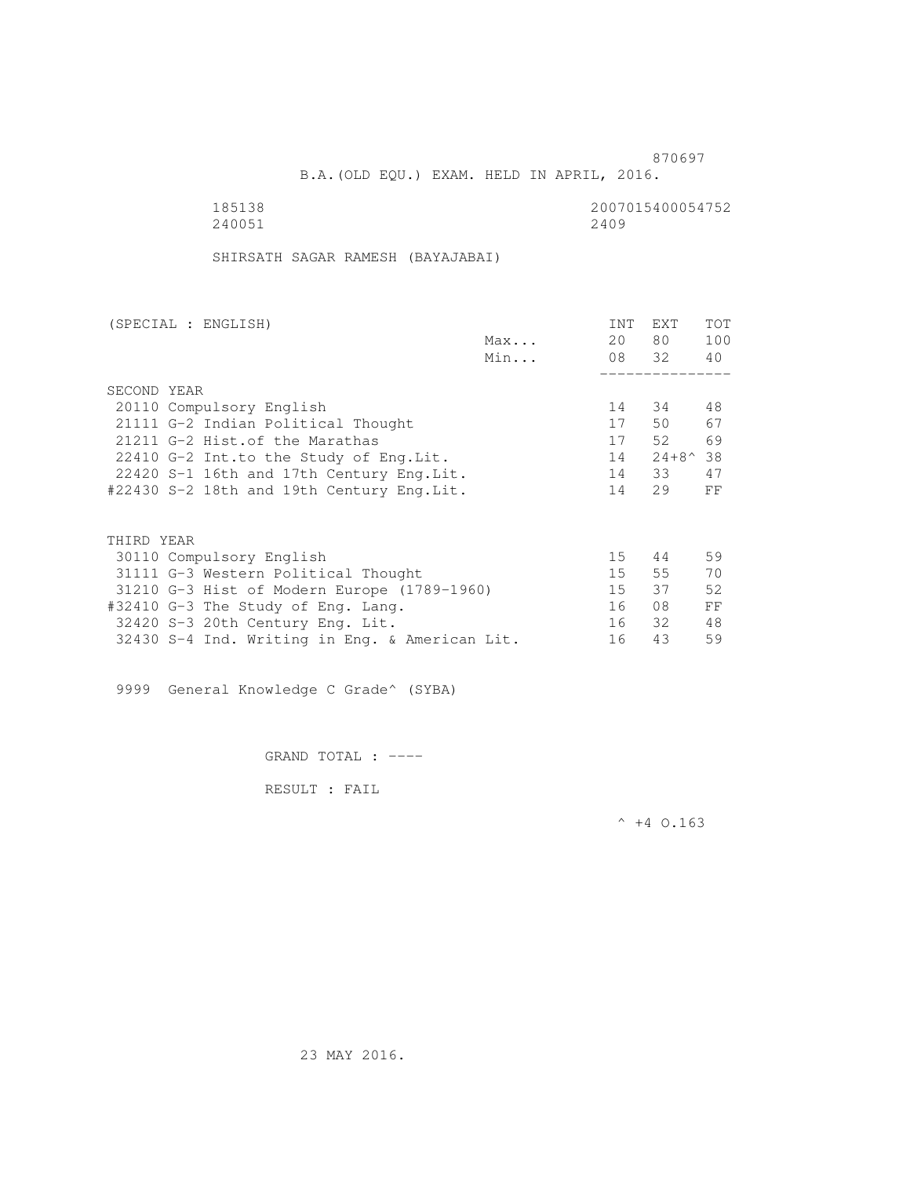870697

B.A.(OLD EQU.) EXAM. HELD IN APRIL, 2016.

185138 2007015400054752
240051 2409

SHIRSATH SAGAR RAMESH (BAYAJABAI)

| (SPECIAL : ENGLISH) | | INT | EXT | TOT |
|---|---|---|---|---|
| | Max... | 20 | 80 | 100 |
| | Min... | 08 | 32 | 40 |
| **SECOND YEAR** | | | | |
| 20110 Compulsory English | | 14 | 34 | 48 |
| 21111 G-2 Indian Political Thought | | 17 | 50 | 67 |
| 21211 G-2 Hist.of the Marathas | | 17 | 52 | 69 |
| 22410 G-2 Int.to the Study of Eng.Lit. | | 14 | 24+8^ | 38 |
| 22420 S-1 16th and 17th Century Eng.Lit. | | 14 | 33 | 47 |
| #22430 S-2 18th and 19th Century Eng.Lit. | | 14 | 29 | FF |
| **THIRD YEAR** | | | | |
| 30110 Compulsory English | | 15 | 44 | 59 |
| 31111 G-3 Western Political Thought | | 15 | 55 | 70 |
| 31210 G-3 Hist of Modern Europe (1789-1960) | | 15 | 37 | 52 |
| #32410 G-3 The Study of Eng. Lang. | | 16 | 08 | FF |
| 32420 S-3 20th Century Eng. Lit. | | 16 | 32 | 48 |
| 32430 S-4 Ind. Writing in Eng. & American Lit. | | 16 | 43 | 59 |

9999 General Knowledge C Grade^ (SYBA)

GRAND TOTAL : ----

RESULT : FAIL

^ +4 O.163

23 MAY 2016.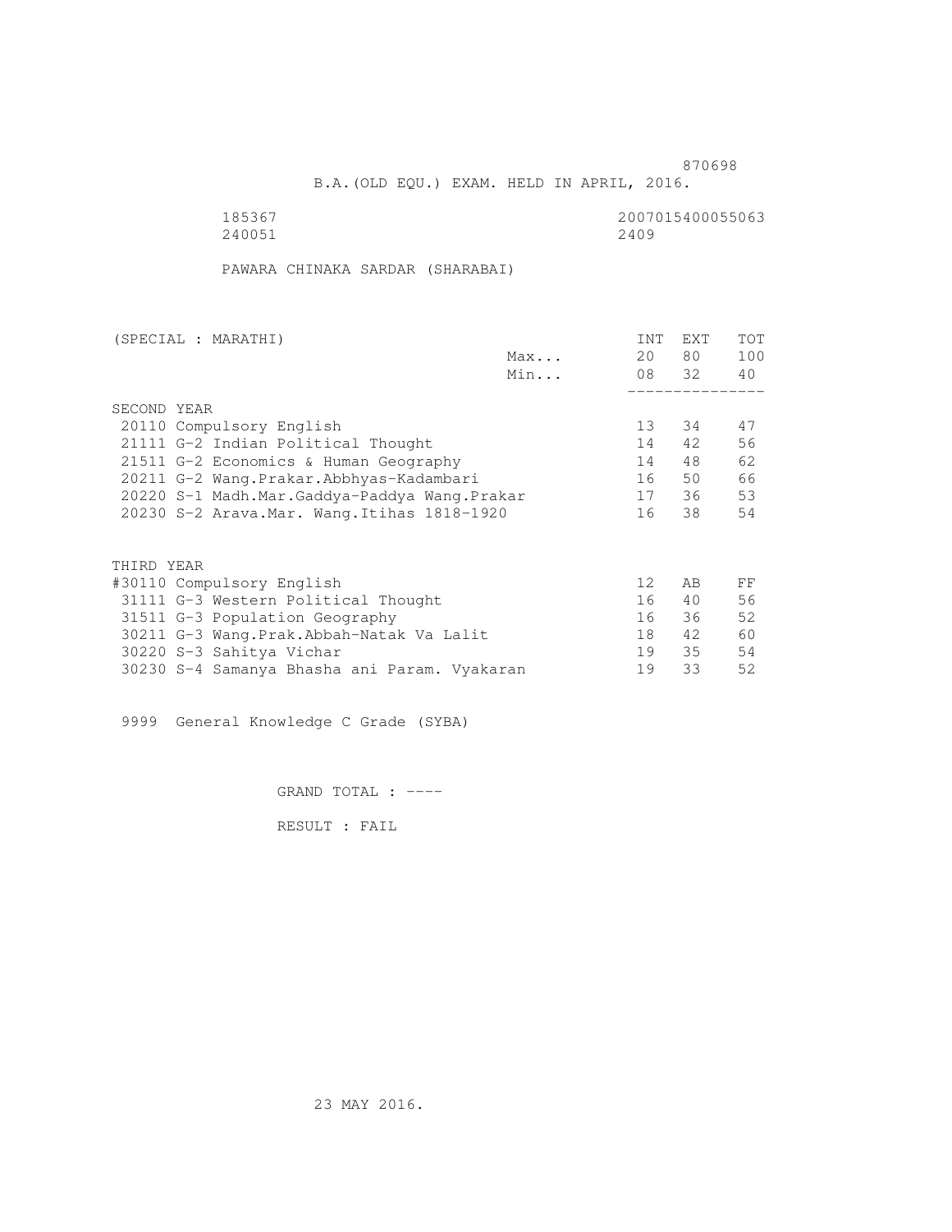870698

B.A.(OLD EQU.) EXAM. HELD IN APRIL, 2016.

185367 2007015400055063
240051 2409

PAWARA CHINAKA SARDAR (SHARABAI)

| (SPECIAL : MARATHI) | | INT | EXT | TOT |
|---|---|---|---|---|
| | Max... | 20 | 80 | 100 |
| | Min... | 08 | 32 | 40 |
| SECOND YEAR | | | | |
| 20110 Compulsory English | | 13 | 34 | 47 |
| 21111 G-2 Indian Political Thought | | 14 | 42 | 56 |
| 21511 G-2 Economics & Human Geography | | 14 | 48 | 62 |
| 20211 G-2 Wang.Prakar.Abbhyas-Kadambari | | 16 | 50 | 66 |
| 20220 S-1 Madh.Mar.Gaddya-Paddya Wang.Prakar | | 17 | 36 | 53 |
| 20230 S-2 Arava.Mar. Wang.Itihas 1818-1920 | | 16 | 38 | 54 |
| THIRD YEAR | | | | |
| #30110 Compulsory English | | 12 | AB | FF |
| 31111 G-3 Western Political Thought | | 16 | 40 | 56 |
| 31511 G-3 Population Geography | | 16 | 36 | 52 |
| 30211 G-3 Wang.Prak.Abbah-Natak Va Lalit | | 18 | 42 | 60 |
| 30220 S-3 Sahitya Vichar | | 19 | 35 | 54 |
| 30230 S-4 Samanya Bhasha ani Param. Vyakaran | | 19 | 33 | 52 |

9999 General Knowledge C Grade (SYBA)

GRAND TOTAL : ----

RESULT : FAIL

23 MAY 2016.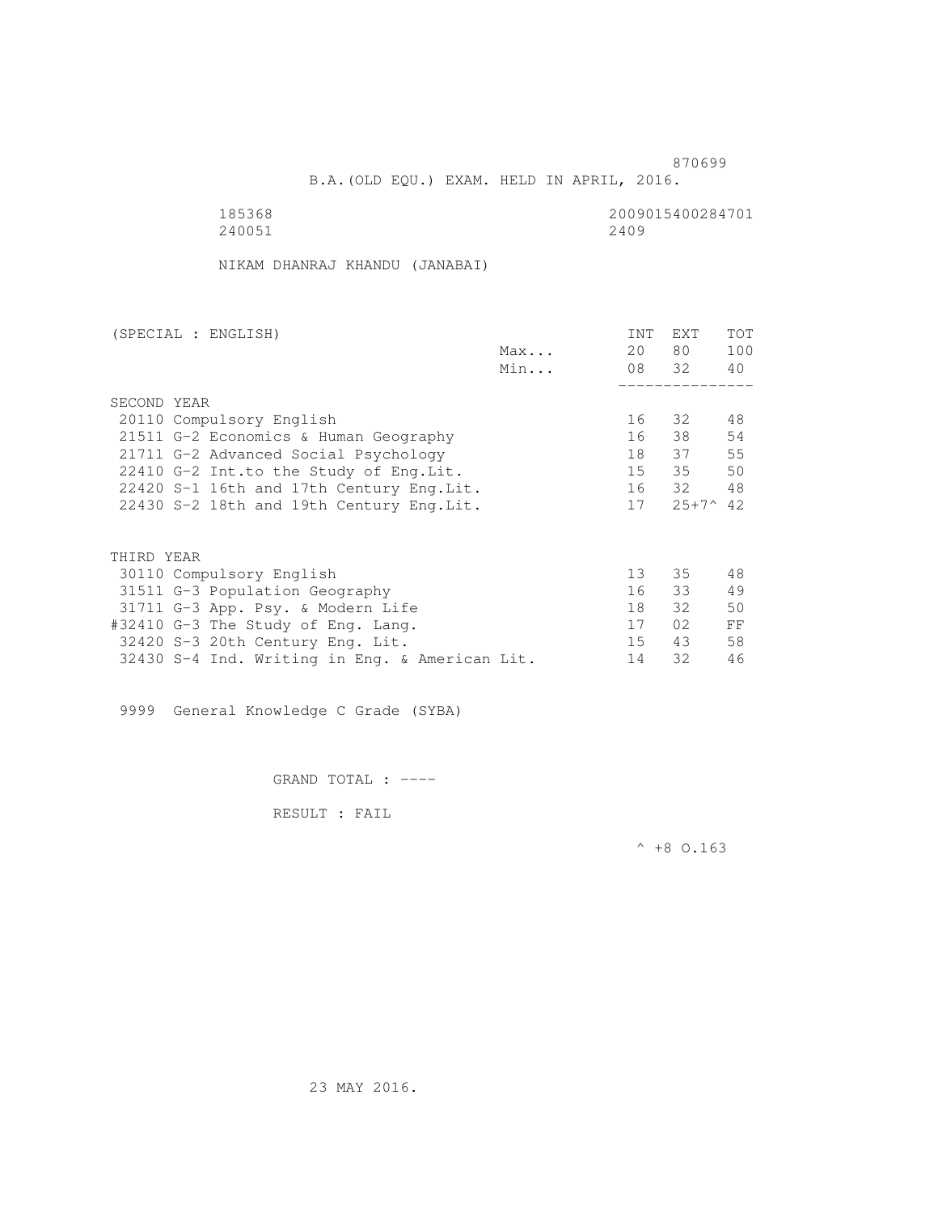870699

B.A.(OLD EQU.) EXAM. HELD IN APRIL, 2016.

185368 2009015400284701
240051 2409

NIKAM DHANRAJ KHANDU (JANABAI)

| (SPECIAL : ENGLISH) | | INT | EXT | TOT |
|---|---|---|---|---|
| | Max... | 20 | 80 | 100 |
| | Min... | 08 | 32 | 40 |
| **SECOND YEAR** | | | | |
| 20110 Compulsory English | | 16 | 32 | 48 |
| 21511 G-2 Economics & Human Geography | | 16 | 38 | 54 |
| 21711 G-2 Advanced Social Psychology | | 18 | 37 | 55 |
| 22410 G-2 Int.to the Study of Eng.Lit. | | 15 | 35 | 50 |
| 22420 S-1 16th and 17th Century Eng.Lit. | | 16 | 32 | 48 |
| 22430 S-2 18th and 19th Century Eng.Lit. | | 17 | 25+7^ | 42 |
| **THIRD YEAR** | | | | |
| 30110 Compulsory English | | 13 | 35 | 48 |
| 31511 G-3 Population Geography | | 16 | 33 | 49 |
| 31711 G-3 App. Psy. & Modern Life | | 18 | 32 | 50 |
| #32410 G-3 The Study of Eng. Lang. | | 17 | 02 | FF |
| 32420 S-3 20th Century Eng. Lit. | | 15 | 43 | 58 |
| 32430 S-4 Ind. Writing in Eng. & American Lit. | | 14 | 32 | 46 |

9999 General Knowledge C Grade (SYBA)

GRAND TOTAL : ----

RESULT : FAIL

^ +8 O.163

23 MAY 2016.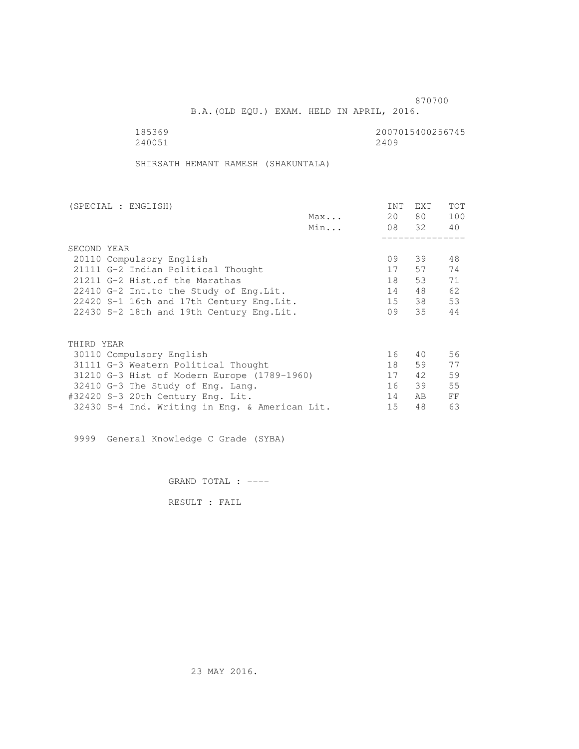870700

B.A.(OLD EQU.) EXAM. HELD IN APRIL, 2016.

185369 2007015400256745

240051 2409

SHIRSATH HEMANT RAMESH (SHAKUNTALA)

| (SPECIAL : ENGLISH) | | INT | EXT | TOT |
|---|---|---|---|---|
| | Max... | 20 | 80 | 100 |
| | Min... | 08 | 32 | 40 |
| **SECOND YEAR** | | | | |
| 20110 Compulsory English | | 09 | 39 | 48 |
| 21111 G-2 Indian Political Thought | | 17 | 57 | 74 |
| 21211 G-2 Hist.of the Marathas | | 18 | 53 | 71 |
| 22410 G-2 Int.to the Study of Eng.Lit. | | 14 | 48 | 62 |
| 22420 S-1 16th and 17th Century Eng.Lit. | | 15 | 38 | 53 |
| 22430 S-2 18th and 19th Century Eng.Lit. | | 09 | 35 | 44 |
| **THIRD YEAR** | | | | |
| 30110 Compulsory English | | 16 | 40 | 56 |
| 31111 G-3 Western Political Thought | | 18 | 59 | 77 |
| 31210 G-3 Hist of Modern Europe (1789-1960) | | 17 | 42 | 59 |
| 32410 G-3 The Study of Eng. Lang. | | 16 | 39 | 55 |
| #32420 S-3 20th Century Eng. Lit. | | 14 | AB | FF |
| 32430 S-4 Ind. Writing in Eng. & American Lit. | | 15 | 48 | 63 |

9999 General Knowledge C Grade (SYBA)

GRAND TOTAL : ----

RESULT : FAIL

23 MAY 2016.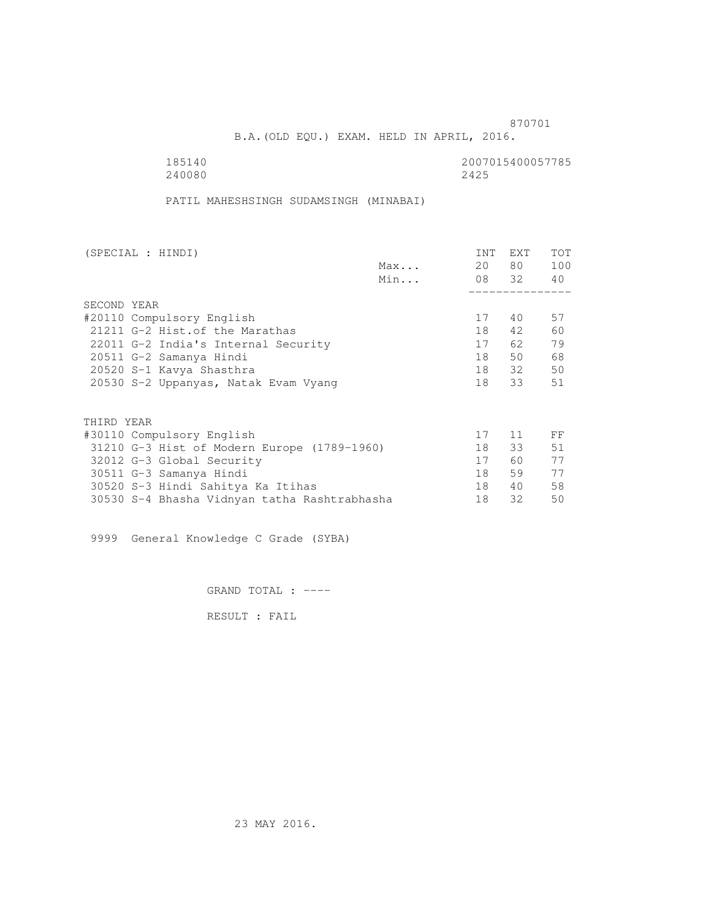870701

B.A.(OLD EQU.) EXAM. HELD IN APRIL, 2016.

185140 2007015400057785
240080 2425

PATIL MAHESHSINGH SUDAMSINGH (MINABAI)

| (SPECIAL : HINDI) | | INT | EXT | TOT |
|---|---|---|---|---|
| | Max... | 20 | 80 | 100 |
| | Min... | 08 | 32 | 40 |
| SECOND YEAR | | | | |
| #20110 Compulsory English | | 17 | 40 | 57 |
| 21211 G-2 Hist.of the Marathas | | 18 | 42 | 60 |
| 22011 G-2 India's Internal Security | | 17 | 62 | 79 |
| 20511 G-2 Samanya Hindi | | 18 | 50 | 68 |
| 20520 S-1 Kavya Shasthra | | 18 | 32 | 50 |
| 20530 S-2 Uppanyas, Natak Evam Vyang | | 18 | 33 | 51 |
| THIRD YEAR | | | | |
| #30110 Compulsory English | | 17 | 11 | FF |
| 31210 G-3 Hist of Modern Europe (1789-1960) | | 18 | 33 | 51 |
| 32012 G-3 Global Security | | 17 | 60 | 77 |
| 30511 G-3 Samanya Hindi | | 18 | 59 | 77 |
| 30520 S-3 Hindi Sahitya Ka Itihas | | 18 | 40 | 58 |
| 30530 S-4 Bhasha Vidnyan tatha Rashtrabhasha | | 18 | 32 | 50 |

9999 General Knowledge C Grade (SYBA)

GRAND TOTAL : ----

RESULT : FAIL

23 MAY 2016.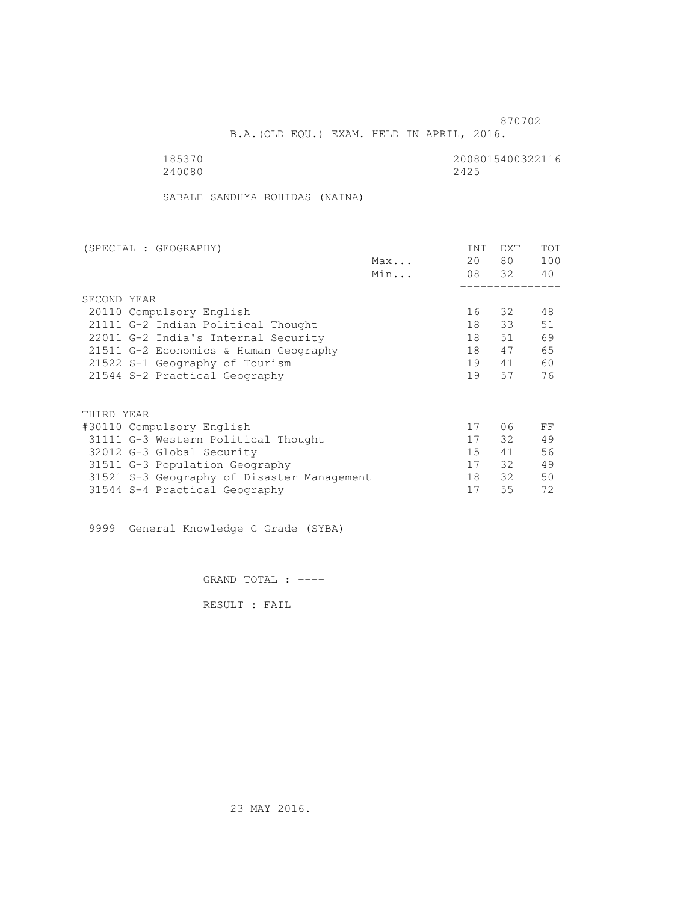870702

B.A.(OLD EQU.) EXAM. HELD IN APRIL, 2016.

185370 2008015400322116
240080 2425

SABALE SANDHYA ROHIDAS (NAINA)

| (SPECIAL : GEOGRAPHY) | | INT | EXT | TOT |
|---|---|---|---|---|
| | Max... | 20 | 80 | 100 |
| | Min... | 08 | 32 | 40 |
| SECOND YEAR | | | | |
| 20110 Compulsory English | | 16 | 32 | 48 |
| 21111 G-2 Indian Political Thought | | 18 | 33 | 51 |
| 22011 G-2 India's Internal Security | | 18 | 51 | 69 |
| 21511 G-2 Economics & Human Geography | | 18 | 47 | 65 |
| 21522 S-1 Geography of Tourism | | 19 | 41 | 60 |
| 21544 S-2 Practical Geography | | 19 | 57 | 76 |
| THIRD YEAR | | | | |
| #30110 Compulsory English | | 17 | 06 | FF |
| 31111 G-3 Western Political Thought | | 17 | 32 | 49 |
| 32012 G-3 Global Security | | 15 | 41 | 56 |
| 31511 G-3 Population Geography | | 17 | 32 | 49 |
| 31521 S-3 Geography of Disaster Management | | 18 | 32 | 50 |
| 31544 S-4 Practical Geography | | 17 | 55 | 72 |

9999 General Knowledge C Grade (SYBA)

GRAND TOTAL : ----

RESULT : FAIL

23 MAY 2016.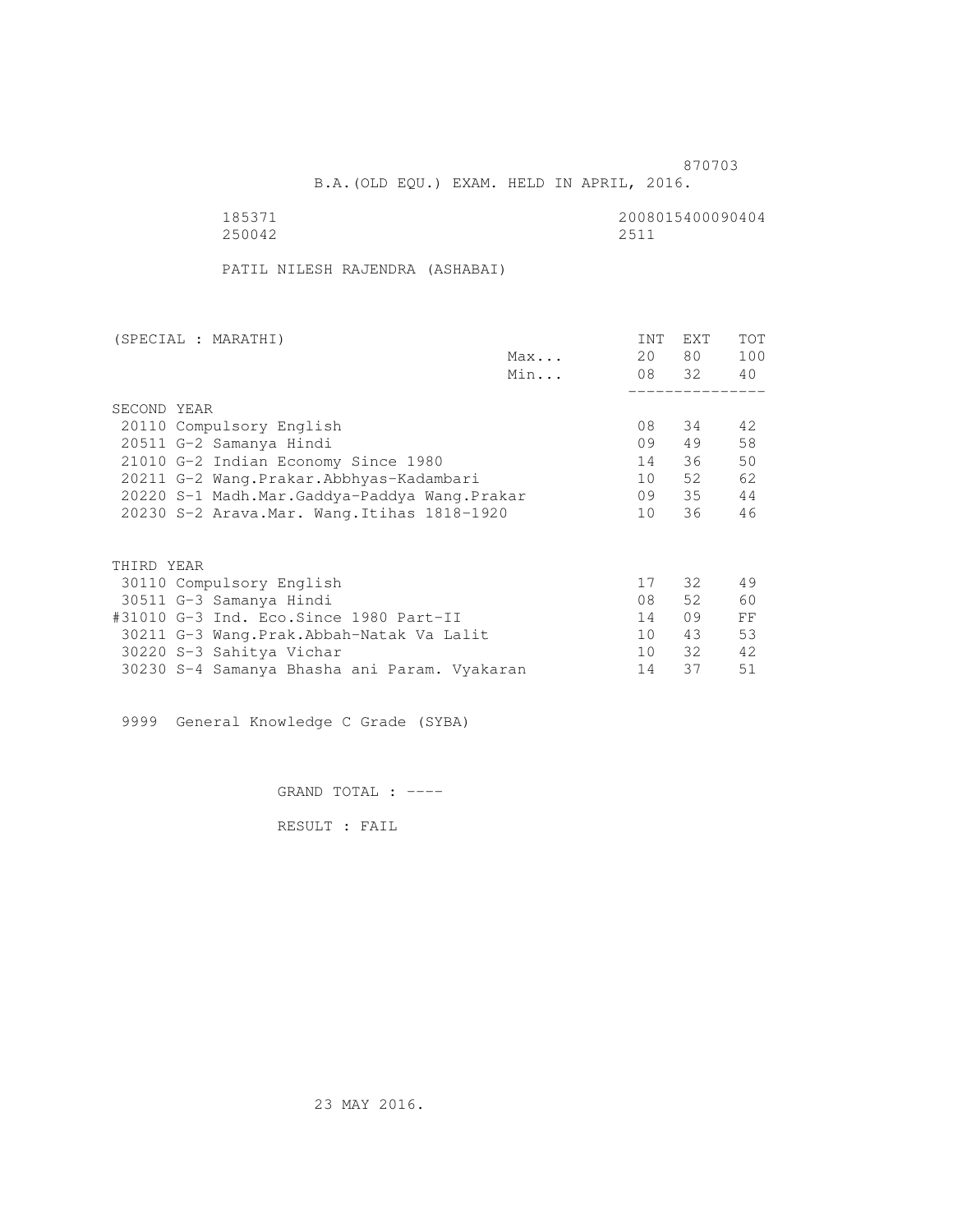870703

B.A.(OLD EQU.) EXAM. HELD IN APRIL, 2016.

185371 2008015400090404
250042 2511

PATIL NILESH RAJENDRA (ASHABAI)

| (SPECIAL : MARATHI) | | INT | EXT | TOT |
|---|---|---|---|---|
| | Max... | 20 | 80 | 100 |
| | Min... | 08 | 32 | 40 |
| **SECOND YEAR** | | | | |
| 20110 Compulsory English | | 08 | 34 | 42 |
| 20511 G-2 Samanya Hindi | | 09 | 49 | 58 |
| 21010 G-2 Indian Economy Since 1980 | | 14 | 36 | 50 |
| 20211 G-2 Wang.Prakar.Abbhyas-Kadambari | | 10 | 52 | 62 |
| 20220 S-1 Madh.Mar.Gaddya-Paddya Wang.Prakar | | 09 | 35 | 44 |
| 20230 S-2 Arava.Mar. Wang.Itihas 1818-1920 | | 10 | 36 | 46 |
| **THIRD YEAR** | | | | |
| 30110 Compulsory English | | 17 | 32 | 49 |
| 30511 G-3 Samanya Hindi | | 08 | 52 | 60 |
| #31010 G-3 Ind. Eco.Since 1980 Part-II | | 14 | 09 | FF |
| 30211 G-3 Wang.Prak.Abbah-Natak Va Lalit | | 10 | 43 | 53 |
| 30220 S-3 Sahitya Vichar | | 10 | 32 | 42 |
| 30230 S-4 Samanya Bhasha ani Param. Vyakaran | | 14 | 37 | 51 |

9999 General Knowledge C Grade (SYBA)

GRAND TOTAL : ----

RESULT : FAIL

23 MAY 2016.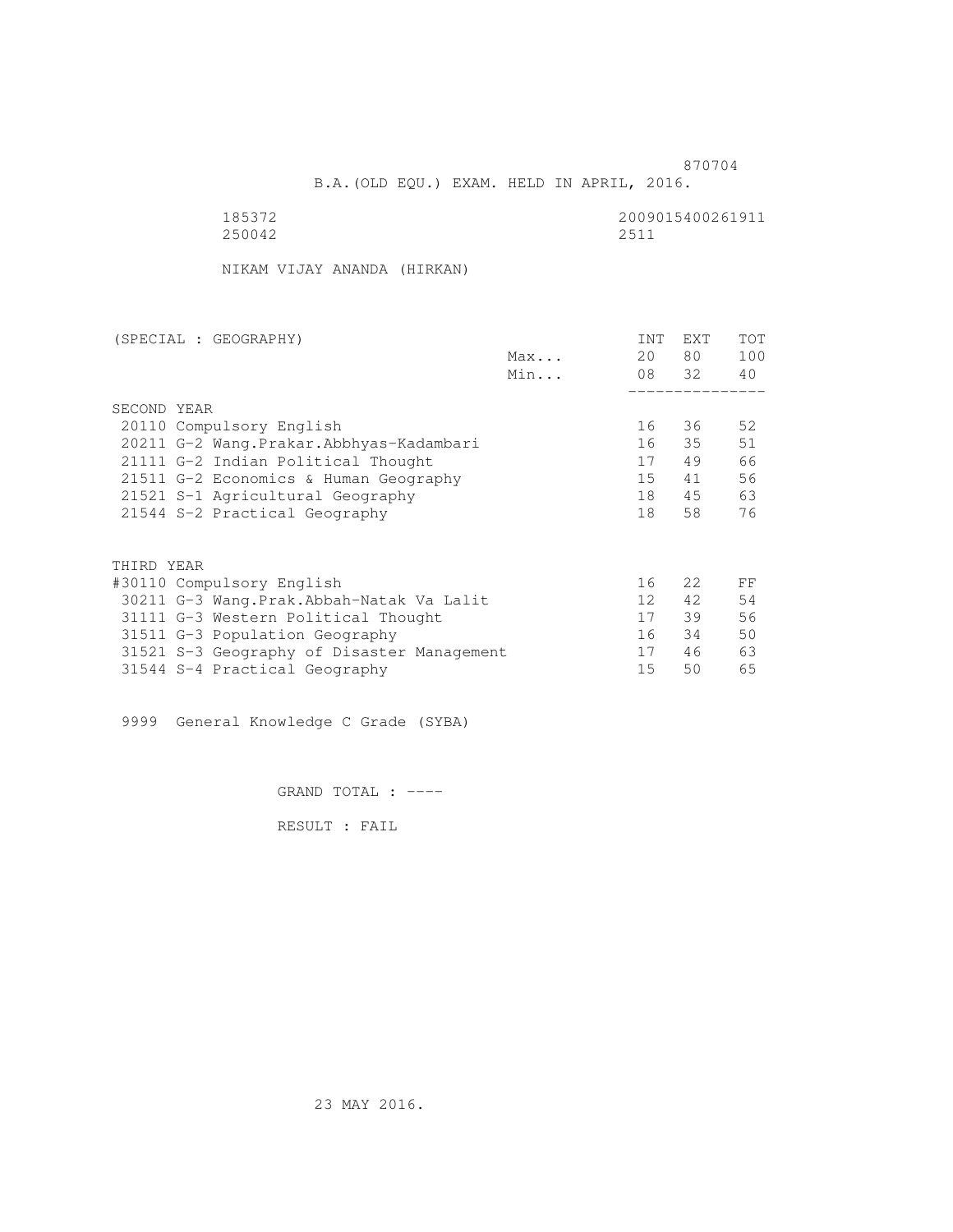870704

B.A.(OLD EQU.) EXAM. HELD IN APRIL, 2016.

185372 2009015400261911
250042 2511

NIKAM VIJAY ANANDA (HIRKAN)

| (SPECIAL : GEOGRAPHY) | | INT | EXT | TOT |
|---|---|---|---|---|
| | Max... | 20 | 80 | 100 |
| | Min... | 08 | 32 | 40 |
| SECOND YEAR | | | | |
| 20110 Compulsory English | | 16 | 36 | 52 |
| 20211 G-2 Wang.Prakar.Abbhyas-Kadambari | | 16 | 35 | 51 |
| 21111 G-2 Indian Political Thought | | 17 | 49 | 66 |
| 21511 G-2 Economics & Human Geography | | 15 | 41 | 56 |
| 21521 S-1 Agricultural Geography | | 18 | 45 | 63 |
| 21544 S-2 Practical Geography | | 18 | 58 | 76 |
| THIRD YEAR | | | | |
| #30110 Compulsory English | | 16 | 22 | FF |
| 30211 G-3 Wang.Prak.Abbah-Natak Va Lalit | | 12 | 42 | 54 |
| 31111 G-3 Western Political Thought | | 17 | 39 | 56 |
| 31511 G-3 Population Geography | | 16 | 34 | 50 |
| 31521 S-3 Geography of Disaster Management | | 17 | 46 | 63 |
| 31544 S-4 Practical Geography | | 15 | 50 | 65 |

9999 General Knowledge C Grade (SYBA)

GRAND TOTAL : ----

RESULT : FAIL

23 MAY 2016.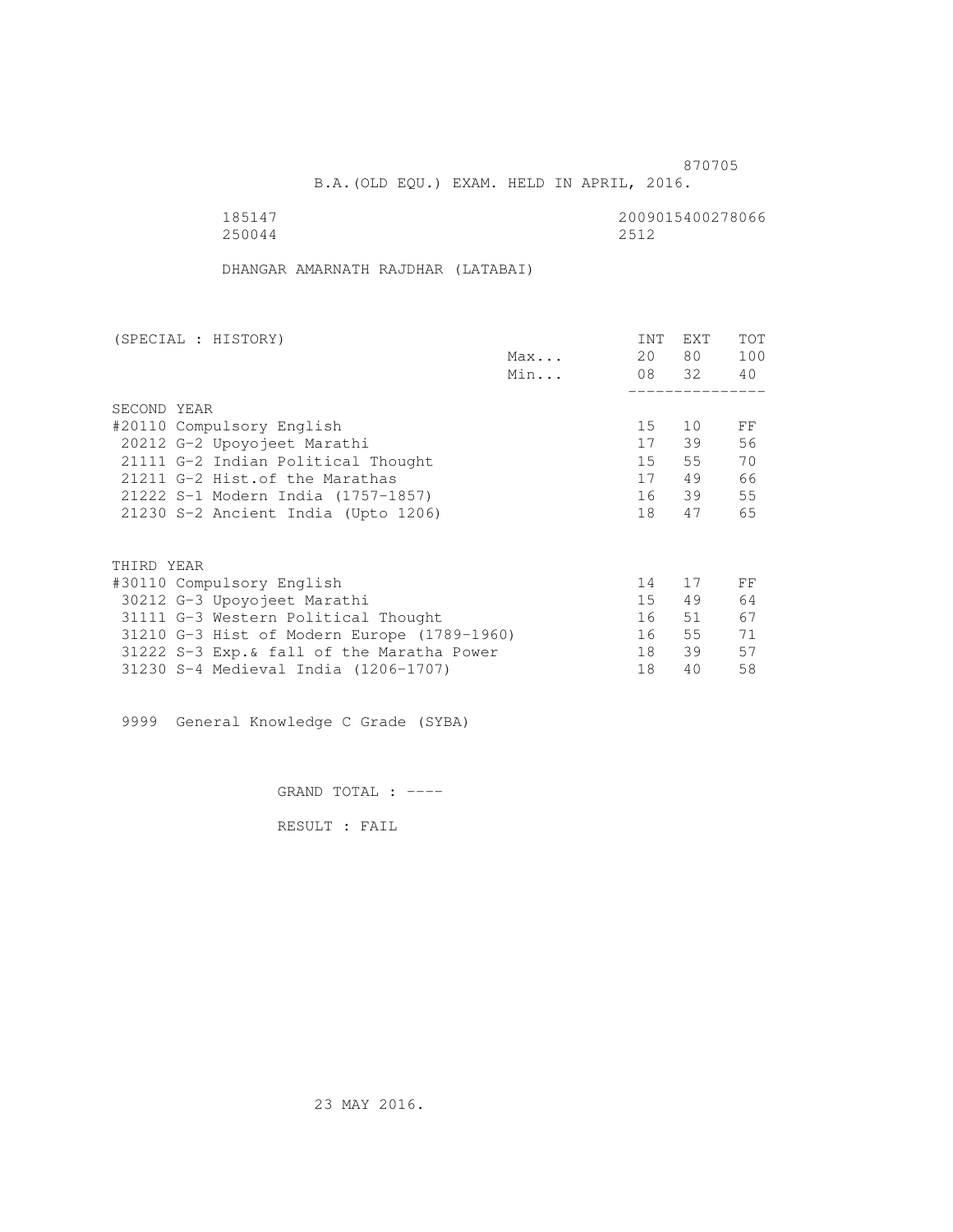870705

B.A.(OLD EQU.) EXAM. HELD IN APRIL, 2016.

185147 2009015400278066
250044 2512

DHANGAR AMARNATH RAJDHAR (LATABAI)

| (SPECIAL : HISTORY) | | INT | EXT | TOT |
|---|---|---|---|---|
| | Max... | 20 | 80 | 100 |
| | Min... | 08 | 32 | 40 |
| **SECOND YEAR** | | | | |
| #20110 Compulsory English | | 15 | 10 | FF |
| 20212 G-2 Upoyojeet Marathi | | 17 | 39 | 56 |
| 21111 G-2 Indian Political Thought | | 15 | 55 | 70 |
| 21211 G-2 Hist.of the Marathas | | 17 | 49 | 66 |
| 21222 S-1 Modern India (1757-1857) | | 16 | 39 | 55 |
| 21230 S-2 Ancient India (Upto 1206) | | 18 | 47 | 65 |
| **THIRD YEAR** | | | | |
| #30110 Compulsory English | | 14 | 17 | FF |
| 30212 G-3 Upoyojeet Marathi | | 15 | 49 | 64 |
| 31111 G-3 Western Political Thought | | 16 | 51 | 67 |
| 31210 G-3 Hist of Modern Europe (1789-1960) | | 16 | 55 | 71 |
| 31222 S-3 Exp.& fall of the Maratha Power | | 18 | 39 | 57 |
| 31230 S-4 Medieval India (1206-1707) | | 18 | 40 | 58 |

9999 General Knowledge C Grade (SYBA)

GRAND TOTAL : ----

RESULT : FAIL

23 MAY 2016.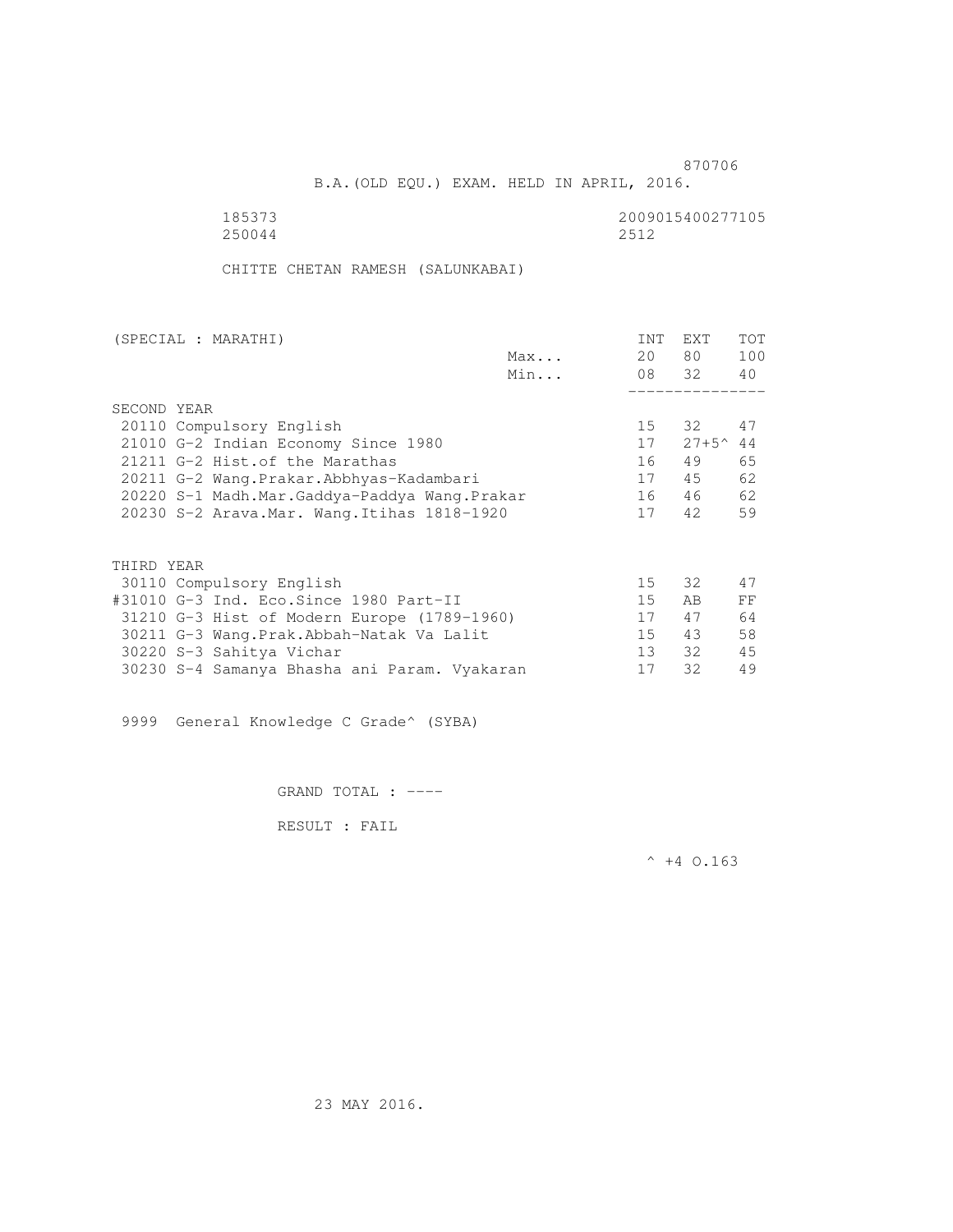870706

B.A.(OLD EQU.) EXAM. HELD IN APRIL, 2016.

185373 2009015400277105
250044 2512

CHITTE CHETAN RAMESH (SALUNKABAI)

| (SPECIAL : MARATHI) | | INT | EXT | TOT |
|---|---|---|---|---|
| | Max... | 20 | 80 | 100 |
| | Min... | 08 | 32 | 40 |
| SECOND YEAR | | | | |
| 20110 Compulsory English | | 15 | 32 | 47 |
| 21010 G-2 Indian Economy Since 1980 | | 17 | 27+5^ | 44 |
| 21211 G-2 Hist.of the Marathas | | 16 | 49 | 65 |
| 20211 G-2 Wang.Prakar.Abbhyas-Kadambari | | 17 | 45 | 62 |
| 20220 S-1 Madh.Mar.Gaddya-Paddya Wang.Prakar | | 16 | 46 | 62 |
| 20230 S-2 Arava.Mar. Wang.Itihas 1818-1920 | | 17 | 42 | 59 |
| THIRD YEAR | | | | |
| 30110 Compulsory English | | 15 | 32 | 47 |
| #31010 G-3 Ind. Eco.Since 1980 Part-II | | 15 | AB | FF |
| 31210 G-3 Hist of Modern Europe (1789-1960) | | 17 | 47 | 64 |
| 30211 G-3 Wang.Prak.Abbah-Natak Va Lalit | | 15 | 43 | 58 |
| 30220 S-3 Sahitya Vichar | | 13 | 32 | 45 |
| 30230 S-4 Samanya Bhasha ani Param. Vyakaran | | 17 | 32 | 49 |

9999 General Knowledge C Grade^ (SYBA)

GRAND TOTAL : ----

RESULT : FAIL

^ +4 O.163

23 MAY 2016.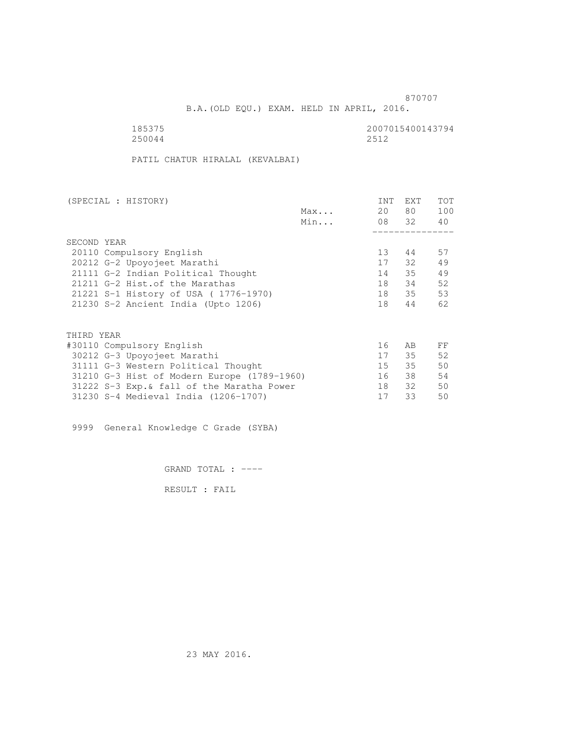870707

B.A.(OLD EQU.) EXAM. HELD IN APRIL, 2016.

185375 2007015400143794
250044 2512

PATIL CHATUR HIRALAL (KEVALBAI)

| (SPECIAL : HISTORY) | | INT | EXT | TOT |
|---|---|---|---|---|
| | Max... | 20 | 80 | 100 |
| | Min... | 08 | 32 | 40 |
| SECOND YEAR | | | | |
| 20110 Compulsory English | | 13 | 44 | 57 |
| 20212 G-2 Upoyojeet Marathi | | 17 | 32 | 49 |
| 21111 G-2 Indian Political Thought | | 14 | 35 | 49 |
| 21211 G-2 Hist.of the Marathas | | 18 | 34 | 52 |
| 21221 S-1 History of USA ( 1776-1970) | | 18 | 35 | 53 |
| 21230 S-2 Ancient India (Upto 1206) | | 18 | 44 | 62 |
| THIRD YEAR | | | | |
| #30110 Compulsory English | | 16 | AB | FF |
| 30212 G-3 Upoyojeet Marathi | | 17 | 35 | 52 |
| 31111 G-3 Western Political Thought | | 15 | 35 | 50 |
| 31210 G-3 Hist of Modern Europe (1789-1960) | | 16 | 38 | 54 |
| 31222 S-3 Exp.& fall of the Maratha Power | | 18 | 32 | 50 |
| 31230 S-4 Medieval India (1206-1707) | | 17 | 33 | 50 |

9999 General Knowledge C Grade (SYBA)

GRAND TOTAL : ----

RESULT : FAIL

23 MAY 2016.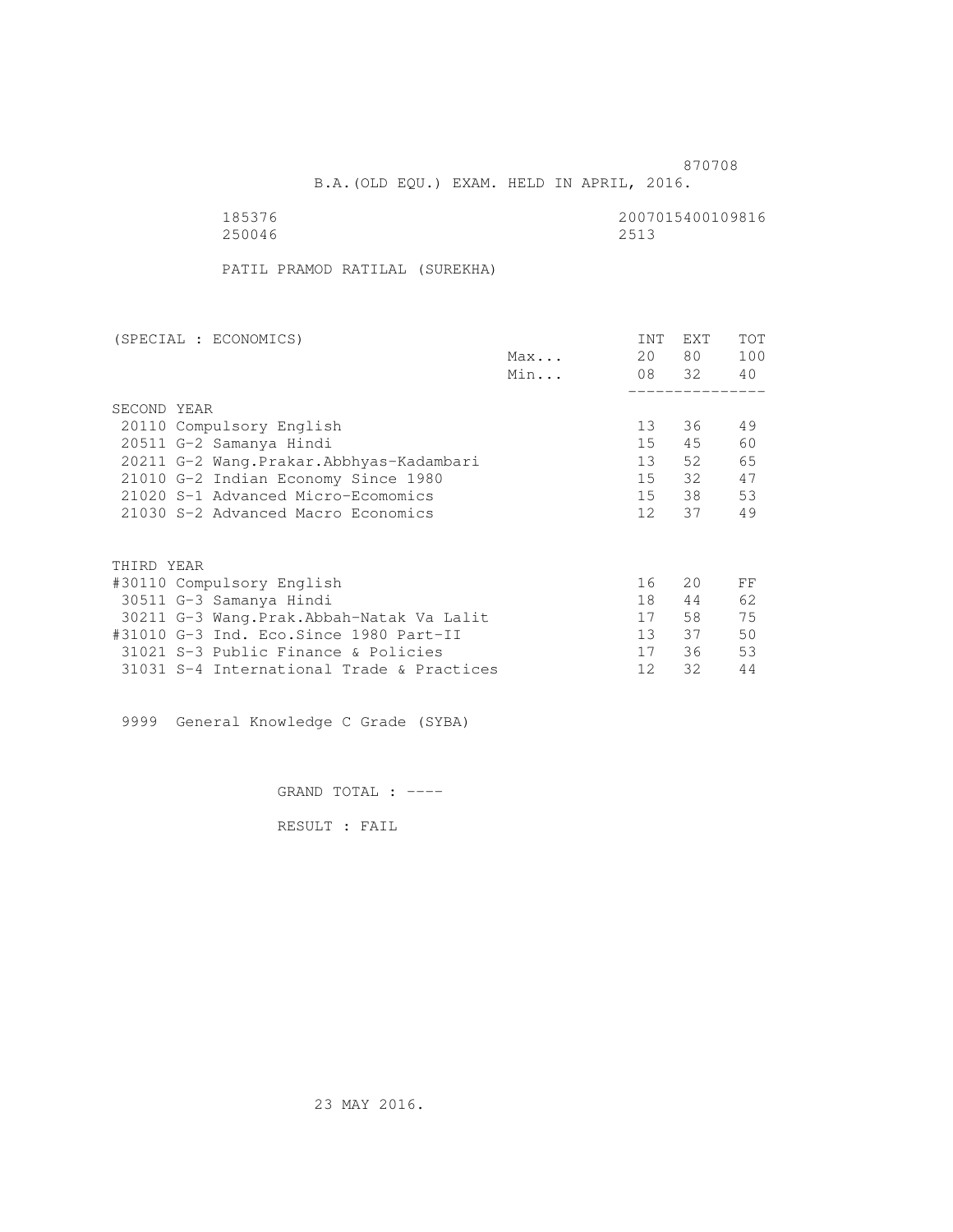870708

B.A.(OLD EQU.) EXAM. HELD IN APRIL, 2016.

185376 2007015400109816
250046 2513

PATIL PRAMOD RATILAL (SUREKHA)

| (SPECIAL : ECONOMICS) | | INT | EXT | TOT |
|---|---|---|---|---|
| | Max... | 20 | 80 | 100 |
| | Min... | 08 | 32 | 40 |
| SECOND YEAR | | | | |
| 20110 Compulsory English | | 13 | 36 | 49 |
| 20511 G-2 Samanya Hindi | | 15 | 45 | 60 |
| 20211 G-2 Wang.Prakar.Abbhyas-Kadambari | | 13 | 52 | 65 |
| 21010 G-2 Indian Economy Since 1980 | | 15 | 32 | 47 |
| 21020 S-1 Advanced Micro-Ecomomics | | 15 | 38 | 53 |
| 21030 S-2 Advanced Macro Economics | | 12 | 37 | 49 |
| THIRD YEAR | | | | |
| #30110 Compulsory English | | 16 | 20 | FF |
| 30511 G-3 Samanya Hindi | | 18 | 44 | 62 |
| 30211 G-3 Wang.Prak.Abbah-Natak Va Lalit | | 17 | 58 | 75 |
| #31010 G-3 Ind. Eco.Since 1980 Part-II | | 13 | 37 | 50 |
| 31021 S-3 Public Finance & Policies | | 17 | 36 | 53 |
| 31031 S-4 International Trade & Practices | | 12 | 32 | 44 |

9999 General Knowledge C Grade (SYBA)

GRAND TOTAL : ----

RESULT : FAIL

23 MAY 2016.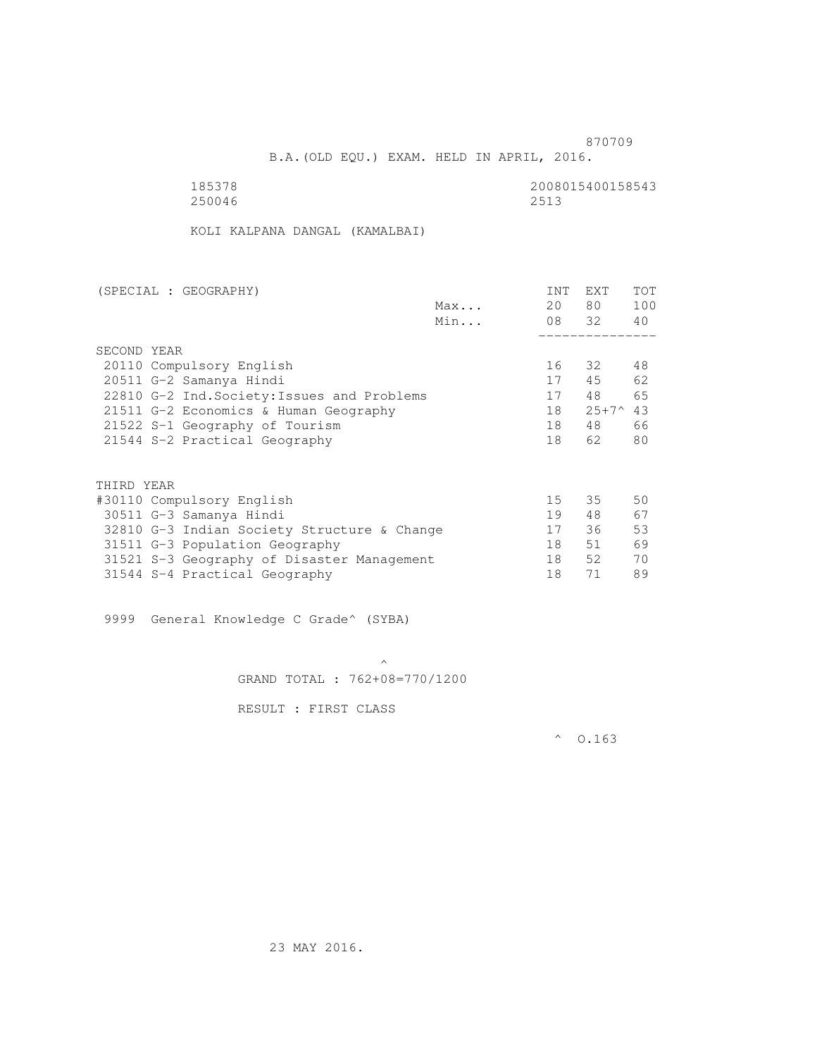870709

B.A.(OLD EQU.) EXAM. HELD IN APRIL, 2016.

185378 2008015400158543
250046 2513

KOLI KALPANA DANGAL (KAMALBAI)

| (SPECIAL : GEOGRAPHY) | | INT | EXT | TOT |
|---|---|---|---|---|
| | Max... | 20 | 80 | 100 |
| | Min... | 08 | 32 | 40 |
| **SECOND YEAR** | | | | |
| 20110 Compulsory English | | 16 | 32 | 48 |
| 20511 G-2 Samanya Hindi | | 17 | 45 | 62 |
| 22810 G-2 Ind.Society:Issues and Problems | | 17 | 48 | 65 |
| 21511 G-2 Economics & Human Geography | | 18 | 25+7^ | 43 |
| 21522 S-1 Geography of Tourism | | 18 | 48 | 66 |
| 21544 S-2 Practical Geography | | 18 | 62 | 80 |
| **THIRD YEAR** | | | | |
| #30110 Compulsory English | | 15 | 35 | 50 |
| 30511 G-3 Samanya Hindi | | 19 | 48 | 67 |
| 32810 G-3 Indian Society Structure & Change | | 17 | 36 | 53 |
| 31511 G-3 Population Geography | | 18 | 51 | 69 |
| 31521 S-3 Geography of Disaster Management | | 18 | 52 | 70 |
| 31544 S-4 Practical Geography | | 18 | 71 | 89 |

9999 General Knowledge C Grade^ (SYBA)

^

GRAND TOTAL : 762+08=770/1200

RESULT : FIRST CLASS

^ O.163

23 MAY 2016.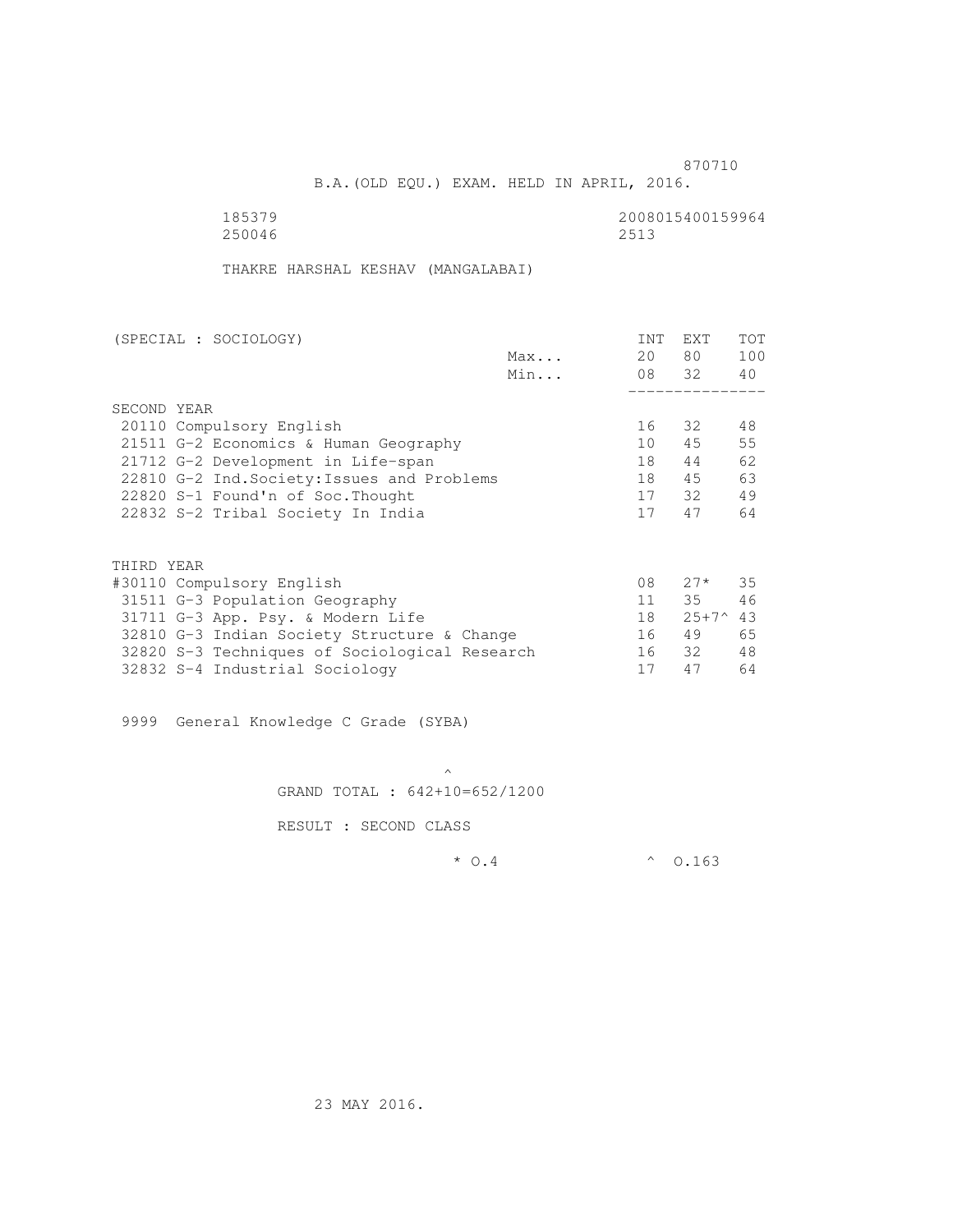870710

B.A.(OLD EQU.) EXAM. HELD IN APRIL, 2016.

185379 2008015400159964
250046 2513

THAKRE HARSHAL KESHAV (MANGALABAI)

| (SPECIAL : SOCIOLOGY) | | INT | EXT | TOT |
|---|---|---|---|---|
| | Max... | 20 | 80 | 100 |
| | Min... | 08 | 32 | 40 |
| **SECOND YEAR** | | | | |
| 20110 Compulsory English | | 16 | 32 | 48 |
| 21511 G-2 Economics & Human Geography | | 10 | 45 | 55 |
| 21712 G-2 Development in Life-span | | 18 | 44 | 62 |
| 22810 G-2 Ind.Society:Issues and Problems | | 18 | 45 | 63 |
| 22820 S-1 Found'n of Soc.Thought | | 17 | 32 | 49 |
| 22832 S-2 Tribal Society In India | | 17 | 47 | 64 |
| **THIRD YEAR** | | | | |
| #30110 Compulsory English | | 08 | 27* | 35 |
| 31511 G-3 Population Geography | | 11 | 35 | 46 |
| 31711 G-3 App. Psy. & Modern Life | | 18 | 25+7^ | 43 |
| 32810 G-3 Indian Society Structure & Change | | 16 | 49 | 65 |
| 32820 S-3 Techniques of Sociological Research | | 16 | 32 | 48 |
| 32832 S-4 Industrial Sociology | | 17 | 47 | 64 |

9999 General Knowledge C Grade (SYBA)

^
GRAND TOTAL : 642+10=652/1200

RESULT : SECOND CLASS

\* O.4 ^ O.163

23 MAY 2016.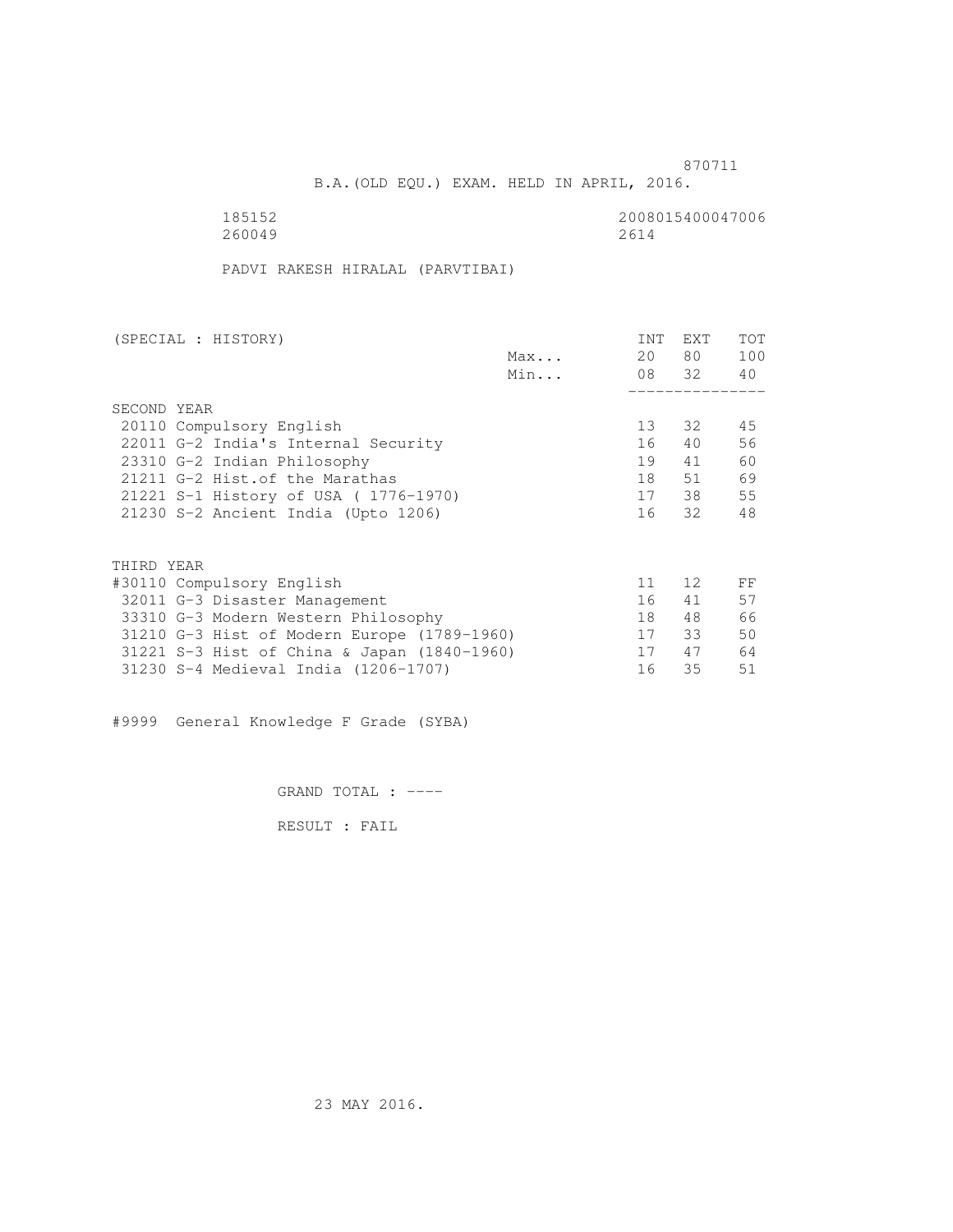870711

B.A.(OLD EQU.) EXAM. HELD IN APRIL, 2016.

185152 2008015400047006
260049 2614

PADVI RAKESH HIRALAL (PARVTIBAI)

| (SPECIAL : HISTORY) | | INT | EXT | TOT |
|---|---|---|---|---|
| | Max... | 20 | 80 | 100 |
| | Min... | 08 | 32 | 40 |
| **SECOND YEAR** | | | | |
| 20110 Compulsory English | | 13 | 32 | 45 |
| 22011 G-2 India's Internal Security | | 16 | 40 | 56 |
| 23310 G-2 Indian Philosophy | | 19 | 41 | 60 |
| 21211 G-2 Hist.of the Marathas | | 18 | 51 | 69 |
| 21221 S-1 History of USA ( 1776-1970) | | 17 | 38 | 55 |
| 21230 S-2 Ancient India (Upto 1206) | | 16 | 32 | 48 |
| **THIRD YEAR** | | | | |
| #30110 Compulsory English | | 11 | 12 | FF |
| 32011 G-3 Disaster Management | | 16 | 41 | 57 |
| 33310 G-3 Modern Western Philosophy | | 18 | 48 | 66 |
| 31210 G-3 Hist of Modern Europe (1789-1960) | | 17 | 33 | 50 |
| 31221 S-3 Hist of China & Japan (1840-1960) | | 17 | 47 | 64 |
| 31230 S-4 Medieval India (1206-1707) | | 16 | 35 | 51 |

#9999 General Knowledge F Grade (SYBA)

GRAND TOTAL : ----

RESULT : FAIL

23 MAY 2016.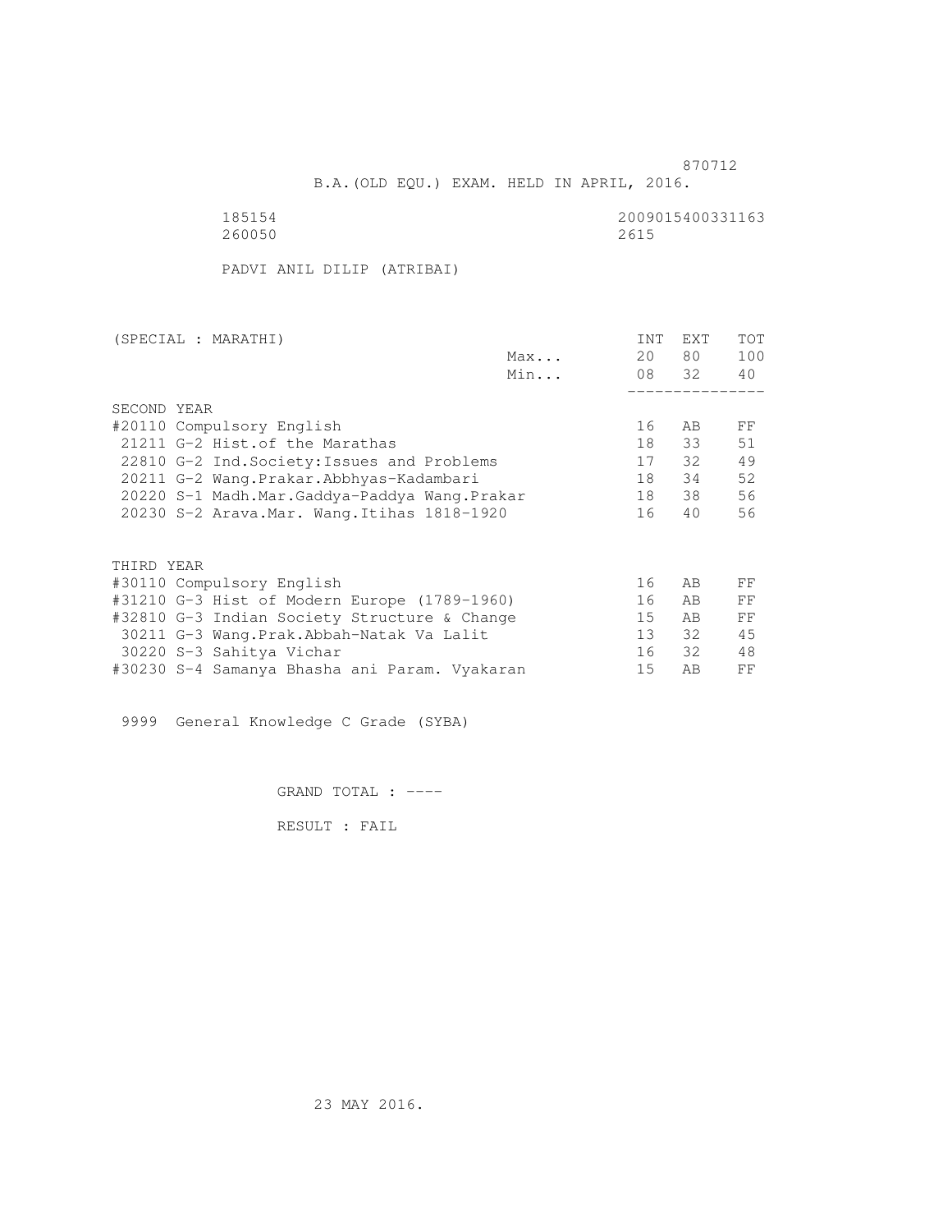870712

B.A.(OLD EQU.) EXAM. HELD IN APRIL, 2016.

185154 2009015400331163
260050 2615

PADVI ANIL DILIP (ATRIBAI)

| (SPECIAL : MARATHI) | | INT | EXT | TOT |
|---|---|---|---|---|
| | Max... | 20 | 80 | 100 |
| | Min... | 08 | 32 | 40 |
| SECOND YEAR | | | | |
| #20110 Compulsory English | | 16 | AB | FF |
| 21211 G-2 Hist.of the Marathas | | 18 | 33 | 51 |
| 22810 G-2 Ind.Society:Issues and Problems | | 17 | 32 | 49 |
| 20211 G-2 Wang.Prakar.Abbhyas-Kadambari | | 18 | 34 | 52 |
| 20220 S-1 Madh.Mar.Gaddya-Paddya Wang.Prakar | | 18 | 38 | 56 |
| 20230 S-2 Arava.Mar. Wang.Itihas 1818-1920 | | 16 | 40 | 56 |
| THIRD YEAR | | | | |
| #30110 Compulsory English | | 16 | AB | FF |
| #31210 G-3 Hist of Modern Europe (1789-1960) | | 16 | AB | FF |
| #32810 G-3 Indian Society Structure & Change | | 15 | AB | FF |
| 30211 G-3 Wang.Prak.Abbah-Natak Va Lalit | | 13 | 32 | 45 |
| 30220 S-3 Sahitya Vichar | | 16 | 32 | 48 |
| #30230 S-4 Samanya Bhasha ani Param. Vyakaran | | 15 | AB | FF |

9999 General Knowledge C Grade (SYBA)

GRAND TOTAL : ----

RESULT : FAIL

23 MAY 2016.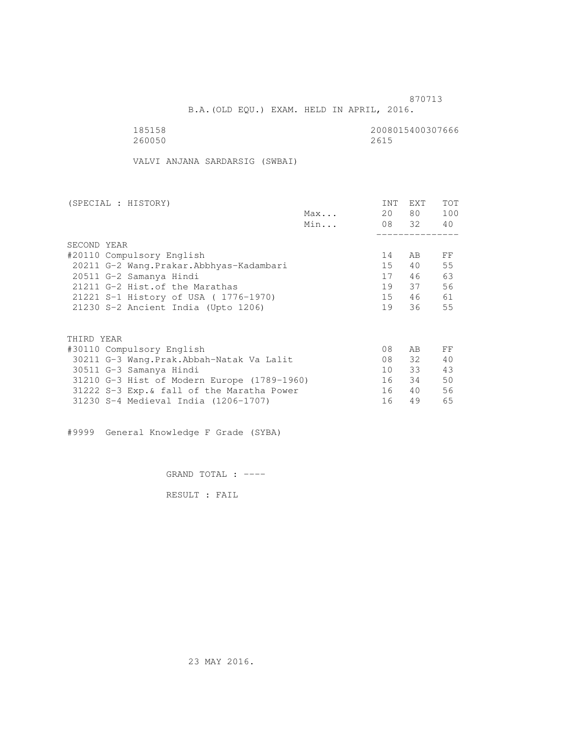870713

B.A.(OLD EQU.) EXAM. HELD IN APRIL, 2016.

185158 2008015400307666
260050 2615

VALVI ANJANA SARDARSIG (SWBAI)

| (SPECIAL : HISTORY) | | INT | EXT | TOT |
|---|---|---|---|---|
| | Max... | 20 | 80 | 100 |
| | Min... | 08 | 32 | 40 |
| **SECOND YEAR** | | | | |
| #20110 Compulsory English | | 14 | AB | FF |
| 20211 G-2 Wang.Prakar.Abbhyas-Kadambari | | 15 | 40 | 55 |
| 20511 G-2 Samanya Hindi | | 17 | 46 | 63 |
| 21211 G-2 Hist.of the Marathas | | 19 | 37 | 56 |
| 21221 S-1 History of USA ( 1776-1970) | | 15 | 46 | 61 |
| 21230 S-2 Ancient India (Upto 1206) | | 19 | 36 | 55 |
| **THIRD YEAR** | | | | |
| #30110 Compulsory English | | 08 | AB | FF |
| 30211 G-3 Wang.Prak.Abbah-Natak Va Lalit | | 08 | 32 | 40 |
| 30511 G-3 Samanya Hindi | | 10 | 33 | 43 |
| 31210 G-3 Hist of Modern Europe (1789-1960) | | 16 | 34 | 50 |
| 31222 S-3 Exp.& fall of the Maratha Power | | 16 | 40 | 56 |
| 31230 S-4 Medieval India (1206-1707) | | 16 | 49 | 65 |

#9999 General Knowledge F Grade (SYBA)

GRAND TOTAL : ----

RESULT : FAIL

23 MAY 2016.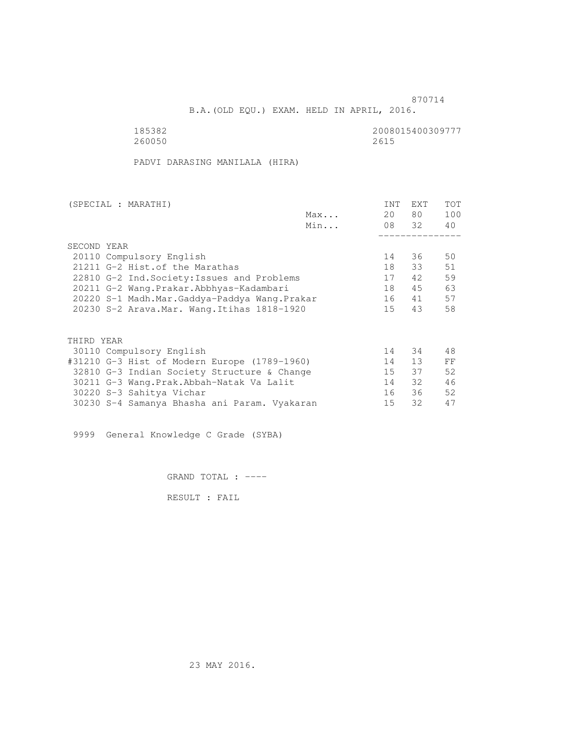870714

B.A.(OLD EQU.) EXAM. HELD IN APRIL, 2016.

185382 2008015400309777

260050 2615

PADVI DARASING MANILALA (HIRA)

| (SPECIAL : MARATHI) | | INT | EXT | TOT |
|---|---|---|---|---|
| | Max... | 20 | 80 | 100 |
| | Min... | 08 | 32 | 40 |
| SECOND YEAR | | | | |
| 20110 Compulsory English | | 14 | 36 | 50 |
| 21211 G-2 Hist.of the Marathas | | 18 | 33 | 51 |
| 22810 G-2 Ind.Society:Issues and Problems | | 17 | 42 | 59 |
| 20211 G-2 Wang.Prakar.Abbhyas-Kadambari | | 18 | 45 | 63 |
| 20220 S-1 Madh.Mar.Gaddya-Paddya Wang.Prakar | | 16 | 41 | 57 |
| 20230 S-2 Arava.Mar. Wang.Itihas 1818-1920 | | 15 | 43 | 58 |
| THIRD YEAR | | | | |
| 30110 Compulsory English | | 14 | 34 | 48 |
| #31210 G-3 Hist of Modern Europe (1789-1960) | | 14 | 13 | FF |
| 32810 G-3 Indian Society Structure & Change | | 15 | 37 | 52 |
| 30211 G-3 Wang.Prak.Abbah-Natak Va Lalit | | 14 | 32 | 46 |
| 30220 S-3 Sahitya Vichar | | 16 | 36 | 52 |
| 30230 S-4 Samanya Bhasha ani Param. Vyakaran | | 15 | 32 | 47 |

9999 General Knowledge C Grade (SYBA)

GRAND TOTAL : ----

RESULT : FAIL

23 MAY 2016.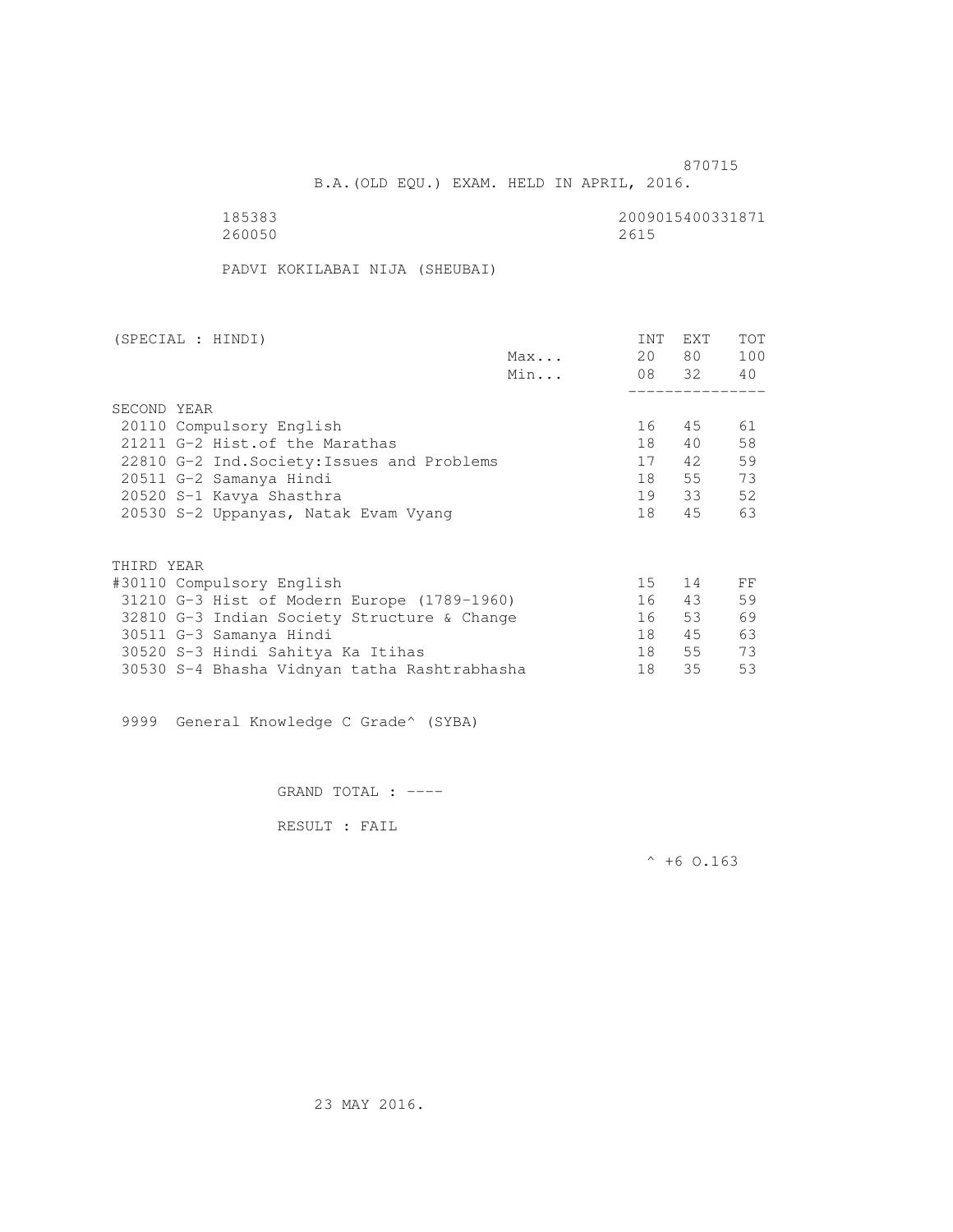870715

B.A.(OLD EQU.) EXAM. HELD IN APRIL, 2016.

185383 2009015400331871
260050 2615

PADVI KOKILABAI NIJA (SHEUBAI)

| (SPECIAL : HINDI) | | INT | EXT | TOT |
|---|---|---|---|---|
| | Max... | 20 | 80 | 100 |
| | Min... | 08 | 32 | 40 |
| SECOND YEAR | | | | |
| 20110 Compulsory English | | 16 | 45 | 61 |
| 21211 G-2 Hist.of the Marathas | | 18 | 40 | 58 |
| 22810 G-2 Ind.Society:Issues and Problems | | 17 | 42 | 59 |
| 20511 G-2 Samanya Hindi | | 18 | 55 | 73 |
| 20520 S-1 Kavya Shasthra | | 19 | 33 | 52 |
| 20530 S-2 Uppanyas, Natak Evam Vyang | | 18 | 45 | 63 |
| THIRD YEAR | | | | |
| #30110 Compulsory English | | 15 | 14 | FF |
| 31210 G-3 Hist of Modern Europe (1789-1960) | | 16 | 43 | 59 |
| 32810 G-3 Indian Society Structure & Change | | 16 | 53 | 69 |
| 30511 G-3 Samanya Hindi | | 18 | 45 | 63 |
| 30520 S-3 Hindi Sahitya Ka Itihas | | 18 | 55 | 73 |
| 30530 S-4 Bhasha Vidnyan tatha Rashtrabhasha | | 18 | 35 | 53 |

9999 General Knowledge C Grade^ (SYBA)

GRAND TOTAL : ----

RESULT : FAIL

^ +6 O.163

23 MAY 2016.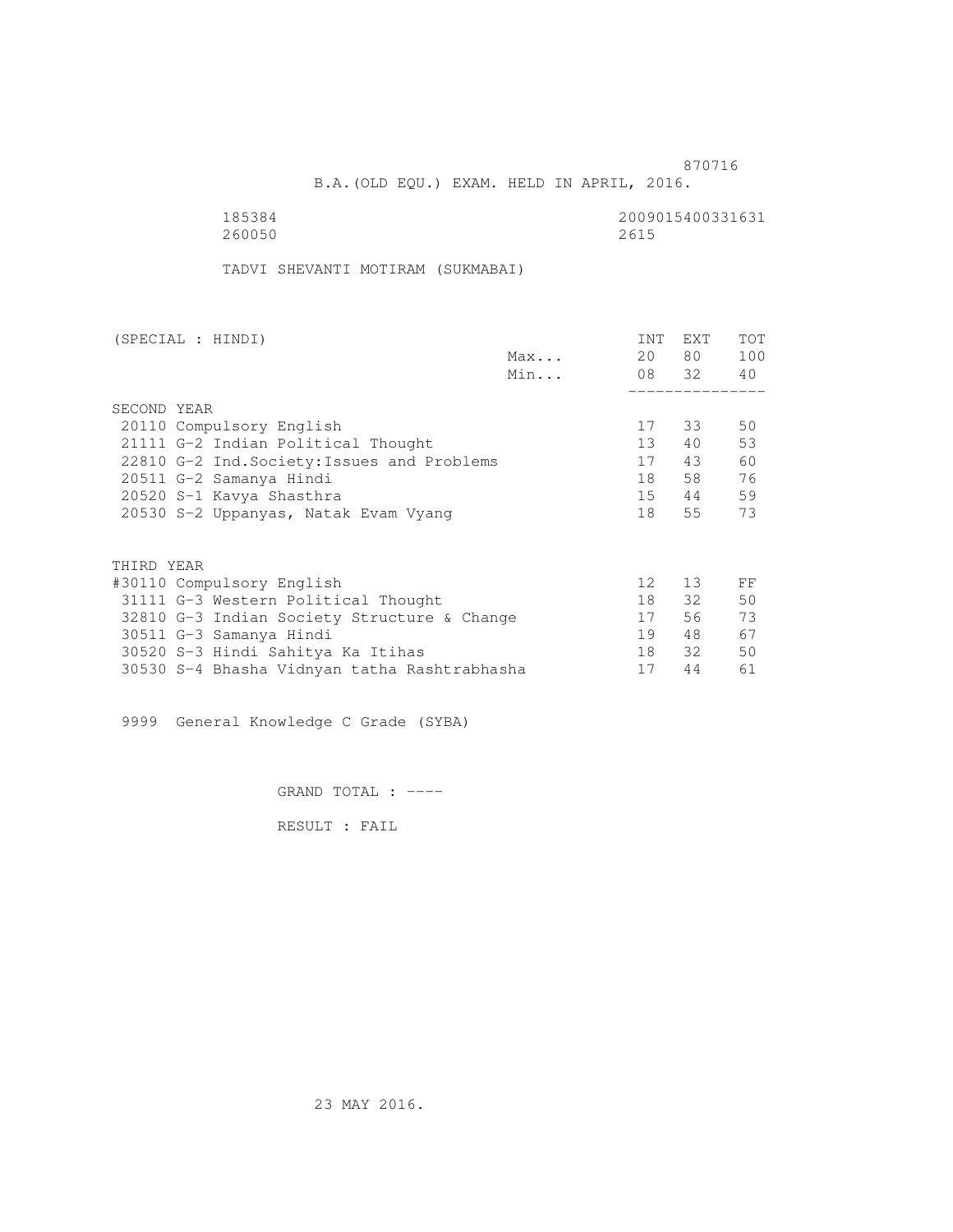870716

B.A.(OLD EQU.) EXAM. HELD IN APRIL, 2016.

185384 2009015400331631
260050 2615

TADVI SHEVANTI MOTIRAM (SUKMABAI)

| (SPECIAL : HINDI) | | INT | EXT | TOT |
|---|---|---|---|---|
| | Max... | 20 | 80 | 100 |
| | Min... | 08 | 32 | 40 |
| SECOND YEAR | | | | |
| 20110 Compulsory English | | 17 | 33 | 50 |
| 21111 G-2 Indian Political Thought | | 13 | 40 | 53 |
| 22810 G-2 Ind.Society:Issues and Problems | | 17 | 43 | 60 |
| 20511 G-2 Samanya Hindi | | 18 | 58 | 76 |
| 20520 S-1 Kavya Shasthra | | 15 | 44 | 59 |
| 20530 S-2 Uppanyas, Natak Evam Vyang | | 18 | 55 | 73 |
| THIRD YEAR | | | | |
| #30110 Compulsory English | | 12 | 13 | FF |
| 31111 G-3 Western Political Thought | | 18 | 32 | 50 |
| 32810 G-3 Indian Society Structure & Change | | 17 | 56 | 73 |
| 30511 G-3 Samanya Hindi | | 19 | 48 | 67 |
| 30520 S-3 Hindi Sahitya Ka Itihas | | 18 | 32 | 50 |
| 30530 S-4 Bhasha Vidnyan tatha Rashtrabhasha | | 17 | 44 | 61 |

9999 General Knowledge C Grade (SYBA)

GRAND TOTAL : ----

RESULT : FAIL

23 MAY 2016.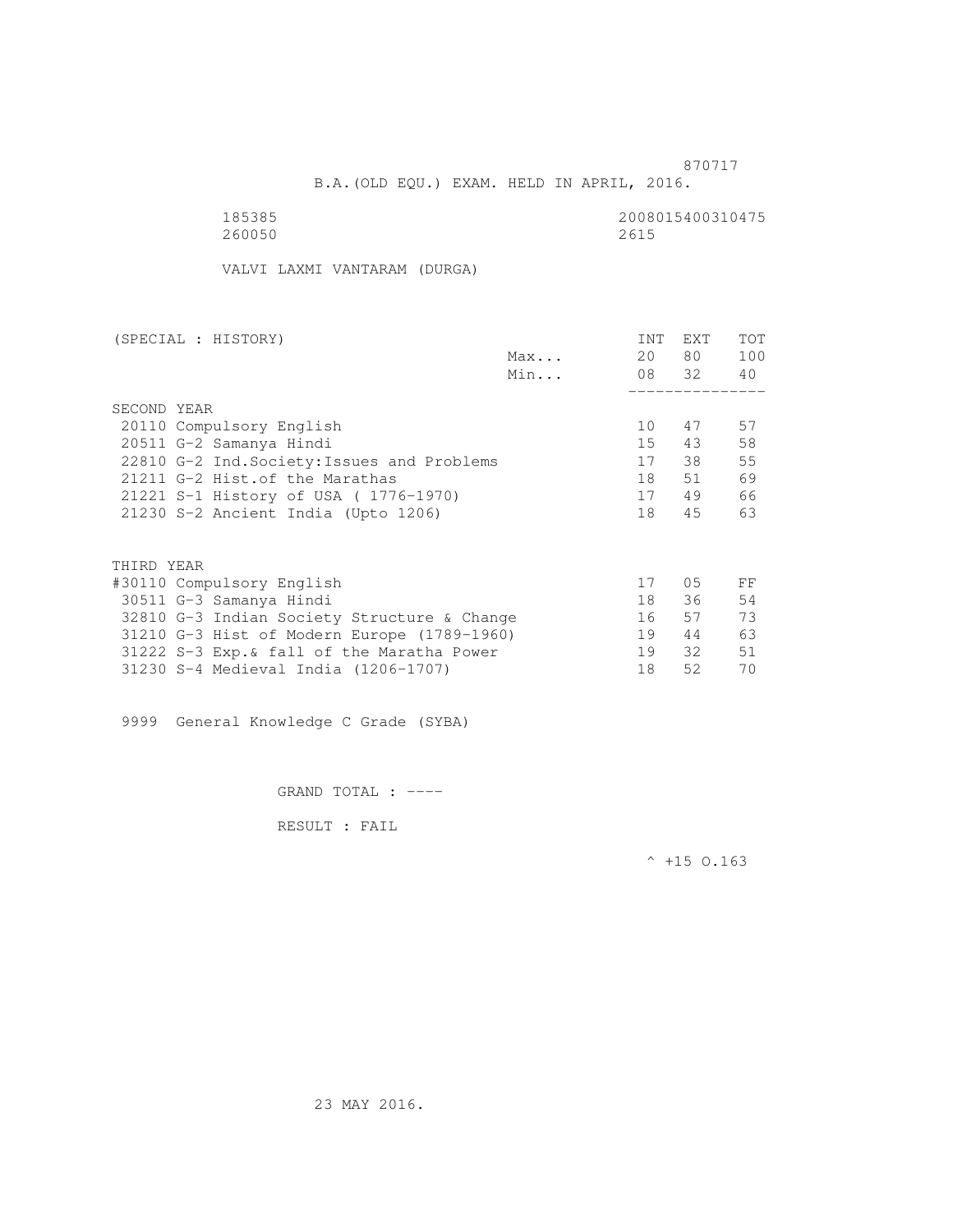870717

B.A.(OLD EQU.) EXAM. HELD IN APRIL, 2016.

185385 2008015400310475
260050 2615

VALVI LAXMI VANTARAM (DURGA)

| (SPECIAL : HISTORY) | | INT | EXT | TOT |
|---|---|---|---|---|
| | Max... | 20 | 80 | 100 |
| | Min... | 08 | 32 | 40 |
| **SECOND YEAR** | | | | |
| 20110 Compulsory English | | 10 | 47 | 57 |
| 20511 G-2 Samanya Hindi | | 15 | 43 | 58 |
| 22810 G-2 Ind.Society:Issues and Problems | | 17 | 38 | 55 |
| 21211 G-2 Hist.of the Marathas | | 18 | 51 | 69 |
| 21221 S-1 History of USA ( 1776-1970) | | 17 | 49 | 66 |
| 21230 S-2 Ancient India (Upto 1206) | | 18 | 45 | 63 |
| **THIRD YEAR** | | | | |
| #30110 Compulsory English | | 17 | 05 | FF |
| 30511 G-3 Samanya Hindi | | 18 | 36 | 54 |
| 32810 G-3 Indian Society Structure & Change | | 16 | 57 | 73 |
| 31210 G-3 Hist of Modern Europe (1789-1960) | | 19 | 44 | 63 |
| 31222 S-3 Exp.& fall of the Maratha Power | | 19 | 32 | 51 |
| 31230 S-4 Medieval India (1206-1707) | | 18 | 52 | 70 |

9999 General Knowledge C Grade (SYBA)

GRAND TOTAL : ----

RESULT : FAIL

^ +15 O.163

23 MAY 2016.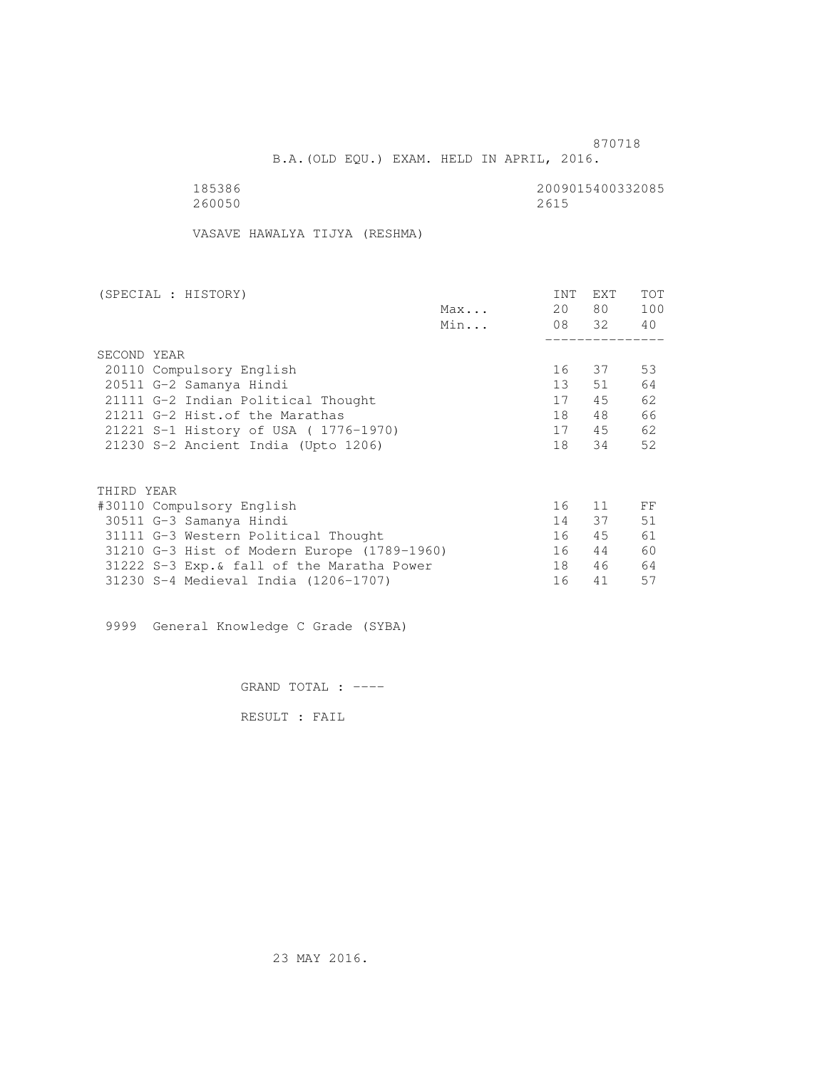870718

B.A.(OLD EQU.) EXAM. HELD IN APRIL, 2016.

185386 2009015400332085
260050 2615

VASAVE HAWALYA TIJYA (RESHMA)

| (SPECIAL : HISTORY) | | INT | EXT | TOT |
|---|---|---|---|---|
| | Max... | 20 | 80 | 100 |
| | Min... | 08 | 32 | 40 |
| **SECOND YEAR** | | | | |
| 20110 Compulsory English | | 16 | 37 | 53 |
| 20511 G-2 Samanya Hindi | | 13 | 51 | 64 |
| 21111 G-2 Indian Political Thought | | 17 | 45 | 62 |
| 21211 G-2 Hist.of the Marathas | | 18 | 48 | 66 |
| 21221 S-1 History of USA ( 1776-1970) | | 17 | 45 | 62 |
| 21230 S-2 Ancient India (Upto 1206) | | 18 | 34 | 52 |
| **THIRD YEAR** | | | | |
| #30110 Compulsory English | | 16 | 11 | FF |
| 30511 G-3 Samanya Hindi | | 14 | 37 | 51 |
| 31111 G-3 Western Political Thought | | 16 | 45 | 61 |
| 31210 G-3 Hist of Modern Europe (1789-1960) | | 16 | 44 | 60 |
| 31222 S-3 Exp.& fall of the Maratha Power | | 18 | 46 | 64 |
| 31230 S-4 Medieval India (1206-1707) | | 16 | 41 | 57 |

9999 General Knowledge C Grade (SYBA)

GRAND TOTAL : ----

RESULT : FAIL

23 MAY 2016.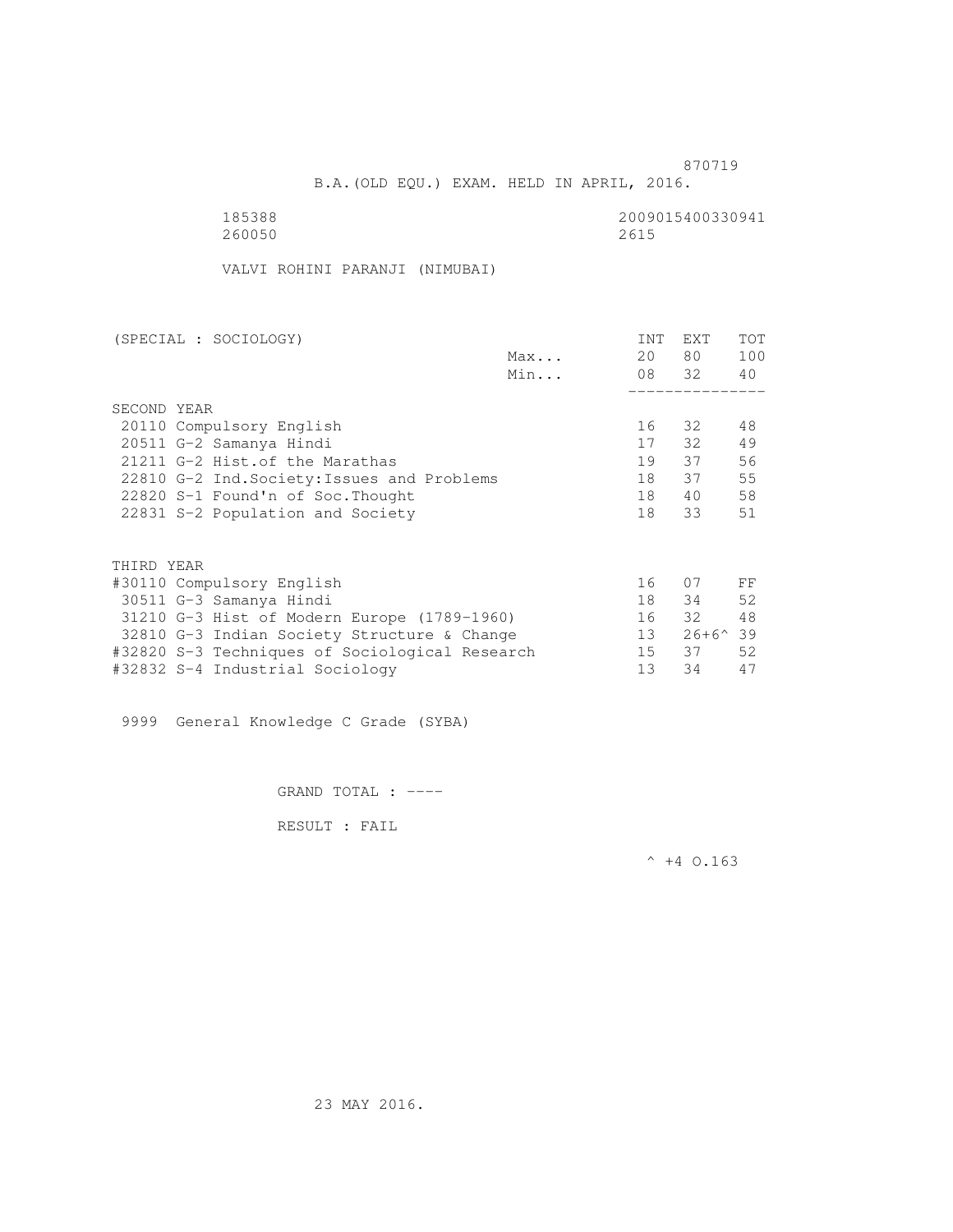870719

B.A.(OLD EQU.) EXAM. HELD IN APRIL, 2016.

185388 2009015400330941
260050 2615

VALVI ROHINI PARANJI (NIMUBAI)

| (SPECIAL : SOCIOLOGY) | | INT | EXT | TOT |
|---|---|---|---|---|
| | Max... | 20 | 80 | 100 |
| | Min... | 08 | 32 | 40 |
| **SECOND YEAR** | | | | |
| 20110 Compulsory English | | 16 | 32 | 48 |
| 20511 G-2 Samanya Hindi | | 17 | 32 | 49 |
| 21211 G-2 Hist.of the Marathas | | 19 | 37 | 56 |
| 22810 G-2 Ind.Society:Issues and Problems | | 18 | 37 | 55 |
| 22820 S-1 Found'n of Soc.Thought | | 18 | 40 | 58 |
| 22831 S-2 Population and Society | | 18 | 33 | 51 |
| **THIRD YEAR** | | | | |
| #30110 Compulsory English | | 16 | 07 | FF |
| 30511 G-3 Samanya Hindi | | 18 | 34 | 52 |
| 31210 G-3 Hist of Modern Europe (1789-1960) | | 16 | 32 | 48 |
| 32810 G-3 Indian Society Structure & Change | | 13 | 26+6^ | 39 |
| #32820 S-3 Techniques of Sociological Research | | 15 | 37 | 52 |
| #32832 S-4 Industrial Sociology | | 13 | 34 | 47 |

9999 General Knowledge C Grade (SYBA)

GRAND TOTAL : ----

RESULT : FAIL

^ +4 O.163

23 MAY 2016.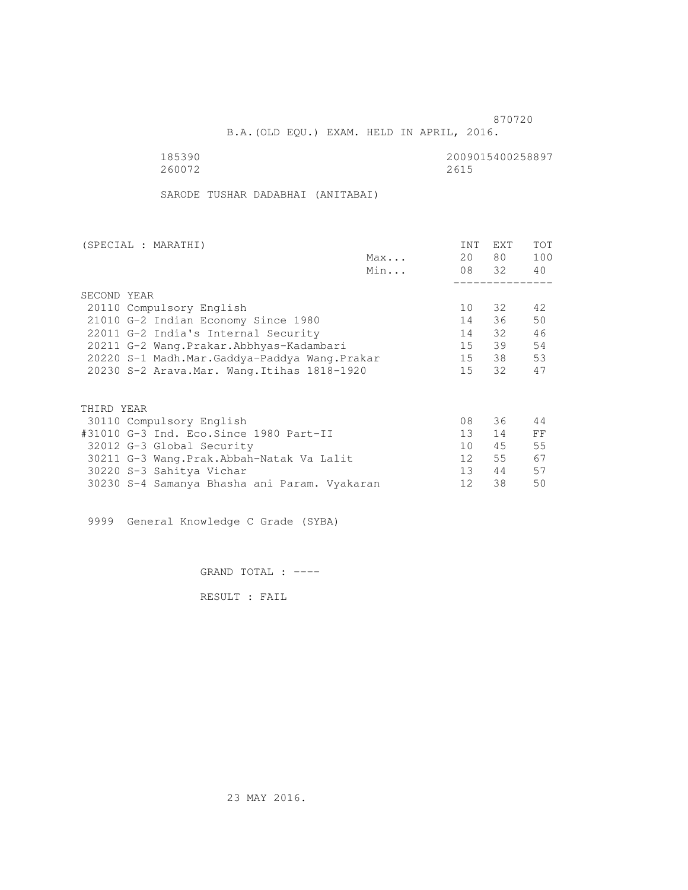870720

B.A.(OLD EQU.) EXAM. HELD IN APRIL, 2016.

185390 2009015400258897
260072 2615

SARODE TUSHAR DADABHAI (ANITABAI)

| (SPECIAL : MARATHI) | | INT | EXT | TOT |
|---|---|---|---|---|
| | Max... | 20 | 80 | 100 |
| | Min... | 08 | 32 | 40 |
| **SECOND YEAR** | | | | |
| 20110 Compulsory English | | 10 | 32 | 42 |
| 21010 G-2 Indian Economy Since 1980 | | 14 | 36 | 50 |
| 22011 G-2 India's Internal Security | | 14 | 32 | 46 |
| 20211 G-2 Wang.Prakar.Abbhyas-Kadambari | | 15 | 39 | 54 |
| 20220 S-1 Madh.Mar.Gaddya-Paddya Wang.Prakar | | 15 | 38 | 53 |
| 20230 S-2 Arava.Mar. Wang.Itihas 1818-1920 | | 15 | 32 | 47 |
| **THIRD YEAR** | | | | |
| 30110 Compulsory English | | 08 | 36 | 44 |
| #31010 G-3 Ind. Eco.Since 1980 Part-II | | 13 | 14 | FF |
| 32012 G-3 Global Security | | 10 | 45 | 55 |
| 30211 G-3 Wang.Prak.Abbah-Natak Va Lalit | | 12 | 55 | 67 |
| 30220 S-3 Sahitya Vichar | | 13 | 44 | 57 |
| 30230 S-4 Samanya Bhasha ani Param. Vyakaran | | 12 | 38 | 50 |

9999 General Knowledge C Grade (SYBA)

GRAND TOTAL : ----

RESULT : FAIL

23 MAY 2016.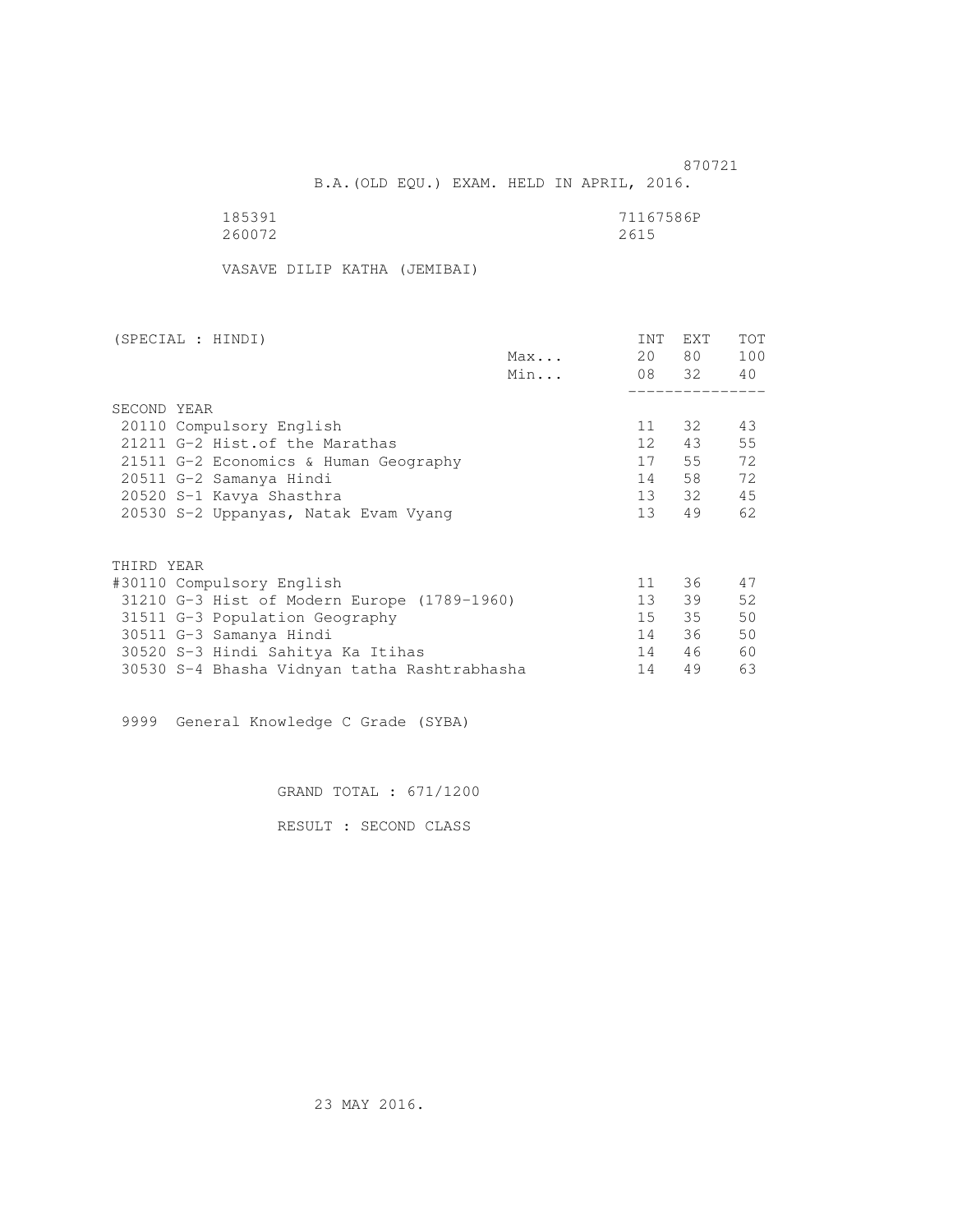870721

B.A.(OLD EQU.) EXAM. HELD IN APRIL, 2016.

185391 71167586P
260072 2615

VASAVE DILIP KATHA (JEMIBAI)

| (SPECIAL : HINDI) | | INT | EXT | TOT |
|---|---|---|---|---|
| | Max... | 20 | 80 | 100 |
| | Min... | 08 | 32 | 40 |
| SECOND YEAR | | | | |
| 20110 Compulsory English | | 11 | 32 | 43 |
| 21211 G-2 Hist.of the Marathas | | 12 | 43 | 55 |
| 21511 G-2 Economics & Human Geography | | 17 | 55 | 72 |
| 20511 G-2 Samanya Hindi | | 14 | 58 | 72 |
| 20520 S-1 Kavya Shasthra | | 13 | 32 | 45 |
| 20530 S-2 Uppanyas, Natak Evam Vyang | | 13 | 49 | 62 |
| THIRD YEAR | | | | |
| #30110 Compulsory English | | 11 | 36 | 47 |
| 31210 G-3 Hist of Modern Europe (1789-1960) | | 13 | 39 | 52 |
| 31511 G-3 Population Geography | | 15 | 35 | 50 |
| 30511 G-3 Samanya Hindi | | 14 | 36 | 50 |
| 30520 S-3 Hindi Sahitya Ka Itihas | | 14 | 46 | 60 |
| 30530 S-4 Bhasha Vidnyan tatha Rashtrabhasha | | 14 | 49 | 63 |

9999 General Knowledge C Grade (SYBA)

GRAND TOTAL : 671/1200

RESULT : SECOND CLASS

23 MAY 2016.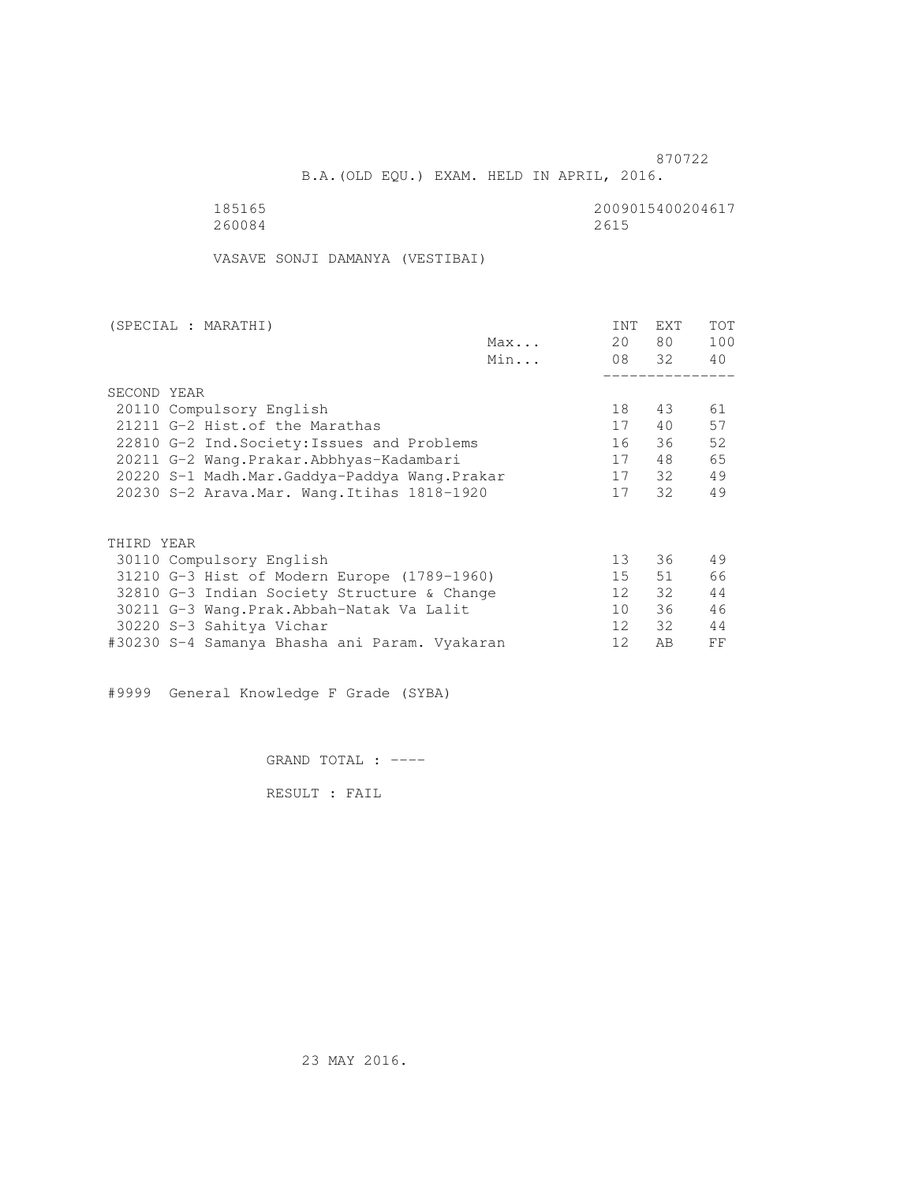870722

B.A.(OLD EQU.) EXAM. HELD IN APRIL, 2016.

185165 2009015400204617
260084 2615

VASAVE SONJI DAMANYA (VESTIBAI)

| (SPECIAL : MARATHI) | | INT | EXT | TOT |
|---|---|---|---|---|
| | Max... | 20 | 80 | 100 |
| | Min... | 08 | 32 | 40 |
| SECOND YEAR | | | | |
| 20110 Compulsory English | | 18 | 43 | 61 |
| 21211 G-2 Hist.of the Marathas | | 17 | 40 | 57 |
| 22810 G-2 Ind.Society:Issues and Problems | | 16 | 36 | 52 |
| 20211 G-2 Wang.Prakar.Abbhyas-Kadambari | | 17 | 48 | 65 |
| 20220 S-1 Madh.Mar.Gaddya-Paddya Wang.Prakar | | 17 | 32 | 49 |
| 20230 S-2 Arava.Mar. Wang.Itihas 1818-1920 | | 17 | 32 | 49 |
| THIRD YEAR | | | | |
| 30110 Compulsory English | | 13 | 36 | 49 |
| 31210 G-3 Hist of Modern Europe (1789-1960) | | 15 | 51 | 66 |
| 32810 G-3 Indian Society Structure & Change | | 12 | 32 | 44 |
| 30211 G-3 Wang.Prak.Abbah-Natak Va Lalit | | 10 | 36 | 46 |
| 30220 S-3 Sahitya Vichar | | 12 | 32 | 44 |
| #30230 S-4 Samanya Bhasha ani Param. Vyakaran | | 12 | AB | FF |

#9999 General Knowledge F Grade (SYBA)

GRAND TOTAL : ----

RESULT : FAIL

23 MAY 2016.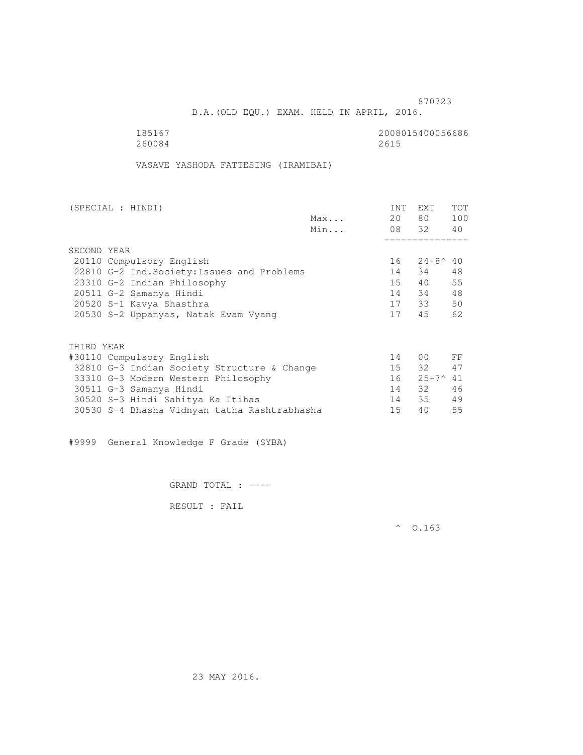870723

B.A.(OLD EQU.) EXAM. HELD IN APRIL, 2016.

185167 2008015400056686
260084 2615

VASAVE YASHODA FATTESING (IRAMIBAI)

| (SPECIAL : HINDI) | | INT | EXT | TOT |
|---|---|---|---|---|
| | Max... | 20 | 80 | 100 |
| | Min... | 08 | 32 | 40 |
| **SECOND YEAR** | | | | |
| 20110 Compulsory English | | 16 | 24+8^ | 40 |
| 22810 G-2 Ind.Society:Issues and Problems | | 14 | 34 | 48 |
| 23310 G-2 Indian Philosophy | | 15 | 40 | 55 |
| 20511 G-2 Samanya Hindi | | 14 | 34 | 48 |
| 20520 S-1 Kavya Shasthra | | 17 | 33 | 50 |
| 20530 S-2 Uppanyas, Natak Evam Vyang | | 17 | 45 | 62 |
| **THIRD YEAR** | | | | |
| #30110 Compulsory English | | 14 | 00 | FF |
| 32810 G-3 Indian Society Structure & Change | | 15 | 32 | 47 |
| 33310 G-3 Modern Western Philosophy | | 16 | 25+7^ | 41 |
| 30511 G-3 Samanya Hindi | | 14 | 32 | 46 |
| 30520 S-3 Hindi Sahitya Ka Itihas | | 14 | 35 | 49 |
| 30530 S-4 Bhasha Vidnyan tatha Rashtrabhasha | | 15 | 40 | 55 |

#9999 General Knowledge F Grade (SYBA)

GRAND TOTAL : ----

RESULT : FAIL

^ O.163

23 MAY 2016.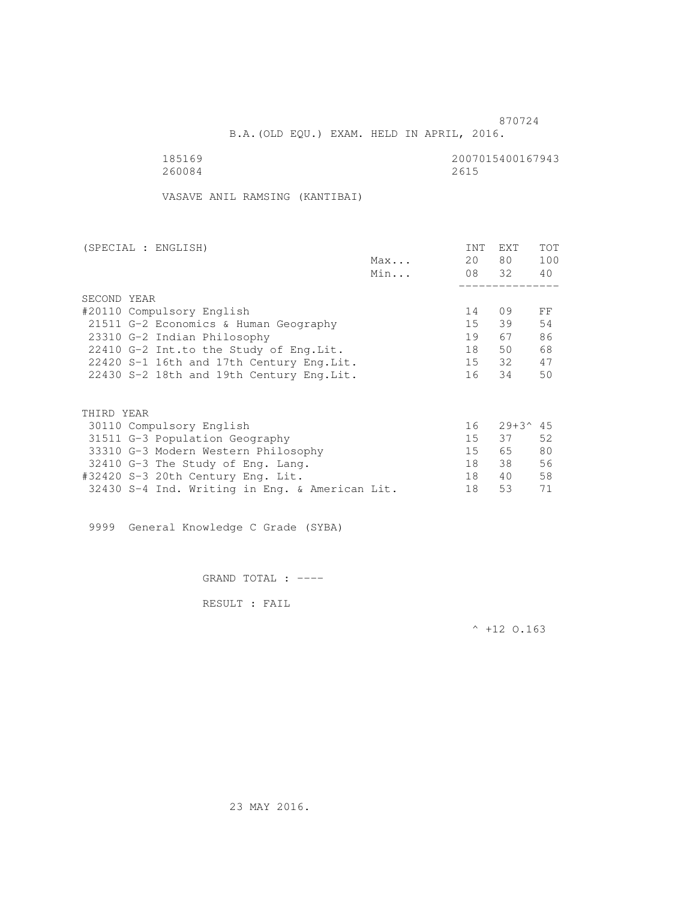870724

B.A.(OLD EQU.) EXAM. HELD IN APRIL, 2016.

185169 2007015400167943
260084 2615

VASAVE ANIL RAMSING (KANTIBAI)

| (SPECIAL : ENGLISH) | | INT | EXT | TOT |
|---|---|---|---|---|
| | Max... | 20 | 80 | 100 |
| | Min... | 08 | 32 | 40 |
| SECOND YEAR | | | | |
| #20110 Compulsory English | | 14 | 09 | FF |
| 21511 G-2 Economics & Human Geography | | 15 | 39 | 54 |
| 23310 G-2 Indian Philosophy | | 19 | 67 | 86 |
| 22410 G-2 Int.to the Study of Eng.Lit. | | 18 | 50 | 68 |
| 22420 S-1 16th and 17th Century Eng.Lit. | | 15 | 32 | 47 |
| 22430 S-2 18th and 19th Century Eng.Lit. | | 16 | 34 | 50 |
| THIRD YEAR | | | | |
| 30110 Compulsory English | | 16 | 29+3^ | 45 |
| 31511 G-3 Population Geography | | 15 | 37 | 52 |
| 33310 G-3 Modern Western Philosophy | | 15 | 65 | 80 |
| 32410 G-3 The Study of Eng. Lang. | | 18 | 38 | 56 |
| #32420 S-3 20th Century Eng. Lit. | | 18 | 40 | 58 |
| 32430 S-4 Ind. Writing in Eng. & American Lit. | | 18 | 53 | 71 |

9999 General Knowledge C Grade (SYBA)

GRAND TOTAL : ----

RESULT : FAIL

^ +12 O.163

23 MAY 2016.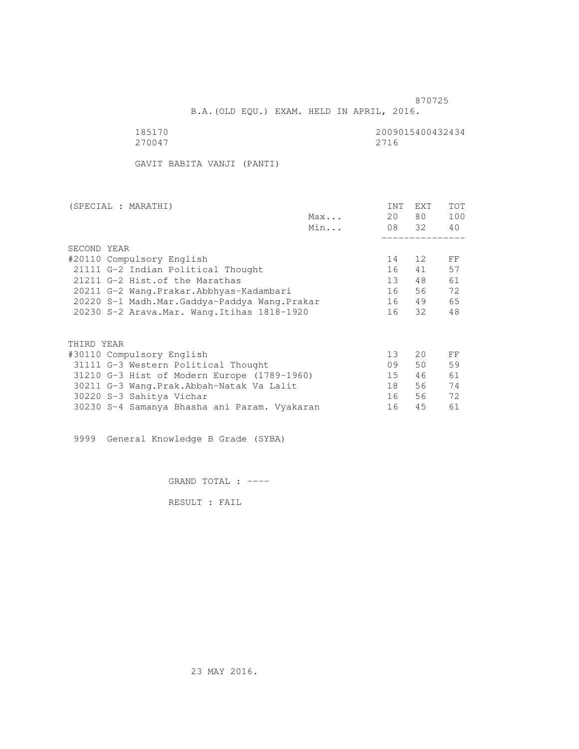870725

B.A.(OLD EQU.) EXAM. HELD IN APRIL, 2016.

185170 2009015400432434
270047 2716

GAVIT BABITA VANJI (PANTI)

| (SPECIAL : MARATHI) | | INT | EXT | TOT |
|---|---|---|---|---|
| | Max... | 20 | 80 | 100 |
| | Min... | 08 | 32 | 40 |
| **SECOND YEAR** | | | | |
| #20110 Compulsory English | | 14 | 12 | FF |
| 21111 G-2 Indian Political Thought | | 16 | 41 | 57 |
| 21211 G-2 Hist.of the Marathas | | 13 | 48 | 61 |
| 20211 G-2 Wang.Prakar.Abbhyas-Kadambari | | 16 | 56 | 72 |
| 20220 S-1 Madh.Mar.Gaddya-Paddya Wang.Prakar | | 16 | 49 | 65 |
| 20230 S-2 Arava.Mar. Wang.Itihas 1818-1920 | | 16 | 32 | 48 |
| **THIRD YEAR** | | | | |
| #30110 Compulsory English | | 13 | 20 | FF |
| 31111 G-3 Western Political Thought | | 09 | 50 | 59 |
| 31210 G-3 Hist of Modern Europe (1789-1960) | | 15 | 46 | 61 |
| 30211 G-3 Wang.Prak.Abbah-Natak Va Lalit | | 18 | 56 | 74 |
| 30220 S-3 Sahitya Vichar | | 16 | 56 | 72 |
| 30230 S-4 Samanya Bhasha ani Param. Vyakaran | | 16 | 45 | 61 |

9999 General Knowledge B Grade (SYBA)

GRAND TOTAL : ----

RESULT : FAIL

23 MAY 2016.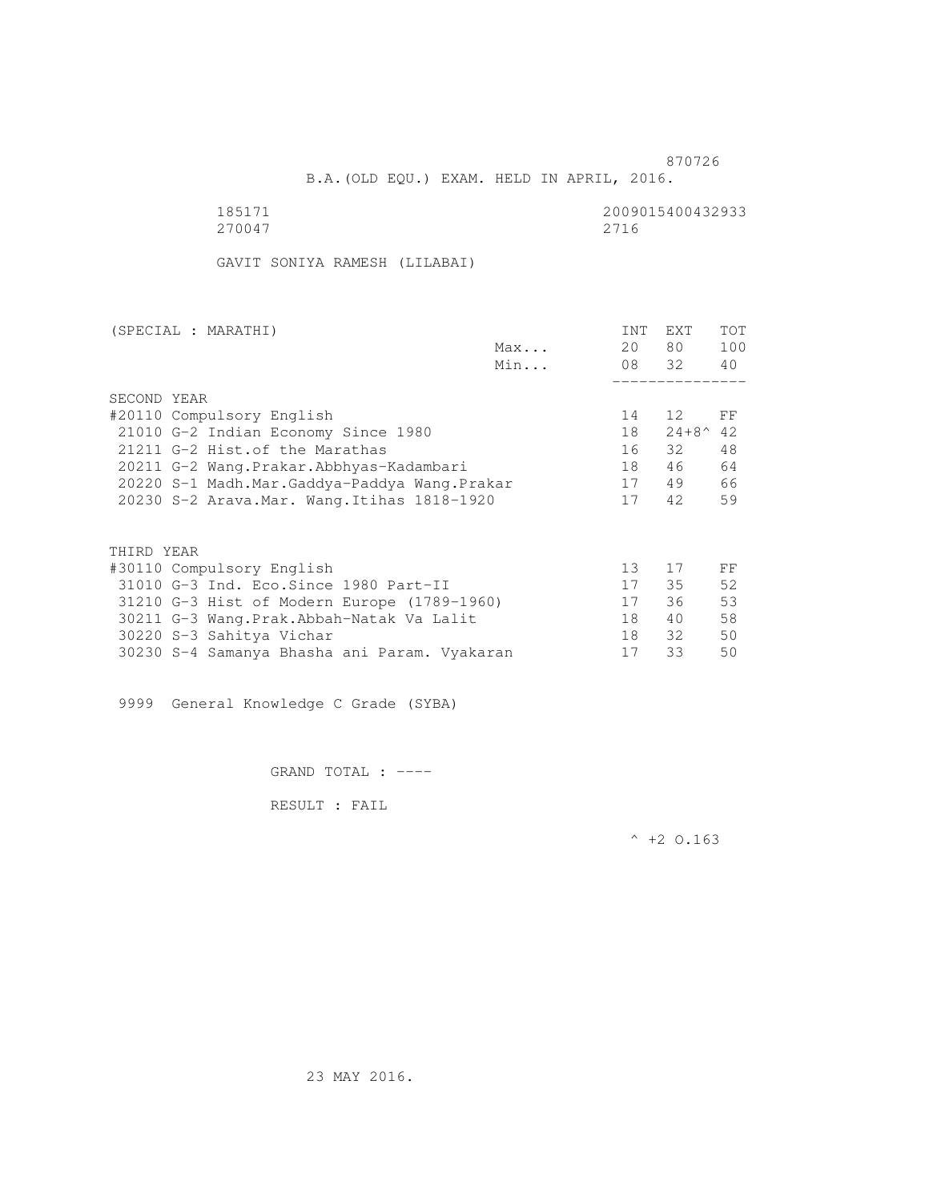870726

B.A.(OLD EQU.) EXAM. HELD IN APRIL, 2016.

185171 2009015400432933
270047 2716

GAVIT SONIYA RAMESH (LILABAI)

| (SPECIAL : MARATHI) | | INT | EXT | TOT |
|---|---|---|---|---|
| | Max... | 20 | 80 | 100 |
| | Min... | 08 | 32 | 40 |
| **SECOND YEAR** | | | | |
| #20110 Compulsory English | | 14 | 12 | FF |
| 21010 G-2 Indian Economy Since 1980 | | 18 | 24+8^ | 42 |
| 21211 G-2 Hist.of the Marathas | | 16 | 32 | 48 |
| 20211 G-2 Wang.Prakar.Abbhyas-Kadambari | | 18 | 46 | 64 |
| 20220 S-1 Madh.Mar.Gaddya-Paddya Wang.Prakar | | 17 | 49 | 66 |
| 20230 S-2 Arava.Mar. Wang.Itihas 1818-1920 | | 17 | 42 | 59 |
| **THIRD YEAR** | | | | |
| #30110 Compulsory English | | 13 | 17 | FF |
| 31010 G-3 Ind. Eco.Since 1980 Part-II | | 17 | 35 | 52 |
| 31210 G-3 Hist of Modern Europe (1789-1960) | | 17 | 36 | 53 |
| 30211 G-3 Wang.Prak.Abbah-Natak Va Lalit | | 18 | 40 | 58 |
| 30220 S-3 Sahitya Vichar | | 18 | 32 | 50 |
| 30230 S-4 Samanya Bhasha ani Param. Vyakaran | | 17 | 33 | 50 |

9999 General Knowledge C Grade (SYBA)

GRAND TOTAL : ----

RESULT : FAIL

^ +2 O.163

23 MAY 2016.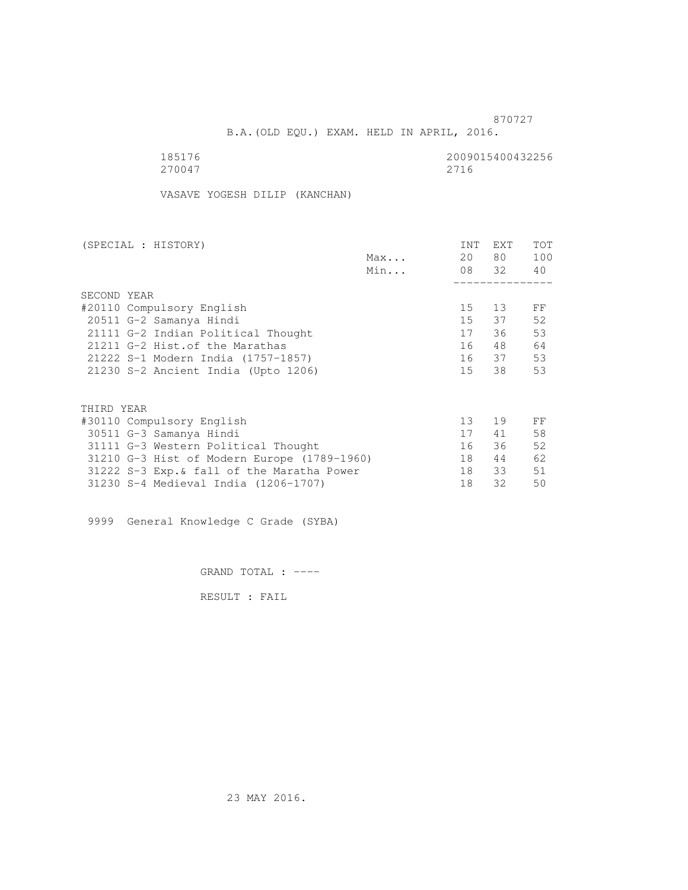870727

B.A.(OLD EQU.) EXAM. HELD IN APRIL, 2016.

185176 2009015400432256
270047 2716

VASAVE YOGESH DILIP (KANCHAN)

| (SPECIAL : HISTORY) | | INT | EXT | TOT |
|---|---|---|---|---|
| | Max... | 20 | 80 | 100 |
| | Min... | 08 | 32 | 40 |
| SECOND YEAR | | | | |
| #20110 Compulsory English | | 15 | 13 | FF |
| 20511 G-2 Samanya Hindi | | 15 | 37 | 52 |
| 21111 G-2 Indian Political Thought | | 17 | 36 | 53 |
| 21211 G-2 Hist.of the Marathas | | 16 | 48 | 64 |
| 21222 S-1 Modern India (1757-1857) | | 16 | 37 | 53 |
| 21230 S-2 Ancient India (Upto 1206) | | 15 | 38 | 53 |
| THIRD YEAR | | | | |
| #30110 Compulsory English | | 13 | 19 | FF |
| 30511 G-3 Samanya Hindi | | 17 | 41 | 58 |
| 31111 G-3 Western Political Thought | | 16 | 36 | 52 |
| 31210 G-3 Hist of Modern Europe (1789-1960) | | 18 | 44 | 62 |
| 31222 S-3 Exp.& fall of the Maratha Power | | 18 | 33 | 51 |
| 31230 S-4 Medieval India (1206-1707) | | 18 | 32 | 50 |

9999 General Knowledge C Grade (SYBA)

GRAND TOTAL : ----

RESULT : FAIL

23 MAY 2016.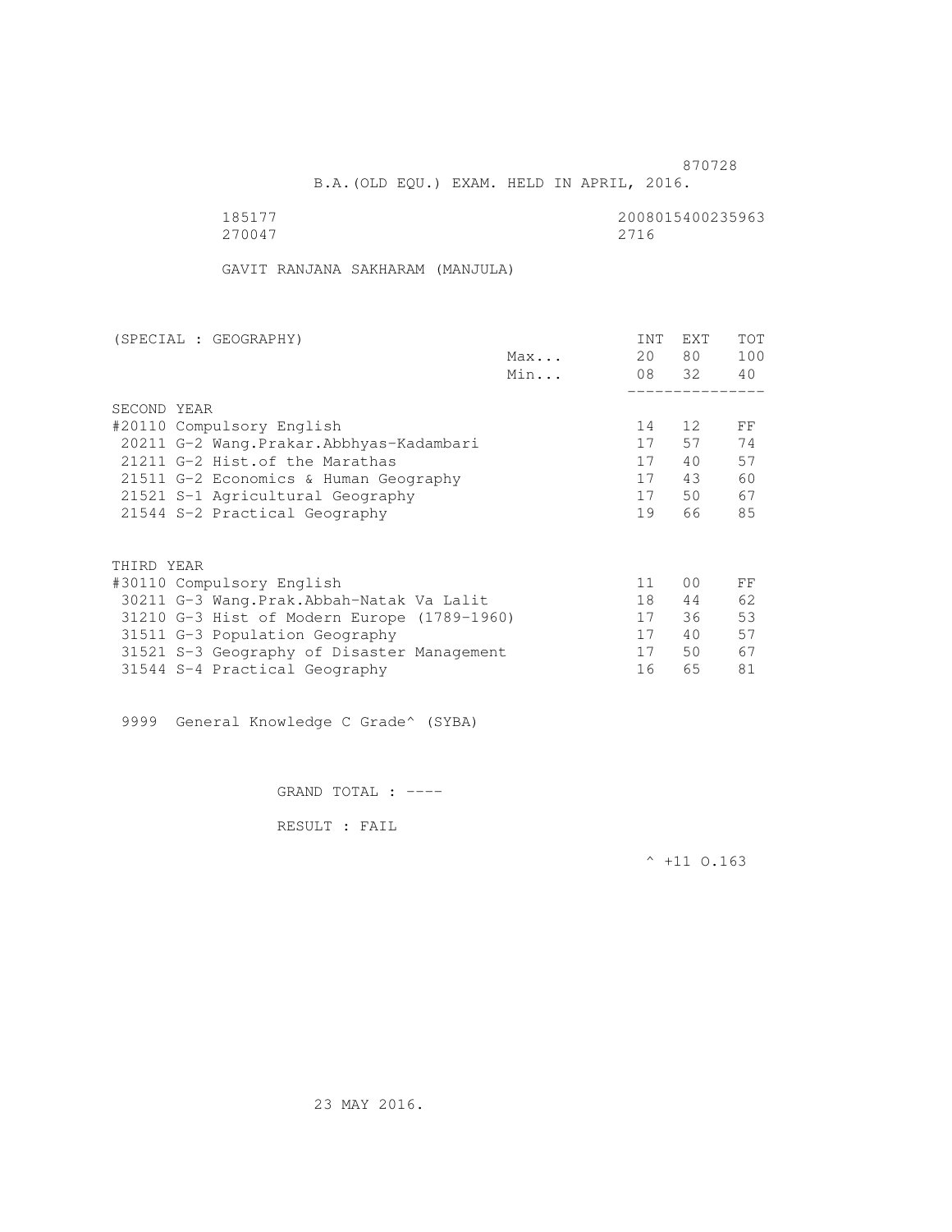870728

B.A.(OLD EQU.) EXAM. HELD IN APRIL, 2016.

185177 2008015400235963
270047 2716

GAVIT RANJANA SAKHARAM (MANJULA)

| (SPECIAL : GEOGRAPHY) | | INT | EXT | TOT |
|---|---|---|---|---|
| | Max... | 20 | 80 | 100 |
| | Min... | 08 | 32 | 40 |
| **SECOND YEAR** | | | | |
| #20110 Compulsory English | | 14 | 12 | FF |
| 20211 G-2 Wang.Prakar.Abbhyas-Kadambari | | 17 | 57 | 74 |
| 21211 G-2 Hist.of the Marathas | | 17 | 40 | 57 |
| 21511 G-2 Economics & Human Geography | | 17 | 43 | 60 |
| 21521 S-1 Agricultural Geography | | 17 | 50 | 67 |
| 21544 S-2 Practical Geography | | 19 | 66 | 85 |
| **THIRD YEAR** | | | | |
| #30110 Compulsory English | | 11 | 00 | FF |
| 30211 G-3 Wang.Prak.Abbah-Natak Va Lalit | | 18 | 44 | 62 |
| 31210 G-3 Hist of Modern Europe (1789-1960) | | 17 | 36 | 53 |
| 31511 G-3 Population Geography | | 17 | 40 | 57 |
| 31521 S-3 Geography of Disaster Management | | 17 | 50 | 67 |
| 31544 S-4 Practical Geography | | 16 | 65 | 81 |

9999 General Knowledge C Grade^ (SYBA)

GRAND TOTAL : ----

RESULT : FAIL

^ +11 O.163

23 MAY 2016.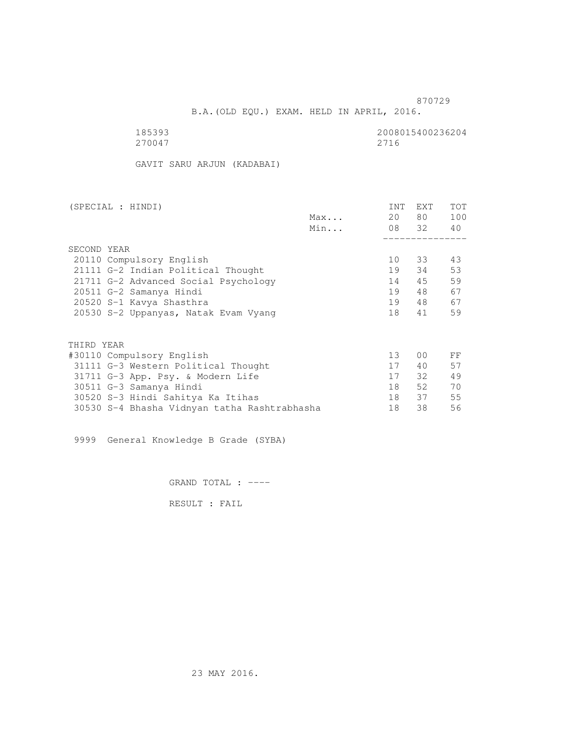870729

B.A.(OLD EQU.) EXAM. HELD IN APRIL, 2016.

185393 2008015400236204
270047 2716

GAVIT SARU ARJUN (KADABAI)

| (SPECIAL : HINDI) | | INT | EXT | TOT |
|---|---|---|---|---|
| | Max... | 20 | 80 | 100 |
| | Min... | 08 | 32 | 40 |
| SECOND YEAR | | | | |
| 20110 Compulsory English | | 10 | 33 | 43 |
| 21111 G-2 Indian Political Thought | | 19 | 34 | 53 |
| 21711 G-2 Advanced Social Psychology | | 14 | 45 | 59 |
| 20511 G-2 Samanya Hindi | | 19 | 48 | 67 |
| 20520 S-1 Kavya Shasthra | | 19 | 48 | 67 |
| 20530 S-2 Uppanyas, Natak Evam Vyang | | 18 | 41 | 59 |
| THIRD YEAR | | | | |
| #30110 Compulsory English | | 13 | 00 | FF |
| 31111 G-3 Western Political Thought | | 17 | 40 | 57 |
| 31711 G-3 App. Psy. & Modern Life | | 17 | 32 | 49 |
| 30511 G-3 Samanya Hindi | | 18 | 52 | 70 |
| 30520 S-3 Hindi Sahitya Ka Itihas | | 18 | 37 | 55 |
| 30530 S-4 Bhasha Vidnyan tatha Rashtrabhasha | | 18 | 38 | 56 |

9999 General Knowledge B Grade (SYBA)

GRAND TOTAL : ----

RESULT : FAIL

23 MAY 2016.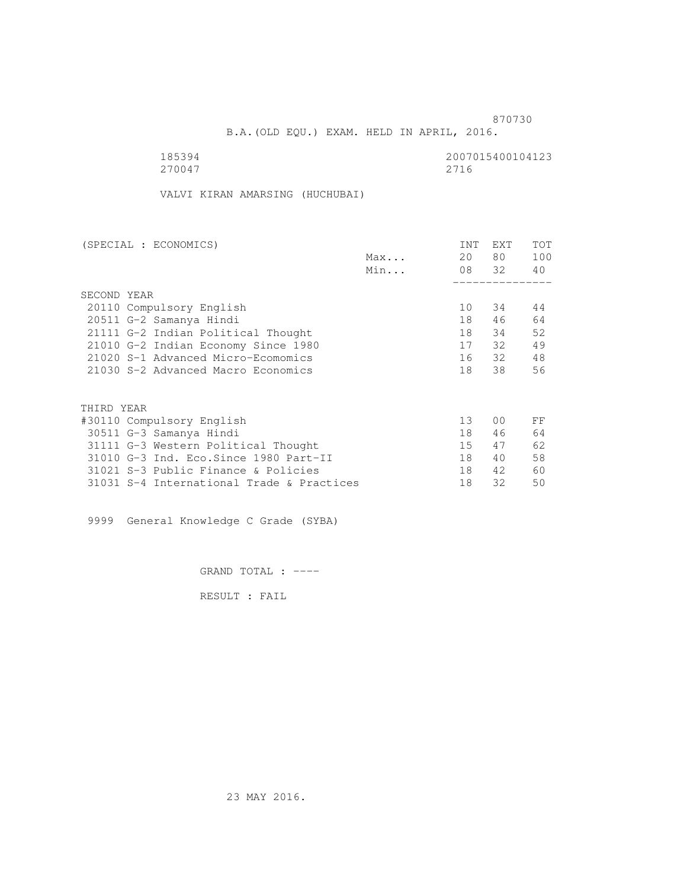870730

B.A.(OLD EQU.) EXAM. HELD IN APRIL, 2016.

185394 2007015400104123
270047 2716

VALVI KIRAN AMARSING (HUCHUBAI)

| (SPECIAL : ECONOMICS) | | INT | EXT | TOT |
|---|---|---|---|---|
| | Max... | 20 | 80 | 100 |
| | Min... | 08 | 32 | 40 |
| SECOND YEAR | | | | |
| 20110 Compulsory English | | 10 | 34 | 44 |
| 20511 G-2 Samanya Hindi | | 18 | 46 | 64 |
| 21111 G-2 Indian Political Thought | | 18 | 34 | 52 |
| 21010 G-2 Indian Economy Since 1980 | | 17 | 32 | 49 |
| 21020 S-1 Advanced Micro-Ecomomics | | 16 | 32 | 48 |
| 21030 S-2 Advanced Macro Economics | | 18 | 38 | 56 |
| THIRD YEAR | | | | |
| #30110 Compulsory English | | 13 | 00 | FF |
| 30511 G-3 Samanya Hindi | | 18 | 46 | 64 |
| 31111 G-3 Western Political Thought | | 15 | 47 | 62 |
| 31010 G-3 Ind. Eco.Since 1980 Part-II | | 18 | 40 | 58 |
| 31021 S-3 Public Finance & Policies | | 18 | 42 | 60 |
| 31031 S-4 International Trade & Practices | | 18 | 32 | 50 |

9999 General Knowledge C Grade (SYBA)

GRAND TOTAL : ----

RESULT : FAIL

23 MAY 2016.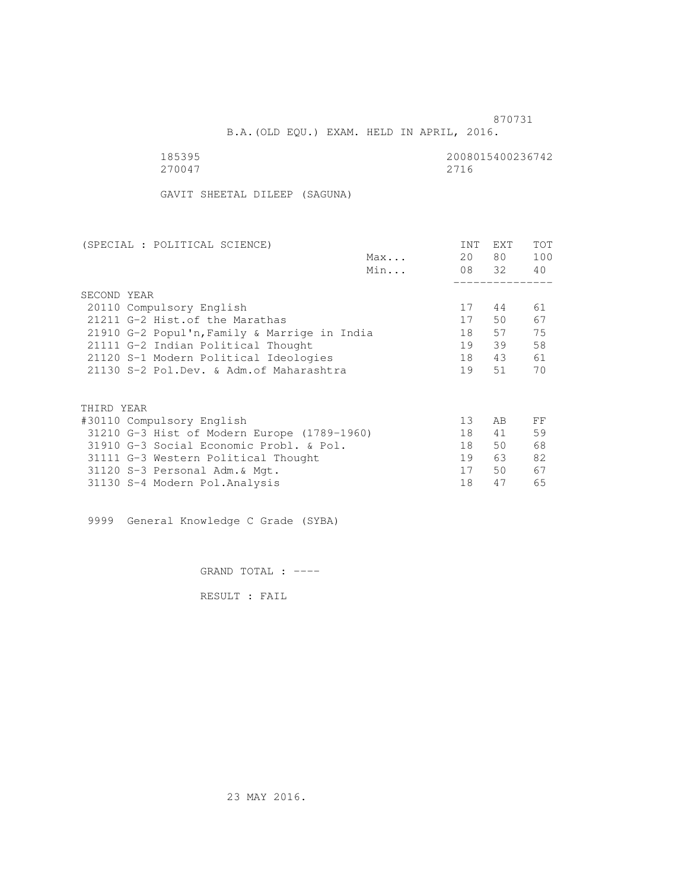870731

B.A.(OLD EQU.) EXAM. HELD IN APRIL, 2016.

185395 2008015400236742
270047 2716

GAVIT SHEETAL DILEEP (SAGUNA)

| (SPECIAL : POLITICAL SCIENCE) | | INT | EXT | TOT |
|---|---|---|---|---|
| | Max... | 20 | 80 | 100 |
| | Min... | 08 | 32 | 40 |
| SECOND YEAR | | | | |
| 20110 Compulsory English | | 17 | 44 | 61 |
| 21211 G-2 Hist.of the Marathas | | 17 | 50 | 67 |
| 21910 G-2 Popul'n,Family & Marrige in India | | 18 | 57 | 75 |
| 21111 G-2 Indian Political Thought | | 19 | 39 | 58 |
| 21120 S-1 Modern Political Ideologies | | 18 | 43 | 61 |
| 21130 S-2 Pol.Dev. & Adm.of Maharashtra | | 19 | 51 | 70 |
| THIRD YEAR | | | | |
| #30110 Compulsory English | | 13 | AB | FF |
| 31210 G-3 Hist of Modern Europe (1789-1960) | | 18 | 41 | 59 |
| 31910 G-3 Social Economic Probl. & Pol. | | 18 | 50 | 68 |
| 31111 G-3 Western Political Thought | | 19 | 63 | 82 |
| 31120 S-3 Personal Adm.& Mgt. | | 17 | 50 | 67 |
| 31130 S-4 Modern Pol.Analysis | | 18 | 47 | 65 |

9999 General Knowledge C Grade (SYBA)

GRAND TOTAL : ----

RESULT : FAIL

23 MAY 2016.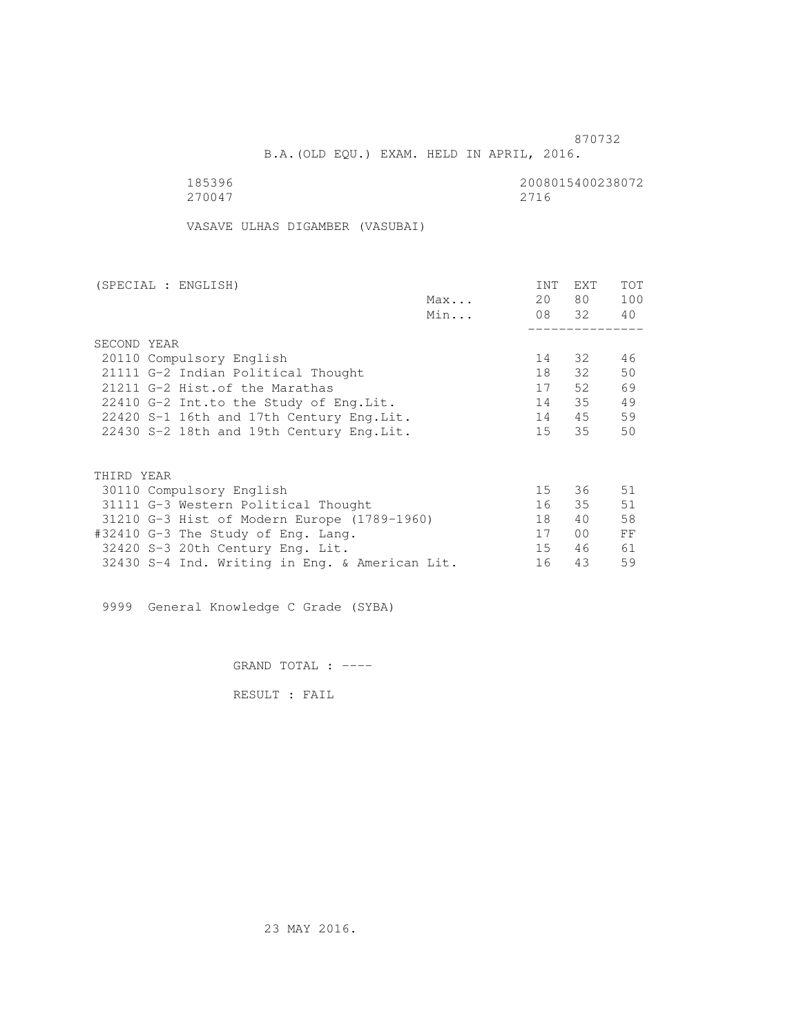870732

B.A.(OLD EQU.) EXAM. HELD IN APRIL, 2016.

185396 2008015400238072
270047 2716

VASAVE ULHAS DIGAMBER (VASUBAI)

| (SPECIAL : ENGLISH) | | INT | EXT | TOT |
|---|---|---|---|---|
| | Max... | 20 | 80 | 100 |
| | Min... | 08 | 32 | 40 |
| SECOND YEAR | | | | |
| 20110 Compulsory English | | 14 | 32 | 46 |
| 21111 G-2 Indian Political Thought | | 18 | 32 | 50 |
| 21211 G-2 Hist.of the Marathas | | 17 | 52 | 69 |
| 22410 G-2 Int.to the Study of Eng.Lit. | | 14 | 35 | 49 |
| 22420 S-1 16th and 17th Century Eng.Lit. | | 14 | 45 | 59 |
| 22430 S-2 18th and 19th Century Eng.Lit. | | 15 | 35 | 50 |
| THIRD YEAR | | | | |
| 30110 Compulsory English | | 15 | 36 | 51 |
| 31111 G-3 Western Political Thought | | 16 | 35 | 51 |
| 31210 G-3 Hist of Modern Europe (1789-1960) | | 18 | 40 | 58 |
| #32410 G-3 The Study of Eng. Lang. | | 17 | 00 | FF |
| 32420 S-3 20th Century Eng. Lit. | | 15 | 46 | 61 |
| 32430 S-4 Ind. Writing in Eng. & American Lit. | | 16 | 43 | 59 |

9999 General Knowledge C Grade (SYBA)

GRAND TOTAL : ----

RESULT : FAIL

23 MAY 2016.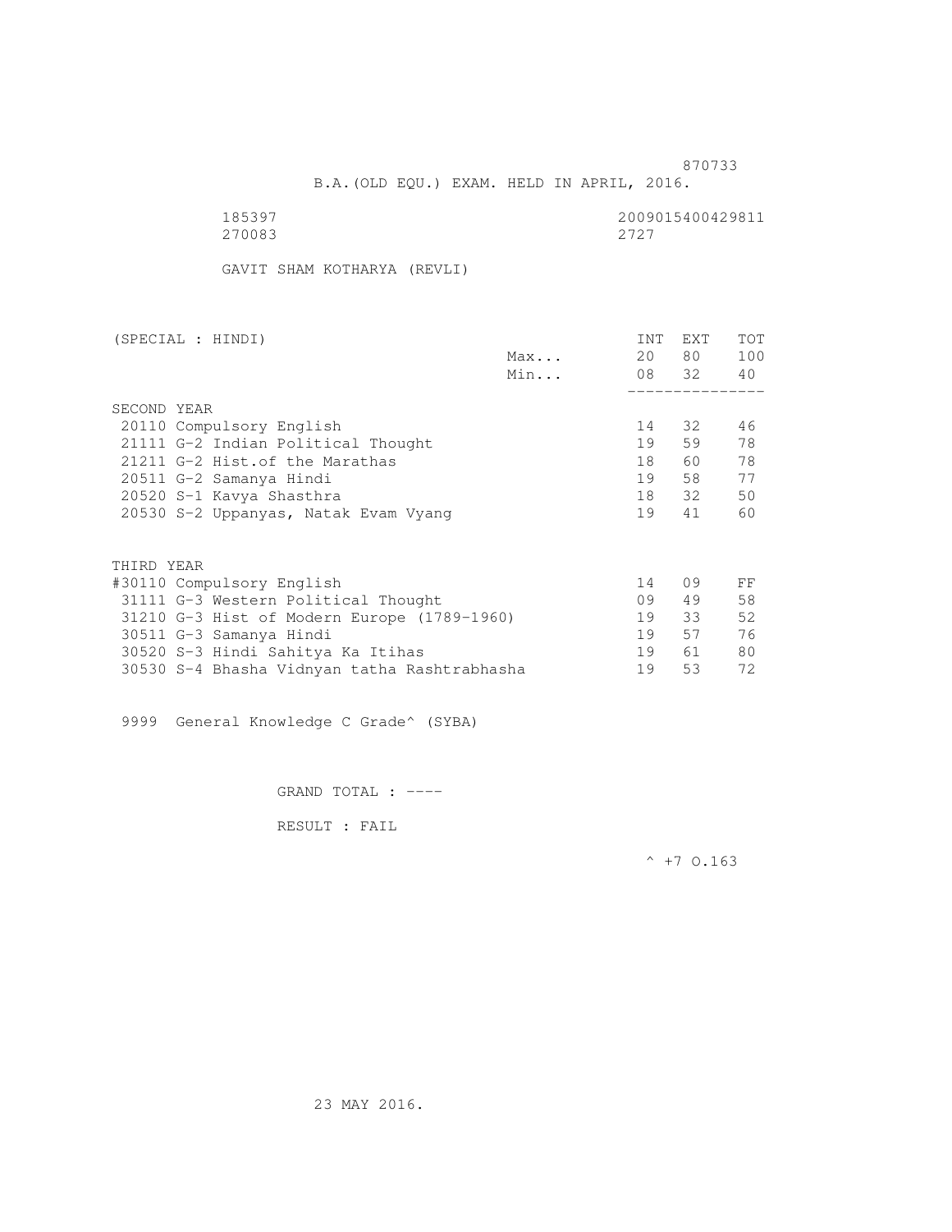870733

B.A.(OLD EQU.) EXAM. HELD IN APRIL, 2016.

185397 2009015400429811
270083 2727

GAVIT SHAM KOTHARYA (REVLI)

| (SPECIAL : HINDI) | | INT | EXT | TOT |
|---|---|---|---|---|
| | Max... | 20 | 80 | 100 |
| | Min... | 08 | 32 | 40 |
| **SECOND YEAR** | | | | |
| 20110 Compulsory English | | 14 | 32 | 46 |
| 21111 G-2 Indian Political Thought | | 19 | 59 | 78 |
| 21211 G-2 Hist.of the Marathas | | 18 | 60 | 78 |
| 20511 G-2 Samanya Hindi | | 19 | 58 | 77 |
| 20520 S-1 Kavya Shasthra | | 18 | 32 | 50 |
| 20530 S-2 Uppanyas, Natak Evam Vyang | | 19 | 41 | 60 |
| **THIRD YEAR** | | | | |
| #30110 Compulsory English | | 14 | 09 | FF |
| 31111 G-3 Western Political Thought | | 09 | 49 | 58 |
| 31210 G-3 Hist of Modern Europe (1789-1960) | | 19 | 33 | 52 |
| 30511 G-3 Samanya Hindi | | 19 | 57 | 76 |
| 30520 S-3 Hindi Sahitya Ka Itihas | | 19 | 61 | 80 |
| 30530 S-4 Bhasha Vidnyan tatha Rashtrabhasha | | 19 | 53 | 72 |

9999 General Knowledge C Grade^ (SYBA)

GRAND TOTAL : ----

RESULT : FAIL

^ +7 O.163

23 MAY 2016.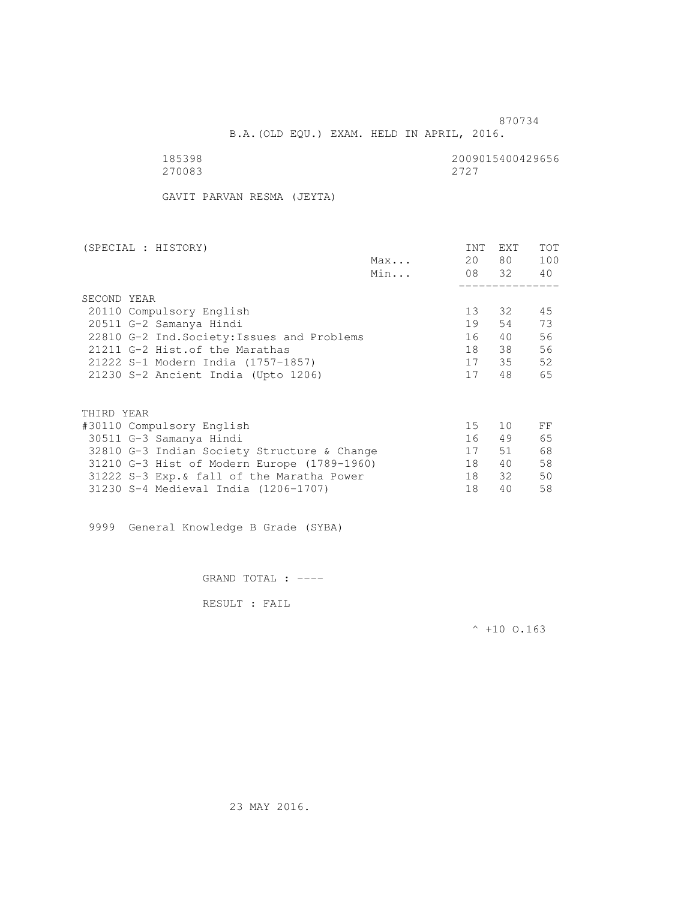870734

B.A.(OLD EQU.) EXAM. HELD IN APRIL, 2016.

185398 2009015400429656
270083 2727

GAVIT PARVAN RESMA (JEYTA)

| (SPECIAL : HISTORY) | | INT | EXT | TOT |
|---|---|---|---|---|
| | Max... | 20 | 80 | 100 |
| | Min... | 08 | 32 | 40 |
| SECOND YEAR | | | | |
| 20110 Compulsory English | | 13 | 32 | 45 |
| 20511 G-2 Samanya Hindi | | 19 | 54 | 73 |
| 22810 G-2 Ind.Society:Issues and Problems | | 16 | 40 | 56 |
| 21211 G-2 Hist.of the Marathas | | 18 | 38 | 56 |
| 21222 S-1 Modern India (1757-1857) | | 17 | 35 | 52 |
| 21230 S-2 Ancient India (Upto 1206) | | 17 | 48 | 65 |
| THIRD YEAR | | | | |
| #30110 Compulsory English | | 15 | 10 | FF |
| 30511 G-3 Samanya Hindi | | 16 | 49 | 65 |
| 32810 G-3 Indian Society Structure & Change | | 17 | 51 | 68 |
| 31210 G-3 Hist of Modern Europe (1789-1960) | | 18 | 40 | 58 |
| 31222 S-3 Exp.& fall of the Maratha Power | | 18 | 32 | 50 |
| 31230 S-4 Medieval India (1206-1707) | | 18 | 40 | 58 |

9999 General Knowledge B Grade (SYBA)

GRAND TOTAL : ----

RESULT : FAIL

^ +10 O.163

23 MAY 2016.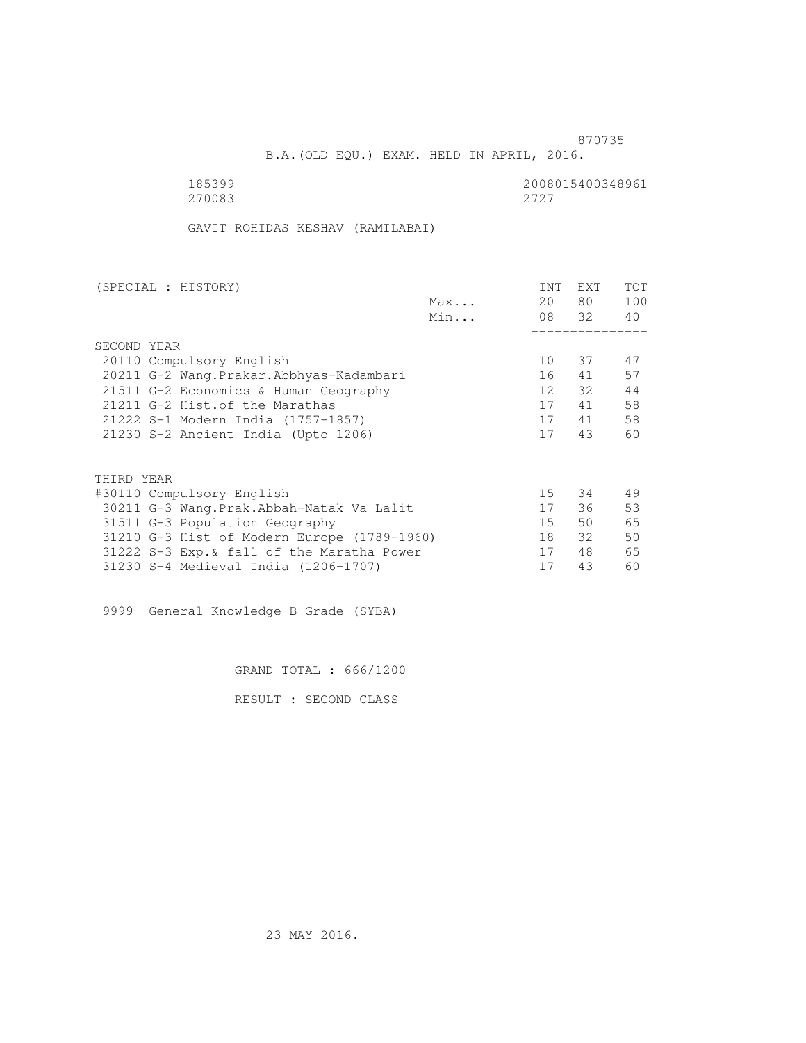870735

B.A.(OLD EQU.) EXAM. HELD IN APRIL, 2016.

185399 2008015400348961
270083 2727

GAVIT ROHIDAS KESHAV (RAMILABAI)

| (SPECIAL : HISTORY) | | INT | EXT | TOT |
|---|---|---|---|---|
| | Max... | 20 | 80 | 100 |
| | Min... | 08 | 32 | 40 |
| SECOND YEAR | | | | |
| 20110 Compulsory English | | 10 | 37 | 47 |
| 20211 G-2 Wang.Prakar.Abbhyas-Kadambari | | 16 | 41 | 57 |
| 21511 G-2 Economics & Human Geography | | 12 | 32 | 44 |
| 21211 G-2 Hist.of the Marathas | | 17 | 41 | 58 |
| 21222 S-1 Modern India (1757-1857) | | 17 | 41 | 58 |
| 21230 S-2 Ancient India (Upto 1206) | | 17 | 43 | 60 |
| THIRD YEAR | | | | |
| #30110 Compulsory English | | 15 | 34 | 49 |
| 30211 G-3 Wang.Prak.Abbah-Natak Va Lalit | | 17 | 36 | 53 |
| 31511 G-3 Population Geography | | 15 | 50 | 65 |
| 31210 G-3 Hist of Modern Europe (1789-1960) | | 18 | 32 | 50 |
| 31222 S-3 Exp.& fall of the Maratha Power | | 17 | 48 | 65 |
| 31230 S-4 Medieval India (1206-1707) | | 17 | 43 | 60 |

9999 General Knowledge B Grade (SYBA)

GRAND TOTAL : 666/1200

RESULT : SECOND CLASS

23 MAY 2016.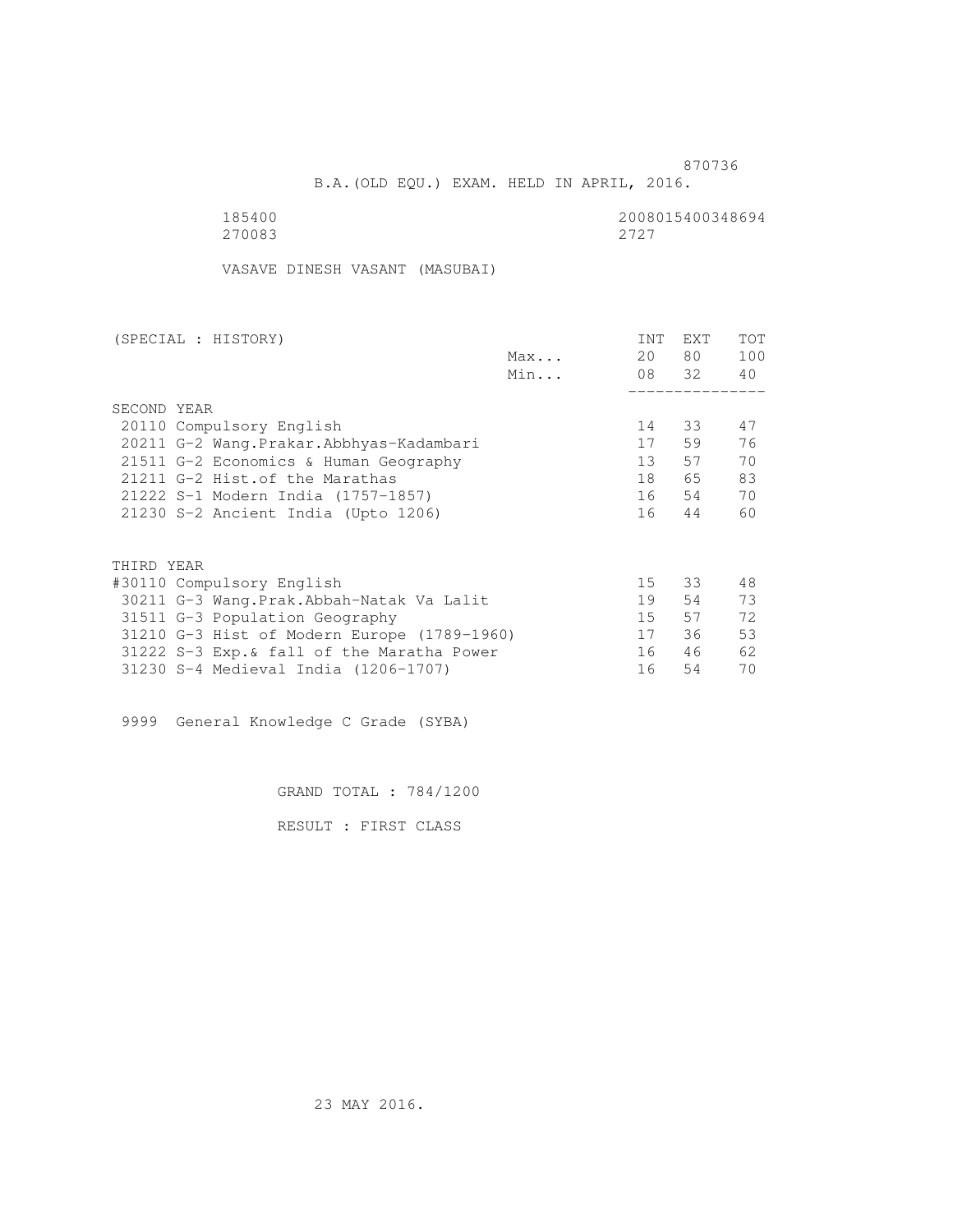870736

B.A.(OLD EQU.) EXAM. HELD IN APRIL, 2016.

185400 2008015400348694
270083 2727

VASAVE DINESH VASANT (MASUBAI)

| (SPECIAL : HISTORY) | | INT | EXT | TOT |
|---|---|---|---|---|
| | Max... | 20 | 80 | 100 |
| | Min... | 08 | 32 | 40 |
| SECOND YEAR | | | | |
| 20110 Compulsory English | | 14 | 33 | 47 |
| 20211 G-2 Wang.Prakar.Abbhyas-Kadambari | | 17 | 59 | 76 |
| 21511 G-2 Economics & Human Geography | | 13 | 57 | 70 |
| 21211 G-2 Hist.of the Marathas | | 18 | 65 | 83 |
| 21222 S-1 Modern India (1757-1857) | | 16 | 54 | 70 |
| 21230 S-2 Ancient India (Upto 1206) | | 16 | 44 | 60 |
| THIRD YEAR | | | | |
| #30110 Compulsory English | | 15 | 33 | 48 |
| 30211 G-3 Wang.Prak.Abbah-Natak Va Lalit | | 19 | 54 | 73 |
| 31511 G-3 Population Geography | | 15 | 57 | 72 |
| 31210 G-3 Hist of Modern Europe (1789-1960) | | 17 | 36 | 53 |
| 31222 S-3 Exp.& fall of the Maratha Power | | 16 | 46 | 62 |
| 31230 S-4 Medieval India (1206-1707) | | 16 | 54 | 70 |

9999 General Knowledge C Grade (SYBA)

GRAND TOTAL : 784/1200

RESULT : FIRST CLASS

23 MAY 2016.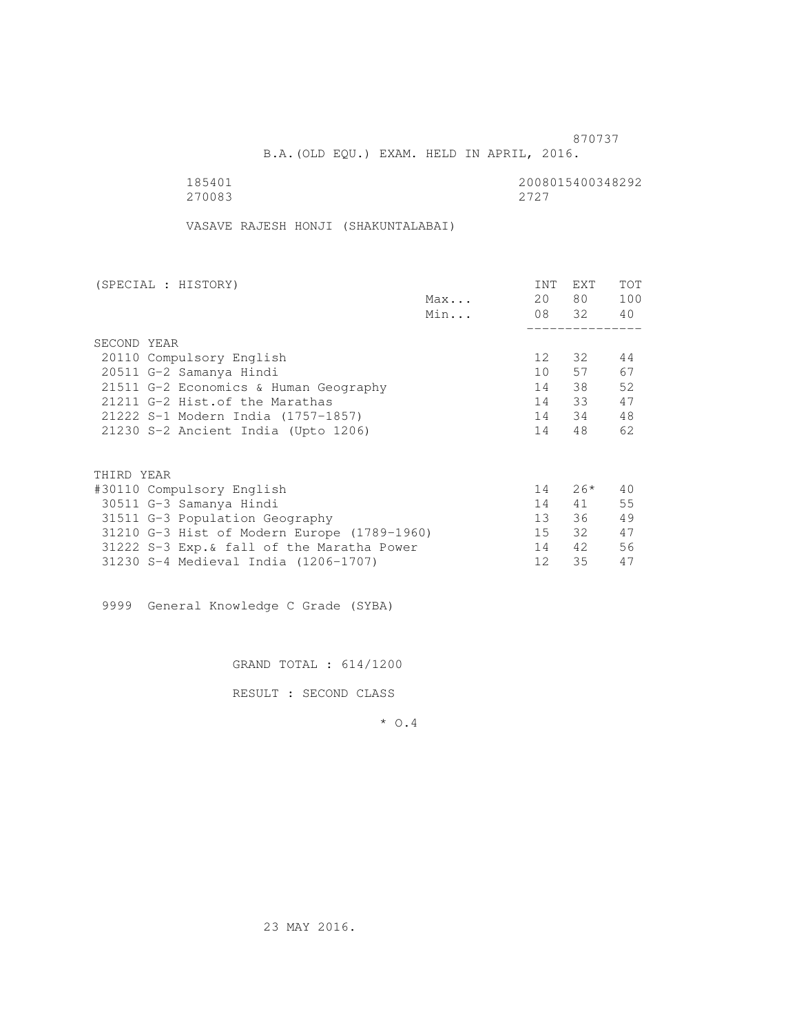870737

B.A.(OLD EQU.) EXAM. HELD IN APRIL, 2016.

185401 2008015400348292
270083 2727

VASAVE RAJESH HONJI (SHAKUNTALABAI)

| (SPECIAL : HISTORY) | | INT | EXT | TOT |
|---|---|---|---|---|
| | Max... | 20 | 80 | 100 |
| | Min... | 08 | 32 | 40 |
| **SECOND YEAR** | | | | |
| 20110 Compulsory English | | 12 | 32 | 44 |
| 20511 G-2 Samanya Hindi | | 10 | 57 | 67 |
| 21511 G-2 Economics & Human Geography | | 14 | 38 | 52 |
| 21211 G-2 Hist.of the Marathas | | 14 | 33 | 47 |
| 21222 S-1 Modern India (1757-1857) | | 14 | 34 | 48 |
| 21230 S-2 Ancient India (Upto 1206) | | 14 | 48 | 62 |
| **THIRD YEAR** | | | | |
| #30110 Compulsory English | | 14 | 26* | 40 |
| 30511 G-3 Samanya Hindi | | 14 | 41 | 55 |
| 31511 G-3 Population Geography | | 13 | 36 | 49 |
| 31210 G-3 Hist of Modern Europe (1789-1960) | | 15 | 32 | 47 |
| 31222 S-3 Exp.& fall of the Maratha Power | | 14 | 42 | 56 |
| 31230 S-4 Medieval India (1206-1707) | | 12 | 35 | 47 |

9999 General Knowledge C Grade (SYBA)

GRAND TOTAL : 614/1200

RESULT : SECOND CLASS

* O.4

23 MAY 2016.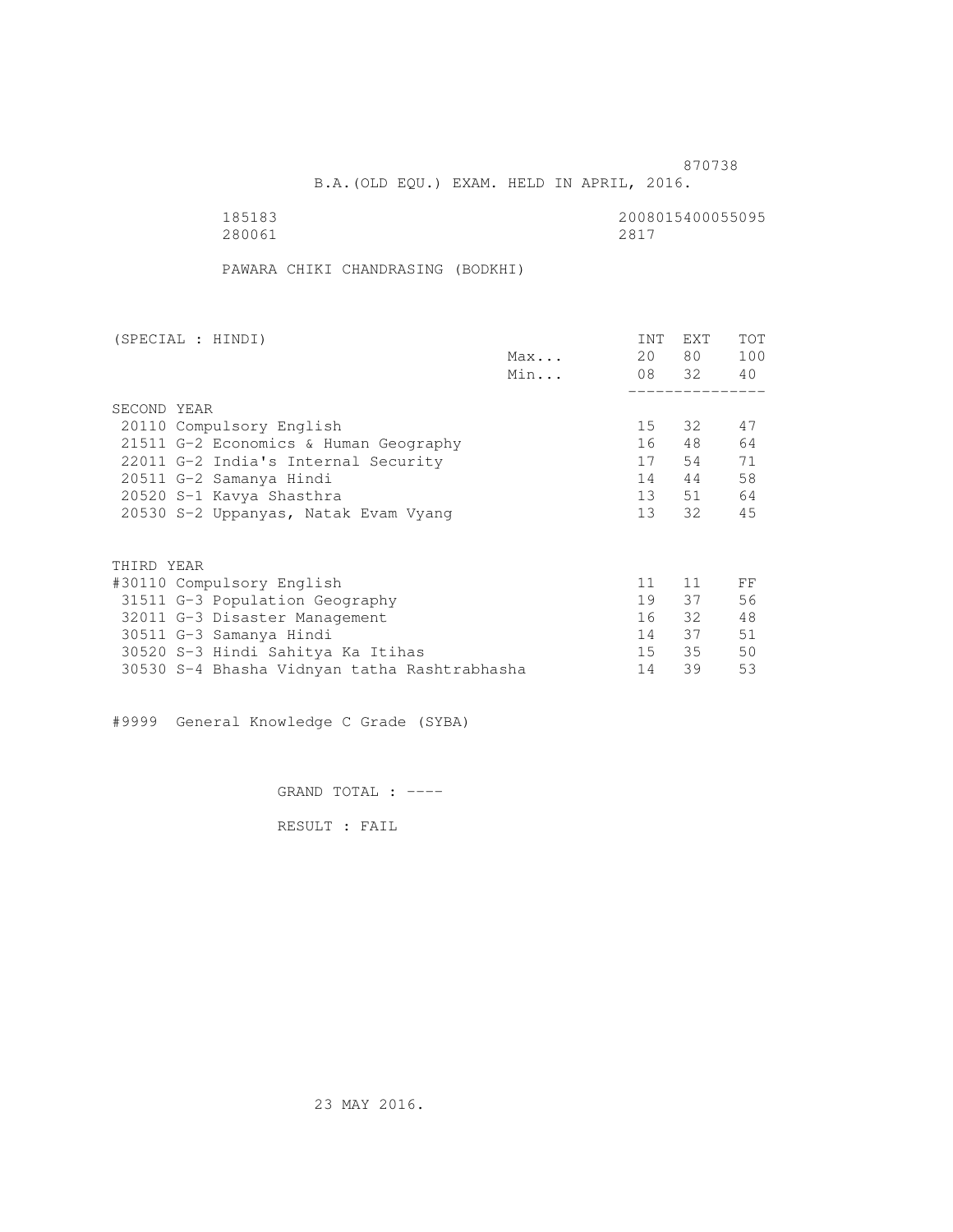870738

B.A.(OLD EQU.) EXAM. HELD IN APRIL, 2016.

185183 2008015400055095
280061 2817

PAWARA CHIKI CHANDRASING (BODKHI)

| (SPECIAL : HINDI) | | INT | EXT | TOT |
|---|---|---|---|---|
| | Max... | 20 | 80 | 100 |
| | Min... | 08 | 32 | 40 |
| SECOND YEAR | | | | |
| 20110 Compulsory English | | 15 | 32 | 47 |
| 21511 G-2 Economics & Human Geography | | 16 | 48 | 64 |
| 22011 G-2 India's Internal Security | | 17 | 54 | 71 |
| 20511 G-2 Samanya Hindi | | 14 | 44 | 58 |
| 20520 S-1 Kavya Shasthra | | 13 | 51 | 64 |
| 20530 S-2 Uppanyas, Natak Evam Vyang | | 13 | 32 | 45 |
| THIRD YEAR | | | | |
| #30110 Compulsory English | | 11 | 11 | FF |
| 31511 G-3 Population Geography | | 19 | 37 | 56 |
| 32011 G-3 Disaster Management | | 16 | 32 | 48 |
| 30511 G-3 Samanya Hindi | | 14 | 37 | 51 |
| 30520 S-3 Hindi Sahitya Ka Itihas | | 15 | 35 | 50 |
| 30530 S-4 Bhasha Vidnyan tatha Rashtrabhasha | | 14 | 39 | 53 |

#9999 General Knowledge C Grade (SYBA)

GRAND TOTAL : ----

RESULT : FAIL

23 MAY 2016.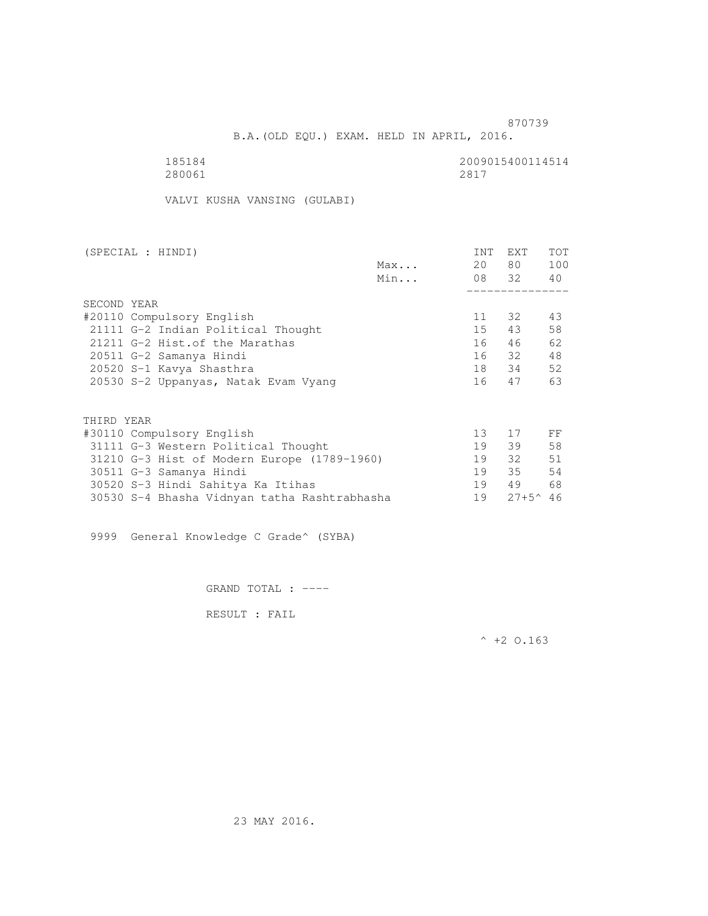870739

B.A.(OLD EQU.) EXAM. HELD IN APRIL, 2016.

185184 2009015400114514
280061 2817

VALVI KUSHA VANSING (GULABI)

| (SPECIAL : HINDI) | | INT | EXT | TOT |
|---|---|---|---|---|
| | Max... | 20 | 80 | 100 |
| | Min... | 08 | 32 | 40 |
| **SECOND YEAR** | | | | |
| #20110 Compulsory English | | 11 | 32 | 43 |
| 21111 G-2 Indian Political Thought | | 15 | 43 | 58 |
| 21211 G-2 Hist.of the Marathas | | 16 | 46 | 62 |
| 20511 G-2 Samanya Hindi | | 16 | 32 | 48 |
| 20520 S-1 Kavya Shasthra | | 18 | 34 | 52 |
| 20530 S-2 Uppanyas, Natak Evam Vyang | | 16 | 47 | 63 |
| **THIRD YEAR** | | | | |
| #30110 Compulsory English | | 13 | 17 | FF |
| 31111 G-3 Western Political Thought | | 19 | 39 | 58 |
| 31210 G-3 Hist of Modern Europe (1789-1960) | | 19 | 32 | 51 |
| 30511 G-3 Samanya Hindi | | 19 | 35 | 54 |
| 30520 S-3 Hindi Sahitya Ka Itihas | | 19 | 49 | 68 |
| 30530 S-4 Bhasha Vidnyan tatha Rashtrabhasha | | 19 | 27+5^ | 46 |

9999 General Knowledge C Grade^ (SYBA)

GRAND TOTAL : ----

RESULT : FAIL

^ +2 O.163

23 MAY 2016.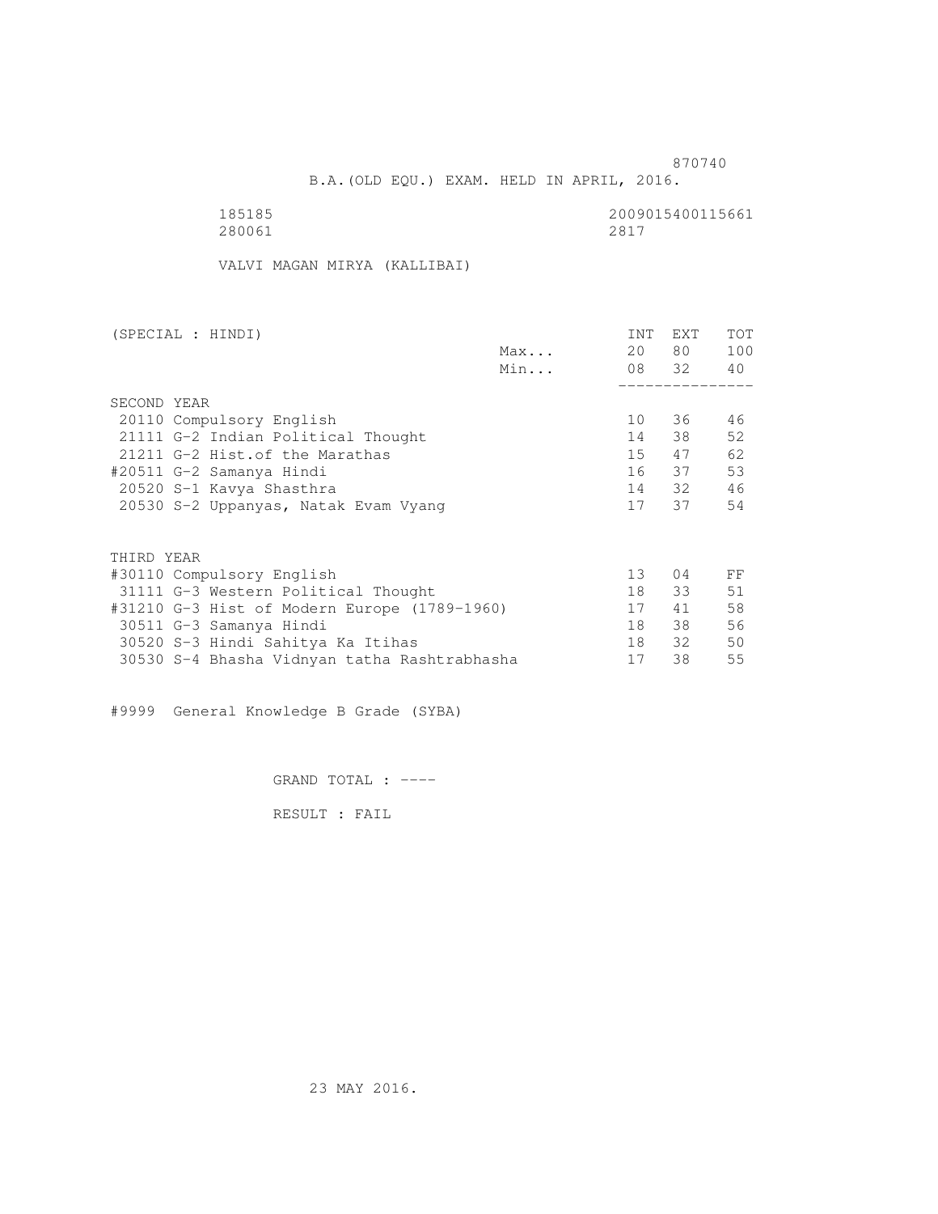870740

B.A.(OLD EQU.) EXAM. HELD IN APRIL, 2016.

185185 2009015400115661
280061 2817

VALVI MAGAN MIRYA (KALLIBAI)

| (SPECIAL : HINDI) | | INT | EXT | TOT |
|---|---|---|---|---|
| | Max... | 20 | 80 | 100 |
| | Min... | 08 | 32 | 40 |
| SECOND YEAR | | | | |
| 20110 Compulsory English | | 10 | 36 | 46 |
| 21111 G-2 Indian Political Thought | | 14 | 38 | 52 |
| 21211 G-2 Hist.of the Marathas | | 15 | 47 | 62 |
| #20511 G-2 Samanya Hindi | | 16 | 37 | 53 |
| 20520 S-1 Kavya Shasthra | | 14 | 32 | 46 |
| 20530 S-2 Uppanyas, Natak Evam Vyang | | 17 | 37 | 54 |
| THIRD YEAR | | | | |
| #30110 Compulsory English | | 13 | 04 | FF |
| 31111 G-3 Western Political Thought | | 18 | 33 | 51 |
| #31210 G-3 Hist of Modern Europe (1789-1960) | | 17 | 41 | 58 |
| 30511 G-3 Samanya Hindi | | 18 | 38 | 56 |
| 30520 S-3 Hindi Sahitya Ka Itihas | | 18 | 32 | 50 |
| 30530 S-4 Bhasha Vidnyan tatha Rashtrabhasha | | 17 | 38 | 55 |

#9999 General Knowledge B Grade (SYBA)

GRAND TOTAL : ----

RESULT : FAIL

23 MAY 2016.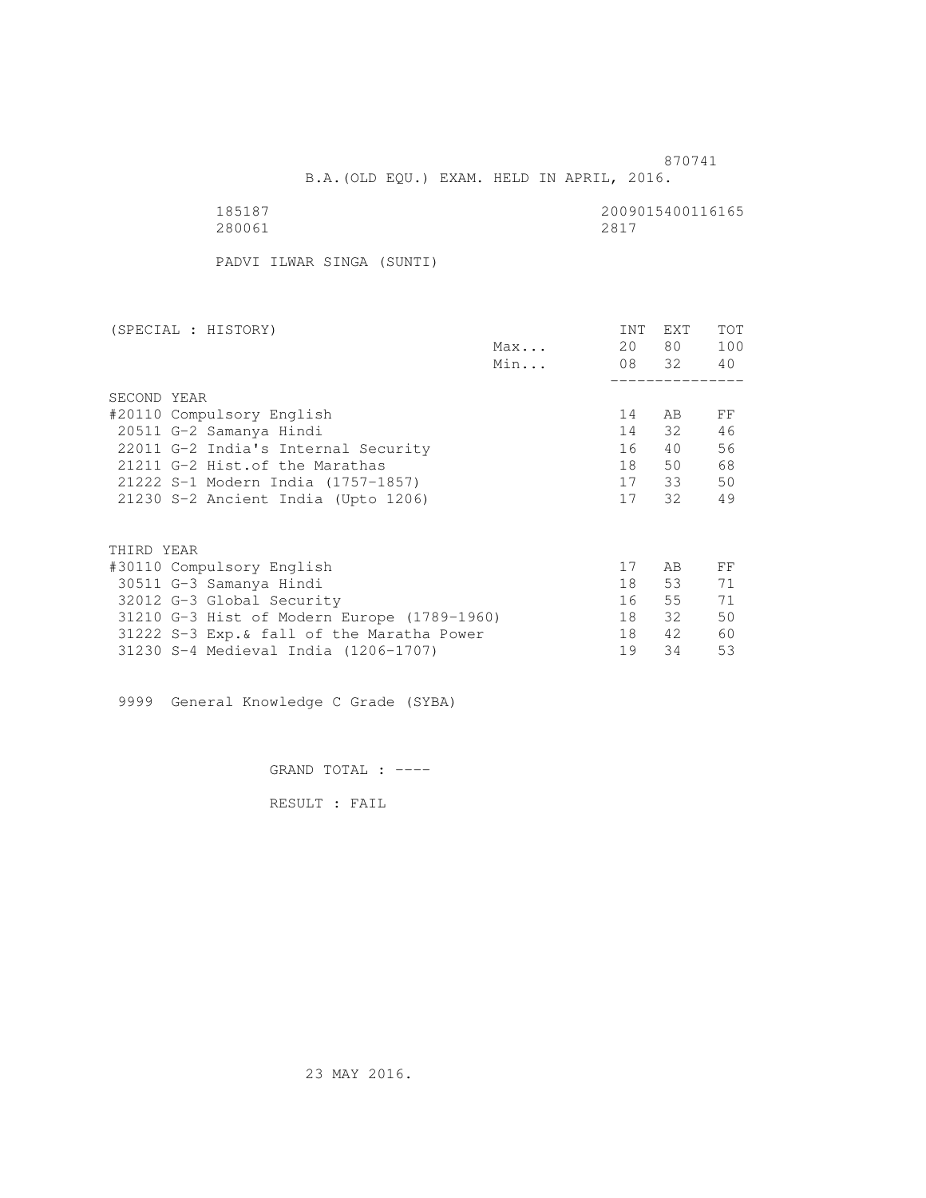870741

B.A.(OLD EQU.) EXAM. HELD IN APRIL, 2016.

185187 2009015400116165
280061 2817

PADVI ILWAR SINGA (SUNTI)

| (SPECIAL : HISTORY) | | INT | EXT | TOT |
|---|---|---|---|---|
| | Max... | 20 | 80 | 100 |
| | Min... | 08 | 32 | 40 |
| **SECOND YEAR** | | | | |
| #20110 Compulsory English | | 14 | AB | FF |
| 20511 G-2 Samanya Hindi | | 14 | 32 | 46 |
| 22011 G-2 India's Internal Security | | 16 | 40 | 56 |
| 21211 G-2 Hist.of the Marathas | | 18 | 50 | 68 |
| 21222 S-1 Modern India (1757-1857) | | 17 | 33 | 50 |
| 21230 S-2 Ancient India (Upto 1206) | | 17 | 32 | 49 |
| **THIRD YEAR** | | | | |
| #30110 Compulsory English | | 17 | AB | FF |
| 30511 G-3 Samanya Hindi | | 18 | 53 | 71 |
| 32012 G-3 Global Security | | 16 | 55 | 71 |
| 31210 G-3 Hist of Modern Europe (1789-1960) | | 18 | 32 | 50 |
| 31222 S-3 Exp.& fall of the Maratha Power | | 18 | 42 | 60 |
| 31230 S-4 Medieval India (1206-1707) | | 19 | 34 | 53 |

9999 General Knowledge C Grade (SYBA)

GRAND TOTAL : ----

RESULT : FAIL

23 MAY 2016.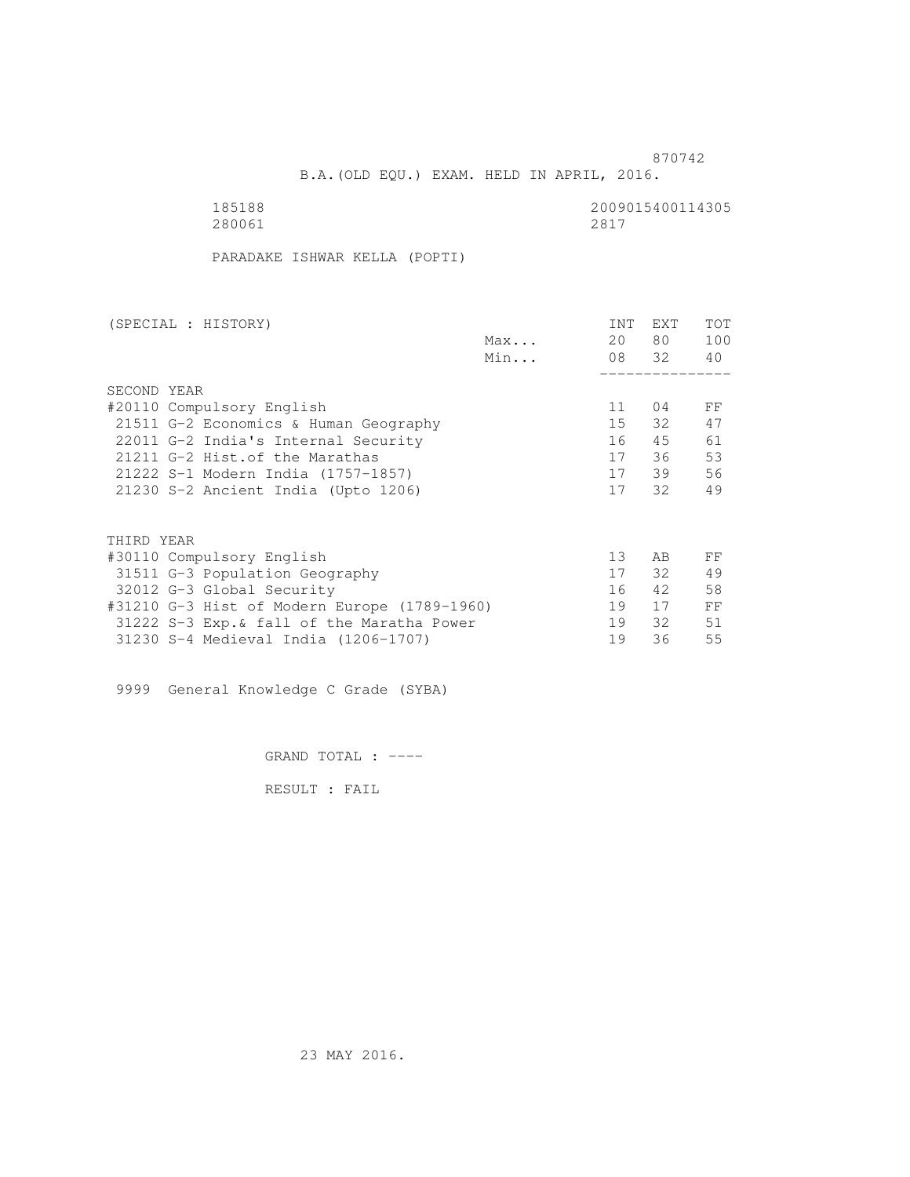870742

B.A.(OLD EQU.) EXAM. HELD IN APRIL, 2016.

185188 2009015400114305
280061 2817

PARADAKE ISHWAR KELLA (POPTI)

| (SPECIAL : HISTORY) | | INT | EXT | TOT |
|---|---|---|---|---|
| | Max... | 20 | 80 | 100 |
| | Min... | 08 | 32 | 40 |
| SECOND YEAR | | | | |
| #20110 Compulsory English | | 11 | 04 | FF |
| 21511 G-2 Economics & Human Geography | | 15 | 32 | 47 |
| 22011 G-2 India's Internal Security | | 16 | 45 | 61 |
| 21211 G-2 Hist.of the Marathas | | 17 | 36 | 53 |
| 21222 S-1 Modern India (1757-1857) | | 17 | 39 | 56 |
| 21230 S-2 Ancient India (Upto 1206) | | 17 | 32 | 49 |
| THIRD YEAR | | | | |
| #30110 Compulsory English | | 13 | AB | FF |
| 31511 G-3 Population Geography | | 17 | 32 | 49 |
| 32012 G-3 Global Security | | 16 | 42 | 58 |
| #31210 G-3 Hist of Modern Europe (1789-1960) | | 19 | 17 | FF |
| 31222 S-3 Exp.& fall of the Maratha Power | | 19 | 32 | 51 |
| 31230 S-4 Medieval India (1206-1707) | | 19 | 36 | 55 |

9999 General Knowledge C Grade (SYBA)

GRAND TOTAL : ----

RESULT : FAIL

23 MAY 2016.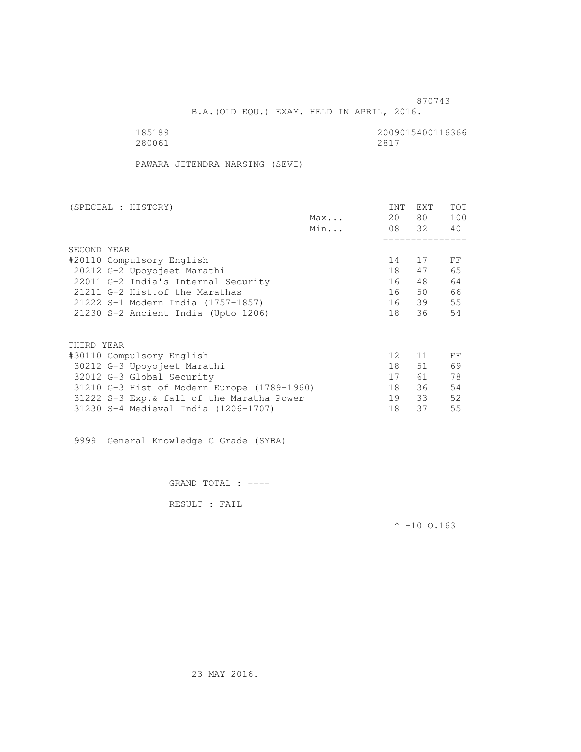870743

B.A.(OLD EQU.) EXAM. HELD IN APRIL, 2016.

185189 2009015400116366

280061 2817

PAWARA JITENDRA NARSING (SEVI)

| (SPECIAL : HISTORY) | | INT | EXT | TOT |
|---|---|---|---|---|
| | Max... | 20 | 80 | 100 |
| | Min... | 08 | 32 | 40 |
| SECOND YEAR | | | | |
| #20110 Compulsory English | | 14 | 17 | FF |
| 20212 G-2 Upoyojeet Marathi | | 18 | 47 | 65 |
| 22011 G-2 India's Internal Security | | 16 | 48 | 64 |
| 21211 G-2 Hist.of the Marathas | | 16 | 50 | 66 |
| 21222 S-1 Modern India (1757-1857) | | 16 | 39 | 55 |
| 21230 S-2 Ancient India (Upto 1206) | | 18 | 36 | 54 |
| THIRD YEAR | | | | |
| #30110 Compulsory English | | 12 | 11 | FF |
| 30212 G-3 Upoyojeet Marathi | | 18 | 51 | 69 |
| 32012 G-3 Global Security | | 17 | 61 | 78 |
| 31210 G-3 Hist of Modern Europe (1789-1960) | | 18 | 36 | 54 |
| 31222 S-3 Exp.& fall of the Maratha Power | | 19 | 33 | 52 |
| 31230 S-4 Medieval India (1206-1707) | | 18 | 37 | 55 |

9999 General Knowledge C Grade (SYBA)

GRAND TOTAL : ----

RESULT : FAIL

^ +10 O.163

23 MAY 2016.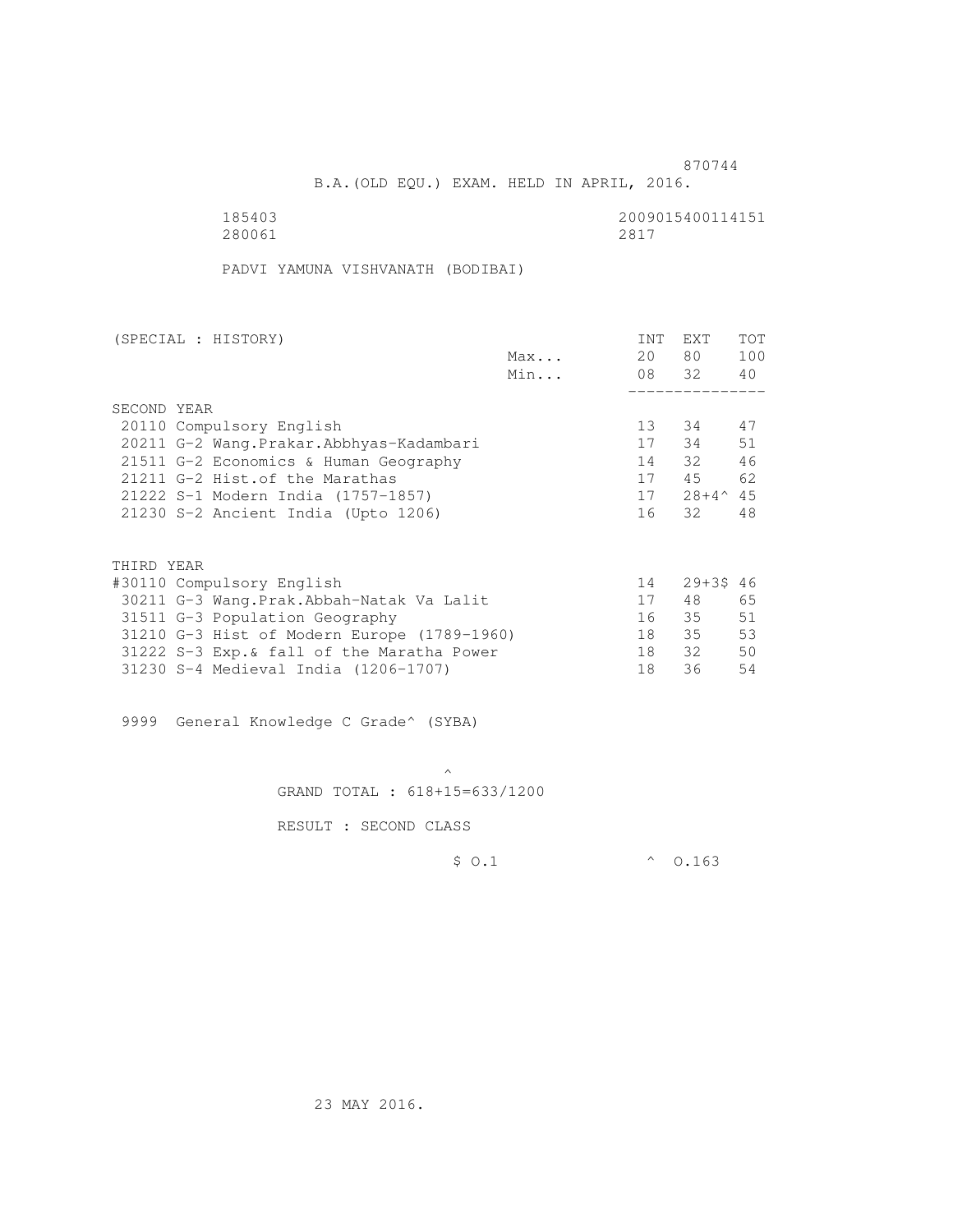870744

B.A.(OLD EQU.) EXAM. HELD IN APRIL, 2016.

185403 2009015400114151

280061 2817

PADVI YAMUNA VISHVANATH (BODIBAI)

| (SPECIAL : HISTORY) | | INT | EXT | TOT |
|---|---|---|---|---|
| | Max... | 20 | 80 | 100 |
| | Min... | 08 | 32 | 40 |
| **SECOND YEAR** | | | | |
| 20110 Compulsory English | | 13 | 34 | 47 |
| 20211 G-2 Wang.Prakar.Abbhyas-Kadambari | | 17 | 34 | 51 |
| 21511 G-2 Economics & Human Geography | | 14 | 32 | 46 |
| 21211 G-2 Hist.of the Marathas | | 17 | 45 | 62 |
| 21222 S-1 Modern India (1757-1857) | | 17 | 28+4^ | 45 |
| 21230 S-2 Ancient India (Upto 1206) | | 16 | 32 | 48 |
| **THIRD YEAR** | | | | |
| #30110 Compulsory English | | 14 | 29+3$ | 46 |
| 30211 G-3 Wang.Prak.Abbah-Natak Va Lalit | | 17 | 48 | 65 |
| 31511 G-3 Population Geography | | 16 | 35 | 51 |
| 31210 G-3 Hist of Modern Europe (1789-1960) | | 18 | 35 | 53 |
| 31222 S-3 Exp.& fall of the Maratha Power | | 18 | 32 | 50 |
| 31230 S-4 Medieval India (1206-1707) | | 18 | 36 | 54 |

9999 General Knowledge C Grade^ (SYBA)

^

GRAND TOTAL : 618+15=633/1200

RESULT : SECOND CLASS

$ O.1 ^ O.163

23 MAY 2016.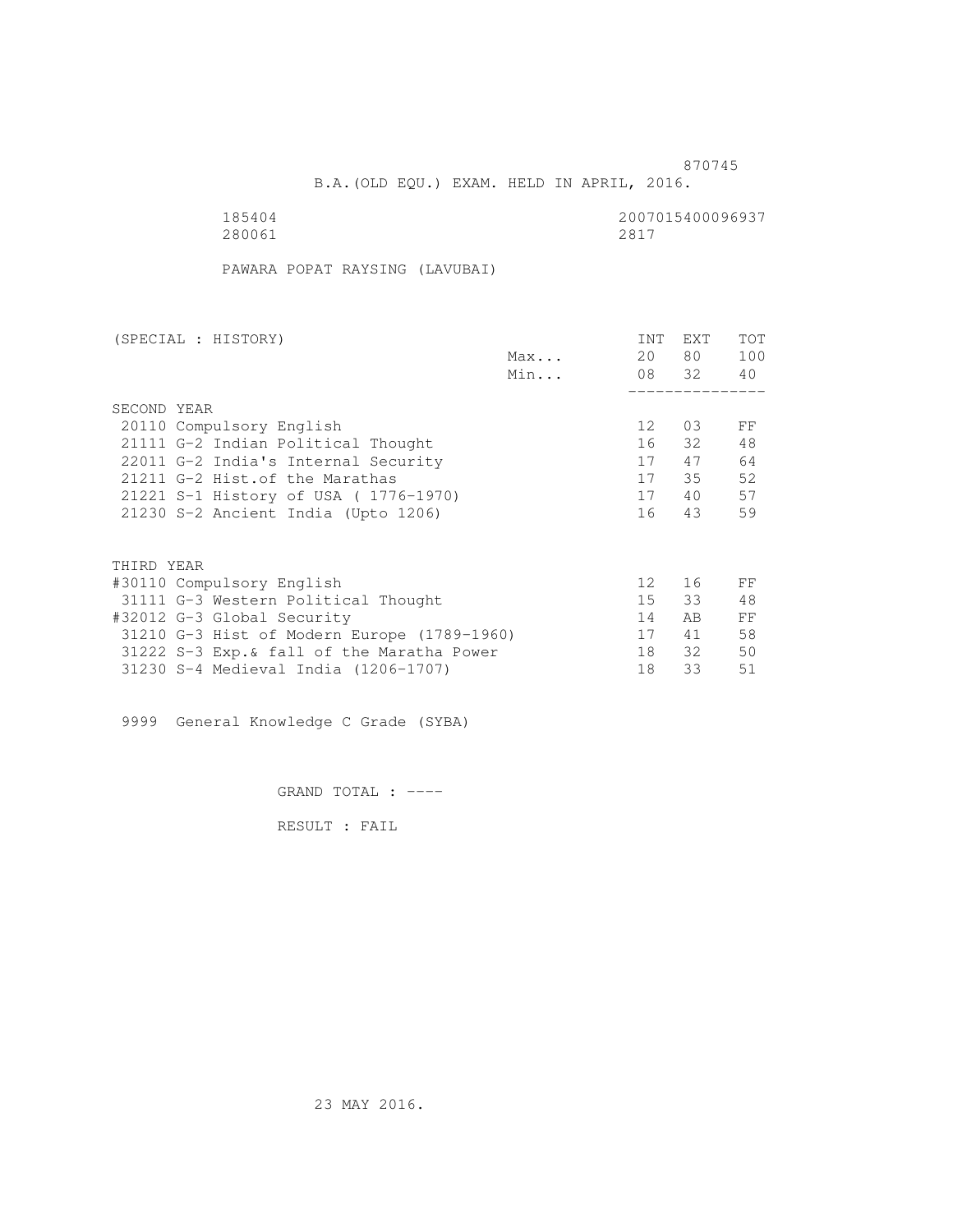870745

B.A.(OLD EQU.) EXAM. HELD IN APRIL, 2016.

185404 2007015400096937

280061 2817

PAWARA POPAT RAYSING (LAVUBAI)

| (SPECIAL : HISTORY) | | INT | EXT | TOT |
|---|---|---|---|---|
| | Max... | 20 | 80 | 100 |
| | Min... | 08 | 32 | 40 |
| **SECOND YEAR** | | | | |
| 20110 Compulsory English | | 12 | 03 | FF |
| 21111 G-2 Indian Political Thought | | 16 | 32 | 48 |
| 22011 G-2 India's Internal Security | | 17 | 47 | 64 |
| 21211 G-2 Hist.of the Marathas | | 17 | 35 | 52 |
| 21221 S-1 History of USA ( 1776-1970) | | 17 | 40 | 57 |
| 21230 S-2 Ancient India (Upto 1206) | | 16 | 43 | 59 |
| **THIRD YEAR** | | | | |
| #30110 Compulsory English | | 12 | 16 | FF |
| 31111 G-3 Western Political Thought | | 15 | 33 | 48 |
| #32012 G-3 Global Security | | 14 | AB | FF |
| 31210 G-3 Hist of Modern Europe (1789-1960) | | 17 | 41 | 58 |
| 31222 S-3 Exp.& fall of the Maratha Power | | 18 | 32 | 50 |
| 31230 S-4 Medieval India (1206-1707) | | 18 | 33 | 51 |

9999 General Knowledge C Grade (SYBA)

GRAND TOTAL : ----

RESULT : FAIL

23 MAY 2016.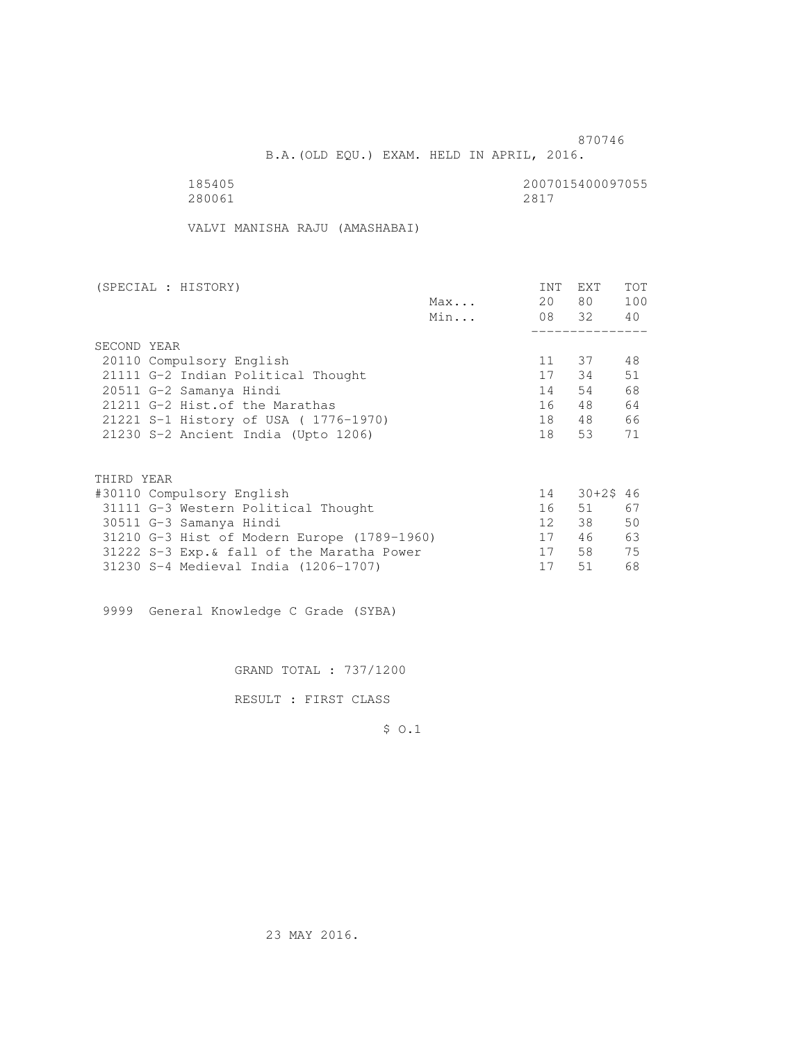870746

B.A.(OLD EQU.) EXAM. HELD IN APRIL, 2016.

185405 2007015400097055
280061 2817

VALVI MANISHA RAJU (AMASHABAI)

| (SPECIAL : HISTORY) | | INT | EXT | TOT |
|---|---|---|---|---|
| | Max... | 20 | 80 | 100 |
| | Min... | 08 | 32 | 40 |
| **SECOND YEAR** | | | | |
| 20110 Compulsory English | | 11 | 37 | 48 |
| 21111 G-2 Indian Political Thought | | 17 | 34 | 51 |
| 20511 G-2 Samanya Hindi | | 14 | 54 | 68 |
| 21211 G-2 Hist.of the Marathas | | 16 | 48 | 64 |
| 21221 S-1 History of USA ( 1776-1970) | | 18 | 48 | 66 |
| 21230 S-2 Ancient India (Upto 1206) | | 18 | 53 | 71 |
| **THIRD YEAR** | | | | |
| #30110 Compulsory English | | 14 | 30+2$ | 46 |
| 31111 G-3 Western Political Thought | | 16 | 51 | 67 |
| 30511 G-3 Samanya Hindi | | 12 | 38 | 50 |
| 31210 G-3 Hist of Modern Europe (1789-1960) | | 17 | 46 | 63 |
| 31222 S-3 Exp.& fall of the Maratha Power | | 17 | 58 | 75 |
| 31230 S-4 Medieval India (1206-1707) | | 17 | 51 | 68 |

9999 General Knowledge C Grade (SYBA)

GRAND TOTAL : 737/1200

RESULT : FIRST CLASS

$ O.1

23 MAY 2016.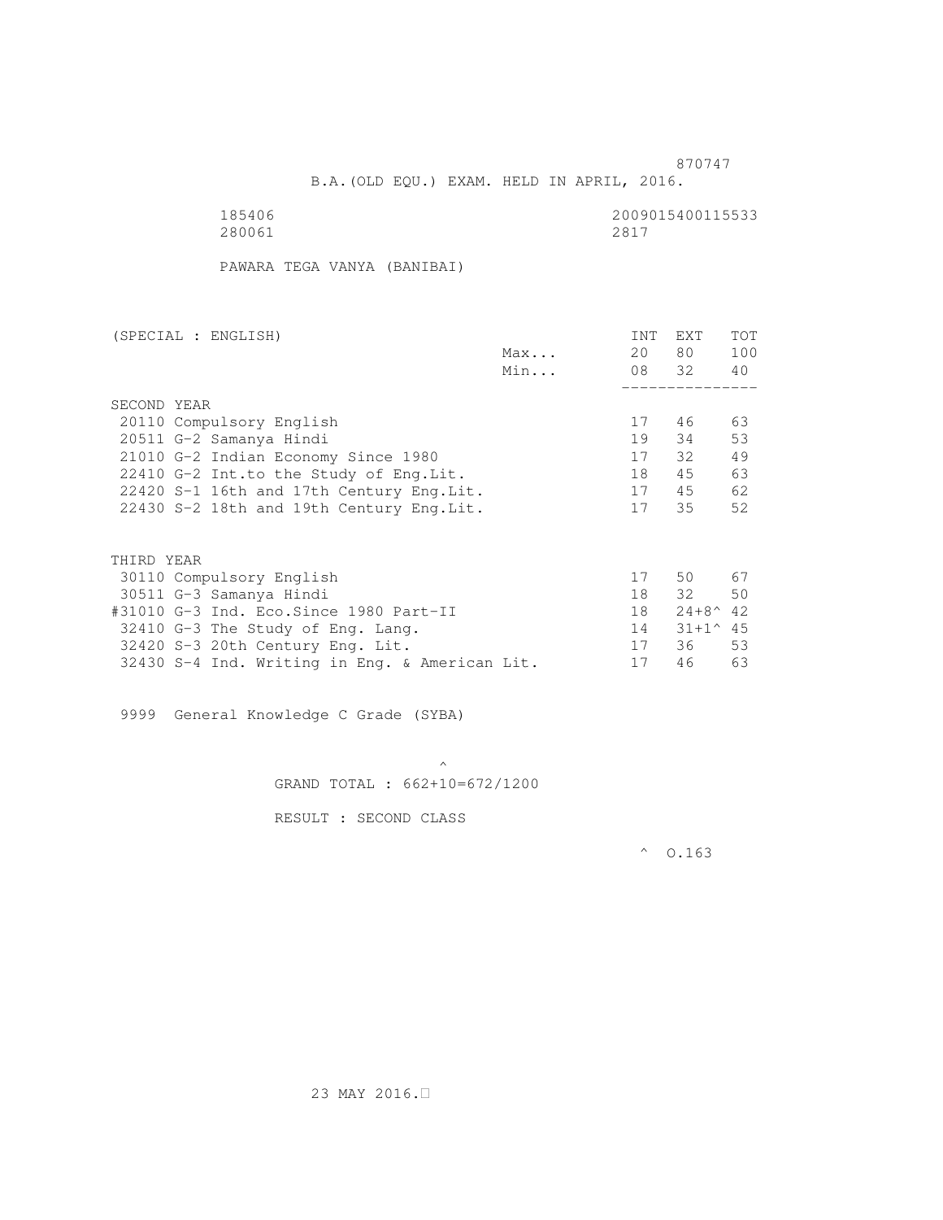870747

B.A.(OLD EQU.) EXAM. HELD IN APRIL, 2016.

185406 2009015400115533
280061 2817

PAWARA TEGA VANYA (BANIBAI)

| (SPECIAL : ENGLISH) | | INT | EXT | TOT |
|---|---|---|---|---|
| | Max... | 20 | 80 | 100 |
| | Min... | 08 | 32 | 40 |
| SECOND YEAR | | | | |
| 20110 Compulsory English | | 17 | 46 | 63 |
| 20511 G-2 Samanya Hindi | | 19 | 34 | 53 |
| 21010 G-2 Indian Economy Since 1980 | | 17 | 32 | 49 |
| 22410 G-2 Int.to the Study of Eng.Lit. | | 18 | 45 | 63 |
| 22420 S-1 16th and 17th Century Eng.Lit. | | 17 | 45 | 62 |
| 22430 S-2 18th and 19th Century Eng.Lit. | | 17 | 35 | 52 |
| THIRD YEAR | | | | |
| 30110 Compulsory English | | 17 | 50 | 67 |
| 30511 G-3 Samanya Hindi | | 18 | 32 | 50 |
| #31010 G-3 Ind. Eco.Since 1980 Part-II | | 18 | 24+8^ | 42 |
| 32410 G-3 The Study of Eng. Lang. | | 14 | 31+1^ | 45 |
| 32420 S-3 20th Century Eng. Lit. | | 17 | 36 | 53 |
| 32430 S-4 Ind. Writing in Eng. & American Lit. | | 17 | 46 | 63 |

9999 General Knowledge C Grade (SYBA)

^
GRAND TOTAL : 662+10=672/1200

RESULT : SECOND CLASS

^ O.163

23 MAY 2016.